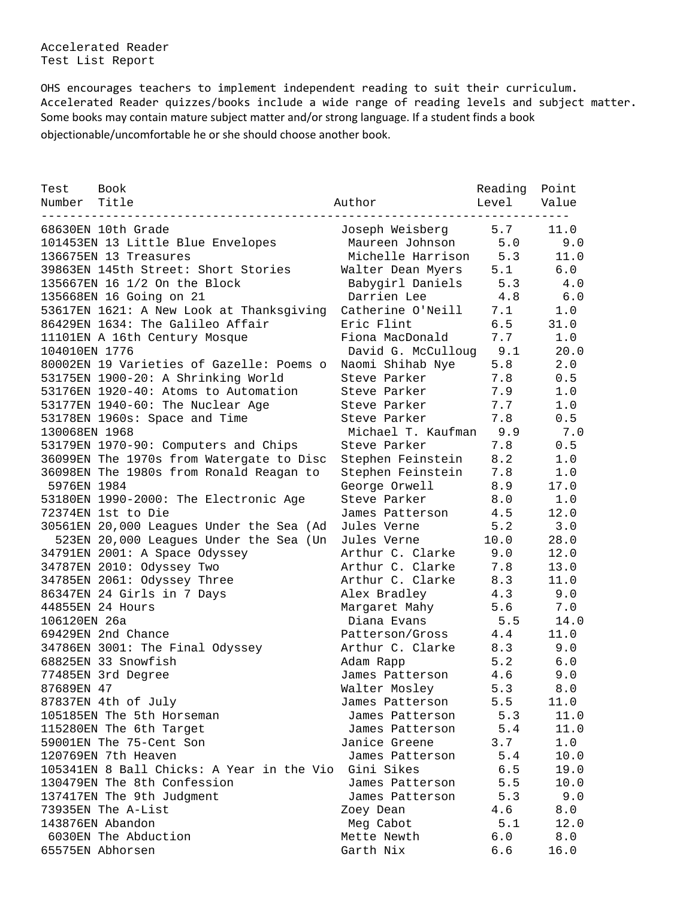Accelerated Reader
Test List Report

OHS encourages teachers to implement independent reading to suit their curriculum. Accelerated Reader quizzes/books include a wide range of reading levels and subject matter. Some books may contain mature subject matter and/or strong language. If a student finds a book objectionable/uncomfortable he or she should choose another book.

| Test Number | Book Title | Author | Reading Level | Point Value |
|---|---|---|---|---|
| 68630EN | 10th Grade | Joseph Weisberg | 5.7 | 11.0 |
| 101453EN | 13 Little Blue Envelopes | Maureen Johnson | 5.0 | 9.0 |
| 136675EN | 13 Treasures | Michelle Harrison | 5.3 | 11.0 |
| 39863EN | 145th Street: Short Stories | Walter Dean Myers | 5.1 | 6.0 |
| 135667EN | 16 1/2 On the Block | Babygirl Daniels | 5.3 | 4.0 |
| 135668EN | 16 Going on 21 | Darrien Lee | 4.8 | 6.0 |
| 53617EN | 1621: A New Look at Thanksgiving | Catherine O'Neill | 7.1 | 1.0 |
| 86429EN | 1634: The Galileo Affair | Eric Flint | 6.5 | 31.0 |
| 11101EN | A 16th Century Mosque | Fiona MacDonald | 7.7 | 1.0 |
| 104010EN | 1776 | David G. McCulloug | 9.1 | 20.0 |
| 80002EN | 19 Varieties of Gazelle: Poems o | Naomi Shihab Nye | 5.8 | 2.0 |
| 53175EN | 1900-20: A Shrinking World | Steve Parker | 7.8 | 0.5 |
| 53176EN | 1920-40: Atoms to Automation | Steve Parker | 7.9 | 1.0 |
| 53177EN | 1940-60: The Nuclear Age | Steve Parker | 7.7 | 1.0 |
| 53178EN | 1960s: Space and Time | Steve Parker | 7.8 | 0.5 |
| 130068EN | 1968 | Michael T. Kaufman | 9.9 | 7.0 |
| 53179EN | 1970-90: Computers and Chips | Steve Parker | 7.8 | 0.5 |
| 36099EN | The 1970s from Watergate to Disc | Stephen Feinstein | 8.2 | 1.0 |
| 36098EN | The 1980s from Ronald Reagan to | Stephen Feinstein | 7.8 | 1.0 |
| 5976EN | 1984 | George Orwell | 8.9 | 17.0 |
| 53180EN | 1990-2000: The Electronic Age | Steve Parker | 8.0 | 1.0 |
| 72374EN | 1st to Die | James Patterson | 4.5 | 12.0 |
| 30561EN | 20,000 Leagues Under the Sea (Ad | Jules Verne | 5.2 | 3.0 |
| 523EN | 20,000 Leagues Under the Sea (Un | Jules Verne | 10.0 | 28.0 |
| 34791EN | 2001: A Space Odyssey | Arthur C. Clarke | 9.0 | 12.0 |
| 34787EN | 2010: Odyssey Two | Arthur C. Clarke | 7.8 | 13.0 |
| 34785EN | 2061: Odyssey Three | Arthur C. Clarke | 8.3 | 11.0 |
| 86347EN | 24 Girls in 7 Days | Alex Bradley | 4.3 | 9.0 |
| 44855EN | 24 Hours | Margaret Mahy | 5.6 | 7.0 |
| 106120EN | 26a | Diana Evans | 5.5 | 14.0 |
| 69429EN | 2nd Chance | Patterson/Gross | 4.4 | 11.0 |
| 34786EN | 3001: The Final Odyssey | Arthur C. Clarke | 8.3 | 9.0 |
| 68825EN | 33 Snowfish | Adam Rapp | 5.2 | 6.0 |
| 77485EN | 3rd Degree | James Patterson | 4.6 | 9.0 |
| 87689EN | 47 | Walter Mosley | 5.3 | 8.0 |
| 87837EN | 4th of July | James Patterson | 5.5 | 11.0 |
| 105185EN | The 5th Horseman | James Patterson | 5.3 | 11.0 |
| 115280EN | The 6th Target | James Patterson | 5.4 | 11.0 |
| 59001EN | The 75-Cent Son | Janice Greene | 3.7 | 1.0 |
| 120769EN | 7th Heaven | James Patterson | 5.4 | 10.0 |
| 105341EN | 8 Ball Chicks: A Year in the Vio | Gini Sikes | 6.5 | 19.0 |
| 130479EN | The 8th Confession | James Patterson | 5.5 | 10.0 |
| 137417EN | The 9th Judgment | James Patterson | 5.3 | 9.0 |
| 73935EN | The A-List | Zoey Dean | 4.6 | 8.0 |
| 143876EN | Abandon | Meg Cabot | 5.1 | 12.0 |
| 6030EN | The Abduction | Mette Newth | 6.0 | 8.0 |
| 65575EN | Abhorsen | Garth Nix | 6.6 | 16.0 |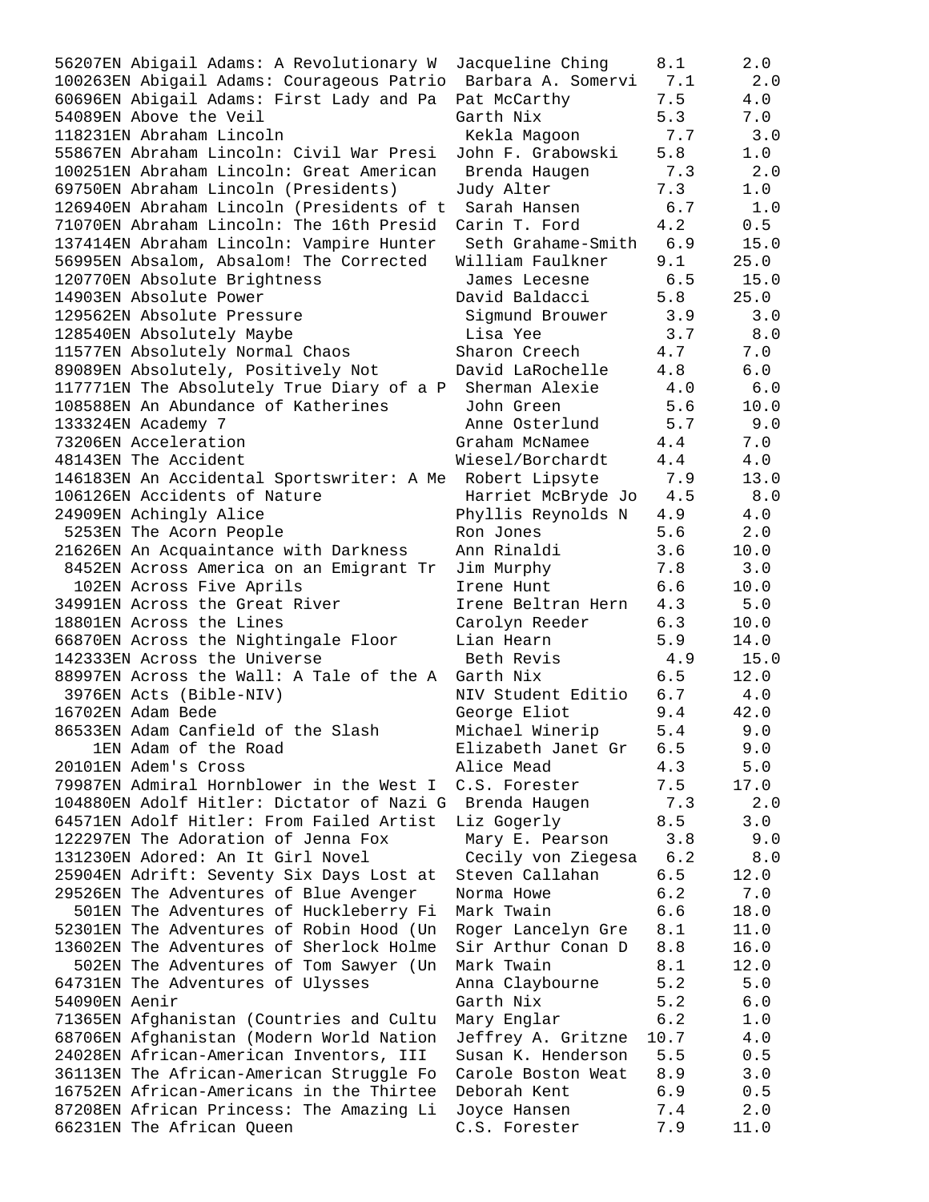```
56207EN Abigail Adams: A Revolutionary W  Jacqueline Ching     8.1      2.0
100263EN Abigail Adams: Courageous Patrio  Barbara A. Somervi   7.1      2.0
60696EN Abigail Adams: First Lady and Pa  Pat McCarthy         7.5      4.0
54089EN Above the Veil                    Garth Nix            5.3      7.0
118231EN Abraham Lincoln                   Kekla Magoon         7.7      3.0
55867EN Abraham Lincoln: Civil War Presi  John F. Grabowski    5.8      1.0
100251EN Abraham Lincoln: Great American   Brenda Haugen        7.3      2.0
69750EN Abraham Lincoln (Presidents)      Judy Alter           7.3      1.0
126940EN Abraham Lincoln (Presidents of t  Sarah Hansen         6.7      1.0
71070EN Abraham Lincoln: The 16th Presid  Carin T. Ford        4.2      0.5
137414EN Abraham Lincoln: Vampire Hunter   Seth Grahame-Smith   6.9     15.0
56995EN Absalom, Absalom! The Corrected   William Faulkner     9.1     25.0
120770EN Absolute Brightness               James Lecesne        6.5     15.0
14903EN Absolute Power                    David Baldacci       5.8     25.0
129562EN Absolute Pressure                 Sigmund Brouwer      3.9      3.0
128540EN Absolutely Maybe                  Lisa Yee             3.7      8.0
11577EN Absolutely Normal Chaos           Sharon Creech        4.7      7.0
89089EN Absolutely, Positively Not        David LaRochelle     4.8      6.0
117771EN The Absolutely True Diary of a P  Sherman Alexie       4.0      6.0
108588EN An Abundance of Katherines        John Green           5.6     10.0
133324EN Academy 7                         Anne Osterlund       5.7      9.0
73206EN Acceleration                      Graham McNamee       4.4      7.0
48143EN The Accident                      Wiesel/Borchardt     4.4      4.0
146183EN An Accidental Sportswriter: A Me  Robert Lipsyte       7.9     13.0
106126EN Accidents of Nature               Harriet McBryde Jo   4.5      8.0
24909EN Achingly Alice                    Phyllis Reynolds N   4.9      4.0
 5253EN The Acorn People                  Ron Jones            5.6      2.0
21626EN An Acquaintance with Darkness     Ann Rinaldi          3.6     10.0
 8452EN Across America on an Emigrant Tr  Jim Murphy           7.8      3.0
  102EN Across Five Aprils                Irene Hunt           6.6     10.0
34991EN Across the Great River            Irene Beltran Hern   4.3      5.0
18801EN Across the Lines                  Carolyn Reeder       6.3     10.0
66870EN Across the Nightingale Floor      Lian Hearn           5.9     14.0
142333EN Across the Universe               Beth Revis           4.9     15.0
88997EN Across the Wall: A Tale of the A  Garth Nix            6.5     12.0
 3976EN Acts (Bible-NIV)                  NIV Student Editio   6.7      4.0
16702EN Adam Bede                         George Eliot         9.4     42.0
86533EN Adam Canfield of the Slash        Michael Winerip      5.4      9.0
    1EN Adam of the Road                  Elizabeth Janet Gr   6.5      9.0
20101EN Adem's Cross                      Alice Mead           4.3      5.0
79987EN Admiral Hornblower in the West I  C.S. Forester        7.5     17.0
104880EN Adolf Hitler: Dictator of Nazi G  Brenda Haugen        7.3      2.0
64571EN Adolf Hitler: From Failed Artist  Liz Gogerly          8.5      3.0
122297EN The Adoration of Jenna Fox        Mary E. Pearson      3.8      9.0
131230EN Adored: An It Girl Novel          Cecily von Ziegesa   6.2      8.0
25904EN Adrift: Seventy Six Days Lost at  Steven Callahan      6.5     12.0
29526EN The Adventures of Blue Avenger    Norma Howe           6.2      7.0
  501EN The Adventures of Huckleberry Fi  Mark Twain           6.6     18.0
52301EN The Adventures of Robin Hood (Un  Roger Lancelyn Gre   8.1     11.0
13602EN The Adventures of Sherlock Holme  Sir Arthur Conan D   8.8     16.0
  502EN The Adventures of Tom Sawyer (Un  Mark Twain           8.1     12.0
64731EN The Adventures of Ulysses         Anna Claybourne      5.2      5.0
54090EN Aenir                             Garth Nix            5.2      6.0
71365EN Afghanistan (Countries and Cultu  Mary Englar          6.2      1.0
68706EN Afghanistan (Modern World Nation  Jeffrey A. Gritzne  10.7      4.0
24028EN African-American Inventors, III   Susan K. Henderson   5.5      0.5
36113EN The African-American Struggle Fo  Carole Boston Weat   8.9      3.0
16752EN African-Americans in the Thirtee  Deborah Kent         6.9      0.5
87208EN African Princess: The Amazing Li  Joyce Hansen         7.4      2.0
66231EN The African Queen                 C.S. Forester        7.9     11.0
```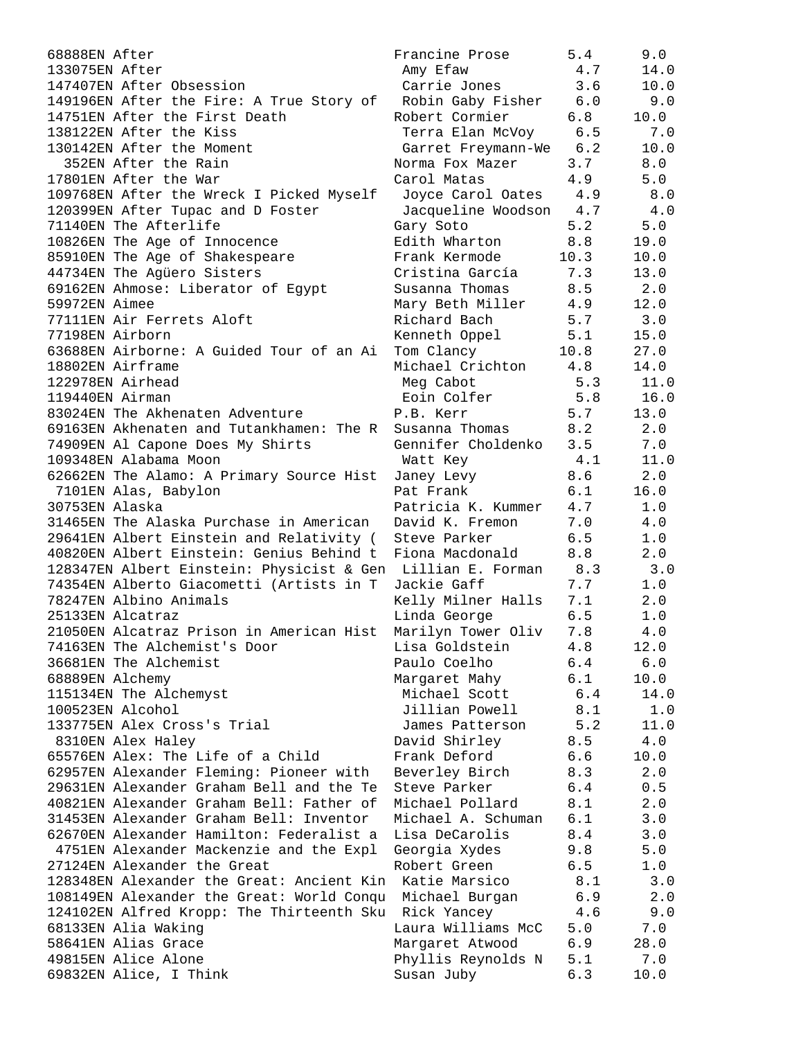```
68888EN After                           Francine Prose       5.4      9.0
133075EN After                           Amy Efaw             4.7     14.0
147407EN After Obsession                 Carrie Jones         3.6     10.0
149196EN After the Fire: A True Story of  Robin Gaby Fisher    6.0      9.0
14751EN After the First Death           Robert Cormier       6.8     10.0
138122EN After the Kiss                  Terra Elan McVoy     6.5      7.0
130142EN After the Moment                Garret Freymann-We   6.2     10.0
  352EN After the Rain                  Norma Fox Mazer      3.7      8.0
17801EN After the War                   Carol Matas          4.9      5.0
109768EN After the Wreck I Picked Myself  Joyce Carol Oates    4.9      8.0
120399EN After Tupac and D Foster        Jacqueline Woodson   4.7      4.0
71140EN The Afterlife                   Gary Soto            5.2      5.0
10826EN The Age of Innocence            Edith Wharton        8.8     19.0
85910EN The Age of Shakespeare          Frank Kermode       10.3     10.0
44734EN The Agüero Sisters              Cristina García      7.3     13.0
69162EN Ahmose: Liberator of Egypt      Susanna Thomas       8.5      2.0
59972EN Aimee                           Mary Beth Miller     4.9     12.0
77111EN Air Ferrets Aloft               Richard Bach         5.7      3.0
77198EN Airborn                         Kenneth Oppel        5.1     15.0
63688EN Airborne: A Guided Tour of an Ai  Tom Clancy          10.8     27.0
18802EN Airframe                        Michael Crichton     4.8     14.0
122978EN Airhead                         Meg Cabot            5.3     11.0
119440EN Airman                          Eoin Colfer          5.8     16.0
83024EN The Akhenaten Adventure         P.B. Kerr            5.7     13.0
69163EN Akhenaten and Tutankhamen: The R  Susanna Thomas       8.2      2.0
74909EN Al Capone Does My Shirts        Gennifer Choldenko   3.5      7.0
109348EN Alabama Moon                    Watt Key             4.1     11.0
62662EN The Alamo: A Primary Source Hist  Janey Levy          8.6      2.0
 7101EN Alas, Babylon                   Pat Frank            6.1     16.0
30753EN Alaska                          Patricia K. Kummer   4.7      1.0
31465EN The Alaska Purchase in American  David K. Fremon      7.0      4.0
29641EN Albert Einstein and Relativity (  Steve Parker        6.5      1.0
40820EN Albert Einstein: Genius Behind t  Fiona Macdonald     8.8      2.0
128347EN Albert Einstein: Physicist & Gen  Lillian E. Forman   8.3      3.0
74354EN Alberto Giacometti (Artists in T  Jackie Gaff         7.7      1.0
78247EN Albino Animals                  Kelly Milner Halls   7.1      2.0
25133EN Alcatraz                        Linda George         6.5      1.0
21050EN Alcatraz Prison in American Hist  Marilyn Tower Oliv  7.8      4.0
74163EN The Alchemist's Door            Lisa Goldstein       4.8     12.0
36681EN The Alchemist                   Paulo Coelho         6.4      6.0
68889EN Alchemy                         Margaret Mahy        6.1     10.0
115134EN The Alchemyst                   Michael Scott        6.4     14.0
100523EN Alcohol                         Jillian Powell       8.1      1.0
133775EN Alex Cross's Trial              James Patterson      5.2     11.0
 8310EN Alex Haley                      David Shirley        8.5      4.0
65576EN Alex: The Life of a Child       Frank Deford         6.6     10.0
62957EN Alexander Fleming: Pioneer with  Beverley Birch      8.3      2.0
29631EN Alexander Graham Bell and the Te  Steve Parker        6.4      0.5
40821EN Alexander Graham Bell: Father of  Michael Pollard     8.1      2.0
31453EN Alexander Graham Bell: Inventor  Michael A. Schuman   6.1      3.0
62670EN Alexander Hamilton: Federalist a  Lisa DeCarolis      8.4      3.0
 4751EN Alexander Mackenzie and the Expl  Georgia Xydes       9.8      5.0
27124EN Alexander the Great             Robert Green         6.5      1.0
128348EN Alexander the Great: Ancient Kin  Katie Marsico      8.1      3.0
108149EN Alexander the Great: World Conqu  Michael Burgan     6.9      2.0
124102EN Alfred Kropp: The Thirteenth Sku  Rick Yancey        4.6      9.0
68133EN Alia Waking                     Laura Williams McC   5.0      7.0
58641EN Alias Grace                     Margaret Atwood      6.9     28.0
49815EN Alice Alone                     Phyllis Reynolds N   5.1      7.0
69832EN Alice, I Think                  Susan Juby           6.3     10.0
```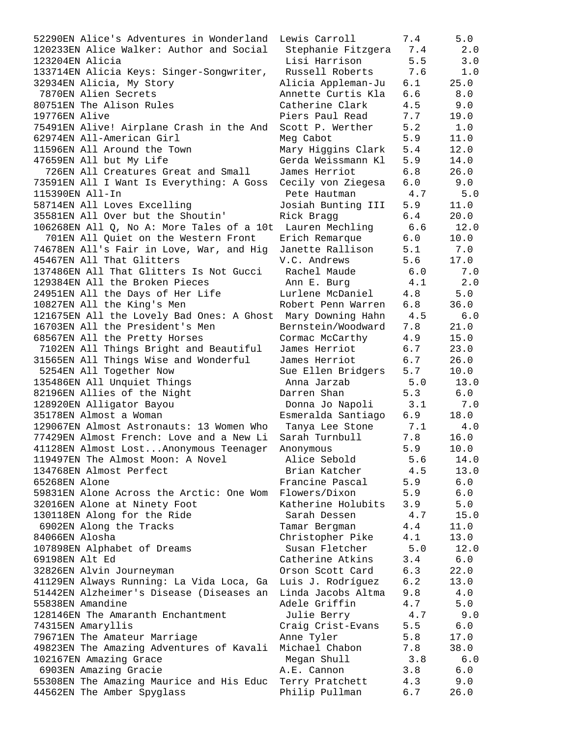| Quiz No. | Title | Author | Level | Points |
|---|---|---|---|---|
| 52290EN | Alice's Adventures in Wonderland | Lewis Carroll | 7.4 | 5.0 |
| 120233EN | Alice Walker: Author and Social | Stephanie Fitzgera | 7.4 | 2.0 |
| 123204EN | Alicia | Lisi Harrison | 5.5 | 3.0 |
| 133714EN | Alicia Keys: Singer-Songwriter, | Russell Roberts | 7.6 | 1.0 |
| 32934EN | Alicia, My Story | Alicia Appleman-Ju | 6.1 | 25.0 |
| 7870EN | Alien Secrets | Annette Curtis Kla | 6.6 | 8.0 |
| 80751EN | The Alison Rules | Catherine Clark | 4.5 | 9.0 |
| 19776EN | Alive | Piers Paul Read | 7.7 | 19.0 |
| 75491EN | Alive! Airplane Crash in the And | Scott P. Werther | 5.2 | 1.0 |
| 62974EN | All-American Girl | Meg Cabot | 5.9 | 11.0 |
| 11596EN | All Around the Town | Mary Higgins Clark | 5.4 | 12.0 |
| 47659EN | All but My Life | Gerda Weissmann Kl | 5.9 | 14.0 |
| 726EN | All Creatures Great and Small | James Herriot | 6.8 | 26.0 |
| 73591EN | All I Want Is Everything: A Goss | Cecily von Ziegesa | 6.0 | 9.0 |
| 115390EN | All-In | Pete Hautman | 4.7 | 5.0 |
| 58714EN | All Loves Excelling | Josiah Bunting III | 5.9 | 11.0 |
| 35581EN | All Over but the Shoutin' | Rick Bragg | 6.4 | 20.0 |
| 106268EN | All Q, No A: More Tales of a 10t | Lauren Mechling | 6.6 | 12.0 |
| 701EN | All Quiet on the Western Front | Erich Remarque | 6.0 | 10.0 |
| 74678EN | All's Fair in Love, War, and Hig | Janette Rallison | 5.1 | 7.0 |
| 45467EN | All That Glitters | V.C. Andrews | 5.6 | 17.0 |
| 137486EN | All That Glitters Is Not Gucci | Rachel Maude | 6.0 | 7.0 |
| 129384EN | All the Broken Pieces | Ann E. Burg | 4.1 | 2.0 |
| 24951EN | All the Days of Her Life | Lurlene McDaniel | 4.8 | 5.0 |
| 10827EN | All the King's Men | Robert Penn Warren | 6.8 | 36.0 |
| 121675EN | All the Lovely Bad Ones: A Ghost | Mary Downing Hahn | 4.5 | 6.0 |
| 16703EN | All the President's Men | Bernstein/Woodward | 7.8 | 21.0 |
| 68567EN | All the Pretty Horses | Cormac McCarthy | 4.9 | 15.0 |
| 7102EN | All Things Bright and Beautiful | James Herriot | 6.7 | 23.0 |
| 31565EN | All Things Wise and Wonderful | James Herriot | 6.7 | 26.0 |
| 5254EN | All Together Now | Sue Ellen Bridgers | 5.7 | 10.0 |
| 135486EN | All Unquiet Things | Anna Jarzab | 5.0 | 13.0 |
| 82196EN | Allies of the Night | Darren Shan | 5.3 | 6.0 |
| 128920EN | Alligator Bayou | Donna Jo Napoli | 3.1 | 7.0 |
| 35178EN | Almost a Woman | Esmeralda Santiago | 6.9 | 18.0 |
| 129067EN | Almost Astronauts: 13 Women Who | Tanya Lee Stone | 7.1 | 4.0 |
| 77429EN | Almost French: Love and a New Li | Sarah Turnbull | 7.8 | 16.0 |
| 41128EN | Almost Lost...Anonymous Teenager | Anonymous | 5.9 | 10.0 |
| 119497EN | The Almost Moon: A Novel | Alice Sebold | 5.6 | 14.0 |
| 134768EN | Almost Perfect | Brian Katcher | 4.5 | 13.0 |
| 65268EN | Alone | Francine Pascal | 5.9 | 6.0 |
| 59831EN | Alone Across the Arctic: One Wom | Flowers/Dixon | 5.9 | 6.0 |
| 32016EN | Alone at Ninety Foot | Katherine Holubits | 3.9 | 5.0 |
| 130118EN | Along for the Ride | Sarah Dessen | 4.7 | 15.0 |
| 6902EN | Along the Tracks | Tamar Bergman | 4.4 | 11.0 |
| 84066EN | Alosha | Christopher Pike | 4.1 | 13.0 |
| 107898EN | Alphabet of Dreams | Susan Fletcher | 5.0 | 12.0 |
| 69198EN | Alt Ed | Catherine Atkins | 3.4 | 6.0 |
| 32826EN | Alvin Journeyman | Orson Scott Card | 6.3 | 22.0 |
| 41129EN | Always Running: La Vida Loca, Ga | Luis J. Rodríguez | 6.2 | 13.0 |
| 51442EN | Alzheimer's Disease (Diseases an | Linda Jacobs Altma | 9.8 | 4.0 |
| 55838EN | Amandine | Adele Griffin | 4.7 | 5.0 |
| 128146EN | The Amaranth Enchantment | Julie Berry | 4.7 | 9.0 |
| 74315EN | Amaryllis | Craig Crist-Evans | 5.5 | 6.0 |
| 79671EN | The Amateur Marriage | Anne Tyler | 5.8 | 17.0 |
| 49823EN | The Amazing Adventures of Kavali | Michael Chabon | 7.8 | 38.0 |
| 102167EN | Amazing Grace | Megan Shull | 3.8 | 6.0 |
| 6903EN | Amazing Gracie | A.E. Cannon | 3.8 | 6.0 |
| 55308EN | The Amazing Maurice and His Educ | Terry Pratchett | 4.3 | 9.0 |
| 44562EN | The Amber Spyglass | Philip Pullman | 6.7 | 26.0 |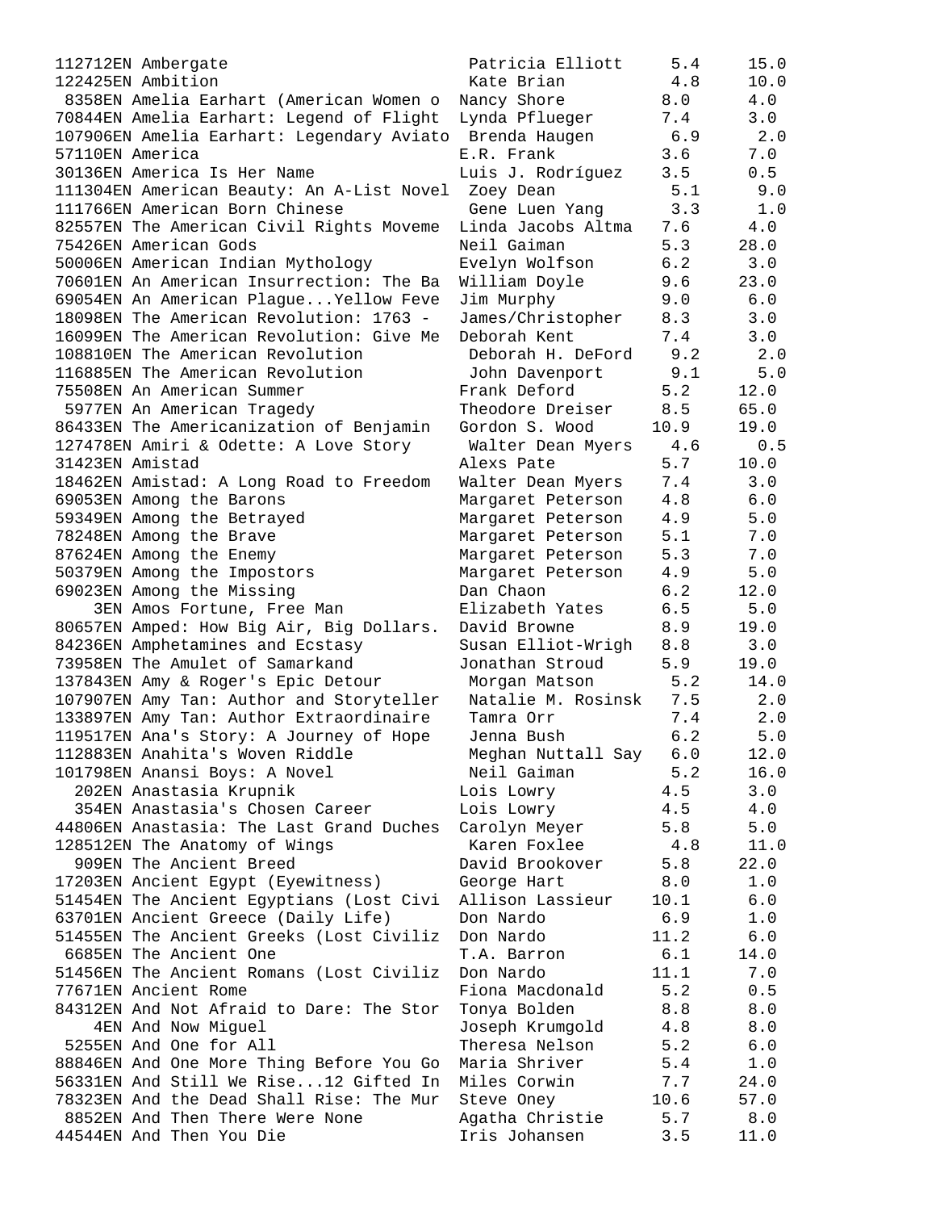| | | | | |
|---|---|---|---|---|
| 112712EN | Ambergate | Patricia Elliott | 5.4 | 15.0 |
| 122425EN | Ambition | Kate Brian | 4.8 | 10.0 |
| 8358EN | Amelia Earhart (American Women o | Nancy Shore | 8.0 | 4.0 |
| 70844EN | Amelia Earhart: Legend of Flight | Lynda Pflueger | 7.4 | 3.0 |
| 107906EN | Amelia Earhart: Legendary Aviato | Brenda Haugen | 6.9 | 2.0 |
| 57110EN | America | E.R. Frank | 3.6 | 7.0 |
| 30136EN | America Is Her Name | Luis J. Rodríguez | 3.5 | 0.5 |
| 111304EN | American Beauty: An A-List Novel | Zoey Dean | 5.1 | 9.0 |
| 111766EN | American Born Chinese | Gene Luen Yang | 3.3 | 1.0 |
| 82557EN | The American Civil Rights Moveme | Linda Jacobs Altma | 7.6 | 4.0 |
| 75426EN | American Gods | Neil Gaiman | 5.3 | 28.0 |
| 50006EN | American Indian Mythology | Evelyn Wolfson | 6.2 | 3.0 |
| 70601EN | An American Insurrection: The Ba | William Doyle | 9.6 | 23.0 |
| 69054EN | An American Plague...Yellow Feve | Jim Murphy | 9.0 | 6.0 |
| 18098EN | The American Revolution: 1763 - | James/Christopher | 8.3 | 3.0 |
| 16099EN | The American Revolution: Give Me | Deborah Kent | 7.4 | 3.0 |
| 108810EN | The American Revolution | Deborah H. DeFord | 9.2 | 2.0 |
| 116885EN | The American Revolution | John Davenport | 9.1 | 5.0 |
| 75508EN | An American Summer | Frank Deford | 5.2 | 12.0 |
| 5977EN | An American Tragedy | Theodore Dreiser | 8.5 | 65.0 |
| 86433EN | The Americanization of Benjamin | Gordon S. Wood | 10.9 | 19.0 |
| 127478EN | Amiri & Odette: A Love Story | Walter Dean Myers | 4.6 | 0.5 |
| 31423EN | Amistad | Alexs Pate | 5.7 | 10.0 |
| 18462EN | Amistad: A Long Road to Freedom | Walter Dean Myers | 7.4 | 3.0 |
| 69053EN | Among the Barons | Margaret Peterson | 4.8 | 6.0 |
| 59349EN | Among the Betrayed | Margaret Peterson | 4.9 | 5.0 |
| 78248EN | Among the Brave | Margaret Peterson | 5.1 | 7.0 |
| 87624EN | Among the Enemy | Margaret Peterson | 5.3 | 7.0 |
| 50379EN | Among the Impostors | Margaret Peterson | 4.9 | 5.0 |
| 69023EN | Among the Missing | Dan Chaon | 6.2 | 12.0 |
| 3EN | Amos Fortune, Free Man | Elizabeth Yates | 6.5 | 5.0 |
| 80657EN | Amped: How Big Air, Big Dollars. | David Browne | 8.9 | 19.0 |
| 84236EN | Amphetamines and Ecstasy | Susan Elliot-Wrigh | 8.8 | 3.0 |
| 73958EN | The Amulet of Samarkand | Jonathan Stroud | 5.9 | 19.0 |
| 137843EN | Amy & Roger's Epic Detour | Morgan Matson | 5.2 | 14.0 |
| 107907EN | Amy Tan: Author and Storyteller | Natalie M. Rosinsk | 7.5 | 2.0 |
| 133897EN | Amy Tan: Author Extraordinaire | Tamra Orr | 7.4 | 2.0 |
| 119517EN | Ana's Story: A Journey of Hope | Jenna Bush | 6.2 | 5.0 |
| 112883EN | Anahita's Woven Riddle | Meghan Nuttall Say | 6.0 | 12.0 |
| 101798EN | Anansi Boys: A Novel | Neil Gaiman | 5.2 | 16.0 |
| 202EN | Anastasia Krupnik | Lois Lowry | 4.5 | 3.0 |
| 354EN | Anastasia's Chosen Career | Lois Lowry | 4.5 | 4.0 |
| 44806EN | Anastasia: The Last Grand Duches | Carolyn Meyer | 5.8 | 5.0 |
| 128512EN | The Anatomy of Wings | Karen Foxlee | 4.8 | 11.0 |
| 909EN | The Ancient Breed | David Brookover | 5.8 | 22.0 |
| 17203EN | Ancient Egypt (Eyewitness) | George Hart | 8.0 | 1.0 |
| 51454EN | The Ancient Egyptians (Lost Civi | Allison Lassieur | 10.1 | 6.0 |
| 63701EN | Ancient Greece (Daily Life) | Don Nardo | 6.9 | 1.0 |
| 51455EN | The Ancient Greeks (Lost Civiliz | Don Nardo | 11.2 | 6.0 |
| 6685EN | The Ancient One | T.A. Barron | 6.1 | 14.0 |
| 51456EN | The Ancient Romans (Lost Civiliz | Don Nardo | 11.1 | 7.0 |
| 77671EN | Ancient Rome | Fiona Macdonald | 5.2 | 0.5 |
| 84312EN | And Not Afraid to Dare: The Stor | Tonya Bolden | 8.8 | 8.0 |
| 4EN | And Now Miguel | Joseph Krumgold | 4.8 | 8.0 |
| 5255EN | And One for All | Theresa Nelson | 5.2 | 6.0 |
| 88846EN | And One More Thing Before You Go | Maria Shriver | 5.4 | 1.0 |
| 56331EN | And Still We Rise...12 Gifted In | Miles Corwin | 7.7 | 24.0 |
| 78323EN | And the Dead Shall Rise: The Mur | Steve Oney | 10.6 | 57.0 |
| 8852EN | And Then There Were None | Agatha Christie | 5.7 | 8.0 |
| 44544EN | And Then You Die | Iris Johansen | 3.5 | 11.0 |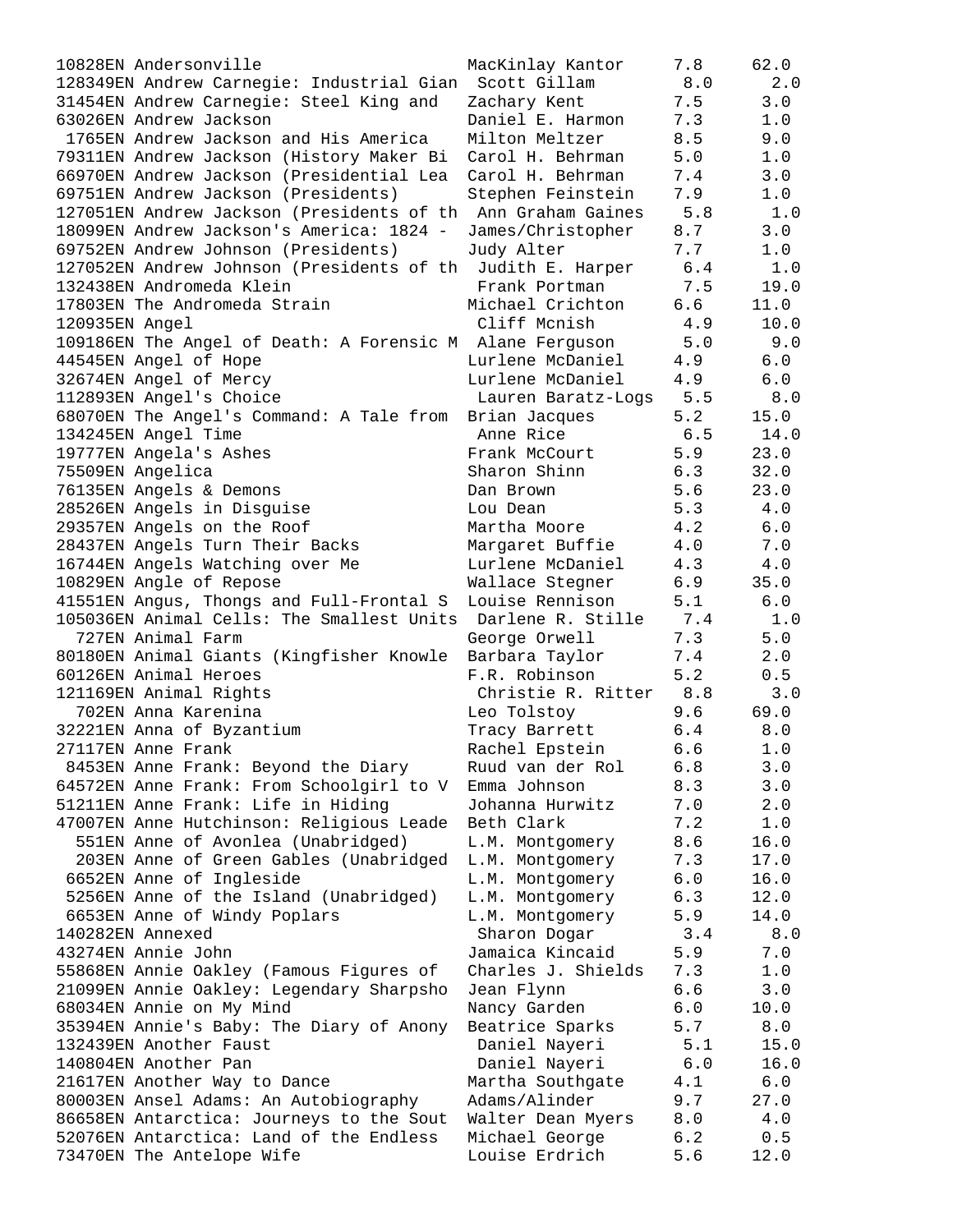```
10828EN Andersonville                     MacKinlay Kantor     7.8     62.0
128349EN Andrew Carnegie: Industrial Gian  Scott Gillam         8.0      2.0
31454EN Andrew Carnegie: Steel King and   Zachary Kent         7.5      3.0
63026EN Andrew Jackson                    Daniel E. Harmon     7.3      1.0
 1765EN Andrew Jackson and His America    Milton Meltzer       8.5      9.0
79311EN Andrew Jackson (History Maker Bi  Carol H. Behrman     5.0      1.0
66970EN Andrew Jackson (Presidential Lea  Carol H. Behrman     7.4      3.0
69751EN Andrew Jackson (Presidents)       Stephen Feinstein    7.9      1.0
127051EN Andrew Jackson (Presidents of th  Ann Graham Gaines    5.8      1.0
18099EN Andrew Jackson's America: 1824 -  James/Christopher    8.7      3.0
69752EN Andrew Johnson (Presidents)       Judy Alter           7.7      1.0
127052EN Andrew Johnson (Presidents of th  Judith E. Harper     6.4      1.0
132438EN Andromeda Klein                   Frank Portman        7.5     19.0
17803EN The Andromeda Strain              Michael Crichton     6.6     11.0
120935EN Angel                             Cliff Mcnish         4.9     10.0
109186EN The Angel of Death: A Forensic M  Alane Ferguson       5.0      9.0
44545EN Angel of Hope                     Lurlene McDaniel     4.9      6.0
32674EN Angel of Mercy                    Lurlene McDaniel     4.9      6.0
112893EN Angel's Choice                    Lauren Baratz-Logs   5.5      8.0
68070EN The Angel's Command: A Tale from  Brian Jacques        5.2     15.0
134245EN Angel Time                        Anne Rice            6.5     14.0
19777EN Angela's Ashes                    Frank McCourt        5.9     23.0
75509EN Angelica                          Sharon Shinn         6.3     32.0
76135EN Angels & Demons                   Dan Brown            5.6     23.0
28526EN Angels in Disguise                Lou Dean             5.3      4.0
29357EN Angels on the Roof                Martha Moore         4.2      6.0
28437EN Angels Turn Their Backs           Margaret Buffie      4.0      7.0
16744EN Angels Watching over Me           Lurlene McDaniel     4.3      4.0
10829EN Angle of Repose                   Wallace Stegner      6.9     35.0
41551EN Angus, Thongs and Full-Frontal S  Louise Rennison      5.1      6.0
105036EN Animal Cells: The Smallest Units  Darlene R. Stille    7.4      1.0
  727EN Animal Farm                       George Orwell        7.3      5.0
80180EN Animal Giants (Kingfisher Knowle  Barbara Taylor       7.4      2.0
60126EN Animal Heroes                     F.R. Robinson        5.2      0.5
121169EN Animal Rights                     Christie R. Ritter   8.8      3.0
  702EN Anna Karenina                     Leo Tolstoy          9.6     69.0
32221EN Anna of Byzantium                 Tracy Barrett        6.4      8.0
27117EN Anne Frank                        Rachel Epstein       6.6      1.0
 8453EN Anne Frank: Beyond the Diary      Ruud van der Rol     6.8      3.0
64572EN Anne Frank: From Schoolgirl to V  Emma Johnson         8.3      3.0
51211EN Anne Frank: Life in Hiding        Johanna Hurwitz      7.0      2.0
47007EN Anne Hutchinson: Religious Leade  Beth Clark           7.2      1.0
  551EN Anne of Avonlea (Unabridged)      L.M. Montgomery      8.6     16.0
  203EN Anne of Green Gables (Unabridged  L.M. Montgomery      7.3     17.0
 6652EN Anne of Ingleside                 L.M. Montgomery      6.0     16.0
 5256EN Anne of the Island (Unabridged)   L.M. Montgomery      6.3     12.0
 6653EN Anne of Windy Poplars             L.M. Montgomery      5.9     14.0
140282EN Annexed                           Sharon Dogar         3.4      8.0
43274EN Annie John                        Jamaica Kincaid      5.9      7.0
55868EN Annie Oakley (Famous Figures of   Charles J. Shields   7.3      1.0
21099EN Annie Oakley: Legendary Sharpsho  Jean Flynn           6.6      3.0
68034EN Annie on My Mind                  Nancy Garden         6.0     10.0
35394EN Annie's Baby: The Diary of Anony  Beatrice Sparks      5.7      8.0
132439EN Another Faust                     Daniel Nayeri        5.1     15.0
140804EN Another Pan                       Daniel Nayeri        6.0     16.0
21617EN Another Way to Dance              Martha Southgate     4.1      6.0
80003EN Ansel Adams: An Autobiography     Adams/Alinder        9.7     27.0
86658EN Antarctica: Journeys to the Sout  Walter Dean Myers    8.0      4.0
52076EN Antarctica: Land of the Endless   Michael George       6.2      0.5
73470EN The Antelope Wife                 Louise Erdrich       5.6     12.0
```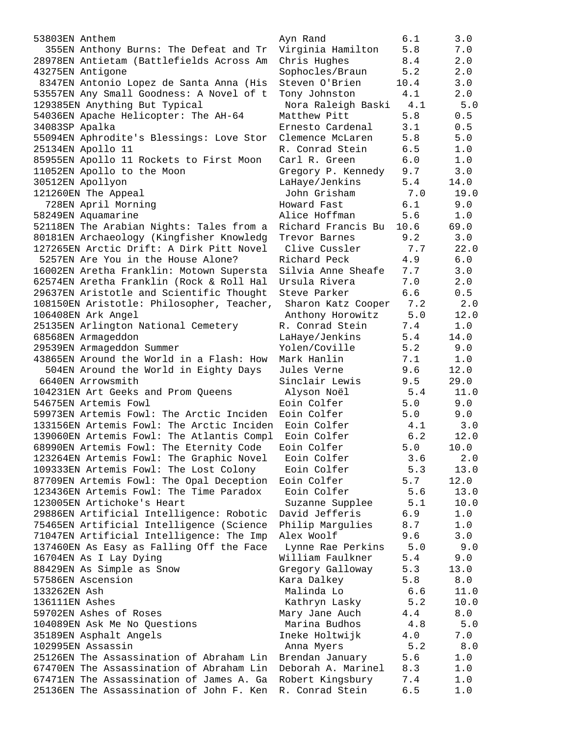| | | | |
|---|---|---|---|
| 53803EN Anthem | Ayn Rand | 6.1 | 3.0 |
| 355EN Anthony Burns: The Defeat and Tr | Virginia Hamilton | 5.8 | 7.0 |
| 28978EN Antietam (Battlefields Across Am | Chris Hughes | 8.4 | 2.0 |
| 43275EN Antigone | Sophocles/Braun | 5.2 | 2.0 |
| 8347EN Antonio Lopez de Santa Anna (His | Steven O'Brien | 10.4 | 3.0 |
| 53557EN Any Small Goodness: A Novel of t | Tony Johnston | 4.1 | 2.0 |
| 129385EN Anything But Typical | Nora Raleigh Baski | 4.1 | 5.0 |
| 54036EN Apache Helicopter: The AH-64 | Matthew Pitt | 5.8 | 0.5 |
| 34083SP Apalka | Ernesto Cardenal | 3.1 | 0.5 |
| 55094EN Aphrodite's Blessings: Love Stor | Clemence McLaren | 5.8 | 5.0 |
| 25134EN Apollo 11 | R. Conrad Stein | 6.5 | 1.0 |
| 85955EN Apollo 11 Rockets to First Moon | Carl R. Green | 6.0 | 1.0 |
| 11052EN Apollo to the Moon | Gregory P. Kennedy | 9.7 | 3.0 |
| 30512EN Apollyon | LaHaye/Jenkins | 5.4 | 14.0 |
| 121260EN The Appeal | John Grisham | 7.0 | 19.0 |
| 728EN April Morning | Howard Fast | 6.1 | 9.0 |
| 58249EN Aquamarine | Alice Hoffman | 5.6 | 1.0 |
| 52118EN The Arabian Nights: Tales from a | Richard Francis Bu | 10.6 | 69.0 |
| 80181EN Archaeology (Kingfisher Knowledg | Trevor Barnes | 9.2 | 3.0 |
| 127265EN Arctic Drift: A Dirk Pitt Novel | Clive Cussler | 7.7 | 22.0 |
| 5257EN Are You in the House Alone? | Richard Peck | 4.9 | 6.0 |
| 16002EN Aretha Franklin: Motown Supersta | Silvia Anne Sheafe | 7.7 | 3.0 |
| 62574EN Aretha Franklin (Rock & Roll Hal | Ursula Rivera | 7.0 | 2.0 |
| 29637EN Aristotle and Scientific Thought | Steve Parker | 6.6 | 0.5 |
| 108150EN Aristotle: Philosopher, Teacher, | Sharon Katz Cooper | 7.2 | 2.0 |
| 106408EN Ark Angel | Anthony Horowitz | 5.0 | 12.0 |
| 25135EN Arlington National Cemetery | R. Conrad Stein | 7.4 | 1.0 |
| 68568EN Armageddon | LaHaye/Jenkins | 5.4 | 14.0 |
| 29539EN Armageddon Summer | Yolen/Coville | 5.2 | 9.0 |
| 43865EN Around the World in a Flash: How | Mark Hanlin | 7.1 | 1.0 |
| 504EN Around the World in Eighty Days | Jules Verne | 9.6 | 12.0 |
| 6640EN Arrowsmith | Sinclair Lewis | 9.5 | 29.0 |
| 104231EN Art Geeks and Prom Queens | Alyson Noël | 5.4 | 11.0 |
| 54675EN Artemis Fowl | Eoin Colfer | 5.0 | 9.0 |
| 59973EN Artemis Fowl: The Arctic Inciden | Eoin Colfer | 5.0 | 9.0 |
| 133156EN Artemis Fowl: The Arctic Inciden | Eoin Colfer | 4.1 | 3.0 |
| 139060EN Artemis Fowl: The Atlantis Compl | Eoin Colfer | 6.2 | 12.0 |
| 68990EN Artemis Fowl: The Eternity Code | Eoin Colfer | 5.0 | 10.0 |
| 123264EN Artemis Fowl: The Graphic Novel | Eoin Colfer | 3.6 | 2.0 |
| 109333EN Artemis Fowl: The Lost Colony | Eoin Colfer | 5.3 | 13.0 |
| 87709EN Artemis Fowl: The Opal Deception | Eoin Colfer | 5.7 | 12.0 |
| 123436EN Artemis Fowl: The Time Paradox | Eoin Colfer | 5.6 | 13.0 |
| 123005EN Artichoke's Heart | Suzanne Supplee | 5.1 | 10.0 |
| 29886EN Artificial Intelligence: Robotic | David Jefferis | 6.9 | 1.0 |
| 75465EN Artificial Intelligence (Science | Philip Margulies | 8.7 | 1.0 |
| 71047EN Artificial Intelligence: The Imp | Alex Woolf | 9.6 | 3.0 |
| 137460EN As Easy as Falling Off the Face | Lynne Rae Perkins | 5.0 | 9.0 |
| 16704EN As I Lay Dying | William Faulkner | 5.4 | 9.0 |
| 88429EN As Simple as Snow | Gregory Galloway | 5.3 | 13.0 |
| 57586EN Ascension | Kara Dalkey | 5.8 | 8.0 |
| 133262EN Ash | Malinda Lo | 6.6 | 11.0 |
| 136111EN Ashes | Kathryn Lasky | 5.2 | 10.0 |
| 59702EN Ashes of Roses | Mary Jane Auch | 4.4 | 8.0 |
| 104089EN Ask Me No Questions | Marina Budhos | 4.8 | 5.0 |
| 35189EN Asphalt Angels | Ineke Holtwijk | 4.0 | 7.0 |
| 102995EN Assassin | Anna Myers | 5.2 | 8.0 |
| 25126EN The Assassination of Abraham Lin | Brendan January | 5.6 | 1.0 |
| 67470EN The Assassination of Abraham Lin | Deborah A. Marinel | 8.3 | 1.0 |
| 67471EN The Assassination of James A. Ga | Robert Kingsbury | 7.4 | 1.0 |
| 25136EN The Assassination of John F. Ken | R. Conrad Stein | 6.5 | 1.0 |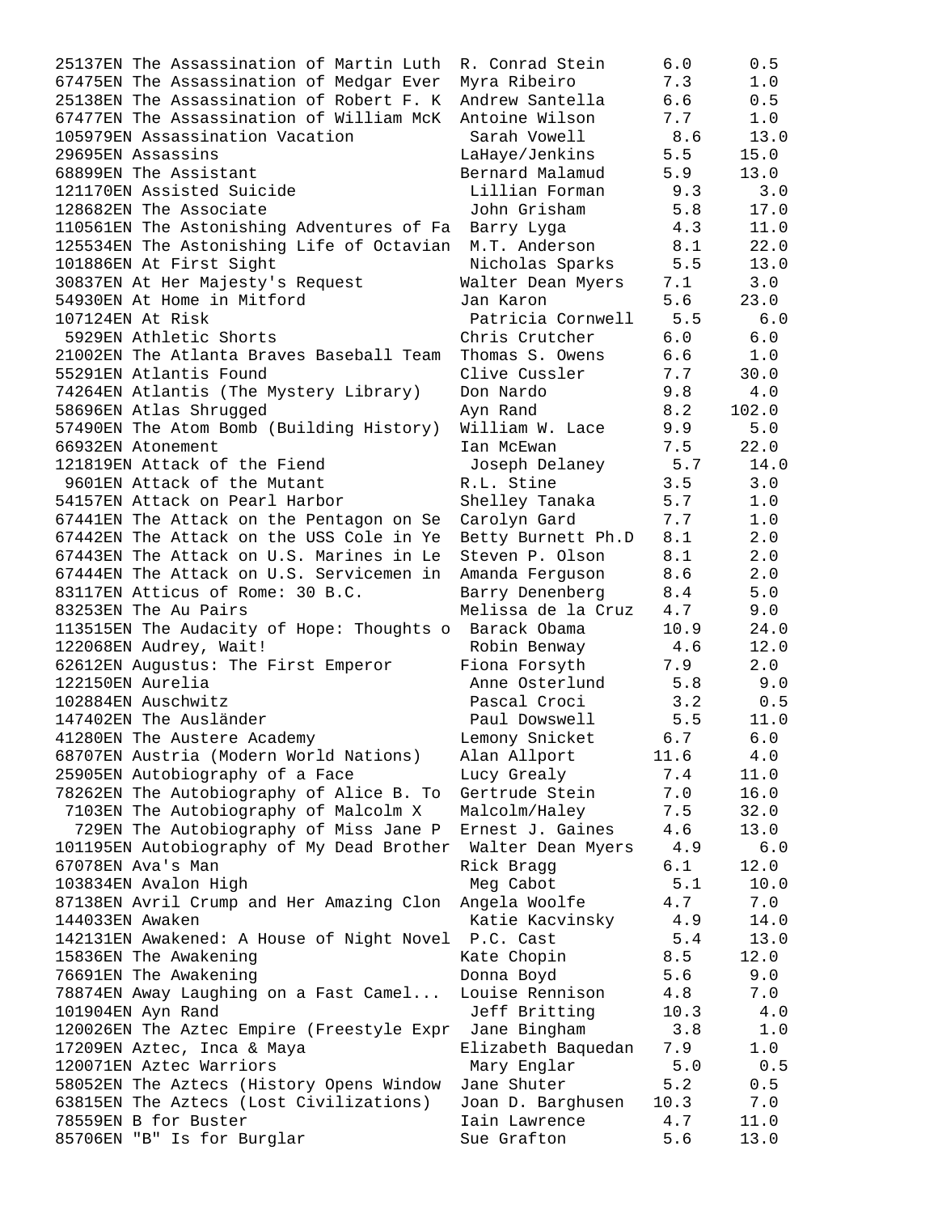```
25137EN The Assassination of Martin Luth  R. Conrad Stein      6.0      0.5
67475EN The Assassination of Medgar Ever  Myra Ribeiro        7.3      1.0
25138EN The Assassination of Robert F. K  Andrew Santella     6.6      0.5
67477EN The Assassination of William McK  Antoine Wilson      7.7      1.0
105979EN Assassination Vacation            Sarah Vowell        8.6     13.0
29695EN Assassins                         LaHaye/Jenkins      5.5     15.0
68899EN The Assistant                     Bernard Malamud     5.9     13.0
121170EN Assisted Suicide                  Lillian Forman      9.3      3.0
128682EN The Associate                     John Grisham        5.8     17.0
110561EN The Astonishing Adventures of Fa  Barry Lyga          4.3     11.0
125534EN The Astonishing Life of Octavian  M.T. Anderson       8.1     22.0
101886EN At First Sight                    Nicholas Sparks     5.5     13.0
30837EN At Her Majesty's Request          Walter Dean Myers   7.1      3.0
54930EN At Home in Mitford                Jan Karon           5.6     23.0
107124EN At Risk                           Patricia Cornwell   5.5      6.0
 5929EN Athletic Shorts                   Chris Crutcher      6.0      6.0
21002EN The Atlanta Braves Baseball Team  Thomas S. Owens     6.6      1.0
55291EN Atlantis Found                    Clive Cussler       7.7     30.0
74264EN Atlantis (The Mystery Library)    Don Nardo           9.8      4.0
58696EN Atlas Shrugged                    Ayn Rand            8.2    102.0
57490EN The Atom Bomb (Building History)  William W. Lace     9.9      5.0
66932EN Atonement                         Ian McEwan          7.5     22.0
121819EN Attack of the Fiend               Joseph Delaney      5.7     14.0
 9601EN Attack of the Mutant              R.L. Stine          3.5      3.0
54157EN Attack on Pearl Harbor            Shelley Tanaka      5.7      1.0
67441EN The Attack on the Pentagon on Se  Carolyn Gard        7.7      1.0
67442EN The Attack on the USS Cole in Ye  Betty Burnett Ph.D  8.1      2.0
67443EN The Attack on U.S. Marines in Le  Steven P. Olson     8.1      2.0
67444EN The Attack on U.S. Servicemen in  Amanda Ferguson     8.6      2.0
83117EN Atticus of Rome: 30 B.C.          Barry Denenberg     8.4      5.0
83253EN The Au Pairs                      Melissa de la Cruz  4.7      9.0
113515EN The Audacity of Hope: Thoughts o  Barack Obama       10.9     24.0
122068EN Audrey, Wait!                     Robin Benway        4.6     12.0
62612EN Augustus: The First Emperor       Fiona Forsyth       7.9      2.0
122150EN Aurelia                           Anne Osterlund      5.8      9.0
102884EN Auschwitz                         Pascal Croci        3.2      0.5
147402EN The Ausländer                     Paul Dowswell       5.5     11.0
41280EN The Austere Academy               Lemony Snicket      6.7      6.0
68707EN Austria (Modern World Nations)    Alan Allport       11.6      4.0
25905EN Autobiography of a Face           Lucy Grealy         7.4     11.0
78262EN The Autobiography of Alice B. To  Gertrude Stein      7.0     16.0
 7103EN The Autobiography of Malcolm X    Malcolm/Haley       7.5     32.0
  729EN The Autobiography of Miss Jane P  Ernest J. Gaines    4.6     13.0
101195EN Autobiography of My Dead Brother  Walter Dean Myers   4.9      6.0
67078EN Ava's Man                         Rick Bragg          6.1     12.0
103834EN Avalon High                       Meg Cabot           5.1     10.0
87138EN Avril Crump and Her Amazing Clon  Angela Woolfe       4.7      7.0
144033EN Awaken                            Katie Kacvinsky     4.9     14.0
142131EN Awakened: A House of Night Novel  P.C. Cast           5.4     13.0
15836EN The Awakening                     Kate Chopin         8.5     12.0
76691EN The Awakening                     Donna Boyd          5.6      9.0
78874EN Away Laughing on a Fast Camel...  Louise Rennison     4.8      7.0
101904EN Ayn Rand                          Jeff Britting      10.3      4.0
120026EN The Aztec Empire (Freestyle Expr  Jane Bingham        3.8      1.0
17209EN Aztec, Inca & Maya                Elizabeth Baquedan  7.9      1.0
120071EN Aztec Warriors                    Mary Englar         5.0      0.5
58052EN The Aztecs (History Opens Window  Jane Shuter         5.2      0.5
63815EN The Aztecs (Lost Civilizations)   Joan D. Barghusen  10.3      7.0
78559EN B for Buster                      Iain Lawrence       4.7     11.0
85706EN "B" Is for Burglar                Sue Grafton         5.6     13.0
```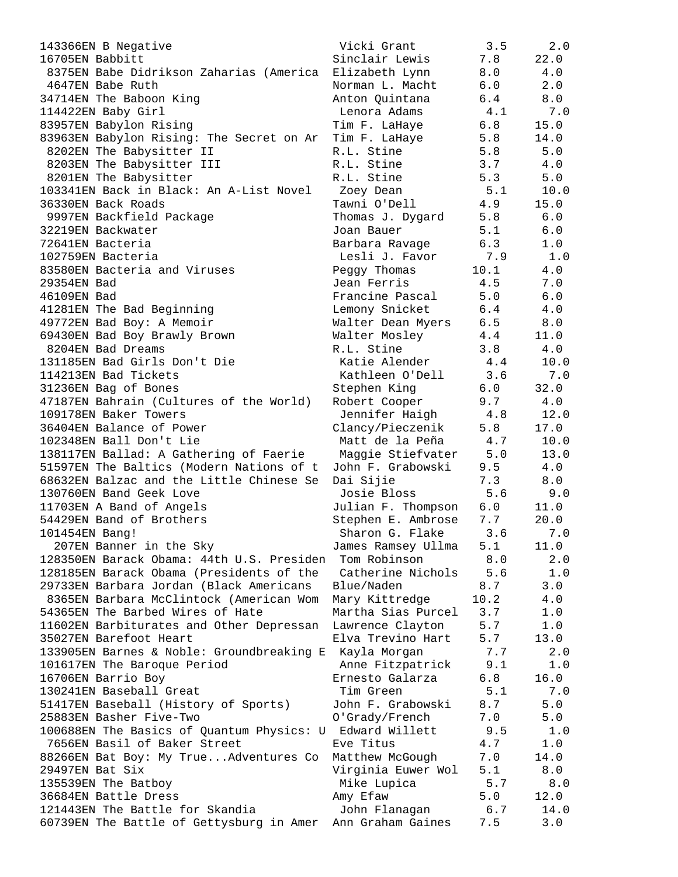| Quiz No. | Title | Author | Book Level | Points |
|---|---|---|---|---|
| 143366EN | B Negative | Vicki Grant | 3.5 | 2.0 |
| 16705EN | Babbitt | Sinclair Lewis | 7.8 | 22.0 |
| 8375EN | Babe Didrikson Zaharias (America | Elizabeth Lynn | 8.0 | 4.0 |
| 4647EN | Babe Ruth | Norman L. Macht | 6.0 | 2.0 |
| 34714EN | The Baboon King | Anton Quintana | 6.4 | 8.0 |
| 114422EN | Baby Girl | Lenora Adams | 4.1 | 7.0 |
| 83957EN | Babylon Rising | Tim F. LaHaye | 6.8 | 15.0 |
| 83963EN | Babylon Rising: The Secret on Ar | Tim F. LaHaye | 5.8 | 14.0 |
| 8202EN | The Babysitter II | R.L. Stine | 5.8 | 5.0 |
| 8203EN | The Babysitter III | R.L. Stine | 3.7 | 4.0 |
| 8201EN | The Babysitter | R.L. Stine | 5.3 | 5.0 |
| 103341EN | Back in Black: An A-List Novel | Zoey Dean | 5.1 | 10.0 |
| 36330EN | Back Roads | Tawni O'Dell | 4.9 | 15.0 |
| 9997EN | Backfield Package | Thomas J. Dygard | 5.8 | 6.0 |
| 32219EN | Backwater | Joan Bauer | 5.1 | 6.0 |
| 72641EN | Bacteria | Barbara Ravage | 6.3 | 1.0 |
| 102759EN | Bacteria | Lesli J. Favor | 7.9 | 1.0 |
| 83580EN | Bacteria and Viruses | Peggy Thomas | 10.1 | 4.0 |
| 29354EN | Bad | Jean Ferris | 4.5 | 7.0 |
| 46109EN | Bad | Francine Pascal | 5.0 | 6.0 |
| 41281EN | The Bad Beginning | Lemony Snicket | 6.4 | 4.0 |
| 49772EN | Bad Boy: A Memoir | Walter Dean Myers | 6.5 | 8.0 |
| 69430EN | Bad Boy Brawly Brown | Walter Mosley | 4.4 | 11.0 |
| 8204EN | Bad Dreams | R.L. Stine | 3.8 | 4.0 |
| 131185EN | Bad Girls Don't Die | Katie Alender | 4.4 | 10.0 |
| 114213EN | Bad Tickets | Kathleen O'Dell | 3.6 | 7.0 |
| 31236EN | Bag of Bones | Stephen King | 6.0 | 32.0 |
| 47187EN | Bahrain (Cultures of the World) | Robert Cooper | 9.7 | 4.0 |
| 109178EN | Baker Towers | Jennifer Haigh | 4.8 | 12.0 |
| 36404EN | Balance of Power | Clancy/Pieczenik | 5.8 | 17.0 |
| 102348EN | Ball Don't Lie | Matt de la Peña | 4.7 | 10.0 |
| 138117EN | Ballad: A Gathering of Faerie | Maggie Stiefvater | 5.0 | 13.0 |
| 51597EN | The Baltics (Modern Nations of t | John F. Grabowski | 9.5 | 4.0 |
| 68632EN | Balzac and the Little Chinese Se | Dai Sijie | 7.3 | 8.0 |
| 130760EN | Band Geek Love | Josie Bloss | 5.6 | 9.0 |
| 11703EN | A Band of Angels | Julian F. Thompson | 6.0 | 11.0 |
| 54429EN | Band of Brothers | Stephen E. Ambrose | 7.7 | 20.0 |
| 101454EN | Bang! | Sharon G. Flake | 3.6 | 7.0 |
| 207EN | Banner in the Sky | James Ramsey Ullma | 5.1 | 11.0 |
| 128350EN | Barack Obama: 44th U.S. Presiden | Tom Robinson | 8.0 | 2.0 |
| 128185EN | Barack Obama (Presidents of the | Catherine Nichols | 5.6 | 1.0 |
| 29733EN | Barbara Jordan (Black Americans | Blue/Naden | 8.7 | 3.0 |
| 8365EN | Barbara McClintock (American Wom | Mary Kittredge | 10.2 | 4.0 |
| 54365EN | The Barbed Wires of Hate | Martha Sias Purcel | 3.7 | 1.0 |
| 11602EN | Barbiturates and Other Depressan | Lawrence Clayton | 5.7 | 1.0 |
| 35027EN | Barefoot Heart | Elva Trevino Hart | 5.7 | 13.0 |
| 133905EN | Barnes & Noble: Groundbreaking E | Kayla Morgan | 7.7 | 2.0 |
| 101617EN | The Baroque Period | Anne Fitzpatrick | 9.1 | 1.0 |
| 16706EN | Barrio Boy | Ernesto Galarza | 6.8 | 16.0 |
| 130241EN | Baseball Great | Tim Green | 5.1 | 7.0 |
| 51417EN | Baseball (History of Sports) | John F. Grabowski | 8.7 | 5.0 |
| 25883EN | Basher Five-Two | O'Grady/French | 7.0 | 5.0 |
| 100688EN | The Basics of Quantum Physics: U | Edward Willett | 9.5 | 1.0 |
| 7656EN | Basil of Baker Street | Eve Titus | 4.7 | 1.0 |
| 88266EN | Bat Boy: My True...Adventures Co | Matthew McGough | 7.0 | 14.0 |
| 29497EN | Bat Six | Virginia Euwer Wol | 5.1 | 8.0 |
| 135539EN | The Batboy | Mike Lupica | 5.7 | 8.0 |
| 36684EN | Battle Dress | Amy Efaw | 5.0 | 12.0 |
| 121443EN | The Battle for Skandia | John Flanagan | 6.7 | 14.0 |
| 60739EN | The Battle of Gettysburg in Amer | Ann Graham Gaines | 7.5 | 3.0 |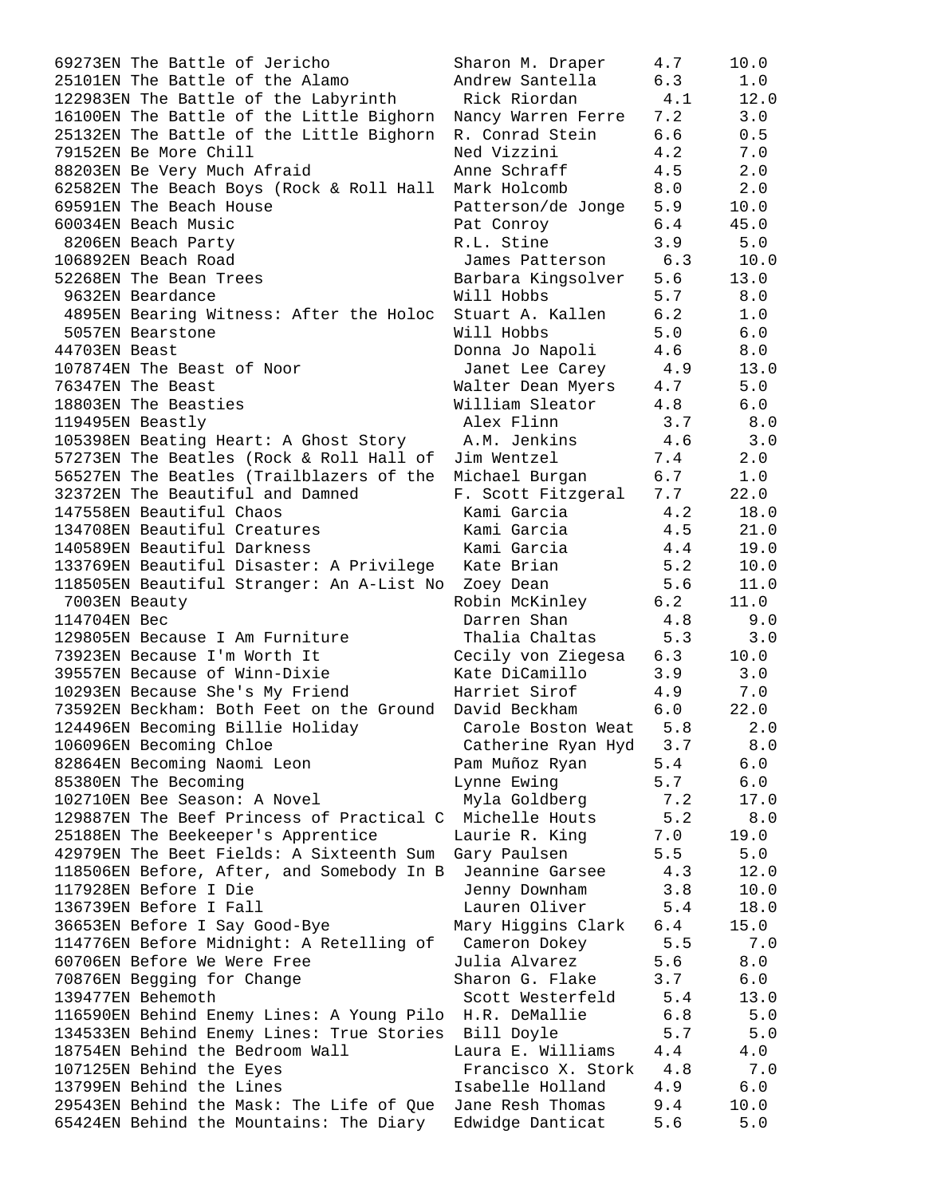```
69273EN The Battle of Jericho            Sharon M. Draper     4.7     10.0
25101EN The Battle of the Alamo          Andrew Santella      6.3      1.0
122983EN The Battle of the Labyrinth      Rick Riordan         4.1     12.0
16100EN The Battle of the Little Bighorn  Nancy Warren Ferre   7.2      3.0
25132EN The Battle of the Little Bighorn  R. Conrad Stein      6.6      0.5
79152EN Be More Chill                    Ned Vizzini          4.2      7.0
88203EN Be Very Much Afraid              Anne Schraff         4.5      2.0
62582EN The Beach Boys (Rock & Roll Hall  Mark Holcomb         8.0      2.0
69591EN The Beach House                  Patterson/de Jonge   5.9     10.0
60034EN Beach Music                      Pat Conroy           6.4     45.0
 8206EN Beach Party                      R.L. Stine           3.9      5.0
106892EN Beach Road                       James Patterson      6.3     10.0
52268EN The Bean Trees                   Barbara Kingsolver   5.6     13.0
 9632EN Beardance                        Will Hobbs           5.7      8.0
 4895EN Bearing Witness: After the Holoc  Stuart A. Kallen     6.2      1.0
 5057EN Bearstone                        Will Hobbs           5.0      6.0
44703EN Beast                            Donna Jo Napoli      4.6      8.0
107874EN The Beast of Noor                Janet Lee Carey      4.9     13.0
76347EN The Beast                        Walter Dean Myers    4.7      5.0
18803EN The Beasties                     William Sleator      4.8      6.0
119495EN Beastly                          Alex Flinn           3.7      8.0
105398EN Beating Heart: A Ghost Story     A.M. Jenkins         4.6      3.0
57273EN The Beatles (Rock & Roll Hall of  Jim Wentzel          7.4      2.0
56527EN The Beatles (Trailblazers of the  Michael Burgan       6.7      1.0
32372EN The Beautiful and Damned         F. Scott Fitzgeral   7.7     22.0
147558EN Beautiful Chaos                  Kami Garcia          4.2     18.0
134708EN Beautiful Creatures              Kami Garcia          4.5     21.0
140589EN Beautiful Darkness               Kami Garcia          4.4     19.0
133769EN Beautiful Disaster: A Privilege  Kate Brian           5.2     10.0
118505EN Beautiful Stranger: An A-List No Zoey Dean            5.6     11.0
 7003EN Beauty                           Robin McKinley       6.2     11.0
114704EN Bec                              Darren Shan          4.8      9.0
129805EN Because I Am Furniture           Thalia Chaltas       5.3      3.0
73923EN Because I'm Worth It             Cecily von Ziegesa   6.3     10.0
39557EN Because of Winn-Dixie            Kate DiCamillo       3.9      3.0
10293EN Because She's My Friend          Harriet Sirof        4.9      7.0
73592EN Beckham: Both Feet on the Ground David Beckham        6.0     22.0
124496EN Becoming Billie Holiday          Carole Boston Weat   5.8      2.0
106096EN Becoming Chloe                   Catherine Ryan Hyd   3.7      8.0
82864EN Becoming Naomi Leon              Pam Muñoz Ryan       5.4      6.0
85380EN The Becoming                     Lynne Ewing          5.7      6.0
102710EN Bee Season: A Novel              Myla Goldberg        7.2     17.0
129887EN The Beef Princess of Practical C Michelle Houts       5.2      8.0
25188EN The Beekeeper's Apprentice       Laurie R. King       7.0     19.0
42979EN The Beet Fields: A Sixteenth Sum Gary Paulsen         5.5      5.0
118506EN Before, After, and Somebody In B Jeannine Garsee      4.3     12.0
117928EN Before I Die                     Jenny Downham        3.8     10.0
136739EN Before I Fall                    Lauren Oliver        5.4     18.0
36653EN Before I Say Good-Bye            Mary Higgins Clark   6.4     15.0
114776EN Before Midnight: A Retelling of  Cameron Dokey        5.5      7.0
60706EN Before We Were Free              Julia Alvarez        5.6      8.0
70876EN Begging for Change               Sharon G. Flake      3.7      6.0
139477EN Behemoth                         Scott Westerfeld     5.4     13.0
116590EN Behind Enemy Lines: A Young Pilo H.R. DeMallie        6.8      5.0
134533EN Behind Enemy Lines: True Stories Bill Doyle           5.7      5.0
18754EN Behind the Bedroom Wall          Laura E. Williams    4.4      4.0
107125EN Behind the Eyes                  Francisco X. Stork   4.8      7.0
13799EN Behind the Lines                 Isabelle Holland     4.9      6.0
29543EN Behind the Mask: The Life of Que Jane Resh Thomas     9.4     10.0
65424EN Behind the Mountains: The Diary  Edwidge Danticat     5.6      5.0
```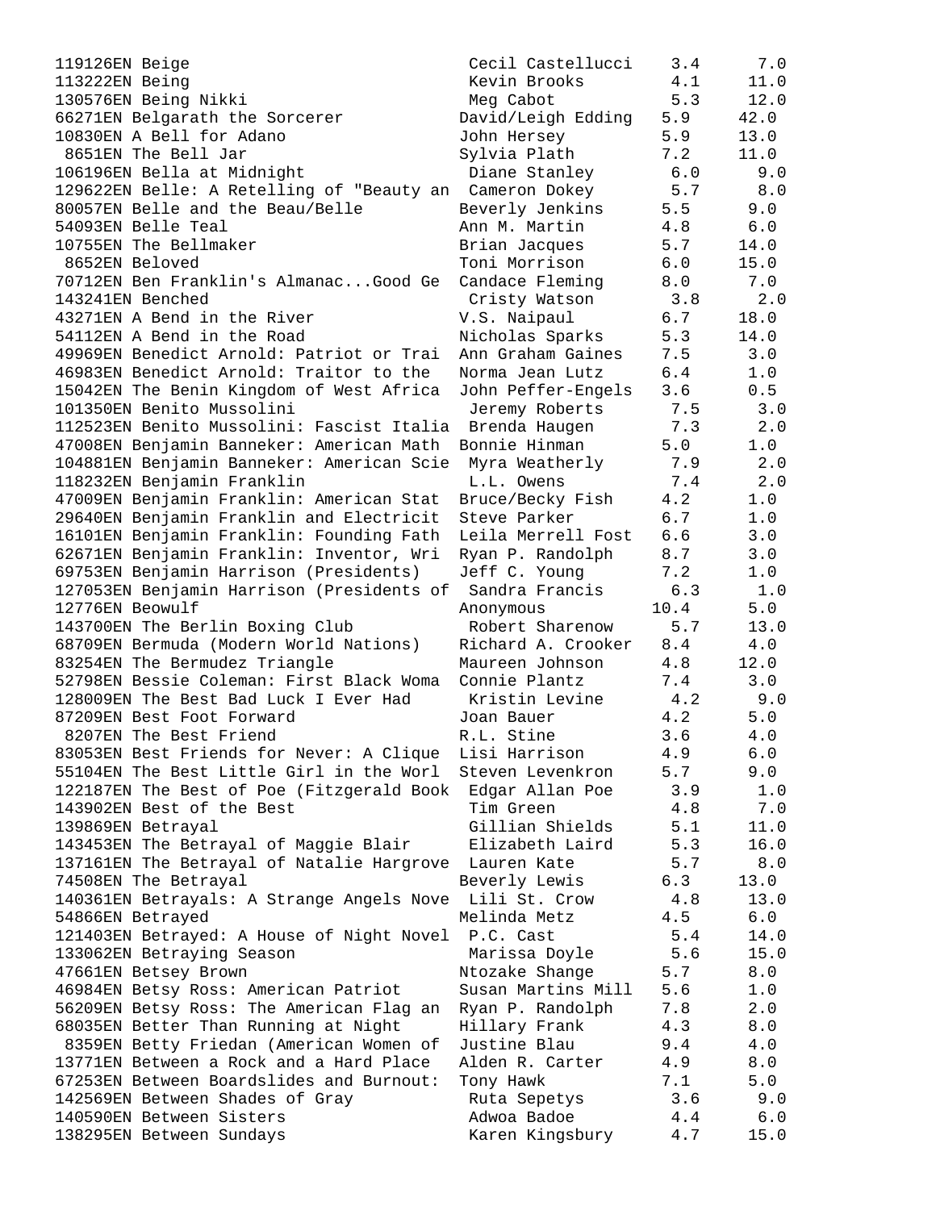| Quiz No. | Title | Author | Book Level | Points |
|---|---|---|---|---|
| 119126EN | Beige | Cecil Castellucci | 3.4 | 7.0 |
| 113222EN | Being | Kevin Brooks | 4.1 | 11.0 |
| 130576EN | Being Nikki | Meg Cabot | 5.3 | 12.0 |
| 66271EN | Belgarath the Sorcerer | David/Leigh Edding | 5.9 | 42.0 |
| 10830EN | A Bell for Adano | John Hersey | 5.9 | 13.0 |
| 8651EN | The Bell Jar | Sylvia Plath | 7.2 | 11.0 |
| 106196EN | Bella at Midnight | Diane Stanley | 6.0 | 9.0 |
| 129622EN | Belle: A Retelling of "Beauty an | Cameron Dokey | 5.7 | 8.0 |
| 80057EN | Belle and the Beau/Belle | Beverly Jenkins | 5.5 | 9.0 |
| 54093EN | Belle Teal | Ann M. Martin | 4.8 | 6.0 |
| 10755EN | The Bellmaker | Brian Jacques | 5.7 | 14.0 |
| 8652EN | Beloved | Toni Morrison | 6.0 | 15.0 |
| 70712EN | Ben Franklin's Almanac...Good Ge | Candace Fleming | 8.0 | 7.0 |
| 143241EN | Benched | Cristy Watson | 3.8 | 2.0 |
| 43271EN | A Bend in the River | V.S. Naipaul | 6.7 | 18.0 |
| 54112EN | A Bend in the Road | Nicholas Sparks | 5.3 | 14.0 |
| 49969EN | Benedict Arnold: Patriot or Trai | Ann Graham Gaines | 7.5 | 3.0 |
| 46983EN | Benedict Arnold: Traitor to the | Norma Jean Lutz | 6.4 | 1.0 |
| 15042EN | The Benin Kingdom of West Africa | John Peffer-Engels | 3.6 | 0.5 |
| 101350EN | Benito Mussolini | Jeremy Roberts | 7.5 | 3.0 |
| 112523EN | Benito Mussolini: Fascist Italia | Brenda Haugen | 7.3 | 2.0 |
| 47008EN | Benjamin Banneker: American Math | Bonnie Hinman | 5.0 | 1.0 |
| 104881EN | Benjamin Banneker: American Scie | Myra Weatherly | 7.9 | 2.0 |
| 118232EN | Benjamin Franklin | L.L. Owens | 7.4 | 2.0 |
| 47009EN | Benjamin Franklin: American Stat | Bruce/Becky Fish | 4.2 | 1.0 |
| 29640EN | Benjamin Franklin and Electricit | Steve Parker | 6.7 | 1.0 |
| 16101EN | Benjamin Franklin: Founding Fath | Leila Merrell Fost | 6.6 | 3.0 |
| 62671EN | Benjamin Franklin: Inventor, Wri | Ryan P. Randolph | 8.7 | 3.0 |
| 69753EN | Benjamin Harrison (Presidents) | Jeff C. Young | 7.2 | 1.0 |
| 127053EN | Benjamin Harrison (Presidents of | Sandra Francis | 6.3 | 1.0 |
| 12776EN | Beowulf | Anonymous | 10.4 | 5.0 |
| 143700EN | The Berlin Boxing Club | Robert Sharenow | 5.7 | 13.0 |
| 68709EN | Bermuda (Modern World Nations) | Richard A. Crooker | 8.4 | 4.0 |
| 83254EN | The Bermudez Triangle | Maureen Johnson | 4.8 | 12.0 |
| 52798EN | Bessie Coleman: First Black Woma | Connie Plantz | 7.4 | 3.0 |
| 128009EN | The Best Bad Luck I Ever Had | Kristin Levine | 4.2 | 9.0 |
| 87209EN | Best Foot Forward | Joan Bauer | 4.2 | 5.0 |
| 8207EN | The Best Friend | R.L. Stine | 3.6 | 4.0 |
| 83053EN | Best Friends for Never: A Clique | Lisi Harrison | 4.9 | 6.0 |
| 55104EN | The Best Little Girl in the Worl | Steven Levenkron | 5.7 | 9.0 |
| 122187EN | The Best of Poe (Fitzgerald Book | Edgar Allan Poe | 3.9 | 1.0 |
| 143902EN | Best of the Best | Tim Green | 4.8 | 7.0 |
| 139869EN | Betrayal | Gillian Shields | 5.1 | 11.0 |
| 143453EN | The Betrayal of Maggie Blair | Elizabeth Laird | 5.3 | 16.0 |
| 137161EN | The Betrayal of Natalie Hargrove | Lauren Kate | 5.7 | 8.0 |
| 74508EN | The Betrayal | Beverly Lewis | 6.3 | 13.0 |
| 140361EN | Betrayals: A Strange Angels Nove | Lili St. Crow | 4.8 | 13.0 |
| 54866EN | Betrayed | Melinda Metz | 4.5 | 6.0 |
| 121403EN | Betrayed: A House of Night Novel | P.C. Cast | 5.4 | 14.0 |
| 133062EN | Betraying Season | Marissa Doyle | 5.6 | 15.0 |
| 47661EN | Betsey Brown | Ntozake Shange | 5.7 | 8.0 |
| 46984EN | Betsy Ross: American Patriot | Susan Martins Mill | 5.6 | 1.0 |
| 56209EN | Betsy Ross: The American Flag an | Ryan P. Randolph | 7.8 | 2.0 |
| 68035EN | Better Than Running at Night | Hillary Frank | 4.3 | 8.0 |
| 8359EN | Betty Friedan (American Women of | Justine Blau | 9.4 | 4.0 |
| 13771EN | Between a Rock and a Hard Place | Alden R. Carter | 4.9 | 8.0 |
| 67253EN | Between Boardslides and Burnout: | Tony Hawk | 7.1 | 5.0 |
| 142569EN | Between Shades of Gray | Ruta Sepetys | 3.6 | 9.0 |
| 140590EN | Between Sisters | Adwoa Badoe | 4.4 | 6.0 |
| 138295EN | Between Sundays | Karen Kingsbury | 4.7 | 15.0 |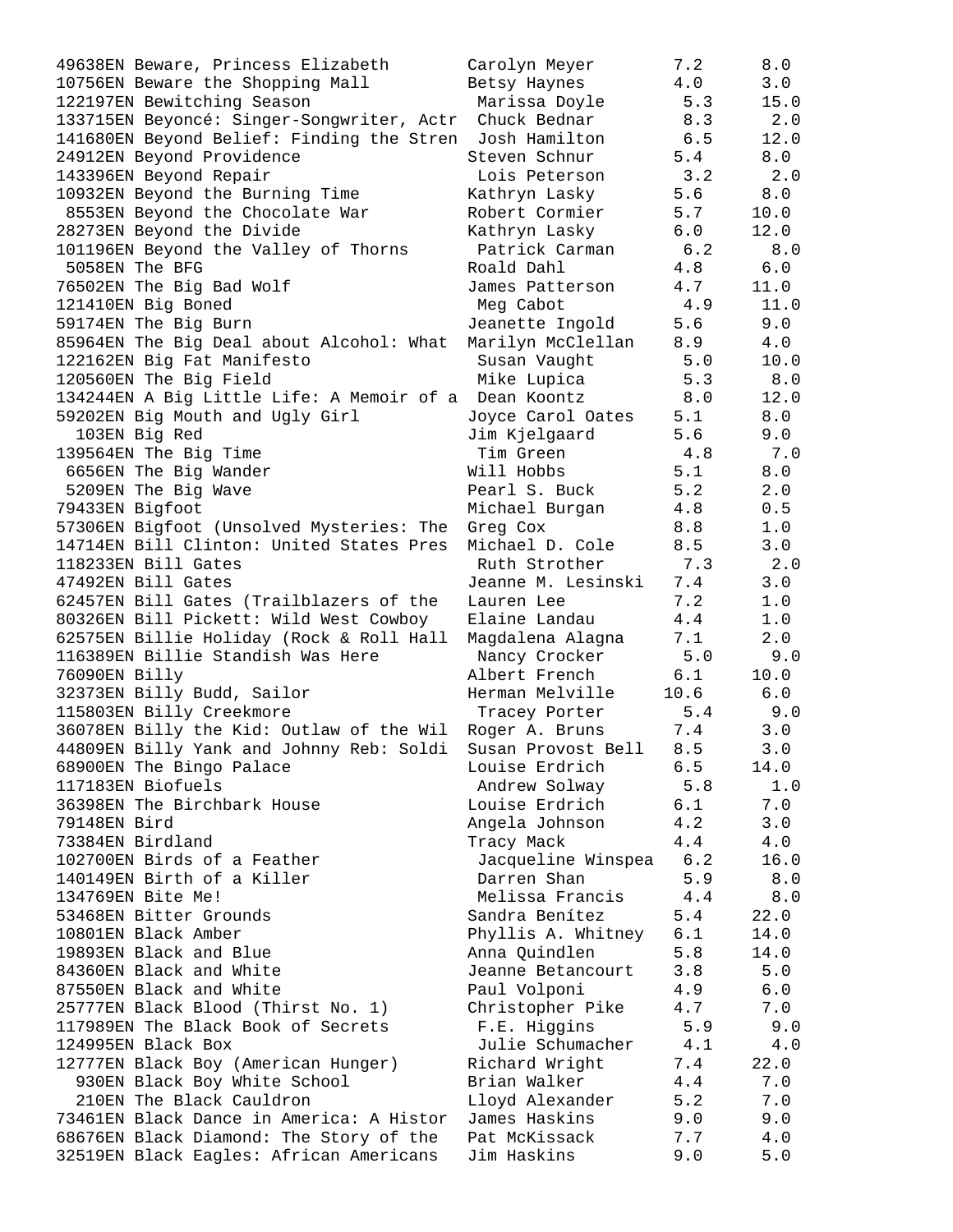| Quiz No. / Title | Author | Book Level | Points |
|---|---|---|---|
| 49638EN Beware, Princess Elizabeth | Carolyn Meyer | 7.2 | 8.0 |
| 10756EN Beware the Shopping Mall | Betsy Haynes | 4.0 | 3.0 |
| 122197EN Bewitching Season | Marissa Doyle | 5.3 | 15.0 |
| 133715EN Beyoncé: Singer-Songwriter, Actr | Chuck Bednar | 8.3 | 2.0 |
| 141680EN Beyond Belief: Finding the Stren | Josh Hamilton | 6.5 | 12.0 |
| 24912EN Beyond Providence | Steven Schnur | 5.4 | 8.0 |
| 143396EN Beyond Repair | Lois Peterson | 3.2 | 2.0 |
| 10932EN Beyond the Burning Time | Kathryn Lasky | 5.6 | 8.0 |
| 8553EN Beyond the Chocolate War | Robert Cormier | 5.7 | 10.0 |
| 28273EN Beyond the Divide | Kathryn Lasky | 6.0 | 12.0 |
| 101196EN Beyond the Valley of Thorns | Patrick Carman | 6.2 | 8.0 |
| 5058EN The BFG | Roald Dahl | 4.8 | 6.0 |
| 76502EN The Big Bad Wolf | James Patterson | 4.7 | 11.0 |
| 121410EN Big Boned | Meg Cabot | 4.9 | 11.0 |
| 59174EN The Big Burn | Jeanette Ingold | 5.6 | 9.0 |
| 85964EN The Big Deal about Alcohol: What | Marilyn McClellan | 8.9 | 4.0 |
| 122162EN Big Fat Manifesto | Susan Vaught | 5.0 | 10.0 |
| 120560EN The Big Field | Mike Lupica | 5.3 | 8.0 |
| 134244EN A Big Little Life: A Memoir of a | Dean Koontz | 8.0 | 12.0 |
| 59202EN Big Mouth and Ugly Girl | Joyce Carol Oates | 5.1 | 8.0 |
| 103EN Big Red | Jim Kjelgaard | 5.6 | 9.0 |
| 139564EN The Big Time | Tim Green | 4.8 | 7.0 |
| 6656EN The Big Wander | Will Hobbs | 5.1 | 8.0 |
| 5209EN The Big Wave | Pearl S. Buck | 5.2 | 2.0 |
| 79433EN Bigfoot | Michael Burgan | 4.8 | 0.5 |
| 57306EN Bigfoot (Unsolved Mysteries: The | Greg Cox | 8.8 | 1.0 |
| 14714EN Bill Clinton: United States Pres | Michael D. Cole | 8.5 | 3.0 |
| 118233EN Bill Gates | Ruth Strother | 7.3 | 2.0 |
| 47492EN Bill Gates | Jeanne M. Lesinski | 7.4 | 3.0 |
| 62457EN Bill Gates (Trailblazers of the | Lauren Lee | 7.2 | 1.0 |
| 80326EN Bill Pickett: Wild West Cowboy | Elaine Landau | 4.4 | 1.0 |
| 62575EN Billie Holiday (Rock & Roll Hall | Magdalena Alagna | 7.1 | 2.0 |
| 116389EN Billie Standish Was Here | Nancy Crocker | 5.0 | 9.0 |
| 76090EN Billy | Albert French | 6.1 | 10.0 |
| 32373EN Billy Budd, Sailor | Herman Melville | 10.6 | 6.0 |
| 115803EN Billy Creekmore | Tracey Porter | 5.4 | 9.0 |
| 36078EN Billy the Kid: Outlaw of the Wil | Roger A. Bruns | 7.4 | 3.0 |
| 44809EN Billy Yank and Johnny Reb: Soldi | Susan Provost Bell | 8.5 | 3.0 |
| 68900EN The Bingo Palace | Louise Erdrich | 6.5 | 14.0 |
| 117183EN Biofuels | Andrew Solway | 5.8 | 1.0 |
| 36398EN The Birchbark House | Louise Erdrich | 6.1 | 7.0 |
| 79148EN Bird | Angela Johnson | 4.2 | 3.0 |
| 73384EN Birdland | Tracy Mack | 4.4 | 4.0 |
| 102700EN Birds of a Feather | Jacqueline Winspea | 6.2 | 16.0 |
| 140149EN Birth of a Killer | Darren Shan | 5.9 | 8.0 |
| 134769EN Bite Me! | Melissa Francis | 4.4 | 8.0 |
| 53468EN Bitter Grounds | Sandra Benítez | 5.4 | 22.0 |
| 10801EN Black Amber | Phyllis A. Whitney | 6.1 | 14.0 |
| 19893EN Black and Blue | Anna Quindlen | 5.8 | 14.0 |
| 84360EN Black and White | Jeanne Betancourt | 3.8 | 5.0 |
| 87550EN Black and White | Paul Volponi | 4.9 | 6.0 |
| 25777EN Black Blood (Thirst No. 1) | Christopher Pike | 4.7 | 7.0 |
| 117989EN The Black Book of Secrets | F.E. Higgins | 5.9 | 9.0 |
| 124995EN Black Box | Julie Schumacher | 4.1 | 4.0 |
| 12777EN Black Boy (American Hunger) | Richard Wright | 7.4 | 22.0 |
| 930EN Black Boy White School | Brian Walker | 4.4 | 7.0 |
| 210EN The Black Cauldron | Lloyd Alexander | 5.2 | 7.0 |
| 73461EN Black Dance in America: A Histor | James Haskins | 9.0 | 9.0 |
| 68676EN Black Diamond: The Story of the | Pat McKissack | 7.7 | 4.0 |
| 32519EN Black Eagles: African Americans | Jim Haskins | 9.0 | 5.0 |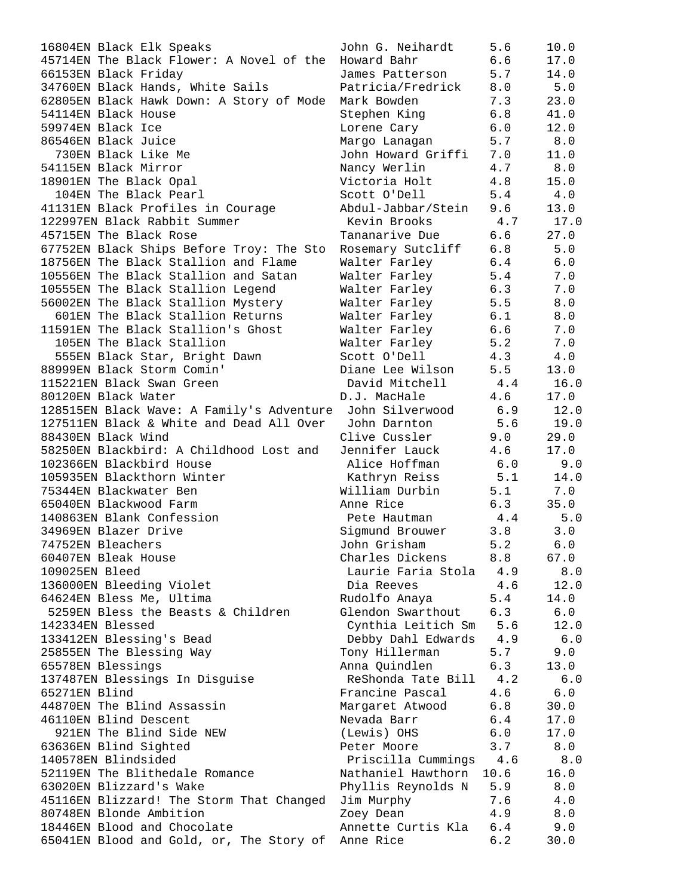| | | | |
|---|---|---|---|
| 16804EN Black Elk Speaks | John G. Neihardt | 5.6 | 10.0 |
| 45714EN The Black Flower: A Novel of the | Howard Bahr | 6.6 | 17.0 |
| 66153EN Black Friday | James Patterson | 5.7 | 14.0 |
| 34760EN Black Hands, White Sails | Patricia/Fredrick | 8.0 | 5.0 |
| 62805EN Black Hawk Down: A Story of Mode | Mark Bowden | 7.3 | 23.0 |
| 54114EN Black House | Stephen King | 6.8 | 41.0 |
| 59974EN Black Ice | Lorene Cary | 6.0 | 12.0 |
| 86546EN Black Juice | Margo Lanagan | 5.7 | 8.0 |
| 730EN Black Like Me | John Howard Griffi | 7.0 | 11.0 |
| 54115EN Black Mirror | Nancy Werlin | 4.7 | 8.0 |
| 18901EN The Black Opal | Victoria Holt | 4.8 | 15.0 |
| 104EN The Black Pearl | Scott O'Dell | 5.4 | 4.0 |
| 41131EN Black Profiles in Courage | Abdul-Jabbar/Stein | 9.6 | 13.0 |
| 122997EN Black Rabbit Summer | Kevin Brooks | 4.7 | 17.0 |
| 45715EN The Black Rose | Tananarive Due | 6.6 | 27.0 |
| 67752EN Black Ships Before Troy: The Sto | Rosemary Sutcliff | 6.8 | 5.0 |
| 18756EN The Black Stallion and Flame | Walter Farley | 6.4 | 6.0 |
| 10556EN The Black Stallion and Satan | Walter Farley | 5.4 | 7.0 |
| 10555EN The Black Stallion Legend | Walter Farley | 6.3 | 7.0 |
| 56002EN The Black Stallion Mystery | Walter Farley | 5.5 | 8.0 |
| 601EN The Black Stallion Returns | Walter Farley | 6.1 | 8.0 |
| 11591EN The Black Stallion's Ghost | Walter Farley | 6.6 | 7.0 |
| 105EN The Black Stallion | Walter Farley | 5.2 | 7.0 |
| 555EN Black Star, Bright Dawn | Scott O'Dell | 4.3 | 4.0 |
| 88999EN Black Storm Comin' | Diane Lee Wilson | 5.5 | 13.0 |
| 115221EN Black Swan Green | David Mitchell | 4.4 | 16.0 |
| 80120EN Black Water | D.J. MacHale | 4.6 | 17.0 |
| 128515EN Black Wave: A Family's Adventure | John Silverwood | 6.9 | 12.0 |
| 127511EN Black & White and Dead All Over | John Darnton | 5.6 | 19.0 |
| 88430EN Black Wind | Clive Cussler | 9.0 | 29.0 |
| 58250EN Blackbird: A Childhood Lost and | Jennifer Lauck | 4.6 | 17.0 |
| 102366EN Blackbird House | Alice Hoffman | 6.0 | 9.0 |
| 105935EN Blackthorn Winter | Kathryn Reiss | 5.1 | 14.0 |
| 75344EN Blackwater Ben | William Durbin | 5.1 | 7.0 |
| 65040EN Blackwood Farm | Anne Rice | 6.3 | 35.0 |
| 140863EN Blank Confession | Pete Hautman | 4.4 | 5.0 |
| 34969EN Blazer Drive | Sigmund Brouwer | 3.8 | 3.0 |
| 74752EN Bleachers | John Grisham | 5.2 | 6.0 |
| 60407EN Bleak House | Charles Dickens | 8.8 | 67.0 |
| 109025EN Bleed | Laurie Faria Stola | 4.9 | 8.0 |
| 136000EN Bleeding Violet | Dia Reeves | 4.6 | 12.0 |
| 64624EN Bless Me, Ultima | Rudolfo Anaya | 5.4 | 14.0 |
| 5259EN Bless the Beasts & Children | Glendon Swarthout | 6.3 | 6.0 |
| 142334EN Blessed | Cynthia Leitich Sm | 5.6 | 12.0 |
| 133412EN Blessing's Bead | Debby Dahl Edwards | 4.9 | 6.0 |
| 25855EN The Blessing Way | Tony Hillerman | 5.7 | 9.0 |
| 65578EN Blessings | Anna Quindlen | 6.3 | 13.0 |
| 137487EN Blessings In Disguise | ReShonda Tate Bill | 4.2 | 6.0 |
| 65271EN Blind | Francine Pascal | 4.6 | 6.0 |
| 44870EN The Blind Assassin | Margaret Atwood | 6.8 | 30.0 |
| 46110EN Blind Descent | Nevada Barr | 6.4 | 17.0 |
| 921EN The Blind Side NEW | (Lewis) OHS | 6.0 | 17.0 |
| 63636EN Blind Sighted | Peter Moore | 3.7 | 8.0 |
| 140578EN Blindsided | Priscilla Cummings | 4.6 | 8.0 |
| 52119EN The Blithedale Romance | Nathaniel Hawthorn | 10.6 | 16.0 |
| 63020EN Blizzard's Wake | Phyllis Reynolds N | 5.9 | 8.0 |
| 45116EN Blizzard! The Storm That Changed | Jim Murphy | 7.6 | 4.0 |
| 80748EN Blonde Ambition | Zoey Dean | 4.9 | 8.0 |
| 18446EN Blood and Chocolate | Annette Curtis Kla | 6.4 | 9.0 |
| 65041EN Blood and Gold, or, The Story of | Anne Rice | 6.2 | 30.0 |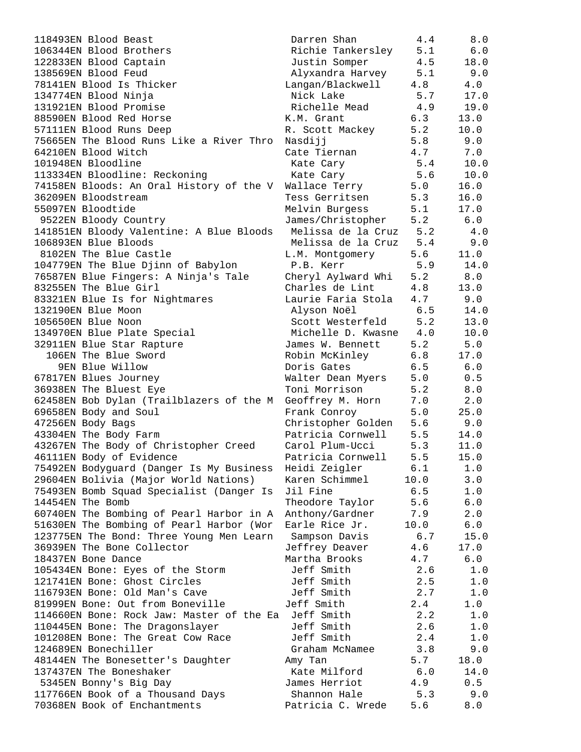| Quiz No. | Title | Author | Book Level | Points |
|---|---|---|---|---|
| 118493EN | Blood Beast | Darren Shan | 4.4 | 8.0 |
| 106344EN | Blood Brothers | Richie Tankersley | 5.1 | 6.0 |
| 122833EN | Blood Captain | Justin Somper | 4.5 | 18.0 |
| 138569EN | Blood Feud | Alyxandra Harvey | 5.1 | 9.0 |
| 78141EN | Blood Is Thicker | Langan/Blackwell | 4.8 | 4.0 |
| 134774EN | Blood Ninja | Nick Lake | 5.7 | 17.0 |
| 131921EN | Blood Promise | Richelle Mead | 4.9 | 19.0 |
| 88590EN | Blood Red Horse | K.M. Grant | 6.3 | 13.0 |
| 57111EN | Blood Runs Deep | R. Scott Mackey | 5.2 | 10.0 |
| 75665EN | The Blood Runs Like a River Thro | Nasdijj | 5.8 | 9.0 |
| 64210EN | Blood Witch | Cate Tiernan | 4.7 | 7.0 |
| 101948EN | Bloodline | Kate Cary | 5.4 | 10.0 |
| 113334EN | Bloodline: Reckoning | Kate Cary | 5.6 | 10.0 |
| 74158EN | Bloods: An Oral History of the V | Wallace Terry | 5.0 | 16.0 |
| 36209EN | Bloodstream | Tess Gerritsen | 5.3 | 16.0 |
| 55097EN | Bloodtide | Melvin Burgess | 5.1 | 17.0 |
| 9522EN | Bloody Country | James/Christopher | 5.2 | 6.0 |
| 141851EN | Bloody Valentine: A Blue Bloods | Melissa de la Cruz | 5.2 | 4.0 |
| 106893EN | Blue Bloods | Melissa de la Cruz | 5.4 | 9.0 |
| 8102EN | The Blue Castle | L.M. Montgomery | 5.6 | 11.0 |
| 104779EN | The Blue Djinn of Babylon | P.B. Kerr | 5.9 | 14.0 |
| 76587EN | Blue Fingers: A Ninja's Tale | Cheryl Aylward Whi | 5.2 | 8.0 |
| 83255EN | The Blue Girl | Charles de Lint | 4.8 | 13.0 |
| 83321EN | Blue Is for Nightmares | Laurie Faria Stola | 4.7 | 9.0 |
| 132190EN | Blue Moon | Alyson Noël | 6.5 | 14.0 |
| 105650EN | Blue Noon | Scott Westerfeld | 5.2 | 13.0 |
| 134970EN | Blue Plate Special | Michelle D. Kwasne | 4.0 | 10.0 |
| 32911EN | Blue Star Rapture | James W. Bennett | 5.2 | 5.0 |
| 106EN | The Blue Sword | Robin McKinley | 6.8 | 17.0 |
| 9EN | Blue Willow | Doris Gates | 6.5 | 6.0 |
| 67817EN | Blues Journey | Walter Dean Myers | 5.0 | 0.5 |
| 36938EN | The Bluest Eye | Toni Morrison | 5.2 | 8.0 |
| 62458EN | Bob Dylan (Trailblazers of the M | Geoffrey M. Horn | 7.0 | 2.0 |
| 69658EN | Body and Soul | Frank Conroy | 5.0 | 25.0 |
| 47256EN | Body Bags | Christopher Golden | 5.6 | 9.0 |
| 43304EN | The Body Farm | Patricia Cornwell | 5.5 | 14.0 |
| 43267EN | The Body of Christopher Creed | Carol Plum-Ucci | 5.3 | 11.0 |
| 46111EN | Body of Evidence | Patricia Cornwell | 5.5 | 15.0 |
| 75492EN | Bodyguard (Danger Is My Business | Heidi Zeigler | 6.1 | 1.0 |
| 29604EN | Bolivia (Major World Nations) | Karen Schimmel | 10.0 | 3.0 |
| 75493EN | Bomb Squad Specialist (Danger Is | Jil Fine | 6.5 | 1.0 |
| 14454EN | The Bomb | Theodore Taylor | 5.6 | 6.0 |
| 60740EN | The Bombing of Pearl Harbor in A | Anthony/Gardner | 7.9 | 2.0 |
| 51630EN | The Bombing of Pearl Harbor (Wor | Earle Rice Jr. | 10.0 | 6.0 |
| 123775EN | The Bond: Three Young Men Learn | Sampson Davis | 6.7 | 15.0 |
| 36939EN | The Bone Collector | Jeffrey Deaver | 4.6 | 17.0 |
| 18437EN | Bone Dance | Martha Brooks | 4.7 | 6.0 |
| 105434EN | Bone: Eyes of the Storm | Jeff Smith | 2.6 | 1.0 |
| 121741EN | Bone: Ghost Circles | Jeff Smith | 2.5 | 1.0 |
| 116793EN | Bone: Old Man's Cave | Jeff Smith | 2.7 | 1.0 |
| 81999EN | Bone: Out from Boneville | Jeff Smith | 2.4 | 1.0 |
| 114660EN | Bone: Rock Jaw: Master of the Ea | Jeff Smith | 2.2 | 1.0 |
| 110445EN | Bone: The Dragonslayer | Jeff Smith | 2.6 | 1.0 |
| 101208EN | Bone: The Great Cow Race | Jeff Smith | 2.4 | 1.0 |
| 124689EN | Bonechiller | Graham McNamee | 3.8 | 9.0 |
| 48144EN | The Bonesetter's Daughter | Amy Tan | 5.7 | 18.0 |
| 137437EN | The Boneshaker | Kate Milford | 6.0 | 14.0 |
| 5345EN | Bonny's Big Day | James Herriot | 4.9 | 0.5 |
| 117766EN | Book of a Thousand Days | Shannon Hale | 5.3 | 9.0 |
| 70368EN | Book of Enchantments | Patricia C. Wrede | 5.6 | 8.0 |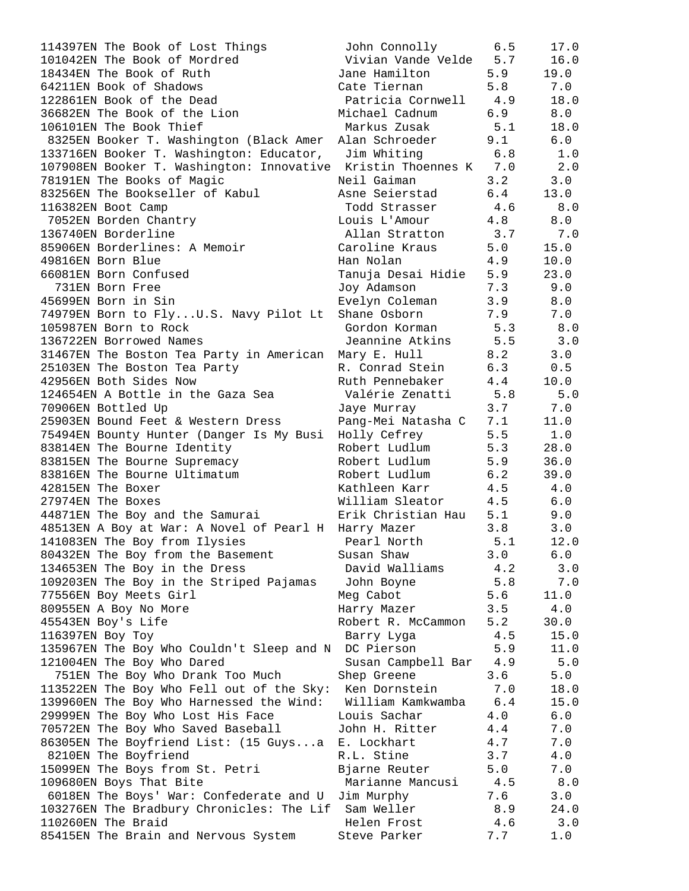| Quiz No. | Title | Author | Level | Points |
|---|---|---|---|---|
| 114397EN | The Book of Lost Things | John Connolly | 6.5 | 17.0 |
| 101042EN | The Book of Mordred | Vivian Vande Velde | 5.7 | 16.0 |
| 18434EN | The Book of Ruth | Jane Hamilton | 5.9 | 19.0 |
| 64211EN | Book of Shadows | Cate Tiernan | 5.8 | 7.0 |
| 122861EN | Book of the Dead | Patricia Cornwell | 4.9 | 18.0 |
| 36682EN | The Book of the Lion | Michael Cadnum | 6.9 | 8.0 |
| 106101EN | The Book Thief | Markus Zusak | 5.1 | 18.0 |
| 8325EN | Booker T. Washington (Black Amer | Alan Schroeder | 9.1 | 6.0 |
| 133716EN | Booker T. Washington: Educator, | Jim Whiting | 6.8 | 1.0 |
| 107908EN | Booker T. Washington: Innovative | Kristin Thoennes K | 7.0 | 2.0 |
| 78191EN | The Books of Magic | Neil Gaiman | 3.2 | 3.0 |
| 83256EN | The Bookseller of Kabul | Asne Seierstad | 6.4 | 13.0 |
| 116382EN | Boot Camp | Todd Strasser | 4.6 | 8.0 |
| 7052EN | Borden Chantry | Louis L'Amour | 4.8 | 8.0 |
| 136740EN | Borderline | Allan Stratton | 3.7 | 7.0 |
| 85906EN | Borderlines: A Memoir | Caroline Kraus | 5.0 | 15.0 |
| 49816EN | Born Blue | Han Nolan | 4.9 | 10.0 |
| 66081EN | Born Confused | Tanuja Desai Hidie | 5.9 | 23.0 |
| 731EN | Born Free | Joy Adamson | 7.3 | 9.0 |
| 45699EN | Born in Sin | Evelyn Coleman | 3.9 | 8.0 |
| 74979EN | Born to Fly...U.S. Navy Pilot Lt | Shane Osborn | 7.9 | 7.0 |
| 105987EN | Born to Rock | Gordon Korman | 5.3 | 8.0 |
| 136722EN | Borrowed Names | Jeannine Atkins | 5.5 | 3.0 |
| 31467EN | The Boston Tea Party in American | Mary E. Hull | 8.2 | 3.0 |
| 25103EN | The Boston Tea Party | R. Conrad Stein | 6.3 | 0.5 |
| 42956EN | Both Sides Now | Ruth Pennebaker | 4.4 | 10.0 |
| 124654EN | A Bottle in the Gaza Sea | Valérie Zenatti | 5.8 | 5.0 |
| 70906EN | Bottled Up | Jaye Murray | 3.7 | 7.0 |
| 25903EN | Bound Feet & Western Dress | Pang-Mei Natasha C | 7.1 | 11.0 |
| 75494EN | Bounty Hunter (Danger Is My Busi | Holly Cefrey | 5.5 | 1.0 |
| 83814EN | The Bourne Identity | Robert Ludlum | 5.3 | 28.0 |
| 83815EN | The Bourne Supremacy | Robert Ludlum | 5.9 | 36.0 |
| 83816EN | The Bourne Ultimatum | Robert Ludlum | 6.2 | 39.0 |
| 42815EN | The Boxer | Kathleen Karr | 4.5 | 4.0 |
| 27974EN | The Boxes | William Sleator | 4.5 | 6.0 |
| 44871EN | The Boy and the Samurai | Erik Christian Hau | 5.1 | 9.0 |
| 48513EN | A Boy at War: A Novel of Pearl H | Harry Mazer | 3.8 | 3.0 |
| 141083EN | The Boy from Ilysies | Pearl North | 5.1 | 12.0 |
| 80432EN | The Boy from the Basement | Susan Shaw | 3.0 | 6.0 |
| 134653EN | The Boy in the Dress | David Walliams | 4.2 | 3.0 |
| 109203EN | The Boy in the Striped Pajamas | John Boyne | 5.8 | 7.0 |
| 77556EN | Boy Meets Girl | Meg Cabot | 5.6 | 11.0 |
| 80955EN | A Boy No More | Harry Mazer | 3.5 | 4.0 |
| 45543EN | Boy's Life | Robert R. McCammon | 5.2 | 30.0 |
| 116397EN | Boy Toy | Barry Lyga | 4.5 | 15.0 |
| 135967EN | The Boy Who Couldn't Sleep and N | DC Pierson | 5.9 | 11.0 |
| 121004EN | The Boy Who Dared | Susan Campbell Bar | 4.9 | 5.0 |
| 751EN | The Boy Who Drank Too Much | Shep Greene | 3.6 | 5.0 |
| 113522EN | The Boy Who Fell out of the Sky: | Ken Dornstein | 7.0 | 18.0 |
| 139960EN | The Boy Who Harnessed the Wind: | William Kamkwamba | 6.4 | 15.0 |
| 29999EN | The Boy Who Lost His Face | Louis Sachar | 4.0 | 6.0 |
| 70572EN | The Boy Who Saved Baseball | John H. Ritter | 4.4 | 7.0 |
| 86305EN | The Boyfriend List: (15 Guys...a | E. Lockhart | 4.7 | 7.0 |
| 8210EN | The Boyfriend | R.L. Stine | 3.7 | 4.0 |
| 15099EN | The Boys from St. Petri | Bjarne Reuter | 5.0 | 7.0 |
| 109680EN | Boys That Bite | Marianne Mancusi | 4.5 | 8.0 |
| 6018EN | The Boys' War: Confederate and U | Jim Murphy | 7.6 | 3.0 |
| 103276EN | The Bradbury Chronicles: The Lif | Sam Weller | 8.9 | 24.0 |
| 110260EN | The Braid | Helen Frost | 4.6 | 3.0 |
| 85415EN | The Brain and Nervous System | Steve Parker | 7.7 | 1.0 |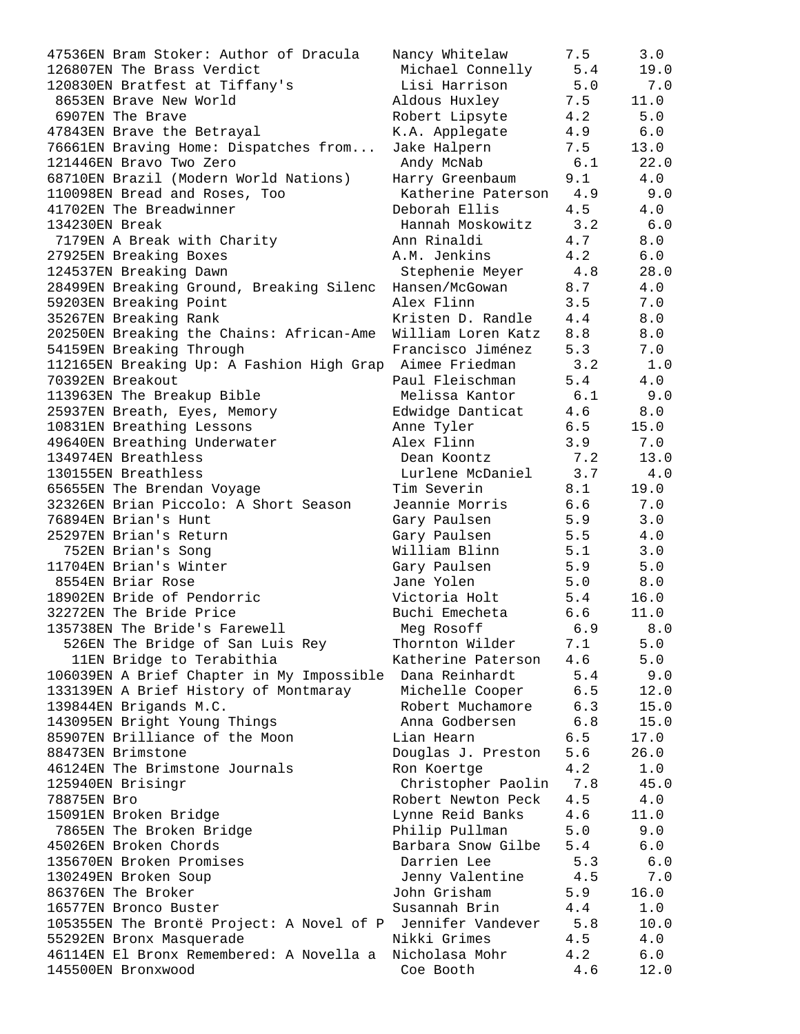| Quiz | Title | Author | Level | Points |
|---|---|---|---|---|
| 47536EN | Bram Stoker: Author of Dracula | Nancy Whitelaw | 7.5 | 3.0 |
| 126807EN | The Brass Verdict | Michael Connelly | 5.4 | 19.0 |
| 120830EN | Bratfest at Tiffany's | Lisi Harrison | 5.0 | 7.0 |
| 8653EN | Brave New World | Aldous Huxley | 7.5 | 11.0 |
| 6907EN | The Brave | Robert Lipsyte | 4.2 | 5.0 |
| 47843EN | Brave the Betrayal | K.A. Applegate | 4.9 | 6.0 |
| 76661EN | Braving Home: Dispatches from... | Jake Halpern | 7.5 | 13.0 |
| 121446EN | Bravo Two Zero | Andy McNab | 6.1 | 22.0 |
| 68710EN | Brazil (Modern World Nations) | Harry Greenbaum | 9.1 | 4.0 |
| 110098EN | Bread and Roses, Too | Katherine Paterson | 4.9 | 9.0 |
| 41702EN | The Breadwinner | Deborah Ellis | 4.5 | 4.0 |
| 134230EN | Break | Hannah Moskowitz | 3.2 | 6.0 |
| 7179EN | A Break with Charity | Ann Rinaldi | 4.7 | 8.0 |
| 27925EN | Breaking Boxes | A.M. Jenkins | 4.2 | 6.0 |
| 124537EN | Breaking Dawn | Stephenie Meyer | 4.8 | 28.0 |
| 28499EN | Breaking Ground, Breaking Silenc | Hansen/McGowan | 8.7 | 4.0 |
| 59203EN | Breaking Point | Alex Flinn | 3.5 | 7.0 |
| 35267EN | Breaking Rank | Kristen D. Randle | 4.4 | 8.0 |
| 20250EN | Breaking the Chains: African-Ame | William Loren Katz | 8.8 | 8.0 |
| 54159EN | Breaking Through | Francisco Jiménez | 5.3 | 7.0 |
| 112165EN | Breaking Up: A Fashion High Grap | Aimee Friedman | 3.2 | 1.0 |
| 70392EN | Breakout | Paul Fleischman | 5.4 | 4.0 |
| 113963EN | The Breakup Bible | Melissa Kantor | 6.1 | 9.0 |
| 25937EN | Breath, Eyes, Memory | Edwidge Danticat | 4.6 | 8.0 |
| 10831EN | Breathing Lessons | Anne Tyler | 6.5 | 15.0 |
| 49640EN | Breathing Underwater | Alex Flinn | 3.9 | 7.0 |
| 134974EN | Breathless | Dean Koontz | 7.2 | 13.0 |
| 130155EN | Breathless | Lurlene McDaniel | 3.7 | 4.0 |
| 65655EN | The Brendan Voyage | Tim Severin | 8.1 | 19.0 |
| 32326EN | Brian Piccolo: A Short Season | Jeannie Morris | 6.6 | 7.0 |
| 76894EN | Brian's Hunt | Gary Paulsen | 5.9 | 3.0 |
| 25297EN | Brian's Return | Gary Paulsen | 5.5 | 4.0 |
| 752EN | Brian's Song | William Blinn | 5.1 | 3.0 |
| 11704EN | Brian's Winter | Gary Paulsen | 5.9 | 5.0 |
| 8554EN | Briar Rose | Jane Yolen | 5.0 | 8.0 |
| 18902EN | Bride of Pendorric | Victoria Holt | 5.4 | 16.0 |
| 32272EN | The Bride Price | Buchi Emecheta | 6.6 | 11.0 |
| 135738EN | The Bride's Farewell | Meg Rosoff | 6.9 | 8.0 |
| 526EN | The Bridge of San Luis Rey | Thornton Wilder | 7.1 | 5.0 |
| 11EN | Bridge to Terabithia | Katherine Paterson | 4.6 | 5.0 |
| 106039EN | A Brief Chapter in My Impossible | Dana Reinhardt | 5.4 | 9.0 |
| 133139EN | A Brief History of Montmaray | Michelle Cooper | 6.5 | 12.0 |
| 139844EN | Brigands M.C. | Robert Muchamore | 6.3 | 15.0 |
| 143095EN | Bright Young Things | Anna Godbersen | 6.8 | 15.0 |
| 85907EN | Brilliance of the Moon | Lian Hearn | 6.5 | 17.0 |
| 88473EN | Brimstone | Douglas J. Preston | 5.6 | 26.0 |
| 46124EN | The Brimstone Journals | Ron Koertge | 4.2 | 1.0 |
| 125940EN | Brisingr | Christopher Paolin | 7.8 | 45.0 |
| 78875EN | Bro | Robert Newton Peck | 4.5 | 4.0 |
| 15091EN | Broken Bridge | Lynne Reid Banks | 4.6 | 11.0 |
| 7865EN | The Broken Bridge | Philip Pullman | 5.0 | 9.0 |
| 45026EN | Broken Chords | Barbara Snow Gilbe | 5.4 | 6.0 |
| 135670EN | Broken Promises | Darrien Lee | 5.3 | 6.0 |
| 130249EN | Broken Soup | Jenny Valentine | 4.5 | 7.0 |
| 86376EN | The Broker | John Grisham | 5.9 | 16.0 |
| 16577EN | Bronco Buster | Susannah Brin | 4.4 | 1.0 |
| 105355EN | The Brontë Project: A Novel of P | Jennifer Vandever | 5.8 | 10.0 |
| 55292EN | Bronx Masquerade | Nikki Grimes | 4.5 | 4.0 |
| 46114EN | El Bronx Remembered: A Novella a | Nicholasa Mohr | 4.2 | 6.0 |
| 145500EN | Bronxwood | Coe Booth | 4.6 | 12.0 |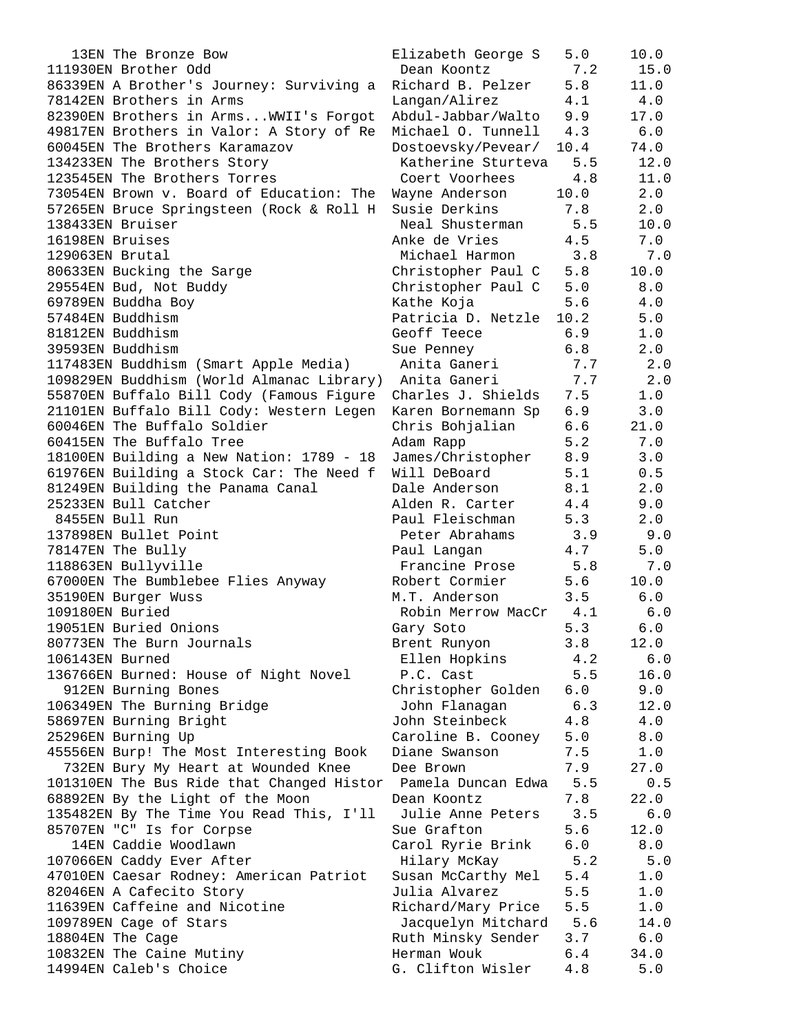```
   13EN The Bronze Bow                     Elizabeth George S   5.0     10.0
111930EN Brother Odd                        Dean Koontz          7.2     15.0
86339EN A Brother's Journey: Surviving a  Richard B. Pelzer    5.8     11.0
78142EN Brothers in Arms                   Langan/Alirez        4.1      4.0
82390EN Brothers in Arms...WWII's Forgot   Abdul-Jabbar/Walto   9.9     17.0
49817EN Brothers in Valor: A Story of Re   Michael O. Tunnell   4.3      6.0
60045EN The Brothers Karamazov             Dostoevsky/Pevear/  10.4     74.0
134233EN The Brothers Story                 Katherine Sturteva   5.5     12.0
123545EN The Brothers Torres                Coert Voorhees       4.8     11.0
73054EN Brown v. Board of Education: The   Wayne Anderson      10.0      2.0
57265EN Bruce Springsteen (Rock & Roll H   Susie Derkins        7.8      2.0
138433EN Bruiser                            Neal Shusterman      5.5     10.0
16198EN Bruises                            Anke de Vries        4.5      7.0
129063EN Brutal                             Michael Harmon       3.8      7.0
80633EN Bucking the Sarge                  Christopher Paul C   5.8     10.0
29554EN Bud, Not Buddy                     Christopher Paul C   5.0      8.0
69789EN Buddha Boy                         Kathe Koja           5.6      4.0
57484EN Buddhism                           Patricia D. Netzle  10.2      5.0
81812EN Buddhism                           Geoff Teece          6.9      1.0
39593EN Buddhism                           Sue Penney           6.8      2.0
117483EN Buddhism (Smart Apple Media)       Anita Ganeri         7.7      2.0
109829EN Buddhism (World Almanac Library)   Anita Ganeri         7.7      2.0
55870EN Buffalo Bill Cody (Famous Figure   Charles J. Shields   7.5      1.0
21101EN Buffalo Bill Cody: Western Legen   Karen Bornemann Sp   6.9      3.0
60046EN The Buffalo Soldier                Chris Bohjalian      6.6     21.0
60415EN The Buffalo Tree                   Adam Rapp            5.2      7.0
18100EN Building a New Nation: 1789 - 18   James/Christopher    8.9      3.0
61976EN Building a Stock Car: The Need f   Will DeBoard         5.1      0.5
81249EN Building the Panama Canal          Dale Anderson        8.1      2.0
25233EN Bull Catcher                       Alden R. Carter      4.4      9.0
 8455EN Bull Run                           Paul Fleischman      5.3      2.0
137898EN Bullet Point                       Peter Abrahams       3.9      9.0
78147EN The Bully                          Paul Langan          4.7      5.0
118863EN Bullyville                         Francine Prose       5.8      7.0
67000EN The Bumblebee Flies Anyway         Robert Cormier       5.6     10.0
35190EN Burger Wuss                        M.T. Anderson        3.5      6.0
109180EN Buried                             Robin Merrow MacCr   4.1      6.0
19051EN Buried Onions                      Gary Soto            5.3      6.0
80773EN The Burn Journals                  Brent Runyon         3.8     12.0
106143EN Burned                             Ellen Hopkins        4.2      6.0
136766EN Burned: House of Night Novel       P.C. Cast            5.5     16.0
  912EN Burning Bones                      Christopher Golden   6.0      9.0
106349EN The Burning Bridge                 John Flanagan        6.3     12.0
58697EN Burning Bright                     John Steinbeck       4.8      4.0
25296EN Burning Up                         Caroline B. Cooney   5.0      8.0
45556EN Burp! The Most Interesting Book    Diane Swanson        7.5      1.0
  732EN Bury My Heart at Wounded Knee      Dee Brown            7.9     27.0
101310EN The Bus Ride that Changed Histor   Pamela Duncan Edwa   5.5      0.5
68892EN By the Light of the Moon           Dean Koontz          7.8     22.0
135482EN By The Time You Read This, I'll    Julie Anne Peters    3.5      6.0
85707EN "C" Is for Corpse                  Sue Grafton          5.6     12.0
   14EN Caddie Woodlawn                    Carol Ryrie Brink    6.0      8.0
107066EN Caddy Ever After                   Hilary McKay         5.2      5.0
47010EN Caesar Rodney: American Patriot    Susan McCarthy Mel   5.4      1.0
82046EN A Cafecito Story                   Julia Alvarez        5.5      1.0
11639EN Caffeine and Nicotine              Richard/Mary Price   5.5      1.0
109789EN Cage of Stars                      Jacquelyn Mitchard   5.6     14.0
18804EN The Cage                           Ruth Minsky Sender   3.7      6.0
10832EN The Caine Mutiny                   Herman Wouk          6.4     34.0
14994EN Caleb's Choice                     G. Clifton Wisler    4.8      5.0
```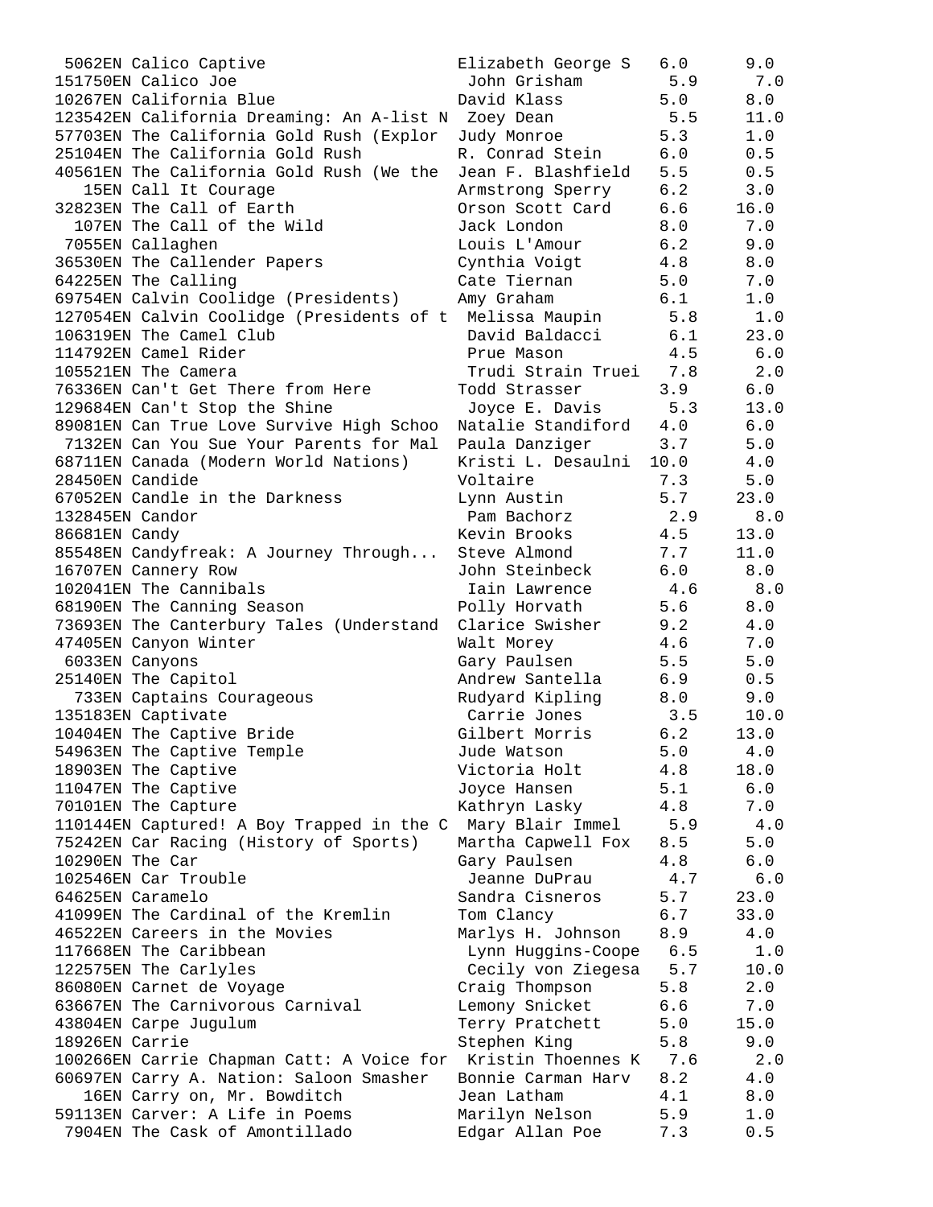```
 5062EN Calico Captive                 Elizabeth George S   6.0     9.0
151750EN Calico Joe                     John Grisham        5.9     7.0
10267EN California Blue                David Klass         5.0     8.0
123542EN California Dreaming: An A-list N  Zoey Dean         5.5    11.0
57703EN The California Gold Rush (Explor  Judy Monroe        5.3     1.0
25104EN The California Gold Rush       R. Conrad Stein     6.0     0.5
40561EN The California Gold Rush (We the  Jean F. Blashfield  5.5     0.5
   15EN Call It Courage                Armstrong Sperry    6.2     3.0
32823EN The Call of Earth              Orson Scott Card    6.6    16.0
  107EN The Call of the Wild           Jack London         8.0     7.0
 7055EN Callaghen                      Louis L'Amour       6.2     9.0
36530EN The Callender Papers           Cynthia Voigt       4.8     8.0
64225EN The Calling                    Cate Tiernan        5.0     7.0
69754EN Calvin Coolidge (Presidents)   Amy Graham          6.1     1.0
127054EN Calvin Coolidge (Presidents of t  Melissa Maupin    5.8     1.0
106319EN The Camel Club                 David Baldacci      6.1    23.0
114792EN Camel Rider                    Prue Mason          4.5     6.0
105521EN The Camera                     Trudi Strain Truei  7.8     2.0
76336EN Can't Get There from Here      Todd Strasser       3.9     6.0
129684EN Can't Stop the Shine           Joyce E. Davis      5.3    13.0
89081EN Can True Love Survive High Schoo  Natalie Standiford  4.0     6.0
 7132EN Can You Sue Your Parents for Mal  Paula Danziger     3.7     5.0
68711EN Canada (Modern World Nations)  Kristi L. Desaulni 10.0     4.0
28450EN Candide                        Voltaire            7.3     5.0
67052EN Candle in the Darkness         Lynn Austin         5.7    23.0
132845EN Candor                         Pam Bachorz         2.9     8.0
86681EN Candy                          Kevin Brooks        4.5    13.0
85548EN Candyfreak: A Journey Through...  Steve Almond       7.7    11.0
16707EN Cannery Row                    John Steinbeck      6.0     8.0
102041EN The Cannibals                  Iain Lawrence       4.6     8.0
68190EN The Canning Season             Polly Horvath       5.6     8.0
73693EN The Canterbury Tales (Understand  Clarice Swisher    9.2     4.0
47405EN Canyon Winter                  Walt Morey          4.6     7.0
 6033EN Canyons                        Gary Paulsen        5.5     5.0
25140EN The Capitol                    Andrew Santella     6.9     0.5
  733EN Captains Courageous            Rudyard Kipling     8.0     9.0
135183EN Captivate                      Carrie Jones        3.5    10.0
10404EN The Captive Bride              Gilbert Morris      6.2    13.0
54963EN The Captive Temple             Jude Watson         5.0     4.0
18903EN The Captive                    Victoria Holt       4.8    18.0
11047EN The Captive                    Joyce Hansen        5.1     6.0
70101EN The Capture                    Kathryn Lasky       4.8     7.0
110144EN Captured! A Boy Trapped in the C  Mary Blair Immel   5.9     4.0
75242EN Car Racing (History of Sports)  Martha Capwell Fox  8.5     5.0
10290EN The Car                        Gary Paulsen        4.8     6.0
102546EN Car Trouble                    Jeanne DuPrau       4.7     6.0
64625EN Caramelo                       Sandra Cisneros     5.7    23.0
41099EN The Cardinal of the Kremlin    Tom Clancy          6.7    33.0
46522EN Careers in the Movies          Marlys H. Johnson   8.9     4.0
117668EN The Caribbean                  Lynn Huggins-Coope  6.5     1.0
122575EN The Carlyles                   Cecily von Ziegesa  5.7    10.0
86080EN Carnet de Voyage               Craig Thompson      5.8     2.0
63667EN The Carnivorous Carnival       Lemony Snicket      6.6     7.0
43804EN Carpe Jugulum                  Terry Pratchett     5.0    15.0
18926EN Carrie                         Stephen King        5.8     9.0
100266EN Carrie Chapman Catt: A Voice for  Kristin Thoennes K  7.6     2.0
60697EN Carry A. Nation: Saloon Smasher  Bonnie Carman Harv  8.2     4.0
   16EN Carry on, Mr. Bowditch         Jean Latham         4.1     8.0
59113EN Carver: A Life in Poems        Marilyn Nelson      5.9     1.0
 7904EN The Cask of Amontillado        Edgar Allan Poe     7.3     0.5
```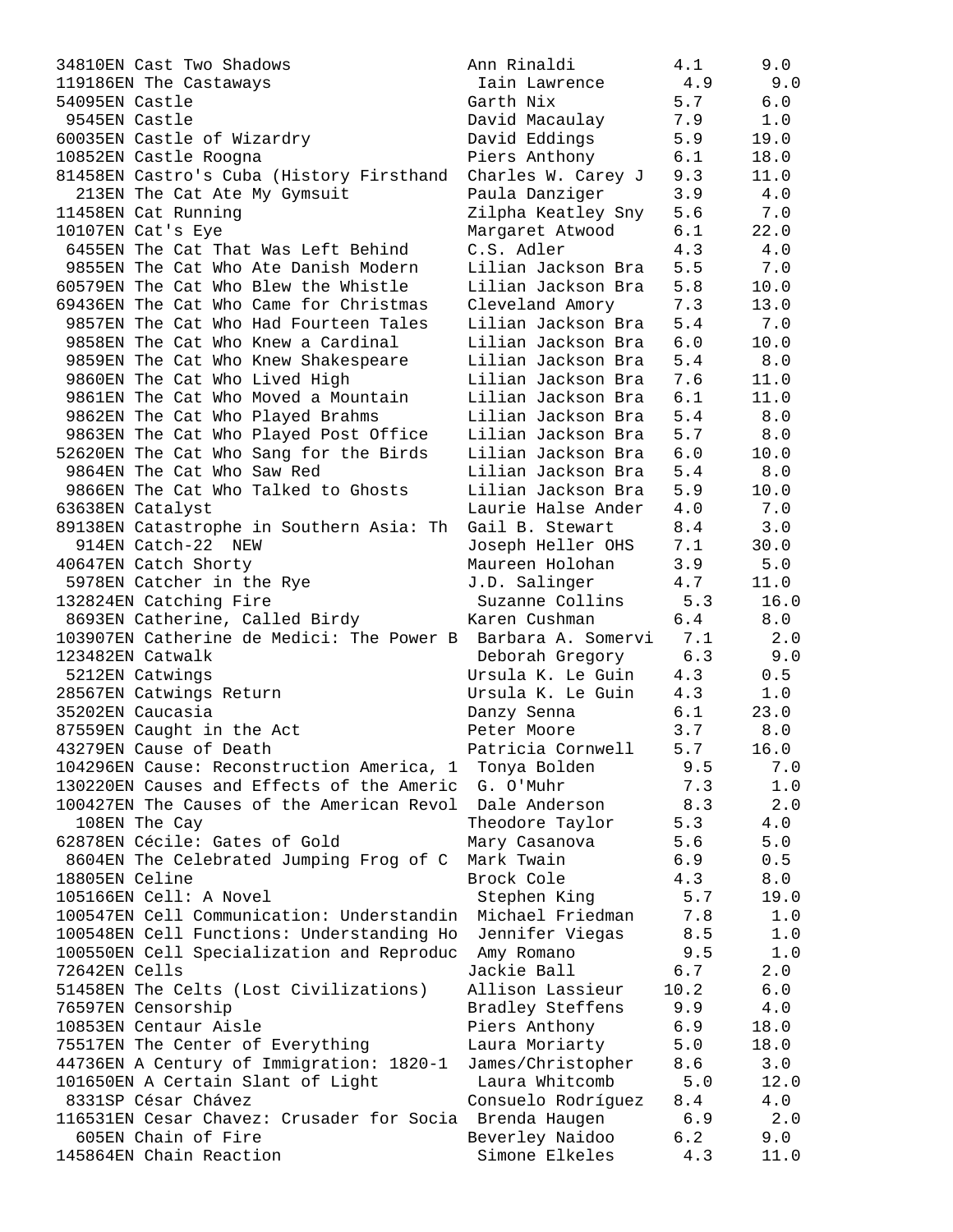```
34810EN Cast Two Shadows                 Ann Rinaldi         4.1      9.0
119186EN The Castaways                   Iain Lawrence       4.9      9.0
54095EN Castle                           Garth Nix           5.7      6.0
 9545EN Castle                           David Macaulay      7.9      1.0
60035EN Castle of Wizardry               David Eddings       5.9     19.0
10852EN Castle Roogna                    Piers Anthony       6.1     18.0
81458EN Castro's Cuba (History Firsthand  Charles W. Carey J  9.3     11.0
  213EN The Cat Ate My Gymsuit           Paula Danziger      3.9      4.0
11458EN Cat Running                      Zilpha Keatley Sny  5.6      7.0
10107EN Cat's Eye                        Margaret Atwood     6.1     22.0
 6455EN The Cat That Was Left Behind     C.S. Adler          4.3      4.0
 9855EN The Cat Who Ate Danish Modern    Lilian Jackson Bra  5.5      7.0
60579EN The Cat Who Blew the Whistle     Lilian Jackson Bra  5.8     10.0
69436EN The Cat Who Came for Christmas   Cleveland Amory     7.3     13.0
 9857EN The Cat Who Had Fourteen Tales   Lilian Jackson Bra  5.4      7.0
 9858EN The Cat Who Knew a Cardinal      Lilian Jackson Bra  6.0     10.0
 9859EN The Cat Who Knew Shakespeare     Lilian Jackson Bra  5.4      8.0
 9860EN The Cat Who Lived High           Lilian Jackson Bra  7.6     11.0
 9861EN The Cat Who Moved a Mountain     Lilian Jackson Bra  6.1     11.0
 9862EN The Cat Who Played Brahms        Lilian Jackson Bra  5.4      8.0
 9863EN The Cat Who Played Post Office   Lilian Jackson Bra  5.7      8.0
52620EN The Cat Who Sang for the Birds   Lilian Jackson Bra  6.0     10.0
 9864EN The Cat Who Saw Red              Lilian Jackson Bra  5.4      8.0
 9866EN The Cat Who Talked to Ghosts     Lilian Jackson Bra  5.9     10.0
63638EN Catalyst                         Laurie Halse Ander  4.0      7.0
89138EN Catastrophe in Southern Asia: Th  Gail B. Stewart     8.4      3.0
  914EN Catch-22  NEW                    Joseph Heller OHS   7.1     30.0
40647EN Catch Shorty                     Maureen Holohan     3.9      5.0
 5978EN Catcher in the Rye               J.D. Salinger       4.7     11.0
132824EN Catching Fire                   Suzanne Collins     5.3     16.0
 8693EN Catherine, Called Birdy          Karen Cushman       6.4      8.0
103907EN Catherine de Medici: The Power B  Barbara A. Somervi  7.1      2.0
123482EN Catwalk                         Deborah Gregory     6.3      9.0
 5212EN Catwings                         Ursula K. Le Guin   4.3      0.5
28567EN Catwings Return                  Ursula K. Le Guin   4.3      1.0
35202EN Caucasia                         Danzy Senna         6.1     23.0
87559EN Caught in the Act                Peter Moore         3.7      8.0
43279EN Cause of Death                   Patricia Cornwell   5.7     16.0
104296EN Cause: Reconstruction America, 1  Tonya Bolden        9.5      7.0
130220EN Causes and Effects of the Americ  G. O'Muhr           7.3      1.0
100427EN The Causes of the American Revol  Dale Anderson       8.3      2.0
  108EN The Cay                          Theodore Taylor     5.3      4.0
62878EN Cécile: Gates of Gold            Mary Casanova       5.6      5.0
 8604EN The Celebrated Jumping Frog of C  Mark Twain          6.9      0.5
18805EN Celine                           Brock Cole          4.3      8.0
105166EN Cell: A Novel                   Stephen King        5.7     19.0
100547EN Cell Communication: Understandin  Michael Friedman    7.8      1.0
100548EN Cell Functions: Understanding Ho  Jennifer Viegas     8.5      1.0
100550EN Cell Specialization and Reproduc  Amy Romano          9.5      1.0
72642EN Cells                            Jackie Ball         6.7      2.0
51458EN The Celts (Lost Civilizations)   Allison Lassieur   10.2      6.0
76597EN Censorship                       Bradley Steffens    9.9      4.0
10853EN Centaur Aisle                    Piers Anthony       6.9     18.0
75517EN The Center of Everything         Laura Moriarty      5.0     18.0
44736EN A Century of Immigration: 1820-1  James/Christopher   8.6      3.0
101650EN A Certain Slant of Light        Laura Whitcomb      5.0     12.0
 8331SP César Chávez                     Consuelo Rodríguez  8.4      4.0
116531EN Cesar Chavez: Crusader for Socia  Brenda Haugen       6.9      2.0
  605EN Chain of Fire                    Beverley Naidoo     6.2      9.0
145864EN Chain Reaction                  Simone Elkeles      4.3     11.0
```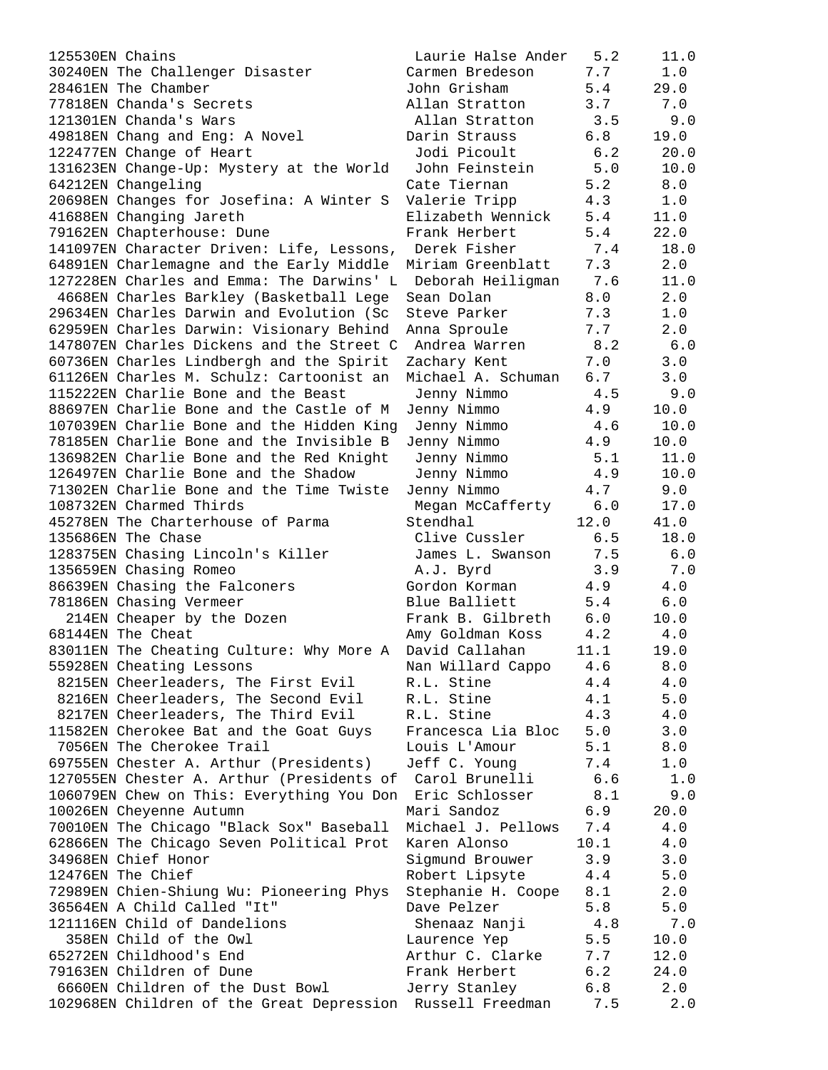| Quiz No. | Title | Author | Book Level | Points |
|---|---|---|---|---|
| 125530EN | Chains | Laurie Halse Ander | 5.2 | 11.0 |
| 30240EN | The Challenger Disaster | Carmen Bredeson | 7.7 | 1.0 |
| 28461EN | The Chamber | John Grisham | 5.4 | 29.0 |
| 77818EN | Chanda's Secrets | Allan Stratton | 3.7 | 7.0 |
| 121301EN | Chanda's Wars | Allan Stratton | 3.5 | 9.0 |
| 49818EN | Chang and Eng: A Novel | Darin Strauss | 6.8 | 19.0 |
| 122477EN | Change of Heart | Jodi Picoult | 6.2 | 20.0 |
| 131623EN | Change-Up: Mystery at the World | John Feinstein | 5.0 | 10.0 |
| 64212EN | Changeling | Cate Tiernan | 5.2 | 8.0 |
| 20698EN | Changes for Josefina: A Winter S | Valerie Tripp | 4.3 | 1.0 |
| 41688EN | Changing Jareth | Elizabeth Wennick | 5.4 | 11.0 |
| 79162EN | Chapterhouse: Dune | Frank Herbert | 5.4 | 22.0 |
| 141097EN | Character Driven: Life, Lessons, | Derek Fisher | 7.4 | 18.0 |
| 64891EN | Charlemagne and the Early Middle | Miriam Greenblatt | 7.3 | 2.0 |
| 127228EN | Charles and Emma: The Darwins' L | Deborah Heiligman | 7.6 | 11.0 |
| 4668EN | Charles Barkley (Basketball Lege | Sean Dolan | 8.0 | 2.0 |
| 29634EN | Charles Darwin and Evolution (Sc | Steve Parker | 7.3 | 1.0 |
| 62959EN | Charles Darwin: Visionary Behind | Anna Sproule | 7.7 | 2.0 |
| 147807EN | Charles Dickens and the Street C | Andrea Warren | 8.2 | 6.0 |
| 60736EN | Charles Lindbergh and the Spirit | Zachary Kent | 7.0 | 3.0 |
| 61126EN | Charles M. Schulz: Cartoonist an | Michael A. Schuman | 6.7 | 3.0 |
| 115222EN | Charlie Bone and the Beast | Jenny Nimmo | 4.5 | 9.0 |
| 88697EN | Charlie Bone and the Castle of M | Jenny Nimmo | 4.9 | 10.0 |
| 107039EN | Charlie Bone and the Hidden King | Jenny Nimmo | 4.6 | 10.0 |
| 78185EN | Charlie Bone and the Invisible B | Jenny Nimmo | 4.9 | 10.0 |
| 136982EN | Charlie Bone and the Red Knight | Jenny Nimmo | 5.1 | 11.0 |
| 126497EN | Charlie Bone and the Shadow | Jenny Nimmo | 4.9 | 10.0 |
| 71302EN | Charlie Bone and the Time Twiste | Jenny Nimmo | 4.7 | 9.0 |
| 108732EN | Charmed Thirds | Megan McCafferty | 6.0 | 17.0 |
| 45278EN | The Charterhouse of Parma | Stendhal | 12.0 | 41.0 |
| 135686EN | The Chase | Clive Cussler | 6.5 | 18.0 |
| 128375EN | Chasing Lincoln's Killer | James L. Swanson | 7.5 | 6.0 |
| 135659EN | Chasing Romeo | A.J. Byrd | 3.9 | 7.0 |
| 86639EN | Chasing the Falconers | Gordon Korman | 4.9 | 4.0 |
| 78186EN | Chasing Vermeer | Blue Balliett | 5.4 | 6.0 |
| 214EN | Cheaper by the Dozen | Frank B. Gilbreth | 6.0 | 10.0 |
| 68144EN | The Cheat | Amy Goldman Koss | 4.2 | 4.0 |
| 83011EN | The Cheating Culture: Why More A | David Callahan | 11.1 | 19.0 |
| 55928EN | Cheating Lessons | Nan Willard Cappo | 4.6 | 8.0 |
| 8215EN | Cheerleaders, The First Evil | R.L. Stine | 4.4 | 4.0 |
| 8216EN | Cheerleaders, The Second Evil | R.L. Stine | 4.1 | 5.0 |
| 8217EN | Cheerleaders, The Third Evil | R.L. Stine | 4.3 | 4.0 |
| 11582EN | Cherokee Bat and the Goat Guys | Francesca Lia Bloc | 5.0 | 3.0 |
| 7056EN | The Cherokee Trail | Louis L'Amour | 5.1 | 8.0 |
| 69755EN | Chester A. Arthur (Presidents) | Jeff C. Young | 7.4 | 1.0 |
| 127055EN | Chester A. Arthur (Presidents of | Carol Brunelli | 6.6 | 1.0 |
| 106079EN | Chew on This: Everything You Don | Eric Schlosser | 8.1 | 9.0 |
| 10026EN | Cheyenne Autumn | Mari Sandoz | 6.9 | 20.0 |
| 70010EN | The Chicago "Black Sox" Baseball | Michael J. Pellows | 7.4 | 4.0 |
| 62866EN | The Chicago Seven Political Prot | Karen Alonso | 10.1 | 4.0 |
| 34968EN | Chief Honor | Sigmund Brouwer | 3.9 | 3.0 |
| 12476EN | The Chief | Robert Lipsyte | 4.4 | 5.0 |
| 72989EN | Chien-Shiung Wu: Pioneering Phys | Stephanie H. Coope | 8.1 | 2.0 |
| 36564EN | A Child Called "It" | Dave Pelzer | 5.8 | 5.0 |
| 121116EN | Child of Dandelions | Shenaaz Nanji | 4.8 | 7.0 |
| 358EN | Child of the Owl | Laurence Yep | 5.5 | 10.0 |
| 65272EN | Childhood's End | Arthur C. Clarke | 7.7 | 12.0 |
| 79163EN | Children of Dune | Frank Herbert | 6.2 | 24.0 |
| 6660EN | Children of the Dust Bowl | Jerry Stanley | 6.8 | 2.0 |
| 102968EN | Children of the Great Depression | Russell Freedman | 7.5 | 2.0 |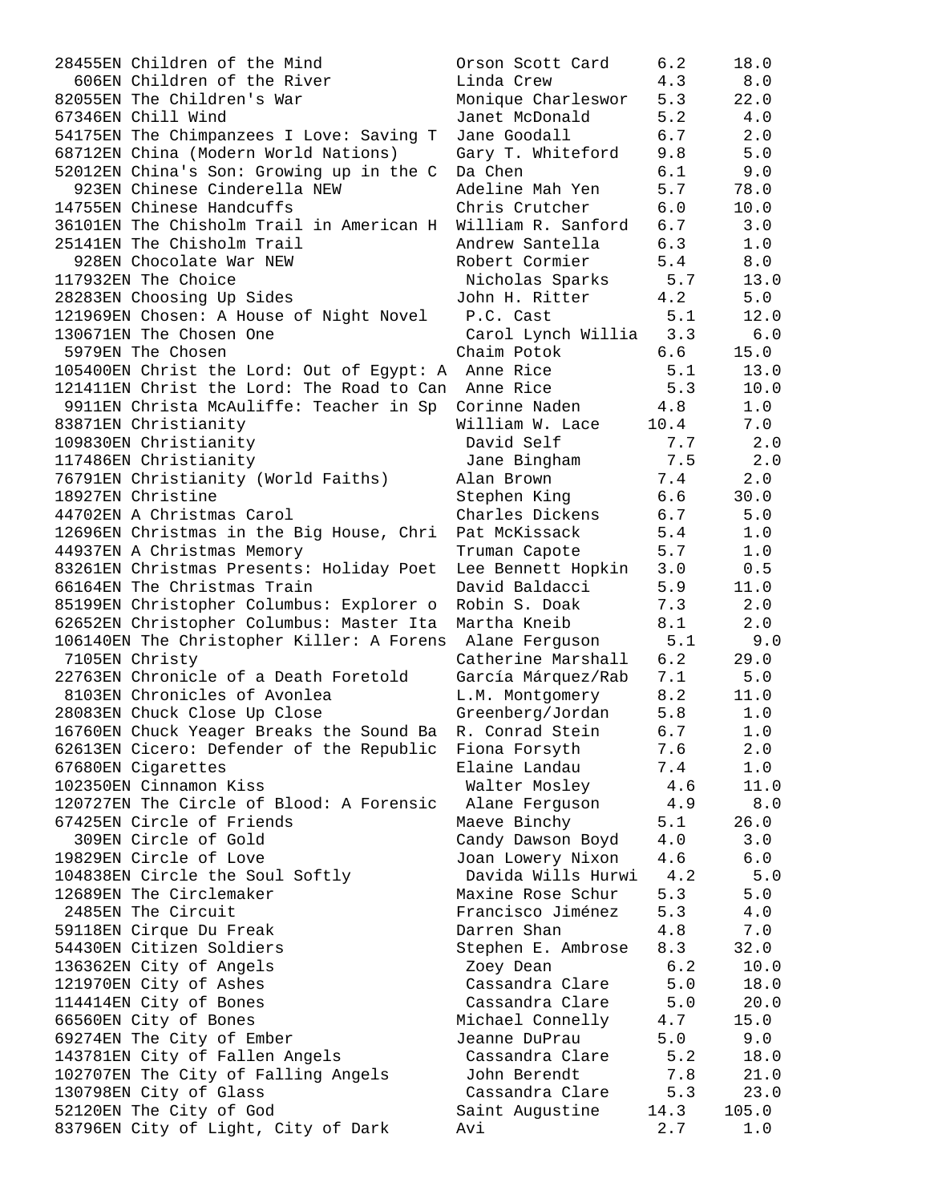```
28455EN Children of the Mind            Orson Scott Card     6.2     18.0
  606EN Children of the River           Linda Crew           4.3      8.0
82055EN The Children's War              Monique Charleswor   5.3     22.0
67346EN Chill Wind                      Janet McDonald       5.2      4.0
54175EN The Chimpanzees I Love: Saving T Jane Goodall        6.7      2.0
68712EN China (Modern World Nations)    Gary T. Whiteford    9.8      5.0
52012EN China's Son: Growing up in the C Da Chen             6.1      9.0
  923EN Chinese Cinderella NEW          Adeline Mah Yen      5.7     78.0
14755EN Chinese Handcuffs               Chris Crutcher       6.0     10.0
36101EN The Chisholm Trail in American H William R. Sanford  6.7      3.0
25141EN The Chisholm Trail              Andrew Santella      6.3      1.0
  928EN Chocolate War NEW               Robert Cormier       5.4      8.0
117932EN The Choice                      Nicholas Sparks      5.7     13.0
28283EN Choosing Up Sides               John H. Ritter       4.2      5.0
121969EN Chosen: A House of Night Novel   P.C. Cast            5.1     12.0
130671EN The Chosen One                   Carol Lynch Willia   3.3      6.0
 5979EN The Chosen                      Chaim Potok          6.6     15.0
105400EN Christ the Lord: Out of Egypt: A  Anne Rice            5.1     13.0
121411EN Christ the Lord: The Road to Can  Anne Rice            5.3     10.0
 9911EN Christa McAuliffe: Teacher in Sp Corinne Naden       4.8      1.0
83871EN Christianity                    William W. Lace     10.4      7.0
109830EN Christianity                     David Self           7.7      2.0
117486EN Christianity                     Jane Bingham         7.5      2.0
76791EN Christianity (World Faiths)     Alan Brown           7.4      2.0
18927EN Christine                       Stephen King         6.6     30.0
44702EN A Christmas Carol               Charles Dickens      6.7      5.0
12696EN Christmas in the Big House, Chri Pat McKissack       5.4      1.0
44937EN A Christmas Memory              Truman Capote        5.7      1.0
83261EN Christmas Presents: Holiday Poet Lee Bennett Hopkin  3.0      0.5
66164EN The Christmas Train             David Baldacci       5.9     11.0
85199EN Christopher Columbus: Explorer o Robin S. Doak       7.3      2.0
62652EN Christopher Columbus: Master Ita Martha Kneib        8.1      2.0
106140EN The Christopher Killer: A Forens  Alane Ferguson       5.1      9.0
 7105EN Christy                         Catherine Marshall   6.2     29.0
22763EN Chronicle of a Death Foretold   García Márquez/Rab   7.1      5.0
 8103EN Chronicles of Avonlea           L.M. Montgomery      8.2     11.0
28083EN Chuck Close Up Close            Greenberg/Jordan     5.8      1.0
16760EN Chuck Yeager Breaks the Sound Ba R. Conrad Stein     6.7      1.0
62613EN Cicero: Defender of the Republic Fiona Forsyth       7.6      2.0
67680EN Cigarettes                      Elaine Landau        7.4      1.0
102350EN Cinnamon Kiss                    Walter Mosley        4.6     11.0
120727EN The Circle of Blood: A Forensic  Alane Ferguson       4.9      8.0
67425EN Circle of Friends               Maeve Binchy         5.1     26.0
  309EN Circle of Gold                  Candy Dawson Boyd    4.0      3.0
19829EN Circle of Love                  Joan Lowery Nixon    4.6      6.0
104838EN Circle the Soul Softly           Davida Wills Hurwi   4.2      5.0
12689EN The Circlemaker                 Maxine Rose Schur    5.3      5.0
 2485EN The Circuit                     Francisco Jiménez    5.3      4.0
59118EN Cirque Du Freak                 Darren Shan          4.8      7.0
54430EN Citizen Soldiers                Stephen E. Ambrose   8.3     32.0
136362EN City of Angels                   Zoey Dean            6.2     10.0
121970EN City of Ashes                    Cassandra Clare      5.0     18.0
114414EN City of Bones                    Cassandra Clare      5.0     20.0
66560EN City of Bones                   Michael Connelly     4.7     15.0
69274EN The City of Ember               Jeanne DuPrau        5.0      9.0
143781EN City of Fallen Angels            Cassandra Clare      5.2     18.0
102707EN The City of Falling Angels       John Berendt         7.8     21.0
130798EN City of Glass                    Cassandra Clare      5.3     23.0
52120EN The City of God                 Saint Augustine     14.3    105.0
83796EN City of Light, City of Dark     Avi                  2.7      1.0
```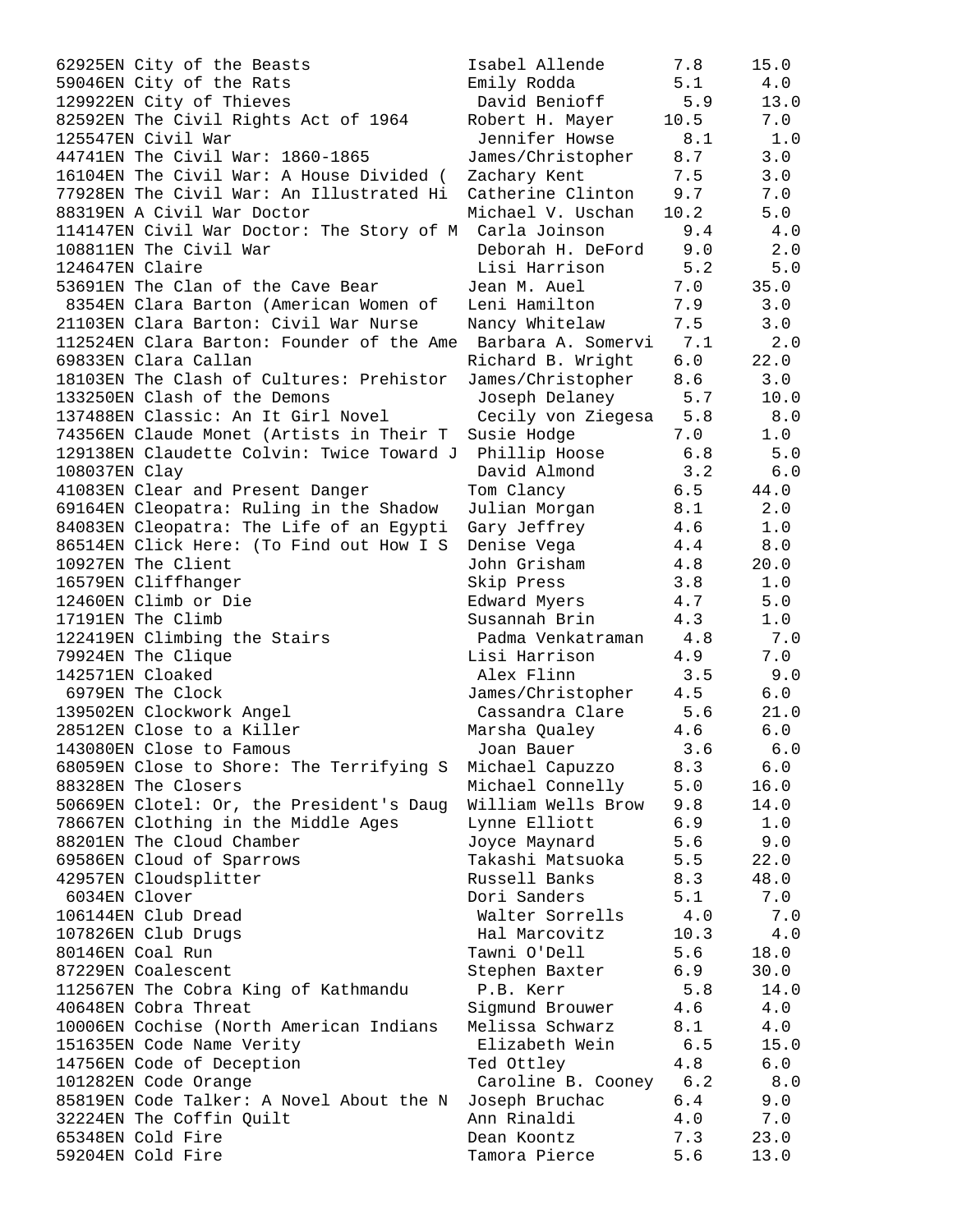```
62925EN City of the Beasts              Isabel Allende      7.8     15.0
59046EN City of the Rats                Emily Rodda         5.1      4.0
129922EN City of Thieves                 David Benioff       5.9     13.0
82592EN The Civil Rights Act of 1964    Robert H. Mayer    10.5      7.0
125547EN Civil War                       Jennifer Howse      8.1      1.0
44741EN The Civil War: 1860-1865        James/Christopher   8.7      3.0
16104EN The Civil War: A House Divided (  Zachary Kent        7.5      3.0
77928EN The Civil War: An Illustrated Hi  Catherine Clinton   9.7      7.0
88319EN A Civil War Doctor              Michael V. Uschan  10.2      5.0
114147EN Civil War Doctor: The Story of M  Carla Joinson       9.4      4.0
108811EN The Civil War                   Deborah H. DeFord   9.0      2.0
124647EN Claire                          Lisi Harrison       5.2      5.0
53691EN The Clan of the Cave Bear       Jean M. Auel        7.0     35.0
 8354EN Clara Barton (American Women of  Leni Hamilton       7.9      3.0
21103EN Clara Barton: Civil War Nurse   Nancy Whitelaw      7.5      3.0
112524EN Clara Barton: Founder of the Ame  Barbara A. Somervi   7.1      2.0
69833EN Clara Callan                    Richard B. Wright   6.0     22.0
18103EN The Clash of Cultures: Prehistor  James/Christopher   8.6      3.0
133250EN Clash of the Demons             Joseph Delaney      5.7     10.0
137488EN Classic: An It Girl Novel       Cecily von Ziegesa  5.8      8.0
74356EN Claude Monet (Artists in Their T  Susie Hodge         7.0      1.0
129138EN Claudette Colvin: Twice Toward J  Phillip Hoose       6.8      5.0
108037EN Clay                            David Almond        3.2      6.0
41083EN Clear and Present Danger        Tom Clancy          6.5     44.0
69164EN Cleopatra: Ruling in the Shadow  Julian Morgan       8.1      2.0
84083EN Cleopatra: The Life of an Egypti  Gary Jeffrey        4.6      1.0
86514EN Click Here: (To Find out How I S  Denise Vega         4.4      8.0
10927EN The Client                      John Grisham        4.8     20.0
16579EN Cliffhanger                     Skip Press          3.8      1.0
12460EN Climb or Die                    Edward Myers        4.7      5.0
17191EN The Climb                       Susannah Brin       4.3      1.0
122419EN Climbing the Stairs             Padma Venkatraman   4.8      7.0
79924EN The Clique                      Lisi Harrison       4.9      7.0
142571EN Cloaked                         Alex Flinn          3.5      9.0
 6979EN The Clock                       James/Christopher   4.5      6.0
139502EN Clockwork Angel                 Cassandra Clare     5.6     21.0
28512EN Close to a Killer               Marsha Qualey       4.6      6.0
143080EN Close to Famous                 Joan Bauer          3.6      6.0
68059EN Close to Shore: The Terrifying S  Michael Capuzzo     8.3      6.0
88328EN The Closers                     Michael Connelly    5.0     16.0
50669EN Clotel: Or, the President's Daug  William Wells Brow   9.8     14.0
78667EN Clothing in the Middle Ages     Lynne Elliott       6.9      1.0
88201EN The Cloud Chamber               Joyce Maynard       5.6      9.0
69586EN Cloud of Sparrows               Takashi Matsuoka    5.5     22.0
42957EN Cloudsplitter                   Russell Banks       8.3     48.0
 6034EN Clover                          Dori Sanders        5.1      7.0
106144EN Club Dread                      Walter Sorrells     4.0      7.0
107826EN Club Drugs                      Hal Marcovitz      10.3      4.0
80146EN Coal Run                        Tawni O'Dell       5.6     18.0
87229EN Coalescent                      Stephen Baxter      6.9     30.0
112567EN The Cobra King of Kathmandu     P.B. Kerr           5.8     14.0
40648EN Cobra Threat                    Sigmund Brouwer     4.6      4.0
10006EN Cochise (North American Indians  Melissa Schwarz     8.1      4.0
151635EN Code Name Verity                Elizabeth Wein      6.5     15.0
14756EN Code of Deception               Ted Ottley          4.8      6.0
101282EN Code Orange                     Caroline B. Cooney  6.2      8.0
85819EN Code Talker: A Novel About the N  Joseph Bruchac      6.4      9.0
32224EN The Coffin Quilt                Ann Rinaldi         4.0      7.0
65348EN Cold Fire                       Dean Koontz         7.3     23.0
59204EN Cold Fire                       Tamora Pierce       5.6     13.0
```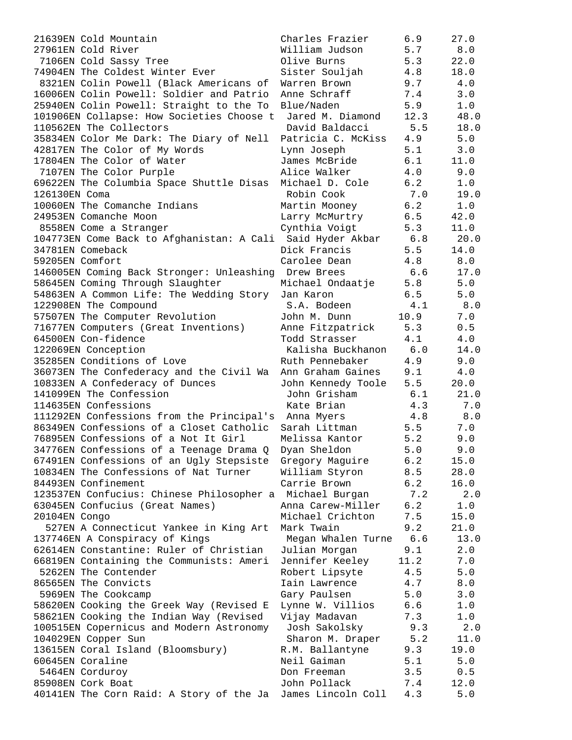| Quiz No. | Title | Author | Level | Points |
|---|---|---|---|---|
| 21639EN | Cold Mountain | Charles Frazier | 6.9 | 27.0 |
| 27961EN | Cold River | William Judson | 5.7 | 8.0 |
| 7106EN | Cold Sassy Tree | Olive Burns | 5.3 | 22.0 |
| 74904EN | The Coldest Winter Ever | Sister Souljah | 4.8 | 18.0 |
| 8321EN | Colin Powell (Black Americans of | Warren Brown | 9.7 | 4.0 |
| 16006EN | Colin Powell: Soldier and Patrio | Anne Schraff | 7.4 | 3.0 |
| 25940EN | Colin Powell: Straight to the To | Blue/Naden | 5.9 | 1.0 |
| 101906EN | Collapse: How Societies Choose t | Jared M. Diamond | 12.3 | 48.0 |
| 110562EN | The Collectors | David Baldacci | 5.5 | 18.0 |
| 35834EN | Color Me Dark: The Diary of Nell | Patricia C. McKiss | 4.9 | 5.0 |
| 42817EN | The Color of My Words | Lynn Joseph | 5.1 | 3.0 |
| 17804EN | The Color of Water | James McBride | 6.1 | 11.0 |
| 7107EN | The Color Purple | Alice Walker | 4.0 | 9.0 |
| 69622EN | The Columbia Space Shuttle Disas | Michael D. Cole | 6.2 | 1.0 |
| 126130EN | Coma | Robin Cook | 7.0 | 19.0 |
| 10060EN | The Comanche Indians | Martin Mooney | 6.2 | 1.0 |
| 24953EN | Comanche Moon | Larry McMurtry | 6.5 | 42.0 |
| 8558EN | Come a Stranger | Cynthia Voigt | 5.3 | 11.0 |
| 104773EN | Come Back to Afghanistan: A Cali | Said Hyder Akbar | 6.8 | 20.0 |
| 34781EN | Comeback | Dick Francis | 5.5 | 14.0 |
| 59205EN | Comfort | Carolee Dean | 4.8 | 8.0 |
| 146005EN | Coming Back Stronger: Unleashing | Drew Brees | 6.6 | 17.0 |
| 58645EN | Coming Through Slaughter | Michael Ondaatje | 5.8 | 5.0 |
| 54863EN | A Common Life: The Wedding Story | Jan Karon | 6.5 | 5.0 |
| 122908EN | The Compound | S.A. Bodeen | 4.1 | 8.0 |
| 57507EN | The Computer Revolution | John M. Dunn | 10.9 | 7.0 |
| 71677EN | Computers (Great Inventions) | Anne Fitzpatrick | 5.3 | 0.5 |
| 64500EN | Con-fidence | Todd Strasser | 4.1 | 4.0 |
| 122069EN | Conception | Kalisha Buckhanon | 6.0 | 14.0 |
| 35285EN | Conditions of Love | Ruth Pennebaker | 4.9 | 9.0 |
| 36073EN | The Confederacy and the Civil Wa | Ann Graham Gaines | 9.1 | 4.0 |
| 10833EN | A Confederacy of Dunces | John Kennedy Toole | 5.5 | 20.0 |
| 141099EN | The Confession | John Grisham | 6.1 | 21.0 |
| 114635EN | Confessions | Kate Brian | 4.3 | 7.0 |
| 111292EN | Confessions from the Principal's | Anna Myers | 4.8 | 8.0 |
| 86349EN | Confessions of a Closet Catholic | Sarah Littman | 5.5 | 7.0 |
| 76895EN | Confessions of a Not It Girl | Melissa Kantor | 5.2 | 9.0 |
| 34776EN | Confessions of a Teenage Drama Q | Dyan Sheldon | 5.0 | 9.0 |
| 67491EN | Confessions of an Ugly Stepsiste | Gregory Maguire | 6.2 | 15.0 |
| 10834EN | The Confessions of Nat Turner | William Styron | 8.5 | 28.0 |
| 84493EN | Confinement | Carrie Brown | 6.2 | 16.0 |
| 123537EN | Confucius: Chinese Philosopher a | Michael Burgan | 7.2 | 2.0 |
| 63045EN | Confucius (Great Names) | Anna Carew-Miller | 6.2 | 1.0 |
| 20104EN | Congo | Michael Crichton | 7.5 | 15.0 |
| 527EN | A Connecticut Yankee in King Art | Mark Twain | 9.2 | 21.0 |
| 137746EN | A Conspiracy of Kings | Megan Whalen Turne | 6.6 | 13.0 |
| 62614EN | Constantine: Ruler of Christian | Julian Morgan | 9.1 | 2.0 |
| 66819EN | Containing the Communists: Ameri | Jennifer Keeley | 11.2 | 7.0 |
| 5262EN | The Contender | Robert Lipsyte | 4.5 | 5.0 |
| 86565EN | The Convicts | Iain Lawrence | 4.7 | 8.0 |
| 5969EN | The Cookcamp | Gary Paulsen | 5.0 | 3.0 |
| 58620EN | Cooking the Greek Way (Revised E | Lynne W. Villios | 6.6 | 1.0 |
| 58621EN | Cooking the Indian Way (Revised | Vijay Madavan | 7.3 | 1.0 |
| 100515EN | Copernicus and Modern Astronomy | Josh Sakolsky | 9.3 | 2.0 |
| 104029EN | Copper Sun | Sharon M. Draper | 5.2 | 11.0 |
| 13615EN | Coral Island (Bloomsbury) | R.M. Ballantyne | 9.3 | 19.0 |
| 60645EN | Coraline | Neil Gaiman | 5.1 | 5.0 |
| 5464EN | Corduroy | Don Freeman | 3.5 | 0.5 |
| 85908EN | Cork Boat | John Pollack | 7.4 | 12.0 |
| 40141EN | The Corn Raid: A Story of the Ja | James Lincoln Coll | 4.3 | 5.0 |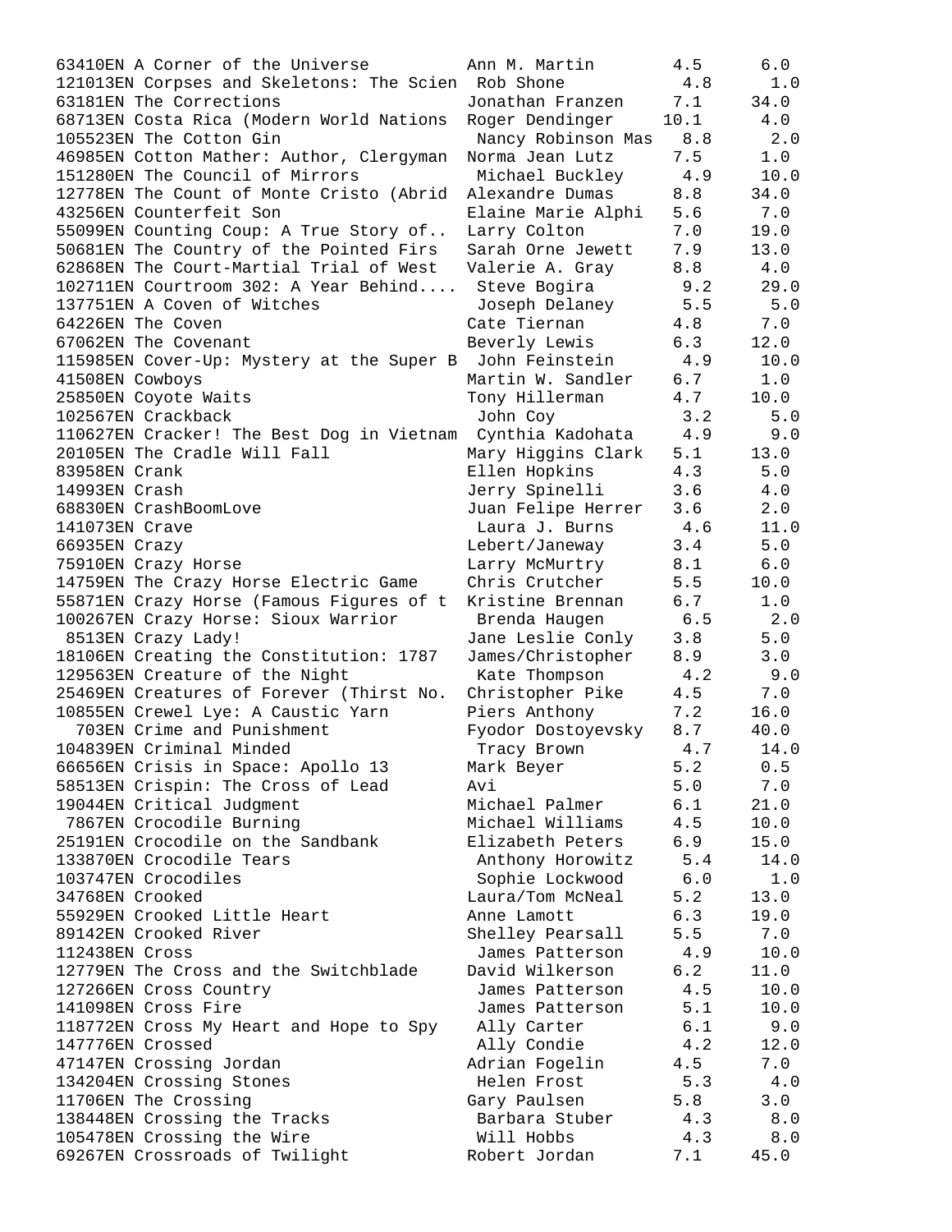```
63410EN A Corner of the Universe         Ann M. Martin       4.5      6.0
121013EN Corpses and Skeletons: The Scien  Rob Shone           4.8      1.0
63181EN The Corrections                  Jonathan Franzen    7.1     34.0
68713EN Costa Rica (Modern World Nations  Roger Dendinger    10.1      4.0
105523EN The Cotton Gin                   Nancy Robinson Mas  8.8      2.0
46985EN Cotton Mather: Author, Clergyman  Norma Jean Lutz     7.5      1.0
151280EN The Council of Mirrors           Michael Buckley     4.9     10.0
12778EN The Count of Monte Cristo (Abrid  Alexandre Dumas     8.8     34.0
43256EN Counterfeit Son                  Elaine Marie Alphi  5.6      7.0
55099EN Counting Coup: A True Story of..  Larry Colton        7.0     19.0
50681EN The Country of the Pointed Firs  Sarah Orne Jewett   7.9     13.0
62868EN The Court-Martial Trial of West   Valerie A. Gray     8.8      4.0
102711EN Courtroom 302: A Year Behind....  Steve Bogira        9.2     29.0
137751EN A Coven of Witches               Joseph Delaney      5.5      5.0
64226EN The Coven                        Cate Tiernan        4.8      7.0
67062EN The Covenant                     Beverly Lewis       6.3     12.0
115985EN Cover-Up: Mystery at the Super B  John Feinstein      4.9     10.0
41508EN Cowboys                          Martin W. Sandler   6.7      1.0
25850EN Coyote Waits                     Tony Hillerman      4.7     10.0
102567EN Crackback                        John Coy            3.2      5.0
110627EN Cracker! The Best Dog in Vietnam  Cynthia Kadohata    4.9      9.0
20105EN The Cradle Will Fall             Mary Higgins Clark  5.1     13.0
83958EN Crank                            Ellen Hopkins       4.3      5.0
14993EN Crash                            Jerry Spinelli      3.6      4.0
68830EN CrashBoomLove                    Juan Felipe Herrer  3.6      2.0
141073EN Crave                            Laura J. Burns      4.6     11.0
66935EN Crazy                            Lebert/Janeway      3.4      5.0
75910EN Crazy Horse                      Larry McMurtry      8.1      6.0
14759EN The Crazy Horse Electric Game    Chris Crutcher      5.5     10.0
55871EN Crazy Horse (Famous Figures of t  Kristine Brennan    6.7      1.0
100267EN Crazy Horse: Sioux Warrior       Brenda Haugen       6.5      2.0
 8513EN Crazy Lady!                      Jane Leslie Conly   3.8      5.0
18106EN Creating the Constitution: 1787  James/Christopher   8.9      3.0
129563EN Creature of the Night            Kate Thompson       4.2      9.0
25469EN Creatures of Forever (Thirst No.  Christopher Pike    4.5      7.0
10855EN Crewel Lye: A Caustic Yarn       Piers Anthony       7.2     16.0
  703EN Crime and Punishment             Fyodor Dostoyevsky  8.7     40.0
104839EN Criminal Minded                  Tracy Brown         4.7     14.0
66656EN Crisis in Space: Apollo 13       Mark Beyer          5.2      0.5
58513EN Crispin: The Cross of Lead       Avi                 5.0      7.0
19044EN Critical Judgment                Michael Palmer      6.1     21.0
 7867EN Crocodile Burning                Michael Williams    4.5     10.0
25191EN Crocodile on the Sandbank        Elizabeth Peters    6.9     15.0
133870EN Crocodile Tears                  Anthony Horowitz    5.4     14.0
103747EN Crocodiles                       Sophie Lockwood     6.0      1.0
34768EN Crooked                          Laura/Tom McNeal    5.2     13.0
55929EN Crooked Little Heart             Anne Lamott         6.3     19.0
89142EN Crooked River                    Shelley Pearsall    5.5      7.0
112438EN Cross                            James Patterson     4.9     10.0
12779EN The Cross and the Switchblade    David Wilkerson     6.2     11.0
127266EN Cross Country                    James Patterson     4.5     10.0
141098EN Cross Fire                       James Patterson     5.1     10.0
118772EN Cross My Heart and Hope to Spy   Ally Carter         6.1      9.0
147776EN Crossed                          Ally Condie         4.2     12.0
47147EN Crossing Jordan                  Adrian Fogelin      4.5      7.0
134204EN Crossing Stones                  Helen Frost         5.3      4.0
11706EN The Crossing                     Gary Paulsen        5.8      3.0
138448EN Crossing the Tracks              Barbara Stuber      4.3      8.0
105478EN Crossing the Wire                Will Hobbs          4.3      8.0
69267EN Crossroads of Twilight           Robert Jordan       7.1     45.0
```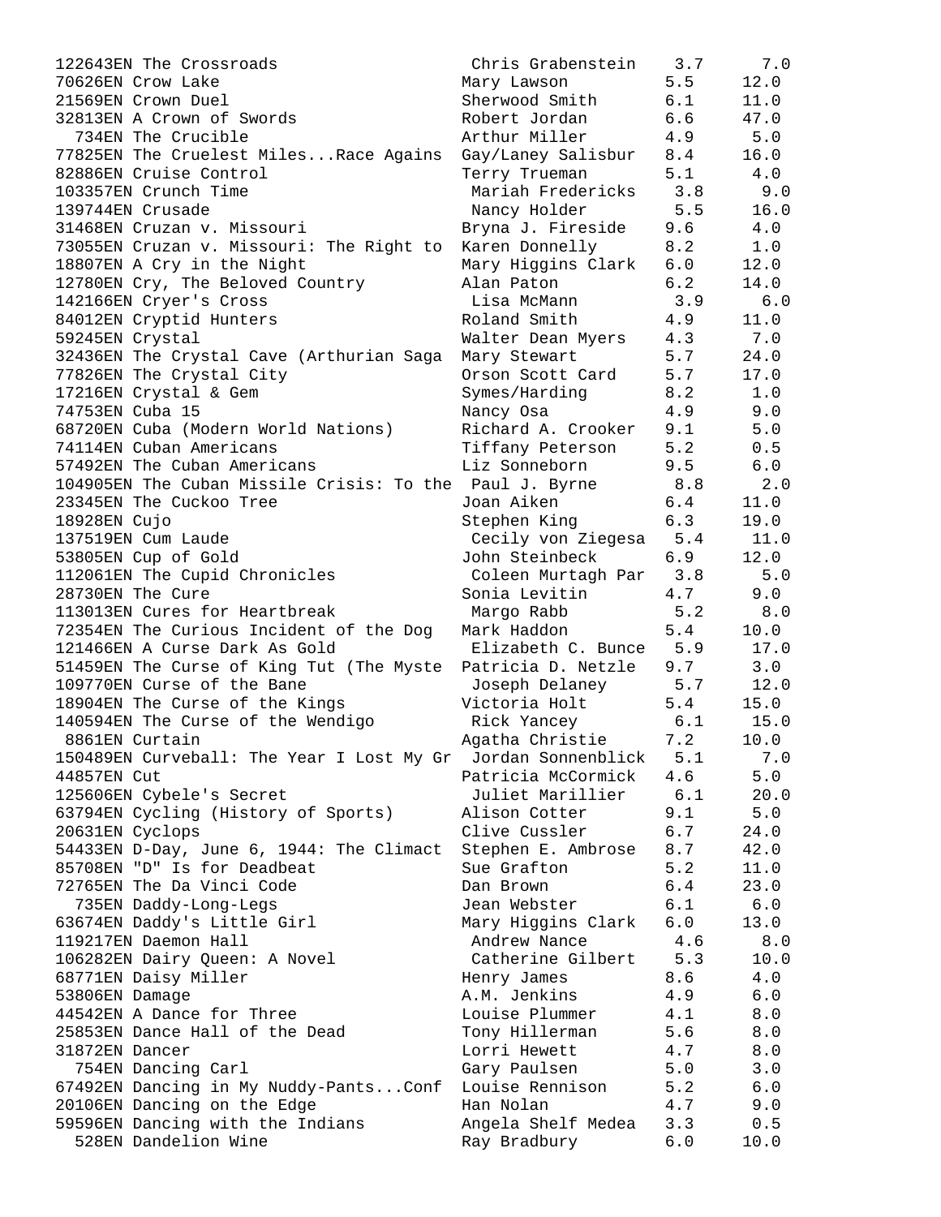| Quiz No. | Title | Author | Book Level | Points |
|---|---|---|---|---|
| 122643EN | The Crossroads | Chris Grabenstein | 3.7 | 7.0 |
| 70626EN | Crow Lake | Mary Lawson | 5.5 | 12.0 |
| 21569EN | Crown Duel | Sherwood Smith | 6.1 | 11.0 |
| 32813EN | A Crown of Swords | Robert Jordan | 6.6 | 47.0 |
| 734EN | The Crucible | Arthur Miller | 4.9 | 5.0 |
| 77825EN | The Cruelest Miles...Race Agains | Gay/Laney Salisbur | 8.4 | 16.0 |
| 82886EN | Cruise Control | Terry Trueman | 5.1 | 4.0 |
| 103357EN | Crunch Time | Mariah Fredericks | 3.8 | 9.0 |
| 139744EN | Crusade | Nancy Holder | 5.5 | 16.0 |
| 31468EN | Cruzan v. Missouri | Bryna J. Fireside | 9.6 | 4.0 |
| 73055EN | Cruzan v. Missouri: The Right to | Karen Donnelly | 8.2 | 1.0 |
| 18807EN | A Cry in the Night | Mary Higgins Clark | 6.0 | 12.0 |
| 12780EN | Cry, The Beloved Country | Alan Paton | 6.2 | 14.0 |
| 142166EN | Cryer's Cross | Lisa McMann | 3.9 | 6.0 |
| 84012EN | Cryptid Hunters | Roland Smith | 4.9 | 11.0 |
| 59245EN | Crystal | Walter Dean Myers | 4.3 | 7.0 |
| 32436EN | The Crystal Cave (Arthurian Saga | Mary Stewart | 5.7 | 24.0 |
| 77826EN | The Crystal City | Orson Scott Card | 5.7 | 17.0 |
| 17216EN | Crystal & Gem | Symes/Harding | 8.2 | 1.0 |
| 74753EN | Cuba 15 | Nancy Osa | 4.9 | 9.0 |
| 68720EN | Cuba (Modern World Nations) | Richard A. Crooker | 9.1 | 5.0 |
| 74114EN | Cuban Americans | Tiffany Peterson | 5.2 | 0.5 |
| 57492EN | The Cuban Americans | Liz Sonneborn | 9.5 | 6.0 |
| 104905EN | The Cuban Missile Crisis: To the | Paul J. Byrne | 8.8 | 2.0 |
| 23345EN | The Cuckoo Tree | Joan Aiken | 6.4 | 11.0 |
| 18928EN | Cujo | Stephen King | 6.3 | 19.0 |
| 137519EN | Cum Laude | Cecily von Ziegesa | 5.4 | 11.0 |
| 53805EN | Cup of Gold | John Steinbeck | 6.9 | 12.0 |
| 112061EN | The Cupid Chronicles | Coleen Murtagh Par | 3.8 | 5.0 |
| 28730EN | The Cure | Sonia Levitin | 4.7 | 9.0 |
| 113013EN | Cures for Heartbreak | Margo Rabb | 5.2 | 8.0 |
| 72354EN | The Curious Incident of the Dog | Mark Haddon | 5.4 | 10.0 |
| 121466EN | A Curse Dark As Gold | Elizabeth C. Bunce | 5.9 | 17.0 |
| 51459EN | The Curse of King Tut (The Myste | Patricia D. Netzle | 9.7 | 3.0 |
| 109770EN | Curse of the Bane | Joseph Delaney | 5.7 | 12.0 |
| 18904EN | The Curse of the Kings | Victoria Holt | 5.4 | 15.0 |
| 140594EN | The Curse of the Wendigo | Rick Yancey | 6.1 | 15.0 |
| 8861EN | Curtain | Agatha Christie | 7.2 | 10.0 |
| 150489EN | Curveball: The Year I Lost My Gr | Jordan Sonnenblick | 5.1 | 7.0 |
| 44857EN | Cut | Patricia McCormick | 4.6 | 5.0 |
| 125606EN | Cybele's Secret | Juliet Marillier | 6.1 | 20.0 |
| 63794EN | Cycling (History of Sports) | Alison Cotter | 9.1 | 5.0 |
| 20631EN | Cyclops | Clive Cussler | 6.7 | 24.0 |
| 54433EN | D-Day, June 6, 1944: The Climact | Stephen E. Ambrose | 8.7 | 42.0 |
| 85708EN | "D" Is for Deadbeat | Sue Grafton | 5.2 | 11.0 |
| 72765EN | The Da Vinci Code | Dan Brown | 6.4 | 23.0 |
| 735EN | Daddy-Long-Legs | Jean Webster | 6.1 | 6.0 |
| 63674EN | Daddy's Little Girl | Mary Higgins Clark | 6.0 | 13.0 |
| 119217EN | Daemon Hall | Andrew Nance | 4.6 | 8.0 |
| 106282EN | Dairy Queen: A Novel | Catherine Gilbert | 5.3 | 10.0 |
| 68771EN | Daisy Miller | Henry James | 8.6 | 4.0 |
| 53806EN | Damage | A.M. Jenkins | 4.9 | 6.0 |
| 44542EN | A Dance for Three | Louise Plummer | 4.1 | 8.0 |
| 25853EN | Dance Hall of the Dead | Tony Hillerman | 5.6 | 8.0 |
| 31872EN | Dancer | Lorri Hewett | 4.7 | 8.0 |
| 754EN | Dancing Carl | Gary Paulsen | 5.0 | 3.0 |
| 67492EN | Dancing in My Nuddy-Pants...Conf | Louise Rennison | 5.2 | 6.0 |
| 20106EN | Dancing on the Edge | Han Nolan | 4.7 | 9.0 |
| 59596EN | Dancing with the Indians | Angela Shelf Medea | 3.3 | 0.5 |
| 528EN | Dandelion Wine | Ray Bradbury | 6.0 | 10.0 |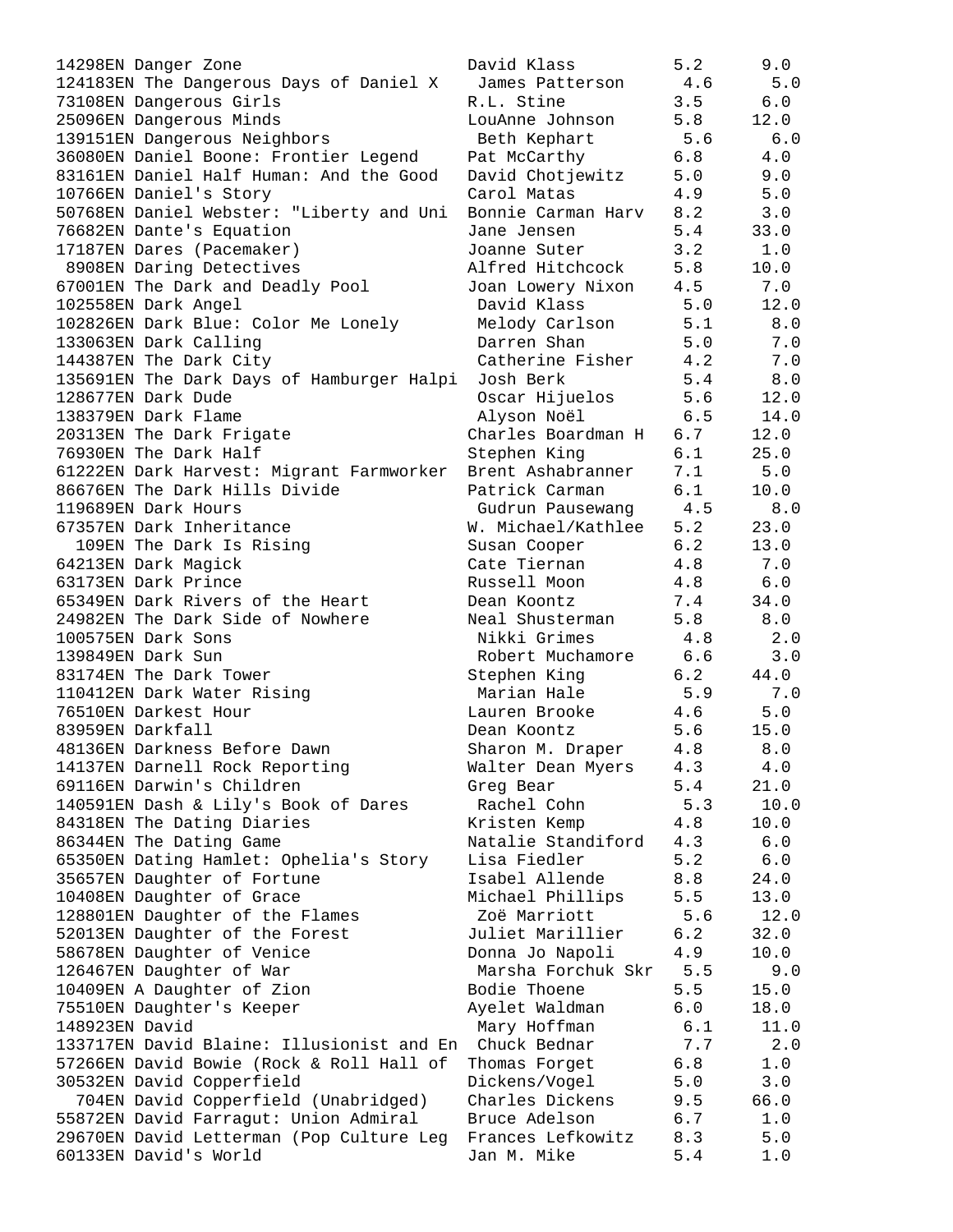```
14298EN Danger Zone                      David Klass         5.2      9.0
124183EN The Dangerous Days of Daniel X   James Patterson     4.6      5.0
73108EN Dangerous Girls                  R.L. Stine          3.5      6.0
25096EN Dangerous Minds                  LouAnne Johnson     5.8     12.0
139151EN Dangerous Neighbors              Beth Kephart        5.6      6.0
36080EN Daniel Boone: Frontier Legend    Pat McCarthy        6.8      4.0
83161EN Daniel Half Human: And the Good  David Chotjewitz    5.0      9.0
10766EN Daniel's Story                   Carol Matas         4.9      5.0
50768EN Daniel Webster: "Liberty and Uni  Bonnie Carman Harv  8.2      3.0
76682EN Dante's Equation                 Jane Jensen         5.4     33.0
17187EN Dares (Pacemaker)                Joanne Suter        3.2      1.0
 8908EN Daring Detectives                Alfred Hitchcock    5.8     10.0
67001EN The Dark and Deadly Pool         Joan Lowery Nixon   4.5      7.0
102558EN Dark Angel                       David Klass         5.0     12.0
102826EN Dark Blue: Color Me Lonely       Melody Carlson      5.1      8.0
133063EN Dark Calling                     Darren Shan         5.0      7.0
144387EN The Dark City                    Catherine Fisher    4.2      7.0
135691EN The Dark Days of Hamburger Halpi  Josh Berk          5.4      8.0
128677EN Dark Dude                        Oscar Hijuelos      5.6     12.0
138379EN Dark Flame                       Alyson Noël         6.5     14.0
20313EN The Dark Frigate                 Charles Boardman H  6.7     12.0
76930EN The Dark Half                    Stephen King        6.1     25.0
61222EN Dark Harvest: Migrant Farmworker  Brent Ashabranner   7.1      5.0
86676EN The Dark Hills Divide            Patrick Carman      6.1     10.0
119689EN Dark Hours                       Gudrun Pausewang    4.5      8.0
67357EN Dark Inheritance                 W. Michael/Kathlee  5.2     23.0
  109EN The Dark Is Rising               Susan Cooper        6.2     13.0
64213EN Dark Magick                      Cate Tiernan        4.8      7.0
63173EN Dark Prince                      Russell Moon        4.8      6.0
65349EN Dark Rivers of the Heart         Dean Koontz         7.4     34.0
24982EN The Dark Side of Nowhere         Neal Shusterman     5.8      8.0
100575EN Dark Sons                        Nikki Grimes        4.8      2.0
139849EN Dark Sun                         Robert Muchamore    6.6      3.0
83174EN The Dark Tower                   Stephen King        6.2     44.0
110412EN Dark Water Rising                Marian Hale         5.9      7.0
76510EN Darkest Hour                     Lauren Brooke       4.6      5.0
83959EN Darkfall                         Dean Koontz         5.6     15.0
48136EN Darkness Before Dawn             Sharon M. Draper    4.8      8.0
14137EN Darnell Rock Reporting           Walter Dean Myers   4.3      4.0
69116EN Darwin's Children                Greg Bear           5.4     21.0
140591EN Dash & Lily's Book of Dares      Rachel Cohn         5.3     10.0
84318EN The Dating Diaries               Kristen Kemp        4.8     10.0
86344EN The Dating Game                  Natalie Standiford  4.3      6.0
65350EN Dating Hamlet: Ophelia's Story   Lisa Fiedler        5.2      6.0
35657EN Daughter of Fortune              Isabel Allende      8.8     24.0
10408EN Daughter of Grace                Michael Phillips    5.5     13.0
128801EN Daughter of the Flames           Zoë Marriott        5.6     12.0
52013EN Daughter of the Forest           Juliet Marillier    6.2     32.0
58678EN Daughter of Venice               Donna Jo Napoli     4.9     10.0
126467EN Daughter of War                  Marsha Forchuk Skr  5.5      9.0
10409EN A Daughter of Zion               Bodie Thoene        5.5     15.0
75510EN Daughter's Keeper                Ayelet Waldman      6.0     18.0
148923EN David                            Mary Hoffman        6.1     11.0
133717EN David Blaine: Illusionist and En  Chuck Bednar        7.7      2.0
57266EN David Bowie (Rock & Roll Hall of  Thomas Forget       6.8      1.0
30532EN David Copperfield                Dickens/Vogel       5.0      3.0
  704EN David Copperfield (Unabridged)   Charles Dickens     9.5     66.0
55872EN David Farragut: Union Admiral    Bruce Adelson       6.7      1.0
29670EN David Letterman (Pop Culture Leg  Frances Lefkowitz   8.3      5.0
60133EN David's World                    Jan M. Mike         5.4      1.0
```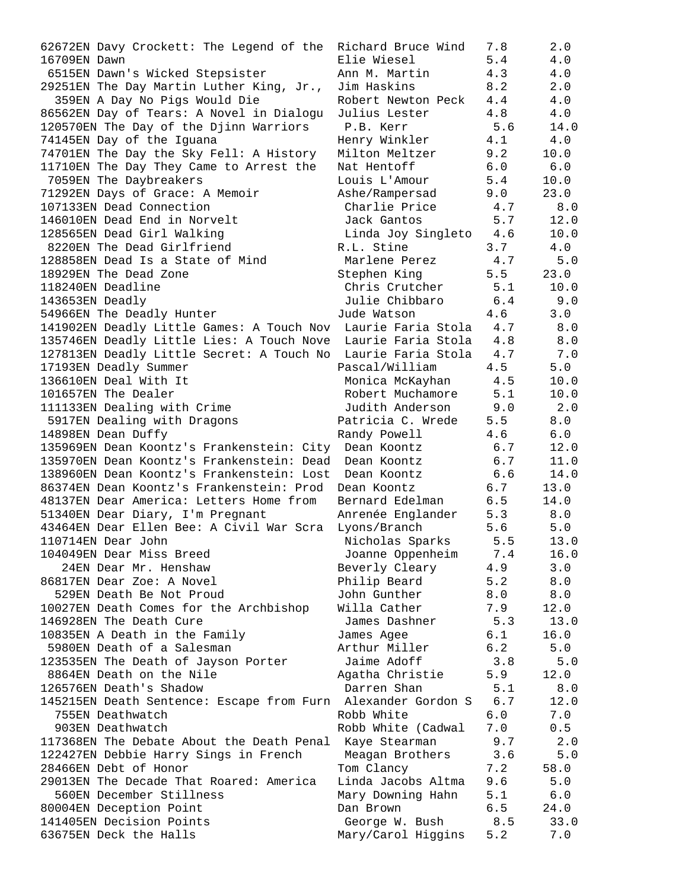```
62672EN Davy Crockett: The Legend of the  Richard Bruce Wind   7.8       2.0
16709EN Dawn                              Elie Wiesel          5.4       4.0
 6515EN Dawn's Wicked Stepsister          Ann M. Martin        4.3       4.0
29251EN The Day Martin Luther King, Jr.,  Jim Haskins          8.2       2.0
  359EN A Day No Pigs Would Die           Robert Newton Peck   4.4       4.0
86562EN Day of Tears: A Novel in Dialogu  Julius Lester        4.8       4.0
120570EN The Day of the Djinn Warriors     P.B. Kerr            5.6      14.0
74145EN Day of the Iguana                 Henry Winkler        4.1       4.0
74701EN The Day the Sky Fell: A History   Milton Meltzer       9.2      10.0
11710EN The Day They Came to Arrest the   Nat Hentoff          6.0       6.0
 7059EN The Daybreakers                   Louis L'Amour        5.4      10.0
71292EN Days of Grace: A Memoir           Ashe/Rampersad       9.0      23.0
107133EN Dead Connection                   Charlie Price        4.7       8.0
146010EN Dead End in Norvelt               Jack Gantos          5.7      12.0
128565EN Dead Girl Walking                 Linda Joy Singleto   4.6      10.0
 8220EN The Dead Girlfriend               R.L. Stine           3.7       4.0
128858EN Dead Is a State of Mind           Marlene Perez        4.7       5.0
18929EN The Dead Zone                     Stephen King         5.5      23.0
118240EN Deadline                          Chris Crutcher       5.1      10.0
143653EN Deadly                            Julie Chibbaro       6.4       9.0
54966EN The Deadly Hunter                 Jude Watson          4.6       3.0
141902EN Deadly Little Games: A Touch Nov  Laurie Faria Stola   4.7       8.0
135746EN Deadly Little Lies: A Touch Nove  Laurie Faria Stola   4.8       8.0
127813EN Deadly Little Secret: A Touch No  Laurie Faria Stola   4.7       7.0
17193EN Deadly Summer                     Pascal/William       4.5       5.0
136610EN Deal With It                      Monica McKayhan      4.5      10.0
101657EN The Dealer                        Robert Muchamore     5.1      10.0
111133EN Dealing with Crime                Judith Anderson      9.0       2.0
 5917EN Dealing with Dragons              Patricia C. Wrede    5.5       8.0
14898EN Dean Duffy                        Randy Powell         4.6       6.0
135969EN Dean Koontz's Frankenstein: City  Dean Koontz          6.7      12.0
135970EN Dean Koontz's Frankenstein: Dead  Dean Koontz          6.7      11.0
138960EN Dean Koontz's Frankenstein: Lost  Dean Koontz          6.6      14.0
86374EN Dean Koontz's Frankenstein: Prod  Dean Koontz          6.7      13.0
48137EN Dear America: Letters Home from   Bernard Edelman      6.5      14.0
51340EN Dear Diary, I'm Pregnant          Anrenée Englander    5.3       8.0
43464EN Dear Ellen Bee: A Civil War Scra  Lyons/Branch         5.6       5.0
110714EN Dear John                         Nicholas Sparks      5.5      13.0
104049EN Dear Miss Breed                   Joanne Oppenheim     7.4      16.0
   24EN Dear Mr. Henshaw                  Beverly Cleary       4.9       3.0
86817EN Dear Zoe: A Novel                 Philip Beard         5.2       8.0
  529EN Death Be Not Proud                John Gunther         8.0       8.0
10027EN Death Comes for the Archbishop    Willa Cather         7.9      12.0
146928EN The Death Cure                    James Dashner        5.3      13.0
10835EN A Death in the Family             James Agee           6.1      16.0
 5980EN Death of a Salesman               Arthur Miller        6.2       5.0
123535EN The Death of Jayson Porter        Jaime Adoff          3.8       5.0
 8864EN Death on the Nile                 Agatha Christie      5.9      12.0
126576EN Death's Shadow                    Darren Shan          5.1       8.0
145215EN Death Sentence: Escape from Furn  Alexander Gordon S   6.7      12.0
  755EN Deathwatch                        Robb White           6.0       7.0
  903EN Deathwatch                        Robb White (Cadwal   7.0       0.5
117368EN The Debate About the Death Penal  Kaye Stearman        9.7       2.0
122427EN Debbie Harry Sings in French      Meagan Brothers      3.6       5.0
28466EN Debt of Honor                     Tom Clancy           7.2      58.0
29013EN The Decade That Roared: America   Linda Jacobs Altma   9.6       5.0
  560EN December Stillness                Mary Downing Hahn    5.1       6.0
80004EN Deception Point                   Dan Brown            6.5      24.0
141405EN Decision Points                   George W. Bush       8.5      33.0
63675EN Deck the Halls                    Mary/Carol Higgins   5.2       7.0
```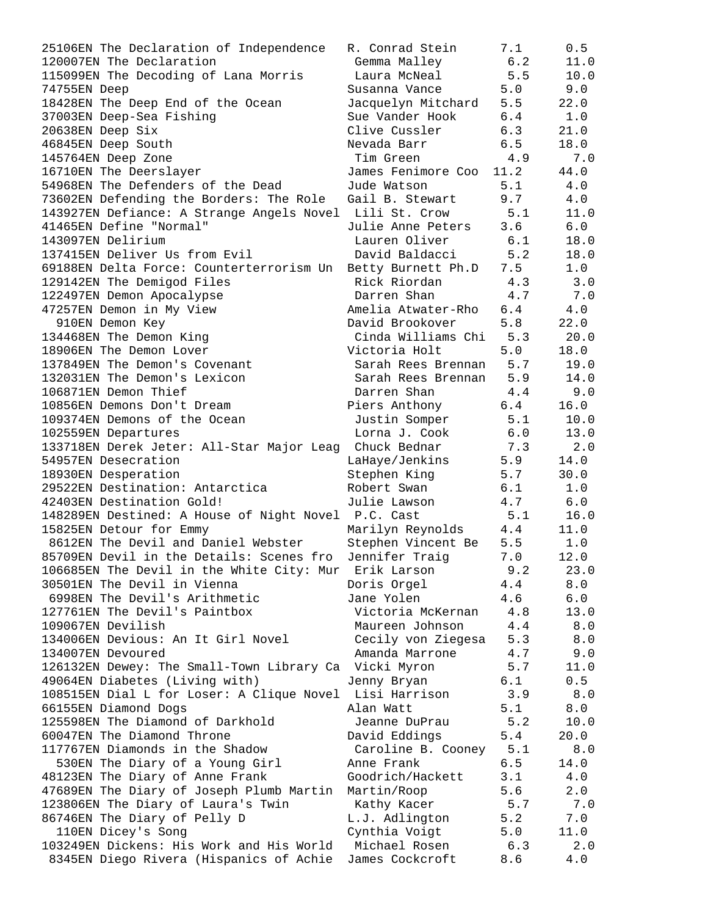| Quiz No. | Title | Author | Level | Points |
|---|---|---|---|---|
| 25106EN | The Declaration of Independence | R. Conrad Stein | 7.1 | 0.5 |
| 120007EN | The Declaration | Gemma Malley | 6.2 | 11.0 |
| 115099EN | The Decoding of Lana Morris | Laura McNeal | 5.5 | 10.0 |
| 74755EN | Deep | Susanna Vance | 5.0 | 9.0 |
| 18428EN | The Deep End of the Ocean | Jacquelyn Mitchard | 5.5 | 22.0 |
| 37003EN | Deep-Sea Fishing | Sue Vander Hook | 6.4 | 1.0 |
| 20638EN | Deep Six | Clive Cussler | 6.3 | 21.0 |
| 46845EN | Deep South | Nevada Barr | 6.5 | 18.0 |
| 145764EN | Deep Zone | Tim Green | 4.9 | 7.0 |
| 16710EN | The Deerslayer | James Fenimore Coo | 11.2 | 44.0 |
| 54968EN | The Defenders of the Dead | Jude Watson | 5.1 | 4.0 |
| 73602EN | Defending the Borders: The Role | Gail B. Stewart | 9.7 | 4.0 |
| 143927EN | Defiance: A Strange Angels Novel | Lili St. Crow | 5.1 | 11.0 |
| 41465EN | Define "Normal" | Julie Anne Peters | 3.6 | 6.0 |
| 143097EN | Delirium | Lauren Oliver | 6.1 | 18.0 |
| 137415EN | Deliver Us from Evil | David Baldacci | 5.2 | 18.0 |
| 69188EN | Delta Force: Counterterrorism Un | Betty Burnett Ph.D | 7.5 | 1.0 |
| 129142EN | The Demigod Files | Rick Riordan | 4.3 | 3.0 |
| 122497EN | Demon Apocalypse | Darren Shan | 4.7 | 7.0 |
| 47257EN | Demon in My View | Amelia Atwater-Rho | 6.4 | 4.0 |
| 910EN | Demon Key | David Brookover | 5.8 | 22.0 |
| 134468EN | The Demon King | Cinda Williams Chi | 5.3 | 20.0 |
| 18906EN | The Demon Lover | Victoria Holt | 5.0 | 18.0 |
| 137849EN | The Demon's Covenant | Sarah Rees Brennan | 5.7 | 19.0 |
| 132031EN | The Demon's Lexicon | Sarah Rees Brennan | 5.9 | 14.0 |
| 106871EN | Demon Thief | Darren Shan | 4.4 | 9.0 |
| 10856EN | Demons Don't Dream | Piers Anthony | 6.4 | 16.0 |
| 109374EN | Demons of the Ocean | Justin Somper | 5.1 | 10.0 |
| 102559EN | Departures | Lorna J. Cook | 6.0 | 13.0 |
| 133718EN | Derek Jeter: All-Star Major Leag | Chuck Bednar | 7.3 | 2.0 |
| 54957EN | Desecration | LaHaye/Jenkins | 5.9 | 14.0 |
| 18930EN | Desperation | Stephen King | 5.7 | 30.0 |
| 29522EN | Destination: Antarctica | Robert Swan | 6.1 | 1.0 |
| 42403EN | Destination Gold! | Julie Lawson | 4.7 | 6.0 |
| 148289EN | Destined: A House of Night Novel | P.C. Cast | 5.1 | 16.0 |
| 15825EN | Detour for Emmy | Marilyn Reynolds | 4.4 | 11.0 |
| 8612EN | The Devil and Daniel Webster | Stephen Vincent Be | 5.5 | 1.0 |
| 85709EN | Devil in the Details: Scenes fro | Jennifer Traig | 7.0 | 12.0 |
| 106685EN | The Devil in the White City: Mur | Erik Larson | 9.2 | 23.0 |
| 30501EN | The Devil in Vienna | Doris Orgel | 4.4 | 8.0 |
| 6998EN | The Devil's Arithmetic | Jane Yolen | 4.6 | 6.0 |
| 127761EN | The Devil's Paintbox | Victoria McKernan | 4.8 | 13.0 |
| 109067EN | Devilish | Maureen Johnson | 4.4 | 8.0 |
| 134006EN | Devious: An It Girl Novel | Cecily von Ziegesa | 5.3 | 8.0 |
| 134007EN | Devoured | Amanda Marrone | 4.7 | 9.0 |
| 126132EN | Dewey: The Small-Town Library Ca | Vicki Myron | 5.7 | 11.0 |
| 49064EN | Diabetes (Living with) | Jenny Bryan | 6.1 | 0.5 |
| 108515EN | Dial L for Loser: A Clique Novel | Lisi Harrison | 3.9 | 8.0 |
| 66155EN | Diamond Dogs | Alan Watt | 5.1 | 8.0 |
| 125598EN | The Diamond of Darkhold | Jeanne DuPrau | 5.2 | 10.0 |
| 60047EN | The Diamond Throne | David Eddings | 5.4 | 20.0 |
| 117767EN | Diamonds in the Shadow | Caroline B. Cooney | 5.1 | 8.0 |
| 530EN | The Diary of a Young Girl | Anne Frank | 6.5 | 14.0 |
| 48123EN | The Diary of Anne Frank | Goodrich/Hackett | 3.1 | 4.0 |
| 47689EN | The Diary of Joseph Plumb Martin | Martin/Roop | 5.6 | 2.0 |
| 123806EN | The Diary of Laura's Twin | Kathy Kacer | 5.7 | 7.0 |
| 86746EN | The Diary of Pelly D | L.J. Adlington | 5.2 | 7.0 |
| 110EN | Dicey's Song | Cynthia Voigt | 5.0 | 11.0 |
| 103249EN | Dickens: His Work and His World | Michael Rosen | 6.3 | 2.0 |
| 8345EN | Diego Rivera (Hispanics of Achie | James Cockcroft | 8.6 | 4.0 |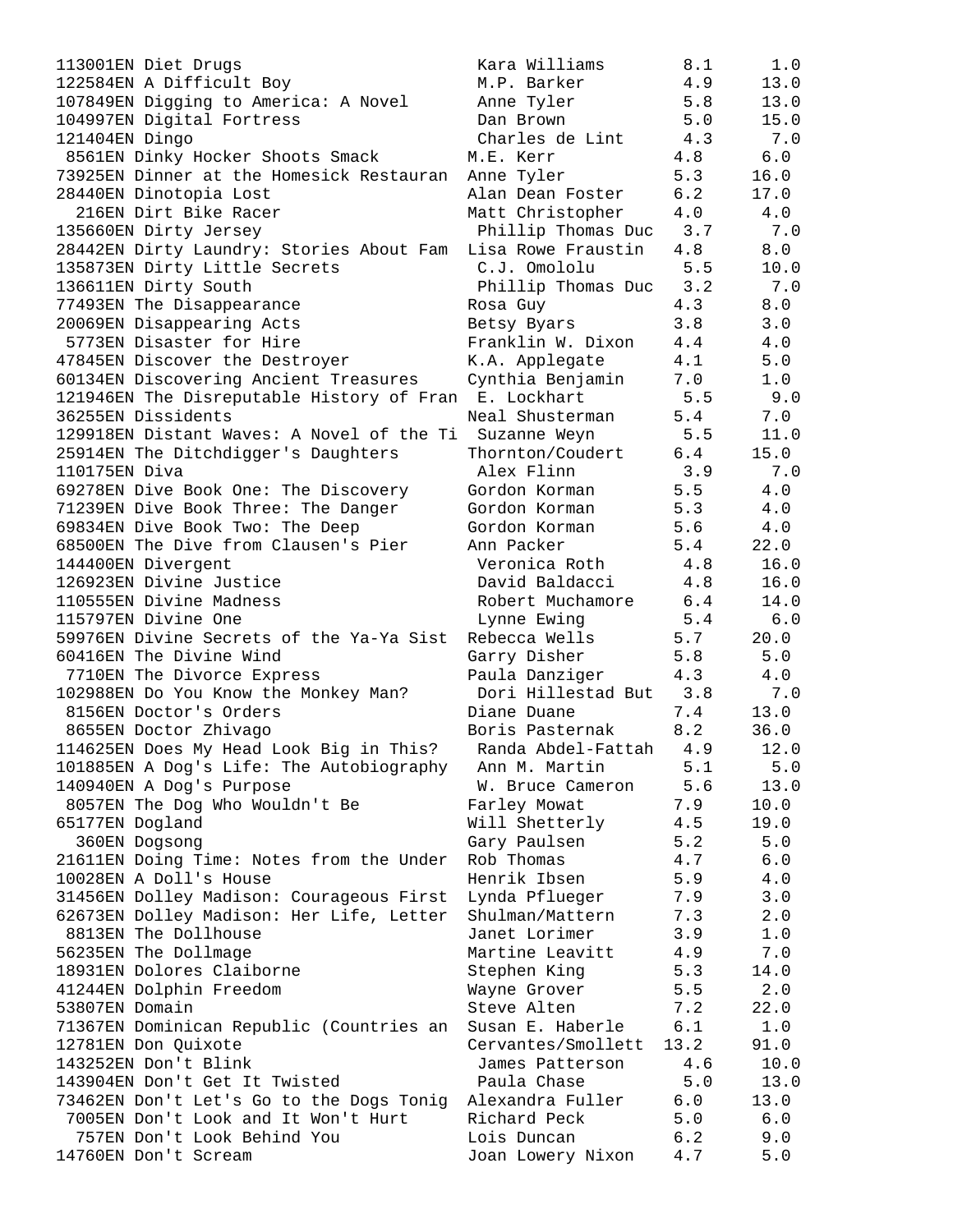| Quiz No. | Title | Author | Level | Points |
|---|---|---|---|---|
| 113001EN | Diet Drugs | Kara Williams | 8.1 | 1.0 |
| 122584EN | A Difficult Boy | M.P. Barker | 4.9 | 13.0 |
| 107849EN | Digging to America: A Novel | Anne Tyler | 5.8 | 13.0 |
| 104997EN | Digital Fortress | Dan Brown | 5.0 | 15.0 |
| 121404EN | Dingo | Charles de Lint | 4.3 | 7.0 |
| 8561EN | Dinky Hocker Shoots Smack | M.E. Kerr | 4.8 | 6.0 |
| 73925EN | Dinner at the Homesick Restauran | Anne Tyler | 5.3 | 16.0 |
| 28440EN | Dinotopia Lost | Alan Dean Foster | 6.2 | 17.0 |
| 216EN | Dirt Bike Racer | Matt Christopher | 4.0 | 4.0 |
| 135660EN | Dirty Jersey | Phillip Thomas Duc | 3.7 | 7.0 |
| 28442EN | Dirty Laundry: Stories About Fam | Lisa Rowe Fraustin | 4.8 | 8.0 |
| 135873EN | Dirty Little Secrets | C.J. Omololu | 5.5 | 10.0 |
| 136611EN | Dirty South | Phillip Thomas Duc | 3.2 | 7.0 |
| 77493EN | The Disappearance | Rosa Guy | 4.3 | 8.0 |
| 20069EN | Disappearing Acts | Betsy Byars | 3.8 | 3.0 |
| 5773EN | Disaster for Hire | Franklin W. Dixon | 4.4 | 4.0 |
| 47845EN | Discover the Destroyer | K.A. Applegate | 4.1 | 5.0 |
| 60134EN | Discovering Ancient Treasures | Cynthia Benjamin | 7.0 | 1.0 |
| 121946EN | The Disreputable History of Fran | E. Lockhart | 5.5 | 9.0 |
| 36255EN | Dissidents | Neal Shusterman | 5.4 | 7.0 |
| 129918EN | Distant Waves: A Novel of the Ti | Suzanne Weyn | 5.5 | 11.0 |
| 25914EN | The Ditchdigger's Daughters | Thornton/Coudert | 6.4 | 15.0 |
| 110175EN | Diva | Alex Flinn | 3.9 | 7.0 |
| 69278EN | Dive Book One: The Discovery | Gordon Korman | 5.5 | 4.0 |
| 71239EN | Dive Book Three: The Danger | Gordon Korman | 5.3 | 4.0 |
| 69834EN | Dive Book Two: The Deep | Gordon Korman | 5.6 | 4.0 |
| 68500EN | The Dive from Clausen's Pier | Ann Packer | 5.4 | 22.0 |
| 144400EN | Divergent | Veronica Roth | 4.8 | 16.0 |
| 126923EN | Divine Justice | David Baldacci | 4.8 | 16.0 |
| 110555EN | Divine Madness | Robert Muchamore | 6.4 | 14.0 |
| 115797EN | Divine One | Lynne Ewing | 5.4 | 6.0 |
| 59976EN | Divine Secrets of the Ya-Ya Sist | Rebecca Wells | 5.7 | 20.0 |
| 60416EN | The Divine Wind | Garry Disher | 5.8 | 5.0 |
| 7710EN | The Divorce Express | Paula Danziger | 4.3 | 4.0 |
| 102988EN | Do You Know the Monkey Man? | Dori Hillestad But | 3.8 | 7.0 |
| 8156EN | Doctor's Orders | Diane Duane | 7.4 | 13.0 |
| 8655EN | Doctor Zhivago | Boris Pasternak | 8.2 | 36.0 |
| 114625EN | Does My Head Look Big in This? | Randa Abdel-Fattah | 4.9 | 12.0 |
| 101885EN | A Dog's Life: The Autobiography | Ann M. Martin | 5.1 | 5.0 |
| 140940EN | A Dog's Purpose | W. Bruce Cameron | 5.6 | 13.0 |
| 8057EN | The Dog Who Wouldn't Be | Farley Mowat | 7.9 | 10.0 |
| 65177EN | Dogland | Will Shetterly | 4.5 | 19.0 |
| 360EN | Dogsong | Gary Paulsen | 5.2 | 5.0 |
| 21611EN | Doing Time: Notes from the Under | Rob Thomas | 4.7 | 6.0 |
| 10028EN | A Doll's House | Henrik Ibsen | 5.9 | 4.0 |
| 31456EN | Dolley Madison: Courageous First | Lynda Pflueger | 7.9 | 3.0 |
| 62673EN | Dolley Madison: Her Life, Letter | Shulman/Mattern | 7.3 | 2.0 |
| 8813EN | The Dollhouse | Janet Lorimer | 3.9 | 1.0 |
| 56235EN | The Dollmage | Martine Leavitt | 4.9 | 7.0 |
| 18931EN | Dolores Claiborne | Stephen King | 5.3 | 14.0 |
| 41244EN | Dolphin Freedom | Wayne Grover | 5.5 | 2.0 |
| 53807EN | Domain | Steve Alten | 7.2 | 22.0 |
| 71367EN | Dominican Republic (Countries an | Susan E. Haberle | 6.1 | 1.0 |
| 12781EN | Don Quixote | Cervantes/Smollett | 13.2 | 91.0 |
| 143252EN | Don't Blink | James Patterson | 4.6 | 10.0 |
| 143904EN | Don't Get It Twisted | Paula Chase | 5.0 | 13.0 |
| 73462EN | Don't Let's Go to the Dogs Tonig | Alexandra Fuller | 6.0 | 13.0 |
| 7005EN | Don't Look and It Won't Hurt | Richard Peck | 5.0 | 6.0 |
| 757EN | Don't Look Behind You | Lois Duncan | 6.2 | 9.0 |
| 14760EN | Don't Scream | Joan Lowery Nixon | 4.7 | 5.0 |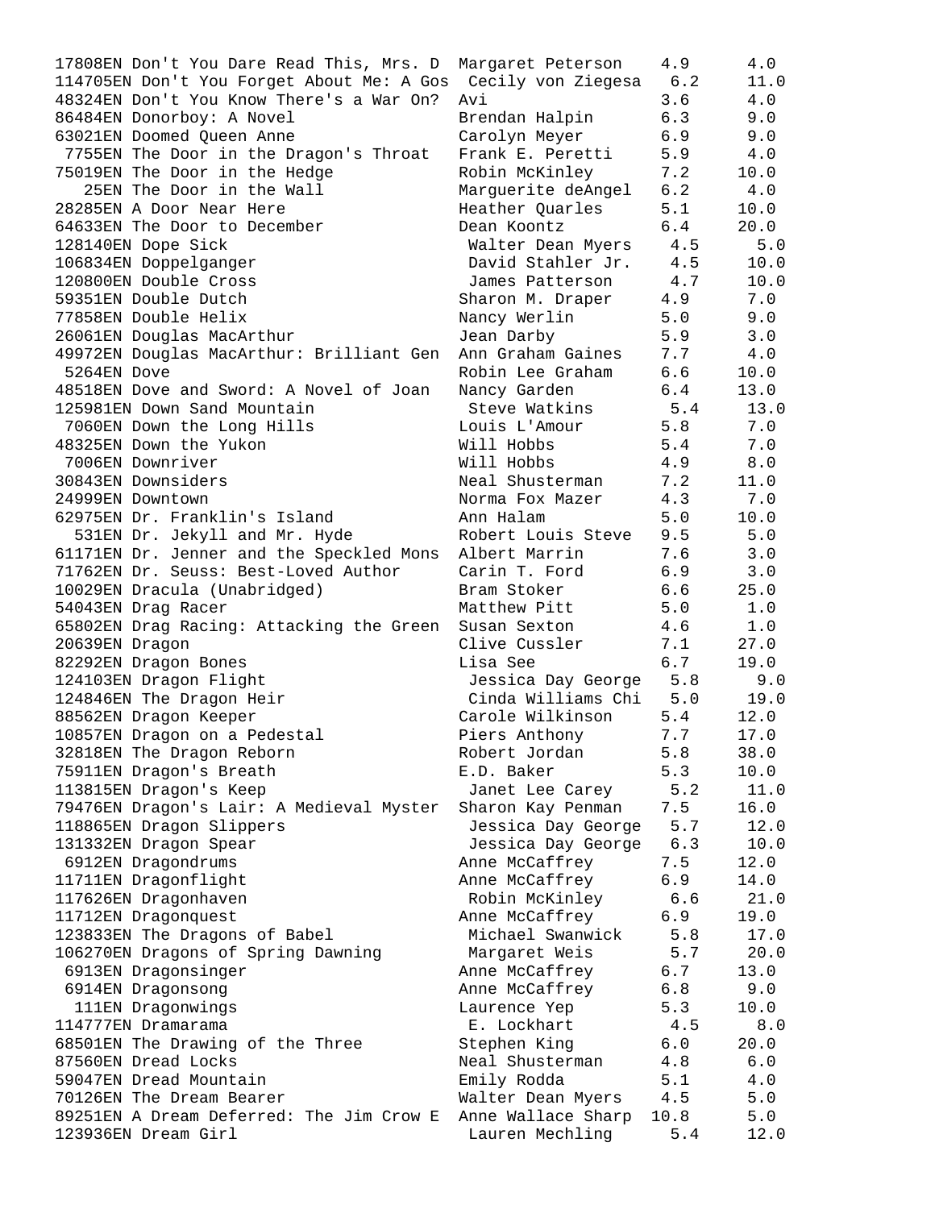| | | | |
|---|---|---|---|
| 17808EN Don't You Dare Read This, Mrs. D | Margaret Peterson | 4.9 | 4.0 |
| 114705EN Don't You Forget About Me: A Gos | Cecily von Ziegesa | 6.2 | 11.0 |
| 48324EN Don't You Know There's a War On? | Avi | 3.6 | 4.0 |
| 86484EN Donorboy: A Novel | Brendan Halpin | 6.3 | 9.0 |
| 63021EN Doomed Queen Anne | Carolyn Meyer | 6.9 | 9.0 |
| 7755EN The Door in the Dragon's Throat | Frank E. Peretti | 5.9 | 4.0 |
| 75019EN The Door in the Hedge | Robin McKinley | 7.2 | 10.0 |
| 25EN The Door in the Wall | Marguerite deAngel | 6.2 | 4.0 |
| 28285EN A Door Near Here | Heather Quarles | 5.1 | 10.0 |
| 64633EN The Door to December | Dean Koontz | 6.4 | 20.0 |
| 128140EN Dope Sick | Walter Dean Myers | 4.5 | 5.0 |
| 106834EN Doppelganger | David Stahler Jr. | 4.5 | 10.0 |
| 120800EN Double Cross | James Patterson | 4.7 | 10.0 |
| 59351EN Double Dutch | Sharon M. Draper | 4.9 | 7.0 |
| 77858EN Double Helix | Nancy Werlin | 5.0 | 9.0 |
| 26061EN Douglas MacArthur | Jean Darby | 5.9 | 3.0 |
| 49972EN Douglas MacArthur: Brilliant Gen | Ann Graham Gaines | 7.7 | 4.0 |
| 5264EN Dove | Robin Lee Graham | 6.6 | 10.0 |
| 48518EN Dove and Sword: A Novel of Joan | Nancy Garden | 6.4 | 13.0 |
| 125981EN Down Sand Mountain | Steve Watkins | 5.4 | 13.0 |
| 7060EN Down the Long Hills | Louis L'Amour | 5.8 | 7.0 |
| 48325EN Down the Yukon | Will Hobbs | 5.4 | 7.0 |
| 7006EN Downriver | Will Hobbs | 4.9 | 8.0 |
| 30843EN Downsiders | Neal Shusterman | 7.2 | 11.0 |
| 24999EN Downtown | Norma Fox Mazer | 4.3 | 7.0 |
| 62975EN Dr. Franklin's Island | Ann Halam | 5.0 | 10.0 |
| 531EN Dr. Jekyll and Mr. Hyde | Robert Louis Steve | 9.5 | 5.0 |
| 61171EN Dr. Jenner and the Speckled Mons | Albert Marrin | 7.6 | 3.0 |
| 71762EN Dr. Seuss: Best-Loved Author | Carin T. Ford | 6.9 | 3.0 |
| 10029EN Dracula (Unabridged) | Bram Stoker | 6.6 | 25.0 |
| 54043EN Drag Racer | Matthew Pitt | 5.0 | 1.0 |
| 65802EN Drag Racing: Attacking the Green | Susan Sexton | 4.6 | 1.0 |
| 20639EN Dragon | Clive Cussler | 7.1 | 27.0 |
| 82292EN Dragon Bones | Lisa See | 6.7 | 19.0 |
| 124103EN Dragon Flight | Jessica Day George | 5.8 | 9.0 |
| 124846EN The Dragon Heir | Cinda Williams Chi | 5.0 | 19.0 |
| 88562EN Dragon Keeper | Carole Wilkinson | 5.4 | 12.0 |
| 10857EN Dragon on a Pedestal | Piers Anthony | 7.7 | 17.0 |
| 32818EN The Dragon Reborn | Robert Jordan | 5.8 | 38.0 |
| 75911EN Dragon's Breath | E.D. Baker | 5.3 | 10.0 |
| 113815EN Dragon's Keep | Janet Lee Carey | 5.2 | 11.0 |
| 79476EN Dragon's Lair: A Medieval Myster | Sharon Kay Penman | 7.5 | 16.0 |
| 118865EN Dragon Slippers | Jessica Day George | 5.7 | 12.0 |
| 131332EN Dragon Spear | Jessica Day George | 6.3 | 10.0 |
| 6912EN Dragondrums | Anne McCaffrey | 7.5 | 12.0 |
| 11711EN Dragonflight | Anne McCaffrey | 6.9 | 14.0 |
| 117626EN Dragonhaven | Robin McKinley | 6.6 | 21.0 |
| 11712EN Dragonquest | Anne McCaffrey | 6.9 | 19.0 |
| 123833EN The Dragons of Babel | Michael Swanwick | 5.8 | 17.0 |
| 106270EN Dragons of Spring Dawning | Margaret Weis | 5.7 | 20.0 |
| 6913EN Dragonsinger | Anne McCaffrey | 6.7 | 13.0 |
| 6914EN Dragonsong | Anne McCaffrey | 6.8 | 9.0 |
| 111EN Dragonwings | Laurence Yep | 5.3 | 10.0 |
| 114777EN Dramarama | E. Lockhart | 4.5 | 8.0 |
| 68501EN The Drawing of the Three | Stephen King | 6.0 | 20.0 |
| 87560EN Dread Locks | Neal Shusterman | 4.8 | 6.0 |
| 59047EN Dread Mountain | Emily Rodda | 5.1 | 4.0 |
| 70126EN The Dream Bearer | Walter Dean Myers | 4.5 | 5.0 |
| 89251EN A Dream Deferred: The Jim Crow E | Anne Wallace Sharp | 10.8 | 5.0 |
| 123936EN Dream Girl | Lauren Mechling | 5.4 | 12.0 |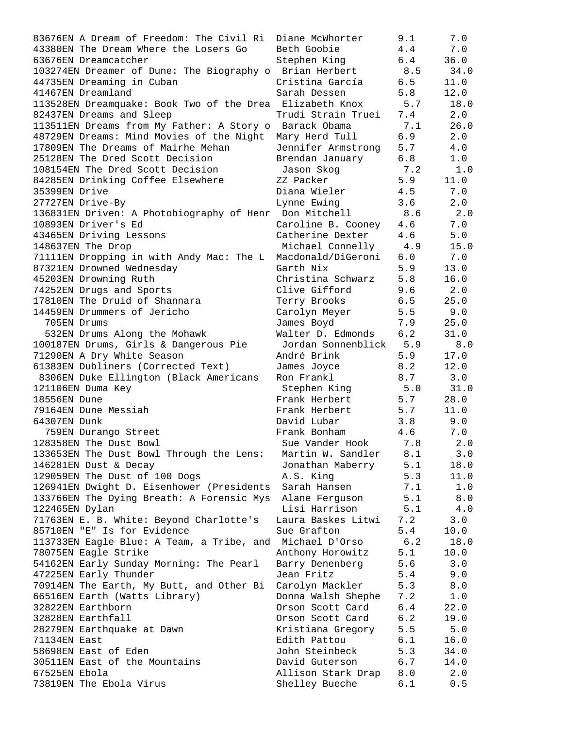| | | | |
|---|---|---|---|
| 83676EN A Dream of Freedom: The Civil Ri | Diane McWhorter | 9.1 | 7.0 |
| 43380EN The Dream Where the Losers Go | Beth Goobie | 4.4 | 7.0 |
| 63676EN Dreamcatcher | Stephen King | 6.4 | 36.0 |
| 103274EN Dreamer of Dune: The Biography o | Brian Herbert | 8.5 | 34.0 |
| 44735EN Dreaming in Cuban | Cristina García | 6.5 | 11.0 |
| 41467EN Dreamland | Sarah Dessen | 5.8 | 12.0 |
| 113528EN Dreamquake: Book Two of the Drea | Elizabeth Knox | 5.7 | 18.0 |
| 82437EN Dreams and Sleep | Trudi Strain Truei | 7.4 | 2.0 |
| 113511EN Dreams from My Father: A Story o | Barack Obama | 7.1 | 26.0 |
| 48729EN Dreams: Mind Movies of the Night | Mary Herd Tull | 6.9 | 2.0 |
| 17809EN The Dreams of Mairhe Mehan | Jennifer Armstrong | 5.7 | 4.0 |
| 25128EN The Dred Scott Decision | Brendan January | 6.8 | 1.0 |
| 108154EN The Dred Scott Decision | Jason Skog | 7.2 | 1.0 |
| 84285EN Drinking Coffee Elsewhere | ZZ Packer | 5.9 | 11.0 |
| 35399EN Drive | Diana Wieler | 4.5 | 7.0 |
| 27727EN Drive-By | Lynne Ewing | 3.6 | 2.0 |
| 136831EN Driven: A Photobiography of Henr | Don Mitchell | 8.6 | 2.0 |
| 10893EN Driver's Ed | Caroline B. Cooney | 4.6 | 7.0 |
| 43465EN Driving Lessons | Catherine Dexter | 4.6 | 5.0 |
| 148637EN The Drop | Michael Connelly | 4.9 | 15.0 |
| 71111EN Dropping in with Andy Mac: The L | Macdonald/DiGeroni | 6.0 | 7.0 |
| 87321EN Drowned Wednesday | Garth Nix | 5.9 | 13.0 |
| 45203EN Drowning Ruth | Christina Schwarz | 5.8 | 16.0 |
| 74252EN Drugs and Sports | Clive Gifford | 9.6 | 2.0 |
| 17810EN The Druid of Shannara | Terry Brooks | 6.5 | 25.0 |
| 14459EN Drummers of Jericho | Carolyn Meyer | 5.5 | 9.0 |
| 705EN Drums | James Boyd | 7.9 | 25.0 |
| 532EN Drums Along the Mohawk | Walter D. Edmonds | 6.2 | 31.0 |
| 100187EN Drums, Girls & Dangerous Pie | Jordan Sonnenblick | 5.9 | 8.0 |
| 71290EN A Dry White Season | André Brink | 5.9 | 17.0 |
| 61383EN Dubliners (Corrected Text) | James Joyce | 8.2 | 12.0 |
| 8306EN Duke Ellington (Black Americans | Ron Frankl | 8.7 | 3.0 |
| 121106EN Duma Key | Stephen King | 5.0 | 31.0 |
| 18556EN Dune | Frank Herbert | 5.7 | 28.0 |
| 79164EN Dune Messiah | Frank Herbert | 5.7 | 11.0 |
| 64307EN Dunk | David Lubar | 3.8 | 9.0 |
| 759EN Durango Street | Frank Bonham | 4.6 | 7.0 |
| 128358EN The Dust Bowl | Sue Vander Hook | 7.8 | 2.0 |
| 133653EN The Dust Bowl Through the Lens: | Martin W. Sandler | 8.1 | 3.0 |
| 146281EN Dust & Decay | Jonathan Maberry | 5.1 | 18.0 |
| 129059EN The Dust of 100 Dogs | A.S. King | 5.3 | 11.0 |
| 126941EN Dwight D. Eisenhower (Presidents | Sarah Hansen | 7.1 | 1.0 |
| 133766EN The Dying Breath: A Forensic Mys | Alane Ferguson | 5.1 | 8.0 |
| 122465EN Dylan | Lisi Harrison | 5.1 | 4.0 |
| 71763EN E. B. White: Beyond Charlotte's | Laura Baskes Litwi | 7.2 | 3.0 |
| 85710EN "E" Is for Evidence | Sue Grafton | 5.4 | 10.0 |
| 113733EN Eagle Blue: A Team, a Tribe, and | Michael D'Orso | 6.2 | 18.0 |
| 78075EN Eagle Strike | Anthony Horowitz | 5.1 | 10.0 |
| 54162EN Early Sunday Morning: The Pearl | Barry Denenberg | 5.6 | 3.0 |
| 47225EN Early Thunder | Jean Fritz | 5.4 | 9.0 |
| 70914EN The Earth, My Butt, and Other Bi | Carolyn Mackler | 5.3 | 8.0 |
| 66516EN Earth (Watts Library) | Donna Walsh Shephe | 7.2 | 1.0 |
| 32822EN Earthborn | Orson Scott Card | 6.4 | 22.0 |
| 32828EN Earthfall | Orson Scott Card | 6.2 | 19.0 |
| 28279EN Earthquake at Dawn | Kristiana Gregory | 5.5 | 5.0 |
| 71134EN East | Edith Pattou | 6.1 | 16.0 |
| 58698EN East of Eden | John Steinbeck | 5.3 | 34.0 |
| 30511EN East of the Mountains | David Guterson | 6.7 | 14.0 |
| 67525EN Ebola | Allison Stark Drap | 8.0 | 2.0 |
| 73819EN The Ebola Virus | Shelley Bueche | 6.1 | 0.5 |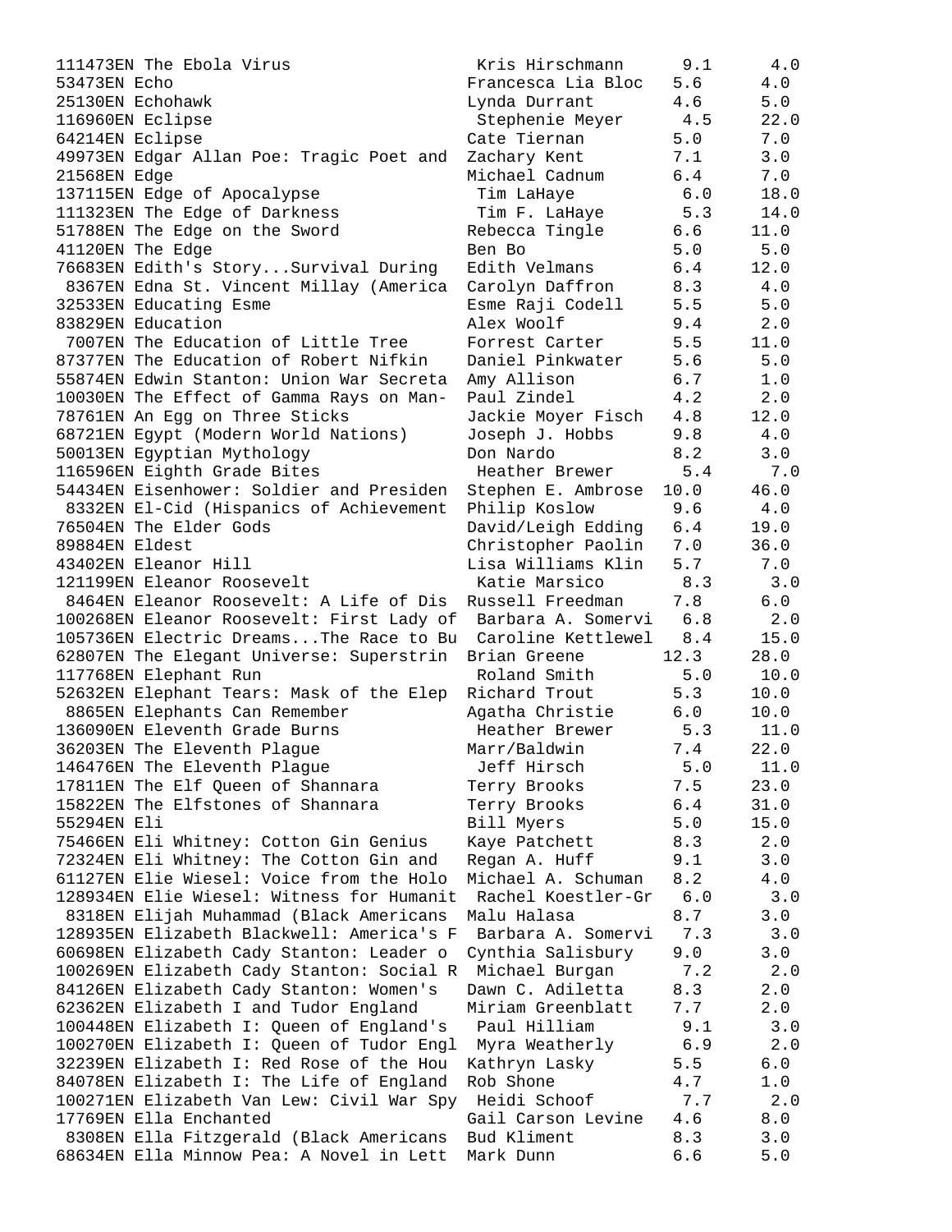| Quiz No. / Title | Author | Book Level | Points |
|---|---|---|---|
| 111473EN The Ebola Virus | Kris Hirschmann | 9.1 | 4.0 |
| 53473EN Echo | Francesca Lia Bloc | 5.6 | 4.0 |
| 25130EN Echohawk | Lynda Durrant | 4.6 | 5.0 |
| 116960EN Eclipse | Stephenie Meyer | 4.5 | 22.0 |
| 64214EN Eclipse | Cate Tiernan | 5.0 | 7.0 |
| 49973EN Edgar Allan Poe: Tragic Poet and | Zachary Kent | 7.1 | 3.0 |
| 21568EN Edge | Michael Cadnum | 6.4 | 7.0 |
| 137115EN Edge of Apocalypse | Tim LaHaye | 6.0 | 18.0 |
| 111323EN The Edge of Darkness | Tim F. LaHaye | 5.3 | 14.0 |
| 51788EN The Edge on the Sword | Rebecca Tingle | 6.6 | 11.0 |
| 41120EN The Edge | Ben Bo | 5.0 | 5.0 |
| 76683EN Edith's Story...Survival During | Edith Velmans | 6.4 | 12.0 |
| 8367EN Edna St. Vincent Millay (America | Carolyn Daffron | 8.3 | 4.0 |
| 32533EN Educating Esme | Esme Raji Codell | 5.5 | 5.0 |
| 83829EN Education | Alex Woolf | 9.4 | 2.0 |
| 7007EN The Education of Little Tree | Forrest Carter | 5.5 | 11.0 |
| 87377EN The Education of Robert Nifkin | Daniel Pinkwater | 5.6 | 5.0 |
| 55874EN Edwin Stanton: Union War Secreta | Amy Allison | 6.7 | 1.0 |
| 10030EN The Effect of Gamma Rays on Man- | Paul Zindel | 4.2 | 2.0 |
| 78761EN An Egg on Three Sticks | Jackie Moyer Fisch | 4.8 | 12.0 |
| 68721EN Egypt (Modern World Nations) | Joseph J. Hobbs | 9.8 | 4.0 |
| 50013EN Egyptian Mythology | Don Nardo | 8.2 | 3.0 |
| 116596EN Eighth Grade Bites | Heather Brewer | 5.4 | 7.0 |
| 54434EN Eisenhower: Soldier and Presiden | Stephen E. Ambrose | 10.0 | 46.0 |
| 8332EN El-Cid (Hispanics of Achievement | Philip Koslow | 9.6 | 4.0 |
| 76504EN The Elder Gods | David/Leigh Edding | 6.4 | 19.0 |
| 89884EN Eldest | Christopher Paolin | 7.0 | 36.0 |
| 43402EN Eleanor Hill | Lisa Williams Klin | 5.7 | 7.0 |
| 121199EN Eleanor Roosevelt | Katie Marsico | 8.3 | 3.0 |
| 8464EN Eleanor Roosevelt: A Life of Dis | Russell Freedman | 7.8 | 6.0 |
| 100268EN Eleanor Roosevelt: First Lady of | Barbara A. Somervi | 6.8 | 2.0 |
| 105736EN Electric Dreams...The Race to Bu | Caroline Kettlewel | 8.4 | 15.0 |
| 62807EN The Elegant Universe: Superstrin | Brian Greene | 12.3 | 28.0 |
| 117768EN Elephant Run | Roland Smith | 5.0 | 10.0 |
| 52632EN Elephant Tears: Mask of the Elep | Richard Trout | 5.3 | 10.0 |
| 8865EN Elephants Can Remember | Agatha Christie | 6.0 | 10.0 |
| 136090EN Eleventh Grade Burns | Heather Brewer | 5.3 | 11.0 |
| 36203EN The Eleventh Plague | Marr/Baldwin | 7.4 | 22.0 |
| 146476EN The Eleventh Plague | Jeff Hirsch | 5.0 | 11.0 |
| 17811EN The Elf Queen of Shannara | Terry Brooks | 7.5 | 23.0 |
| 15822EN The Elfstones of Shannara | Terry Brooks | 6.4 | 31.0 |
| 55294EN Eli | Bill Myers | 5.0 | 15.0 |
| 75466EN Eli Whitney: Cotton Gin Genius | Kaye Patchett | 8.3 | 2.0 |
| 72324EN Eli Whitney: The Cotton Gin and | Regan A. Huff | 9.1 | 3.0 |
| 61127EN Elie Wiesel: Voice from the Holo | Michael A. Schuman | 8.2 | 4.0 |
| 128934EN Elie Wiesel: Witness for Humanit | Rachel Koestler-Gr | 6.0 | 3.0 |
| 8318EN Elijah Muhammad (Black Americans | Malu Halasa | 8.7 | 3.0 |
| 128935EN Elizabeth Blackwell: America's F | Barbara A. Somervi | 7.3 | 3.0 |
| 60698EN Elizabeth Cady Stanton: Leader o | Cynthia Salisbury | 9.0 | 3.0 |
| 100269EN Elizabeth Cady Stanton: Social R | Michael Burgan | 7.2 | 2.0 |
| 84126EN Elizabeth Cady Stanton: Women's | Dawn C. Adiletta | 8.3 | 2.0 |
| 62362EN Elizabeth I and Tudor England | Miriam Greenblatt | 7.7 | 2.0 |
| 100448EN Elizabeth I: Queen of England's | Paul Hilliam | 9.1 | 3.0 |
| 100270EN Elizabeth I: Queen of Tudor Engl | Myra Weatherly | 6.9 | 2.0 |
| 32239EN Elizabeth I: Red Rose of the Hou | Kathryn Lasky | 5.5 | 6.0 |
| 84078EN Elizabeth I: The Life of England | Rob Shone | 4.7 | 1.0 |
| 100271EN Elizabeth Van Lew: Civil War Spy | Heidi Schoof | 7.7 | 2.0 |
| 17769EN Ella Enchanted | Gail Carson Levine | 4.6 | 8.0 |
| 8308EN Ella Fitzgerald (Black Americans | Bud Kliment | 8.3 | 3.0 |
| 68634EN Ella Minnow Pea: A Novel in Lett | Mark Dunn | 6.6 | 5.0 |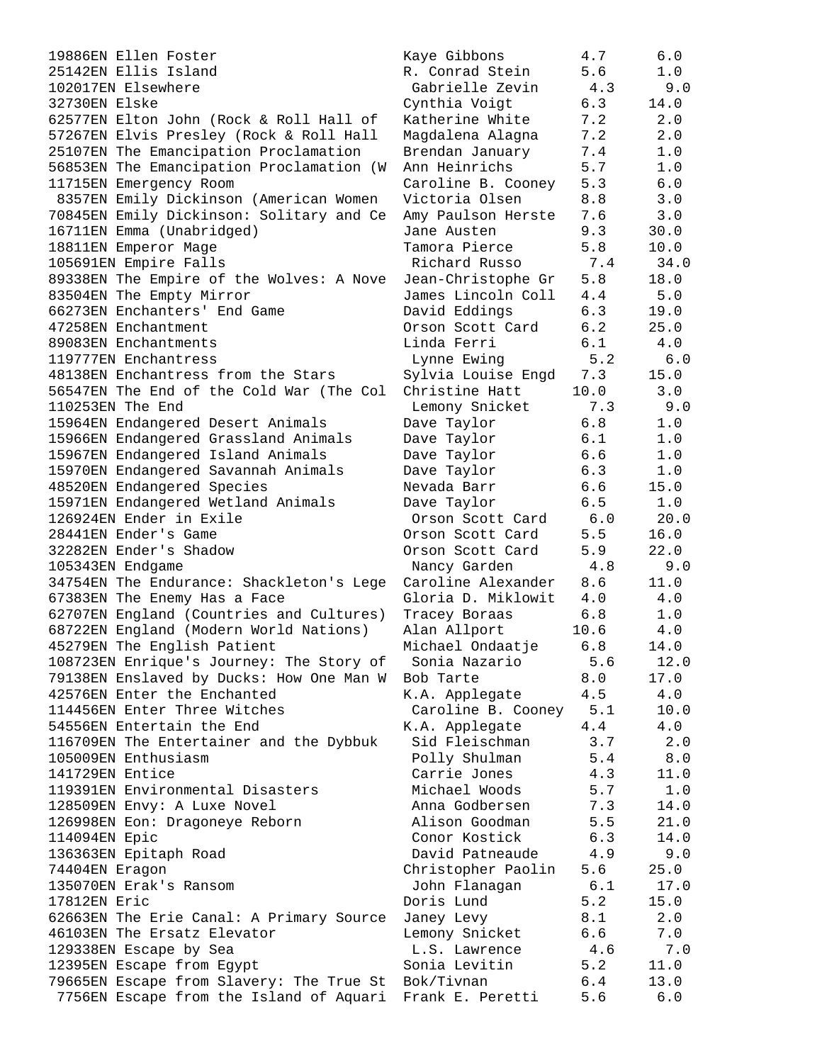```
19886EN Ellen Foster                    Kaye Gibbons        4.7      6.0
25142EN Ellis Island                    R. Conrad Stein     5.6      1.0
102017EN Elsewhere                       Gabrielle Zevin     4.3      9.0
32730EN Elske                           Cynthia Voigt       6.3     14.0
62577EN Elton John (Rock & Roll Hall of  Katherine White     7.2      2.0
57267EN Elvis Presley (Rock & Roll Hall  Magdalena Alagna    7.2      2.0
25107EN The Emancipation Proclamation    Brendan January     7.4      1.0
56853EN The Emancipation Proclamation (W Ann Heinrichs       5.7      1.0
11715EN Emergency Room                  Caroline B. Cooney  5.3      6.0
 8357EN Emily Dickinson (American Women  Victoria Olsen      8.8      3.0
70845EN Emily Dickinson: Solitary and Ce Amy Paulson Herste  7.6      3.0
16711EN Emma (Unabridged)               Jane Austen         9.3     30.0
18811EN Emperor Mage                    Tamora Pierce       5.8     10.0
105691EN Empire Falls                    Richard Russo       7.4     34.0
89338EN The Empire of the Wolves: A Nove Jean-Christophe Gr  5.8     18.0
83504EN The Empty Mirror                James Lincoln Coll  4.4      5.0
66273EN Enchanters' End Game            David Eddings       6.3     19.0
47258EN Enchantment                     Orson Scott Card    6.2     25.0
89083EN Enchantments                    Linda Ferri         6.1      4.0
119777EN Enchantress                     Lynne Ewing         5.2      6.0
48138EN Enchantress from the Stars      Sylvia Louise Engd  7.3     15.0
56547EN The End of the Cold War (The Col Christine Hatt     10.0      3.0
110253EN The End                         Lemony Snicket      7.3      9.0
15964EN Endangered Desert Animals       Dave Taylor         6.8      1.0
15966EN Endangered Grassland Animals    Dave Taylor         6.1      1.0
15967EN Endangered Island Animals       Dave Taylor         6.6      1.0
15970EN Endangered Savannah Animals     Dave Taylor         6.3      1.0
48520EN Endangered Species              Nevada Barr         6.6     15.0
15971EN Endangered Wetland Animals      Dave Taylor         6.5      1.0
126924EN Ender in Exile                  Orson Scott Card    6.0     20.0
28441EN Ender's Game                    Orson Scott Card    5.5     16.0
32282EN Ender's Shadow                  Orson Scott Card    5.9     22.0
105343EN Endgame                         Nancy Garden        4.8      9.0
34754EN The Endurance: Shackleton's Lege Caroline Alexander  8.6     11.0
67383EN The Enemy Has a Face            Gloria D. Miklowit  4.0      4.0
62707EN England (Countries and Cultures) Tracey Boraas       6.8      1.0
68722EN England (Modern World Nations)  Alan Allport       10.6      4.0
45279EN The English Patient             Michael Ondaatje    6.8     14.0
108723EN Enrique's Journey: The Story of  Sonia Nazario       5.6     12.0
79138EN Enslaved by Ducks: How One Man W Bob Tarte           8.0     17.0
42576EN Enter the Enchanted             K.A. Applegate      4.5      4.0
114456EN Enter Three Witches             Caroline B. Cooney  5.1     10.0
54556EN Entertain the End               K.A. Applegate      4.4      4.0
116709EN The Entertainer and the Dybbuk   Sid Fleischman      3.7      2.0
105009EN Enthusiasm                      Polly Shulman       5.4      8.0
141729EN Entice                          Carrie Jones        4.3     11.0
119391EN Environmental Disasters         Michael Woods       5.7      1.0
128509EN Envy: A Luxe Novel              Anna Godbersen      7.3     14.0
126998EN Eon: Dragoneye Reborn           Alison Goodman      5.5     21.0
114094EN Epic                            Conor Kostick       6.3     14.0
136363EN Epitaph Road                    David Patneaude     4.9      9.0
74404EN Eragon                          Christopher Paolin  5.6     25.0
135070EN Erak's Ransom                   John Flanagan       6.1     17.0
17812EN Eric                            Doris Lund          5.2     15.0
62663EN The Erie Canal: A Primary Source Janey Levy          8.1      2.0
46103EN The Ersatz Elevator             Lemony Snicket      6.6      7.0
129338EN Escape by Sea                   L.S. Lawrence       4.6      7.0
12395EN Escape from Egypt               Sonia Levitin       5.2     11.0
79665EN Escape from Slavery: The True St Bok/Tivnan          6.4     13.0
 7756EN Escape from the Island of Aquari Frank E. Peretti    5.6      6.0
```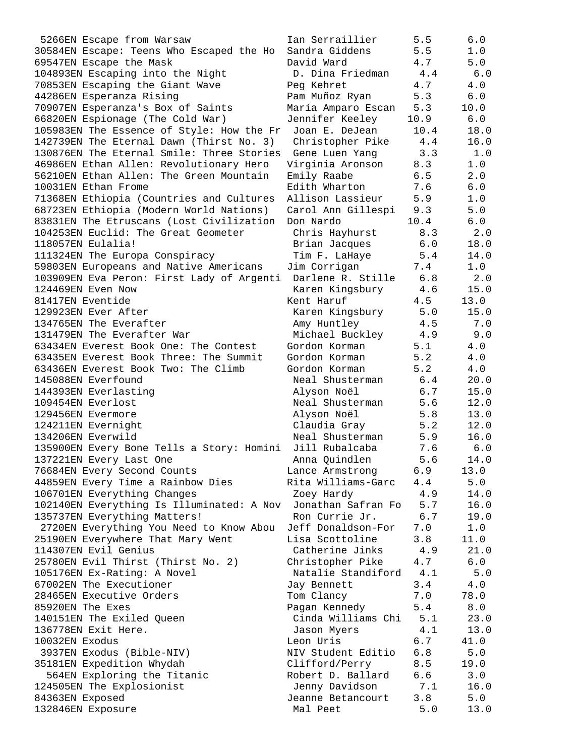```
 5266EN Escape from Warsaw             Ian Serraillier      5.5      6.0
30584EN Escape: Teens Who Escaped the Ho  Sandra Giddens       5.5      1.0
69547EN Escape the Mask                 David Ward           4.7      5.0
104893EN Escaping into the Night         D. Dina Friedman     4.4      6.0
70853EN Escaping the Giant Wave         Peg Kehret           4.7      4.0
44286EN Esperanza Rising                Pam Muñoz Ryan       5.3      6.0
70907EN Esperanza's Box of Saints       María Amparo Escan   5.3     10.0
66820EN Espionage (The Cold War)        Jennifer Keeley     10.9      6.0
105983EN The Essence of Style: How the Fr  Joan E. DeJean     10.4     18.0
142739EN The Eternal Dawn (Thirst No. 3)   Christopher Pike    4.4     16.0
130876EN The Eternal Smile: Three Stories  Gene Luen Yang      3.3      1.0
46986EN Ethan Allen: Revolutionary Hero  Virginia Aronson     8.3      1.0
56210EN Ethan Allen: The Green Mountain  Emily Raabe          6.5      2.0
10031EN Ethan Frome                     Edith Wharton        7.6      6.0
71368EN Ethiopia (Countries and Cultures  Allison Lassieur    5.9      1.0
68723EN Ethiopia (Modern World Nations)  Carol Ann Gillespi   9.3      5.0
83831EN The Etruscans (Lost Civilization  Don Nardo          10.4      6.0
104253EN Euclid: The Great Geometer       Chris Hayhurst      8.3      2.0
118057EN Eulalia!                         Brian Jacques       6.0     18.0
111324EN The Europa Conspiracy            Tim F. LaHaye       5.4     14.0
59803EN Europeans and Native Americans  Jim Corrigan         7.4      1.0
103909EN Eva Peron: First Lady of Argenti  Darlene R. Stille   6.8      2.0
124469EN Even Now                         Karen Kingsbury     4.6     15.0
81417EN Eventide                        Kent Haruf           4.5     13.0
129923EN Ever After                       Karen Kingsbury     5.0     15.0
134765EN The Everafter                    Amy Huntley         4.5      7.0
131479EN The Everafter War                Michael Buckley     4.9      9.0
63434EN Everest Book One: The Contest   Gordon Korman        5.1      4.0
63435EN Everest Book Three: The Summit  Gordon Korman        5.2      4.0
63436EN Everest Book Two: The Climb     Gordon Korman        5.2      4.0
145088EN Everfound                        Neal Shusterman     6.4     20.0
144393EN Everlasting                      Alyson Noël         6.7     15.0
109454EN Everlost                         Neal Shusterman     5.6     12.0
129456EN Evermore                         Alyson Noël         5.8     13.0
124211EN Evernight                        Claudia Gray        5.2     12.0
134206EN Everwild                         Neal Shusterman     5.9     16.0
135900EN Every Bone Tells a Story: Homini  Jill Rubalcaba      7.6      6.0
137221EN Every Last One                   Anna Quindlen       5.6     14.0
76684EN Every Second Counts             Lance Armstrong      6.9     13.0
44859EN Every Time a Rainbow Dies       Rita Williams-Garc   4.4      5.0
106701EN Everything Changes               Zoey Hardy          4.9     14.0
102140EN Everything Is Illuminated: A Nov  Jonathan Safran Fo  5.7     16.0
135737EN Everything Matters!              Ron Currie Jr.      6.7     19.0
 2720EN Everything You Need to Know Abou  Jeff Donaldson-For   7.0      1.0
25190EN Everywhere That Mary Went       Lisa Scottoline      3.8     11.0
114307EN Evil Genius                      Catherine Jinks     4.9     21.0
25780EN Evil Thirst (Thirst No. 2)      Christopher Pike     4.7      6.0
105176EN Ex-Rating: A Novel               Natalie Standiford  4.1      5.0
67002EN The Executioner                 Jay Bennett          3.4      4.0
28465EN Executive Orders                Tom Clancy           7.0     78.0
85920EN The Exes                        Pagan Kennedy        5.4      8.0
140151EN The Exiled Queen                 Cinda Williams Chi  5.1     23.0
136778EN Exit Here.                       Jason Myers         4.1     13.0
10032EN Exodus                          Leon Uris            6.7     41.0
 3937EN Exodus (Bible-NIV)              NIV Student Editio   6.8      5.0
35181EN Expedition Whydah               Clifford/Perry       8.5     19.0
  564EN Exploring the Titanic           Robert D. Ballard    6.6      3.0
124505EN The Explosionist                 Jenny Davidson      7.1     16.0
84363EN Exposed                         Jeanne Betancourt    3.8      5.0
132846EN Exposure                         Mal Peet            5.0     13.0
```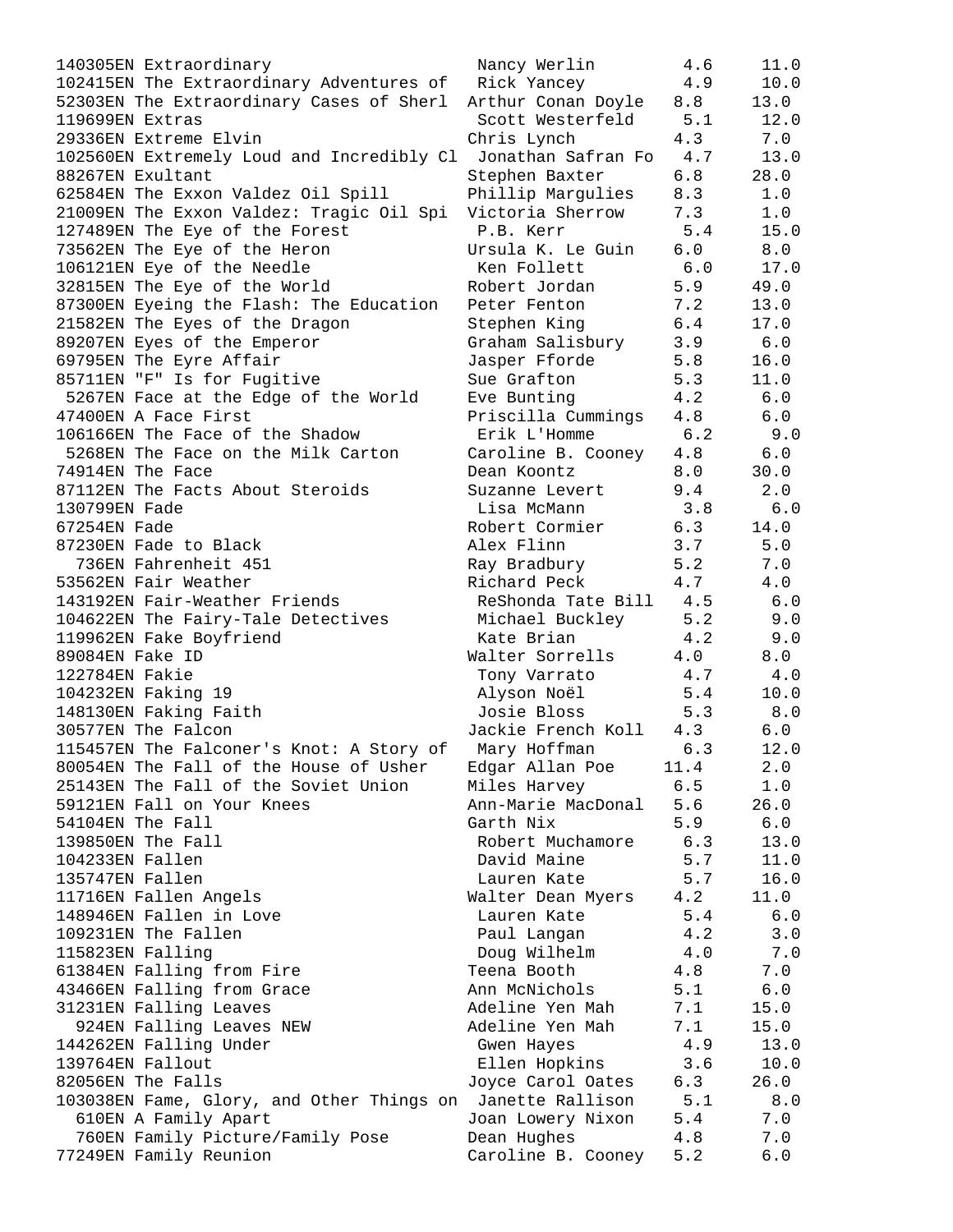```
140305EN Extraordinary                     Nancy Werlin        4.6     11.0
102415EN The Extraordinary Adventures of   Rick Yancey         4.9     10.0
52303EN The Extraordinary Cases of Sherl  Arthur Conan Doyle   8.8     13.0
119699EN Extras                            Scott Westerfeld    5.1     12.0
29336EN Extreme Elvin                     Chris Lynch          4.3      7.0
102560EN Extremely Loud and Incredibly Cl  Jonathan Safran Fo  4.7     13.0
88267EN Exultant                          Stephen Baxter       6.8     28.0
62584EN The Exxon Valdez Oil Spill        Phillip Margulies    8.3      1.0
21009EN The Exxon Valdez: Tragic Oil Spi  Victoria Sherrow     7.3      1.0
127489EN The Eye of the Forest             P.B. Kerr           5.4     15.0
73562EN The Eye of the Heron              Ursula K. Le Guin    6.0      8.0
106121EN Eye of the Needle                 Ken Follett         6.0     17.0
32815EN The Eye of the World              Robert Jordan        5.9     49.0
87300EN Eyeing the Flash: The Education   Peter Fenton         7.2     13.0
21582EN The Eyes of the Dragon            Stephen King         6.4     17.0
89207EN Eyes of the Emperor               Graham Salisbury     3.9      6.0
69795EN The Eyre Affair                   Jasper Fforde        5.8     16.0
85711EN "F" Is for Fugitive               Sue Grafton          5.3     11.0
 5267EN Face at the Edge of the World     Eve Bunting          4.2      6.0
47400EN A Face First                      Priscilla Cummings   4.8      6.0
106166EN The Face of the Shadow            Erik L'Homme        6.2      9.0
 5268EN The Face on the Milk Carton       Caroline B. Cooney   4.8      6.0
74914EN The Face                          Dean Koontz          8.0     30.0
87112EN The Facts About Steroids          Suzanne Levert       9.4      2.0
130799EN Fade                              Lisa McMann         3.8      6.0
67254EN Fade                              Robert Cormier       6.3     14.0
87230EN Fade to Black                     Alex Flinn           3.7      5.0
  736EN Fahrenheit 451                    Ray Bradbury         5.2      7.0
53562EN Fair Weather                      Richard Peck         4.7      4.0
143192EN Fair-Weather Friends              ReShonda Tate Bill  4.5      6.0
104622EN The Fairy-Tale Detectives         Michael Buckley     5.2      9.0
119962EN Fake Boyfriend                    Kate Brian          4.2      9.0
89084EN Fake ID                           Walter Sorrells      4.0      8.0
122784EN Fakie                             Tony Varrato        4.7      4.0
104232EN Faking 19                         Alyson Noël         5.4     10.0
148130EN Faking Faith                      Josie Bloss         5.3      8.0
30577EN The Falcon                        Jackie French Koll   4.3      6.0
115457EN The Falconer's Knot: A Story of   Mary Hoffman        6.3     12.0
80054EN The Fall of the House of Usher    Edgar Allan Poe     11.4      2.0
25143EN The Fall of the Soviet Union      Miles Harvey         6.5      1.0
59121EN Fall on Your Knees                Ann-Marie MacDonal   5.6     26.0
54104EN The Fall                          Garth Nix            5.9      6.0
139850EN The Fall                          Robert Muchamore    6.3     13.0
104233EN Fallen                            David Maine         5.7     11.0
135747EN Fallen                            Lauren Kate         5.7     16.0
11716EN Fallen Angels                     Walter Dean Myers    4.2     11.0
148946EN Fallen in Love                    Lauren Kate         5.4      6.0
109231EN The Fallen                        Paul Langan         4.2      3.0
115823EN Falling                           Doug Wilhelm        4.0      7.0
61384EN Falling from Fire                 Teena Booth          4.8      7.0
43466EN Falling from Grace                Ann McNichols        5.1      6.0
31231EN Falling Leaves                    Adeline Yen Mah      7.1     15.0
  924EN Falling Leaves NEW                Adeline Yen Mah      7.1     15.0
144262EN Falling Under                     Gwen Hayes          4.9     13.0
139764EN Fallout                           Ellen Hopkins       3.6     10.0
82056EN The Falls                         Joyce Carol Oates    6.3     26.0
103038EN Fame, Glory, and Other Things on  Janette Rallison    5.1      8.0
  610EN A Family Apart                    Joan Lowery Nixon    5.4      7.0
  760EN Family Picture/Family Pose        Dean Hughes          4.8      7.0
77249EN Family Reunion                    Caroline B. Cooney   5.2      6.0
```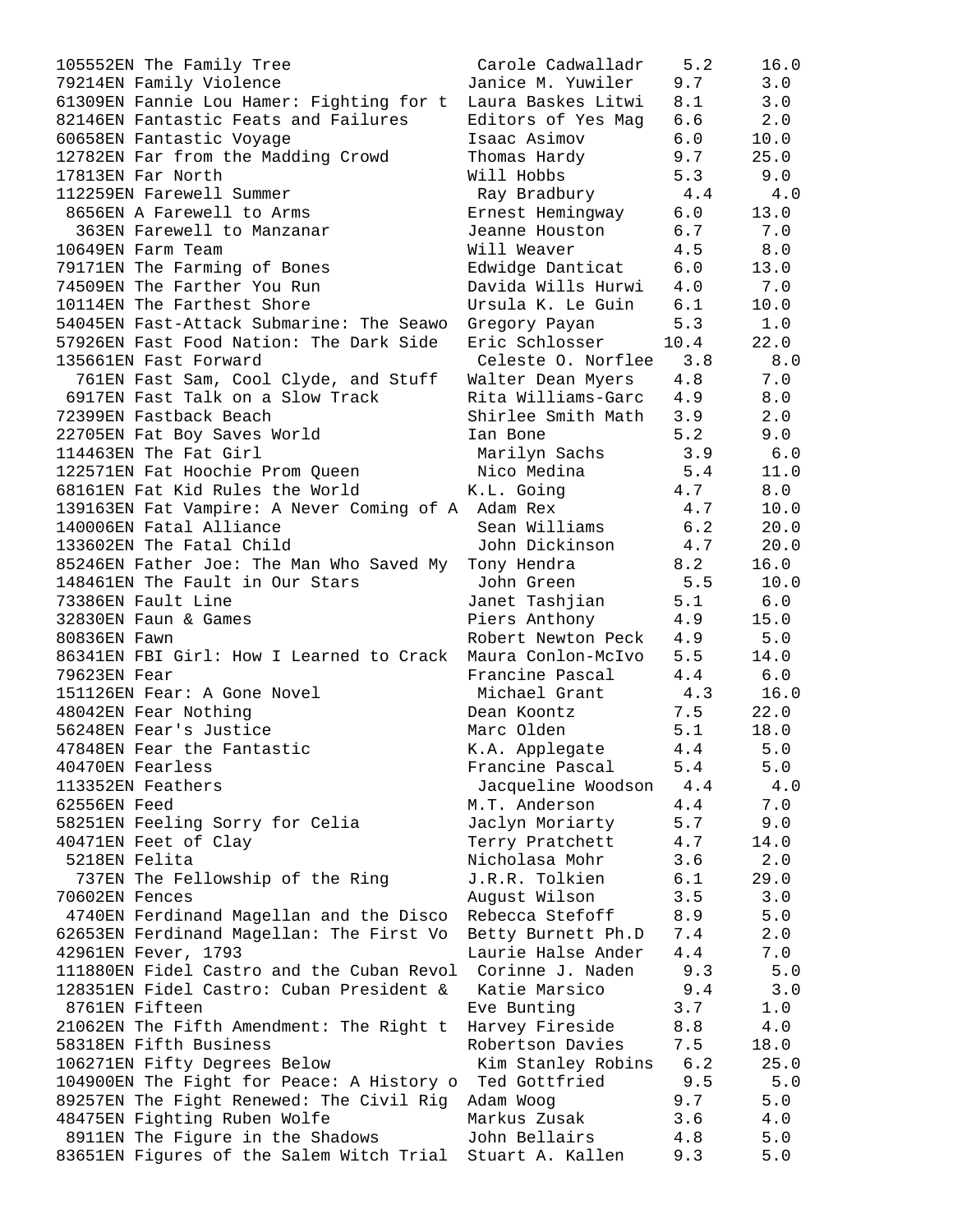```
105552EN The Family Tree                     Carole Cadwalladr    5.2     16.0
79214EN Family Violence                     Janice M. Yuwiler    9.7      3.0
61309EN Fannie Lou Hamer: Fighting for t  Laura Baskes Litwi   8.1      3.0
82146EN Fantastic Feats and Failures       Editors of Yes Mag   6.6      2.0
60658EN Fantastic Voyage                   Isaac Asimov         6.0     10.0
12782EN Far from the Madding Crowd         Thomas Hardy         9.7     25.0
17813EN Far North                          Will Hobbs           5.3      9.0
112259EN Farewell Summer                    Ray Bradbury         4.4      4.0
 8656EN A Farewell to Arms                 Ernest Hemingway     6.0     13.0
  363EN Farewell to Manzanar               Jeanne Houston       6.7      7.0
10649EN Farm Team                          Will Weaver          4.5      8.0
79171EN The Farming of Bones               Edwidge Danticat     6.0     13.0
74509EN The Farther You Run                Davida Wills Hurwi   4.0      7.0
10114EN The Farthest Shore                 Ursula K. Le Guin    6.1     10.0
54045EN Fast-Attack Submarine: The Seawo  Gregory Payan        5.3      1.0
57926EN Fast Food Nation: The Dark Side   Eric Schlosser      10.4     22.0
135661EN Fast Forward                       Celeste O. Norflee   3.8      8.0
  761EN Fast Sam, Cool Clyde, and Stuff    Walter Dean Myers    4.8      7.0
 6917EN Fast Talk on a Slow Track          Rita Williams-Garc   4.9      8.0
72399EN Fastback Beach                     Shirlee Smith Math   3.9      2.0
22705EN Fat Boy Saves World                Ian Bone             5.2      9.0
114463EN The Fat Girl                       Marilyn Sachs        3.9      6.0
122571EN Fat Hoochie Prom Queen             Nico Medina          5.4     11.0
68161EN Fat Kid Rules the World            K.L. Going           4.7      8.0
139163EN Fat Vampire: A Never Coming of A  Adam Rex             4.7     10.0
140006EN Fatal Alliance                     Sean Williams        6.2     20.0
133602EN The Fatal Child                    John Dickinson       4.7     20.0
85246EN Father Joe: The Man Who Saved My  Tony Hendra          8.2     16.0
148461EN The Fault in Our Stars             John Green           5.5     10.0
73386EN Fault Line                         Janet Tashjian       5.1      6.0
32830EN Faun & Games                       Piers Anthony        4.9     15.0
80836EN Fawn                               Robert Newton Peck   4.9      5.0
86341EN FBI Girl: How I Learned to Crack  Maura Conlon-McIvo   5.5     14.0
79623EN Fear                               Francine Pascal      4.4      6.0
151126EN Fear: A Gone Novel                 Michael Grant        4.3     16.0
48042EN Fear Nothing                       Dean Koontz          7.5     22.0
56248EN Fear's Justice                     Marc Olden           5.1     18.0
47848EN Fear the Fantastic                 K.A. Applegate       4.4      5.0
40470EN Fearless                           Francine Pascal      5.4      5.0
113352EN Feathers                           Jacqueline Woodson   4.4      4.0
62556EN Feed                               M.T. Anderson        4.4      7.0
58251EN Feeling Sorry for Celia            Jaclyn Moriarty      5.7      9.0
40471EN Feet of Clay                       Terry Pratchett      4.7     14.0
 5218EN Felita                             Nicholasa Mohr       3.6      2.0
  737EN The Fellowship of the Ring         J.R.R. Tolkien       6.1     29.0
70602EN Fences                             August Wilson        3.5      3.0
 4740EN Ferdinand Magellan and the Disco  Rebecca Stefoff      8.9      5.0
62653EN Ferdinand Magellan: The First Vo  Betty Burnett Ph.D   7.4      2.0
42961EN Fever, 1793                        Laurie Halse Ander   4.4      7.0
111880EN Fidel Castro and the Cuban Revol  Corinne J. Naden     9.3      5.0
128351EN Fidel Castro: Cuban President &   Katie Marsico        9.4      3.0
 8761EN Fifteen                            Eve Bunting          3.7      1.0
21062EN The Fifth Amendment: The Right t  Harvey Fireside      8.8      4.0
58318EN Fifth Business                     Robertson Davies     7.5     18.0
106271EN Fifty Degrees Below                Kim Stanley Robins   6.2     25.0
104900EN The Fight for Peace: A History o  Ted Gottfried        9.5      5.0
89257EN The Fight Renewed: The Civil Rig  Adam Woog            9.7      5.0
48475EN Fighting Ruben Wolfe               Markus Zusak         3.6      4.0
 8911EN The Figure in the Shadows          John Bellairs        4.8      5.0
83651EN Figures of the Salem Witch Trial  Stuart A. Kallen     9.3      5.0
```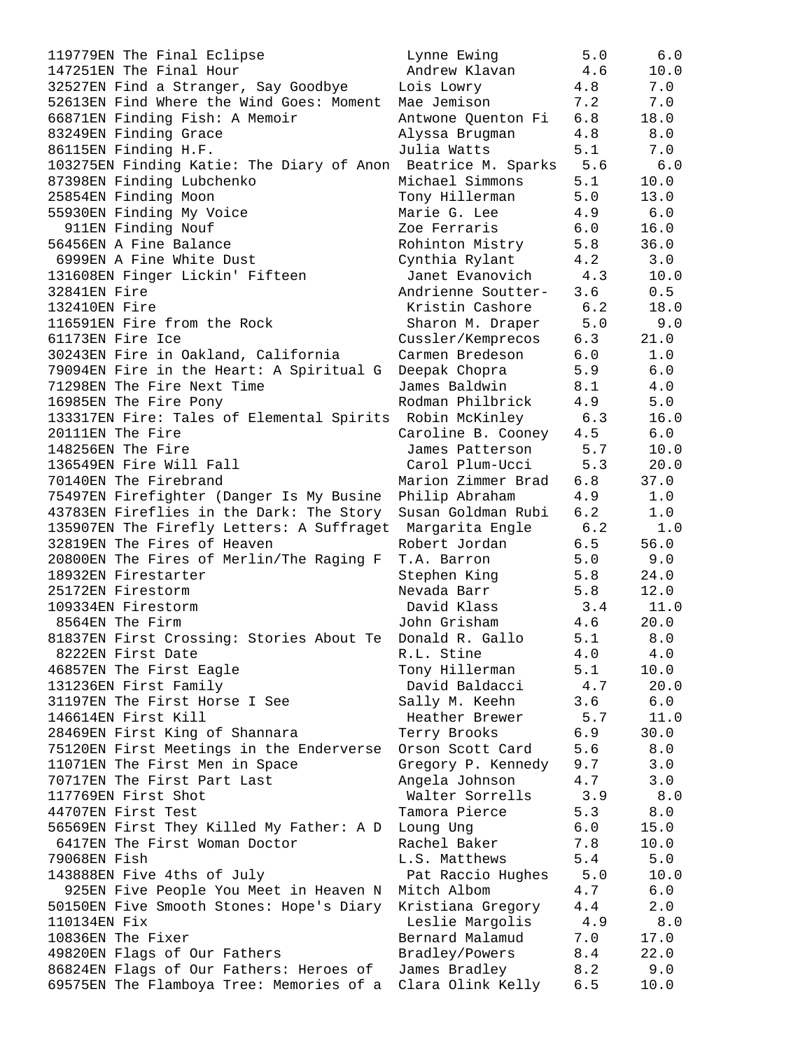```
119779EN The Final Eclipse               Lynne Ewing         5.0      6.0
147251EN The Final Hour                  Andrew Klavan       4.6     10.0
32527EN Find a Stranger, Say Goodbye    Lois Lowry          4.8      7.0
52613EN Find Where the Wind Goes: Moment Mae Jemison        7.2      7.0
66871EN Finding Fish: A Memoir          Antwone Quenton Fi  6.8     18.0
83249EN Finding Grace                   Alyssa Brugman      4.8      8.0
86115EN Finding H.F.                    Julia Watts         5.1      7.0
103275EN Finding Katie: The Diary of Anon Beatrice M. Sparks 5.6     6.0
87398EN Finding Lubchenko               Michael Simmons     5.1     10.0
25854EN Finding Moon                    Tony Hillerman      5.0     13.0
55930EN Finding My Voice                Marie G. Lee        4.9      6.0
  911EN Finding Nouf                    Zoe Ferraris        6.0     16.0
56456EN A Fine Balance                  Rohinton Mistry     5.8     36.0
 6999EN A Fine White Dust               Cynthia Rylant      4.2      3.0
131608EN Finger Lickin' Fifteen          Janet Evanovich     4.3     10.0
32841EN Fire                            Andrienne Soutter-  3.6      0.5
132410EN Fire                            Kristin Cashore     6.2     18.0
116591EN Fire from the Rock              Sharon M. Draper    5.0      9.0
61173EN Fire Ice                        Cussler/Kemprecos   6.3     21.0
30243EN Fire in Oakland, California     Carmen Bredeson     6.0      1.0
79094EN Fire in the Heart: A Spiritual G Deepak Chopra      5.9      6.0
71298EN The Fire Next Time              James Baldwin       8.1      4.0
16985EN The Fire Pony                   Rodman Philbrick    4.9      5.0
133317EN Fire: Tales of Elemental Spirits Robin McKinley     6.3     16.0
20111EN The Fire                        Caroline B. Cooney  4.5      6.0
148256EN The Fire                        James Patterson     5.7     10.0
136549EN Fire Will Fall                  Carol Plum-Ucci     5.3     20.0
70140EN The Firebrand                   Marion Zimmer Brad  6.8     37.0
75497EN Firefighter (Danger Is My Busine Philip Abraham     4.9      1.0
43783EN Fireflies in the Dark: The Story Susan Goldman Rubi 6.2      1.0
135907EN The Firefly Letters: A Suffraget Margarita Engle    6.2      1.0
32819EN The Fires of Heaven             Robert Jordan       6.5     56.0
20800EN The Fires of Merlin/The Raging F T.A. Barron        5.0      9.0
18932EN Firestarter                     Stephen King        5.8     24.0
25172EN Firestorm                       Nevada Barr         5.8     12.0
109334EN Firestorm                       David Klass         3.4     11.0
 8564EN The Firm                        John Grisham        4.6     20.0
81837EN First Crossing: Stories About Te Donald R. Gallo    5.1      8.0
 8222EN First Date                      R.L. Stine          4.0      4.0
46857EN The First Eagle                 Tony Hillerman      5.1     10.0
131236EN First Family                    David Baldacci      4.7     20.0
31197EN The First Horse I See           Sally M. Keehn      3.6      6.0
146614EN First Kill                      Heather Brewer      5.7     11.0
28469EN First King of Shannara          Terry Brooks        6.9     30.0
75120EN First Meetings in the Enderverse Orson Scott Card   5.6      8.0
11071EN The First Men in Space          Gregory P. Kennedy  9.7      3.0
70717EN The First Part Last             Angela Johnson      4.7      3.0
117769EN First Shot                      Walter Sorrells     3.9      8.0
44707EN First Test                      Tamora Pierce       5.3      8.0
56569EN First They Killed My Father: A D Loung Ung          6.0     15.0
 6417EN The First Woman Doctor          Rachel Baker        7.8     10.0
79068EN Fish                            L.S. Matthews       5.4      5.0
143888EN Five 4ths of July               Pat Raccio Hughes   5.0     10.0
  925EN Five People You Meet in Heaven N Mitch Albom       4.7      6.0
50150EN Five Smooth Stones: Hope's Diary Kristiana Gregory  4.4      2.0
110134EN Fix                             Leslie Margolis     4.9      8.0
10836EN The Fixer                       Bernard Malamud     7.0     17.0
49820EN Flags of Our Fathers            Bradley/Powers      8.4     22.0
86824EN Flags of Our Fathers: Heroes of James Bradley       8.2      9.0
69575EN The Flamboya Tree: Memories of a Clara Olink Kelly  6.5     10.0
```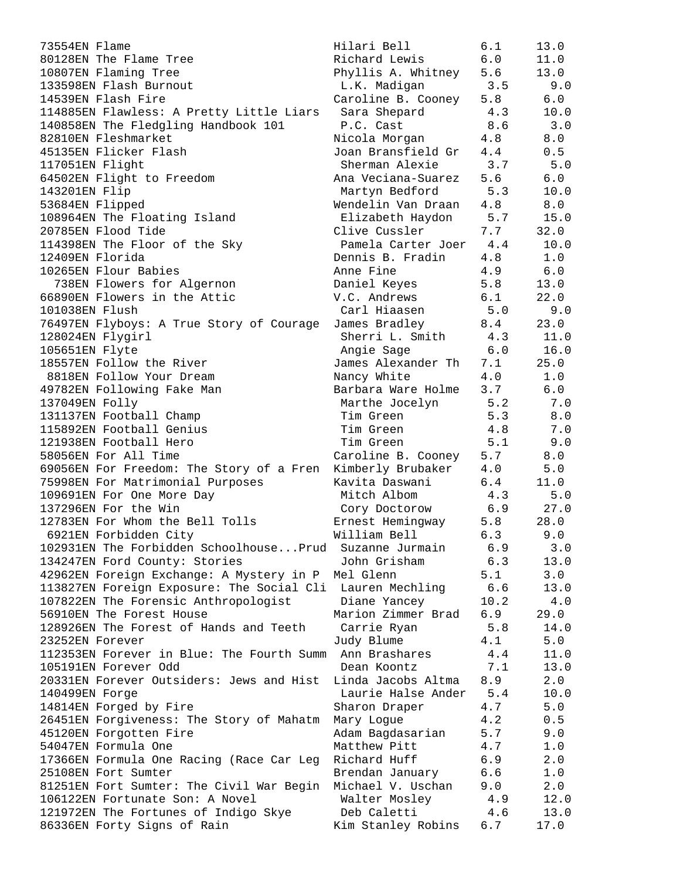| | | | |
|---|---|---|---|
| 73554EN Flame | Hilari Bell | 6.1 | 13.0 |
| 80128EN The Flame Tree | Richard Lewis | 6.0 | 11.0 |
| 10807EN Flaming Tree | Phyllis A. Whitney | 5.6 | 13.0 |
| 133598EN Flash Burnout | L.K. Madigan | 3.5 | 9.0 |
| 14539EN Flash Fire | Caroline B. Cooney | 5.8 | 6.0 |
| 114885EN Flawless: A Pretty Little Liars | Sara Shepard | 4.3 | 10.0 |
| 140858EN The Fledgling Handbook 101 | P.C. Cast | 8.6 | 3.0 |
| 82810EN Fleshmarket | Nicola Morgan | 4.8 | 8.0 |
| 45135EN Flicker Flash | Joan Bransfield Gr | 4.4 | 0.5 |
| 117051EN Flight | Sherman Alexie | 3.7 | 5.0 |
| 64502EN Flight to Freedom | Ana Veciana-Suarez | 5.6 | 6.0 |
| 143201EN Flip | Martyn Bedford | 5.3 | 10.0 |
| 53684EN Flipped | Wendelin Van Draan | 4.8 | 8.0 |
| 108964EN The Floating Island | Elizabeth Haydon | 5.7 | 15.0 |
| 20785EN Flood Tide | Clive Cussler | 7.7 | 32.0 |
| 114398EN The Floor of the Sky | Pamela Carter Joer | 4.4 | 10.0 |
| 12409EN Florida | Dennis B. Fradin | 4.8 | 1.0 |
| 10265EN Flour Babies | Anne Fine | 4.9 | 6.0 |
| 738EN Flowers for Algernon | Daniel Keyes | 5.8 | 13.0 |
| 66890EN Flowers in the Attic | V.C. Andrews | 6.1 | 22.0 |
| 101038EN Flush | Carl Hiaasen | 5.0 | 9.0 |
| 76497EN Flyboys: A True Story of Courage | James Bradley | 8.4 | 23.0 |
| 128024EN Flygirl | Sherri L. Smith | 4.3 | 11.0 |
| 105651EN Flyte | Angie Sage | 6.0 | 16.0 |
| 18557EN Follow the River | James Alexander Th | 7.1 | 25.0 |
| 8818EN Follow Your Dream | Nancy White | 4.0 | 1.0 |
| 49782EN Following Fake Man | Barbara Ware Holme | 3.7 | 6.0 |
| 137049EN Folly | Marthe Jocelyn | 5.2 | 7.0 |
| 131137EN Football Champ | Tim Green | 5.3 | 8.0 |
| 115892EN Football Genius | Tim Green | 4.8 | 7.0 |
| 121938EN Football Hero | Tim Green | 5.1 | 9.0 |
| 58056EN For All Time | Caroline B. Cooney | 5.7 | 8.0 |
| 69056EN For Freedom: The Story of a Fren | Kimberly Brubaker | 4.0 | 5.0 |
| 75998EN For Matrimonial Purposes | Kavita Daswani | 6.4 | 11.0 |
| 109691EN For One More Day | Mitch Albom | 4.3 | 5.0 |
| 137296EN For the Win | Cory Doctorow | 6.9 | 27.0 |
| 12783EN For Whom the Bell Tolls | Ernest Hemingway | 5.8 | 28.0 |
| 6921EN Forbidden City | William Bell | 6.3 | 9.0 |
| 102931EN The Forbidden Schoolhouse...Prud | Suzanne Jurmain | 6.9 | 3.0 |
| 134247EN Ford County: Stories | John Grisham | 6.3 | 13.0 |
| 42962EN Foreign Exchange: A Mystery in P | Mel Glenn | 5.1 | 3.0 |
| 113827EN Foreign Exposure: The Social Cli | Lauren Mechling | 6.6 | 13.0 |
| 107822EN The Forensic Anthropologist | Diane Yancey | 10.2 | 4.0 |
| 56910EN The Forest House | Marion Zimmer Brad | 6.9 | 29.0 |
| 128926EN The Forest of Hands and Teeth | Carrie Ryan | 5.8 | 14.0 |
| 23252EN Forever | Judy Blume | 4.1 | 5.0 |
| 112353EN Forever in Blue: The Fourth Summ | Ann Brashares | 4.4 | 11.0 |
| 105191EN Forever Odd | Dean Koontz | 7.1 | 13.0 |
| 20331EN Forever Outsiders: Jews and Hist | Linda Jacobs Altma | 8.9 | 2.0 |
| 140499EN Forge | Laurie Halse Ander | 5.4 | 10.0 |
| 14814EN Forged by Fire | Sharon Draper | 4.7 | 5.0 |
| 26451EN Forgiveness: The Story of Mahatm | Mary Logue | 4.2 | 0.5 |
| 45120EN Forgotten Fire | Adam Bagdasarian | 5.7 | 9.0 |
| 54047EN Formula One | Matthew Pitt | 4.7 | 1.0 |
| 17366EN Formula One Racing (Race Car Leg | Richard Huff | 6.9 | 2.0 |
| 25108EN Fort Sumter | Brendan January | 6.6 | 1.0 |
| 81251EN Fort Sumter: The Civil War Begin | Michael V. Uschan | 9.0 | 2.0 |
| 106122EN Fortunate Son: A Novel | Walter Mosley | 4.9 | 12.0 |
| 121972EN The Fortunes of Indigo Skye | Deb Caletti | 4.6 | 13.0 |
| 86336EN Forty Signs of Rain | Kim Stanley Robins | 6.7 | 17.0 |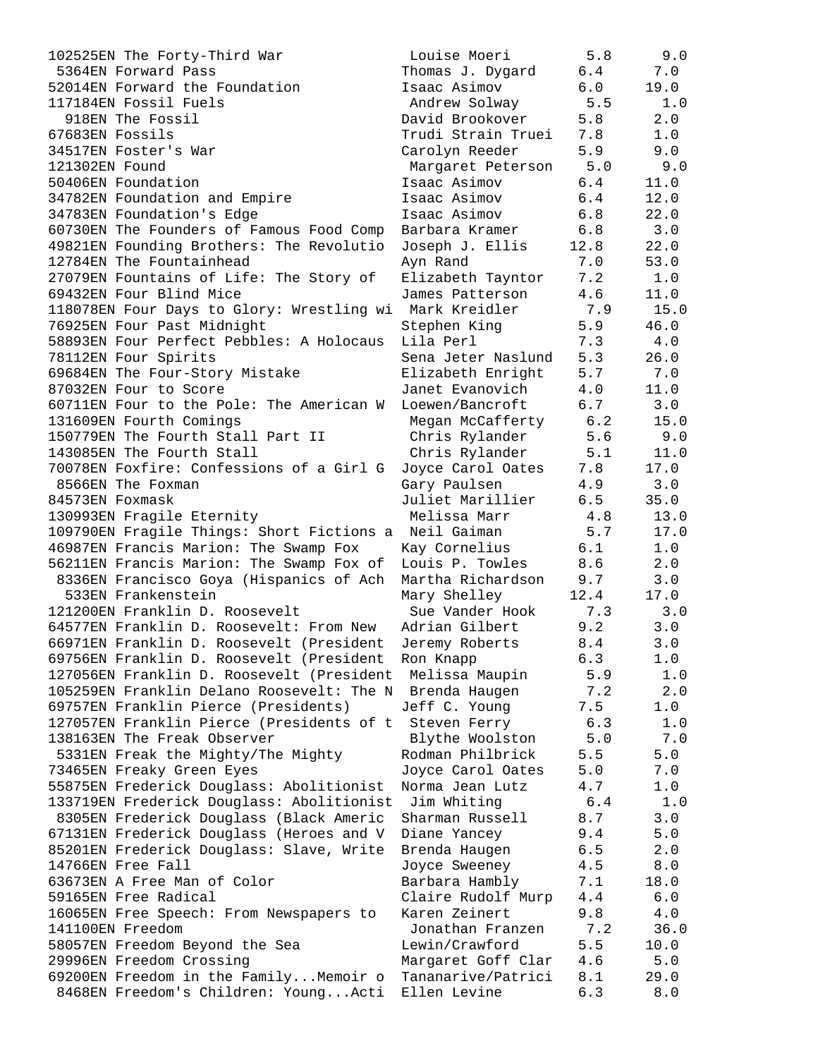```
102525EN The Forty-Third War              Louise Moeri        5.8      9.0
 5364EN Forward Pass                     Thomas J. Dygard    6.4      7.0
52014EN Forward the Foundation           Isaac Asimov        6.0     19.0
117184EN Fossil Fuels                     Andrew Solway       5.5      1.0
  918EN The Fossil                       David Brookover     5.8      2.0
67683EN Fossils                          Trudi Strain Truei  7.8      1.0
34517EN Foster's War                     Carolyn Reeder      5.9      9.0
121302EN Found                            Margaret Peterson   5.0      9.0
50406EN Foundation                       Isaac Asimov        6.4     11.0
34782EN Foundation and Empire            Isaac Asimov        6.4     12.0
34783EN Foundation's Edge                Isaac Asimov        6.8     22.0
60730EN The Founders of Famous Food Comp Barbara Kramer      6.8      3.0
49821EN Founding Brothers: The Revolutio Joseph J. Ellis    12.8     22.0
12784EN The Fountainhead                 Ayn Rand            7.0     53.0
27079EN Fountains of Life: The Story of  Elizabeth Tayntor   7.2      1.0
69432EN Four Blind Mice                  James Patterson     4.6     11.0
118078EN Four Days to Glory: Wrestling wi Mark Kreidler       7.9     15.0
76925EN Four Past Midnight               Stephen King        5.9     46.0
58893EN Four Perfect Pebbles: A Holocaus Lila Perl           7.3      4.0
78112EN Four Spirits                     Sena Jeter Naslund  5.3     26.0
69684EN The Four-Story Mistake           Elizabeth Enright   5.7      7.0
87032EN Four to Score                    Janet Evanovich     4.0     11.0
60711EN Four to the Pole: The American W Loewen/Bancroft     6.7      3.0
131609EN Fourth Comings                   Megan McCafferty    6.2     15.0
150779EN The Fourth Stall Part II         Chris Rylander      5.6      9.0
143085EN The Fourth Stall                 Chris Rylander      5.1     11.0
70078EN Foxfire: Confessions of a Girl G Joyce Carol Oates   7.8     17.0
 8566EN The Foxman                       Gary Paulsen        4.9      3.0
84573EN Foxmask                          Juliet Marillier    6.5     35.0
130993EN Fragile Eternity                 Melissa Marr        4.8     13.0
109790EN Fragile Things: Short Fictions a Neil Gaiman         5.7     17.0
46987EN Francis Marion: The Swamp Fox    Kay Cornelius       6.1      1.0
56211EN Francis Marion: The Swamp Fox of Louis P. Towles     8.6      2.0
 8336EN Francisco Goya (Hispanics of Ach Martha Richardson   9.7      3.0
  533EN Frankenstein                     Mary Shelley       12.4     17.0
121200EN Franklin D. Roosevelt            Sue Vander Hook     7.3      3.0
64577EN Franklin D. Roosevelt: From New  Adrian Gilbert      9.2      3.0
66971EN Franklin D. Roosevelt (President Jeremy Roberts      8.4      3.0
69756EN Franklin D. Roosevelt (President Ron Knapp           6.3      1.0
127056EN Franklin D. Roosevelt (President Melissa Maupin      5.9      1.0
105259EN Franklin Delano Roosevelt: The N Brenda Haugen       7.2      2.0
69757EN Franklin Pierce (Presidents)     Jeff C. Young       7.5      1.0
127057EN Franklin Pierce (Presidents of t Steven Ferry        6.3      1.0
138163EN The Freak Observer               Blythe Woolston     5.0      7.0
 5331EN Freak the Mighty/The Mighty      Rodman Philbrick    5.5      5.0
73465EN Freaky Green Eyes                Joyce Carol Oates   5.0      7.0
55875EN Frederick Douglass: Abolitionist Norma Jean Lutz     4.7      1.0
133719EN Frederick Douglass: Abolitionist Jim Whiting         6.4      1.0
 8305EN Frederick Douglass (Black Americ Sharman Russell     8.7      3.0
67131EN Frederick Douglass (Heroes and V Diane Yancey        9.4      5.0
85201EN Frederick Douglass: Slave, Write Brenda Haugen       6.5      2.0
14766EN Free Fall                        Joyce Sweeney       4.5      8.0
63673EN A Free Man of Color              Barbara Hambly      7.1     18.0
59165EN Free Radical                     Claire Rudolf Murp  4.4      6.0
16065EN Free Speech: From Newspapers to  Karen Zeinert       9.8      4.0
141100EN Freedom                          Jonathan Franzen    7.2     36.0
58057EN Freedom Beyond the Sea           Lewin/Crawford      5.5     10.0
29996EN Freedom Crossing                 Margaret Goff Clar  4.6      5.0
69200EN Freedom in the Family...Memoir o Tananarive/Patrici  8.1     29.0
 8468EN Freedom's Children: Young...Acti Ellen Levine        6.3      8.0
```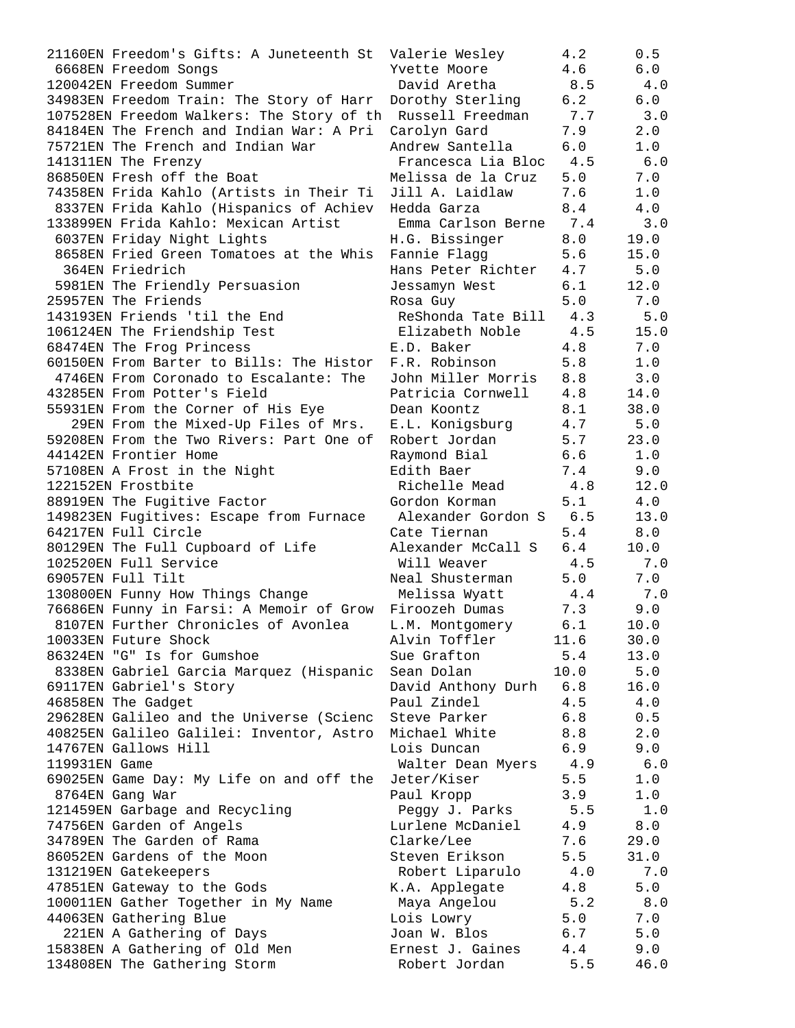| Quiz No. | Title | Author | Level | Points |
|---|---|---|---|---|
| 21160EN | Freedom's Gifts: A Juneteenth St | Valerie Wesley | 4.2 | 0.5 |
| 6668EN | Freedom Songs | Yvette Moore | 4.6 | 6.0 |
| 120042EN | Freedom Summer | David Aretha | 8.5 | 4.0 |
| 34983EN | Freedom Train: The Story of Harr | Dorothy Sterling | 6.2 | 6.0 |
| 107528EN | Freedom Walkers: The Story of th | Russell Freedman | 7.7 | 3.0 |
| 84184EN | The French and Indian War: A Pri | Carolyn Gard | 7.9 | 2.0 |
| 75721EN | The French and Indian War | Andrew Santella | 6.0 | 1.0 |
| 141311EN | The Frenzy | Francesca Lia Bloc | 4.5 | 6.0 |
| 86850EN | Fresh off the Boat | Melissa de la Cruz | 5.0 | 7.0 |
| 74358EN | Frida Kahlo (Artists in Their Ti | Jill A. Laidlaw | 7.6 | 1.0 |
| 8337EN | Frida Kahlo (Hispanics of Achiev | Hedda Garza | 8.4 | 4.0 |
| 133899EN | Frida Kahlo: Mexican Artist | Emma Carlson Berne | 7.4 | 3.0 |
| 6037EN | Friday Night Lights | H.G. Bissinger | 8.0 | 19.0 |
| 8658EN | Fried Green Tomatoes at the Whis | Fannie Flagg | 5.6 | 15.0 |
| 364EN | Friedrich | Hans Peter Richter | 4.7 | 5.0 |
| 5981EN | The Friendly Persuasion | Jessamyn West | 6.1 | 12.0 |
| 25957EN | The Friends | Rosa Guy | 5.0 | 7.0 |
| 143193EN | Friends 'til the End | ReShonda Tate Bill | 4.3 | 5.0 |
| 106124EN | The Friendship Test | Elizabeth Noble | 4.5 | 15.0 |
| 68474EN | The Frog Princess | E.D. Baker | 4.8 | 7.0 |
| 60150EN | From Barter to Bills: The Histor | F.R. Robinson | 5.8 | 1.0 |
| 4746EN | From Coronado to Escalante: The | John Miller Morris | 8.8 | 3.0 |
| 43285EN | From Potter's Field | Patricia Cornwell | 4.8 | 14.0 |
| 55931EN | From the Corner of His Eye | Dean Koontz | 8.1 | 38.0 |
| 29EN | From the Mixed-Up Files of Mrs. | E.L. Konigsburg | 4.7 | 5.0 |
| 59208EN | From the Two Rivers: Part One of | Robert Jordan | 5.7 | 23.0 |
| 44142EN | Frontier Home | Raymond Bial | 6.6 | 1.0 |
| 57108EN | A Frost in the Night | Edith Baer | 7.4 | 9.0 |
| 122152EN | Frostbite | Richelle Mead | 4.8 | 12.0 |
| 88919EN | The Fugitive Factor | Gordon Korman | 5.1 | 4.0 |
| 149823EN | Fugitives: Escape from Furnace | Alexander Gordon S | 6.5 | 13.0 |
| 64217EN | Full Circle | Cate Tiernan | 5.4 | 8.0 |
| 80129EN | The Full Cupboard of Life | Alexander McCall S | 6.4 | 10.0 |
| 102520EN | Full Service | Will Weaver | 4.5 | 7.0 |
| 69057EN | Full Tilt | Neal Shusterman | 5.0 | 7.0 |
| 130800EN | Funny How Things Change | Melissa Wyatt | 4.4 | 7.0 |
| 76686EN | Funny in Farsi: A Memoir of Grow | Firoozeh Dumas | 7.3 | 9.0 |
| 8107EN | Further Chronicles of Avonlea | L.M. Montgomery | 6.1 | 10.0 |
| 10033EN | Future Shock | Alvin Toffler | 11.6 | 30.0 |
| 86324EN | "G" Is for Gumshoe | Sue Grafton | 5.4 | 13.0 |
| 8338EN | Gabriel Garcia Marquez (Hispanic | Sean Dolan | 10.0 | 5.0 |
| 69117EN | Gabriel's Story | David Anthony Durh | 6.8 | 16.0 |
| 46858EN | The Gadget | Paul Zindel | 4.5 | 4.0 |
| 29628EN | Galileo and the Universe (Scienc | Steve Parker | 6.8 | 0.5 |
| 40825EN | Galileo Galilei: Inventor, Astro | Michael White | 8.8 | 2.0 |
| 14767EN | Gallows Hill | Lois Duncan | 6.9 | 9.0 |
| 119931EN | Game | Walter Dean Myers | 4.9 | 6.0 |
| 69025EN | Game Day: My Life on and off the | Jeter/Kiser | 5.5 | 1.0 |
| 8764EN | Gang War | Paul Kropp | 3.9 | 1.0 |
| 121459EN | Garbage and Recycling | Peggy J. Parks | 5.5 | 1.0 |
| 74756EN | Garden of Angels | Lurlene McDaniel | 4.9 | 8.0 |
| 34789EN | The Garden of Rama | Clarke/Lee | 7.6 | 29.0 |
| 86052EN | Gardens of the Moon | Steven Erikson | 5.5 | 31.0 |
| 131219EN | Gatekeepers | Robert Liparulo | 4.0 | 7.0 |
| 47851EN | Gateway to the Gods | K.A. Applegate | 4.8 | 5.0 |
| 100011EN | Gather Together in My Name | Maya Angelou | 5.2 | 8.0 |
| 44063EN | Gathering Blue | Lois Lowry | 5.0 | 7.0 |
| 221EN | A Gathering of Days | Joan W. Blos | 6.7 | 5.0 |
| 15838EN | A Gathering of Old Men | Ernest J. Gaines | 4.4 | 9.0 |
| 134808EN | The Gathering Storm | Robert Jordan | 5.5 | 46.0 |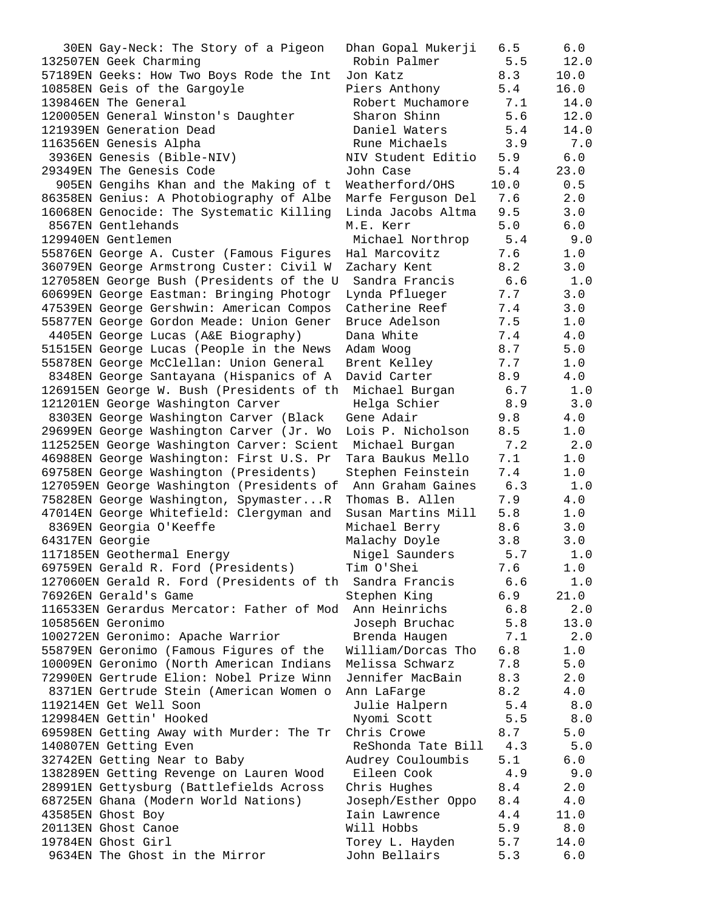```
   30EN Gay-Neck: The Story of a Pigeon   Dhan Gopal Mukerji   6.5      6.0
132507EN Geek Charming                     Robin Palmer         5.5     12.0
57189EN Geeks: How Two Boys Rode the Int  Jon Katz            8.3     10.0
10858EN Geis of the Gargoyle              Piers Anthony       5.4     16.0
139846EN The General                       Robert Muchamore     7.1     14.0
120005EN General Winston's Daughter        Sharon Shinn         5.6     12.0
121939EN Generation Dead                   Daniel Waters        5.4     14.0
116356EN Genesis Alpha                     Rune Michaels        3.9      7.0
 3936EN Genesis (Bible-NIV)               NIV Student Editio  5.9      6.0
29349EN The Genesis Code                  John Case           5.4     23.0
  905EN Gengihs Khan and the Making of t  Weatherford/OHS    10.0      0.5
86358EN Genius: A Photobiography of Albe  Marfe Ferguson Del  7.6      2.0
16068EN Genocide: The Systematic Killing  Linda Jacobs Altma  9.5      3.0
 8567EN Gentlehands                       M.E. Kerr           5.0      6.0
129940EN Gentlemen                         Michael Northrop     5.4      9.0
55876EN George A. Custer (Famous Figures  Hal Marcovitz       7.6      1.0
36079EN George Armstrong Custer: Civil W  Zachary Kent        8.2      3.0
127058EN George Bush (Presidents of the U  Sandra Francis       6.6      1.0
60699EN George Eastman: Bringing Photogr  Lynda Pflueger      7.7      3.0
47539EN George Gershwin: American Compos  Catherine Reef      7.4      3.0
55877EN George Gordon Meade: Union Gener  Bruce Adelson       7.5      1.0
 4405EN George Lucas (A&E Biography)      Dana White          7.4      4.0
51515EN George Lucas (People in the News  Adam Woog           8.7      5.0
55878EN George McClellan: Union General   Brent Kelley        7.7      1.0
 8348EN George Santayana (Hispanics of A  David Carter        8.9      4.0
126915EN George W. Bush (Presidents of th  Michael Burgan       6.7      1.0
121201EN George Washington Carver          Helga Schier         8.9      3.0
 8303EN George Washington Carver (Black   Gene Adair          9.8      4.0
29699EN George Washington Carver (Jr. Wo  Lois P. Nicholson   8.5      1.0
112525EN George Washington Carver: Scient  Michael Burgan       7.2      2.0
46988EN George Washington: First U.S. Pr  Tara Baukus Mello   7.1      1.0
69758EN George Washington (Presidents)    Stephen Feinstein   7.4      1.0
127059EN George Washington (Presidents of  Ann Graham Gaines    6.3      1.0
75828EN George Washington, Spymaster...R  Thomas B. Allen     7.9      4.0
47014EN George Whitefield: Clergyman and  Susan Martins Mill  5.8      1.0
 8369EN Georgia O'Keeffe                  Michael Berry       8.6      3.0
64317EN Georgie                           Malachy Doyle       3.8      3.0
117185EN Geothermal Energy                 Nigel Saunders       5.7      1.0
69759EN Gerald R. Ford (Presidents)       Tim O'Shei          7.6      1.0
127060EN Gerald R. Ford (Presidents of th  Sandra Francis       6.6      1.0
76926EN Gerald's Game                     Stephen King        6.9     21.0
116533EN Gerardus Mercator: Father of Mod  Ann Heinrichs        6.8      2.0
105856EN Geronimo                          Joseph Bruchac       5.8     13.0
100272EN Geronimo: Apache Warrior          Brenda Haugen        7.1      2.0
55879EN Geronimo (Famous Figures of the   William/Dorcas Tho  6.8      1.0
10009EN Geronimo (North American Indians  Melissa Schwarz     7.8      5.0
72990EN Gertrude Elion: Nobel Prize Winn  Jennifer MacBain    8.3      2.0
 8371EN Gertrude Stein (American Women o  Ann LaFarge         8.2      4.0
119214EN Get Well Soon                     Julie Halpern        5.4      8.0
129984EN Gettin' Hooked                    Nyomi Scott          5.5      8.0
69598EN Getting Away with Murder: The Tr  Chris Crowe         8.7      5.0
140807EN Getting Even                      ReShonda Tate Bill   4.3      5.0
32742EN Getting Near to Baby              Audrey Couloumbis   5.1      6.0
138289EN Getting Revenge on Lauren Wood    Eileen Cook          4.9      9.0
28991EN Gettysburg (Battlefields Across   Chris Hughes        8.4      2.0
68725EN Ghana (Modern World Nations)      Joseph/Esther Oppo  8.4      4.0
43585EN Ghost Boy                         Iain Lawrence       4.4     11.0
20113EN Ghost Canoe                       Will Hobbs          5.9      8.0
19784EN Ghost Girl                        Torey L. Hayden     5.7     14.0
 9634EN The Ghost in the Mirror           John Bellairs       5.3      6.0
```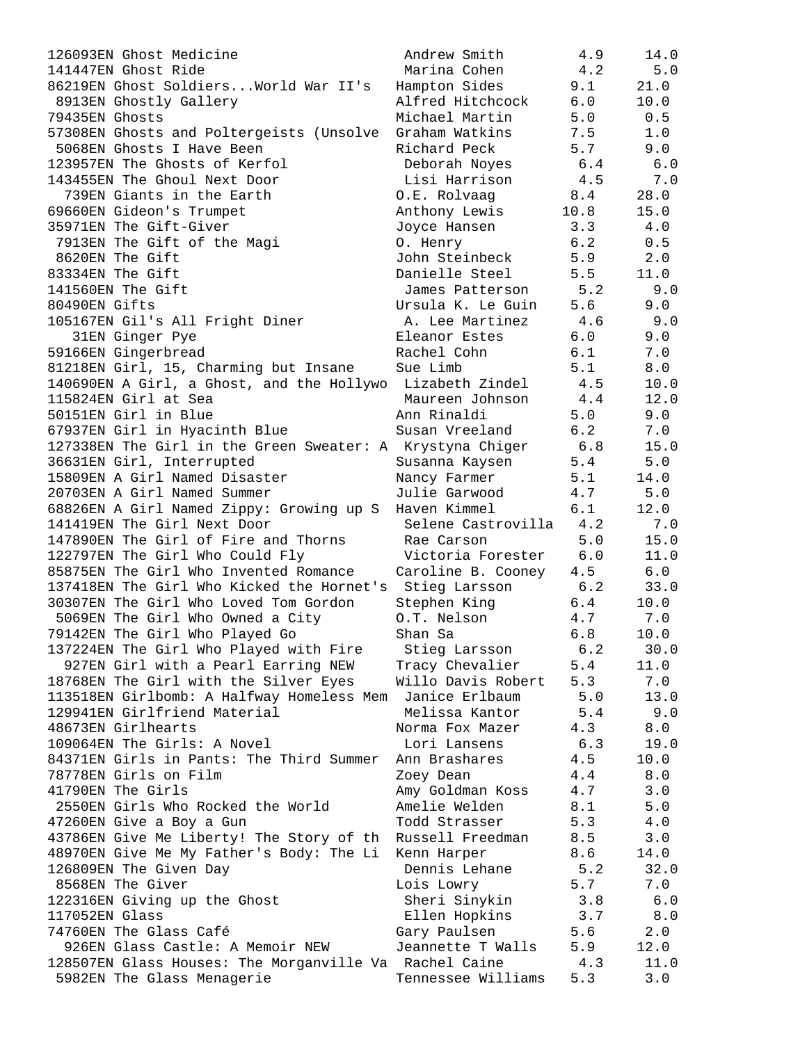```
126093EN Ghost Medicine                   Andrew Smith        4.9     14.0
141447EN Ghost Ride                       Marina Cohen        4.2      5.0
86219EN Ghost Soldiers...World War II's  Hampton Sides       9.1     21.0
 8913EN Ghostly Gallery                  Alfred Hitchcock    6.0     10.0
79435EN Ghosts                           Michael Martin      5.0      0.5
57308EN Ghosts and Poltergeists (Unsolve  Graham Watkins      7.5      1.0
 5068EN Ghosts I Have Been               Richard Peck        5.7      9.0
123957EN The Ghosts of Kerfol             Deborah Noyes       6.4      6.0
143455EN The Ghoul Next Door              Lisi Harrison       4.5      7.0
  739EN Giants in the Earth              O.E. Rolvaag        8.4     28.0
69660EN Gideon's Trumpet                 Anthony Lewis      10.8     15.0
35971EN The Gift-Giver                   Joyce Hansen        3.3      4.0
 7913EN The Gift of the Magi             O. Henry            6.2      0.5
 8620EN The Gift                         John Steinbeck      5.9      2.0
83334EN The Gift                         Danielle Steel      5.5     11.0
141560EN The Gift                         James Patterson     5.2      9.0
80490EN Gifts                            Ursula K. Le Guin   5.6      9.0
105167EN Gil's All Fright Diner           A. Lee Martinez     4.6      9.0
   31EN Ginger Pye                       Eleanor Estes       6.0      9.0
59166EN Gingerbread                      Rachel Cohn         6.1      7.0
81218EN Girl, 15, Charming but Insane    Sue Limb            5.1      8.0
140690EN A Girl, a Ghost, and the Hollywo Lizabeth Zindel     4.5     10.0
115824EN Girl at Sea                      Maureen Johnson     4.4     12.0
50151EN Girl in Blue                     Ann Rinaldi         5.0      9.0
67937EN Girl in Hyacinth Blue            Susan Vreeland      6.2      7.0
127338EN The Girl in the Green Sweater: A Krystyna Chiger     6.8     15.0
36631EN Girl, Interrupted                Susanna Kaysen      5.4      5.0
15809EN A Girl Named Disaster            Nancy Farmer        5.1     14.0
20703EN A Girl Named Summer              Julie Garwood       4.7      5.0
68826EN A Girl Named Zippy: Growing up S Haven Kimmel        6.1     12.0
141419EN The Girl Next Door               Selene Castrovilla  4.2      7.0
147890EN The Girl of Fire and Thorns      Rae Carson          5.0     15.0
122797EN The Girl Who Could Fly           Victoria Forester   6.0     11.0
85875EN The Girl Who Invented Romance    Caroline B. Cooney  4.5      6.0
137418EN The Girl Who Kicked the Hornet's Stieg Larsson       6.2     33.0
30307EN The Girl Who Loved Tom Gordon    Stephen King        6.4     10.0
 5069EN The Girl Who Owned a City        O.T. Nelson         4.7      7.0
79142EN The Girl Who Played Go           Shan Sa             6.8     10.0
137224EN The Girl Who Played with Fire    Stieg Larsson       6.2     30.0
  927EN Girl with a Pearl Earring NEW    Tracy Chevalier     5.4     11.0
18768EN The Girl with the Silver Eyes    Willo Davis Robert  5.3      7.0
113518EN Girlbomb: A Halfway Homeless Mem Janice Erlbaum      5.0     13.0
129941EN Girlfriend Material              Melissa Kantor      5.4      9.0
48673EN Girlhearts                       Norma Fox Mazer     4.3      8.0
109064EN The Girls: A Novel               Lori Lansens        6.3     19.0
84371EN Girls in Pants: The Third Summer Ann Brashares       4.5     10.0
78778EN Girls on Film                    Zoey Dean           4.4      8.0
41790EN The Girls                        Amy Goldman Koss    4.7      3.0
 2550EN Girls Who Rocked the World       Amelie Welden       8.1      5.0
47260EN Give a Boy a Gun                 Todd Strasser       5.3      4.0
43786EN Give Me Liberty! The Story of th Russell Freedman    8.5      3.0
48970EN Give Me My Father's Body: The Li Kenn Harper         8.6     14.0
126809EN The Given Day                    Dennis Lehane       5.2     32.0
 8568EN The Giver                        Lois Lowry          5.7      7.0
122316EN Giving up the Ghost              Sheri Sinykin       3.8      6.0
117052EN Glass                            Ellen Hopkins       3.7      8.0
74760EN The Glass Café                   Gary Paulsen        5.6      2.0
  926EN Glass Castle: A Memoir NEW       Jeannette T Walls   5.9     12.0
128507EN Glass Houses: The Morganville Va Rachel Caine        4.3     11.0
 5982EN The Glass Menagerie              Tennessee Williams  5.3      3.0
```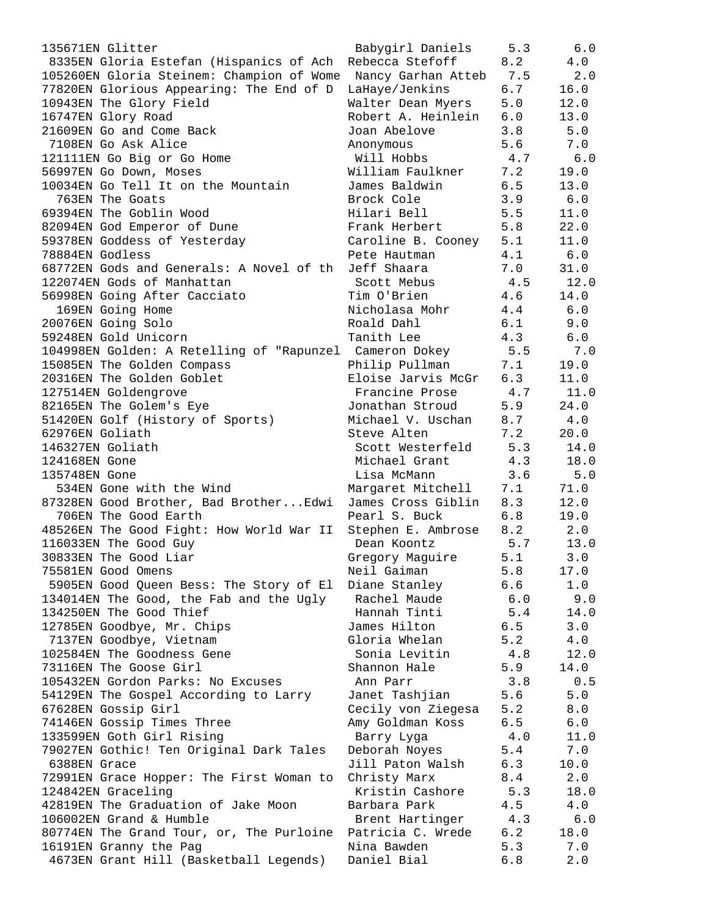| Quiz No. | Title | Author | Level | Points |
|---|---|---|---|---|
| 135671EN | Glitter | Babygirl Daniels | 5.3 | 6.0 |
| 8335EN | Gloria Estefan (Hispanics of Ach | Rebecca Stefoff | 8.2 | 4.0 |
| 105260EN | Gloria Steinem: Champion of Wome | Nancy Garhan Atteb | 7.5 | 2.0 |
| 77820EN | Glorious Appearing: The End of D | LaHaye/Jenkins | 6.7 | 16.0 |
| 10943EN | The Glory Field | Walter Dean Myers | 5.0 | 12.0 |
| 16747EN | Glory Road | Robert A. Heinlein | 6.0 | 13.0 |
| 21609EN | Go and Come Back | Joan Abelove | 3.8 | 5.0 |
| 7108EN | Go Ask Alice | Anonymous | 5.6 | 7.0 |
| 121111EN | Go Big or Go Home | Will Hobbs | 4.7 | 6.0 |
| 56997EN | Go Down, Moses | William Faulkner | 7.2 | 19.0 |
| 10034EN | Go Tell It on the Mountain | James Baldwin | 6.5 | 13.0 |
| 763EN | The Goats | Brock Cole | 3.9 | 6.0 |
| 69394EN | The Goblin Wood | Hilari Bell | 5.5 | 11.0 |
| 82094EN | God Emperor of Dune | Frank Herbert | 5.8 | 22.0 |
| 59378EN | Goddess of Yesterday | Caroline B. Cooney | 5.1 | 11.0 |
| 78884EN | Godless | Pete Hautman | 4.1 | 6.0 |
| 68772EN | Gods and Generals: A Novel of th | Jeff Shaara | 7.0 | 31.0 |
| 122074EN | Gods of Manhattan | Scott Mebus | 4.5 | 12.0 |
| 56998EN | Going After Cacciato | Tim O'Brien | 4.6 | 14.0 |
| 169EN | Going Home | Nicholasa Mohr | 4.4 | 6.0 |
| 20076EN | Going Solo | Roald Dahl | 6.1 | 9.0 |
| 59248EN | Gold Unicorn | Tanith Lee | 4.3 | 6.0 |
| 104998EN | Golden: A Retelling of "Rapunzel | Cameron Dokey | 5.5 | 7.0 |
| 15085EN | The Golden Compass | Philip Pullman | 7.1 | 19.0 |
| 20316EN | The Golden Goblet | Eloise Jarvis McGr | 6.3 | 11.0 |
| 127514EN | Goldengrove | Francine Prose | 4.7 | 11.0 |
| 82165EN | The Golem's Eye | Jonathan Stroud | 5.9 | 24.0 |
| 51420EN | Golf (History of Sports) | Michael V. Uschan | 8.7 | 4.0 |
| 62976EN | Goliath | Steve Alten | 7.2 | 20.0 |
| 146327EN | Goliath | Scott Westerfeld | 5.3 | 14.0 |
| 124168EN | Gone | Michael Grant | 4.3 | 18.0 |
| 135748EN | Gone | Lisa McMann | 3.6 | 5.0 |
| 534EN | Gone with the Wind | Margaret Mitchell | 7.1 | 71.0 |
| 87328EN | Good Brother, Bad Brother...Edwi | James Cross Giblin | 8.3 | 12.0 |
| 706EN | The Good Earth | Pearl S. Buck | 6.8 | 19.0 |
| 48526EN | The Good Fight: How World War II | Stephen E. Ambrose | 8.2 | 2.0 |
| 116033EN | The Good Guy | Dean Koontz | 5.7 | 13.0 |
| 30833EN | The Good Liar | Gregory Maguire | 5.1 | 3.0 |
| 75581EN | Good Omens | Neil Gaiman | 5.8 | 17.0 |
| 5905EN | Good Queen Bess: The Story of El | Diane Stanley | 6.6 | 1.0 |
| 134014EN | The Good, the Fab and the Ugly | Rachel Maude | 6.0 | 9.0 |
| 134250EN | The Good Thief | Hannah Tinti | 5.4 | 14.0 |
| 12785EN | Goodbye, Mr. Chips | James Hilton | 6.5 | 3.0 |
| 7137EN | Goodbye, Vietnam | Gloria Whelan | 5.2 | 4.0 |
| 102584EN | The Goodness Gene | Sonia Levitin | 4.8 | 12.0 |
| 73116EN | The Goose Girl | Shannon Hale | 5.9 | 14.0 |
| 105432EN | Gordon Parks: No Excuses | Ann Parr | 3.8 | 0.5 |
| 54129EN | The Gospel According to Larry | Janet Tashjian | 5.6 | 5.0 |
| 67628EN | Gossip Girl | Cecily von Ziegesa | 5.2 | 8.0 |
| 74146EN | Gossip Times Three | Amy Goldman Koss | 6.5 | 6.0 |
| 133599EN | Goth Girl Rising | Barry Lyga | 4.0 | 11.0 |
| 79027EN | Gothic! Ten Original Dark Tales | Deborah Noyes | 5.4 | 7.0 |
| 6388EN | Grace | Jill Paton Walsh | 6.3 | 10.0 |
| 72991EN | Grace Hopper: The First Woman to | Christy Marx | 8.4 | 2.0 |
| 124842EN | Graceling | Kristin Cashore | 5.3 | 18.0 |
| 42819EN | The Graduation of Jake Moon | Barbara Park | 4.5 | 4.0 |
| 106002EN | Grand & Humble | Brent Hartinger | 4.3 | 6.0 |
| 80774EN | The Grand Tour, or, The Purloine | Patricia C. Wrede | 6.2 | 18.0 |
| 16191EN | Granny the Pag | Nina Bawden | 5.3 | 7.0 |
| 4673EN | Grant Hill (Basketball Legends) | Daniel Bial | 6.8 | 2.0 |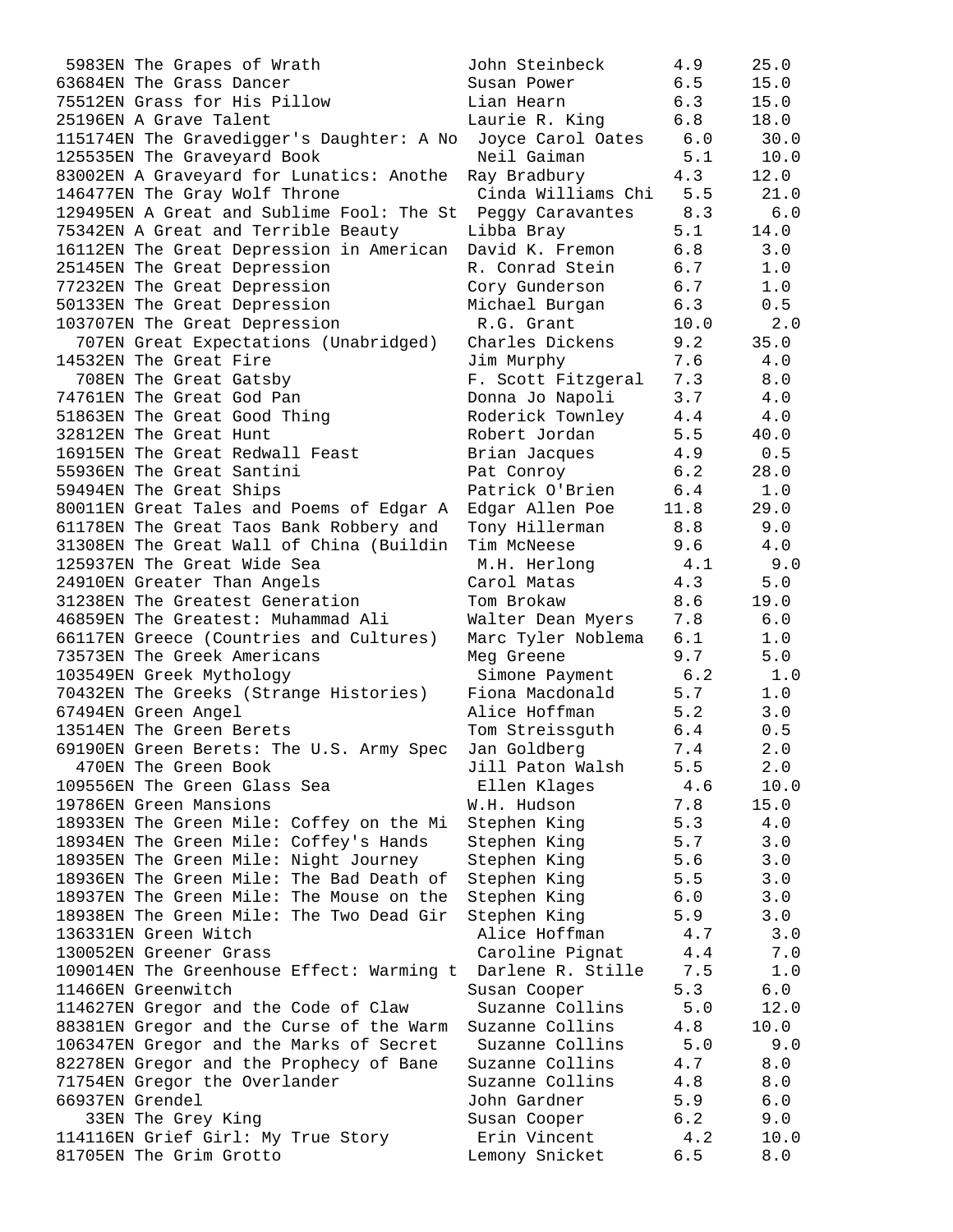```
 5983EN The Grapes of Wrath             John Steinbeck      4.9     25.0
63684EN The Grass Dancer                Susan Power         6.5     15.0
75512EN Grass for His Pillow            Lian Hearn          6.3     15.0
25196EN A Grave Talent                  Laurie R. King      6.8     18.0
115174EN The Gravedigger's Daughter: A No  Joyce Carol Oates    6.0     30.0
125535EN The Graveyard Book              Neil Gaiman         5.1     10.0
83002EN A Graveyard for Lunatics: Anothe  Ray Bradbury        4.3     12.0
146477EN The Gray Wolf Throne            Cinda Williams Chi   5.5     21.0
129495EN A Great and Sublime Fool: The St  Peggy Caravantes    8.3      6.0
75342EN A Great and Terrible Beauty     Libba Bray          5.1     14.0
16112EN The Great Depression in American  David K. Fremon     6.8      3.0
25145EN The Great Depression            R. Conrad Stein     6.7      1.0
77232EN The Great Depression            Cory Gunderson      6.7      1.0
50133EN The Great Depression            Michael Burgan      6.3      0.5
103707EN The Great Depression            R.G. Grant          10.0      2.0
  707EN Great Expectations (Unabridged)  Charles Dickens     9.2     35.0
14532EN The Great Fire                  Jim Murphy          7.6      4.0
  708EN The Great Gatsby                F. Scott Fitzgeral  7.3      8.0
74761EN The Great God Pan               Donna Jo Napoli     3.7      4.0
51863EN The Great Good Thing            Roderick Townley    4.4      4.0
32812EN The Great Hunt                  Robert Jordan       5.5     40.0
16915EN The Great Redwall Feast         Brian Jacques       4.9      0.5
55936EN The Great Santini               Pat Conroy          6.2     28.0
59494EN The Great Ships                 Patrick O'Brien     6.4      1.0
80011EN Great Tales and Poems of Edgar A  Edgar Allen Poe    11.8     29.0
61178EN The Great Taos Bank Robbery and  Tony Hillerman      8.8      9.0
31308EN The Great Wall of China (Buildin  Tim McNeese         9.6      4.0
125937EN The Great Wide Sea              M.H. Herlong        4.1      9.0
24910EN Greater Than Angels             Carol Matas         4.3      5.0
31238EN The Greatest Generation         Tom Brokaw          8.6     19.0
46859EN The Greatest: Muhammad Ali      Walter Dean Myers   7.8      6.0
66117EN Greece (Countries and Cultures)  Marc Tyler Noblema  6.1      1.0
73573EN The Greek Americans             Meg Greene          9.7      5.0
103549EN Greek Mythology                 Simone Payment      6.2      1.0
70432EN The Greeks (Strange Histories)  Fiona Macdonald     5.7      1.0
67494EN Green Angel                     Alice Hoffman       5.2      3.0
13514EN The Green Berets                Tom Streissguth     6.4      0.5
69190EN Green Berets: The U.S. Army Spec  Jan Goldberg        7.4      2.0
  470EN The Green Book                  Jill Paton Walsh    5.5      2.0
109556EN The Green Glass Sea             Ellen Klages        4.6     10.0
19786EN Green Mansions                  W.H. Hudson         7.8     15.0
18933EN The Green Mile: Coffey on the Mi  Stephen King        5.3      4.0
18934EN The Green Mile: Coffey's Hands  Stephen King        5.7      3.0
18935EN The Green Mile: Night Journey   Stephen King        5.6      3.0
18936EN The Green Mile: The Bad Death of  Stephen King        5.5      3.0
18937EN The Green Mile: The Mouse on the  Stephen King        6.0      3.0
18938EN The Green Mile: The Two Dead Gir  Stephen King        5.9      3.0
136331EN Green Witch                     Alice Hoffman       4.7      3.0
130052EN Greener Grass                   Caroline Pignat     4.4      7.0
109014EN The Greenhouse Effect: Warming t  Darlene R. Stille   7.5      1.0
11466EN Greenwitch                      Susan Cooper        5.3      6.0
114627EN Gregor and the Code of Claw     Suzanne Collins     5.0     12.0
88381EN Gregor and the Curse of the Warm  Suzanne Collins     4.8     10.0
106347EN Gregor and the Marks of Secret  Suzanne Collins     5.0      9.0
82278EN Gregor and the Prophecy of Bane  Suzanne Collins     4.7      8.0
71754EN Gregor the Overlander           Suzanne Collins     4.8      8.0
66937EN Grendel                         John Gardner        5.9      6.0
   33EN The Grey King                   Susan Cooper        6.2      9.0
114116EN Grief Girl: My True Story       Erin Vincent        4.2     10.0
81705EN The Grim Grotto                 Lemony Snicket      6.5      8.0
```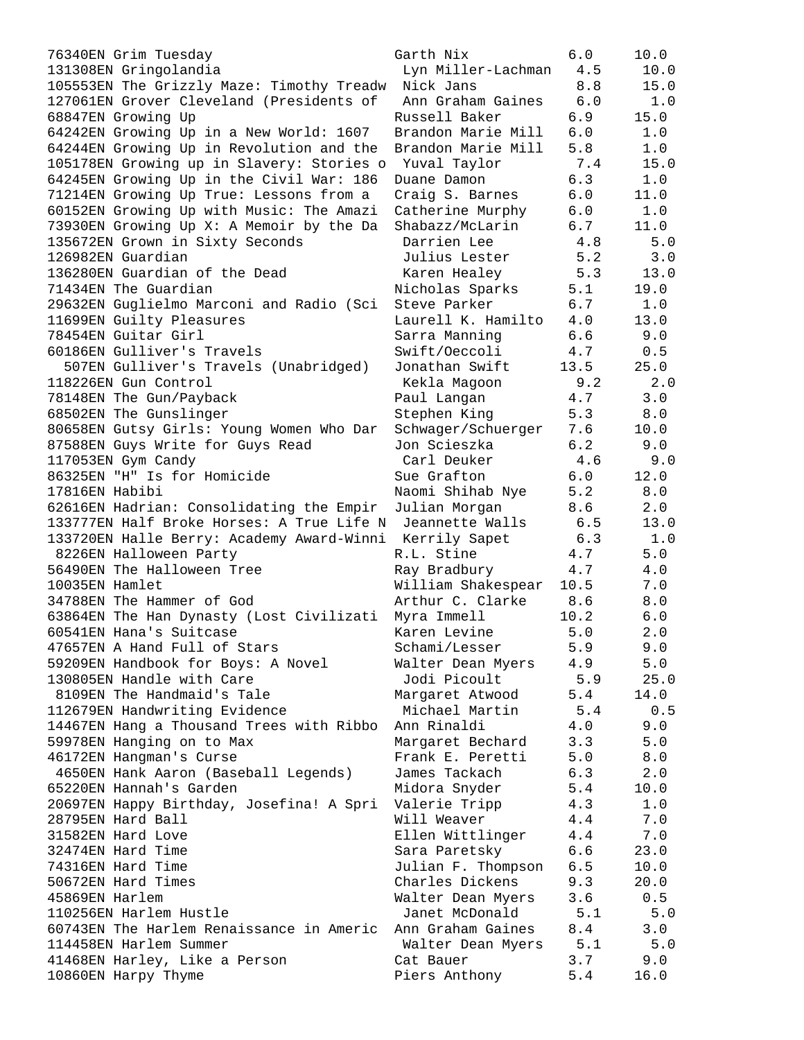| Quiz/Title | Author | Level | Points |
|---|---|---|---|
| 76340EN Grim Tuesday | Garth Nix | 6.0 | 10.0 |
| 131308EN Gringolandia | Lyn Miller-Lachman | 4.5 | 10.0 |
| 105553EN The Grizzly Maze: Timothy Treadw | Nick Jans | 8.8 | 15.0 |
| 127061EN Grover Cleveland (Presidents of | Ann Graham Gaines | 6.0 | 1.0 |
| 68847EN Growing Up | Russell Baker | 6.9 | 15.0 |
| 64242EN Growing Up in a New World: 1607 | Brandon Marie Mill | 6.0 | 1.0 |
| 64244EN Growing Up in Revolution and the | Brandon Marie Mill | 5.8 | 1.0 |
| 105178EN Growing up in Slavery: Stories o | Yuval Taylor | 7.4 | 15.0 |
| 64245EN Growing Up in the Civil War: 186 | Duane Damon | 6.3 | 1.0 |
| 71214EN Growing Up True: Lessons from a | Craig S. Barnes | 6.0 | 11.0 |
| 60152EN Growing Up with Music: The Amazi | Catherine Murphy | 6.0 | 1.0 |
| 73930EN Growing Up X: A Memoir by the Da | Shabazz/McLarin | 6.7 | 11.0 |
| 135672EN Grown in Sixty Seconds | Darrien Lee | 4.8 | 5.0 |
| 126982EN Guardian | Julius Lester | 5.2 | 3.0 |
| 136280EN Guardian of the Dead | Karen Healey | 5.3 | 13.0 |
| 71434EN The Guardian | Nicholas Sparks | 5.1 | 19.0 |
| 29632EN Guglielmo Marconi and Radio (Sci | Steve Parker | 6.7 | 1.0 |
| 11699EN Guilty Pleasures | Laurell K. Hamilto | 4.0 | 13.0 |
| 78454EN Guitar Girl | Sarra Manning | 6.6 | 9.0 |
| 60186EN Gulliver's Travels | Swift/Oeccoli | 4.7 | 0.5 |
| 507EN Gulliver's Travels (Unabridged) | Jonathan Swift | 13.5 | 25.0 |
| 118226EN Gun Control | Kekla Magoon | 9.2 | 2.0 |
| 78148EN The Gun/Payback | Paul Langan | 4.7 | 3.0 |
| 68502EN The Gunslinger | Stephen King | 5.3 | 8.0 |
| 80658EN Gutsy Girls: Young Women Who Dar | Schwager/Schuerger | 7.6 | 10.0 |
| 87588EN Guys Write for Guys Read | Jon Scieszka | 6.2 | 9.0 |
| 117053EN Gym Candy | Carl Deuker | 4.6 | 9.0 |
| 86325EN "H" Is for Homicide | Sue Grafton | 6.0 | 12.0 |
| 17816EN Habibi | Naomi Shihab Nye | 5.2 | 8.0 |
| 62616EN Hadrian: Consolidating the Empir | Julian Morgan | 8.6 | 2.0 |
| 133777EN Half Broke Horses: A True Life N | Jeannette Walls | 6.5 | 13.0 |
| 133720EN Halle Berry: Academy Award-Winni | Kerrily Sapet | 6.3 | 1.0 |
| 8226EN Halloween Party | R.L. Stine | 4.7 | 5.0 |
| 56490EN The Halloween Tree | Ray Bradbury | 4.7 | 4.0 |
| 10035EN Hamlet | William Shakespear | 10.5 | 7.0 |
| 34788EN The Hammer of God | Arthur C. Clarke | 8.6 | 8.0 |
| 63864EN The Han Dynasty (Lost Civilizati | Myra Immell | 10.2 | 6.0 |
| 60541EN Hana's Suitcase | Karen Levine | 5.0 | 2.0 |
| 47657EN A Hand Full of Stars | Schami/Lesser | 5.9 | 9.0 |
| 59209EN Handbook for Boys: A Novel | Walter Dean Myers | 4.9 | 5.0 |
| 130805EN Handle with Care | Jodi Picoult | 5.9 | 25.0 |
| 8109EN The Handmaid's Tale | Margaret Atwood | 5.4 | 14.0 |
| 112679EN Handwriting Evidence | Michael Martin | 5.4 | 0.5 |
| 14467EN Hang a Thousand Trees with Ribbo | Ann Rinaldi | 4.0 | 9.0 |
| 59978EN Hanging on to Max | Margaret Bechard | 3.3 | 5.0 |
| 46172EN Hangman's Curse | Frank E. Peretti | 5.0 | 8.0 |
| 4650EN Hank Aaron (Baseball Legends) | James Tackach | 6.3 | 2.0 |
| 65220EN Hannah's Garden | Midora Snyder | 5.4 | 10.0 |
| 20697EN Happy Birthday, Josefina! A Spri | Valerie Tripp | 4.3 | 1.0 |
| 28795EN Hard Ball | Will Weaver | 4.4 | 7.0 |
| 31582EN Hard Love | Ellen Wittlinger | 4.4 | 7.0 |
| 32474EN Hard Time | Sara Paretsky | 6.6 | 23.0 |
| 74316EN Hard Time | Julian F. Thompson | 6.5 | 10.0 |
| 50672EN Hard Times | Charles Dickens | 9.3 | 20.0 |
| 45869EN Harlem | Walter Dean Myers | 3.6 | 0.5 |
| 110256EN Harlem Hustle | Janet McDonald | 5.1 | 5.0 |
| 60743EN The Harlem Renaissance in Americ | Ann Graham Gaines | 8.4 | 3.0 |
| 114458EN Harlem Summer | Walter Dean Myers | 5.1 | 5.0 |
| 41468EN Harley, Like a Person | Cat Bauer | 3.7 | 9.0 |
| 10860EN Harpy Thyme | Piers Anthony | 5.4 | 16.0 |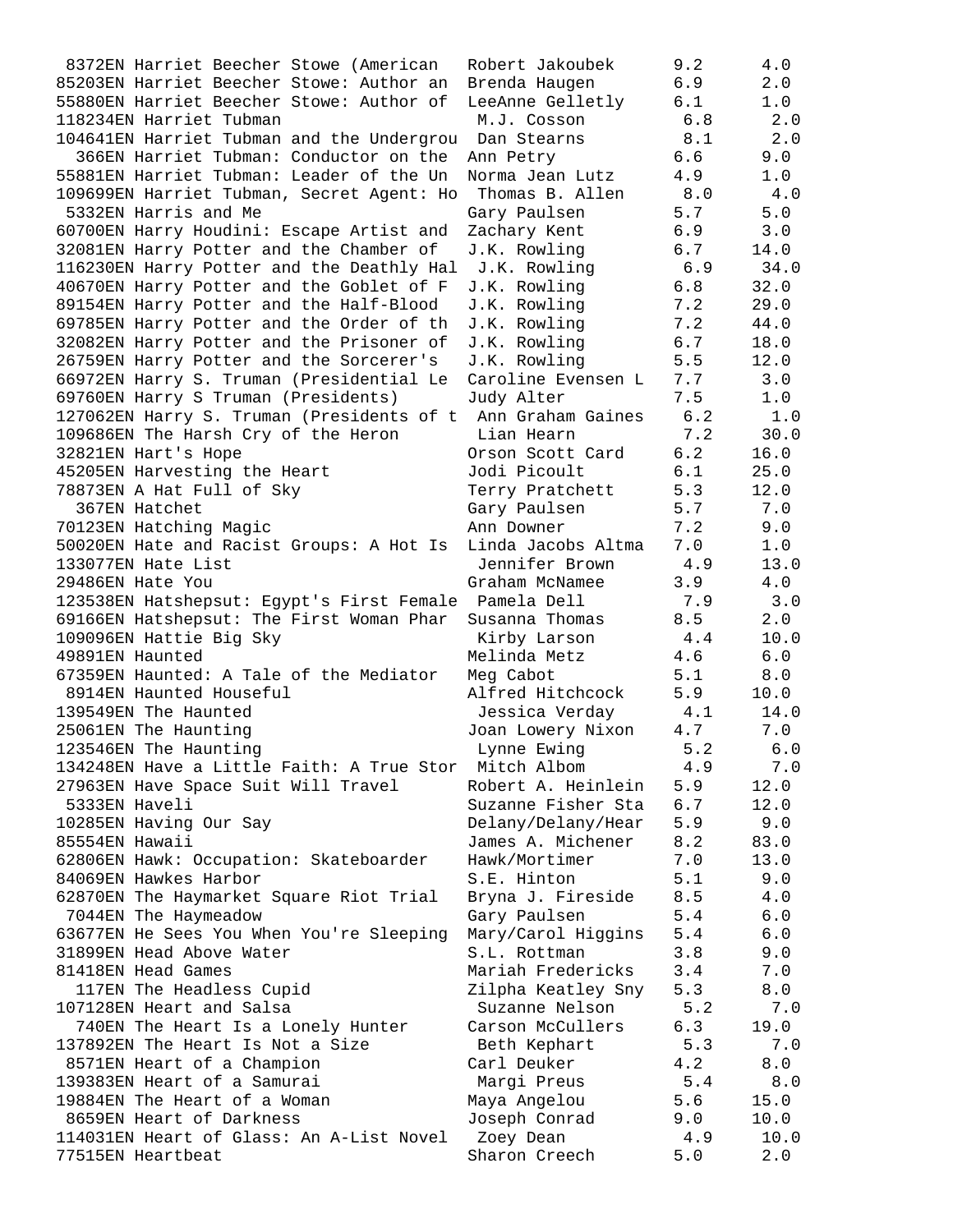```
 8372EN Harriet Beecher Stowe (American   Robert Jakoubek      9.2      4.0
85203EN Harriet Beecher Stowe: Author an  Brenda Haugen        6.9      2.0
55880EN Harriet Beecher Stowe: Author of  LeeAnne Gelletly     6.1      1.0
118234EN Harriet Tubman                    M.J. Cosson          6.8      2.0
104641EN Harriet Tubman and the Undergrou  Dan Stearns          8.1      2.0
  366EN Harriet Tubman: Conductor on the  Ann Petry            6.6      9.0
55881EN Harriet Tubman: Leader of the Un  Norma Jean Lutz      4.9      1.0
109699EN Harriet Tubman, Secret Agent: Ho  Thomas B. Allen      8.0      4.0
 5332EN Harris and Me                     Gary Paulsen         5.7      5.0
60700EN Harry Houdini: Escape Artist and  Zachary Kent         6.9      3.0
32081EN Harry Potter and the Chamber of   J.K. Rowling         6.7     14.0
116230EN Harry Potter and the Deathly Hal  J.K. Rowling         6.9     34.0
40670EN Harry Potter and the Goblet of F  J.K. Rowling         6.8     32.0
89154EN Harry Potter and the Half-Blood   J.K. Rowling         7.2     29.0
69785EN Harry Potter and the Order of th  J.K. Rowling         7.2     44.0
32082EN Harry Potter and the Prisoner of  J.K. Rowling         6.7     18.0
26759EN Harry Potter and the Sorcerer's   J.K. Rowling         5.5     12.0
66972EN Harry S. Truman (Presidential Le  Caroline Evensen L   7.7      3.0
69760EN Harry S Truman (Presidents)       Judy Alter           7.5      1.0
127062EN Harry S. Truman (Presidents of t  Ann Graham Gaines    6.2      1.0
109686EN The Harsh Cry of the Heron        Lian Hearn           7.2     30.0
32821EN Hart's Hope                       Orson Scott Card     6.2     16.0
45205EN Harvesting the Heart              Jodi Picoult         6.1     25.0
78873EN A Hat Full of Sky                 Terry Pratchett      5.3     12.0
  367EN Hatchet                           Gary Paulsen         5.7      7.0
70123EN Hatching Magic                    Ann Downer           7.2      9.0
50020EN Hate and Racist Groups: A Hot Is  Linda Jacobs Altma   7.0      1.0
133077EN Hate List                         Jennifer Brown       4.9     13.0
29486EN Hate You                          Graham McNamee       3.9      4.0
123538EN Hatshepsut: Egypt's First Female  Pamela Dell          7.9      3.0
69166EN Hatshepsut: The First Woman Phar  Susanna Thomas       8.5      2.0
109096EN Hattie Big Sky                    Kirby Larson         4.4     10.0
49891EN Haunted                           Melinda Metz         4.6      6.0
67359EN Haunted: A Tale of the Mediator   Meg Cabot            5.1      8.0
 8914EN Haunted Houseful                  Alfred Hitchcock     5.9     10.0
139549EN The Haunted                       Jessica Verday       4.1     14.0
25061EN The Haunting                      Joan Lowery Nixon    4.7      7.0
123546EN The Haunting                      Lynne Ewing          5.2      6.0
134248EN Have a Little Faith: A True Stor  Mitch Albom          4.9      7.0
27963EN Have Space Suit Will Travel       Robert A. Heinlein   5.9     12.0
 5333EN Haveli                            Suzanne Fisher Sta   6.7     12.0
10285EN Having Our Say                    Delany/Delany/Hear   5.9      9.0
85554EN Hawaii                            James A. Michener    8.2     83.0
62806EN Hawk: Occupation: Skateboarder    Hawk/Mortimer        7.0     13.0
84069EN Hawkes Harbor                     S.E. Hinton          5.1      9.0
62870EN The Haymarket Square Riot Trial   Bryna J. Fireside    8.5      4.0
 7044EN The Haymeadow                     Gary Paulsen         5.4      6.0
63677EN He Sees You When You're Sleeping  Mary/Carol Higgins   5.4      6.0
31899EN Head Above Water                  S.L. Rottman         3.8      9.0
81418EN Head Games                        Mariah Fredericks    3.4      7.0
  117EN The Headless Cupid                Zilpha Keatley Sny   5.3      8.0
107128EN Heart and Salsa                   Suzanne Nelson       5.2      7.0
  740EN The Heart Is a Lonely Hunter      Carson McCullers     6.3     19.0
137892EN The Heart Is Not a Size           Beth Kephart         5.3      7.0
 8571EN Heart of a Champion               Carl Deuker          4.2      8.0
139383EN Heart of a Samurai                Margi Preus          5.4      8.0
19884EN The Heart of a Woman              Maya Angelou         5.6     15.0
 8659EN Heart of Darkness                 Joseph Conrad        9.0     10.0
114031EN Heart of Glass: An A-List Novel   Zoey Dean            4.9     10.0
77515EN Heartbeat                         Sharon Creech        5.0      2.0
```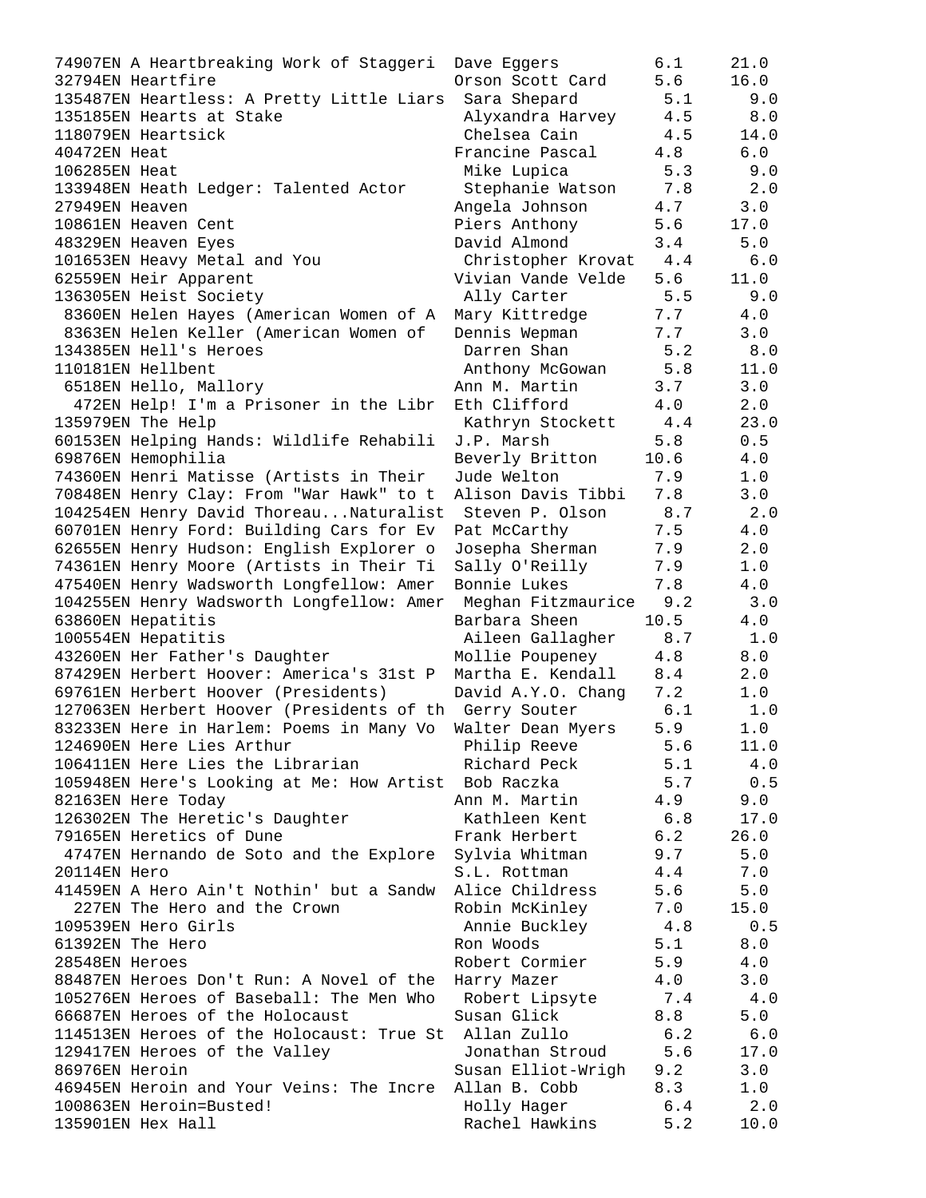```
74907EN A Heartbreaking Work of Staggeri  Dave Eggers         6.1     21.0
32794EN Heartfire                         Orson Scott Card    5.6     16.0
135487EN Heartless: A Pretty Little Liars  Sara Shepard        5.1      9.0
135185EN Hearts at Stake                   Alyxandra Harvey    4.5      8.0
118079EN Heartsick                         Chelsea Cain        4.5     14.0
40472EN Heat                              Francine Pascal     4.8      6.0
106285EN Heat                              Mike Lupica         5.3      9.0
133948EN Heath Ledger: Talented Actor      Stephanie Watson    7.8      2.0
27949EN Heaven                            Angela Johnson      4.7      3.0
10861EN Heaven Cent                       Piers Anthony       5.6     17.0
48329EN Heaven Eyes                       David Almond        3.4      5.0
101653EN Heavy Metal and You               Christopher Krovat  4.4      6.0
62559EN Heir Apparent                     Vivian Vande Velde  5.6     11.0
136305EN Heist Society                     Ally Carter         5.5      9.0
 8360EN Helen Hayes (American Women of A  Mary Kittredge      7.7      4.0
 8363EN Helen Keller (American Women of   Dennis Wepman       7.7      3.0
134385EN Hell's Heroes                     Darren Shan         5.2      8.0
110181EN Hellbent                          Anthony McGowan     5.8     11.0
 6518EN Hello, Mallory                    Ann M. Martin       3.7      3.0
  472EN Help! I'm a Prisoner in the Libr  Eth Clifford        4.0      2.0
135979EN The Help                          Kathryn Stockett    4.4     23.0
60153EN Helping Hands: Wildlife Rehabili  J.P. Marsh          5.8      0.5
69876EN Hemophilia                        Beverly Britton    10.6      4.0
74360EN Henri Matisse (Artists in Their   Jude Welton         7.9      1.0
70848EN Henry Clay: From "War Hawk" to t  Alison Davis Tibbi  7.8      3.0
104254EN Henry David Thoreau...Naturalist  Steven P. Olson     8.7      2.0
60701EN Henry Ford: Building Cars for Ev  Pat McCarthy        7.5      4.0
62655EN Henry Hudson: English Explorer o  Josepha Sherman     7.9      2.0
74361EN Henry Moore (Artists in Their Ti  Sally O'Reilly      7.9      1.0
47540EN Henry Wadsworth Longfellow: Amer  Bonnie Lukes        7.8      4.0
104255EN Henry Wadsworth Longfellow: Amer  Meghan Fitzmaurice  9.2      3.0
63860EN Hepatitis                         Barbara Sheen      10.5      4.0
100554EN Hepatitis                         Aileen Gallagher    8.7      1.0
43260EN Her Father's Daughter             Mollie Poupeney     4.8      8.0
87429EN Herbert Hoover: America's 31st P  Martha E. Kendall   8.4      2.0
69761EN Herbert Hoover (Presidents)       David A.Y.O. Chang  7.2      1.0
127063EN Herbert Hoover (Presidents of th  Gerry Souter        6.1      1.0
83233EN Here in Harlem: Poems in Many Vo  Walter Dean Myers   5.9      1.0
124690EN Here Lies Arthur                  Philip Reeve        5.6     11.0
106411EN Here Lies the Librarian           Richard Peck        5.1      4.0
105948EN Here's Looking at Me: How Artist  Bob Raczka          5.7      0.5
82163EN Here Today                        Ann M. Martin       4.9      9.0
126302EN The Heretic's Daughter            Kathleen Kent       6.8     17.0
79165EN Heretics of Dune                  Frank Herbert       6.2     26.0
 4747EN Hernando de Soto and the Explore  Sylvia Whitman      9.7      5.0
20114EN Hero                              S.L. Rottman        4.4      7.0
41459EN A Hero Ain't Nothin' but a Sandw  Alice Childress     5.6      5.0
  227EN The Hero and the Crown            Robin McKinley      7.0     15.0
109539EN Hero Girls                        Annie Buckley       4.8      0.5
61392EN The Hero                          Ron Woods           5.1      8.0
28548EN Heroes                            Robert Cormier      5.9      4.0
88487EN Heroes Don't Run: A Novel of the  Harry Mazer         4.0      3.0
105276EN Heroes of Baseball: The Men Who   Robert Lipsyte      7.4      4.0
66687EN Heroes of the Holocaust           Susan Glick         8.8      5.0
114513EN Heroes of the Holocaust: True St  Allan Zullo         6.2      6.0
129417EN Heroes of the Valley              Jonathan Stroud     5.6     17.0
86976EN Heroin                            Susan Elliot-Wrigh  9.2      3.0
46945EN Heroin and Your Veins: The Incre  Allan B. Cobb       8.3      1.0
100863EN Heroin=Busted!                    Holly Hager         6.4      2.0
135901EN Hex Hall                          Rachel Hawkins      5.2     10.0
```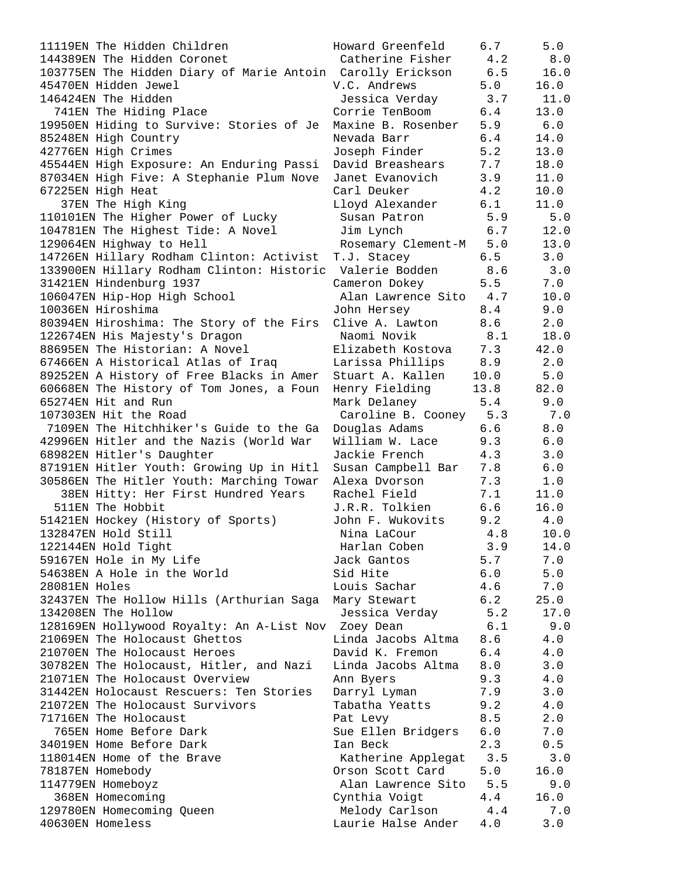```
11119EN The Hidden Children               Howard Greenfeld     6.7      5.0
144389EN The Hidden Coronet                Catherine Fisher     4.2      8.0
103775EN The Hidden Diary of Marie Antoin  Carolly Erickson     6.5     16.0
45470EN Hidden Jewel                      V.C. Andrews         5.0     16.0
146424EN The Hidden                        Jessica Verday       3.7     11.0
  741EN The Hiding Place                  Corrie TenBoom       6.4     13.0
19950EN Hiding to Survive: Stories of Je  Maxine B. Rosenber   5.9      6.0
85248EN High Country                      Nevada Barr          6.4     14.0
42776EN High Crimes                       Joseph Finder        5.2     13.0
45544EN High Exposure: An Enduring Passi  David Breashears     7.7     18.0
87034EN High Five: A Stephanie Plum Nove  Janet Evanovich      3.9     11.0
67225EN High Heat                         Carl Deuker          4.2     10.0
   37EN The High King                     Lloyd Alexander      6.1     11.0
110101EN The Higher Power of Lucky         Susan Patron         5.9      5.0
104781EN The Highest Tide: A Novel         Jim Lynch            6.7     12.0
129064EN Highway to Hell                   Rosemary Clement-M   5.0     13.0
14726EN Hillary Rodham Clinton: Activist  T.J. Stacey          6.5      3.0
133900EN Hillary Rodham Clinton: Historic  Valerie Bodden       8.6      3.0
31421EN Hindenburg 1937                   Cameron Dokey        5.5      7.0
106047EN Hip-Hop High School               Alan Lawrence Sito   4.7     10.0
10036EN Hiroshima                         John Hersey          8.4      9.0
80394EN Hiroshima: The Story of the Firs  Clive A. Lawton      8.6      2.0
122674EN His Majesty's Dragon              Naomi Novik          8.1     18.0
88695EN The Historian: A Novel            Elizabeth Kostova    7.3     42.0
67466EN A Historical Atlas of Iraq        Larissa Phillips     8.9      2.0
89252EN A History of Free Blacks in Amer  Stuart A. Kallen    10.0      5.0
60668EN The History of Tom Jones, a Foun  Henry Fielding      13.8     82.0
65274EN Hit and Run                       Mark Delaney         5.4      9.0
107303EN Hit the Road                      Caroline B. Cooney   5.3      7.0
 7109EN The Hitchhiker's Guide to the Ga  Douglas Adams        6.6      8.0
42996EN Hitler and the Nazis (World War   William W. Lace      9.3      6.0
68982EN Hitler's Daughter                 Jackie French        4.3      3.0
87191EN Hitler Youth: Growing Up in Hitl  Susan Campbell Bar   7.8      6.0
30586EN The Hitler Youth: Marching Towar  Alexa Dvorson        7.3      1.0
   38EN Hitty: Her First Hundred Years    Rachel Field         7.1     11.0
  511EN The Hobbit                        J.R.R. Tolkien       6.6     16.0
51421EN Hockey (History of Sports)        John F. Wukovits     9.2      4.0
132847EN Hold Still                        Nina LaCour          4.8     10.0
122144EN Hold Tight                        Harlan Coben         3.9     14.0
59167EN Hole in My Life                   Jack Gantos          5.7      7.0
54638EN A Hole in the World               Sid Hite             6.0      5.0
28081EN Holes                             Louis Sachar         4.6      7.0
32437EN The Hollow Hills (Arthurian Saga  Mary Stewart         6.2     25.0
134208EN The Hollow                        Jessica Verday       5.2     17.0
128169EN Hollywood Royalty: An A-List Nov  Zoey Dean            6.1      9.0
21069EN The Holocaust Ghettos             Linda Jacobs Altma   8.6      4.0
21070EN The Holocaust Heroes              David K. Fremon      6.4      4.0
30782EN The Holocaust, Hitler, and Nazi   Linda Jacobs Altma   8.0      3.0
21071EN The Holocaust Overview            Ann Byers            9.3      4.0
31442EN Holocaust Rescuers: Ten Stories   Darryl Lyman         7.9      3.0
21072EN The Holocaust Survivors           Tabatha Yeatts       9.2      4.0
71716EN The Holocaust                     Pat Levy             8.5      2.0
  765EN Home Before Dark                  Sue Ellen Bridgers   6.0      7.0
34019EN Home Before Dark                  Ian Beck             2.3      0.5
118014EN Home of the Brave                 Katherine Applegat   3.5      3.0
78187EN Homebody                          Orson Scott Card     5.0     16.0
114779EN Homeboyz                          Alan Lawrence Sito   5.5      9.0
  368EN Homecoming                        Cynthia Voigt        4.4     16.0
129780EN Homecoming Queen                  Melody Carlson       4.4      7.0
40630EN Homeless                          Laurie Halse Ander   4.0      3.0
```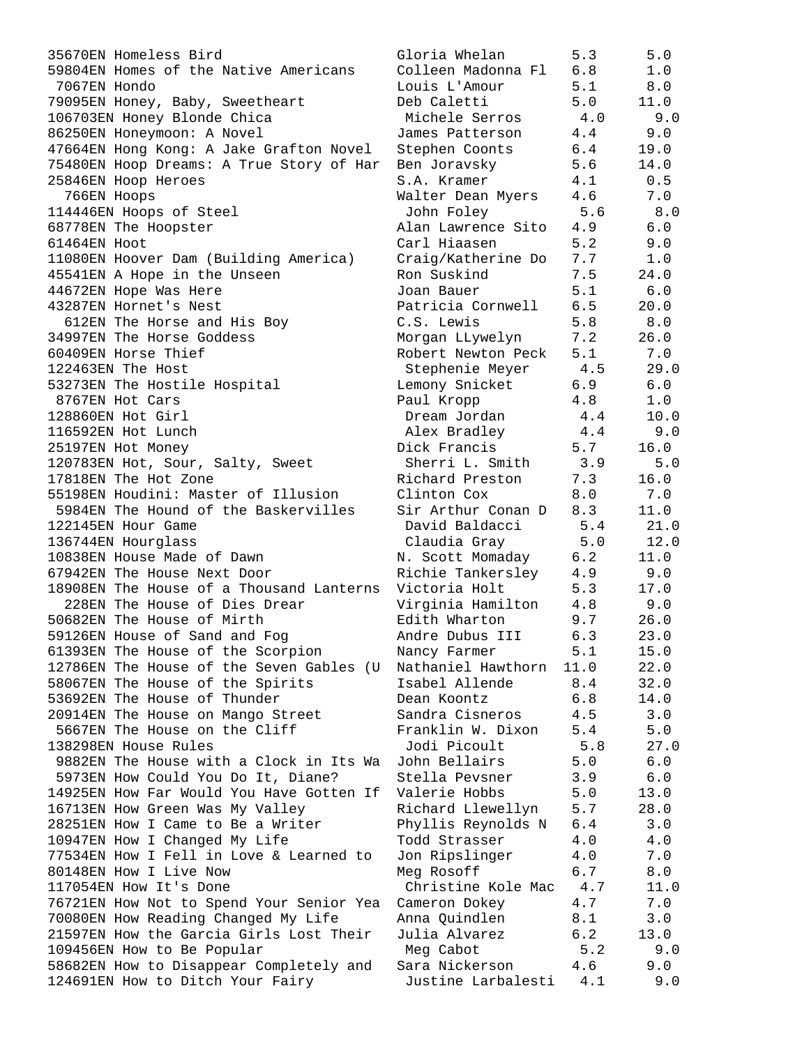| Quiz No. | Title | Author | Level | Points |
|---|---|---|---|---|
| 35670EN | Homeless Bird | Gloria Whelan | 5.3 | 5.0 |
| 59804EN | Homes of the Native Americans | Colleen Madonna Fl | 6.8 | 1.0 |
| 7067EN | Hondo | Louis L'Amour | 5.1 | 8.0 |
| 79095EN | Honey, Baby, Sweetheart | Deb Caletti | 5.0 | 11.0 |
| 106703EN | Honey Blonde Chica | Michele Serros | 4.0 | 9.0 |
| 86250EN | Honeymoon: A Novel | James Patterson | 4.4 | 9.0 |
| 47664EN | Hong Kong: A Jake Grafton Novel | Stephen Coonts | 6.4 | 19.0 |
| 75480EN | Hoop Dreams: A True Story of Har | Ben Joravsky | 5.6 | 14.0 |
| 25846EN | Hoop Heroes | S.A. Kramer | 4.1 | 0.5 |
| 766EN | Hoops | Walter Dean Myers | 4.6 | 7.0 |
| 114446EN | Hoops of Steel | John Foley | 5.6 | 8.0 |
| 68778EN | The Hoopster | Alan Lawrence Sito | 4.9 | 6.0 |
| 61464EN | Hoot | Carl Hiaasen | 5.2 | 9.0 |
| 11080EN | Hoover Dam (Building America) | Craig/Katherine Do | 7.7 | 1.0 |
| 45541EN | A Hope in the Unseen | Ron Suskind | 7.5 | 24.0 |
| 44672EN | Hope Was Here | Joan Bauer | 5.1 | 6.0 |
| 43287EN | Hornet's Nest | Patricia Cornwell | 6.5 | 20.0 |
| 612EN | The Horse and His Boy | C.S. Lewis | 5.8 | 8.0 |
| 34997EN | The Horse Goddess | Morgan LLywelyn | 7.2 | 26.0 |
| 60409EN | Horse Thief | Robert Newton Peck | 5.1 | 7.0 |
| 122463EN | The Host | Stephenie Meyer | 4.5 | 29.0 |
| 53273EN | The Hostile Hospital | Lemony Snicket | 6.9 | 6.0 |
| 8767EN | Hot Cars | Paul Kropp | 4.8 | 1.0 |
| 128860EN | Hot Girl | Dream Jordan | 4.4 | 10.0 |
| 116592EN | Hot Lunch | Alex Bradley | 4.4 | 9.0 |
| 25197EN | Hot Money | Dick Francis | 5.7 | 16.0 |
| 120783EN | Hot, Sour, Salty, Sweet | Sherri L. Smith | 3.9 | 5.0 |
| 17818EN | The Hot Zone | Richard Preston | 7.3 | 16.0 |
| 55198EN | Houdini: Master of Illusion | Clinton Cox | 8.0 | 7.0 |
| 5984EN | The Hound of the Baskervilles | Sir Arthur Conan D | 8.3 | 11.0 |
| 122145EN | Hour Game | David Baldacci | 5.4 | 21.0 |
| 136744EN | Hourglass | Claudia Gray | 5.0 | 12.0 |
| 10838EN | House Made of Dawn | N. Scott Momaday | 6.2 | 11.0 |
| 67942EN | The House Next Door | Richie Tankersley | 4.9 | 9.0 |
| 18908EN | The House of a Thousand Lanterns | Victoria Holt | 5.3 | 17.0 |
| 228EN | The House of Dies Drear | Virginia Hamilton | 4.8 | 9.0 |
| 50682EN | The House of Mirth | Edith Wharton | 9.7 | 26.0 |
| 59126EN | House of Sand and Fog | Andre Dubus III | 6.3 | 23.0 |
| 61393EN | The House of the Scorpion | Nancy Farmer | 5.1 | 15.0 |
| 12786EN | The House of the Seven Gables (U | Nathaniel Hawthorn | 11.0 | 22.0 |
| 58067EN | The House of the Spirits | Isabel Allende | 8.4 | 32.0 |
| 53692EN | The House of Thunder | Dean Koontz | 6.8 | 14.0 |
| 20914EN | The House on Mango Street | Sandra Cisneros | 4.5 | 3.0 |
| 5667EN | The House on the Cliff | Franklin W. Dixon | 5.4 | 5.0 |
| 138298EN | House Rules | Jodi Picoult | 5.8 | 27.0 |
| 9882EN | The House with a Clock in Its Wa | John Bellairs | 5.0 | 6.0 |
| 5973EN | How Could You Do It, Diane? | Stella Pevsner | 3.9 | 6.0 |
| 14925EN | How Far Would You Have Gotten If | Valerie Hobbs | 5.0 | 13.0 |
| 16713EN | How Green Was My Valley | Richard Llewellyn | 5.7 | 28.0 |
| 28251EN | How I Came to Be a Writer | Phyllis Reynolds N | 6.4 | 3.0 |
| 10947EN | How I Changed My Life | Todd Strasser | 4.0 | 4.0 |
| 77534EN | How I Fell in Love & Learned to | Jon Ripslinger | 4.0 | 7.0 |
| 80148EN | How I Live Now | Meg Rosoff | 6.7 | 8.0 |
| 117054EN | How It's Done | Christine Kole Mac | 4.7 | 11.0 |
| 76721EN | How Not to Spend Your Senior Yea | Cameron Dokey | 4.7 | 7.0 |
| 70080EN | How Reading Changed My Life | Anna Quindlen | 8.1 | 3.0 |
| 21597EN | How the Garcia Girls Lost Their | Julia Alvarez | 6.2 | 13.0 |
| 109456EN | How to Be Popular | Meg Cabot | 5.2 | 9.0 |
| 58682EN | How to Disappear Completely and | Sara Nickerson | 4.6 | 9.0 |
| 124691EN | How to Ditch Your Fairy | Justine Larbalesti | 4.1 | 9.0 |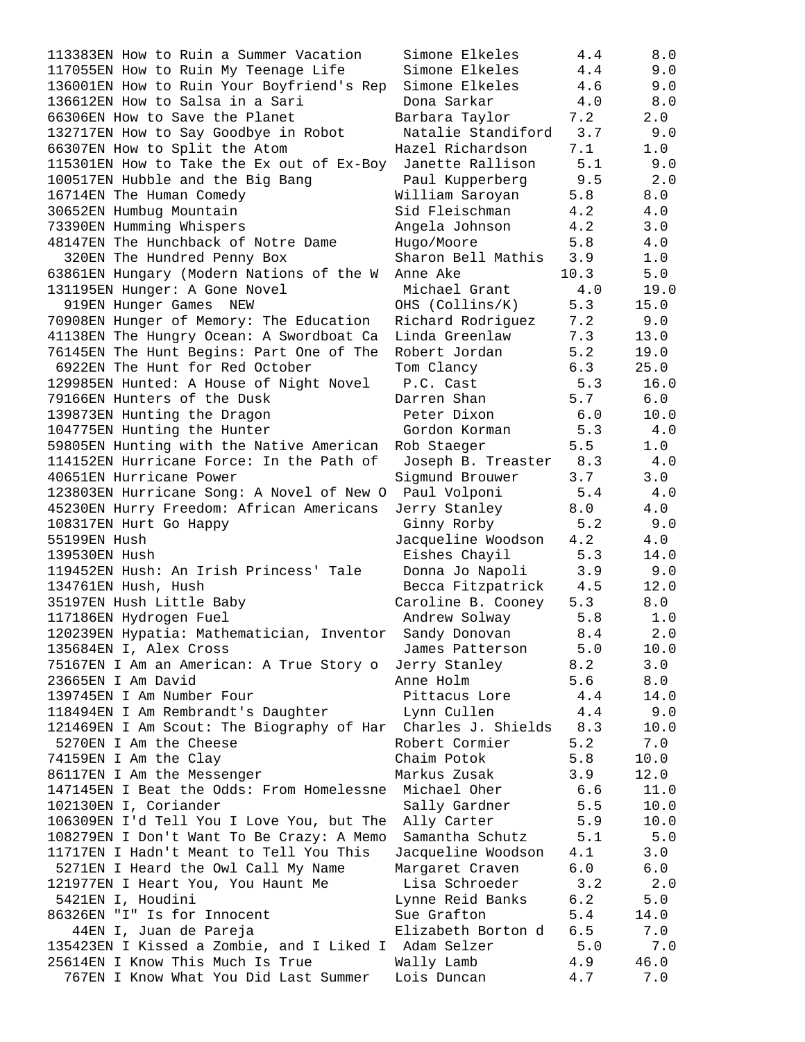```
113383EN How to Ruin a Summer Vacation     Simone Elkeles      4.4      8.0
117055EN How to Ruin My Teenage Life       Simone Elkeles      4.4      9.0
136001EN How to Ruin Your Boyfriend's Rep  Simone Elkeles      4.6      9.0
136612EN How to Salsa in a Sari            Dona Sarkar         4.0      8.0
66306EN How to Save the Planet            Barbara Taylor      7.2      2.0
132717EN How to Say Goodbye in Robot       Natalie Standiford   3.7      9.0
66307EN How to Split the Atom             Hazel Richardson    7.1      1.0
115301EN How to Take the Ex out of Ex-Boy  Janette Rallison     5.1      9.0
100517EN Hubble and the Big Bang           Paul Kupperberg      9.5      2.0
16714EN The Human Comedy                  William Saroyan     5.8      8.0
30652EN Humbug Mountain                   Sid Fleischman      4.2      4.0
73390EN Humming Whispers                  Angela Johnson      4.2      3.0
48147EN The Hunchback of Notre Dame       Hugo/Moore          5.8      4.0
  320EN The Hundred Penny Box             Sharon Bell Mathis  3.9      1.0
63861EN Hungary (Modern Nations of the W  Anne Ake           10.3      5.0
131195EN Hunger: A Gone Novel              Michael Grant       4.0     19.0
  919EN Hunger Games  NEW                 OHS (Collins/K)     5.3     15.0
70908EN Hunger of Memory: The Education   Richard Rodriguez   7.2      9.0
41138EN The Hungry Ocean: A Swordboat Ca  Linda Greenlaw      7.3     13.0
76145EN The Hunt Begins: Part One of The  Robert Jordan       5.2     19.0
 6922EN The Hunt for Red October          Tom Clancy          6.3     25.0
129985EN Hunted: A House of Night Novel    P.C. Cast           5.3     16.0
79166EN Hunters of the Dusk               Darren Shan         5.7      6.0
139873EN Hunting the Dragon                Peter Dixon         6.0     10.0
104775EN Hunting the Hunter                Gordon Korman       5.3      4.0
59805EN Hunting with the Native American  Rob Staeger         5.5      1.0
114152EN Hurricane Force: In the Path of   Joseph B. Treaster   8.3      4.0
40651EN Hurricane Power                   Sigmund Brouwer     3.7      3.0
123803EN Hurricane Song: A Novel of New O  Paul Volponi        5.4      4.0
45230EN Hurry Freedom: African Americans  Jerry Stanley       8.0      4.0
108317EN Hurt Go Happy                     Ginny Rorby         5.2      9.0
55199EN Hush                              Jacqueline Woodson  4.2      4.0
139530EN Hush                              Eishes Chayil       5.3     14.0
119452EN Hush: An Irish Princess' Tale     Donna Jo Napoli     3.9      9.0
134761EN Hush, Hush                        Becca Fitzpatrick   4.5     12.0
35197EN Hush Little Baby                  Caroline B. Cooney  5.3      8.0
117186EN Hydrogen Fuel                     Andrew Solway       5.8      1.0
120239EN Hypatia: Mathematician, Inventor  Sandy Donovan       8.4      2.0
135684EN I, Alex Cross                     James Patterson     5.0     10.0
75167EN I Am an American: A True Story o  Jerry Stanley       8.2      3.0
23665EN I Am David                        Anne Holm           5.6      8.0
139745EN I Am Number Four                  Pittacus Lore       4.4     14.0
118494EN I Am Rembrandt's Daughter         Lynn Cullen         4.4      9.0
121469EN I Am Scout: The Biography of Har  Charles J. Shields   8.3     10.0
 5270EN I Am the Cheese                   Robert Cormier      5.2      7.0
74159EN I Am the Clay                     Chaim Potok         5.8     10.0
86117EN I Am the Messenger                Markus Zusak        3.9     12.0
147145EN I Beat the Odds: From Homelessne  Michael Oher        6.6     11.0
102130EN I, Coriander                      Sally Gardner       5.5     10.0
106309EN I'd Tell You I Love You, but The  Ally Carter         5.9     10.0
108279EN I Don't Want To Be Crazy: A Memo  Samantha Schutz     5.1      5.0
11717EN I Hadn't Meant to Tell You This   Jacqueline Woodson  4.1      3.0
 5271EN I Heard the Owl Call My Name      Margaret Craven     6.0      6.0
121977EN I Heart You, You Haunt Me         Lisa Schroeder      3.2      2.0
 5421EN I, Houdini                        Lynne Reid Banks    6.2      5.0
86326EN "I" Is for Innocent               Sue Grafton         5.4     14.0
   44EN I, Juan de Pareja                 Elizabeth Borton d  6.5      7.0
135423EN I Kissed a Zombie, and I Liked I  Adam Selzer         5.0      7.0
25614EN I Know This Much Is True          Wally Lamb          4.9     46.0
  767EN I Know What You Did Last Summer   Lois Duncan         4.7      7.0
```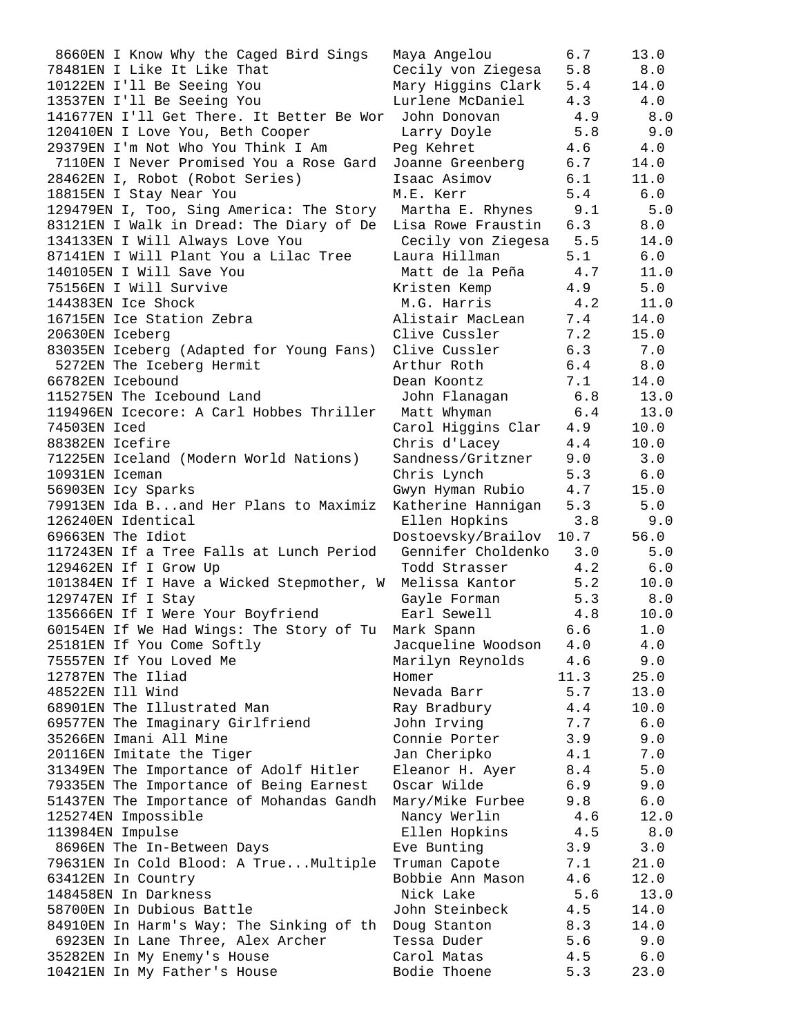```
 8660EN I Know Why the Caged Bird Sings   Maya Angelou        6.7     13.0
78481EN I Like It Like That               Cecily von Ziegesa  5.8      8.0
10122EN I'll Be Seeing You                Mary Higgins Clark  5.4     14.0
13537EN I'll Be Seeing You                Lurlene McDaniel    4.3      4.0
141677EN I'll Get There. It Better Be Wor  John Donovan        4.9      8.0
120410EN I Love You, Beth Cooper           Larry Doyle         5.8      9.0
29379EN I'm Not Who You Think I Am        Peg Kehret          4.6      4.0
 7110EN I Never Promised You a Rose Gard  Joanne Greenberg    6.7     14.0
28462EN I, Robot (Robot Series)           Isaac Asimov        6.1     11.0
18815EN I Stay Near You                   M.E. Kerr           5.4      6.0
129479EN I, Too, Sing America: The Story   Martha E. Rhynes    9.1      5.0
83121EN I Walk in Dread: The Diary of De  Lisa Rowe Fraustin  6.3      8.0
134133EN I Will Always Love You            Cecily von Ziegesa  5.5     14.0
87141EN I Will Plant You a Lilac Tree     Laura Hillman       5.1      6.0
140105EN I Will Save You                   Matt de la Peña     4.7     11.0
75156EN I Will Survive                    Kristen Kemp        4.9      5.0
144383EN Ice Shock                         M.G. Harris         4.2     11.0
16715EN Ice Station Zebra                 Alistair MacLean    7.4     14.0
20630EN Iceberg                           Clive Cussler       7.2     15.0
83035EN Iceberg (Adapted for Young Fans)  Clive Cussler       6.3      7.0
 5272EN The Iceberg Hermit                Arthur Roth         6.4      8.0
66782EN Icebound                          Dean Koontz         7.1     14.0
115275EN The Icebound Land                 John Flanagan       6.8     13.0
119496EN Icecore: A Carl Hobbes Thriller   Matt Whyman         6.4     13.0
74503EN Iced                              Carol Higgins Clar  4.9     10.0
88382EN Icefire                           Chris d'Lacey       4.4     10.0
71225EN Iceland (Modern World Nations)    Sandness/Gritzner   9.0      3.0
10931EN Iceman                            Chris Lynch         5.3      6.0
56903EN Icy Sparks                        Gwyn Hyman Rubio    4.7     15.0
79913EN Ida B...and Her Plans to Maximiz  Katherine Hannigan  5.3      5.0
126240EN Identical                         Ellen Hopkins       3.8      9.0
69663EN The Idiot                         Dostoevsky/Brailov 10.7     56.0
117243EN If a Tree Falls at Lunch Period   Gennifer Choldenko  3.0      5.0
129462EN If I Grow Up                      Todd Strasser       4.2      6.0
101384EN If I Have a Wicked Stepmother, W  Melissa Kantor      5.2     10.0
129747EN If I Stay                         Gayle Forman        5.3      8.0
135666EN If I Were Your Boyfriend          Earl Sewell         4.8     10.0
60154EN If We Had Wings: The Story of Tu  Mark Spann          6.6      1.0
25181EN If You Come Softly                Jacqueline Woodson  4.0      4.0
75557EN If You Loved Me                   Marilyn Reynolds    4.6      9.0
12787EN The Iliad                         Homer              11.3     25.0
48522EN Ill Wind                          Nevada Barr         5.7     13.0
68901EN The Illustrated Man               Ray Bradbury        4.4     10.0
69577EN The Imaginary Girlfriend          John Irving         7.7      6.0
35266EN Imani All Mine                    Connie Porter       3.9      9.0
20116EN Imitate the Tiger                 Jan Cheripko        4.1      7.0
31349EN The Importance of Adolf Hitler    Eleanor H. Ayer     8.4      5.0
79335EN The Importance of Being Earnest   Oscar Wilde         6.9      9.0
51437EN The Importance of Mohandas Gandh  Mary/Mike Furbee    9.8      6.0
125274EN Impossible                        Nancy Werlin        4.6     12.0
113984EN Impulse                           Ellen Hopkins       4.5      8.0
 8696EN The In-Between Days               Eve Bunting         3.9      3.0
79631EN In Cold Blood: A True...Multiple  Truman Capote       7.1     21.0
63412EN In Country                        Bobbie Ann Mason    4.6     12.0
148458EN In Darkness                       Nick Lake           5.6     13.0
58700EN In Dubious Battle                 John Steinbeck      4.5     14.0
84910EN In Harm's Way: The Sinking of th  Doug Stanton        8.3     14.0
 6923EN In Lane Three, Alex Archer        Tessa Duder         5.6      9.0
35282EN In My Enemy's House               Carol Matas         4.5      6.0
10421EN In My Father's House              Bodie Thoene        5.3     23.0
```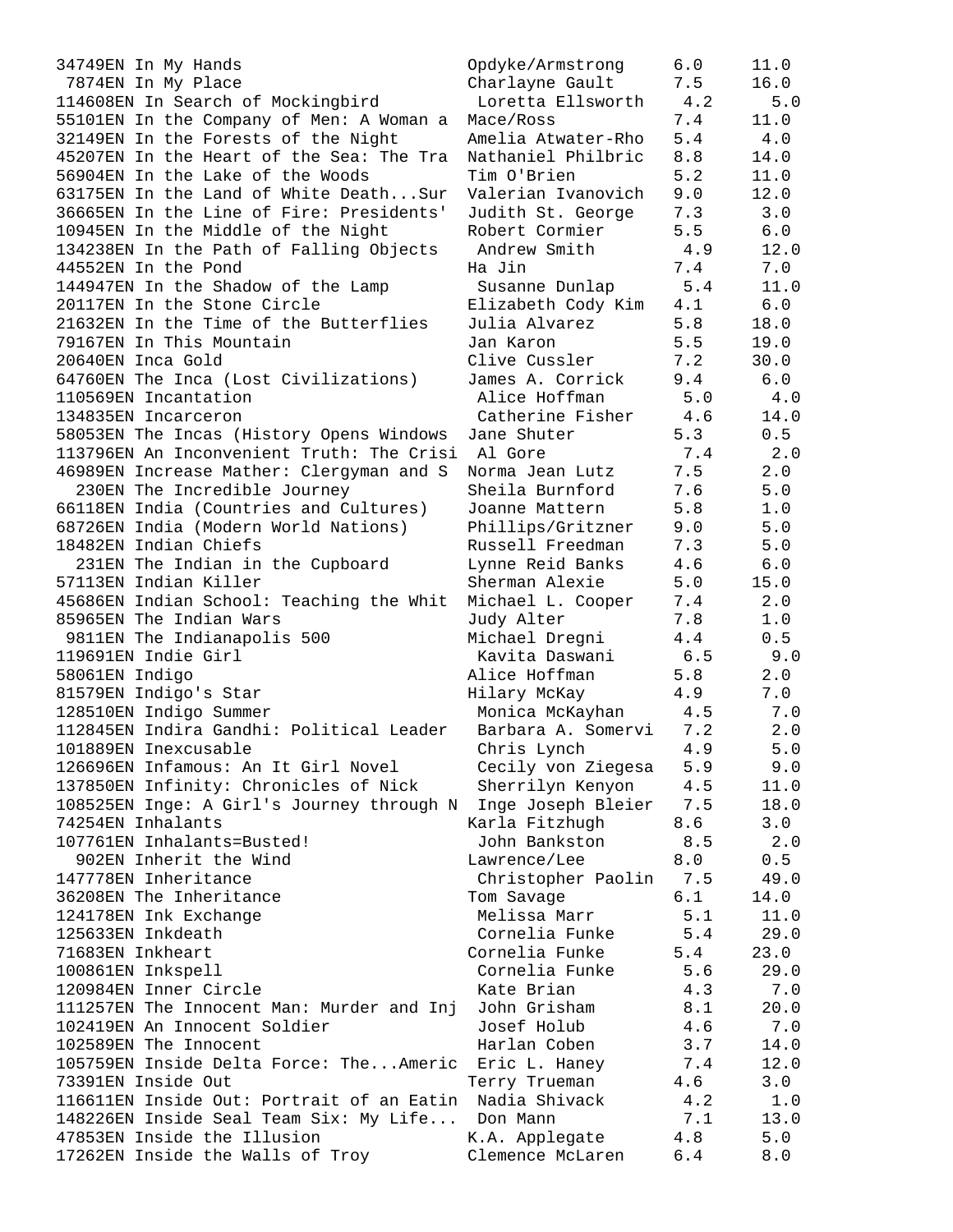| | | | |
|---|---|---|---|
| 34749EN In My Hands | Opdyke/Armstrong | 6.0 | 11.0 |
| 7874EN In My Place | Charlayne Gault | 7.5 | 16.0 |
| 114608EN In Search of Mockingbird | Loretta Ellsworth | 4.2 | 5.0 |
| 55101EN In the Company of Men: A Woman a | Mace/Ross | 7.4 | 11.0 |
| 32149EN In the Forests of the Night | Amelia Atwater-Rho | 5.4 | 4.0 |
| 45207EN In the Heart of the Sea: The Tra | Nathaniel Philbric | 8.8 | 14.0 |
| 56904EN In the Lake of the Woods | Tim O'Brien | 5.2 | 11.0 |
| 63175EN In the Land of White Death...Sur | Valerian Ivanovich | 9.0 | 12.0 |
| 36665EN In the Line of Fire: Presidents' | Judith St. George | 7.3 | 3.0 |
| 10945EN In the Middle of the Night | Robert Cormier | 5.5 | 6.0 |
| 134238EN In the Path of Falling Objects | Andrew Smith | 4.9 | 12.0 |
| 44552EN In the Pond | Ha Jin | 7.4 | 7.0 |
| 144947EN In the Shadow of the Lamp | Susanne Dunlap | 5.4 | 11.0 |
| 20117EN In the Stone Circle | Elizabeth Cody Kim | 4.1 | 6.0 |
| 21632EN In the Time of the Butterflies | Julia Alvarez | 5.8 | 18.0 |
| 79167EN In This Mountain | Jan Karon | 5.5 | 19.0 |
| 20640EN Inca Gold | Clive Cussler | 7.2 | 30.0 |
| 64760EN The Inca (Lost Civilizations) | James A. Corrick | 9.4 | 6.0 |
| 110569EN Incantation | Alice Hoffman | 5.0 | 4.0 |
| 134835EN Incarceron | Catherine Fisher | 4.6 | 14.0 |
| 58053EN The Incas (History Opens Windows | Jane Shuter | 5.3 | 0.5 |
| 113796EN An Inconvenient Truth: The Crisi | Al Gore | 7.4 | 2.0 |
| 46989EN Increase Mather: Clergyman and S | Norma Jean Lutz | 7.5 | 2.0 |
| 230EN The Incredible Journey | Sheila Burnford | 7.6 | 5.0 |
| 66118EN India (Countries and Cultures) | Joanne Mattern | 5.8 | 1.0 |
| 68726EN India (Modern World Nations) | Phillips/Gritzner | 9.0 | 5.0 |
| 18482EN Indian Chiefs | Russell Freedman | 7.3 | 5.0 |
| 231EN The Indian in the Cupboard | Lynne Reid Banks | 4.6 | 6.0 |
| 57113EN Indian Killer | Sherman Alexie | 5.0 | 15.0 |
| 45686EN Indian School: Teaching the Whit | Michael L. Cooper | 7.4 | 2.0 |
| 85965EN The Indian Wars | Judy Alter | 7.8 | 1.0 |
| 9811EN The Indianapolis 500 | Michael Dregni | 4.4 | 0.5 |
| 119691EN Indie Girl | Kavita Daswani | 6.5 | 9.0 |
| 58061EN Indigo | Alice Hoffman | 5.8 | 2.0 |
| 81579EN Indigo's Star | Hilary McKay | 4.9 | 7.0 |
| 128510EN Indigo Summer | Monica McKayhan | 4.5 | 7.0 |
| 112845EN Indira Gandhi: Political Leader | Barbara A. Somervi | 7.2 | 2.0 |
| 101889EN Inexcusable | Chris Lynch | 4.9 | 5.0 |
| 126696EN Infamous: An It Girl Novel | Cecily von Ziegesa | 5.9 | 9.0 |
| 137850EN Infinity: Chronicles of Nick | Sherrilyn Kenyon | 4.5 | 11.0 |
| 108525EN Inge: A Girl's Journey through N | Inge Joseph Bleier | 7.5 | 18.0 |
| 74254EN Inhalants | Karla Fitzhugh | 8.6 | 3.0 |
| 107761EN Inhalants=Busted! | John Bankston | 8.5 | 2.0 |
| 902EN Inherit the Wind | Lawrence/Lee | 8.0 | 0.5 |
| 147778EN Inheritance | Christopher Paolin | 7.5 | 49.0 |
| 36208EN The Inheritance | Tom Savage | 6.1 | 14.0 |
| 124178EN Ink Exchange | Melissa Marr | 5.1 | 11.0 |
| 125633EN Inkdeath | Cornelia Funke | 5.4 | 29.0 |
| 71683EN Inkheart | Cornelia Funke | 5.4 | 23.0 |
| 100861EN Inkspell | Cornelia Funke | 5.6 | 29.0 |
| 120984EN Inner Circle | Kate Brian | 4.3 | 7.0 |
| 111257EN The Innocent Man: Murder and Inj | John Grisham | 8.1 | 20.0 |
| 102419EN An Innocent Soldier | Josef Holub | 4.6 | 7.0 |
| 102589EN The Innocent | Harlan Coben | 3.7 | 14.0 |
| 105759EN Inside Delta Force: The...Americ | Eric L. Haney | 7.4 | 12.0 |
| 73391EN Inside Out | Terry Trueman | 4.6 | 3.0 |
| 116611EN Inside Out: Portrait of an Eatin | Nadia Shivack | 4.2 | 1.0 |
| 148226EN Inside Seal Team Six: My Life... | Don Mann | 7.1 | 13.0 |
| 47853EN Inside the Illusion | K.A. Applegate | 4.8 | 5.0 |
| 17262EN Inside the Walls of Troy | Clemence McLaren | 6.4 | 8.0 |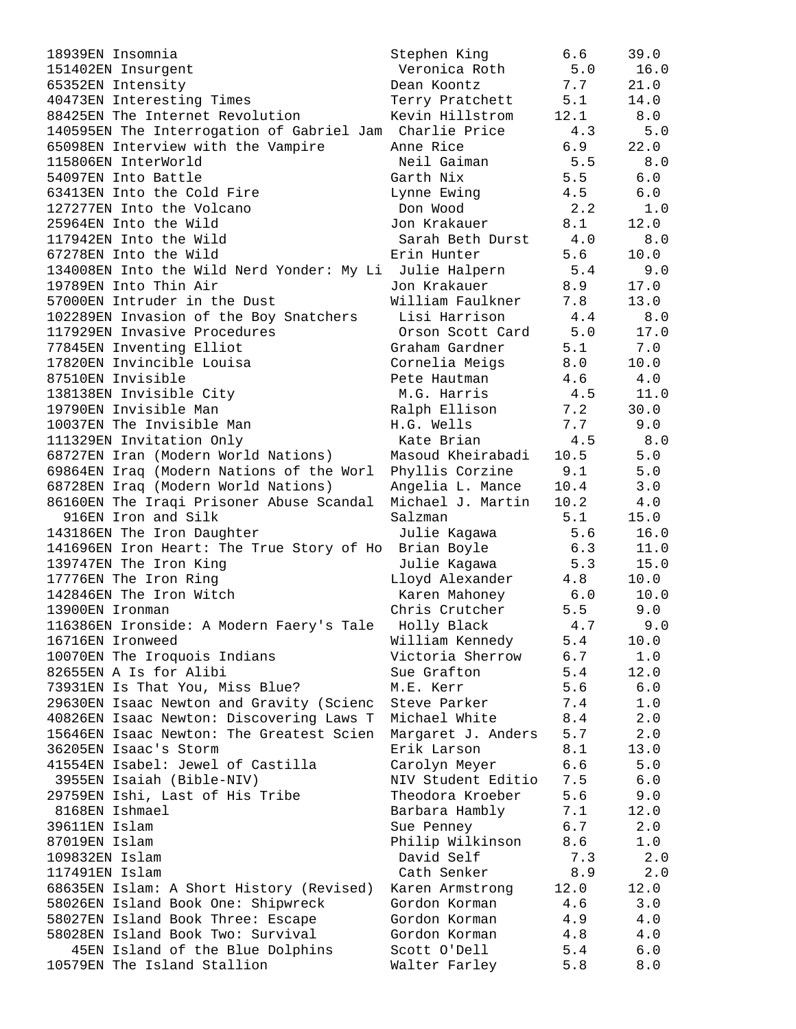| | | | |
|---|---|---|---|
| 18939EN Insomnia | Stephen King | 6.6 | 39.0 |
| 151402EN Insurgent | Veronica Roth | 5.0 | 16.0 |
| 65352EN Intensity | Dean Koontz | 7.7 | 21.0 |
| 40473EN Interesting Times | Terry Pratchett | 5.1 | 14.0 |
| 88425EN The Internet Revolution | Kevin Hillstrom | 12.1 | 8.0 |
| 140595EN The Interrogation of Gabriel Jam | Charlie Price | 4.3 | 5.0 |
| 65098EN Interview with the Vampire | Anne Rice | 6.9 | 22.0 |
| 115806EN InterWorld | Neil Gaiman | 5.5 | 8.0 |
| 54097EN Into Battle | Garth Nix | 5.5 | 6.0 |
| 63413EN Into the Cold Fire | Lynne Ewing | 4.5 | 6.0 |
| 127277EN Into the Volcano | Don Wood | 2.2 | 1.0 |
| 25964EN Into the Wild | Jon Krakauer | 8.1 | 12.0 |
| 117942EN Into the Wild | Sarah Beth Durst | 4.0 | 8.0 |
| 67278EN Into the Wild | Erin Hunter | 5.6 | 10.0 |
| 134008EN Into the Wild Nerd Yonder: My Li | Julie Halpern | 5.4 | 9.0 |
| 19789EN Into Thin Air | Jon Krakauer | 8.9 | 17.0 |
| 57000EN Intruder in the Dust | William Faulkner | 7.8 | 13.0 |
| 102289EN Invasion of the Boy Snatchers | Lisi Harrison | 4.4 | 8.0 |
| 117929EN Invasive Procedures | Orson Scott Card | 5.0 | 17.0 |
| 77845EN Inventing Elliot | Graham Gardner | 5.1 | 7.0 |
| 17820EN Invincible Louisa | Cornelia Meigs | 8.0 | 10.0 |
| 87510EN Invisible | Pete Hautman | 4.6 | 4.0 |
| 138138EN Invisible City | M.G. Harris | 4.5 | 11.0 |
| 19790EN Invisible Man | Ralph Ellison | 7.2 | 30.0 |
| 10037EN The Invisible Man | H.G. Wells | 7.7 | 9.0 |
| 111329EN Invitation Only | Kate Brian | 4.5 | 8.0 |
| 68727EN Iran (Modern World Nations) | Masoud Kheirabadi | 10.5 | 5.0 |
| 69864EN Iraq (Modern Nations of the Worl | Phyllis Corzine | 9.1 | 5.0 |
| 68728EN Iraq (Modern World Nations) | Angelia L. Mance | 10.4 | 3.0 |
| 86160EN The Iraqi Prisoner Abuse Scandal | Michael J. Martin | 10.2 | 4.0 |
| 916EN Iron and Silk | Salzman | 5.1 | 15.0 |
| 143186EN The Iron Daughter | Julie Kagawa | 5.6 | 16.0 |
| 141696EN Iron Heart: The True Story of Ho | Brian Boyle | 6.3 | 11.0 |
| 139747EN The Iron King | Julie Kagawa | 5.3 | 15.0 |
| 17776EN The Iron Ring | Lloyd Alexander | 4.8 | 10.0 |
| 142846EN The Iron Witch | Karen Mahoney | 6.0 | 10.0 |
| 13900EN Ironman | Chris Crutcher | 5.5 | 9.0 |
| 116386EN Ironside: A Modern Faery's Tale | Holly Black | 4.7 | 9.0 |
| 16716EN Ironweed | William Kennedy | 5.4 | 10.0 |
| 10070EN The Iroquois Indians | Victoria Sherrow | 6.7 | 1.0 |
| 82655EN A Is for Alibi | Sue Grafton | 5.4 | 12.0 |
| 73931EN Is That You, Miss Blue? | M.E. Kerr | 5.6 | 6.0 |
| 29630EN Isaac Newton and Gravity (Scienc | Steve Parker | 7.4 | 1.0 |
| 40826EN Isaac Newton: Discovering Laws T | Michael White | 8.4 | 2.0 |
| 15646EN Isaac Newton: The Greatest Scien | Margaret J. Anders | 5.7 | 2.0 |
| 36205EN Isaac's Storm | Erik Larson | 8.1 | 13.0 |
| 41554EN Isabel: Jewel of Castilla | Carolyn Meyer | 6.6 | 5.0 |
| 3955EN Isaiah (Bible-NIV) | NIV Student Editio | 7.5 | 6.0 |
| 29759EN Ishi, Last of His Tribe | Theodora Kroeber | 5.6 | 9.0 |
| 8168EN Ishmael | Barbara Hambly | 7.1 | 12.0 |
| 39611EN Islam | Sue Penney | 6.7 | 2.0 |
| 87019EN Islam | Philip Wilkinson | 8.6 | 1.0 |
| 109832EN Islam | David Self | 7.3 | 2.0 |
| 117491EN Islam | Cath Senker | 8.9 | 2.0 |
| 68635EN Islam: A Short History (Revised) | Karen Armstrong | 12.0 | 12.0 |
| 58026EN Island Book One: Shipwreck | Gordon Korman | 4.6 | 3.0 |
| 58027EN Island Book Three: Escape | Gordon Korman | 4.9 | 4.0 |
| 58028EN Island Book Two: Survival | Gordon Korman | 4.8 | 4.0 |
| 45EN Island of the Blue Dolphins | Scott O'Dell | 5.4 | 6.0 |
| 10579EN The Island Stallion | Walter Farley | 5.8 | 8.0 |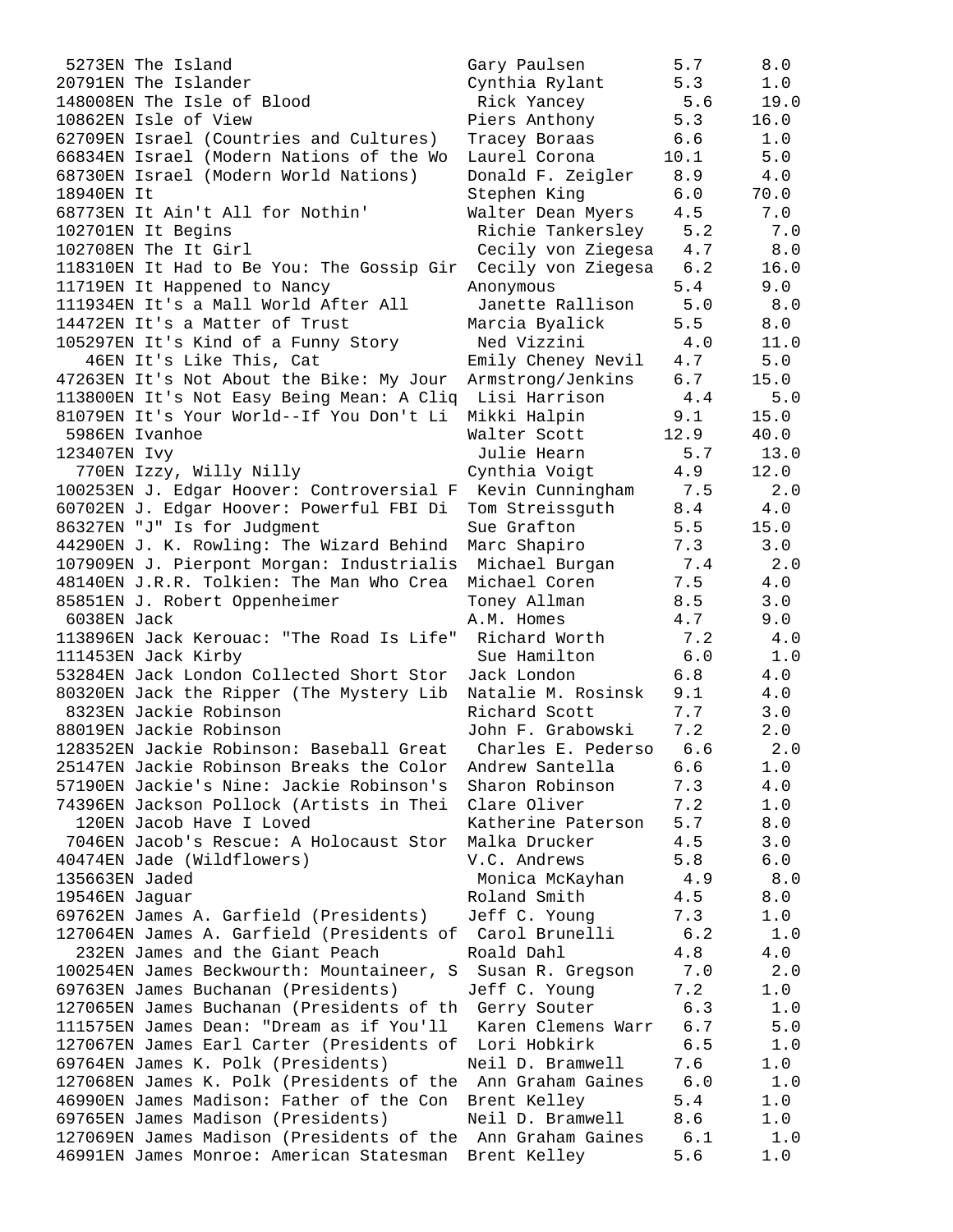| Quiz No. | Title | Author | Book Level | Points |
|---|---|---|---|---|
| 5273EN | The Island | Gary Paulsen | 5.7 | 8.0 |
| 20791EN | The Islander | Cynthia Rylant | 5.3 | 1.0 |
| 148008EN | The Isle of Blood | Rick Yancey | 5.6 | 19.0 |
| 10862EN | Isle of View | Piers Anthony | 5.3 | 16.0 |
| 62709EN | Israel (Countries and Cultures) | Tracey Boraas | 6.6 | 1.0 |
| 66834EN | Israel (Modern Nations of the Wo | Laurel Corona | 10.1 | 5.0 |
| 68730EN | Israel (Modern World Nations) | Donald F. Zeigler | 8.9 | 4.0 |
| 18940EN | It | Stephen King | 6.0 | 70.0 |
| 68773EN | It Ain't All for Nothin' | Walter Dean Myers | 4.5 | 7.0 |
| 102701EN | It Begins | Richie Tankersley | 5.2 | 7.0 |
| 102708EN | The It Girl | Cecily von Ziegesa | 4.7 | 8.0 |
| 118310EN | It Had to Be You: The Gossip Gir | Cecily von Ziegesa | 6.2 | 16.0 |
| 11719EN | It Happened to Nancy | Anonymous | 5.4 | 9.0 |
| 111934EN | It's a Mall World After All | Janette Rallison | 5.0 | 8.0 |
| 14472EN | It's a Matter of Trust | Marcia Byalick | 5.5 | 8.0 |
| 105297EN | It's Kind of a Funny Story | Ned Vizzini | 4.0 | 11.0 |
| 46EN | It's Like This, Cat | Emily Cheney Nevil | 4.7 | 5.0 |
| 47263EN | It's Not About the Bike: My Jour | Armstrong/Jenkins | 6.7 | 15.0 |
| 113800EN | It's Not Easy Being Mean: A Cliq | Lisi Harrison | 4.4 | 5.0 |
| 81079EN | It's Your World--If You Don't Li | Mikki Halpin | 9.1 | 15.0 |
| 5986EN | Ivanhoe | Walter Scott | 12.9 | 40.0 |
| 123407EN | Ivy | Julie Hearn | 5.7 | 13.0 |
| 770EN | Izzy, Willy Nilly | Cynthia Voigt | 4.9 | 12.0 |
| 100253EN | J. Edgar Hoover: Controversial F | Kevin Cunningham | 7.5 | 2.0 |
| 60702EN | J. Edgar Hoover: Powerful FBI Di | Tom Streissguth | 8.4 | 4.0 |
| 86327EN | "J" Is for Judgment | Sue Grafton | 5.5 | 15.0 |
| 44290EN | J. K. Rowling: The Wizard Behind | Marc Shapiro | 7.3 | 3.0 |
| 107909EN | J. Pierpont Morgan: Industrialis | Michael Burgan | 7.4 | 2.0 |
| 48140EN | J.R.R. Tolkien: The Man Who Crea | Michael Coren | 7.5 | 4.0 |
| 85851EN | J. Robert Oppenheimer | Toney Allman | 8.5 | 3.0 |
| 6038EN | Jack | A.M. Homes | 4.7 | 9.0 |
| 113896EN | Jack Kerouac: "The Road Is Life" | Richard Worth | 7.2 | 4.0 |
| 111453EN | Jack Kirby | Sue Hamilton | 6.0 | 1.0 |
| 53284EN | Jack London Collected Short Stor | Jack London | 6.8 | 4.0 |
| 80320EN | Jack the Ripper (The Mystery Lib | Natalie M. Rosinsk | 9.1 | 4.0 |
| 8323EN | Jackie Robinson | Richard Scott | 7.7 | 3.0 |
| 88019EN | Jackie Robinson | John F. Grabowski | 7.2 | 2.0 |
| 128352EN | Jackie Robinson: Baseball Great | Charles E. Pederso | 6.6 | 2.0 |
| 25147EN | Jackie Robinson Breaks the Color | Andrew Santella | 6.6 | 1.0 |
| 57190EN | Jackie's Nine: Jackie Robinson's | Sharon Robinson | 7.3 | 4.0 |
| 74396EN | Jackson Pollock (Artists in Thei | Clare Oliver | 7.2 | 1.0 |
| 120EN | Jacob Have I Loved | Katherine Paterson | 5.7 | 8.0 |
| 7046EN | Jacob's Rescue: A Holocaust Stor | Malka Drucker | 4.5 | 3.0 |
| 40474EN | Jade (Wildflowers) | V.C. Andrews | 5.8 | 6.0 |
| 135663EN | Jaded | Monica McKayhan | 4.9 | 8.0 |
| 19546EN | Jaguar | Roland Smith | 4.5 | 8.0 |
| 69762EN | James A. Garfield (Presidents) | Jeff C. Young | 7.3 | 1.0 |
| 127064EN | James A. Garfield (Presidents of | Carol Brunelli | 6.2 | 1.0 |
| 232EN | James and the Giant Peach | Roald Dahl | 4.8 | 4.0 |
| 100254EN | James Beckwourth: Mountaineer, S | Susan R. Gregson | 7.0 | 2.0 |
| 69763EN | James Buchanan (Presidents) | Jeff C. Young | 7.2 | 1.0 |
| 127065EN | James Buchanan (Presidents of th | Gerry Souter | 6.3 | 1.0 |
| 111575EN | James Dean: "Dream as if You'll | Karen Clemens Warr | 6.7 | 5.0 |
| 127067EN | James Earl Carter (Presidents of | Lori Hobkirk | 6.5 | 1.0 |
| 69764EN | James K. Polk (Presidents) | Neil D. Bramwell | 7.6 | 1.0 |
| 127068EN | James K. Polk (Presidents of the | Ann Graham Gaines | 6.0 | 1.0 |
| 46990EN | James Madison: Father of the Con | Brent Kelley | 5.4 | 1.0 |
| 69765EN | James Madison (Presidents) | Neil D. Bramwell | 8.6 | 1.0 |
| 127069EN | James Madison (Presidents of the | Ann Graham Gaines | 6.1 | 1.0 |
| 46991EN | James Monroe: American Statesman | Brent Kelley | 5.6 | 1.0 |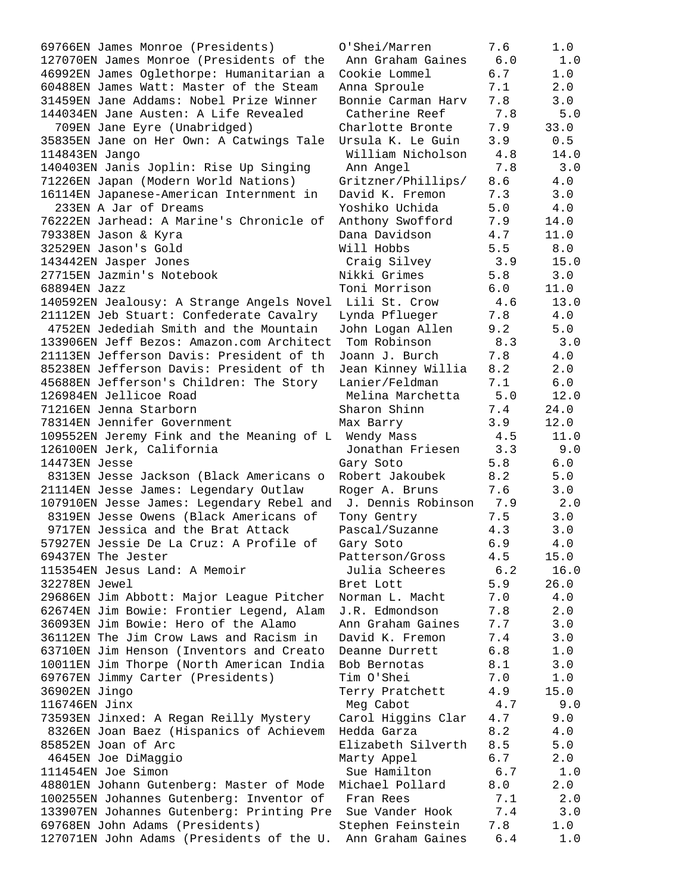| Quiz No. | Title | Author | Level | Points |
|---|---|---|---|---|
| 69766EN | James Monroe (Presidents) | O'Shei/Marren | 7.6 | 1.0 |
| 127070EN | James Monroe (Presidents of the | Ann Graham Gaines | 6.0 | 1.0 |
| 46992EN | James Oglethorpe: Humanitarian a | Cookie Lommel | 6.7 | 1.0 |
| 60488EN | James Watt: Master of the Steam | Anna Sproule | 7.1 | 2.0 |
| 31459EN | Jane Addams: Nobel Prize Winner | Bonnie Carman Harv | 7.8 | 3.0 |
| 144034EN | Jane Austen: A Life Revealed | Catherine Reef | 7.8 | 5.0 |
| 709EN | Jane Eyre (Unabridged) | Charlotte Bronte | 7.9 | 33.0 |
| 35835EN | Jane on Her Own: A Catwings Tale | Ursula K. Le Guin | 3.9 | 0.5 |
| 114843EN | Jango | William Nicholson | 4.8 | 14.0 |
| 140403EN | Janis Joplin: Rise Up Singing | Ann Angel | 7.8 | 3.0 |
| 71226EN | Japan (Modern World Nations) | Gritzner/Phillips/ | 8.6 | 4.0 |
| 16114EN | Japanese-American Internment in | David K. Fremon | 7.3 | 3.0 |
| 233EN | A Jar of Dreams | Yoshiko Uchida | 5.0 | 4.0 |
| 76222EN | Jarhead: A Marine's Chronicle of | Anthony Swofford | 7.9 | 14.0 |
| 79338EN | Jason & Kyra | Dana Davidson | 4.7 | 11.0 |
| 32529EN | Jason's Gold | Will Hobbs | 5.5 | 8.0 |
| 143442EN | Jasper Jones | Craig Silvey | 3.9 | 15.0 |
| 27715EN | Jazmin's Notebook | Nikki Grimes | 5.8 | 3.0 |
| 68894EN | Jazz | Toni Morrison | 6.0 | 11.0 |
| 140592EN | Jealousy: A Strange Angels Novel | Lili St. Crow | 4.6 | 13.0 |
| 21112EN | Jeb Stuart: Confederate Cavalry | Lynda Pflueger | 7.8 | 4.0 |
| 4752EN | Jedediah Smith and the Mountain | John Logan Allen | 9.2 | 5.0 |
| 133906EN | Jeff Bezos: Amazon.com Architect | Tom Robinson | 8.3 | 3.0 |
| 21113EN | Jefferson Davis: President of th | Joann J. Burch | 7.8 | 4.0 |
| 85238EN | Jefferson Davis: President of th | Jean Kinney Willia | 8.2 | 2.0 |
| 45688EN | Jefferson's Children: The Story | Lanier/Feldman | 7.1 | 6.0 |
| 126984EN | Jellicoe Road | Melina Marchetta | 5.0 | 12.0 |
| 71216EN | Jenna Starborn | Sharon Shinn | 7.4 | 24.0 |
| 78314EN | Jennifer Government | Max Barry | 3.9 | 12.0 |
| 109552EN | Jeremy Fink and the Meaning of L | Wendy Mass | 4.5 | 11.0 |
| 126100EN | Jerk, California | Jonathan Friesen | 3.3 | 9.0 |
| 14473EN | Jesse | Gary Soto | 5.8 | 6.0 |
| 8313EN | Jesse Jackson (Black Americans o | Robert Jakoubek | 8.2 | 5.0 |
| 21114EN | Jesse James: Legendary Outlaw | Roger A. Bruns | 7.6 | 3.0 |
| 107910EN | Jesse James: Legendary Rebel and | J. Dennis Robinson | 7.9 | 2.0 |
| 8319EN | Jesse Owens (Black Americans of | Tony Gentry | 7.5 | 3.0 |
| 9717EN | Jessica and the Brat Attack | Pascal/Suzanne | 4.3 | 3.0 |
| 57927EN | Jessie De La Cruz: A Profile of | Gary Soto | 6.9 | 4.0 |
| 69437EN | The Jester | Patterson/Gross | 4.5 | 15.0 |
| 115354EN | Jesus Land: A Memoir | Julia Scheeres | 6.2 | 16.0 |
| 32278EN | Jewel | Bret Lott | 5.9 | 26.0 |
| 29686EN | Jim Abbott: Major League Pitcher | Norman L. Macht | 7.0 | 4.0 |
| 62674EN | Jim Bowie: Frontier Legend, Alam | J.R. Edmondson | 7.8 | 2.0 |
| 36093EN | Jim Bowie: Hero of the Alamo | Ann Graham Gaines | 7.7 | 3.0 |
| 36112EN | The Jim Crow Laws and Racism in | David K. Fremon | 7.4 | 3.0 |
| 63710EN | Jim Henson (Inventors and Creato | Deanne Durrett | 6.8 | 1.0 |
| 10011EN | Jim Thorpe (North American India | Bob Bernotas | 8.1 | 3.0 |
| 69767EN | Jimmy Carter (Presidents) | Tim O'Shei | 7.0 | 1.0 |
| 36902EN | Jingo | Terry Pratchett | 4.9 | 15.0 |
| 116746EN | Jinx | Meg Cabot | 4.7 | 9.0 |
| 73593EN | Jinxed: A Regan Reilly Mystery | Carol Higgins Clar | 4.7 | 9.0 |
| 8326EN | Joan Baez (Hispanics of Achievem | Hedda Garza | 8.2 | 4.0 |
| 85852EN | Joan of Arc | Elizabeth Silverth | 8.5 | 5.0 |
| 4645EN | Joe DiMaggio | Marty Appel | 6.7 | 2.0 |
| 111454EN | Joe Simon | Sue Hamilton | 6.7 | 1.0 |
| 48801EN | Johann Gutenberg: Master of Mode | Michael Pollard | 8.0 | 2.0 |
| 100255EN | Johannes Gutenberg: Inventor of | Fran Rees | 7.1 | 2.0 |
| 133907EN | Johannes Gutenberg: Printing Pre | Sue Vander Hook | 7.4 | 3.0 |
| 69768EN | John Adams (Presidents) | Stephen Feinstein | 7.8 | 1.0 |
| 127071EN | John Adams (Presidents of the U. | Ann Graham Gaines | 6.4 | 1.0 |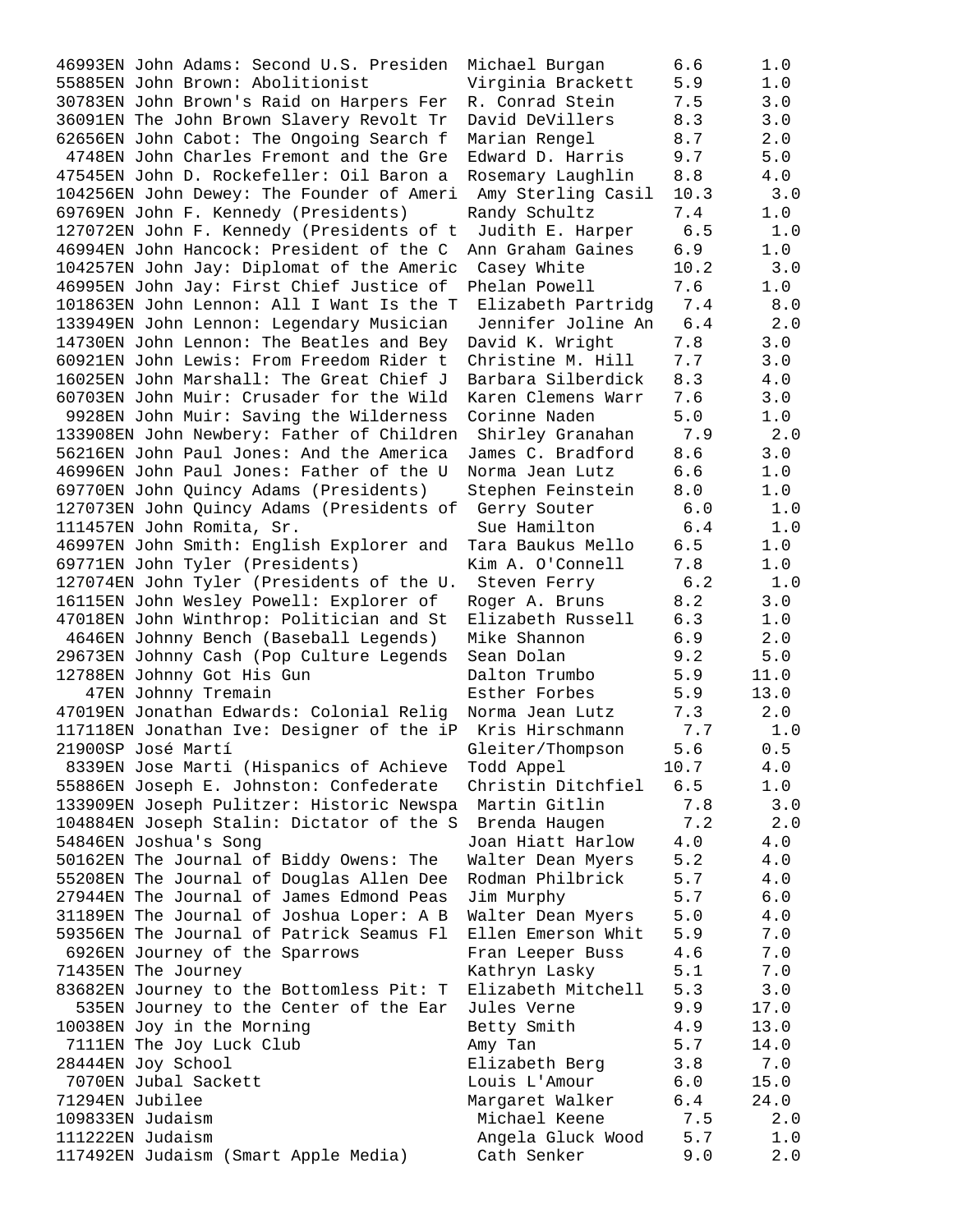```
46993EN John Adams: Second U.S. Presiden  Michael Burgan      6.6     1.0
55885EN John Brown: Abolitionist          Virginia Brackett   5.9     1.0
30783EN John Brown's Raid on Harpers Fer  R. Conrad Stein     7.5     3.0
36091EN The John Brown Slavery Revolt Tr  David DeVillers     8.3     3.0
62656EN John Cabot: The Ongoing Search f  Marian Rengel       8.7     2.0
 4748EN John Charles Fremont and the Gre  Edward D. Harris    9.7     5.0
47545EN John D. Rockefeller: Oil Baron a  Rosemary Laughlin   8.8     4.0
104256EN John Dewey: The Founder of Ameri  Amy Sterling Casil  10.3     3.0
69769EN John F. Kennedy (Presidents)      Randy Schultz       7.4     1.0
127072EN John F. Kennedy (Presidents of t  Judith E. Harper    6.5     1.0
46994EN John Hancock: President of the C  Ann Graham Gaines   6.9     1.0
104257EN John Jay: Diplomat of the Americ  Casey White        10.2     3.0
46995EN John Jay: First Chief Justice of  Phelan Powell       7.6     1.0
101863EN John Lennon: All I Want Is the T  Elizabeth Partridg  7.4     8.0
133949EN John Lennon: Legendary Musician   Jennifer Joline An  6.4     2.0
14730EN John Lennon: The Beatles and Bey  David K. Wright     7.8     3.0
60921EN John Lewis: From Freedom Rider t  Christine M. Hill   7.7     3.0
16025EN John Marshall: The Great Chief J  Barbara Silberdick  8.3     4.0
60703EN John Muir: Crusader for the Wild  Karen Clemens Warr  7.6     3.0
 9928EN John Muir: Saving the Wilderness  Corinne Naden       5.0     1.0
133908EN John Newbery: Father of Children  Shirley Granahan    7.9     2.0
56216EN John Paul Jones: And the America  James C. Bradford   8.6     3.0
46996EN John Paul Jones: Father of the U  Norma Jean Lutz     6.6     1.0
69770EN John Quincy Adams (Presidents)    Stephen Feinstein   8.0     1.0
127073EN John Quincy Adams (Presidents of  Gerry Souter        6.0     1.0
111457EN John Romita, Sr.                  Sue Hamilton        6.4     1.0
46997EN John Smith: English Explorer and  Tara Baukus Mello   6.5     1.0
69771EN John Tyler (Presidents)           Kim A. O'Connell    7.8     1.0
127074EN John Tyler (Presidents of the U.  Steven Ferry        6.2     1.0
16115EN John Wesley Powell: Explorer of   Roger A. Bruns      8.2     3.0
47018EN John Winthrop: Politician and St  Elizabeth Russell   6.3     1.0
 4646EN Johnny Bench (Baseball Legends)   Mike Shannon        6.9     2.0
29673EN Johnny Cash (Pop Culture Legends  Sean Dolan          9.2     5.0
12788EN Johnny Got His Gun                Dalton Trumbo       5.9    11.0
   47EN Johnny Tremain                    Esther Forbes       5.9    13.0
47019EN Jonathan Edwards: Colonial Relig  Norma Jean Lutz     7.3     2.0
117118EN Jonathan Ive: Designer of the iP  Kris Hirschmann     7.7     1.0
21900SP José Martí                        Gleiter/Thompson    5.6     0.5
 8339EN Jose Marti (Hispanics of Achieve  Todd Appel         10.7     4.0
55886EN Joseph E. Johnston: Confederate   Christin Ditchfiel  6.5     1.0
133909EN Joseph Pulitzer: Historic Newspa  Martin Gitlin       7.8     3.0
104884EN Joseph Stalin: Dictator of the S  Brenda Haugen       7.2     2.0
54846EN Joshua's Song                     Joan Hiatt Harlow   4.0     4.0
50162EN The Journal of Biddy Owens: The   Walter Dean Myers   5.2     4.0
55208EN The Journal of Douglas Allen Dee  Rodman Philbrick    5.7     4.0
27944EN The Journal of James Edmond Peas  Jim Murphy          5.7     6.0
31189EN The Journal of Joshua Loper: A B  Walter Dean Myers   5.0     4.0
59356EN The Journal of Patrick Seamus Fl  Ellen Emerson Whit  5.9     7.0
 6926EN Journey of the Sparrows           Fran Leeper Buss    4.6     7.0
71435EN The Journey                       Kathryn Lasky       5.1     7.0
83682EN Journey to the Bottomless Pit: T  Elizabeth Mitchell  5.3     3.0
  535EN Journey to the Center of the Ear  Jules Verne         9.9    17.0
10038EN Joy in the Morning                Betty Smith         4.9    13.0
 7111EN The Joy Luck Club                 Amy Tan             5.7    14.0
28444EN Joy School                        Elizabeth Berg      3.8     7.0
 7070EN Jubal Sackett                     Louis L'Amour       6.0    15.0
71294EN Jubilee                           Margaret Walker     6.4    24.0
109833EN Judaism                           Michael Keene       7.5     2.0
111222EN Judaism                           Angela Gluck Wood   5.7     1.0
117492EN Judaism (Smart Apple Media)       Cath Senker         9.0     2.0
```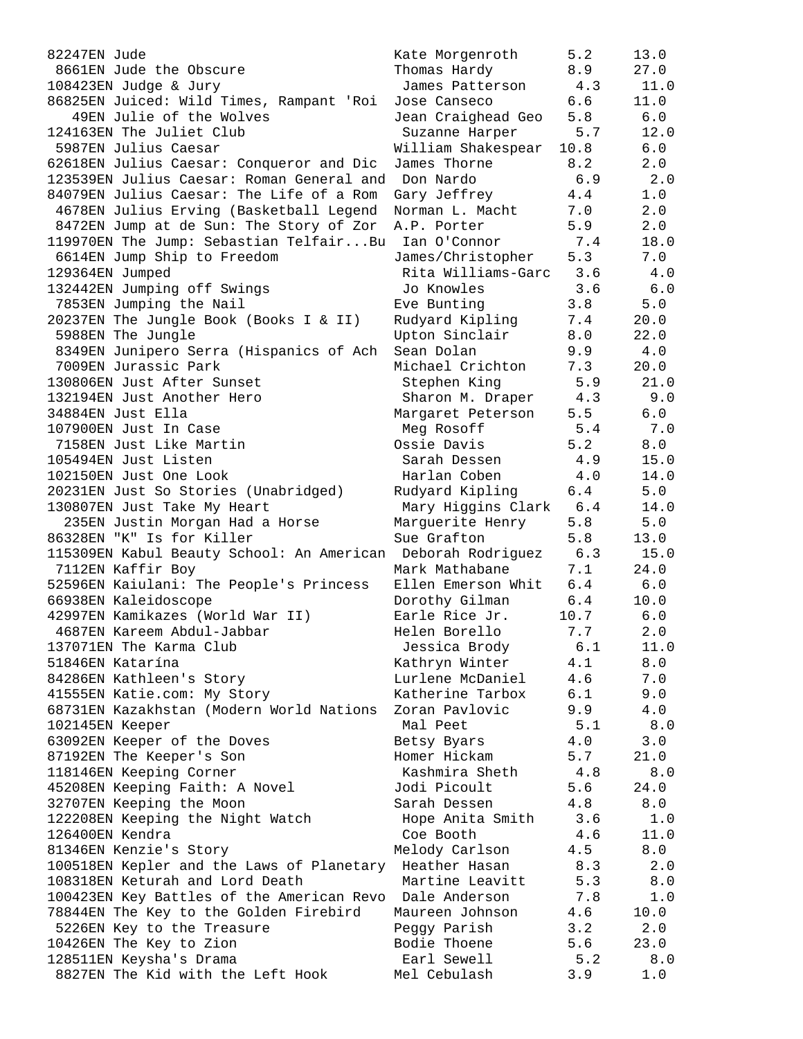```
82247EN Jude                            Kate Morgenroth      5.2     13.0
 8661EN Jude the Obscure                Thomas Hardy         8.9     27.0
108423EN Judge & Jury                    James Patterson      4.3     11.0
86825EN Juiced: Wild Times, Rampant 'Roi  Jose Canseco        6.6     11.0
   49EN Julie of the Wolves             Jean Craighead Geo   5.8      6.0
124163EN The Juliet Club                 Suzanne Harper       5.7     12.0
 5987EN Julius Caesar                   William Shakespear  10.8      6.0
62618EN Julius Caesar: Conqueror and Dic  James Thorne        8.2      2.0
123539EN Julius Caesar: Roman General and  Don Nardo           6.9      2.0
84079EN Julius Caesar: The Life of a Rom  Gary Jeffrey        4.4      1.0
 4678EN Julius Erving (Basketball Legend  Norman L. Macht     7.0      2.0
 8472EN Jump at de Sun: The Story of Zor  A.P. Porter         5.9      2.0
119970EN The Jump: Sebastian Telfair...Bu  Ian O'Connor        7.4     18.0
 6614EN Jump Ship to Freedom            James/Christopher    5.3      7.0
129364EN Jumped                          Rita Williams-Garc   3.6      4.0
132442EN Jumping off Swings              Jo Knowles           3.6      6.0
 7853EN Jumping the Nail                Eve Bunting          3.8      5.0
20237EN The Jungle Book (Books I & II)   Rudyard Kipling      7.4     20.0
 5988EN The Jungle                      Upton Sinclair       8.0     22.0
 8349EN Junipero Serra (Hispanics of Ach  Sean Dolan          9.9      4.0
 7009EN Jurassic Park                   Michael Crichton     7.3     20.0
130806EN Just After Sunset               Stephen King         5.9     21.0
132194EN Just Another Hero               Sharon M. Draper     4.3      9.0
34884EN Just Ella                       Margaret Peterson    5.5      6.0
107900EN Just In Case                    Meg Rosoff           5.4      7.0
 7158EN Just Like Martin                Ossie Davis          5.2      8.0
105494EN Just Listen                     Sarah Dessen         4.9     15.0
102150EN Just One Look                   Harlan Coben         4.0     14.0
20231EN Just So Stories (Unabridged)    Rudyard Kipling      6.4      5.0
130807EN Just Take My Heart              Mary Higgins Clark   6.4     14.0
  235EN Justin Morgan Had a Horse       Marguerite Henry     5.8      5.0
86328EN "K" Is for Killer               Sue Grafton          5.8     13.0
115309EN Kabul Beauty School: An American  Deborah Rodriguez   6.3     15.0
 7112EN Kaffir Boy                      Mark Mathabane       7.1     24.0
52596EN Kaiulani: The People's Princess  Ellen Emerson Whit   6.4      6.0
66938EN Kaleidoscope                    Dorothy Gilman       6.4     10.0
42997EN Kamikazes (World War II)        Earle Rice Jr.      10.7      6.0
 4687EN Kareem Abdul-Jabbar             Helen Borello        7.7      2.0
137071EN The Karma Club                  Jessica Brody        6.1     11.0
51846EN Katarína                        Kathryn Winter       4.1      8.0
84286EN Kathleen's Story                Lurlene McDaniel     4.6      7.0
41555EN Katie.com: My Story             Katherine Tarbox     6.1      9.0
68731EN Kazakhstan (Modern World Nations  Zoran Pavlovic      9.9      4.0
102145EN Keeper                          Mal Peet             5.1      8.0
63092EN Keeper of the Doves             Betsy Byars          4.0      3.0
87192EN The Keeper's Son                Homer Hickam         5.7     21.0
118146EN Keeping Corner                  Kashmira Sheth       4.8      8.0
45208EN Keeping Faith: A Novel          Jodi Picoult         5.6     24.0
32707EN Keeping the Moon                Sarah Dessen         4.8      8.0
122208EN Keeping the Night Watch         Hope Anita Smith     3.6      1.0
126400EN Kendra                          Coe Booth            4.6     11.0
81346EN Kenzie's Story                  Melody Carlson       4.5      8.0
100518EN Kepler and the Laws of Planetary  Heather Hasan       8.3      2.0
108318EN Keturah and Lord Death          Martine Leavitt      5.3      8.0
100423EN Key Battles of the American Revo  Dale Anderson       7.8      1.0
78844EN The Key to the Golden Firebird  Maureen Johnson      4.6     10.0
 5226EN Key to the Treasure             Peggy Parish         3.2      2.0
10426EN The Key to Zion                 Bodie Thoene         5.6     23.0
128511EN Keysha's Drama                  Earl Sewell          5.2      8.0
 8827EN The Kid with the Left Hook      Mel Cebulash         3.9      1.0
```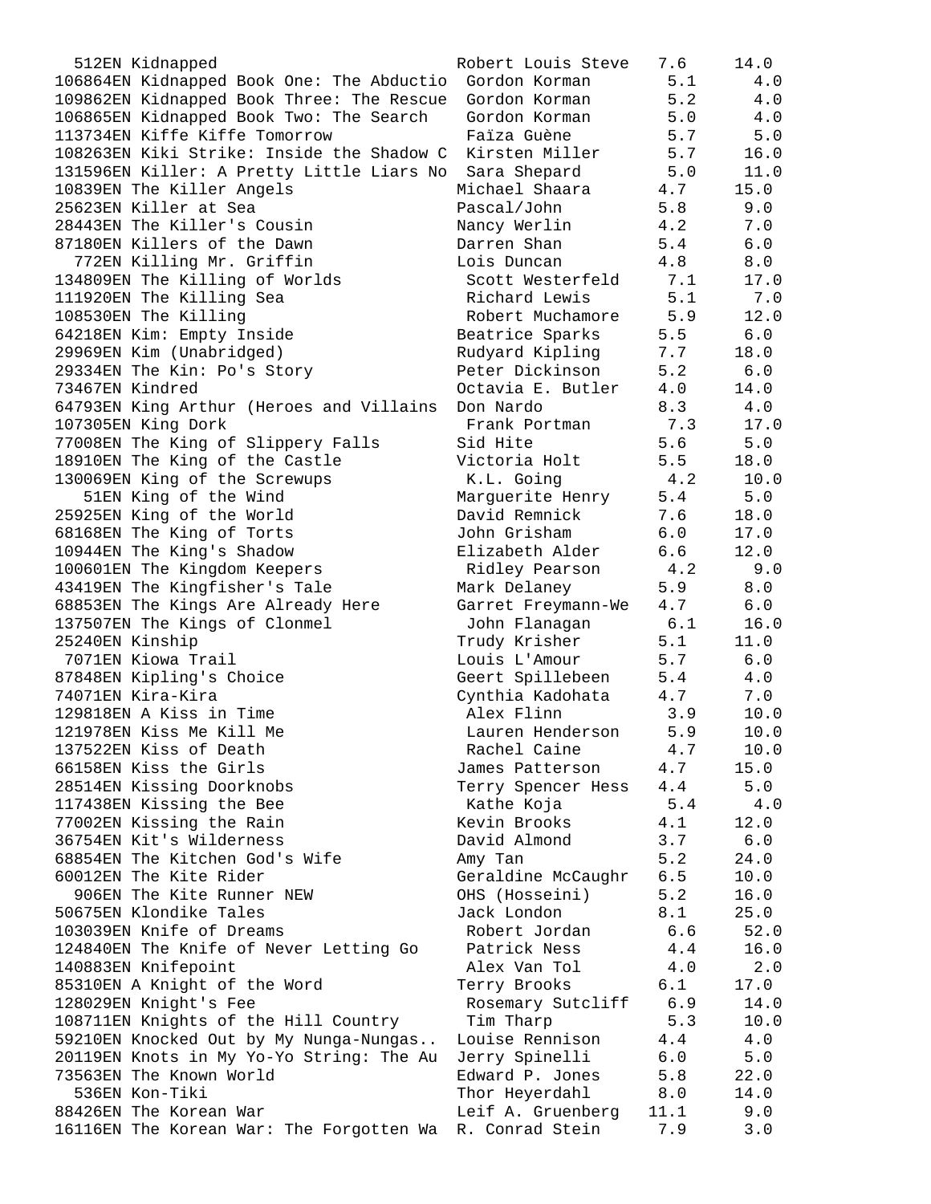| Quiz No. | Title | Author | Level | Points |
|---|---|---|---|---|
| 512EN | Kidnapped | Robert Louis Steve | 7.6 | 14.0 |
| 106864EN | Kidnapped Book One: The Abductio | Gordon Korman | 5.1 | 4.0 |
| 109862EN | Kidnapped Book Three: The Rescue | Gordon Korman | 5.2 | 4.0 |
| 106865EN | Kidnapped Book Two: The Search | Gordon Korman | 5.0 | 4.0 |
| 113734EN | Kiffe Kiffe Tomorrow | Faïza Guène | 5.7 | 5.0 |
| 108263EN | Kiki Strike: Inside the Shadow C | Kirsten Miller | 5.7 | 16.0 |
| 131596EN | Killer: A Pretty Little Liars No | Sara Shepard | 5.0 | 11.0 |
| 10839EN | The Killer Angels | Michael Shaara | 4.7 | 15.0 |
| 25623EN | Killer at Sea | Pascal/John | 5.8 | 9.0 |
| 28443EN | The Killer's Cousin | Nancy Werlin | 4.2 | 7.0 |
| 87180EN | Killers of the Dawn | Darren Shan | 5.4 | 6.0 |
| 772EN | Killing Mr. Griffin | Lois Duncan | 4.8 | 8.0 |
| 134809EN | The Killing of Worlds | Scott Westerfeld | 7.1 | 17.0 |
| 111920EN | The Killing Sea | Richard Lewis | 5.1 | 7.0 |
| 108530EN | The Killing | Robert Muchamore | 5.9 | 12.0 |
| 64218EN | Kim: Empty Inside | Beatrice Sparks | 5.5 | 6.0 |
| 29969EN | Kim (Unabridged) | Rudyard Kipling | 7.7 | 18.0 |
| 29334EN | The Kin: Po's Story | Peter Dickinson | 5.2 | 6.0 |
| 73467EN | Kindred | Octavia E. Butler | 4.0 | 14.0 |
| 64793EN | King Arthur (Heroes and Villains | Don Nardo | 8.3 | 4.0 |
| 107305EN | King Dork | Frank Portman | 7.3 | 17.0 |
| 77008EN | The King of Slippery Falls | Sid Hite | 5.6 | 5.0 |
| 18910EN | The King of the Castle | Victoria Holt | 5.5 | 18.0 |
| 130069EN | King of the Screwups | K.L. Going | 4.2 | 10.0 |
| 51EN | King of the Wind | Marguerite Henry | 5.4 | 5.0 |
| 25925EN | King of the World | David Remnick | 7.6 | 18.0 |
| 68168EN | The King of Torts | John Grisham | 6.0 | 17.0 |
| 10944EN | The King's Shadow | Elizabeth Alder | 6.6 | 12.0 |
| 100601EN | The Kingdom Keepers | Ridley Pearson | 4.2 | 9.0 |
| 43419EN | The Kingfisher's Tale | Mark Delaney | 5.9 | 8.0 |
| 68853EN | The Kings Are Already Here | Garret Freymann-We | 4.7 | 6.0 |
| 137507EN | The Kings of Clonmel | John Flanagan | 6.1 | 16.0 |
| 25240EN | Kinship | Trudy Krisher | 5.1 | 11.0 |
| 7071EN | Kiowa Trail | Louis L'Amour | 5.7 | 6.0 |
| 87848EN | Kipling's Choice | Geert Spillebeen | 5.4 | 4.0 |
| 74071EN | Kira-Kira | Cynthia Kadohata | 4.7 | 7.0 |
| 129818EN | A Kiss in Time | Alex Flinn | 3.9 | 10.0 |
| 121978EN | Kiss Me Kill Me | Lauren Henderson | 5.9 | 10.0 |
| 137522EN | Kiss of Death | Rachel Caine | 4.7 | 10.0 |
| 66158EN | Kiss the Girls | James Patterson | 4.7 | 15.0 |
| 28514EN | Kissing Doorknobs | Terry Spencer Hess | 4.4 | 5.0 |
| 117438EN | Kissing the Bee | Kathe Koja | 5.4 | 4.0 |
| 77002EN | Kissing the Rain | Kevin Brooks | 4.1 | 12.0 |
| 36754EN | Kit's Wilderness | David Almond | 3.7 | 6.0 |
| 68854EN | The Kitchen God's Wife | Amy Tan | 5.2 | 24.0 |
| 60012EN | The Kite Rider | Geraldine McCaughr | 6.5 | 10.0 |
| 906EN | The Kite Runner NEW | OHS (Hosseini) | 5.2 | 16.0 |
| 50675EN | Klondike Tales | Jack London | 8.1 | 25.0 |
| 103039EN | Knife of Dreams | Robert Jordan | 6.6 | 52.0 |
| 124840EN | The Knife of Never Letting Go | Patrick Ness | 4.4 | 16.0 |
| 140883EN | Knifepoint | Alex Van Tol | 4.0 | 2.0 |
| 85310EN | A Knight of the Word | Terry Brooks | 6.1 | 17.0 |
| 128029EN | Knight's Fee | Rosemary Sutcliff | 6.9 | 14.0 |
| 108711EN | Knights of the Hill Country | Tim Tharp | 5.3 | 10.0 |
| 59210EN | Knocked Out by My Nunga-Nungas.. | Louise Rennison | 4.4 | 4.0 |
| 20119EN | Knots in My Yo-Yo String: The Au | Jerry Spinelli | 6.0 | 5.0 |
| 73563EN | The Known World | Edward P. Jones | 5.8 | 22.0 |
| 536EN | Kon-Tiki | Thor Heyerdahl | 8.0 | 14.0 |
| 88426EN | The Korean War | Leif A. Gruenberg | 11.1 | 9.0 |
| 16116EN | The Korean War: The Forgotten Wa | R. Conrad Stein | 7.9 | 3.0 |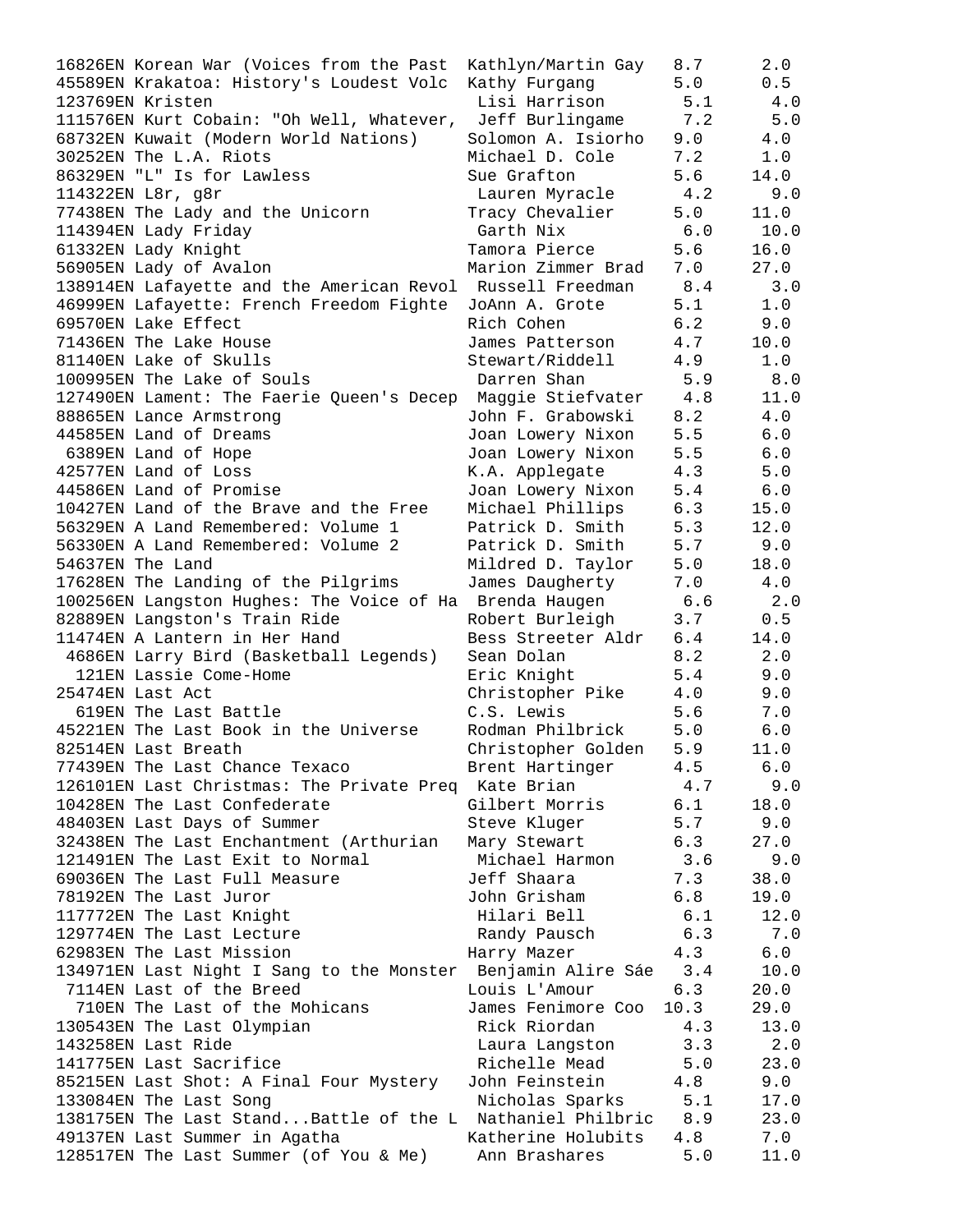| Quiz No. | Title | Author | Level | Points |
|---|---|---|---|---|
| 16826EN | Korean War (Voices from the Past | Kathlyn/Martin Gay | 8.7 | 2.0 |
| 45589EN | Krakatoa: History's Loudest Volc | Kathy Furgang | 5.0 | 0.5 |
| 123769EN | Kristen | Lisi Harrison | 5.1 | 4.0 |
| 111576EN | Kurt Cobain: "Oh Well, Whatever, | Jeff Burlingame | 7.2 | 5.0 |
| 68732EN | Kuwait (Modern World Nations) | Solomon A. Isiorho | 9.0 | 4.0 |
| 30252EN | The L.A. Riots | Michael D. Cole | 7.2 | 1.0 |
| 86329EN | "L" Is for Lawless | Sue Grafton | 5.6 | 14.0 |
| 114322EN | L8r, g8r | Lauren Myracle | 4.2 | 9.0 |
| 77438EN | The Lady and the Unicorn | Tracy Chevalier | 5.0 | 11.0 |
| 114394EN | Lady Friday | Garth Nix | 6.0 | 10.0 |
| 61332EN | Lady Knight | Tamora Pierce | 5.6 | 16.0 |
| 56905EN | Lady of Avalon | Marion Zimmer Brad | 7.0 | 27.0 |
| 138914EN | Lafayette and the American Revol | Russell Freedman | 8.4 | 3.0 |
| 46999EN | Lafayette: French Freedom Fighte | JoAnn A. Grote | 5.1 | 1.0 |
| 69570EN | Lake Effect | Rich Cohen | 6.2 | 9.0 |
| 71436EN | The Lake House | James Patterson | 4.7 | 10.0 |
| 81140EN | Lake of Skulls | Stewart/Riddell | 4.9 | 1.0 |
| 100995EN | The Lake of Souls | Darren Shan | 5.9 | 8.0 |
| 127490EN | Lament: The Faerie Queen's Decep | Maggie Stiefvater | 4.8 | 11.0 |
| 88865EN | Lance Armstrong | John F. Grabowski | 8.2 | 4.0 |
| 44585EN | Land of Dreams | Joan Lowery Nixon | 5.5 | 6.0 |
| 6389EN | Land of Hope | Joan Lowery Nixon | 5.5 | 6.0 |
| 42577EN | Land of Loss | K.A. Applegate | 4.3 | 5.0 |
| 44586EN | Land of Promise | Joan Lowery Nixon | 5.4 | 6.0 |
| 10427EN | Land of the Brave and the Free | Michael Phillips | 6.3 | 15.0 |
| 56329EN | A Land Remembered: Volume 1 | Patrick D. Smith | 5.3 | 12.0 |
| 56330EN | A Land Remembered: Volume 2 | Patrick D. Smith | 5.7 | 9.0 |
| 54637EN | The Land | Mildred D. Taylor | 5.0 | 18.0 |
| 17628EN | The Landing of the Pilgrims | James Daugherty | 7.0 | 4.0 |
| 100256EN | Langston Hughes: The Voice of Ha | Brenda Haugen | 6.6 | 2.0 |
| 82889EN | Langston's Train Ride | Robert Burleigh | 3.7 | 0.5 |
| 11474EN | A Lantern in Her Hand | Bess Streeter Aldr | 6.4 | 14.0 |
| 4686EN | Larry Bird (Basketball Legends) | Sean Dolan | 8.2 | 2.0 |
| 121EN | Lassie Come-Home | Eric Knight | 5.4 | 9.0 |
| 25474EN | Last Act | Christopher Pike | 4.0 | 9.0 |
| 619EN | The Last Battle | C.S. Lewis | 5.6 | 7.0 |
| 45221EN | The Last Book in the Universe | Rodman Philbrick | 5.0 | 6.0 |
| 82514EN | Last Breath | Christopher Golden | 5.9 | 11.0 |
| 77439EN | The Last Chance Texaco | Brent Hartinger | 4.5 | 6.0 |
| 126101EN | Last Christmas: The Private Preq | Kate Brian | 4.7 | 9.0 |
| 10428EN | The Last Confederate | Gilbert Morris | 6.1 | 18.0 |
| 48403EN | Last Days of Summer | Steve Kluger | 5.7 | 9.0 |
| 32438EN | The Last Enchantment (Arthurian | Mary Stewart | 6.3 | 27.0 |
| 121491EN | The Last Exit to Normal | Michael Harmon | 3.6 | 9.0 |
| 69036EN | The Last Full Measure | Jeff Shaara | 7.3 | 38.0 |
| 78192EN | The Last Juror | John Grisham | 6.8 | 19.0 |
| 117772EN | The Last Knight | Hilari Bell | 6.1 | 12.0 |
| 129774EN | The Last Lecture | Randy Pausch | 6.3 | 7.0 |
| 62983EN | The Last Mission | Harry Mazer | 4.3 | 6.0 |
| 134971EN | Last Night I Sang to the Monster | Benjamin Alire Sáe | 3.4 | 10.0 |
| 7114EN | Last of the Breed | Louis L'Amour | 6.3 | 20.0 |
| 710EN | The Last of the Mohicans | James Fenimore Coo | 10.3 | 29.0 |
| 130543EN | The Last Olympian | Rick Riordan | 4.3 | 13.0 |
| 143258EN | Last Ride | Laura Langston | 3.3 | 2.0 |
| 141775EN | Last Sacrifice | Richelle Mead | 5.0 | 23.0 |
| 85215EN | Last Shot: A Final Four Mystery | John Feinstein | 4.8 | 9.0 |
| 133084EN | The Last Song | Nicholas Sparks | 5.1 | 17.0 |
| 138175EN | The Last Stand...Battle of the L | Nathaniel Philbric | 8.9 | 23.0 |
| 49137EN | Last Summer in Agatha | Katherine Holubits | 4.8 | 7.0 |
| 128517EN | The Last Summer (of You & Me) | Ann Brashares | 5.0 | 11.0 |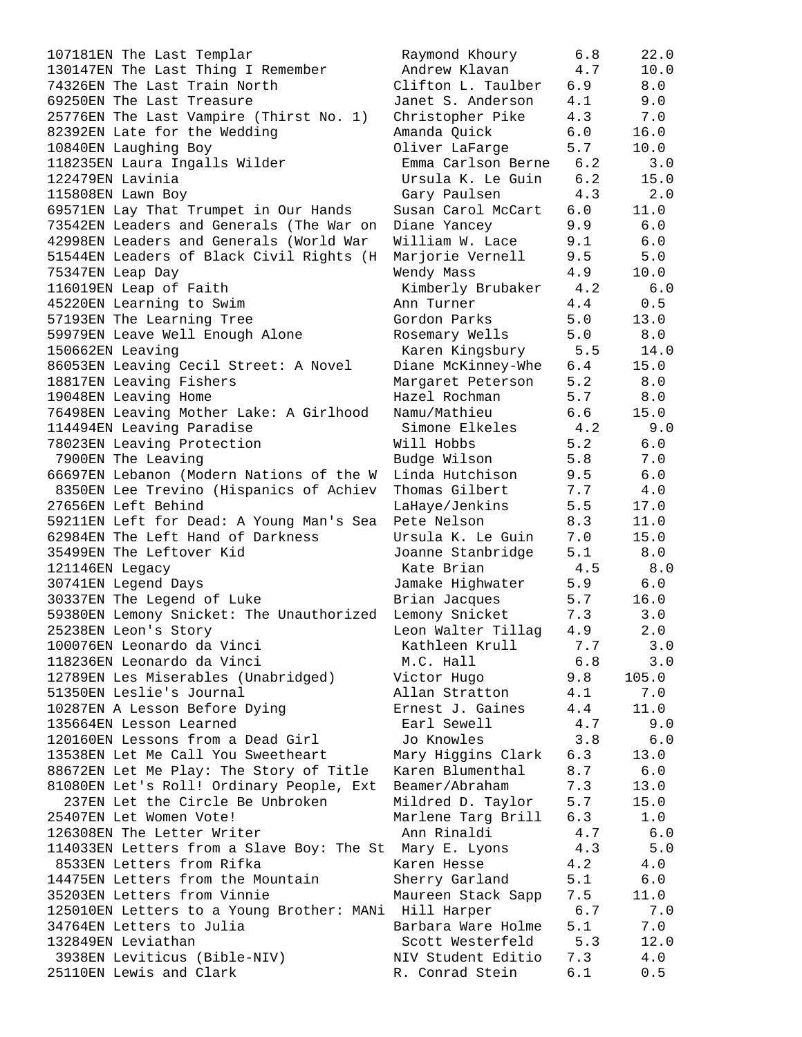```
107181EN The Last Templar              Raymond Khoury      6.8     22.0
130147EN The Last Thing I Remember     Andrew Klavan       4.7     10.0
74326EN The Last Train North          Clifton L. Taulber  6.9      8.0
69250EN The Last Treasure             Janet S. Anderson   4.1      9.0
25776EN The Last Vampire (Thirst No. 1)  Christopher Pike  4.3      7.0
82392EN Late for the Wedding          Amanda Quick        6.0     16.0
10840EN Laughing Boy                  Oliver LaFarge      5.7     10.0
118235EN Laura Ingalls Wilder          Emma Carlson Berne  6.2      3.0
122479EN Lavinia                       Ursula K. Le Guin   6.2     15.0
115808EN Lawn Boy                      Gary Paulsen        4.3      2.0
69571EN Lay That Trumpet in Our Hands  Susan Carol McCart  6.0     11.0
73542EN Leaders and Generals (The War on  Diane Yancey     9.9      6.0
42998EN Leaders and Generals (World War  William W. Lace   9.1      6.0
51544EN Leaders of Black Civil Rights (H  Marjorie Vernell  9.5     5.0
75347EN Leap Day                      Wendy Mass          4.9     10.0
116019EN Leap of Faith                 Kimberly Brubaker   4.2      6.0
45220EN Learning to Swim              Ann Turner          4.4      0.5
57193EN The Learning Tree             Gordon Parks        5.0     13.0
59979EN Leave Well Enough Alone       Rosemary Wells      5.0      8.0
150662EN Leaving                       Karen Kingsbury     5.5     14.0
86053EN Leaving Cecil Street: A Novel  Diane McKinney-Whe  6.4     15.0
18817EN Leaving Fishers               Margaret Peterson   5.2      8.0
19048EN Leaving Home                  Hazel Rochman       5.7      8.0
76498EN Leaving Mother Lake: A Girlhood  Namu/Mathieu      6.6     15.0
114494EN Leaving Paradise              Simone Elkeles      4.2      9.0
78023EN Leaving Protection            Will Hobbs          5.2      6.0
 7900EN The Leaving                   Budge Wilson        5.8      7.0
66697EN Lebanon (Modern Nations of the W  Linda Hutchison  9.5      6.0
 8350EN Lee Trevino (Hispanics of Achiev  Thomas Gilbert   7.7      4.0
27656EN Left Behind                   LaHaye/Jenkins      5.5     17.0
59211EN Left for Dead: A Young Man's Sea  Pete Nelson      8.3     11.0
62984EN The Left Hand of Darkness     Ursula K. Le Guin   7.0     15.0
35499EN The Leftover Kid              Joanne Stanbridge   5.1      8.0
121146EN Legacy                        Kate Brian          4.5      8.0
30741EN Legend Days                   Jamake Highwater    5.9      6.0
30337EN The Legend of Luke            Brian Jacques       5.7     16.0
59380EN Lemony Snicket: The Unauthorized  Lemony Snicket   7.3      3.0
25238EN Leon's Story                  Leon Walter Tillag  4.9      2.0
100076EN Leonardo da Vinci             Kathleen Krull      7.7      3.0
118236EN Leonardo da Vinci             M.C. Hall           6.8      3.0
12789EN Les Miserables (Unabridged)   Victor Hugo         9.8    105.0
51350EN Leslie's Journal              Allan Stratton      4.1      7.0
10287EN A Lesson Before Dying         Ernest J. Gaines    4.4     11.0
135664EN Lesson Learned                Earl Sewell         4.7      9.0
120160EN Lessons from a Dead Girl      Jo Knowles          3.8      6.0
13538EN Let Me Call You Sweetheart    Mary Higgins Clark  6.3     13.0
88672EN Let Me Play: The Story of Title  Karen Blumenthal  8.7      6.0
81080EN Let's Roll! Ordinary People, Ext  Beamer/Abraham   7.3     13.0
  237EN Let the Circle Be Unbroken    Mildred D. Taylor   5.7     15.0
25407EN Let Women Vote!               Marlene Targ Brill  6.3      1.0
126308EN The Letter Writer             Ann Rinaldi         4.7      6.0
114033EN Letters from a Slave Boy: The St  Mary E. Lyons   4.3      5.0
 8533EN Letters from Rifka            Karen Hesse         4.2      4.0
14475EN Letters from the Mountain     Sherry Garland      5.1      6.0
35203EN Letters from Vinnie           Maureen Stack Sapp  7.5     11.0
125010EN Letters to a Young Brother: MANi  Hill Harper     6.7      7.0
34764EN Letters to Julia              Barbara Ware Holme  5.1      7.0
132849EN Leviathan                     Scott Westerfeld    5.3     12.0
 3938EN Leviticus (Bible-NIV)         NIV Student Editio  7.3      4.0
25110EN Lewis and Clark               R. Conrad Stein     6.1      0.5
```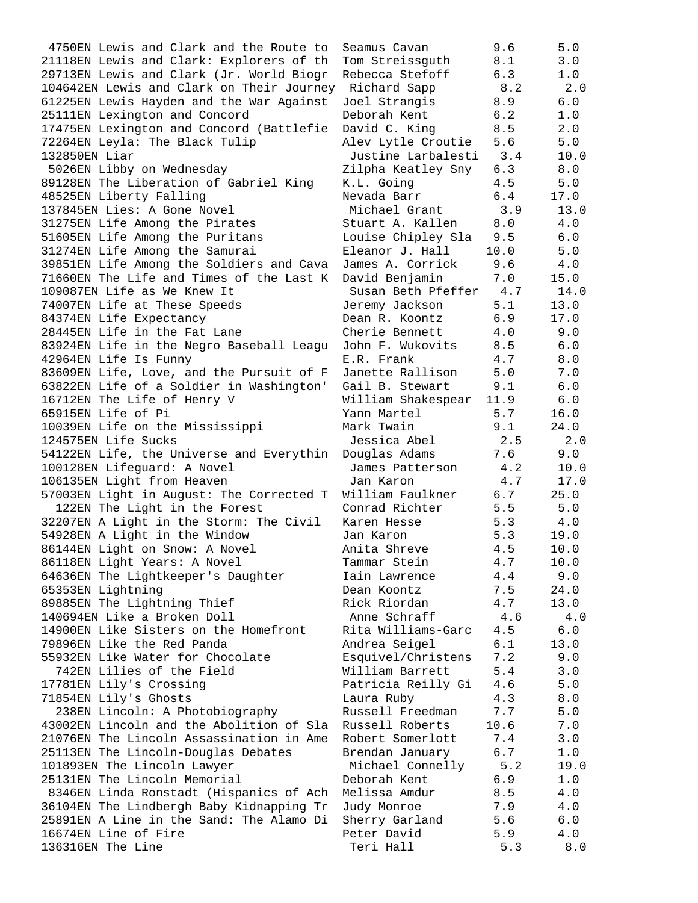```
 4750EN Lewis and Clark and the Route to  Seamus Cavan        9.6      5.0
21118EN Lewis and Clark: Explorers of th  Tom Streissguth     8.1      3.0
29713EN Lewis and Clark (Jr. World Biogr  Rebecca Stefoff     6.3      1.0
104642EN Lewis and Clark on Their Journey  Richard Sapp        8.2      2.0
61225EN Lewis Hayden and the War Against  Joel Strangis       8.9      6.0
25111EN Lexington and Concord             Deborah Kent        6.2      1.0
17475EN Lexington and Concord (Battlefie  David C. King       8.5      2.0
72264EN Leyla: The Black Tulip            Alev Lytle Croutie  5.6      5.0
132850EN Liar                              Justine Larbalesti  3.4     10.0
 5026EN Libby on Wednesday                Zilpha Keatley Sny  6.3      8.0
89128EN The Liberation of Gabriel King    K.L. Going          4.5      5.0
48525EN Liberty Falling                   Nevada Barr         6.4     17.0
137845EN Lies: A Gone Novel                Michael Grant       3.9     13.0
31275EN Life Among the Pirates            Stuart A. Kallen    8.0      4.0
51605EN Life Among the Puritans           Louise Chipley Sla  9.5      6.0
31274EN Life Among the Samurai            Eleanor J. Hall    10.0      5.0
39851EN Life Among the Soldiers and Cava  James A. Corrick    9.6      4.0
71660EN The Life and Times of the Last K  David Benjamin      7.0     15.0
109087EN Life as We Knew It                Susan Beth Pfeffer  4.7     14.0
74007EN Life at These Speeds              Jeremy Jackson      5.1     13.0
84374EN Life Expectancy                   Dean R. Koontz      6.9     17.0
28445EN Life in the Fat Lane              Cherie Bennett      4.0      9.0
83924EN Life in the Negro Baseball Leagu  John F. Wukovits    8.5      6.0
42964EN Life Is Funny                     E.R. Frank          4.7      8.0
83609EN Life, Love, and the Pursuit of F  Janette Rallison    5.0      7.0
63822EN Life of a Soldier in Washington'  Gail B. Stewart     9.1      6.0
16712EN The Life of Henry V               William Shakespear 11.9      6.0
65915EN Life of Pi                        Yann Martel         5.7     16.0
10039EN Life on the Mississippi           Mark Twain          9.1     24.0
124575EN Life Sucks                        Jessica Abel        2.5      2.0
54122EN Life, the Universe and Everythin  Douglas Adams       7.6      9.0
100128EN Lifeguard: A Novel                James Patterson     4.2     10.0
106135EN Light from Heaven                 Jan Karon           4.7     17.0
57003EN Light in August: The Corrected T  William Faulkner    6.7     25.0
  122EN The Light in the Forest           Conrad Richter      5.5      5.0
32207EN A Light in the Storm: The Civil   Karen Hesse         5.3      4.0
54928EN A Light in the Window             Jan Karon           5.3     19.0
86144EN Light on Snow: A Novel            Anita Shreve        4.5     10.0
86118EN Light Years: A Novel              Tammar Stein        4.7     10.0
64636EN The Lightkeeper's Daughter        Iain Lawrence       4.4      9.0
65353EN Lightning                         Dean Koontz         7.5     24.0
89885EN The Lightning Thief               Rick Riordan        4.7     13.0
140694EN Like a Broken Doll                Anne Schraff        4.6      4.0
14900EN Like Sisters on the Homefront     Rita Williams-Garc  4.5      6.0
79896EN Like the Red Panda                Andrea Seigel       6.1     13.0
55932EN Like Water for Chocolate          Esquivel/Christens  7.2      9.0
  742EN Lilies of the Field               William Barrett     5.4      3.0
17781EN Lily's Crossing                   Patricia Reilly Gi  4.6      5.0
71854EN Lily's Ghosts                     Laura Ruby          4.3      8.0
  238EN Lincoln: A Photobiography         Russell Freedman    7.7      5.0
43002EN Lincoln and the Abolition of Sla  Russell Roberts    10.6      7.0
21076EN The Lincoln Assassination in Ame  Robert Somerlott    7.4      3.0
25113EN The Lincoln-Douglas Debates       Brendan January     6.7      1.0
101893EN The Lincoln Lawyer                Michael Connelly    5.2     19.0
25131EN The Lincoln Memorial              Deborah Kent        6.9      1.0
 8346EN Linda Ronstadt (Hispanics of Ach  Melissa Amdur       8.5      4.0
36104EN The Lindbergh Baby Kidnapping Tr  Judy Monroe         7.9      4.0
25891EN A Line in the Sand: The Alamo Di  Sherry Garland      5.6      6.0
16674EN Line of Fire                      Peter David         5.9      4.0
136316EN The Line                          Teri Hall           5.3      8.0
```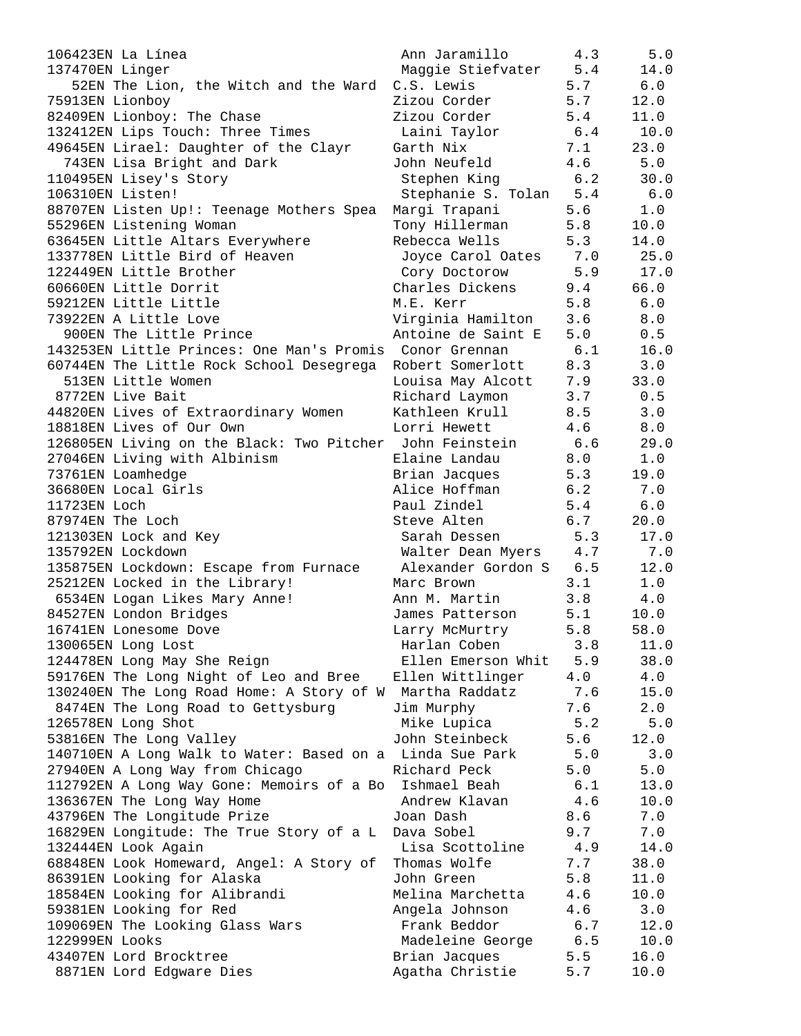| Quiz No. | Title | Author | Book Level | Points |
|---|---|---|---|---|
| 106423EN | La Línea | Ann Jaramillo | 4.3 | 5.0 |
| 137470EN | Linger | Maggie Stiefvater | 5.4 | 14.0 |
| 52EN | The Lion, the Witch and the Ward | C.S. Lewis | 5.7 | 6.0 |
| 75913EN | Lionboy | Zizou Corder | 5.7 | 12.0 |
| 82409EN | Lionboy: The Chase | Zizou Corder | 5.4 | 11.0 |
| 132412EN | Lips Touch: Three Times | Laini Taylor | 6.4 | 10.0 |
| 49645EN | Lirael: Daughter of the Clayr | Garth Nix | 7.1 | 23.0 |
| 743EN | Lisa Bright and Dark | John Neufeld | 4.6 | 5.0 |
| 110495EN | Lisey's Story | Stephen King | 6.2 | 30.0 |
| 106310EN | Listen! | Stephanie S. Tolan | 5.4 | 6.0 |
| 88707EN | Listen Up!: Teenage Mothers Spea | Margi Trapani | 5.6 | 1.0 |
| 55296EN | Listening Woman | Tony Hillerman | 5.8 | 10.0 |
| 63645EN | Little Altars Everywhere | Rebecca Wells | 5.3 | 14.0 |
| 133778EN | Little Bird of Heaven | Joyce Carol Oates | 7.0 | 25.0 |
| 122449EN | Little Brother | Cory Doctorow | 5.9 | 17.0 |
| 60660EN | Little Dorrit | Charles Dickens | 9.4 | 66.0 |
| 59212EN | Little Little | M.E. Kerr | 5.8 | 6.0 |
| 73922EN | A Little Love | Virginia Hamilton | 3.6 | 8.0 |
| 900EN | The Little Prince | Antoine de Saint E | 5.0 | 0.5 |
| 143253EN | Little Princes: One Man's Promis | Conor Grennan | 6.1 | 16.0 |
| 60744EN | The Little Rock School Desegrega | Robert Somerlott | 8.3 | 3.0 |
| 513EN | Little Women | Louisa May Alcott | 7.9 | 33.0 |
| 8772EN | Live Bait | Richard Laymon | 3.7 | 0.5 |
| 44820EN | Lives of Extraordinary Women | Kathleen Krull | 8.5 | 3.0 |
| 18818EN | Lives of Our Own | Lorri Hewett | 4.6 | 8.0 |
| 126805EN | Living on the Black: Two Pitcher | John Feinstein | 6.6 | 29.0 |
| 27046EN | Living with Albinism | Elaine Landau | 8.0 | 1.0 |
| 73761EN | Loamhedge | Brian Jacques | 5.3 | 19.0 |
| 36680EN | Local Girls | Alice Hoffman | 6.2 | 7.0 |
| 11723EN | Loch | Paul Zindel | 5.4 | 6.0 |
| 87974EN | The Loch | Steve Alten | 6.7 | 20.0 |
| 121303EN | Lock and Key | Sarah Dessen | 5.3 | 17.0 |
| 135792EN | Lockdown | Walter Dean Myers | 4.7 | 7.0 |
| 135875EN | Lockdown: Escape from Furnace | Alexander Gordon S | 6.5 | 12.0 |
| 25212EN | Locked in the Library! | Marc Brown | 3.1 | 1.0 |
| 6534EN | Logan Likes Mary Anne! | Ann M. Martin | 3.8 | 4.0 |
| 84527EN | London Bridges | James Patterson | 5.1 | 10.0 |
| 16741EN | Lonesome Dove | Larry McMurtry | 5.8 | 58.0 |
| 130065EN | Long Lost | Harlan Coben | 3.8 | 11.0 |
| 124478EN | Long May She Reign | Ellen Emerson Whit | 5.9 | 38.0 |
| 59176EN | The Long Night of Leo and Bree | Ellen Wittlinger | 4.0 | 4.0 |
| 130240EN | The Long Road Home: A Story of W | Martha Raddatz | 7.6 | 15.0 |
| 8474EN | The Long Road to Gettysburg | Jim Murphy | 7.6 | 2.0 |
| 126578EN | Long Shot | Mike Lupica | 5.2 | 5.0 |
| 53816EN | The Long Valley | John Steinbeck | 5.6 | 12.0 |
| 140710EN | A Long Walk to Water: Based on a | Linda Sue Park | 5.0 | 3.0 |
| 27940EN | A Long Way from Chicago | Richard Peck | 5.0 | 5.0 |
| 112792EN | A Long Way Gone: Memoirs of a Bo | Ishmael Beah | 6.1 | 13.0 |
| 136367EN | The Long Way Home | Andrew Klavan | 4.6 | 10.0 |
| 43796EN | The Longitude Prize | Joan Dash | 8.6 | 7.0 |
| 16829EN | Longitude: The True Story of a L | Dava Sobel | 9.7 | 7.0 |
| 132444EN | Look Again | Lisa Scottoline | 4.9 | 14.0 |
| 68848EN | Look Homeward, Angel: A Story of | Thomas Wolfe | 7.7 | 38.0 |
| 86391EN | Looking for Alaska | John Green | 5.8 | 11.0 |
| 18584EN | Looking for Alibrandi | Melina Marchetta | 4.6 | 10.0 |
| 59381EN | Looking for Red | Angela Johnson | 4.6 | 3.0 |
| 109069EN | The Looking Glass Wars | Frank Beddor | 6.7 | 12.0 |
| 122999EN | Looks | Madeleine George | 6.5 | 10.0 |
| 43407EN | Lord Brocktree | Brian Jacques | 5.5 | 16.0 |
| 8871EN | Lord Edgware Dies | Agatha Christie | 5.7 | 10.0 |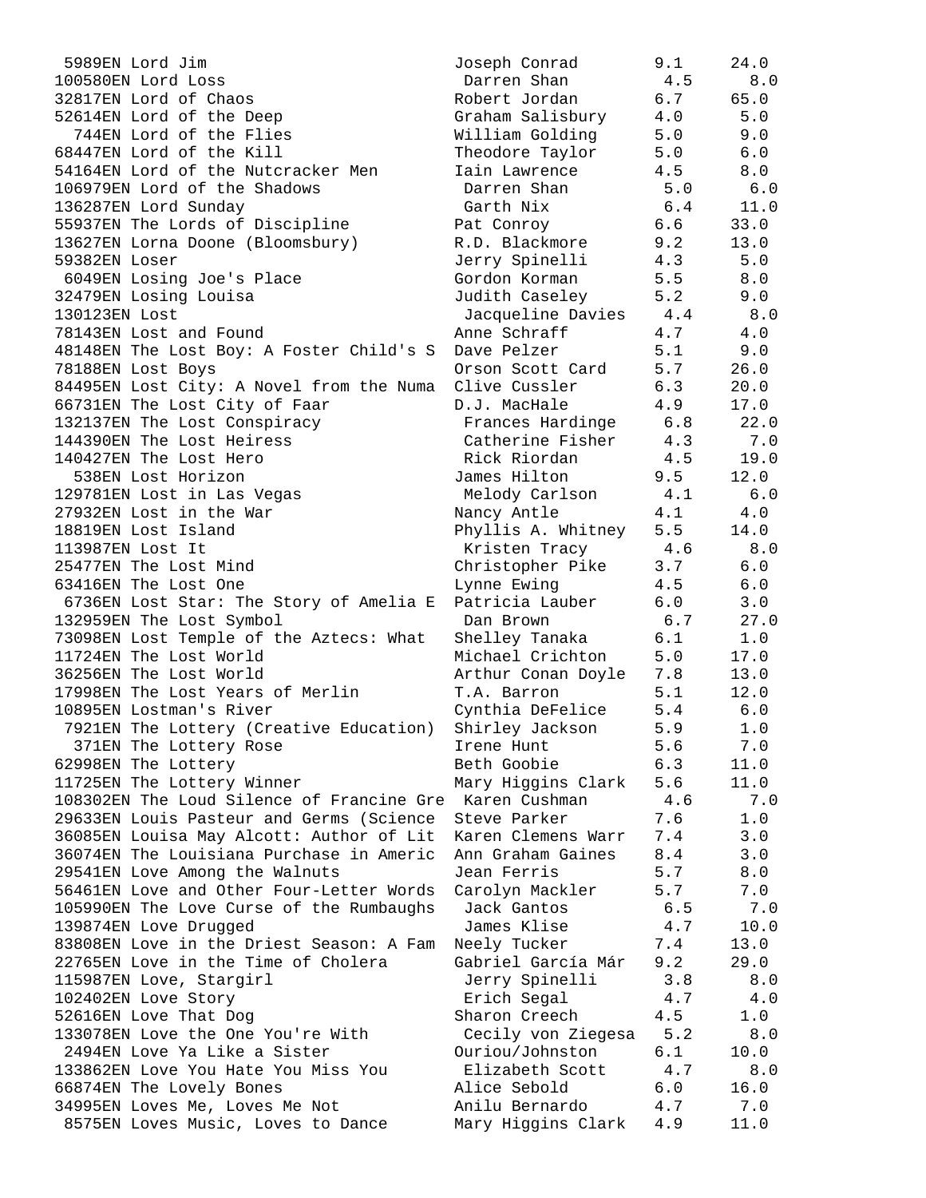| Quiz No. | Title | Author | Book Level | Points |
|---|---|---|---|---|
| 5989EN | Lord Jim | Joseph Conrad | 9.1 | 24.0 |
| 100580EN | Lord Loss | Darren Shan | 4.5 | 8.0 |
| 32817EN | Lord of Chaos | Robert Jordan | 6.7 | 65.0 |
| 52614EN | Lord of the Deep | Graham Salisbury | 4.0 | 5.0 |
| 744EN | Lord of the Flies | William Golding | 5.0 | 9.0 |
| 68447EN | Lord of the Kill | Theodore Taylor | 5.0 | 6.0 |
| 54164EN | Lord of the Nutcracker Men | Iain Lawrence | 4.5 | 8.0 |
| 106979EN | Lord of the Shadows | Darren Shan | 5.0 | 6.0 |
| 136287EN | Lord Sunday | Garth Nix | 6.4 | 11.0 |
| 55937EN | The Lords of Discipline | Pat Conroy | 6.6 | 33.0 |
| 13627EN | Lorna Doone (Bloomsbury) | R.D. Blackmore | 9.2 | 13.0 |
| 59382EN | Loser | Jerry Spinelli | 4.3 | 5.0 |
| 6049EN | Losing Joe's Place | Gordon Korman | 5.5 | 8.0 |
| 32479EN | Losing Louisa | Judith Caseley | 5.2 | 9.0 |
| 130123EN | Lost | Jacqueline Davies | 4.4 | 8.0 |
| 78143EN | Lost and Found | Anne Schraff | 4.7 | 4.0 |
| 48148EN | The Lost Boy: A Foster Child's S | Dave Pelzer | 5.1 | 9.0 |
| 78188EN | Lost Boys | Orson Scott Card | 5.7 | 26.0 |
| 84495EN | Lost City: A Novel from the Numa | Clive Cussler | 6.3 | 20.0 |
| 66731EN | The Lost City of Faar | D.J. MacHale | 4.9 | 17.0 |
| 132137EN | The Lost Conspiracy | Frances Hardinge | 6.8 | 22.0 |
| 144390EN | The Lost Heiress | Catherine Fisher | 4.3 | 7.0 |
| 140427EN | The Lost Hero | Rick Riordan | 4.5 | 19.0 |
| 538EN | Lost Horizon | James Hilton | 9.5 | 12.0 |
| 129781EN | Lost in Las Vegas | Melody Carlson | 4.1 | 6.0 |
| 27932EN | Lost in the War | Nancy Antle | 4.1 | 4.0 |
| 18819EN | Lost Island | Phyllis A. Whitney | 5.5 | 14.0 |
| 113987EN | Lost It | Kristen Tracy | 4.6 | 8.0 |
| 25477EN | The Lost Mind | Christopher Pike | 3.7 | 6.0 |
| 63416EN | The Lost One | Lynne Ewing | 4.5 | 6.0 |
| 6736EN | Lost Star: The Story of Amelia E | Patricia Lauber | 6.0 | 3.0 |
| 132959EN | The Lost Symbol | Dan Brown | 6.7 | 27.0 |
| 73098EN | Lost Temple of the Aztecs: What | Shelley Tanaka | 6.1 | 1.0 |
| 11724EN | The Lost World | Michael Crichton | 5.0 | 17.0 |
| 36256EN | The Lost World | Arthur Conan Doyle | 7.8 | 13.0 |
| 17998EN | The Lost Years of Merlin | T.A. Barron | 5.1 | 12.0 |
| 10895EN | Lostman's River | Cynthia DeFelice | 5.4 | 6.0 |
| 7921EN | The Lottery (Creative Education) | Shirley Jackson | 5.9 | 1.0 |
| 371EN | The Lottery Rose | Irene Hunt | 5.6 | 7.0 |
| 62998EN | The Lottery | Beth Goobie | 6.3 | 11.0 |
| 11725EN | The Lottery Winner | Mary Higgins Clark | 5.6 | 11.0 |
| 108302EN | The Loud Silence of Francine Gre | Karen Cushman | 4.6 | 7.0 |
| 29633EN | Louis Pasteur and Germs (Science | Steve Parker | 7.6 | 1.0 |
| 36085EN | Louisa May Alcott: Author of Lit | Karen Clemens Warr | 7.4 | 3.0 |
| 36074EN | The Louisiana Purchase in Americ | Ann Graham Gaines | 8.4 | 3.0 |
| 29541EN | Love Among the Walnuts | Jean Ferris | 5.7 | 8.0 |
| 56461EN | Love and Other Four-Letter Words | Carolyn Mackler | 5.7 | 7.0 |
| 105990EN | The Love Curse of the Rumbaughs | Jack Gantos | 6.5 | 7.0 |
| 139874EN | Love Drugged | James Klise | 4.7 | 10.0 |
| 83808EN | Love in the Driest Season: A Fam | Neely Tucker | 7.4 | 13.0 |
| 22765EN | Love in the Time of Cholera | Gabriel García Már | 9.2 | 29.0 |
| 115987EN | Love, Stargirl | Jerry Spinelli | 3.8 | 8.0 |
| 102402EN | Love Story | Erich Segal | 4.7 | 4.0 |
| 52616EN | Love That Dog | Sharon Creech | 4.5 | 1.0 |
| 133078EN | Love the One You're With | Cecily von Ziegesa | 5.2 | 8.0 |
| 2494EN | Love Ya Like a Sister | Ouriou/Johnston | 6.1 | 10.0 |
| 133862EN | Love You Hate You Miss You | Elizabeth Scott | 4.7 | 8.0 |
| 66874EN | The Lovely Bones | Alice Sebold | 6.0 | 16.0 |
| 34995EN | Loves Me, Loves Me Not | Anilu Bernardo | 4.7 | 7.0 |
| 8575EN | Loves Music, Loves to Dance | Mary Higgins Clark | 4.9 | 11.0 |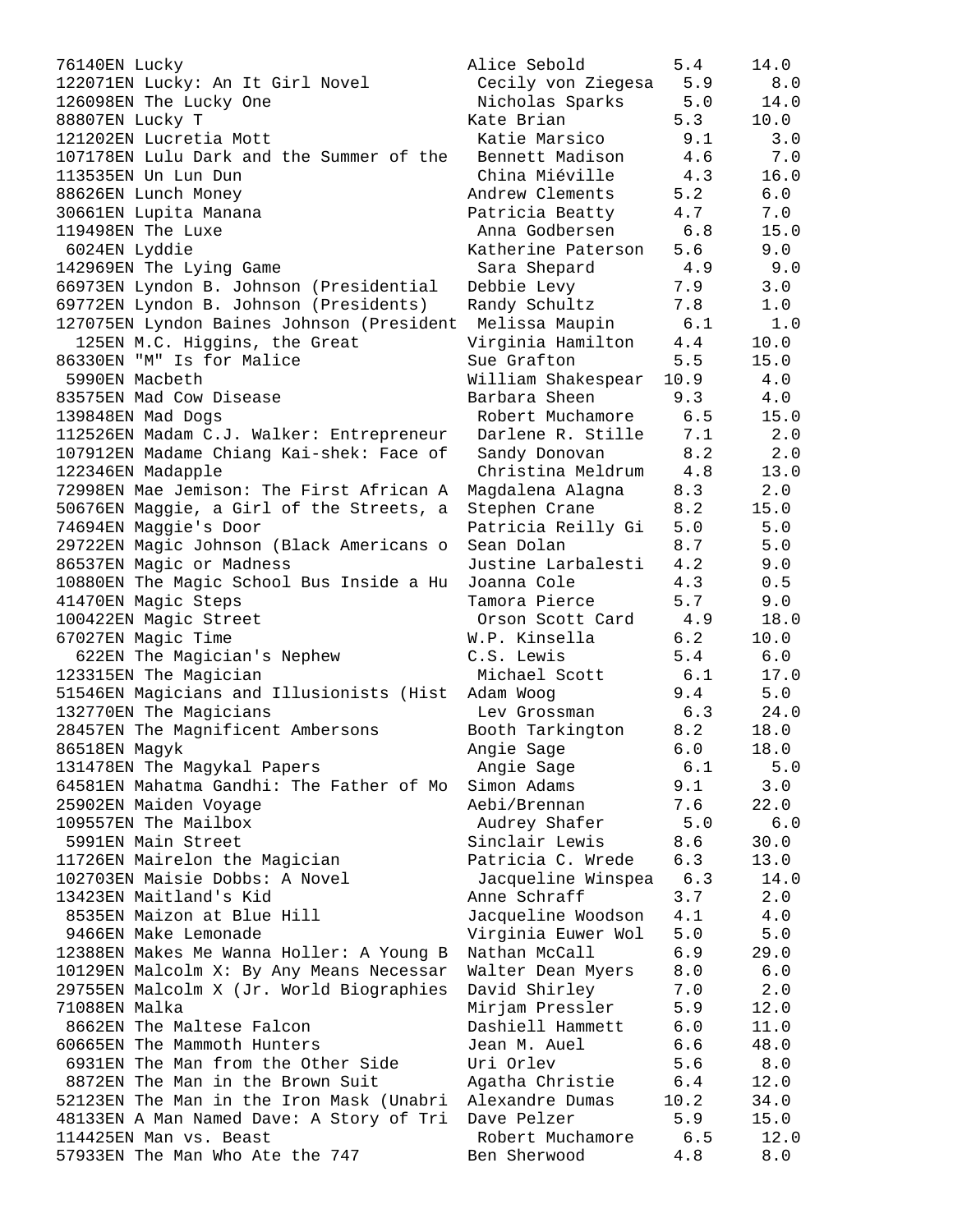| Quiz No. | Title | Author | Book Level | Points |
|---|---|---|---|---|
| 76140EN | Lucky | Alice Sebold | 5.4 | 14.0 |
| 122071EN | Lucky: An It Girl Novel | Cecily von Ziegesa | 5.9 | 8.0 |
| 126098EN | The Lucky One | Nicholas Sparks | 5.0 | 14.0 |
| 88807EN | Lucky T | Kate Brian | 5.3 | 10.0 |
| 121202EN | Lucretia Mott | Katie Marsico | 9.1 | 3.0 |
| 107178EN | Lulu Dark and the Summer of the | Bennett Madison | 4.6 | 7.0 |
| 113535EN | Un Lun Dun | China Miéville | 4.3 | 16.0 |
| 88626EN | Lunch Money | Andrew Clements | 5.2 | 6.0 |
| 30661EN | Lupita Manana | Patricia Beatty | 4.7 | 7.0 |
| 119498EN | The Luxe | Anna Godbersen | 6.8 | 15.0 |
| 6024EN | Lyddie | Katherine Paterson | 5.6 | 9.0 |
| 142969EN | The Lying Game | Sara Shepard | 4.9 | 9.0 |
| 66973EN | Lyndon B. Johnson (Presidential | Debbie Levy | 7.9 | 3.0 |
| 69772EN | Lyndon B. Johnson (Presidents) | Randy Schultz | 7.8 | 1.0 |
| 127075EN | Lyndon Baines Johnson (President | Melissa Maupin | 6.1 | 1.0 |
| 125EN | M.C. Higgins, the Great | Virginia Hamilton | 4.4 | 10.0 |
| 86330EN | "M" Is for Malice | Sue Grafton | 5.5 | 15.0 |
| 5990EN | Macbeth | William Shakespear | 10.9 | 4.0 |
| 83575EN | Mad Cow Disease | Barbara Sheen | 9.3 | 4.0 |
| 139848EN | Mad Dogs | Robert Muchamore | 6.5 | 15.0 |
| 112526EN | Madam C.J. Walker: Entrepreneur | Darlene R. Stille | 7.1 | 2.0 |
| 107912EN | Madame Chiang Kai-shek: Face of | Sandy Donovan | 8.2 | 2.0 |
| 122346EN | Madapple | Christina Meldrum | 4.8 | 13.0 |
| 72998EN | Mae Jemison: The First African A | Magdalena Alagna | 8.3 | 2.0 |
| 50676EN | Maggie, a Girl of the Streets, a | Stephen Crane | 8.2 | 15.0 |
| 74694EN | Maggie's Door | Patricia Reilly Gi | 5.0 | 5.0 |
| 29722EN | Magic Johnson (Black Americans o | Sean Dolan | 8.7 | 5.0 |
| 86537EN | Magic or Madness | Justine Larbalesti | 4.2 | 9.0 |
| 10880EN | The Magic School Bus Inside a Hu | Joanna Cole | 4.3 | 0.5 |
| 41470EN | Magic Steps | Tamora Pierce | 5.7 | 9.0 |
| 100422EN | Magic Street | Orson Scott Card | 4.9 | 18.0 |
| 67027EN | Magic Time | W.P. Kinsella | 6.2 | 10.0 |
| 622EN | The Magician's Nephew | C.S. Lewis | 5.4 | 6.0 |
| 123315EN | The Magician | Michael Scott | 6.1 | 17.0 |
| 51546EN | Magicians and Illusionists (Hist | Adam Woog | 9.4 | 5.0 |
| 132770EN | The Magicians | Lev Grossman | 6.3 | 24.0 |
| 28457EN | The Magnificent Ambersons | Booth Tarkington | 8.2 | 18.0 |
| 86518EN | Magyk | Angie Sage | 6.0 | 18.0 |
| 131478EN | The Magykal Papers | Angie Sage | 6.1 | 5.0 |
| 64581EN | Mahatma Gandhi: The Father of Mo | Simon Adams | 9.1 | 3.0 |
| 25902EN | Maiden Voyage | Aebi/Brennan | 7.6 | 22.0 |
| 109557EN | The Mailbox | Audrey Shafer | 5.0 | 6.0 |
| 5991EN | Main Street | Sinclair Lewis | 8.6 | 30.0 |
| 11726EN | Mairelon the Magician | Patricia C. Wrede | 6.3 | 13.0 |
| 102703EN | Maisie Dobbs: A Novel | Jacqueline Winspea | 6.3 | 14.0 |
| 13423EN | Maitland's Kid | Anne Schraff | 3.7 | 2.0 |
| 8535EN | Maizon at Blue Hill | Jacqueline Woodson | 4.1 | 4.0 |
| 9466EN | Make Lemonade | Virginia Euwer Wol | 5.0 | 5.0 |
| 12388EN | Makes Me Wanna Holler: A Young B | Nathan McCall | 6.9 | 29.0 |
| 10129EN | Malcolm X: By Any Means Necessar | Walter Dean Myers | 8.0 | 6.0 |
| 29755EN | Malcolm X (Jr. World Biographies | David Shirley | 7.0 | 2.0 |
| 71088EN | Malka | Mirjam Pressler | 5.9 | 12.0 |
| 8662EN | The Maltese Falcon | Dashiell Hammett | 6.0 | 11.0 |
| 60665EN | The Mammoth Hunters | Jean M. Auel | 6.6 | 48.0 |
| 6931EN | The Man from the Other Side | Uri Orlev | 5.6 | 8.0 |
| 8872EN | The Man in the Brown Suit | Agatha Christie | 6.4 | 12.0 |
| 52123EN | The Man in the Iron Mask (Unabri | Alexandre Dumas | 10.2 | 34.0 |
| 48133EN | A Man Named Dave: A Story of Tri | Dave Pelzer | 5.9 | 15.0 |
| 114425EN | Man vs. Beast | Robert Muchamore | 6.5 | 12.0 |
| 57933EN | The Man Who Ate the 747 | Ben Sherwood | 4.8 | 8.0 |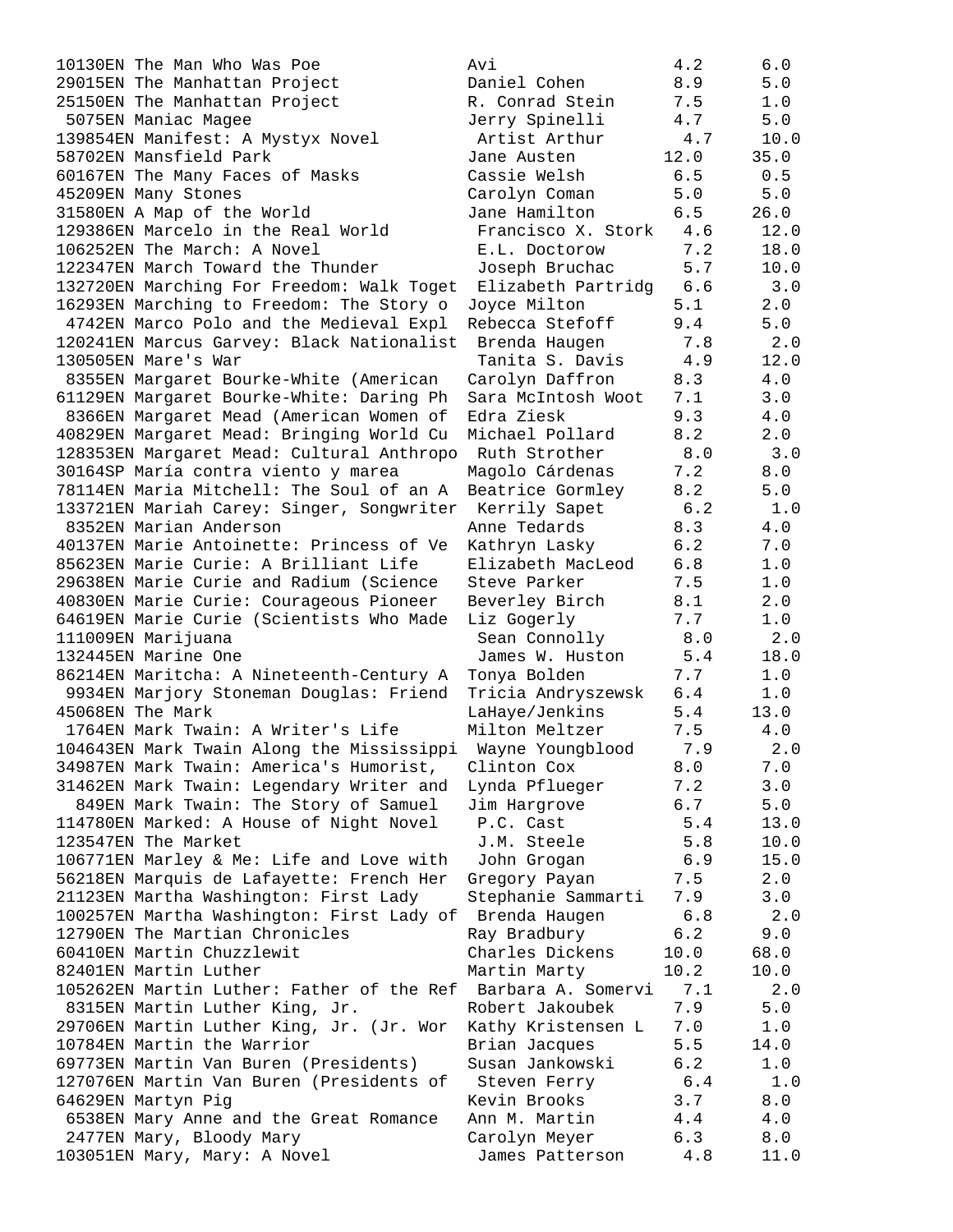| Quiz | Title | Author | Level | Points |
|---|---|---|---|---|
| 10130EN | The Man Who Was Poe | Avi | 4.2 | 6.0 |
| 29015EN | The Manhattan Project | Daniel Cohen | 8.9 | 5.0 |
| 25150EN | The Manhattan Project | R. Conrad Stein | 7.5 | 1.0 |
| 5075EN | Maniac Magee | Jerry Spinelli | 4.7 | 5.0 |
| 139854EN | Manifest: A Mystyx Novel | Artist Arthur | 4.7 | 10.0 |
| 58702EN | Mansfield Park | Jane Austen | 12.0 | 35.0 |
| 60167EN | The Many Faces of Masks | Cassie Welsh | 6.5 | 0.5 |
| 45209EN | Many Stones | Carolyn Coman | 5.0 | 5.0 |
| 31580EN | A Map of the World | Jane Hamilton | 6.5 | 26.0 |
| 129386EN | Marcelo in the Real World | Francisco X. Stork | 4.6 | 12.0 |
| 106252EN | The March: A Novel | E.L. Doctorow | 7.2 | 18.0 |
| 122347EN | March Toward the Thunder | Joseph Bruchac | 5.7 | 10.0 |
| 132720EN | Marching For Freedom: Walk Toget | Elizabeth Partridg | 6.6 | 3.0 |
| 16293EN | Marching to Freedom: The Story o | Joyce Milton | 5.1 | 2.0 |
| 4742EN | Marco Polo and the Medieval Expl | Rebecca Stefoff | 9.4 | 5.0 |
| 120241EN | Marcus Garvey: Black Nationalist | Brenda Haugen | 7.8 | 2.0 |
| 130505EN | Mare's War | Tanita S. Davis | 4.9 | 12.0 |
| 8355EN | Margaret Bourke-White (American | Carolyn Daffron | 8.3 | 4.0 |
| 61129EN | Margaret Bourke-White: Daring Ph | Sara McIntosh Woot | 7.1 | 3.0 |
| 8366EN | Margaret Mead (American Women of | Edra Ziesk | 9.3 | 4.0 |
| 40829EN | Margaret Mead: Bringing World Cu | Michael Pollard | 8.2 | 2.0 |
| 128353EN | Margaret Mead: Cultural Anthropo | Ruth Strother | 8.0 | 3.0 |
| 30164SP | María contra viento y marea | Magolo Cárdenas | 7.2 | 8.0 |
| 78114EN | Maria Mitchell: The Soul of an A | Beatrice Gormley | 8.2 | 5.0 |
| 133721EN | Mariah Carey: Singer, Songwriter | Kerrily Sapet | 6.2 | 1.0 |
| 8352EN | Marian Anderson | Anne Tedards | 8.3 | 4.0 |
| 40137EN | Marie Antoinette: Princess of Ve | Kathryn Lasky | 6.2 | 7.0 |
| 85623EN | Marie Curie: A Brilliant Life | Elizabeth MacLeod | 6.8 | 1.0 |
| 29638EN | Marie Curie and Radium (Science | Steve Parker | 7.5 | 1.0 |
| 40830EN | Marie Curie: Courageous Pioneer | Beverley Birch | 8.1 | 2.0 |
| 64619EN | Marie Curie (Scientists Who Made | Liz Gogerly | 7.7 | 1.0 |
| 111009EN | Marijuana | Sean Connolly | 8.0 | 2.0 |
| 132445EN | Marine One | James W. Huston | 5.4 | 18.0 |
| 86214EN | Maritcha: A Nineteenth-Century A | Tonya Bolden | 7.7 | 1.0 |
| 9934EN | Marjory Stoneman Douglas: Friend | Tricia Andryszewsk | 6.4 | 1.0 |
| 45068EN | The Mark | LaHaye/Jenkins | 5.4 | 13.0 |
| 1764EN | Mark Twain: A Writer's Life | Milton Meltzer | 7.5 | 4.0 |
| 104643EN | Mark Twain Along the Mississippi | Wayne Youngblood | 7.9 | 2.0 |
| 34987EN | Mark Twain: America's Humorist, | Clinton Cox | 8.0 | 7.0 |
| 31462EN | Mark Twain: Legendary Writer and | Lynda Pflueger | 7.2 | 3.0 |
| 849EN | Mark Twain: The Story of Samuel | Jim Hargrove | 6.7 | 5.0 |
| 114780EN | Marked: A House of Night Novel | P.C. Cast | 5.4 | 13.0 |
| 123547EN | The Market | J.M. Steele | 5.8 | 10.0 |
| 106771EN | Marley & Me: Life and Love with | John Grogan | 6.9 | 15.0 |
| 56218EN | Marquis de Lafayette: French Her | Gregory Payan | 7.5 | 2.0 |
| 21123EN | Martha Washington: First Lady | Stephanie Sammarti | 7.9 | 3.0 |
| 100257EN | Martha Washington: First Lady of | Brenda Haugen | 6.8 | 2.0 |
| 12790EN | The Martian Chronicles | Ray Bradbury | 6.2 | 9.0 |
| 60410EN | Martin Chuzzlewit | Charles Dickens | 10.0 | 68.0 |
| 82401EN | Martin Luther | Martin Marty | 10.2 | 10.0 |
| 105262EN | Martin Luther: Father of the Ref | Barbara A. Somervi | 7.1 | 2.0 |
| 8315EN | Martin Luther King, Jr. | Robert Jakoubek | 7.9 | 5.0 |
| 29706EN | Martin Luther King, Jr. (Jr. Wor | Kathy Kristensen L | 7.0 | 1.0 |
| 10784EN | Martin the Warrior | Brian Jacques | 5.5 | 14.0 |
| 69773EN | Martin Van Buren (Presidents) | Susan Jankowski | 6.2 | 1.0 |
| 127076EN | Martin Van Buren (Presidents of | Steven Ferry | 6.4 | 1.0 |
| 64629EN | Martyn Pig | Kevin Brooks | 3.7 | 8.0 |
| 6538EN | Mary Anne and the Great Romance | Ann M. Martin | 4.4 | 4.0 |
| 2477EN | Mary, Bloody Mary | Carolyn Meyer | 6.3 | 8.0 |
| 103051EN | Mary, Mary: A Novel | James Patterson | 4.8 | 11.0 |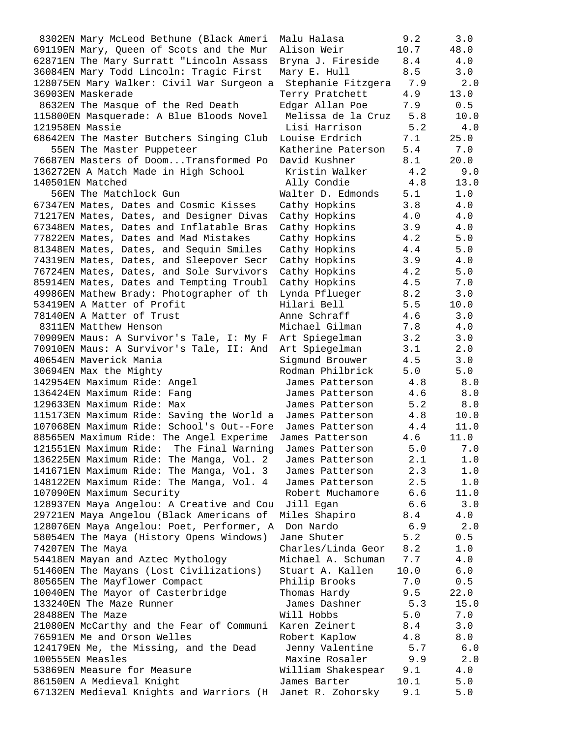```
 8302EN Mary McLeod Bethune (Black Ameri  Malu Halasa         9.2      3.0
69119EN Mary, Queen of Scots and the Mur  Alison Weir        10.7     48.0
62871EN The Mary Surratt "Lincoln Assass  Bryna J. Fireside   8.4      4.0
36084EN Mary Todd Lincoln: Tragic First   Mary E. Hull        8.5      3.0
128075EN Mary Walker: Civil War Surgeon a  Stephanie Fitzgera   7.9      2.0
36903EN Maskerade                         Terry Pratchett     4.9     13.0
 8632EN The Masque of the Red Death       Edgar Allan Poe     7.9      0.5
115800EN Masquerade: A Blue Bloods Novel   Melissa de la Cruz   5.8     10.0
121958EN Massie                            Lisi Harrison       5.2      4.0
68642EN The Master Butchers Singing Club  Louise Erdrich      7.1     25.0
   55EN The Master Puppeteer              Katherine Paterson  5.4      7.0
76687EN Masters of Doom...Transformed Po  David Kushner       8.1     20.0
136272EN A Match Made in High School       Kristin Walker      4.2      9.0
140501EN Matched                           Ally Condie         4.8     13.0
   56EN The Matchlock Gun                 Walter D. Edmonds   5.1      1.0
67347EN Mates, Dates and Cosmic Kisses    Cathy Hopkins       3.8      4.0
71217EN Mates, Dates, and Designer Divas  Cathy Hopkins       4.0      4.0
67348EN Mates, Dates and Inflatable Bras  Cathy Hopkins       3.9      4.0
77822EN Mates, Dates and Mad Mistakes     Cathy Hopkins       4.2      5.0
81348EN Mates, Dates, and Sequin Smiles   Cathy Hopkins       4.4      5.0
74319EN Mates, Dates, and Sleepover Secr  Cathy Hopkins       3.9      4.0
76724EN Mates, Dates, and Sole Survivors  Cathy Hopkins       4.2      5.0
85914EN Mates, Dates and Tempting Troubl  Cathy Hopkins       4.5      7.0
49986EN Mathew Brady: Photographer of th  Lynda Pflueger      8.2      3.0
53419EN A Matter of Profit                Hilari Bell         5.5     10.0
78140EN A Matter of Trust                 Anne Schraff        4.6      3.0
 8311EN Matthew Henson                    Michael Gilman      7.8      4.0
70909EN Maus: A Survivor's Tale, I: My F  Art Spiegelman      3.2      3.0
70910EN Maus: A Survivor's Tale, II: And  Art Spiegelman      3.1      2.0
40654EN Maverick Mania                    Sigmund Brouwer     4.5      3.0
30694EN Max the Mighty                    Rodman Philbrick    5.0      5.0
142954EN Maximum Ride: Angel               James Patterson     4.8      8.0
136424EN Maximum Ride: Fang                James Patterson     4.6      8.0
129633EN Maximum Ride: Max                 James Patterson     5.2      8.0
115173EN Maximum Ride: Saving the World a  James Patterson     4.8     10.0
107068EN Maximum Ride: School's Out--Fore  James Patterson     4.4     11.0
88565EN Maximum Ride: The Angel Experime  James Patterson     4.6     11.0
121551EN Maximum Ride:  The Final Warning  James Patterson     5.0      7.0
136225EN Maximum Ride: The Manga, Vol. 2   James Patterson     2.1      1.0
141671EN Maximum Ride: The Manga, Vol. 3   James Patterson     2.3      1.0
148122EN Maximum Ride: The Manga, Vol. 4   James Patterson     2.5      1.0
107090EN Maximum Security                  Robert Muchamore    6.6     11.0
128937EN Maya Angelou: A Creative and Cou  Jill Egan           6.6      3.0
29721EN Maya Angelou (Black Americans of  Miles Shapiro       8.4      4.0
128076EN Maya Angelou: Poet, Performer, A  Don Nardo           6.9      2.0
58054EN The Maya (History Opens Windows)  Jane Shuter         5.2      0.5
74207EN The Maya                          Charles/Linda Geor  8.2      1.0
54418EN Mayan and Aztec Mythology         Michael A. Schuman  7.7      4.0
51460EN The Mayans (Lost Civilizations)   Stuart A. Kallen   10.0      6.0
80565EN The Mayflower Compact             Philip Brooks       7.0      0.5
10040EN The Mayor of Casterbridge         Thomas Hardy        9.5     22.0
133240EN The Maze Runner                   James Dashner       5.3     15.0
28488EN The Maze                          Will Hobbs          5.0      7.0
21080EN McCarthy and the Fear of Communi  Karen Zeinert       8.4      3.0
76591EN Me and Orson Welles               Robert Kaplow       4.8      8.0
124179EN Me, the Missing, and the Dead     Jenny Valentine     5.7      6.0
100555EN Measles                           Maxine Rosaler      9.9      2.0
53869EN Measure for Measure               William Shakespear  9.1      4.0
86150EN A Medieval Knight                 James Barter       10.1      5.0
67132EN Medieval Knights and Warriors (H  Janet R. Zohorsky   9.1      5.0
```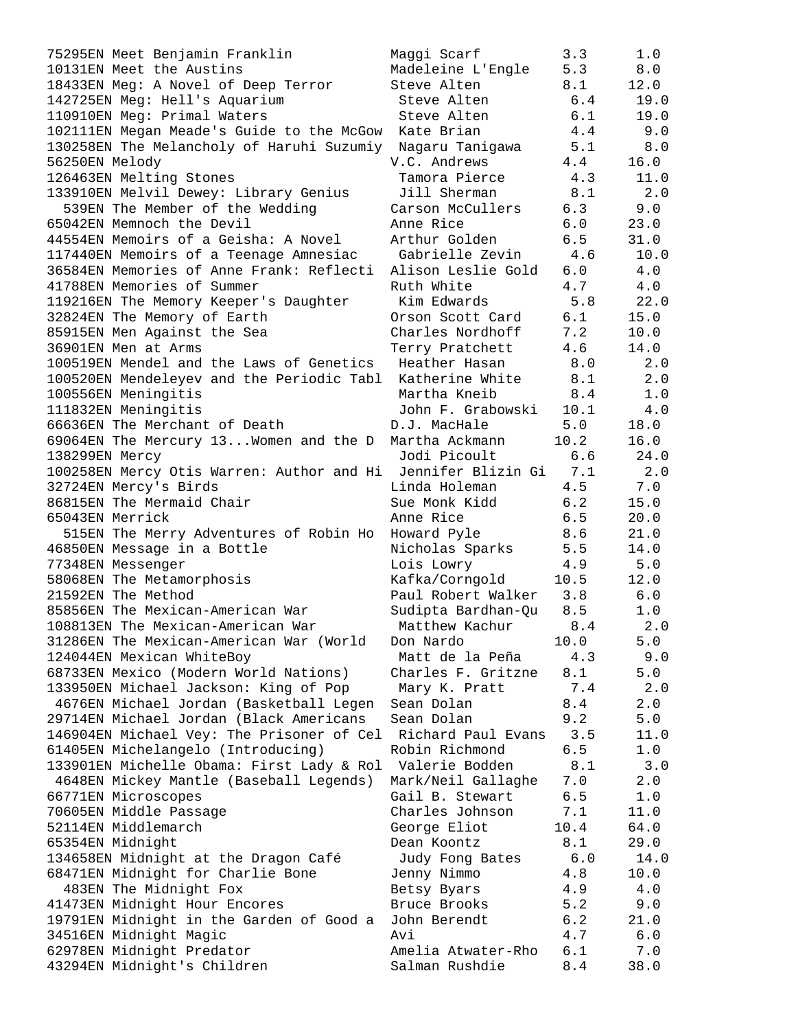```
75295EN Meet Benjamin Franklin           Maggi Scarf          3.3      1.0
10131EN Meet the Austins                 Madeleine L'Engle    5.3      8.0
18433EN Meg: A Novel of Deep Terror      Steve Alten          8.1     12.0
142725EN Meg: Hell's Aquarium            Steve Alten          6.4     19.0
110910EN Meg: Primal Waters              Steve Alten          6.1     19.0
102111EN Megan Meade's Guide to the McGow  Kate Brian         4.4      9.0
130258EN The Melancholy of Haruhi Suzumiy  Nagaru Tanigawa    5.1      8.0
56250EN Melody                           V.C. Andrews         4.4     16.0
126463EN Melting Stones                  Tamora Pierce        4.3     11.0
133910EN Melvil Dewey: Library Genius    Jill Sherman         8.1      2.0
  539EN The Member of the Wedding        Carson McCullers     6.3      9.0
65042EN Memnoch the Devil                Anne Rice            6.0     23.0
44554EN Memoirs of a Geisha: A Novel     Arthur Golden        6.5     31.0
117440EN Memoirs of a Teenage Amnesiac   Gabrielle Zevin      4.6     10.0
36584EN Memories of Anne Frank: Reflecti  Alison Leslie Gold  6.0      4.0
41788EN Memories of Summer               Ruth White           4.7      4.0
119216EN The Memory Keeper's Daughter    Kim Edwards          5.8     22.0
32824EN The Memory of Earth              Orson Scott Card     6.1     15.0
85915EN Men Against the Sea              Charles Nordhoff     7.2     10.0
36901EN Men at Arms                      Terry Pratchett      4.6     14.0
100519EN Mendel and the Laws of Genetics  Heather Hasan       8.0      2.0
100520EN Mendeleyev and the Periodic Tabl  Katherine White    8.1      2.0
100556EN Meningitis                      Martha Kneib         8.4      1.0
111832EN Meningitis                      John F. Grabowski   10.1      4.0
66636EN The Merchant of Death            D.J. MacHale         5.0     18.0
69064EN The Mercury 13...Women and the D  Martha Ackmann     10.2     16.0
138299EN Mercy                           Jodi Picoult         6.6     24.0
100258EN Mercy Otis Warren: Author and Hi  Jennifer Blizin Gi  7.1     2.0
32724EN Mercy's Birds                    Linda Holeman        4.5      7.0
86815EN The Mermaid Chair                Sue Monk Kidd        6.2     15.0
65043EN Merrick                          Anne Rice            6.5     20.0
  515EN The Merry Adventures of Robin Ho  Howard Pyle         8.6     21.0
46850EN Message in a Bottle              Nicholas Sparks      5.5     14.0
77348EN Messenger                        Lois Lowry           4.9      5.0
58068EN The Metamorphosis                Kafka/Corngold      10.5     12.0
21592EN The Method                       Paul Robert Walker   3.8      6.0
85856EN The Mexican-American War         Sudipta Bardhan-Qu   8.5      1.0
108813EN The Mexican-American War        Matthew Kachur       8.4      2.0
31286EN The Mexican-American War (World  Don Nardo           10.0      5.0
124044EN Mexican WhiteBoy                Matt de la Peña      4.3      9.0
68733EN Mexico (Modern World Nations)    Charles F. Gritzne   8.1      5.0
133950EN Michael Jackson: King of Pop    Mary K. Pratt        7.4      2.0
 4676EN Michael Jordan (Basketball Legen  Sean Dolan          8.4      2.0
29714EN Michael Jordan (Black Americans  Sean Dolan           9.2      5.0
146904EN Michael Vey: The Prisoner of Cel  Richard Paul Evans  3.5    11.0
61405EN Michelangelo (Introducing)       Robin Richmond       6.5      1.0
133901EN Michelle Obama: First Lady & Rol  Valerie Bodden     8.1      3.0
 4648EN Mickey Mantle (Baseball Legends)  Mark/Neil Gallaghe  7.0      2.0
66771EN Microscopes                      Gail B. Stewart      6.5      1.0
70605EN Middle Passage                   Charles Johnson      7.1     11.0
52114EN Middlemarch                      George Eliot        10.4     64.0
65354EN Midnight                         Dean Koontz          8.1     29.0
134658EN Midnight at the Dragon Café     Judy Fong Bates      6.0     14.0
68471EN Midnight for Charlie Bone        Jenny Nimmo          4.8     10.0
  483EN The Midnight Fox                 Betsy Byars          4.9      4.0
41473EN Midnight Hour Encores            Bruce Brooks         5.2      9.0
19791EN Midnight in the Garden of Good a  John Berendt        6.2     21.0
34516EN Midnight Magic                   Avi                  4.7      6.0
62978EN Midnight Predator                Amelia Atwater-Rho   6.1      7.0
43294EN Midnight's Children              Salman Rushdie       8.4     38.0
```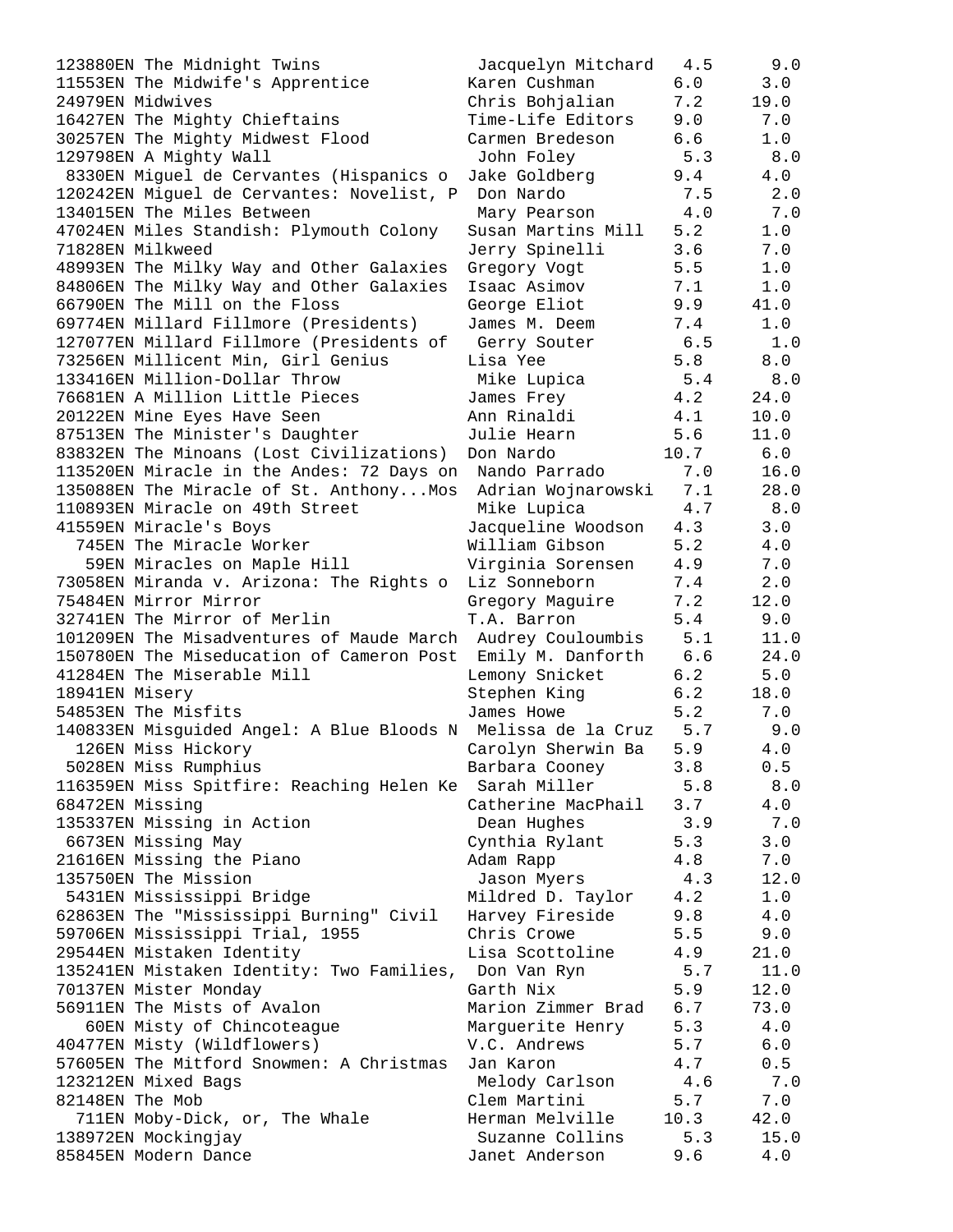```
123880EN The Midnight Twins              Jacquelyn Mitchard   4.5      9.0
11553EN The Midwife's Apprentice        Karen Cushman       6.0      3.0
24979EN Midwives                        Chris Bohjalian     7.2     19.0
16427EN The Mighty Chieftains           Time-Life Editors   9.0      7.0
30257EN The Mighty Midwest Flood        Carmen Bredeson     6.6      1.0
129798EN A Mighty Wall                   John Foley          5.3      8.0
 8330EN Miguel de Cervantes (Hispanics o  Jake Goldberg       9.4      4.0
120242EN Miguel de Cervantes: Novelist, P  Don Nardo           7.5      2.0
134015EN The Miles Between                Mary Pearson        4.0      7.0
47024EN Miles Standish: Plymouth Colony  Susan Martins Mill  5.2      1.0
71828EN Milkweed                        Jerry Spinelli      3.6      7.0
48993EN The Milky Way and Other Galaxies  Gregory Vogt        5.5      1.0
84806EN The Milky Way and Other Galaxies  Isaac Asimov        7.1      1.0
66790EN The Mill on the Floss           George Eliot        9.9     41.0
69774EN Millard Fillmore (Presidents)   James M. Deem       7.4      1.0
127077EN Millard Fillmore (Presidents of  Gerry Souter        6.5      1.0
73256EN Millicent Min, Girl Genius      Lisa Yee            5.8      8.0
133416EN Million-Dollar Throw            Mike Lupica         5.4      8.0
76681EN A Million Little Pieces         James Frey          4.2     24.0
20122EN Mine Eyes Have Seen             Ann Rinaldi         4.1     10.0
87513EN The Minister's Daughter         Julie Hearn         5.6     11.0
83832EN The Minoans (Lost Civilizations)  Don Nardo          10.7      6.0
113520EN Miracle in the Andes: 72 Days on  Nando Parrado       7.0     16.0
135088EN The Miracle of St. Anthony...Mos  Adrian Wojnarowski  7.1     28.0
110893EN Miracle on 49th Street          Mike Lupica         4.7      8.0
41559EN Miracle's Boys                  Jacqueline Woodson  4.3      3.0
  745EN The Miracle Worker              William Gibson      5.2      4.0
   59EN Miracles on Maple Hill          Virginia Sorensen   4.9      7.0
73058EN Miranda v. Arizona: The Rights o  Liz Sonneborn       7.4      2.0
75484EN Mirror Mirror                   Gregory Maguire     7.2     12.0
32741EN The Mirror of Merlin            T.A. Barron         5.4      9.0
101209EN The Misadventures of Maude March  Audrey Couloumbis   5.1     11.0
150780EN The Miseducation of Cameron Post  Emily M. Danforth   6.6     24.0
41284EN The Miserable Mill              Lemony Snicket      6.2      5.0
18941EN Misery                          Stephen King        6.2     18.0
54853EN The Misfits                     James Howe          5.2      7.0
140833EN Misguided Angel: A Blue Bloods N  Melissa de la Cruz  5.7      9.0
  126EN Miss Hickory                    Carolyn Sherwin Ba  5.9      4.0
 5028EN Miss Rumphius                   Barbara Cooney      3.8      0.5
116359EN Miss Spitfire: Reaching Helen Ke  Sarah Miller        5.8      8.0
68472EN Missing                         Catherine MacPhail  3.7      4.0
135337EN Missing in Action               Dean Hughes         3.9      7.0
 6673EN Missing May                     Cynthia Rylant      5.3      3.0
21616EN Missing the Piano               Adam Rapp           4.8      7.0
135750EN The Mission                     Jason Myers         4.3     12.0
 5431EN Mississippi Bridge              Mildred D. Taylor   4.2      1.0
62863EN The "Mississippi Burning" Civil  Harvey Fireside     9.8      4.0
59706EN Mississippi Trial, 1955         Chris Crowe         5.5      9.0
29544EN Mistaken Identity               Lisa Scottoline     4.9     21.0
135241EN Mistaken Identity: Two Families,  Don Van Ryn         5.7     11.0
70137EN Mister Monday                   Garth Nix           5.9     12.0
56911EN The Mists of Avalon             Marion Zimmer Brad  6.7     73.0
   60EN Misty of Chincoteague           Marguerite Henry    5.3      4.0
40477EN Misty (Wildflowers)             V.C. Andrews        5.7      6.0
57605EN The Mitford Snowmen: A Christmas  Jan Karon           4.7      0.5
123212EN Mixed Bags                      Melody Carlson      4.6      7.0
82148EN The Mob                         Clem Martini        5.7      7.0
  711EN Moby-Dick, or, The Whale        Herman Melville    10.3     42.0
138972EN Mockingjay                      Suzanne Collins     5.3     15.0
85845EN Modern Dance                    Janet Anderson      9.6      4.0
```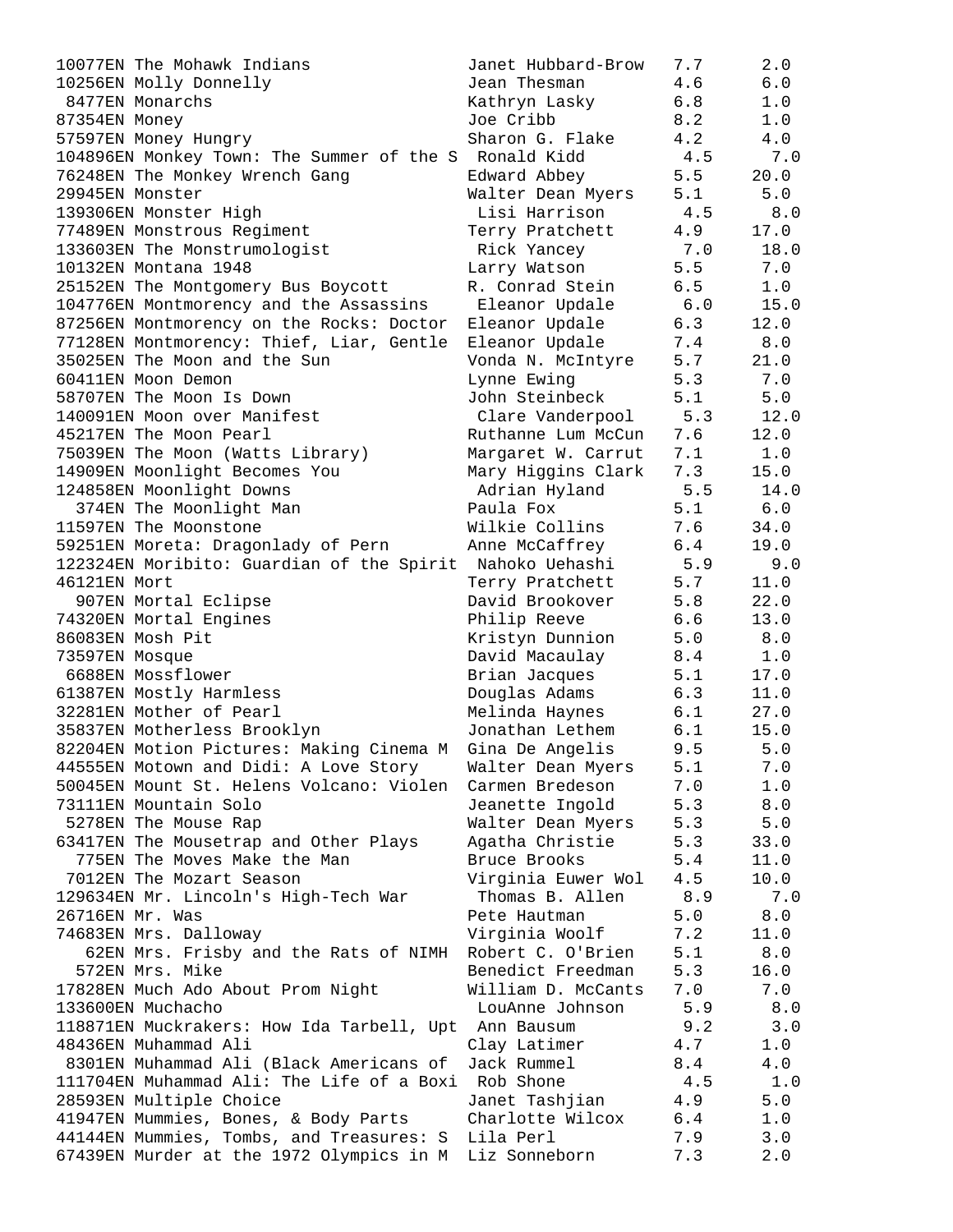| Quiz No. | Title | Author | Book Level | Points |
|---|---|---|---|---|
| 10077EN | The Mohawk Indians | Janet Hubbard-Brow | 7.7 | 2.0 |
| 10256EN | Molly Donnelly | Jean Thesman | 4.6 | 6.0 |
| 8477EN | Monarchs | Kathryn Lasky | 6.8 | 1.0 |
| 87354EN | Money | Joe Cribb | 8.2 | 1.0 |
| 57597EN | Money Hungry | Sharon G. Flake | 4.2 | 4.0 |
| 104896EN | Monkey Town: The Summer of the S | Ronald Kidd | 4.5 | 7.0 |
| 76248EN | The Monkey Wrench Gang | Edward Abbey | 5.5 | 20.0 |
| 29945EN | Monster | Walter Dean Myers | 5.1 | 5.0 |
| 139306EN | Monster High | Lisi Harrison | 4.5 | 8.0 |
| 77489EN | Monstrous Regiment | Terry Pratchett | 4.9 | 17.0 |
| 133603EN | The Monstrumologist | Rick Yancey | 7.0 | 18.0 |
| 10132EN | Montana 1948 | Larry Watson | 5.5 | 7.0 |
| 25152EN | The Montgomery Bus Boycott | R. Conrad Stein | 6.5 | 1.0 |
| 104776EN | Montmorency and the Assassins | Eleanor Updale | 6.0 | 15.0 |
| 87256EN | Montmorency on the Rocks: Doctor | Eleanor Updale | 6.3 | 12.0 |
| 77128EN | Montmorency: Thief, Liar, Gentle | Eleanor Updale | 7.4 | 8.0 |
| 35025EN | The Moon and the Sun | Vonda N. McIntyre | 5.7 | 21.0 |
| 60411EN | Moon Demon | Lynne Ewing | 5.3 | 7.0 |
| 58707EN | The Moon Is Down | John Steinbeck | 5.1 | 5.0 |
| 140091EN | Moon over Manifest | Clare Vanderpool | 5.3 | 12.0 |
| 45217EN | The Moon Pearl | Ruthanne Lum McCun | 7.6 | 12.0 |
| 75039EN | The Moon (Watts Library) | Margaret W. Carrut | 7.1 | 1.0 |
| 14909EN | Moonlight Becomes You | Mary Higgins Clark | 7.3 | 15.0 |
| 124858EN | Moonlight Downs | Adrian Hyland | 5.5 | 14.0 |
| 374EN | The Moonlight Man | Paula Fox | 5.1 | 6.0 |
| 11597EN | The Moonstone | Wilkie Collins | 7.6 | 34.0 |
| 59251EN | Moreta: Dragonlady of Pern | Anne McCaffrey | 6.4 | 19.0 |
| 122324EN | Moribito: Guardian of the Spirit | Nahoko Uehashi | 5.9 | 9.0 |
| 46121EN | Mort | Terry Pratchett | 5.7 | 11.0 |
| 907EN | Mortal Eclipse | David Brookover | 5.8 | 22.0 |
| 74320EN | Mortal Engines | Philip Reeve | 6.6 | 13.0 |
| 86083EN | Mosh Pit | Kristyn Dunnion | 5.0 | 8.0 |
| 73597EN | Mosque | David Macaulay | 8.4 | 1.0 |
| 6688EN | Mossflower | Brian Jacques | 5.1 | 17.0 |
| 61387EN | Mostly Harmless | Douglas Adams | 6.3 | 11.0 |
| 32281EN | Mother of Pearl | Melinda Haynes | 6.1 | 27.0 |
| 35837EN | Motherless Brooklyn | Jonathan Lethem | 6.1 | 15.0 |
| 82204EN | Motion Pictures: Making Cinema M | Gina De Angelis | 9.5 | 5.0 |
| 44555EN | Motown and Didi: A Love Story | Walter Dean Myers | 5.1 | 7.0 |
| 50045EN | Mount St. Helens Volcano: Violen | Carmen Bredeson | 7.0 | 1.0 |
| 73111EN | Mountain Solo | Jeanette Ingold | 5.3 | 8.0 |
| 5278EN | The Mouse Rap | Walter Dean Myers | 5.3 | 5.0 |
| 63417EN | The Mousetrap and Other Plays | Agatha Christie | 5.3 | 33.0 |
| 775EN | The Moves Make the Man | Bruce Brooks | 5.4 | 11.0 |
| 7012EN | The Mozart Season | Virginia Euwer Wol | 4.5 | 10.0 |
| 129634EN | Mr. Lincoln's High-Tech War | Thomas B. Allen | 8.9 | 7.0 |
| 26716EN | Mr. Was | Pete Hautman | 5.0 | 8.0 |
| 74683EN | Mrs. Dalloway | Virginia Woolf | 7.2 | 11.0 |
| 62EN | Mrs. Frisby and the Rats of NIMH | Robert C. O'Brien | 5.1 | 8.0 |
| 572EN | Mrs. Mike | Benedict Freedman | 5.3 | 16.0 |
| 17828EN | Much Ado About Prom Night | William D. McCants | 7.0 | 7.0 |
| 133600EN | Muchacho | LouAnne Johnson | 5.9 | 8.0 |
| 118871EN | Muckrakers: How Ida Tarbell, Upt | Ann Bausum | 9.2 | 3.0 |
| 48436EN | Muhammad Ali | Clay Latimer | 4.7 | 1.0 |
| 8301EN | Muhammad Ali (Black Americans of | Jack Rummel | 8.4 | 4.0 |
| 111704EN | Muhammad Ali: The Life of a Boxi | Rob Shone | 4.5 | 1.0 |
| 28593EN | Multiple Choice | Janet Tashjian | 4.9 | 5.0 |
| 41947EN | Mummies, Bones, & Body Parts | Charlotte Wilcox | 6.4 | 1.0 |
| 44144EN | Mummies, Tombs, and Treasures: S | Lila Perl | 7.9 | 3.0 |
| 67439EN | Murder at the 1972 Olympics in M | Liz Sonneborn | 7.3 | 2.0 |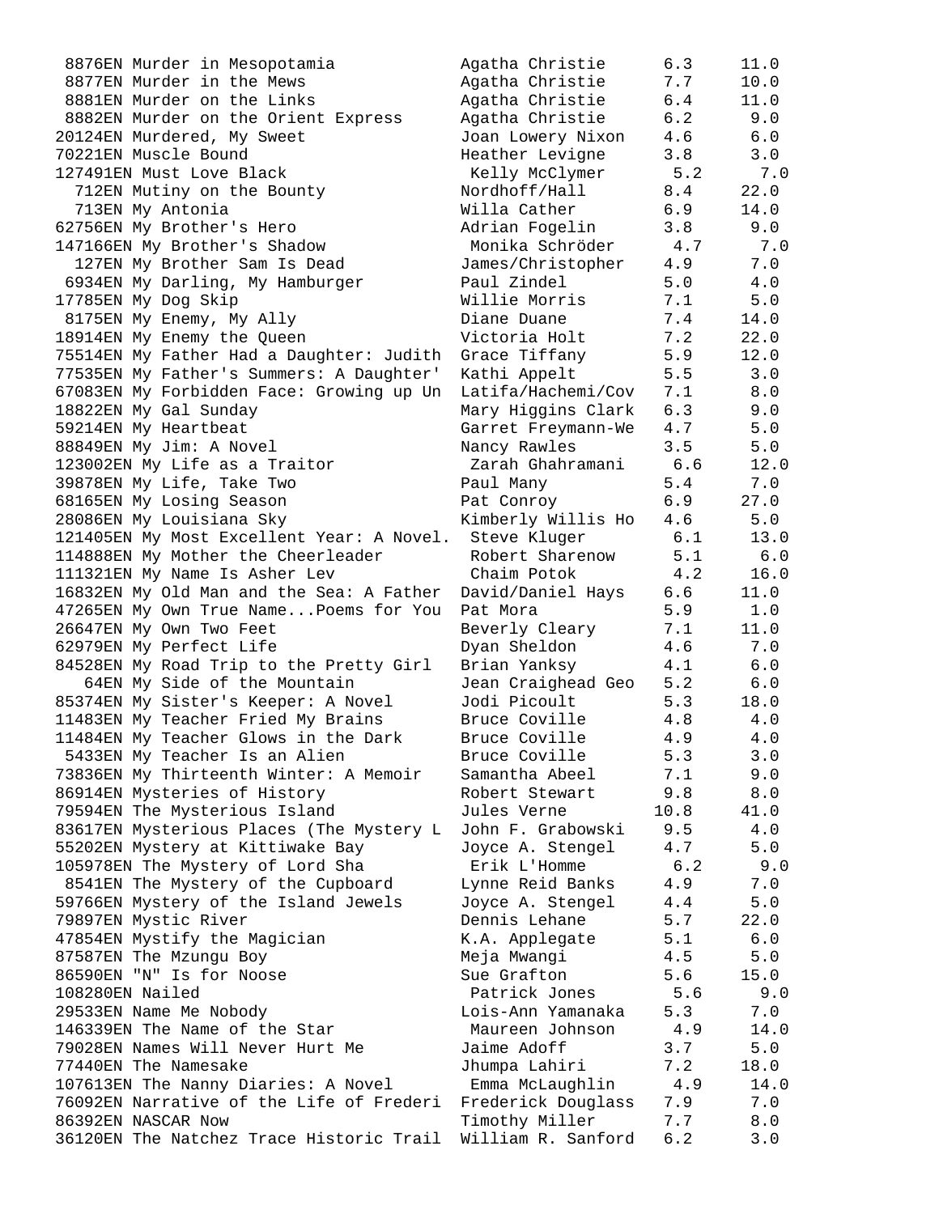```
 8876EN Murder in Mesopotamia          Agatha Christie     6.3     11.0
 8877EN Murder in the Mews             Agatha Christie     7.7     10.0
 8881EN Murder on the Links            Agatha Christie     6.4     11.0
 8882EN Murder on the Orient Express   Agatha Christie     6.2      9.0
20124EN Murdered, My Sweet             Joan Lowery Nixon   4.6      6.0
70221EN Muscle Bound                   Heather Levigne     3.8      3.0
127491EN Must Love Black                Kelly McClymer      5.2      7.0
  712EN Mutiny on the Bounty           Nordhoff/Hall       8.4     22.0
  713EN My Antonia                     Willa Cather        6.9     14.0
62756EN My Brother's Hero              Adrian Fogelin      3.8      9.0
147166EN My Brother's Shadow            Monika Schröder     4.7      7.0
  127EN My Brother Sam Is Dead         James/Christopher   4.9      7.0
 6934EN My Darling, My Hamburger       Paul Zindel         5.0      4.0
17785EN My Dog Skip                    Willie Morris       7.1      5.0
 8175EN My Enemy, My Ally              Diane Duane         7.4     14.0
18914EN My Enemy the Queen             Victoria Holt       7.2     22.0
75514EN My Father Had a Daughter: Judith  Grace Tiffany    5.9     12.0
77535EN My Father's Summers: A Daughter'  Kathi Appelt     5.5      3.0
67083EN My Forbidden Face: Growing up Un  Latifa/Hachemi/Cov  7.1   8.0
18822EN My Gal Sunday                  Mary Higgins Clark  6.3      9.0
59214EN My Heartbeat                   Garret Freymann-We  4.7      5.0
88849EN My Jim: A Novel                Nancy Rawles        3.5      5.0
123002EN My Life as a Traitor           Zarah Ghahramani    6.6     12.0
39878EN My Life, Take Two              Paul Many           5.4      7.0
68165EN My Losing Season               Pat Conroy          6.9     27.0
28086EN My Louisiana Sky               Kimberly Willis Ho  4.6      5.0
121405EN My Most Excellent Year: A Novel.  Steve Kluger     6.1     13.0
114888EN My Mother the Cheerleader      Robert Sharenow     5.1      6.0
111321EN My Name Is Asher Lev           Chaim Potok         4.2     16.0
16832EN My Old Man and the Sea: A Father  David/Daniel Hays  6.6    11.0
47265EN My Own True Name...Poems for You  Pat Mora         5.9      1.0
26647EN My Own Two Feet                Beverly Cleary      7.1     11.0
62979EN My Perfect Life                Dyan Sheldon        4.6      7.0
84528EN My Road Trip to the Pretty Girl  Brian Yanksy      4.1      6.0
   64EN My Side of the Mountain        Jean Craighead Geo  5.2      6.0
85374EN My Sister's Keeper: A Novel    Jodi Picoult        5.3     18.0
11483EN My Teacher Fried My Brains     Bruce Coville       4.8      4.0
11484EN My Teacher Glows in the Dark   Bruce Coville       4.9      4.0
 5433EN My Teacher Is an Alien         Bruce Coville       5.3      3.0
73836EN My Thirteenth Winter: A Memoir  Samantha Abeel     7.1      9.0
86914EN Mysteries of History           Robert Stewart      9.8      8.0
79594EN The Mysterious Island          Jules Verne        10.8     41.0
83617EN Mysterious Places (The Mystery L  John F. Grabowski  9.5    4.0
55202EN Mystery at Kittiwake Bay       Joyce A. Stengel    4.7      5.0
105978EN The Mystery of Lord Sha        Erik L'Homme        6.2      9.0
 8541EN The Mystery of the Cupboard    Lynne Reid Banks    4.9      7.0
59766EN Mystery of the Island Jewels   Joyce A. Stengel    4.4      5.0
79897EN Mystic River                   Dennis Lehane       5.7     22.0
47854EN Mystify the Magician           K.A. Applegate      5.1      6.0
87587EN The Mzungu Boy                 Meja Mwangi         4.5      5.0
86590EN "N" Is for Noose               Sue Grafton         5.6     15.0
108280EN Nailed                         Patrick Jones       5.6      9.0
29533EN Name Me Nobody                 Lois-Ann Yamanaka   5.3      7.0
146339EN The Name of the Star           Maureen Johnson     4.9     14.0
79028EN Names Will Never Hurt Me       Jaime Adoff         3.7      5.0
77440EN The Namesake                   Jhumpa Lahiri       7.2     18.0
107613EN The Nanny Diaries: A Novel     Emma McLaughlin     4.9     14.0
76092EN Narrative of the Life of Frederi  Frederick Douglass  7.9    7.0
86392EN NASCAR Now                     Timothy Miller      7.7      8.0
36120EN The Natchez Trace Historic Trail  William R. Sanford  6.2    3.0
```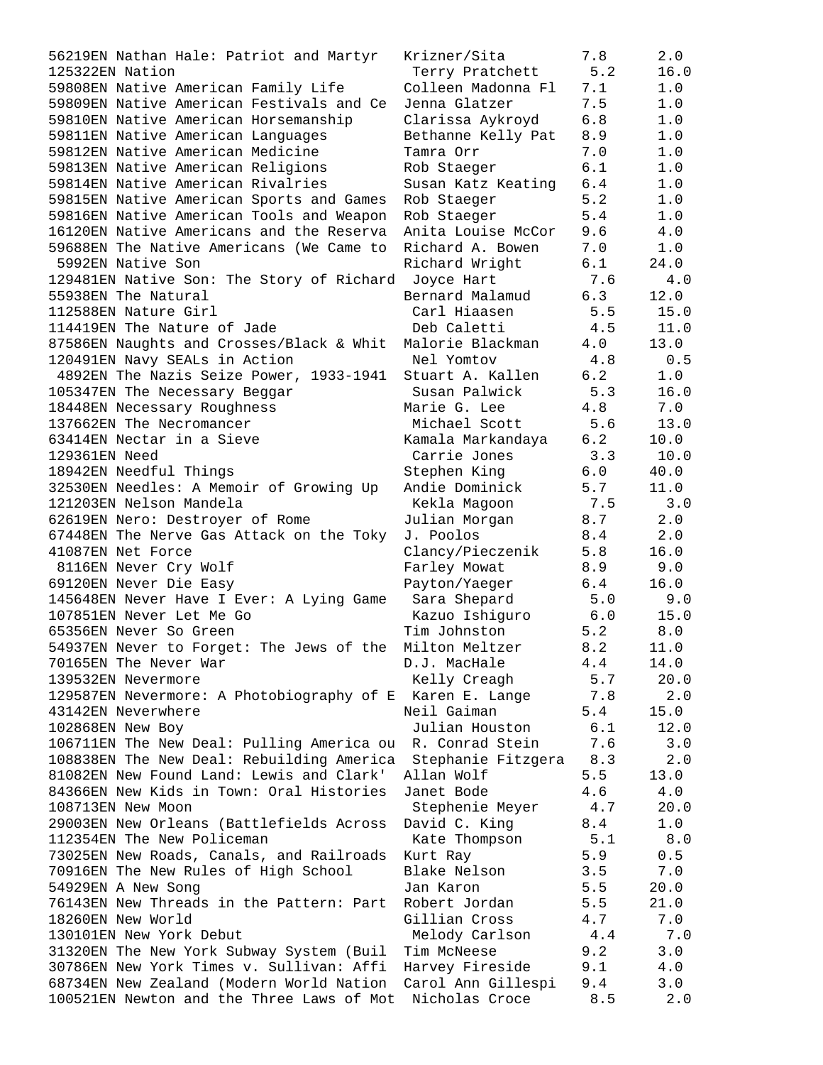| Quiz No. | Title | Author | Level | Points |
|---|---|---|---|---|
| 56219EN | Nathan Hale: Patriot and Martyr | Krizner/Sita | 7.8 | 2.0 |
| 125322EN | Nation | Terry Pratchett | 5.2 | 16.0 |
| 59808EN | Native American Family Life | Colleen Madonna Fl | 7.1 | 1.0 |
| 59809EN | Native American Festivals and Ce | Jenna Glatzer | 7.5 | 1.0 |
| 59810EN | Native American Horsemanship | Clarissa Aykroyd | 6.8 | 1.0 |
| 59811EN | Native American Languages | Bethanne Kelly Pat | 8.9 | 1.0 |
| 59812EN | Native American Medicine | Tamra Orr | 7.0 | 1.0 |
| 59813EN | Native American Religions | Rob Staeger | 6.1 | 1.0 |
| 59814EN | Native American Rivalries | Susan Katz Keating | 6.4 | 1.0 |
| 59815EN | Native American Sports and Games | Rob Staeger | 5.2 | 1.0 |
| 59816EN | Native American Tools and Weapon | Rob Staeger | 5.4 | 1.0 |
| 16120EN | Native Americans and the Reserva | Anita Louise McCor | 9.6 | 4.0 |
| 59688EN | The Native Americans (We Came to | Richard A. Bowen | 7.0 | 1.0 |
| 5992EN | Native Son | Richard Wright | 6.1 | 24.0 |
| 129481EN | Native Son: The Story of Richard | Joyce Hart | 7.6 | 4.0 |
| 55938EN | The Natural | Bernard Malamud | 6.3 | 12.0 |
| 112588EN | Nature Girl | Carl Hiaasen | 5.5 | 15.0 |
| 114419EN | The Nature of Jade | Deb Caletti | 4.5 | 11.0 |
| 87586EN | Naughts and Crosses/Black & Whit | Malorie Blackman | 4.0 | 13.0 |
| 120491EN | Navy SEALs in Action | Nel Yomtov | 4.8 | 0.5 |
| 4892EN | The Nazis Seize Power, 1933-1941 | Stuart A. Kallen | 6.2 | 1.0 |
| 105347EN | The Necessary Beggar | Susan Palwick | 5.3 | 16.0 |
| 18448EN | Necessary Roughness | Marie G. Lee | 4.8 | 7.0 |
| 137662EN | The Necromancer | Michael Scott | 5.6 | 13.0 |
| 63414EN | Nectar in a Sieve | Kamala Markandaya | 6.2 | 10.0 |
| 129361EN | Need | Carrie Jones | 3.3 | 10.0 |
| 18942EN | Needful Things | Stephen King | 6.0 | 40.0 |
| 32530EN | Needles: A Memoir of Growing Up | Andie Dominick | 5.7 | 11.0 |
| 121203EN | Nelson Mandela | Kekla Magoon | 7.5 | 3.0 |
| 62619EN | Nero: Destroyer of Rome | Julian Morgan | 8.7 | 2.0 |
| 67448EN | The Nerve Gas Attack on the Toky | J. Poolos | 8.4 | 2.0 |
| 41087EN | Net Force | Clancy/Pieczenik | 5.8 | 16.0 |
| 8116EN | Never Cry Wolf | Farley Mowat | 8.9 | 9.0 |
| 69120EN | Never Die Easy | Payton/Yaeger | 6.4 | 16.0 |
| 145648EN | Never Have I Ever: A Lying Game | Sara Shepard | 5.0 | 9.0 |
| 107851EN | Never Let Me Go | Kazuo Ishiguro | 6.0 | 15.0 |
| 65356EN | Never So Green | Tim Johnston | 5.2 | 8.0 |
| 54937EN | Never to Forget: The Jews of the | Milton Meltzer | 8.2 | 11.0 |
| 70165EN | The Never War | D.J. MacHale | 4.4 | 14.0 |
| 139532EN | Nevermore | Kelly Creagh | 5.7 | 20.0 |
| 129587EN | Nevermore: A Photobiography of E | Karen E. Lange | 7.8 | 2.0 |
| 43142EN | Neverwhere | Neil Gaiman | 5.4 | 15.0 |
| 102868EN | New Boy | Julian Houston | 6.1 | 12.0 |
| 106711EN | The New Deal: Pulling America ou | R. Conrad Stein | 7.6 | 3.0 |
| 108838EN | The New Deal: Rebuilding America | Stephanie Fitzgera | 8.3 | 2.0 |
| 81082EN | New Found Land: Lewis and Clark' | Allan Wolf | 5.5 | 13.0 |
| 84366EN | New Kids in Town: Oral Histories | Janet Bode | 4.6 | 4.0 |
| 108713EN | New Moon | Stephenie Meyer | 4.7 | 20.0 |
| 29003EN | New Orleans (Battlefields Across | David C. King | 8.4 | 1.0 |
| 112354EN | The New Policeman | Kate Thompson | 5.1 | 8.0 |
| 73025EN | New Roads, Canals, and Railroads | Kurt Ray | 5.9 | 0.5 |
| 70916EN | The New Rules of High School | Blake Nelson | 3.5 | 7.0 |
| 54929EN | A New Song | Jan Karon | 5.5 | 20.0 |
| 76143EN | New Threads in the Pattern: Part | Robert Jordan | 5.5 | 21.0 |
| 18260EN | New World | Gillian Cross | 4.7 | 7.0 |
| 130101EN | New York Debut | Melody Carlson | 4.4 | 7.0 |
| 31320EN | The New York Subway System (Buil | Tim McNeese | 9.2 | 3.0 |
| 30786EN | New York Times v. Sullivan: Affi | Harvey Fireside | 9.1 | 4.0 |
| 68734EN | New Zealand (Modern World Nation | Carol Ann Gillespi | 9.4 | 3.0 |
| 100521EN | Newton and the Three Laws of Mot | Nicholas Croce | 8.5 | 2.0 |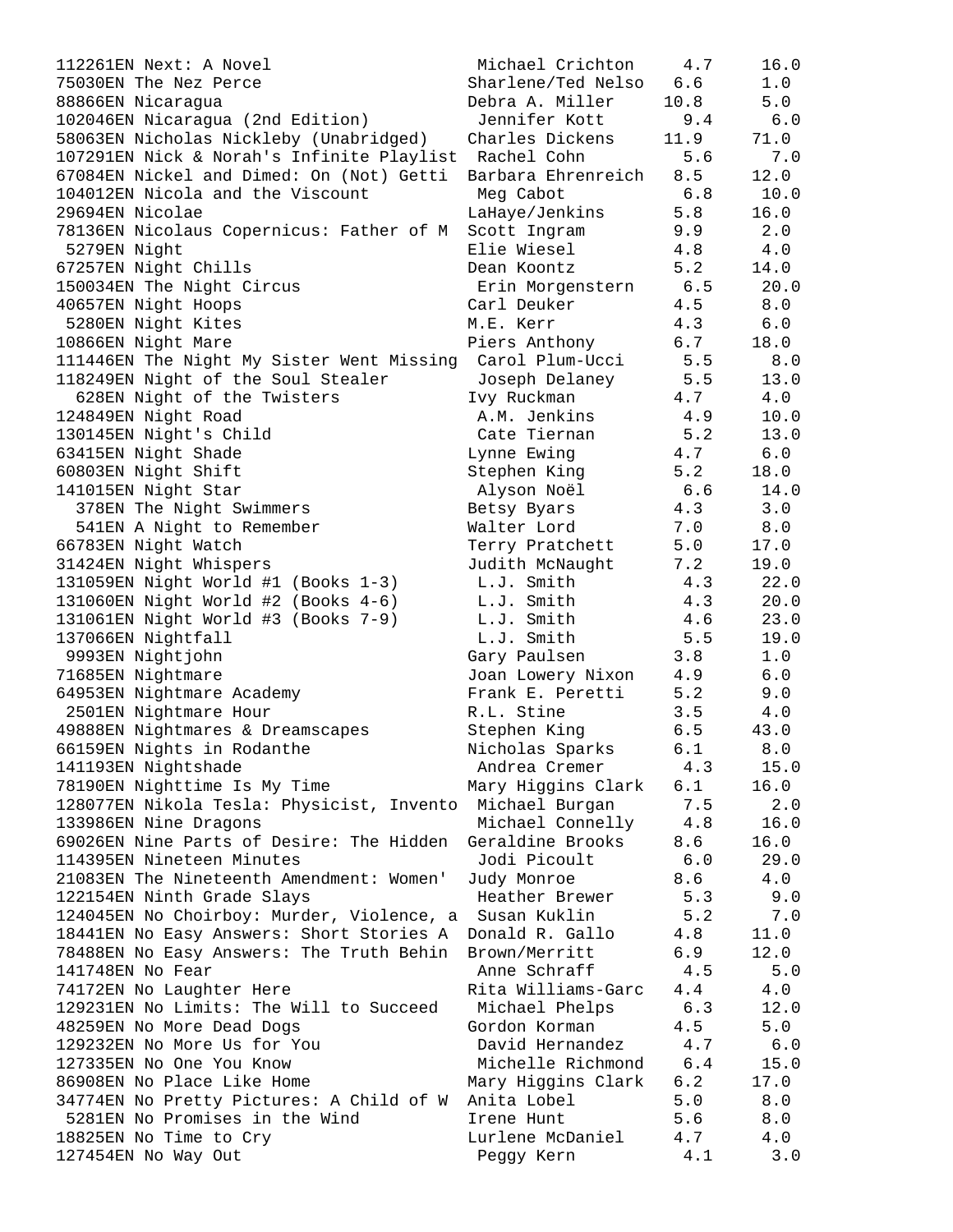```
112261EN Next: A Novel                    Michael Crichton     4.7     16.0
75030EN The Nez Perce                    Sharlene/Ted Nelso   6.6      1.0
88866EN Nicaragua                        Debra A. Miller     10.8      5.0
102046EN Nicaragua (2nd Edition)          Jennifer Kott        9.4      6.0
58063EN Nicholas Nickleby (Unabridged)   Charles Dickens     11.9     71.0
107291EN Nick & Norah's Infinite Playlist  Rachel Cohn         5.6      7.0
67084EN Nickel and Dimed: On (Not) Getti  Barbara Ehrenreich   8.5     12.0
104012EN Nicola and the Viscount          Meg Cabot            6.8     10.0
29694EN Nicolae                          LaHaye/Jenkins       5.8     16.0
78136EN Nicolaus Copernicus: Father of M  Scott Ingram         9.9      2.0
 5279EN Night                            Elie Wiesel          4.8      4.0
67257EN Night Chills                     Dean Koontz          5.2     14.0
150034EN The Night Circus                 Erin Morgenstern     6.5     20.0
40657EN Night Hoops                      Carl Deuker          4.5      8.0
 5280EN Night Kites                      M.E. Kerr            4.3      6.0
10866EN Night Mare                       Piers Anthony        6.7     18.0
111446EN The Night My Sister Went Missing  Carol Plum-Ucci     5.5      8.0
118249EN Night of the Soul Stealer        Joseph Delaney       5.5     13.0
  628EN Night of the Twisters            Ivy Ruckman          4.7      4.0
124849EN Night Road                       A.M. Jenkins         4.9     10.0
130145EN Night's Child                    Cate Tiernan         5.2     13.0
63415EN Night Shade                      Lynne Ewing          4.7      6.0
60803EN Night Shift                      Stephen King         5.2     18.0
141015EN Night Star                       Alyson Noël          6.6     14.0
  378EN The Night Swimmers               Betsy Byars          4.3      3.0
  541EN A Night to Remember              Walter Lord          7.0      8.0
66783EN Night Watch                      Terry Pratchett      5.0     17.0
31424EN Night Whispers                   Judith McNaught      7.2     19.0
131059EN Night World #1 (Books 1-3)       L.J. Smith           4.3     22.0
131060EN Night World #2 (Books 4-6)       L.J. Smith           4.3     20.0
131061EN Night World #3 (Books 7-9)       L.J. Smith           4.6     23.0
137066EN Nightfall                        L.J. Smith           5.5     19.0
 9993EN Nightjohn                        Gary Paulsen         3.8      1.0
71685EN Nightmare                        Joan Lowery Nixon    4.9      6.0
64953EN Nightmare Academy                Frank E. Peretti     5.2      9.0
 2501EN Nightmare Hour                   R.L. Stine           3.5      4.0
49888EN Nightmares & Dreamscapes         Stephen King         6.5     43.0
66159EN Nights in Rodanthe               Nicholas Sparks      6.1      8.0
141193EN Nightshade                       Andrea Cremer        4.3     15.0
78190EN Nighttime Is My Time             Mary Higgins Clark   6.1     16.0
128077EN Nikola Tesla: Physicist, Invento  Michael Burgan       7.5      2.0
133986EN Nine Dragons                     Michael Connelly     4.8     16.0
69026EN Nine Parts of Desire: The Hidden  Geraldine Brooks     8.6     16.0
114395EN Nineteen Minutes                 Jodi Picoult         6.0     29.0
21083EN The Nineteenth Amendment: Women'  Judy Monroe          8.6      4.0
122154EN Ninth Grade Slays                Heather Brewer       5.3      9.0
124045EN No Choirboy: Murder, Violence, a  Susan Kuklin         5.2      7.0
18441EN No Easy Answers: Short Stories A  Donald R. Gallo      4.8     11.0
78488EN No Easy Answers: The Truth Behin  Brown/Merritt        6.9     12.0
141748EN No Fear                          Anne Schraff         4.5      5.0
74172EN No Laughter Here                 Rita Williams-Garc   4.4      4.0
129231EN No Limits: The Will to Succeed   Michael Phelps       6.3     12.0
48259EN No More Dead Dogs                Gordon Korman        4.5      5.0
129232EN No More Us for You               David Hernandez      4.7      6.0
127335EN No One You Know                  Michelle Richmond    6.4     15.0
86908EN No Place Like Home               Mary Higgins Clark   6.2     17.0
34774EN No Pretty Pictures: A Child of W  Anita Lobel          5.0      8.0
 5281EN No Promises in the Wind          Irene Hunt           5.6      8.0
18825EN No Time to Cry                   Lurlene McDaniel     4.7      4.0
127454EN No Way Out                       Peggy Kern           4.1      3.0
```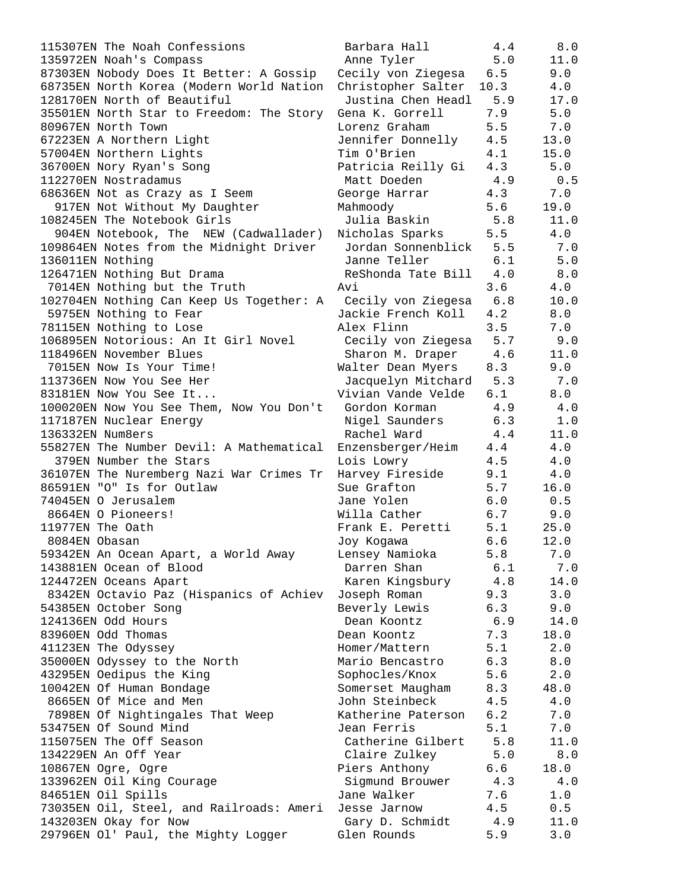```
115307EN The Noah Confessions            Barbara Hall        4.4      8.0
135972EN Noah's Compass                  Anne Tyler          5.0     11.0
87303EN Nobody Does It Better: A Gossip  Cecily von Ziegesa  6.5      9.0
68735EN North Korea (Modern World Nation Christopher Salter 10.3      4.0
128170EN North of Beautiful              Justina Chen Headl  5.9     17.0
35501EN North Star to Freedom: The Story Gena K. Gorrell     7.9      5.0
80967EN North Town                       Lorenz Graham       5.5      7.0
67223EN A Northern Light                 Jennifer Donnelly   4.5     13.0
57004EN Northern Lights                  Tim O'Brien         4.1     15.0
36700EN Nory Ryan's Song                 Patricia Reilly Gi  4.3      5.0
112270EN Nostradamus                     Matt Doeden         4.9      0.5
68636EN Not as Crazy as I Seem           George Harrar       4.3      7.0
  917EN Not Without My Daughter          Mahmoody            5.6     19.0
108245EN The Notebook Girls              Julia Baskin        5.8     11.0
  904EN Notebook, The  NEW (Cadwallader) Nicholas Sparks     5.5      4.0
109864EN Notes from the Midnight Driver  Jordan Sonnenblick  5.5      7.0
136011EN Nothing                         Janne Teller        6.1      5.0
126471EN Nothing But Drama               ReShonda Tate Bill  4.0      8.0
 7014EN Nothing but the Truth            Avi                 3.6      4.0
102704EN Nothing Can Keep Us Together: A Cecily von Ziegesa  6.8     10.0
 5975EN Nothing to Fear                  Jackie French Koll  4.2      8.0
78115EN Nothing to Lose                  Alex Flinn          3.5      7.0
106895EN Notorious: An It Girl Novel     Cecily von Ziegesa  5.7      9.0
118496EN November Blues                  Sharon M. Draper    4.6     11.0
 7015EN Now Is Your Time!                Walter Dean Myers   8.3      9.0
113736EN Now You See Her                 Jacquelyn Mitchard  5.3      7.0
83181EN Now You See It...                Vivian Vande Velde  6.1      8.0
100020EN Now You See Them, Now You Don't Gordon Korman       4.9      4.0
117187EN Nuclear Energy                  Nigel Saunders      6.3      1.0
136332EN Num8ers                         Rachel Ward         4.4     11.0
55827EN The Number Devil: A Mathematical Enzensberger/Heim   4.4      4.0
  379EN Number the Stars                 Lois Lowry          4.5      4.0
36107EN The Nuremberg Nazi War Crimes Tr Harvey Fireside     9.1      4.0
86591EN "O" Is for Outlaw                Sue Grafton         5.7     16.0
74045EN O Jerusalem                      Jane Yolen          6.0      0.5
 8664EN O Pioneers!                      Willa Cather        6.7      9.0
11977EN The Oath                         Frank E. Peretti    5.1     25.0
 8084EN Obasan                           Joy Kogawa          6.6     12.0
59342EN An Ocean Apart, a World Away     Lensey Namioka      5.8      7.0
143881EN Ocean of Blood                  Darren Shan         6.1      7.0
124472EN Oceans Apart                    Karen Kingsbury     4.8     14.0
 8342EN Octavio Paz (Hispanics of Achiev Joseph Roman        9.3      3.0
54385EN October Song                     Beverly Lewis       6.3      9.0
124136EN Odd Hours                       Dean Koontz         6.9     14.0
83960EN Odd Thomas                       Dean Koontz         7.3     18.0
41123EN The Odyssey                      Homer/Mattern       5.1      2.0
35000EN Odyssey to the North             Mario Bencastro     6.3      8.0
43295EN Oedipus the King                 Sophocles/Knox      5.6      2.0
10042EN Of Human Bondage                 Somerset Maugham    8.3     48.0
 8665EN Of Mice and Men                  John Steinbeck      4.5      4.0
 7898EN Of Nightingales That Weep        Katherine Paterson  6.2      7.0
53475EN Of Sound Mind                    Jean Ferris         5.1      7.0
115075EN The Off Season                  Catherine Gilbert   5.8     11.0
134229EN An Off Year                     Claire Zulkey       5.0      8.0
10867EN Ogre, Ogre                       Piers Anthony       6.6     18.0
133962EN Oil King Courage                Sigmund Brouwer     4.3      4.0
84651EN Oil Spills                       Jane Walker         7.6      1.0
73035EN Oil, Steel, and Railroads: Ameri Jesse Jarnow        4.5      0.5
143203EN Okay for Now                    Gary D. Schmidt     4.9     11.0
29796EN Ol' Paul, the Mighty Logger      Glen Rounds         5.9      3.0
```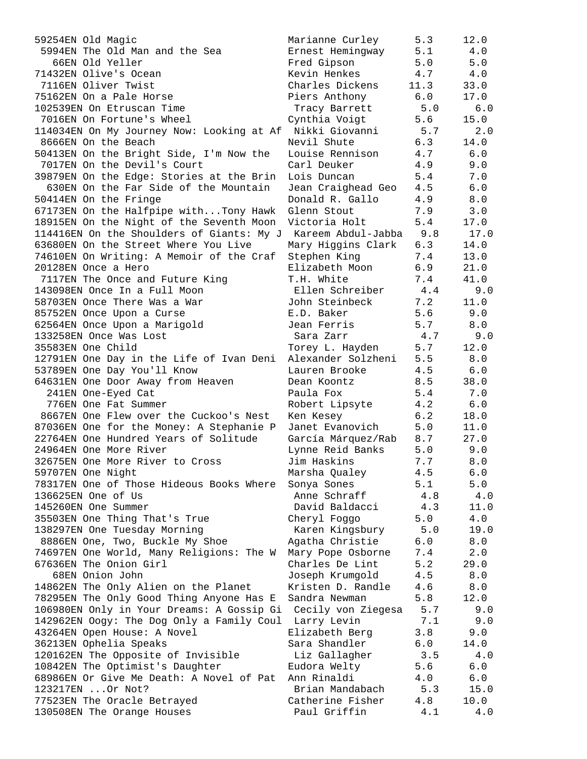| Quiz No. | Title | Author | Level | Points |
|---|---|---|---|---|
| 59254EN | Old Magic | Marianne Curley | 5.3 | 12.0 |
| 5994EN | The Old Man and the Sea | Ernest Hemingway | 5.1 | 4.0 |
| 66EN | Old Yeller | Fred Gipson | 5.0 | 5.0 |
| 71432EN | Olive's Ocean | Kevin Henkes | 4.7 | 4.0 |
| 7116EN | Oliver Twist | Charles Dickens | 11.3 | 33.0 |
| 75162EN | On a Pale Horse | Piers Anthony | 6.0 | 17.0 |
| 102539EN | On Etruscan Time | Tracy Barrett | 5.0 | 6.0 |
| 7016EN | On Fortune's Wheel | Cynthia Voigt | 5.6 | 15.0 |
| 114034EN | On My Journey Now: Looking at Af | Nikki Giovanni | 5.7 | 2.0 |
| 8666EN | On the Beach | Nevil Shute | 6.3 | 14.0 |
| 50413EN | On the Bright Side, I'm Now the | Louise Rennison | 4.7 | 6.0 |
| 7017EN | On the Devil's Court | Carl Deuker | 4.9 | 9.0 |
| 39879EN | On the Edge: Stories at the Brin | Lois Duncan | 5.4 | 7.0 |
| 630EN | On the Far Side of the Mountain | Jean Craighead Geo | 4.5 | 6.0 |
| 50414EN | On the Fringe | Donald R. Gallo | 4.9 | 8.0 |
| 67173EN | On the Halfpipe with...Tony Hawk | Glenn Stout | 7.9 | 3.0 |
| 18915EN | On the Night of the Seventh Moon | Victoria Holt | 5.4 | 17.0 |
| 114416EN | On the Shoulders of Giants: My J | Kareem Abdul-Jabba | 9.8 | 17.0 |
| 63680EN | On the Street Where You Live | Mary Higgins Clark | 6.3 | 14.0 |
| 74610EN | On Writing: A Memoir of the Craf | Stephen King | 7.4 | 13.0 |
| 20128EN | Once a Hero | Elizabeth Moon | 6.9 | 21.0 |
| 7117EN | The Once and Future King | T.H. White | 7.4 | 41.0 |
| 143098EN | Once In a Full Moon | Ellen Schreiber | 4.4 | 9.0 |
| 58703EN | Once There Was a War | John Steinbeck | 7.2 | 11.0 |
| 85752EN | Once Upon a Curse | E.D. Baker | 5.6 | 9.0 |
| 62564EN | Once Upon a Marigold | Jean Ferris | 5.7 | 8.0 |
| 133258EN | Once Was Lost | Sara Zarr | 4.7 | 9.0 |
| 35583EN | One Child | Torey L. Hayden | 5.7 | 12.0 |
| 12791EN | One Day in the Life of Ivan Deni | Alexander Solzheni | 5.5 | 8.0 |
| 53789EN | One Day You'll Know | Lauren Brooke | 4.5 | 6.0 |
| 64631EN | One Door Away from Heaven | Dean Koontz | 8.5 | 38.0 |
| 241EN | One-Eyed Cat | Paula Fox | 5.4 | 7.0 |
| 776EN | One Fat Summer | Robert Lipsyte | 4.2 | 6.0 |
| 8667EN | One Flew over the Cuckoo's Nest | Ken Kesey | 6.2 | 18.0 |
| 87036EN | One for the Money: A Stephanie P | Janet Evanovich | 5.0 | 11.0 |
| 22764EN | One Hundred Years of Solitude | García Márquez/Rab | 8.7 | 27.0 |
| 24964EN | One More River | Lynne Reid Banks | 5.0 | 9.0 |
| 32675EN | One More River to Cross | Jim Haskins | 7.7 | 8.0 |
| 59707EN | One Night | Marsha Qualey | 4.5 | 6.0 |
| 78317EN | One of Those Hideous Books Where | Sonya Sones | 5.1 | 5.0 |
| 136625EN | One of Us | Anne Schraff | 4.8 | 4.0 |
| 145260EN | One Summer | David Baldacci | 4.3 | 11.0 |
| 35503EN | One Thing That's True | Cheryl Foggo | 5.0 | 4.0 |
| 138297EN | One Tuesday Morning | Karen Kingsbury | 5.0 | 19.0 |
| 8886EN | One, Two, Buckle My Shoe | Agatha Christie | 6.0 | 8.0 |
| 74697EN | One World, Many Religions: The W | Mary Pope Osborne | 7.4 | 2.0 |
| 67636EN | The Onion Girl | Charles De Lint | 5.2 | 29.0 |
| 68EN | Onion John | Joseph Krumgold | 4.5 | 8.0 |
| 14862EN | The Only Alien on the Planet | Kristen D. Randle | 4.6 | 8.0 |
| 78295EN | The Only Good Thing Anyone Has E | Sandra Newman | 5.8 | 12.0 |
| 106980EN | Only in Your Dreams: A Gossip Gi | Cecily von Ziegesa | 5.7 | 9.0 |
| 142962EN | Oogy: The Dog Only a Family Coul | Larry Levin | 7.1 | 9.0 |
| 43264EN | Open House: A Novel | Elizabeth Berg | 3.8 | 9.0 |
| 36213EN | Ophelia Speaks | Sara Shandler | 6.0 | 14.0 |
| 120162EN | The Opposite of Invisible | Liz Gallagher | 3.5 | 4.0 |
| 10842EN | The Optimist's Daughter | Eudora Welty | 5.6 | 6.0 |
| 68986EN | Or Give Me Death: A Novel of Pat | Ann Rinaldi | 4.0 | 6.0 |
| 123217EN | ...Or Not? | Brian Mandabach | 5.3 | 15.0 |
| 77523EN | The Oracle Betrayed | Catherine Fisher | 4.8 | 10.0 |
| 130508EN | The Orange Houses | Paul Griffin | 4.1 | 4.0 |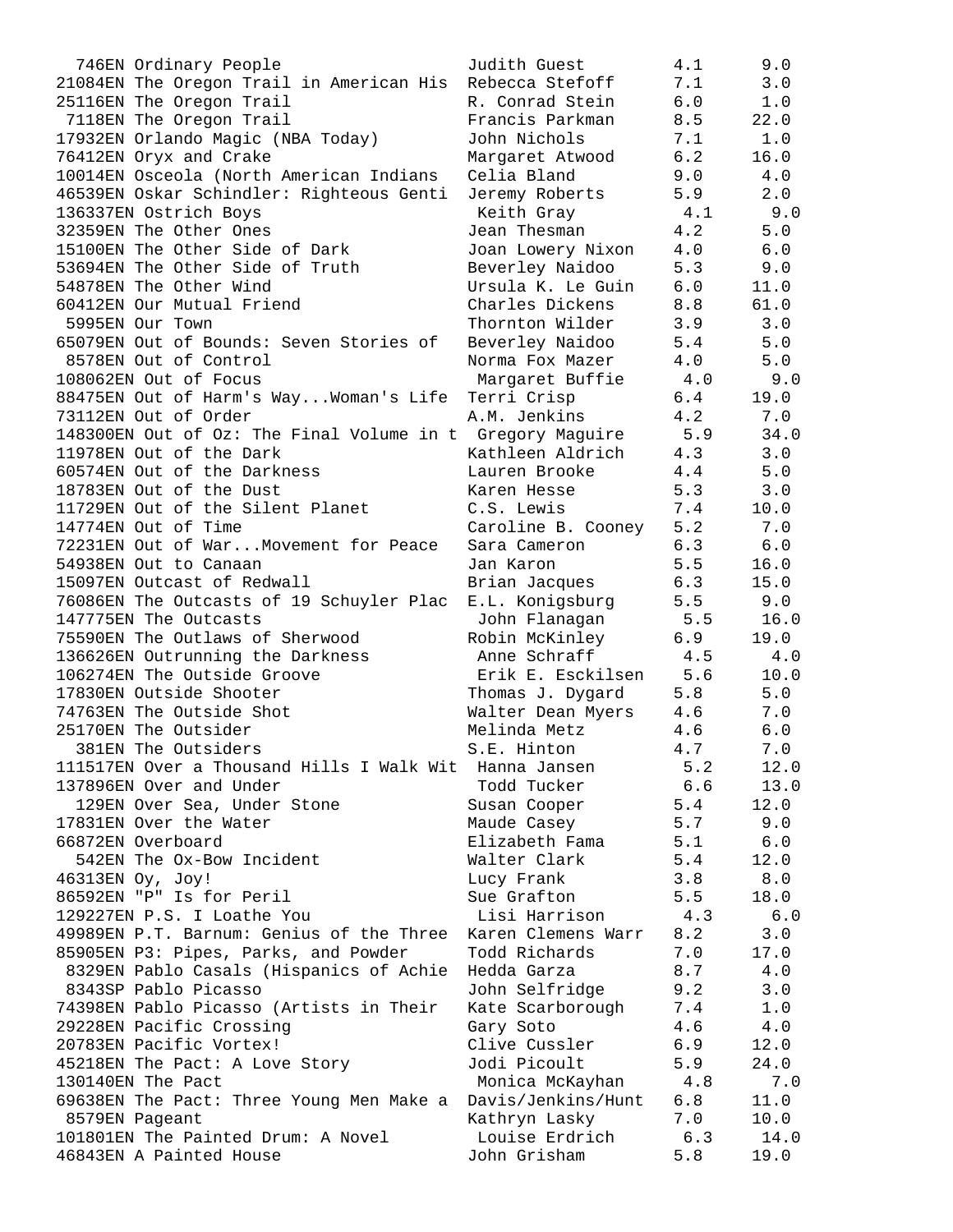| | | | |
|---|---|---|---|
| 746EN Ordinary People | Judith Guest | 4.1 | 9.0 |
| 21084EN The Oregon Trail in American His | Rebecca Stefoff | 7.1 | 3.0 |
| 25116EN The Oregon Trail | R. Conrad Stein | 6.0 | 1.0 |
| 7118EN The Oregon Trail | Francis Parkman | 8.5 | 22.0 |
| 17932EN Orlando Magic (NBA Today) | John Nichols | 7.1 | 1.0 |
| 76412EN Oryx and Crake | Margaret Atwood | 6.2 | 16.0 |
| 10014EN Osceola (North American Indians | Celia Bland | 9.0 | 4.0 |
| 46539EN Oskar Schindler: Righteous Genti | Jeremy Roberts | 5.9 | 2.0 |
| 136337EN Ostrich Boys | Keith Gray | 4.1 | 9.0 |
| 32359EN The Other Ones | Jean Thesman | 4.2 | 5.0 |
| 15100EN The Other Side of Dark | Joan Lowery Nixon | 4.0 | 6.0 |
| 53694EN The Other Side of Truth | Beverley Naidoo | 5.3 | 9.0 |
| 54878EN The Other Wind | Ursula K. Le Guin | 6.0 | 11.0 |
| 60412EN Our Mutual Friend | Charles Dickens | 8.8 | 61.0 |
| 5995EN Our Town | Thornton Wilder | 3.9 | 3.0 |
| 65079EN Out of Bounds: Seven Stories of | Beverley Naidoo | 5.4 | 5.0 |
| 8578EN Out of Control | Norma Fox Mazer | 4.0 | 5.0 |
| 108062EN Out of Focus | Margaret Buffie | 4.0 | 9.0 |
| 88475EN Out of Harm's Way...Woman's Life | Terri Crisp | 6.4 | 19.0 |
| 73112EN Out of Order | A.M. Jenkins | 4.2 | 7.0 |
| 148300EN Out of Oz: The Final Volume in t | Gregory Maguire | 5.9 | 34.0 |
| 11978EN Out of the Dark | Kathleen Aldrich | 4.3 | 3.0 |
| 60574EN Out of the Darkness | Lauren Brooke | 4.4 | 5.0 |
| 18783EN Out of the Dust | Karen Hesse | 5.3 | 3.0 |
| 11729EN Out of the Silent Planet | C.S. Lewis | 7.4 | 10.0 |
| 14774EN Out of Time | Caroline B. Cooney | 5.2 | 7.0 |
| 72231EN Out of War...Movement for Peace | Sara Cameron | 6.3 | 6.0 |
| 54938EN Out to Canaan | Jan Karon | 5.5 | 16.0 |
| 15097EN Outcast of Redwall | Brian Jacques | 6.3 | 15.0 |
| 76086EN The Outcasts of 19 Schuyler Plac | E.L. Konigsburg | 5.5 | 9.0 |
| 147775EN The Outcasts | John Flanagan | 5.5 | 16.0 |
| 75590EN The Outlaws of Sherwood | Robin McKinley | 6.9 | 19.0 |
| 136626EN Outrunning the Darkness | Anne Schraff | 4.5 | 4.0 |
| 106274EN The Outside Groove | Erik E. Esckilsen | 5.6 | 10.0 |
| 17830EN Outside Shooter | Thomas J. Dygard | 5.8 | 5.0 |
| 74763EN The Outside Shot | Walter Dean Myers | 4.6 | 7.0 |
| 25170EN The Outsider | Melinda Metz | 4.6 | 6.0 |
| 381EN The Outsiders | S.E. Hinton | 4.7 | 7.0 |
| 111517EN Over a Thousand Hills I Walk Wit | Hanna Jansen | 5.2 | 12.0 |
| 137896EN Over and Under | Todd Tucker | 6.6 | 13.0 |
| 129EN Over Sea, Under Stone | Susan Cooper | 5.4 | 12.0 |
| 17831EN Over the Water | Maude Casey | 5.7 | 9.0 |
| 66872EN Overboard | Elizabeth Fama | 5.1 | 6.0 |
| 542EN The Ox-Bow Incident | Walter Clark | 5.4 | 12.0 |
| 46313EN Oy, Joy! | Lucy Frank | 3.8 | 8.0 |
| 86592EN "P" Is for Peril | Sue Grafton | 5.5 | 18.0 |
| 129227EN P.S. I Loathe You | Lisi Harrison | 4.3 | 6.0 |
| 49989EN P.T. Barnum: Genius of the Three | Karen Clemens Warr | 8.2 | 3.0 |
| 85905EN P3: Pipes, Parks, and Powder | Todd Richards | 7.0 | 17.0 |
| 8329EN Pablo Casals (Hispanics of Achie | Hedda Garza | 8.7 | 4.0 |
| 8343SP Pablo Picasso | John Selfridge | 9.2 | 3.0 |
| 74398EN Pablo Picasso (Artists in Their | Kate Scarborough | 7.4 | 1.0 |
| 29228EN Pacific Crossing | Gary Soto | 4.6 | 4.0 |
| 20783EN Pacific Vortex! | Clive Cussler | 6.9 | 12.0 |
| 45218EN The Pact: A Love Story | Jodi Picoult | 5.9 | 24.0 |
| 130140EN The Pact | Monica McKayhan | 4.8 | 7.0 |
| 69638EN The Pact: Three Young Men Make a | Davis/Jenkins/Hunt | 6.8 | 11.0 |
| 8579EN Pageant | Kathryn Lasky | 7.0 | 10.0 |
| 101801EN The Painted Drum: A Novel | Louise Erdrich | 6.3 | 14.0 |
| 46843EN A Painted House | John Grisham | 5.8 | 19.0 |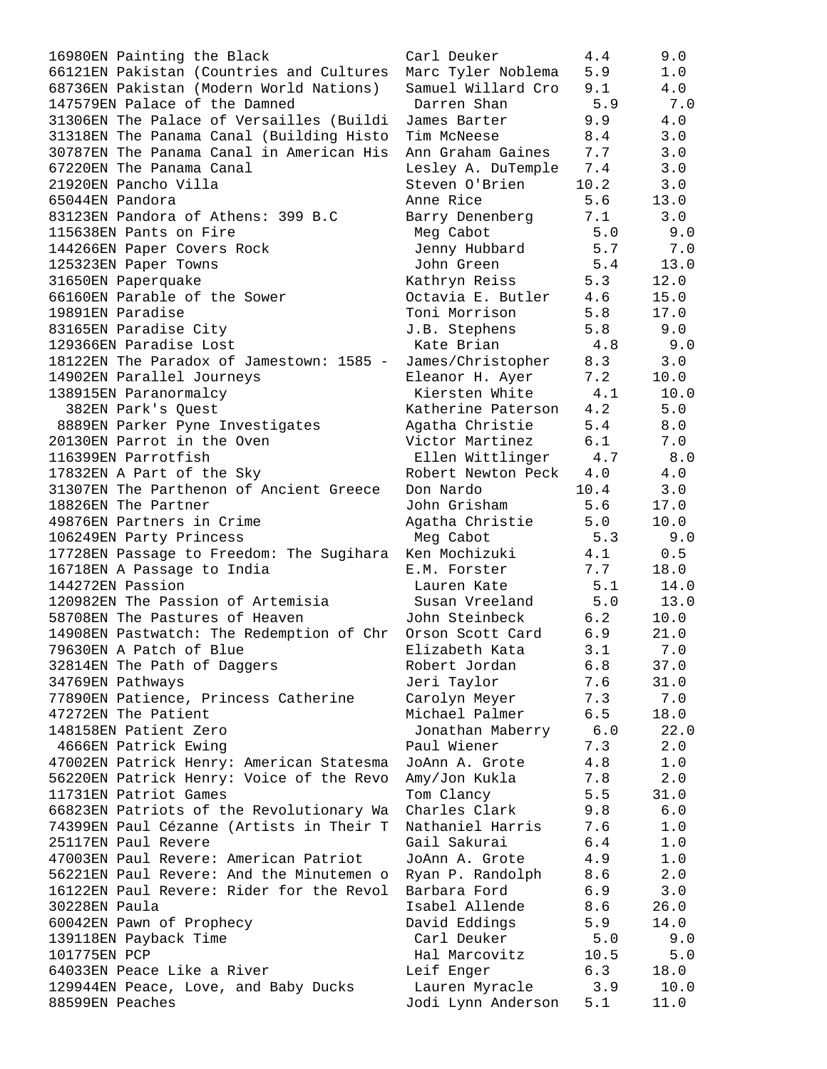| | | | |
|---|---|---|---|
| 16980EN Painting the Black | Carl Deuker | 4.4 | 9.0 |
| 66121EN Pakistan (Countries and Cultures | Marc Tyler Noblema | 5.9 | 1.0 |
| 68736EN Pakistan (Modern World Nations) | Samuel Willard Cro | 9.1 | 4.0 |
| 147579EN Palace of the Damned | Darren Shan | 5.9 | 7.0 |
| 31306EN The Palace of Versailles (Buildi | James Barter | 9.9 | 4.0 |
| 31318EN The Panama Canal (Building Histo | Tim McNeese | 8.4 | 3.0 |
| 30787EN The Panama Canal in American His | Ann Graham Gaines | 7.7 | 3.0 |
| 67220EN The Panama Canal | Lesley A. DuTemple | 7.4 | 3.0 |
| 21920EN Pancho Villa | Steven O'Brien | 10.2 | 3.0 |
| 65044EN Pandora | Anne Rice | 5.6 | 13.0 |
| 83123EN Pandora of Athens: 399 B.C | Barry Denenberg | 7.1 | 3.0 |
| 115638EN Pants on Fire | Meg Cabot | 5.0 | 9.0 |
| 144266EN Paper Covers Rock | Jenny Hubbard | 5.7 | 7.0 |
| 125323EN Paper Towns | John Green | 5.4 | 13.0 |
| 31650EN Paperquake | Kathryn Reiss | 5.3 | 12.0 |
| 66160EN Parable of the Sower | Octavia E. Butler | 4.6 | 15.0 |
| 19891EN Paradise | Toni Morrison | 5.8 | 17.0 |
| 83165EN Paradise City | J.B. Stephens | 5.8 | 9.0 |
| 129366EN Paradise Lost | Kate Brian | 4.8 | 9.0 |
| 18122EN The Paradox of Jamestown: 1585 - | James/Christopher | 8.3 | 3.0 |
| 14902EN Parallel Journeys | Eleanor H. Ayer | 7.2 | 10.0 |
| 138915EN Paranormalcy | Kiersten White | 4.1 | 10.0 |
| 382EN Park's Quest | Katherine Paterson | 4.2 | 5.0 |
| 8889EN Parker Pyne Investigates | Agatha Christie | 5.4 | 8.0 |
| 20130EN Parrot in the Oven | Victor Martinez | 6.1 | 7.0 |
| 116399EN Parrotfish | Ellen Wittlinger | 4.7 | 8.0 |
| 17832EN A Part of the Sky | Robert Newton Peck | 4.0 | 4.0 |
| 31307EN The Parthenon of Ancient Greece | Don Nardo | 10.4 | 3.0 |
| 18826EN The Partner | John Grisham | 5.6 | 17.0 |
| 49876EN Partners in Crime | Agatha Christie | 5.0 | 10.0 |
| 106249EN Party Princess | Meg Cabot | 5.3 | 9.0 |
| 17728EN Passage to Freedom: The Sugihara | Ken Mochizuki | 4.1 | 0.5 |
| 16718EN A Passage to India | E.M. Forster | 7.7 | 18.0 |
| 144272EN Passion | Lauren Kate | 5.1 | 14.0 |
| 120982EN The Passion of Artemisia | Susan Vreeland | 5.0 | 13.0 |
| 58708EN The Pastures of Heaven | John Steinbeck | 6.2 | 10.0 |
| 14908EN Pastwatch: The Redemption of Chr | Orson Scott Card | 6.9 | 21.0 |
| 79630EN A Patch of Blue | Elizabeth Kata | 3.1 | 7.0 |
| 32814EN The Path of Daggers | Robert Jordan | 6.8 | 37.0 |
| 34769EN Pathways | Jeri Taylor | 7.6 | 31.0 |
| 77890EN Patience, Princess Catherine | Carolyn Meyer | 7.3 | 7.0 |
| 47272EN The Patient | Michael Palmer | 6.5 | 18.0 |
| 148158EN Patient Zero | Jonathan Maberry | 6.0 | 22.0 |
| 4666EN Patrick Ewing | Paul Wiener | 7.3 | 2.0 |
| 47002EN Patrick Henry: American Statesma | JoAnn A. Grote | 4.8 | 1.0 |
| 56220EN Patrick Henry: Voice of the Revo | Amy/Jon Kukla | 7.8 | 2.0 |
| 11731EN Patriot Games | Tom Clancy | 5.5 | 31.0 |
| 66823EN Patriots of the Revolutionary Wa | Charles Clark | 9.8 | 6.0 |
| 74399EN Paul Cézanne (Artists in Their T | Nathaniel Harris | 7.6 | 1.0 |
| 25117EN Paul Revere | Gail Sakurai | 6.4 | 1.0 |
| 47003EN Paul Revere: American Patriot | JoAnn A. Grote | 4.9 | 1.0 |
| 56221EN Paul Revere: And the Minutemen o | Ryan P. Randolph | 8.6 | 2.0 |
| 16122EN Paul Revere: Rider for the Revol | Barbara Ford | 6.9 | 3.0 |
| 30228EN Paula | Isabel Allende | 8.6 | 26.0 |
| 60042EN Pawn of Prophecy | David Eddings | 5.9 | 14.0 |
| 139118EN Payback Time | Carl Deuker | 5.0 | 9.0 |
| 101775EN PCP | Hal Marcovitz | 10.5 | 5.0 |
| 64033EN Peace Like a River | Leif Enger | 6.3 | 18.0 |
| 129944EN Peace, Love, and Baby Ducks | Lauren Myracle | 3.9 | 10.0 |
| 88599EN Peaches | Jodi Lynn Anderson | 5.1 | 11.0 |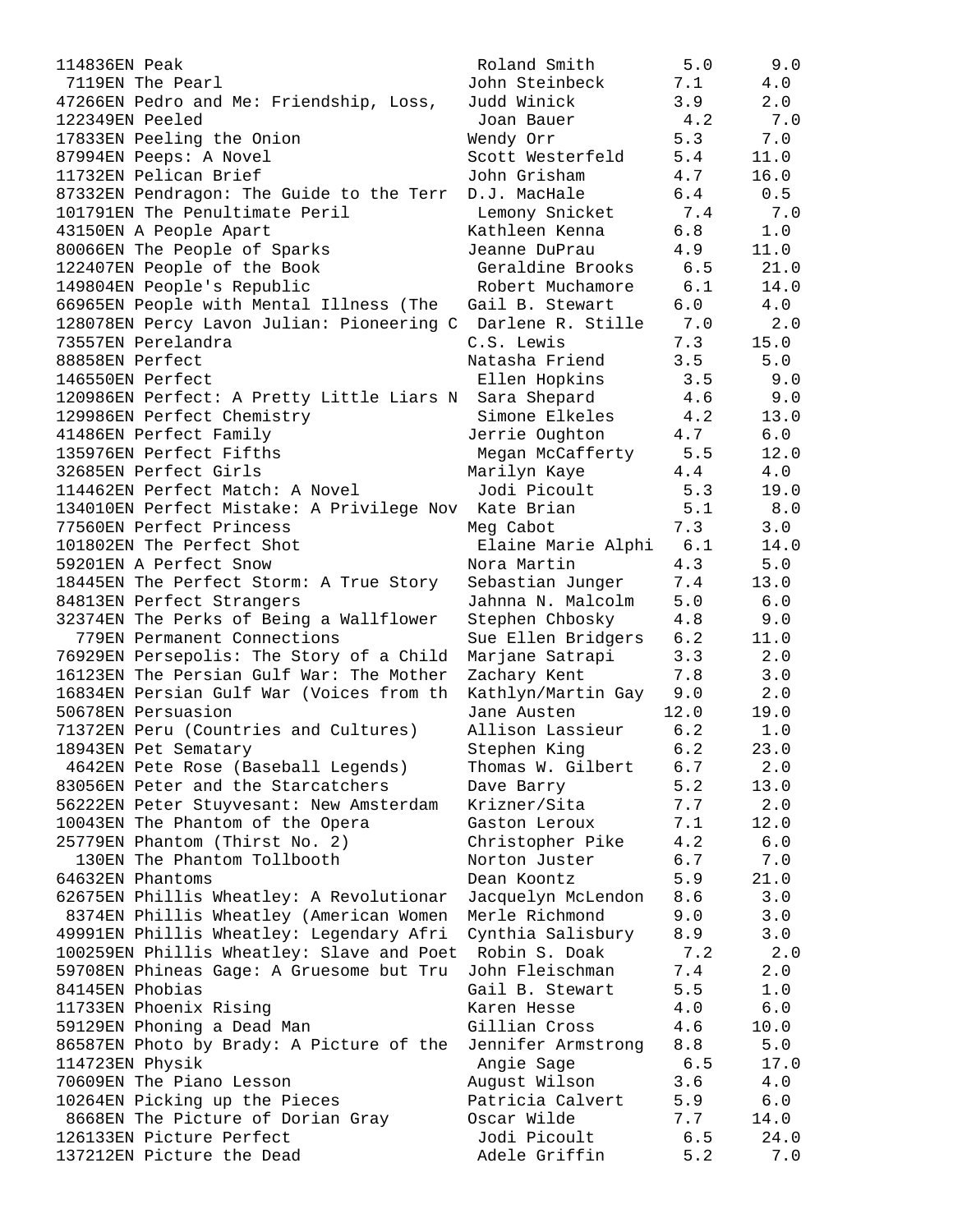```
114836EN Peak                            Roland Smith        5.0      9.0
 7119EN The Pearl                       John Steinbeck      7.1     4.0
47266EN Pedro and Me: Friendship, Loss,  Judd Winick         3.9     2.0
122349EN Peeled                          Joan Bauer          4.2      7.0
17833EN Peeling the Onion               Wendy Orr           5.3     7.0
87994EN Peeps: A Novel                  Scott Westerfeld    5.4    11.0
11732EN Pelican Brief                   John Grisham        4.7    16.0
87332EN Pendragon: The Guide to the Terr D.J. MacHale        6.4     0.5
101791EN The Penultimate Peril           Lemony Snicket      7.4      7.0
43150EN A People Apart                  Kathleen Kenna      6.8     1.0
80066EN The People of Sparks            Jeanne DuPrau       4.9    11.0
122407EN People of the Book              Geraldine Brooks    6.5     21.0
149804EN People's Republic               Robert Muchamore    6.1     14.0
66965EN People with Mental Illness (The  Gail B. Stewart     6.0     4.0
128078EN Percy Lavon Julian: Pioneering C Darlene R. Stille   7.0      2.0
73557EN Perelandra                      C.S. Lewis          7.3    15.0
88858EN Perfect                         Natasha Friend      3.5     5.0
146550EN Perfect                         Ellen Hopkins       3.5      9.0
120986EN Perfect: A Pretty Little Liars N Sara Shepard        4.6      9.0
129986EN Perfect Chemistry               Simone Elkeles      4.2     13.0
41486EN Perfect Family                  Jerrie Oughton      4.7     6.0
135976EN Perfect Fifths                  Megan McCafferty    5.5     12.0
32685EN Perfect Girls                   Marilyn Kaye        4.4     4.0
114462EN Perfect Match: A Novel          Jodi Picoult        5.3     19.0
134010EN Perfect Mistake: A Privilege Nov Kate Brian          5.1      8.0
77560EN Perfect Princess                Meg Cabot           7.3     3.0
101802EN The Perfect Shot                Elaine Marie Alphi  6.1     14.0
59201EN A Perfect Snow                  Nora Martin         4.3     5.0
18445EN The Perfect Storm: A True Story  Sebastian Junger    7.4    13.0
84813EN Perfect Strangers               Jahnna N. Malcolm   5.0     6.0
32374EN The Perks of Being a Wallflower  Stephen Chbosky     4.8     9.0
  779EN Permanent Connections           Sue Ellen Bridgers  6.2    11.0
76929EN Persepolis: The Story of a Child Marjane Satrapi     3.3     2.0
16123EN The Persian Gulf War: The Mother Zachary Kent        7.8     3.0
16834EN Persian Gulf War (Voices from th Kathlyn/Martin Gay  9.0     2.0
50678EN Persuasion                      Jane Austen        12.0    19.0
71372EN Peru (Countries and Cultures)   Allison Lassieur    6.2     1.0
18943EN Pet Sematary                    Stephen King        6.2    23.0
 4642EN Pete Rose (Baseball Legends)    Thomas W. Gilbert   6.7     2.0
83056EN Peter and the Starcatchers      Dave Barry          5.2    13.0
56222EN Peter Stuyvesant: New Amsterdam Krizner/Sita        7.7     2.0
10043EN The Phantom of the Opera        Gaston Leroux       7.1    12.0
25779EN Phantom (Thirst No. 2)          Christopher Pike    4.2     6.0
  130EN The Phantom Tollbooth           Norton Juster       6.7     7.0
64632EN Phantoms                        Dean Koontz         5.9    21.0
62675EN Phillis Wheatley: A Revolutionar Jacquelyn McLendon  8.6     3.0
 8374EN Phillis Wheatley (American Women Merle Richmond      9.0     3.0
49991EN Phillis Wheatley: Legendary Afri Cynthia Salisbury   8.9     3.0
100259EN Phillis Wheatley: Slave and Poet Robin S. Doak       7.2      2.0
59708EN Phineas Gage: A Gruesome but Tru John Fleischman     7.4     2.0
84145EN Phobias                         Gail B. Stewart     5.5     1.0
11733EN Phoenix Rising                  Karen Hesse         4.0     6.0
59129EN Phoning a Dead Man              Gillian Cross       4.6    10.0
86587EN Photo by Brady: A Picture of the Jennifer Armstrong  8.8     5.0
114723EN Physik                          Angie Sage          6.5     17.0
70609EN The Piano Lesson                August Wilson       3.6     4.0
10264EN Picking up the Pieces           Patricia Calvert    5.9     6.0
 8668EN The Picture of Dorian Gray      Oscar Wilde         7.7    14.0
126133EN Picture Perfect                 Jodi Picoult        6.5     24.0
137212EN Picture the Dead                Adele Griffin       5.2      7.0
```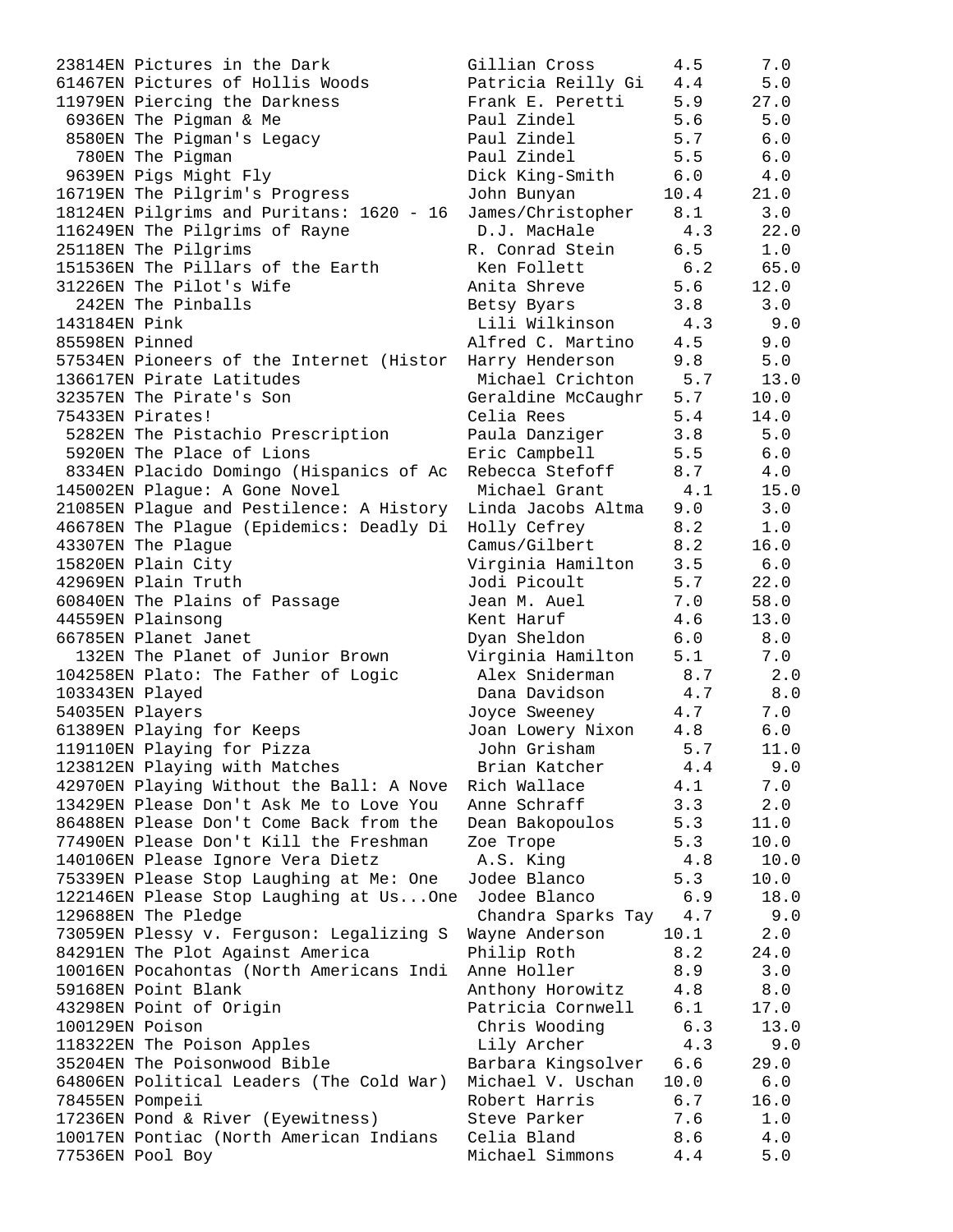```
23814EN Pictures in the Dark             Gillian Cross       4.5      7.0
61467EN Pictures of Hollis Woods         Patricia Reilly Gi  4.4      5.0
11979EN Piercing the Darkness            Frank E. Peretti    5.9     27.0
 6936EN The Pigman & Me                  Paul Zindel         5.6      5.0
 8580EN The Pigman's Legacy              Paul Zindel         5.7      6.0
  780EN The Pigman                       Paul Zindel         5.5      6.0
 9639EN Pigs Might Fly                   Dick King-Smith     6.0      4.0
16719EN The Pilgrim's Progress           John Bunyan        10.4     21.0
18124EN Pilgrims and Puritans: 1620 - 16  James/Christopher   8.1      3.0
116249EN The Pilgrims of Rayne            D.J. MacHale        4.3     22.0
25118EN The Pilgrims                     R. Conrad Stein     6.5      1.0
151536EN The Pillars of the Earth         Ken Follett         6.2     65.0
31226EN The Pilot's Wife                 Anita Shreve        5.6     12.0
  242EN The Pinballs                     Betsy Byars         3.8      3.0
143184EN Pink                             Lili Wilkinson      4.3      9.0
85598EN Pinned                           Alfred C. Martino   4.5      9.0
57534EN Pioneers of the Internet (Histor  Harry Henderson     9.8      5.0
136617EN Pirate Latitudes                 Michael Crichton    5.7     13.0
32357EN The Pirate's Son                 Geraldine McCaughr  5.7     10.0
75433EN Pirates!                         Celia Rees          5.4     14.0
 5282EN The Pistachio Prescription       Paula Danziger      3.8      5.0
 5920EN The Place of Lions               Eric Campbell       5.5      6.0
 8334EN Placido Domingo (Hispanics of Ac  Rebecca Stefoff     8.7      4.0
145002EN Plague: A Gone Novel             Michael Grant       4.1     15.0
21085EN Plague and Pestilence: A History  Linda Jacobs Altma  9.0      3.0
46678EN The Plague (Epidemics: Deadly Di  Holly Cefrey        8.2      1.0
43307EN The Plague                       Camus/Gilbert       8.2     16.0
15820EN Plain City                       Virginia Hamilton   3.5      6.0
42969EN Plain Truth                      Jodi Picoult        5.7     22.0
60840EN The Plains of Passage            Jean M. Auel        7.0     58.0
44559EN Plainsong                        Kent Haruf          4.6     13.0
66785EN Planet Janet                     Dyan Sheldon        6.0      8.0
  132EN The Planet of Junior Brown       Virginia Hamilton   5.1      7.0
104258EN Plato: The Father of Logic       Alex Sniderman      8.7      2.0
103343EN Played                           Dana Davidson       4.7      8.0
54035EN Players                          Joyce Sweeney       4.7      7.0
61389EN Playing for Keeps                Joan Lowery Nixon   4.8      6.0
119110EN Playing for Pizza                John Grisham        5.7     11.0
123812EN Playing with Matches             Brian Katcher       4.4      9.0
42970EN Playing Without the Ball: A Nove  Rich Wallace        4.1      7.0
13429EN Please Don't Ask Me to Love You   Anne Schraff        3.3      2.0
86488EN Please Don't Come Back from the   Dean Bakopoulos     5.3     11.0
77490EN Please Don't Kill the Freshman    Zoe Trope           5.3     10.0
140106EN Please Ignore Vera Dietz         A.S. King           4.8     10.0
75339EN Please Stop Laughing at Me: One   Jodee Blanco        5.3     10.0
122146EN Please Stop Laughing at Us...One  Jodee Blanco       6.9     18.0
129688EN The Pledge                       Chandra Sparks Tay  4.7      9.0
73059EN Plessy v. Ferguson: Legalizing S  Wayne Anderson     10.1      2.0
84291EN The Plot Against America         Philip Roth         8.2     24.0
10016EN Pocahontas (North Americans Indi  Anne Holler         8.9      3.0
59168EN Point Blank                      Anthony Horowitz    4.8      8.0
43298EN Point of Origin                  Patricia Cornwell   6.1     17.0
100129EN Poison                           Chris Wooding       6.3     13.0
118322EN The Poison Apples                Lily Archer         4.3      9.0
35204EN The Poisonwood Bible             Barbara Kingsolver  6.6     29.0
64806EN Political Leaders (The Cold War)  Michael V. Uschan  10.0      6.0
78455EN Pompeii                          Robert Harris       6.7     16.0
17236EN Pond & River (Eyewitness)        Steve Parker        7.6      1.0
10017EN Pontiac (North American Indians   Celia Bland         8.6      4.0
77536EN Pool Boy                         Michael Simmons     4.4      5.0
```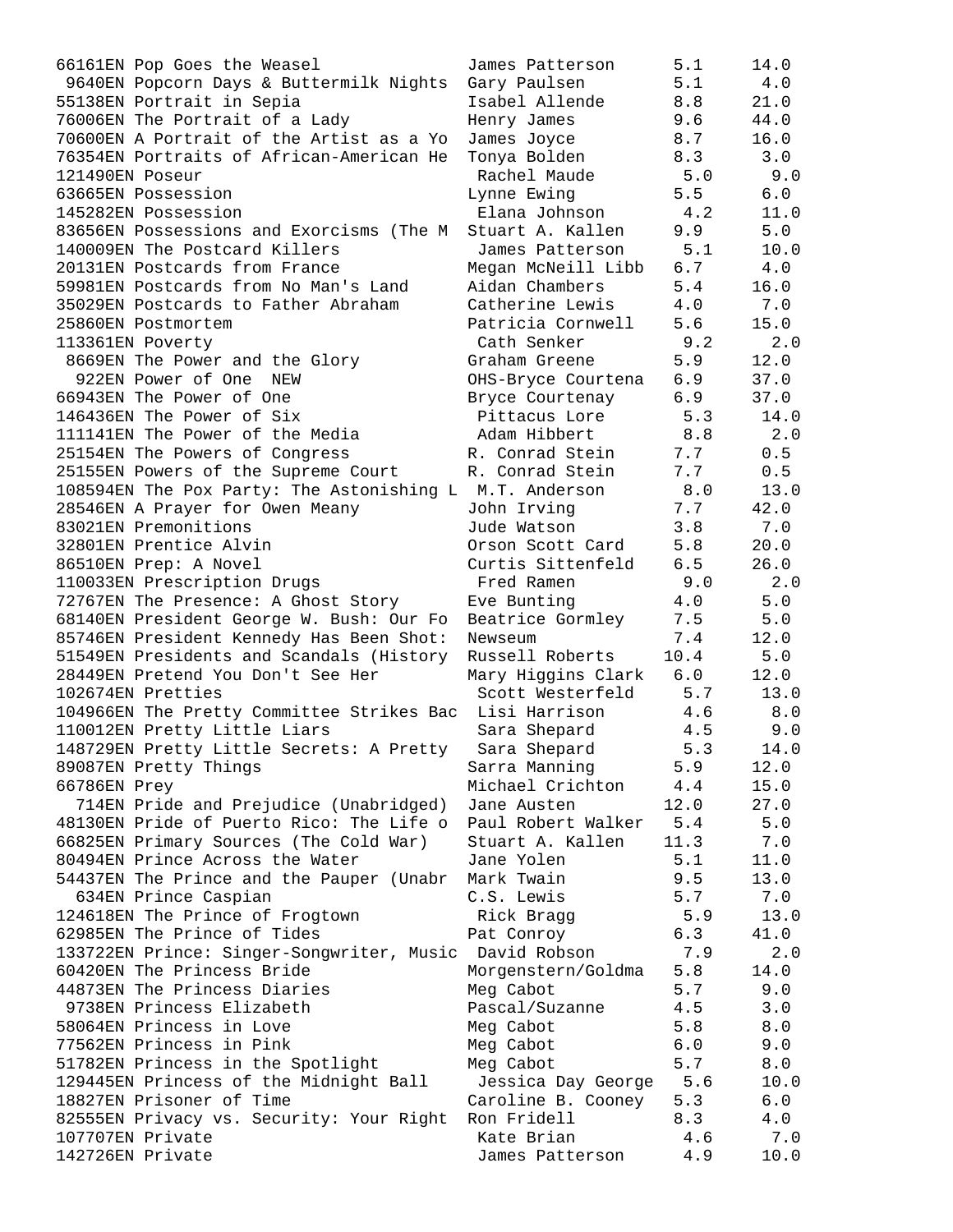```
66161EN Pop Goes the Weasel              James Patterson     5.1     14.0
 9640EN Popcorn Days & Buttermilk Nights  Gary Paulsen        5.1      4.0
55138EN Portrait in Sepia               Isabel Allende      8.8     21.0
76006EN The Portrait of a Lady          Henry James         9.6     44.0
70600EN A Portrait of the Artist as a Yo  James Joyce         8.7     16.0
76354EN Portraits of African-American He  Tonya Bolden        8.3      3.0
121490EN Poseur                          Rachel Maude        5.0      9.0
63665EN Possession                      Lynne Ewing         5.5      6.0
145282EN Possession                      Elana Johnson       4.2     11.0
83656EN Possessions and Exorcisms (The M  Stuart A. Kallen    9.9      5.0
140009EN The Postcard Killers             James Patterson     5.1     10.0
20131EN Postcards from France           Megan McNeill Libb  6.7      4.0
59981EN Postcards from No Man's Land     Aidan Chambers      5.4     16.0
35029EN Postcards to Father Abraham     Catherine Lewis     4.0      7.0
25860EN Postmortem                      Patricia Cornwell   5.6     15.0
113361EN Poverty                         Cath Senker         9.2      2.0
 8669EN The Power and the Glory         Graham Greene       5.9     12.0
  922EN Power of One  NEW               OHS-Bryce Courtena  6.9     37.0
66943EN The Power of One                Bryce Courtenay     6.9     37.0
146436EN The Power of Six                Pittacus Lore       5.3     14.0
111141EN The Power of the Media          Adam Hibbert        8.8      2.0
25154EN The Powers of Congress          R. Conrad Stein     7.7      0.5
25155EN Powers of the Supreme Court     R. Conrad Stein     7.7      0.5
108594EN The Pox Party: The Astonishing L  M.T. Anderson       8.0     13.0
28546EN A Prayer for Owen Meany         John Irving         7.7     42.0
83021EN Premonitions                    Jude Watson         3.8      7.0
32801EN Prentice Alvin                  Orson Scott Card    5.8     20.0
86510EN Prep: A Novel                   Curtis Sittenfeld   6.5     26.0
110033EN Prescription Drugs              Fred Ramen          9.0      2.0
72767EN The Presence: A Ghost Story     Eve Bunting         4.0      5.0
68140EN President George W. Bush: Our Fo  Beatrice Gormley    7.5      5.0
85746EN President Kennedy Has Been Shot:  Newseum             7.4     12.0
51549EN Presidents and Scandals (History  Russell Roberts    10.4      5.0
28449EN Pretend You Don't See Her       Mary Higgins Clark  6.0     12.0
102674EN Pretties                        Scott Westerfeld    5.7     13.0
104966EN The Pretty Committee Strikes Bac  Lisi Harrison       4.6      8.0
110012EN Pretty Little Liars             Sara Shepard        4.5      9.0
148729EN Pretty Little Secrets: A Pretty  Sara Shepard        5.3     14.0
89087EN Pretty Things                   Sarra Manning       5.9     12.0
66786EN Prey                            Michael Crichton    4.4     15.0
  714EN Pride and Prejudice (Unabridged)  Jane Austen        12.0     27.0
48130EN Pride of Puerto Rico: The Life o  Paul Robert Walker  5.4      5.0
66825EN Primary Sources (The Cold War)   Stuart A. Kallen   11.3      7.0
80494EN Prince Across the Water         Jane Yolen          5.1     11.0
54437EN The Prince and the Pauper (Unabr  Mark Twain          9.5     13.0
  634EN Prince Caspian                  C.S. Lewis          5.7      7.0
124618EN The Prince of Frogtown          Rick Bragg          5.9     13.0
62985EN The Prince of Tides             Pat Conroy          6.3     41.0
133722EN Prince: Singer-Songwriter, Music  David Robson        7.9      2.0
60420EN The Princess Bride              Morgenstern/Goldma  5.8     14.0
44873EN The Princess Diaries            Meg Cabot           5.7      9.0
 9738EN Princess Elizabeth              Pascal/Suzanne      4.5      3.0
58064EN Princess in Love                Meg Cabot           5.8      8.0
77562EN Princess in Pink                Meg Cabot           6.0      9.0
51782EN Princess in the Spotlight       Meg Cabot           5.7      8.0
129445EN Princess of the Midnight Ball   Jessica Day George  5.6     10.0
18827EN Prisoner of Time                Caroline B. Cooney  5.3      6.0
82555EN Privacy vs. Security: Your Right  Ron Fridell         8.3      4.0
107707EN Private                         Kate Brian          4.6      7.0
142726EN Private                         James Patterson     4.9     10.0
```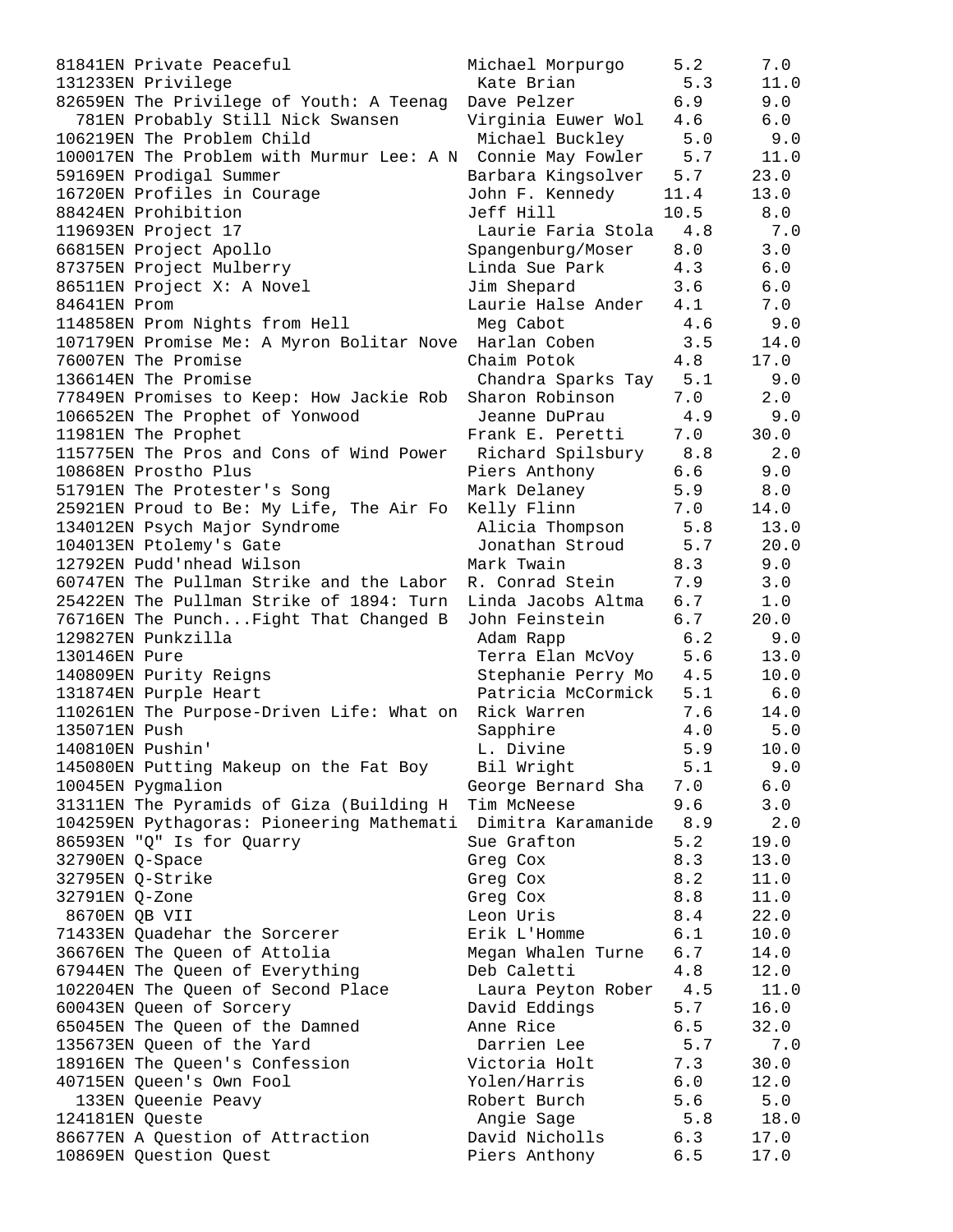```
81841EN Private Peaceful                 Michael Morpurgo     5.2      7.0
131233EN Privilege                        Kate Brian           5.3     11.0
82659EN The Privilege of Youth: A Teenag  Dave Pelzer          6.9      9.0
  781EN Probably Still Nick Swansen      Virginia Euwer Wol   4.6      6.0
106219EN The Problem Child                Michael Buckley      5.0      9.0
100017EN The Problem with Murmur Lee: A N  Connie May Fowler    5.7     11.0
59169EN Prodigal Summer                  Barbara Kingsolver   5.7     23.0
16720EN Profiles in Courage              John F. Kennedy     11.4     13.0
88424EN Prohibition                      Jeff Hill           10.5      8.0
119693EN Project 17                       Laurie Faria Stola   4.8      7.0
66815EN Project Apollo                   Spangenburg/Moser    8.0      3.0
87375EN Project Mulberry                 Linda Sue Park       4.3      6.0
86511EN Project X: A Novel               Jim Shepard          3.6      6.0
84641EN Prom                             Laurie Halse Ander   4.1      7.0
114858EN Prom Nights from Hell            Meg Cabot            4.6      9.0
107179EN Promise Me: A Myron Bolitar Nove  Harlan Coben         3.5     14.0
76007EN The Promise                      Chaim Potok          4.8     17.0
136614EN The Promise                      Chandra Sparks Tay   5.1      9.0
77849EN Promises to Keep: How Jackie Rob  Sharon Robinson      7.0      2.0
106652EN The Prophet of Yonwood           Jeanne DuPrau        4.9      9.0
11981EN The Prophet                      Frank E. Peretti     7.0     30.0
115775EN The Pros and Cons of Wind Power  Richard Spilsbury    8.8      2.0
10868EN Prostho Plus                     Piers Anthony        6.6      9.0
51791EN The Protester's Song             Mark Delaney         5.9      8.0
25921EN Proud to Be: My Life, The Air Fo  Kelly Flinn          7.0     14.0
134012EN Psych Major Syndrome             Alicia Thompson      5.8     13.0
104013EN Ptolemy's Gate                   Jonathan Stroud      5.7     20.0
12792EN Pudd'nhead Wilson                Mark Twain           8.3      9.0
60747EN The Pullman Strike and the Labor  R. Conrad Stein      7.9      3.0
25422EN The Pullman Strike of 1894: Turn  Linda Jacobs Altma   6.7      1.0
76716EN The Punch...Fight That Changed B  John Feinstein       6.7     20.0
129827EN Punkzilla                        Adam Rapp            6.2      9.0
130146EN Pure                             Terra Elan McVoy     5.6     13.0
140809EN Purity Reigns                    Stephanie Perry Mo   4.5     10.0
131874EN Purple Heart                     Patricia McCormick   5.1      6.0
110261EN The Purpose-Driven Life: What on  Rick Warren          7.6     14.0
135071EN Push                             Sapphire             4.0      5.0
140810EN Pushin'                          L. Divine            5.9     10.0
145080EN Putting Makeup on the Fat Boy    Bil Wright           5.1      9.0
10045EN Pygmalion                        George Bernard Sha   7.0      6.0
31311EN The Pyramids of Giza (Building H  Tim McNeese          9.6      3.0
104259EN Pythagoras: Pioneering Mathemati  Dimitra Karamanide   8.9      2.0
86593EN "Q" Is for Quarry                Sue Grafton          5.2     19.0
32790EN Q-Space                          Greg Cox             8.3     13.0
32795EN Q-Strike                         Greg Cox             8.2     11.0
32791EN Q-Zone                           Greg Cox             8.8     11.0
 8670EN QB VII                           Leon Uris            8.4     22.0
71433EN Quadehar the Sorcerer            Erik L'Homme         6.1     10.0
36676EN The Queen of Attolia             Megan Whalen Turne   6.7     14.0
67944EN The Queen of Everything          Deb Caletti          4.8     12.0
102204EN The Queen of Second Place        Laura Peyton Rober   4.5     11.0
60043EN Queen of Sorcery                 David Eddings        5.7     16.0
65045EN The Queen of the Damned          Anne Rice            6.5     32.0
135673EN Queen of the Yard                Darrien Lee          5.7      7.0
18916EN The Queen's Confession           Victoria Holt        7.3     30.0
40715EN Queen's Own Fool                 Yolen/Harris         6.0     12.0
  133EN Queenie Peavy                    Robert Burch         5.6      5.0
124181EN Queste                           Angie Sage           5.8     18.0
86677EN A Question of Attraction         David Nicholls       6.3     17.0
10869EN Question Quest                   Piers Anthony        6.5     17.0
```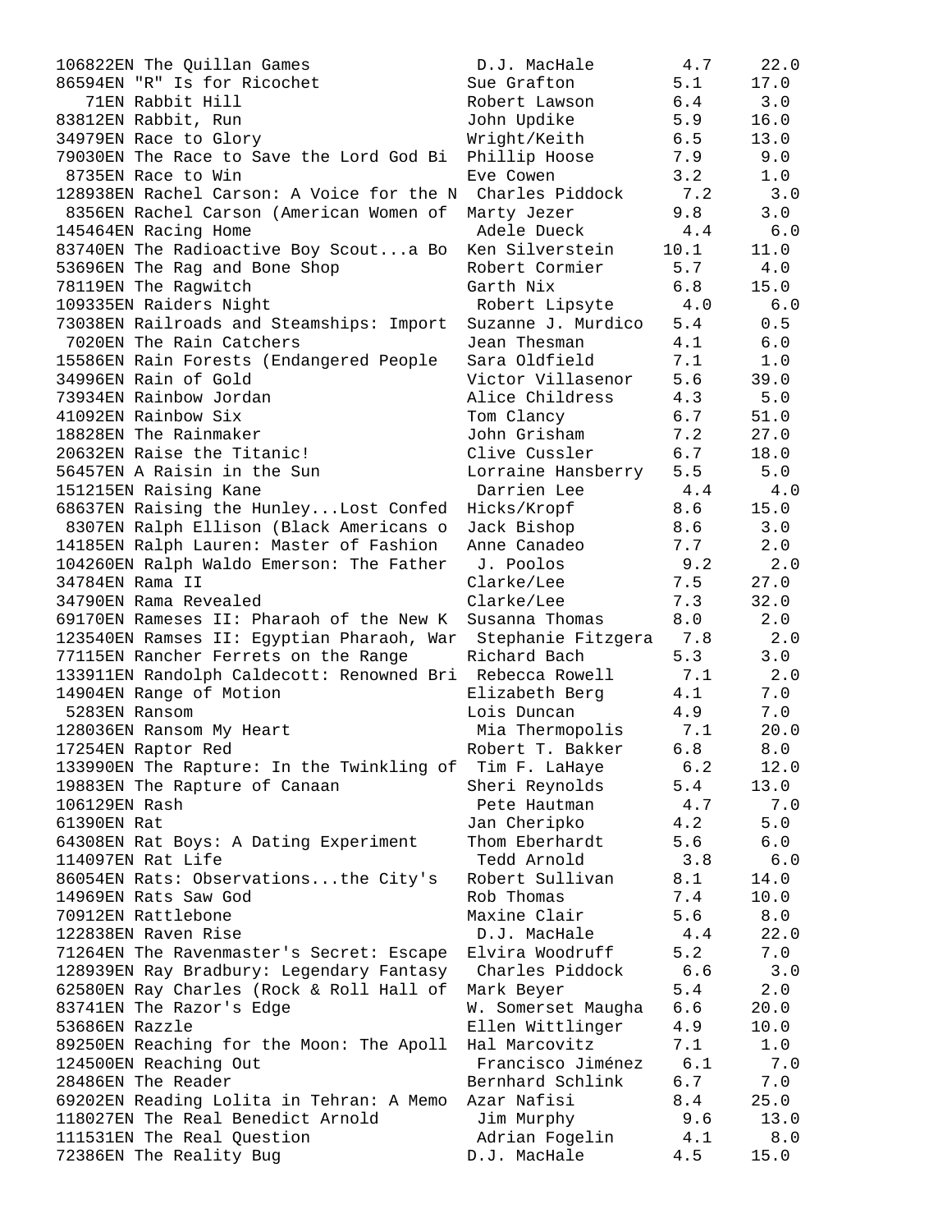| | | | |
|---|---|---|---|
| 106822EN The Quillan Games | D.J. MacHale | 4.7 | 22.0 |
| 86594EN "R" Is for Ricochet | Sue Grafton | 5.1 | 17.0 |
| 71EN Rabbit Hill | Robert Lawson | 6.4 | 3.0 |
| 83812EN Rabbit, Run | John Updike | 5.9 | 16.0 |
| 34979EN Race to Glory | Wright/Keith | 6.5 | 13.0 |
| 79030EN The Race to Save the Lord God Bi | Phillip Hoose | 7.9 | 9.0 |
| 8735EN Race to Win | Eve Cowen | 3.2 | 1.0 |
| 128938EN Rachel Carson: A Voice for the N | Charles Piddock | 7.2 | 3.0 |
| 8356EN Rachel Carson (American Women of | Marty Jezer | 9.8 | 3.0 |
| 145464EN Racing Home | Adele Dueck | 4.4 | 6.0 |
| 83740EN The Radioactive Boy Scout...a Bo | Ken Silverstein | 10.1 | 11.0 |
| 53696EN The Rag and Bone Shop | Robert Cormier | 5.7 | 4.0 |
| 78119EN The Ragwitch | Garth Nix | 6.8 | 15.0 |
| 109335EN Raiders Night | Robert Lipsyte | 4.0 | 6.0 |
| 73038EN Railroads and Steamships: Import | Suzanne J. Murdico | 5.4 | 0.5 |
| 7020EN The Rain Catchers | Jean Thesman | 4.1 | 6.0 |
| 15586EN Rain Forests (Endangered People | Sara Oldfield | 7.1 | 1.0 |
| 34996EN Rain of Gold | Victor Villasenor | 5.6 | 39.0 |
| 73934EN Rainbow Jordan | Alice Childress | 4.3 | 5.0 |
| 41092EN Rainbow Six | Tom Clancy | 6.7 | 51.0 |
| 18828EN The Rainmaker | John Grisham | 7.2 | 27.0 |
| 20632EN Raise the Titanic! | Clive Cussler | 6.7 | 18.0 |
| 56457EN A Raisin in the Sun | Lorraine Hansberry | 5.5 | 5.0 |
| 151215EN Raising Kane | Darrien Lee | 4.4 | 4.0 |
| 68637EN Raising the Hunley...Lost Confed | Hicks/Kropf | 8.6 | 15.0 |
| 8307EN Ralph Ellison (Black Americans o | Jack Bishop | 8.6 | 3.0 |
| 14185EN Ralph Lauren: Master of Fashion | Anne Canadeo | 7.7 | 2.0 |
| 104260EN Ralph Waldo Emerson: The Father | J. Poolos | 9.2 | 2.0 |
| 34784EN Rama II | Clarke/Lee | 7.5 | 27.0 |
| 34790EN Rama Revealed | Clarke/Lee | 7.3 | 32.0 |
| 69170EN Rameses II: Pharaoh of the New K | Susanna Thomas | 8.0 | 2.0 |
| 123540EN Ramses II: Egyptian Pharaoh, War | Stephanie Fitzgera | 7.8 | 2.0 |
| 77115EN Rancher Ferrets on the Range | Richard Bach | 5.3 | 3.0 |
| 133911EN Randolph Caldecott: Renowned Bri | Rebecca Rowell | 7.1 | 2.0 |
| 14904EN Range of Motion | Elizabeth Berg | 4.1 | 7.0 |
| 5283EN Ransom | Lois Duncan | 4.9 | 7.0 |
| 128036EN Ransom My Heart | Mia Thermopolis | 7.1 | 20.0 |
| 17254EN Raptor Red | Robert T. Bakker | 6.8 | 8.0 |
| 133990EN The Rapture: In the Twinkling of | Tim F. LaHaye | 6.2 | 12.0 |
| 19883EN The Rapture of Canaan | Sheri Reynolds | 5.4 | 13.0 |
| 106129EN Rash | Pete Hautman | 4.7 | 7.0 |
| 61390EN Rat | Jan Cheripko | 4.2 | 5.0 |
| 64308EN Rat Boys: A Dating Experiment | Thom Eberhardt | 5.6 | 6.0 |
| 114097EN Rat Life | Tedd Arnold | 3.8 | 6.0 |
| 86054EN Rats: Observations...the City's | Robert Sullivan | 8.1 | 14.0 |
| 14969EN Rats Saw God | Rob Thomas | 7.4 | 10.0 |
| 70912EN Rattlebone | Maxine Clair | 5.6 | 8.0 |
| 122838EN Raven Rise | D.J. MacHale | 4.4 | 22.0 |
| 71264EN The Ravenmaster's Secret: Escape | Elvira Woodruff | 5.2 | 7.0 |
| 128939EN Ray Bradbury: Legendary Fantasy | Charles Piddock | 6.6 | 3.0 |
| 62580EN Ray Charles (Rock & Roll Hall of | Mark Beyer | 5.4 | 2.0 |
| 83741EN The Razor's Edge | W. Somerset Maugha | 6.6 | 20.0 |
| 53686EN Razzle | Ellen Wittlinger | 4.9 | 10.0 |
| 89250EN Reaching for the Moon: The Apoll | Hal Marcovitz | 7.1 | 1.0 |
| 124500EN Reaching Out | Francisco Jiménez | 6.1 | 7.0 |
| 28486EN The Reader | Bernhard Schlink | 6.7 | 7.0 |
| 69202EN Reading Lolita in Tehran: A Memo | Azar Nafisi | 8.4 | 25.0 |
| 118027EN The Real Benedict Arnold | Jim Murphy | 9.6 | 13.0 |
| 111531EN The Real Question | Adrian Fogelin | 4.1 | 8.0 |
| 72386EN The Reality Bug | D.J. MacHale | 4.5 | 15.0 |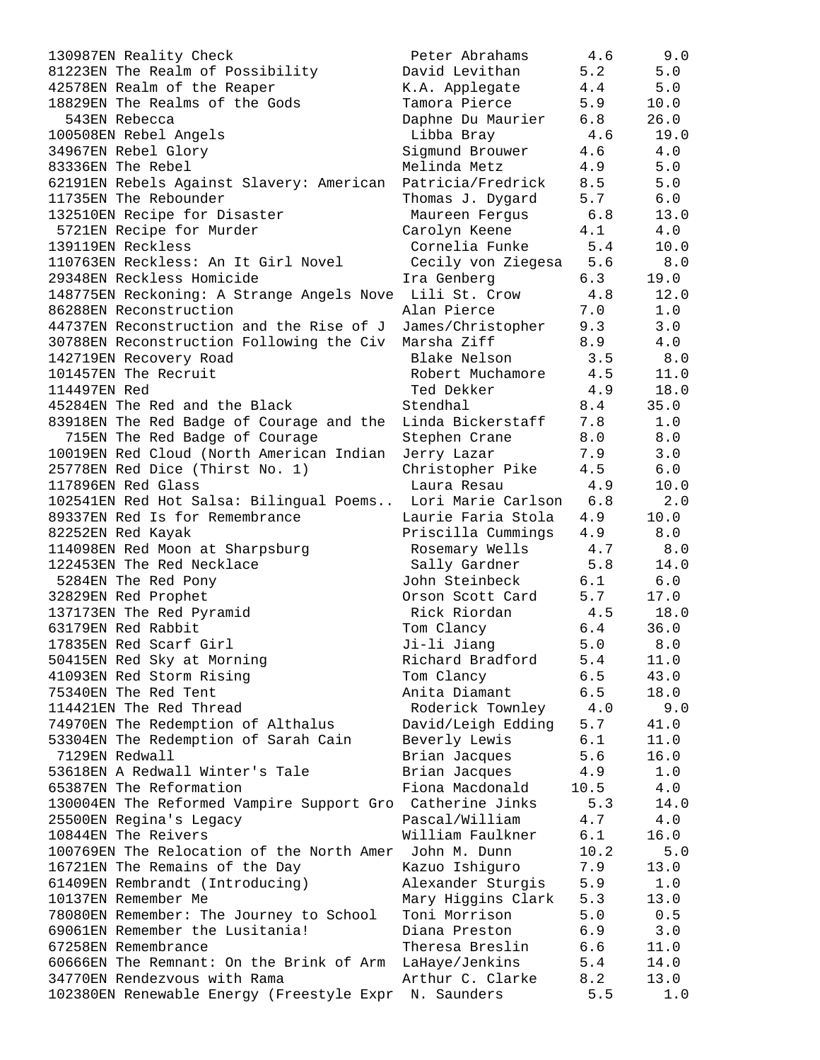| | | | |
|---|---|---|---|
| 130987EN Reality Check | Peter Abrahams | 4.6 | 9.0 |
| 81223EN The Realm of Possibility | David Levithan | 5.2 | 5.0 |
| 42578EN Realm of the Reaper | K.A. Applegate | 4.4 | 5.0 |
| 18829EN The Realms of the Gods | Tamora Pierce | 5.9 | 10.0 |
| 543EN Rebecca | Daphne Du Maurier | 6.8 | 26.0 |
| 100508EN Rebel Angels | Libba Bray | 4.6 | 19.0 |
| 34967EN Rebel Glory | Sigmund Brouwer | 4.6 | 4.0 |
| 83336EN The Rebel | Melinda Metz | 4.9 | 5.0 |
| 62191EN Rebels Against Slavery: American | Patricia/Fredrick | 8.5 | 5.0 |
| 11735EN The Rebounder | Thomas J. Dygard | 5.7 | 6.0 |
| 132510EN Recipe for Disaster | Maureen Fergus | 6.8 | 13.0 |
| 5721EN Recipe for Murder | Carolyn Keene | 4.1 | 4.0 |
| 139119EN Reckless | Cornelia Funke | 5.4 | 10.0 |
| 110763EN Reckless: An It Girl Novel | Cecily von Ziegesa | 5.6 | 8.0 |
| 29348EN Reckless Homicide | Ira Genberg | 6.3 | 19.0 |
| 148775EN Reckoning: A Strange Angels Nove | Lili St. Crow | 4.8 | 12.0 |
| 86288EN Reconstruction | Alan Pierce | 7.0 | 1.0 |
| 44737EN Reconstruction and the Rise of J | James/Christopher | 9.3 | 3.0 |
| 30788EN Reconstruction Following the Civ | Marsha Ziff | 8.9 | 4.0 |
| 142719EN Recovery Road | Blake Nelson | 3.5 | 8.0 |
| 101457EN The Recruit | Robert Muchamore | 4.5 | 11.0 |
| 114497EN Red | Ted Dekker | 4.9 | 18.0 |
| 45284EN The Red and the Black | Stendhal | 8.4 | 35.0 |
| 83918EN The Red Badge of Courage and the | Linda Bickerstaff | 7.8 | 1.0 |
| 715EN The Red Badge of Courage | Stephen Crane | 8.0 | 8.0 |
| 10019EN Red Cloud (North American Indian | Jerry Lazar | 7.9 | 3.0 |
| 25778EN Red Dice (Thirst No. 1) | Christopher Pike | 4.5 | 6.0 |
| 117896EN Red Glass | Laura Resau | 4.9 | 10.0 |
| 102541EN Red Hot Salsa: Bilingual Poems.. | Lori Marie Carlson | 6.8 | 2.0 |
| 89337EN Red Is for Remembrance | Laurie Faria Stola | 4.9 | 10.0 |
| 82252EN Red Kayak | Priscilla Cummings | 4.9 | 8.0 |
| 114098EN Red Moon at Sharpsburg | Rosemary Wells | 4.7 | 8.0 |
| 122453EN The Red Necklace | Sally Gardner | 5.8 | 14.0 |
| 5284EN The Red Pony | John Steinbeck | 6.1 | 6.0 |
| 32829EN Red Prophet | Orson Scott Card | 5.7 | 17.0 |
| 137173EN The Red Pyramid | Rick Riordan | 4.5 | 18.0 |
| 63179EN Red Rabbit | Tom Clancy | 6.4 | 36.0 |
| 17835EN Red Scarf Girl | Ji-li Jiang | 5.0 | 8.0 |
| 50415EN Red Sky at Morning | Richard Bradford | 5.4 | 11.0 |
| 41093EN Red Storm Rising | Tom Clancy | 6.5 | 43.0 |
| 75340EN The Red Tent | Anita Diamant | 6.5 | 18.0 |
| 114421EN The Red Thread | Roderick Townley | 4.0 | 9.0 |
| 74970EN The Redemption of Althalus | David/Leigh Edding | 5.7 | 41.0 |
| 53304EN The Redemption of Sarah Cain | Beverly Lewis | 6.1 | 11.0 |
| 7129EN Redwall | Brian Jacques | 5.6 | 16.0 |
| 53618EN A Redwall Winter's Tale | Brian Jacques | 4.9 | 1.0 |
| 65387EN The Reformation | Fiona Macdonald | 10.5 | 4.0 |
| 130004EN The Reformed Vampire Support Gro | Catherine Jinks | 5.3 | 14.0 |
| 25500EN Regina's Legacy | Pascal/William | 4.7 | 4.0 |
| 10844EN The Reivers | William Faulkner | 6.1 | 16.0 |
| 100769EN The Relocation of the North Amer | John M. Dunn | 10.2 | 5.0 |
| 16721EN The Remains of the Day | Kazuo Ishiguro | 7.9 | 13.0 |
| 61409EN Rembrandt (Introducing) | Alexander Sturgis | 5.9 | 1.0 |
| 10137EN Remember Me | Mary Higgins Clark | 5.3 | 13.0 |
| 78080EN Remember: The Journey to School | Toni Morrison | 5.0 | 0.5 |
| 69061EN Remember the Lusitania! | Diana Preston | 6.9 | 3.0 |
| 67258EN Remembrance | Theresa Breslin | 6.6 | 11.0 |
| 60666EN The Remnant: On the Brink of Arm | LaHaye/Jenkins | 5.4 | 14.0 |
| 34770EN Rendezvous with Rama | Arthur C. Clarke | 8.2 | 13.0 |
| 102380EN Renewable Energy (Freestyle Expr | N. Saunders | 5.5 | 1.0 |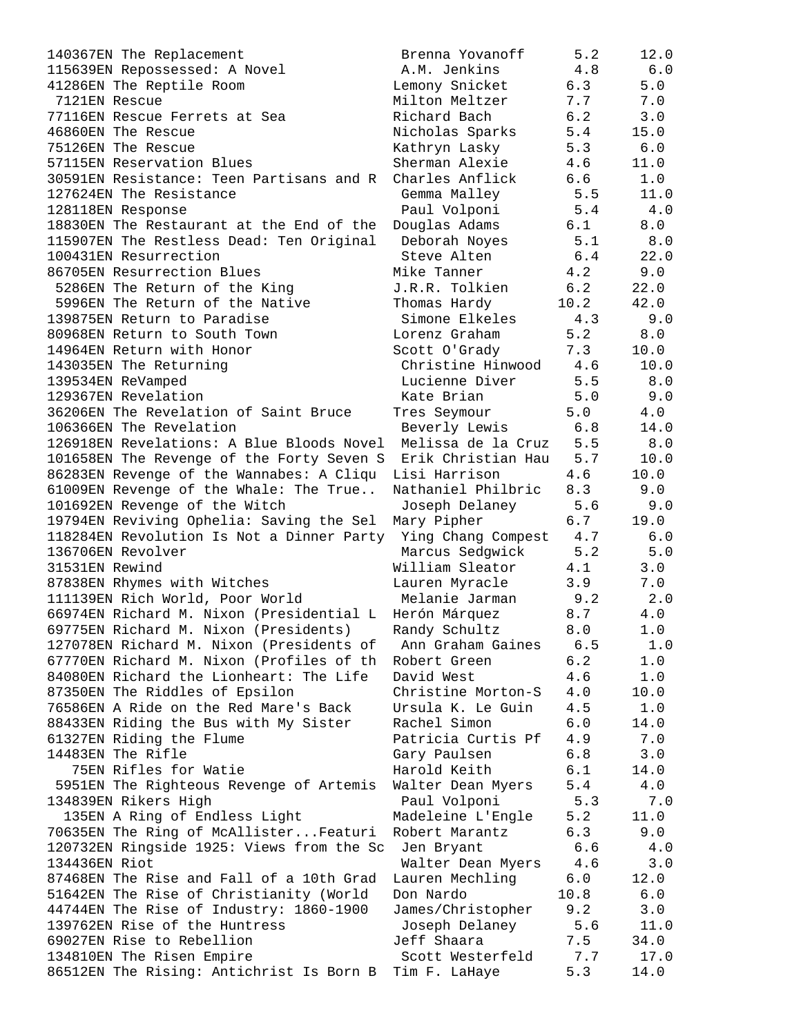| | | | |
|---|---|---|---|
| 140367EN The Replacement | Brenna Yovanoff | 5.2 | 12.0 |
| 115639EN Repossessed: A Novel | A.M. Jenkins | 4.8 | 6.0 |
| 41286EN The Reptile Room | Lemony Snicket | 6.3 | 5.0 |
| 7121EN Rescue | Milton Meltzer | 7.7 | 7.0 |
| 77116EN Rescue Ferrets at Sea | Richard Bach | 6.2 | 3.0 |
| 46860EN The Rescue | Nicholas Sparks | 5.4 | 15.0 |
| 75126EN The Rescue | Kathryn Lasky | 5.3 | 6.0 |
| 57115EN Reservation Blues | Sherman Alexie | 4.6 | 11.0 |
| 30591EN Resistance: Teen Partisans and R | Charles Anflick | 6.6 | 1.0 |
| 127624EN The Resistance | Gemma Malley | 5.5 | 11.0 |
| 128118EN Response | Paul Volponi | 5.4 | 4.0 |
| 18830EN The Restaurant at the End of the | Douglas Adams | 6.1 | 8.0 |
| 115907EN The Restless Dead: Ten Original | Deborah Noyes | 5.1 | 8.0 |
| 100431EN Resurrection | Steve Alten | 6.4 | 22.0 |
| 86705EN Resurrection Blues | Mike Tanner | 4.2 | 9.0 |
| 5286EN The Return of the King | J.R.R. Tolkien | 6.2 | 22.0 |
| 5996EN The Return of the Native | Thomas Hardy | 10.2 | 42.0 |
| 139875EN Return to Paradise | Simone Elkeles | 4.3 | 9.0 |
| 80968EN Return to South Town | Lorenz Graham | 5.2 | 8.0 |
| 14964EN Return with Honor | Scott O'Grady | 7.3 | 10.0 |
| 143035EN The Returning | Christine Hinwood | 4.6 | 10.0 |
| 139534EN ReVamped | Lucienne Diver | 5.5 | 8.0 |
| 129367EN Revelation | Kate Brian | 5.0 | 9.0 |
| 36206EN The Revelation of Saint Bruce | Tres Seymour | 5.0 | 4.0 |
| 106366EN The Revelation | Beverly Lewis | 6.8 | 14.0 |
| 126918EN Revelations: A Blue Bloods Novel | Melissa de la Cruz | 5.5 | 8.0 |
| 101658EN The Revenge of the Forty Seven S | Erik Christian Hau | 5.7 | 10.0 |
| 86283EN Revenge of the Wannabes: A Cliqu | Lisi Harrison | 4.6 | 10.0 |
| 61009EN Revenge of the Whale: The True.. | Nathaniel Philbric | 8.3 | 9.0 |
| 101692EN Revenge of the Witch | Joseph Delaney | 5.6 | 9.0 |
| 19794EN Reviving Ophelia: Saving the Sel | Mary Pipher | 6.7 | 19.0 |
| 118284EN Revolution Is Not a Dinner Party | Ying Chang Compest | 4.7 | 6.0 |
| 136706EN Revolver | Marcus Sedgwick | 5.2 | 5.0 |
| 31531EN Rewind | William Sleator | 4.1 | 3.0 |
| 87838EN Rhymes with Witches | Lauren Myracle | 3.9 | 7.0 |
| 111139EN Rich World, Poor World | Melanie Jarman | 9.2 | 2.0 |
| 66974EN Richard M. Nixon (Presidential L | Herón Márquez | 8.7 | 4.0 |
| 69775EN Richard M. Nixon (Presidents) | Randy Schultz | 8.0 | 1.0 |
| 127078EN Richard M. Nixon (Presidents of | Ann Graham Gaines | 6.5 | 1.0 |
| 67770EN Richard M. Nixon (Profiles of th | Robert Green | 6.2 | 1.0 |
| 84080EN Richard the Lionheart: The Life | David West | 4.6 | 1.0 |
| 87350EN The Riddles of Epsilon | Christine Morton-S | 4.0 | 10.0 |
| 76586EN A Ride on the Red Mare's Back | Ursula K. Le Guin | 4.5 | 1.0 |
| 88433EN Riding the Bus with My Sister | Rachel Simon | 6.0 | 14.0 |
| 61327EN Riding the Flume | Patricia Curtis Pf | 4.9 | 7.0 |
| 14483EN The Rifle | Gary Paulsen | 6.8 | 3.0 |
| 75EN Rifles for Watie | Harold Keith | 6.1 | 14.0 |
| 5951EN The Righteous Revenge of Artemis | Walter Dean Myers | 5.4 | 4.0 |
| 134839EN Rikers High | Paul Volponi | 5.3 | 7.0 |
| 135EN A Ring of Endless Light | Madeleine L'Engle | 5.2 | 11.0 |
| 70635EN The Ring of McAllister...Featuri | Robert Marantz | 6.3 | 9.0 |
| 120732EN Ringside 1925: Views from the Sc | Jen Bryant | 6.6 | 4.0 |
| 134436EN Riot | Walter Dean Myers | 4.6 | 3.0 |
| 87468EN The Rise and Fall of a 10th Grad | Lauren Mechling | 6.0 | 12.0 |
| 51642EN The Rise of Christianity (World | Don Nardo | 10.8 | 6.0 |
| 44744EN The Rise of Industry: 1860-1900 | James/Christopher | 9.2 | 3.0 |
| 139762EN Rise of the Huntress | Joseph Delaney | 5.6 | 11.0 |
| 69027EN Rise to Rebellion | Jeff Shaara | 7.5 | 34.0 |
| 134810EN The Risen Empire | Scott Westerfeld | 7.7 | 17.0 |
| 86512EN The Rising: Antichrist Is Born B | Tim F. LaHaye | 5.3 | 14.0 |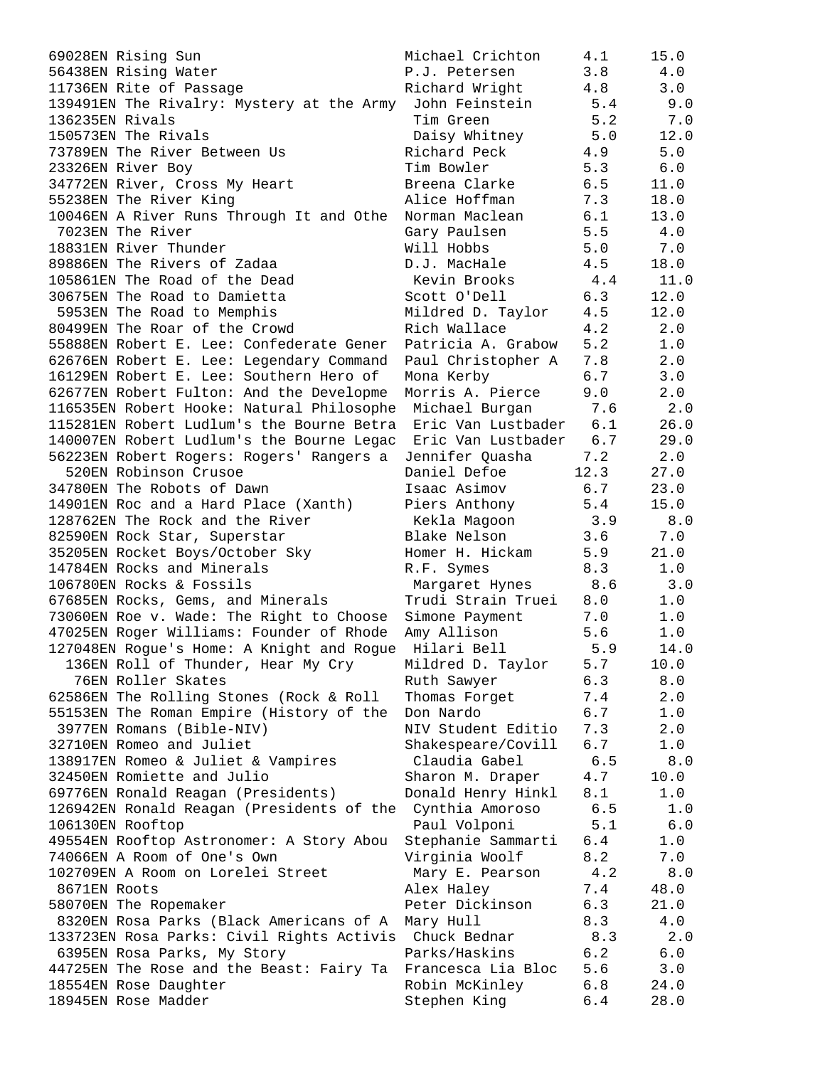```
69028EN Rising Sun                        Michael Crichton     4.1     15.0
56438EN Rising Water                      P.J. Petersen        3.8      4.0
11736EN Rite of Passage                   Richard Wright       4.8      3.0
139491EN The Rivalry: Mystery at the Army  John Feinstein       5.4      9.0
136235EN Rivals                            Tim Green            5.2      7.0
150573EN The Rivals                        Daisy Whitney        5.0     12.0
73789EN The River Between Us              Richard Peck         4.9      5.0
23326EN River Boy                         Tim Bowler           5.3      6.0
34772EN River, Cross My Heart             Breena Clarke        6.5     11.0
55238EN The River King                    Alice Hoffman        7.3     18.0
10046EN A River Runs Through It and Othe  Norman Maclean       6.1     13.0
 7023EN The River                         Gary Paulsen         5.5      4.0
18831EN River Thunder                     Will Hobbs           5.0      7.0
89886EN The Rivers of Zadaa               D.J. MacHale         4.5     18.0
105861EN The Road of the Dead              Kevin Brooks         4.4     11.0
30675EN The Road to Damietta              Scott O'Dell         6.3     12.0
 5953EN The Road to Memphis               Mildred D. Taylor    4.5     12.0
80499EN The Roar of the Crowd             Rich Wallace         4.2      2.0
55888EN Robert E. Lee: Confederate Gener  Patricia A. Grabow   5.2      1.0
62676EN Robert E. Lee: Legendary Command  Paul Christopher A   7.8      2.0
16129EN Robert E. Lee: Southern Hero of   Mona Kerby           6.7      3.0
62677EN Robert Fulton: And the Developme  Morris A. Pierce     9.0      2.0
116535EN Robert Hooke: Natural Philosophe  Michael Burgan       7.6      2.0
115281EN Robert Ludlum's the Bourne Betra  Eric Van Lustbader   6.1     26.0
140007EN Robert Ludlum's the Bourne Legac  Eric Van Lustbader   6.7     29.0
56223EN Robert Rogers: Rogers' Rangers a  Jennifer Quasha      7.2      2.0
  520EN Robinson Crusoe                   Daniel Defoe        12.3     27.0
34780EN The Robots of Dawn                Isaac Asimov         6.7     23.0
14901EN Roc and a Hard Place (Xanth)      Piers Anthony        5.4     15.0
128762EN The Rock and the River            Kekla Magoon         3.9      8.0
82590EN Rock Star, Superstar              Blake Nelson         3.6      7.0
35205EN Rocket Boys/October Sky           Homer H. Hickam      5.9     21.0
14784EN Rocks and Minerals                R.F. Symes           8.3      1.0
106780EN Rocks & Fossils                   Margaret Hynes       8.6      3.0
67685EN Rocks, Gems, and Minerals         Trudi Strain Truei   8.0      1.0
73060EN Roe v. Wade: The Right to Choose  Simone Payment       7.0      1.0
47025EN Roger Williams: Founder of Rhode  Amy Allison          5.6      1.0
127048EN Rogue's Home: A Knight and Rogue  Hilari Bell          5.9     14.0
  136EN Roll of Thunder, Hear My Cry      Mildred D. Taylor    5.7     10.0
   76EN Roller Skates                     Ruth Sawyer          6.3      8.0
62586EN The Rolling Stones (Rock & Roll   Thomas Forget        7.4      2.0
55153EN The Roman Empire (History of the  Don Nardo            6.7      1.0
 3977EN Romans (Bible-NIV)                NIV Student Editio   7.3      2.0
32710EN Romeo and Juliet                  Shakespeare/Covill   6.7      1.0
138917EN Romeo & Juliet & Vampires         Claudia Gabel        6.5      8.0
32450EN Romiette and Julio                Sharon M. Draper     4.7     10.0
69776EN Ronald Reagan (Presidents)        Donald Henry Hinkl   8.1      1.0
126942EN Ronald Reagan (Presidents of the  Cynthia Amoroso      6.5      1.0
106130EN Rooftop                           Paul Volponi         5.1      6.0
49554EN Rooftop Astronomer: A Story Abou  Stephanie Sammarti   6.4      1.0
74066EN A Room of One's Own               Virginia Woolf       8.2      7.0
102709EN A Room on Lorelei Street          Mary E. Pearson      4.2      8.0
 8671EN Roots                             Alex Haley           7.4     48.0
58070EN The Ropemaker                     Peter Dickinson      6.3     21.0
 8320EN Rosa Parks (Black Americans of A  Mary Hull            8.3      4.0
133723EN Rosa Parks: Civil Rights Activis  Chuck Bednar         8.3      2.0
 6395EN Rosa Parks, My Story              Parks/Haskins        6.2      6.0
44725EN The Rose and the Beast: Fairy Ta  Francesca Lia Bloc   5.6      3.0
18554EN Rose Daughter                     Robin McKinley       6.8     24.0
18945EN Rose Madder                       Stephen King         6.4     28.0
```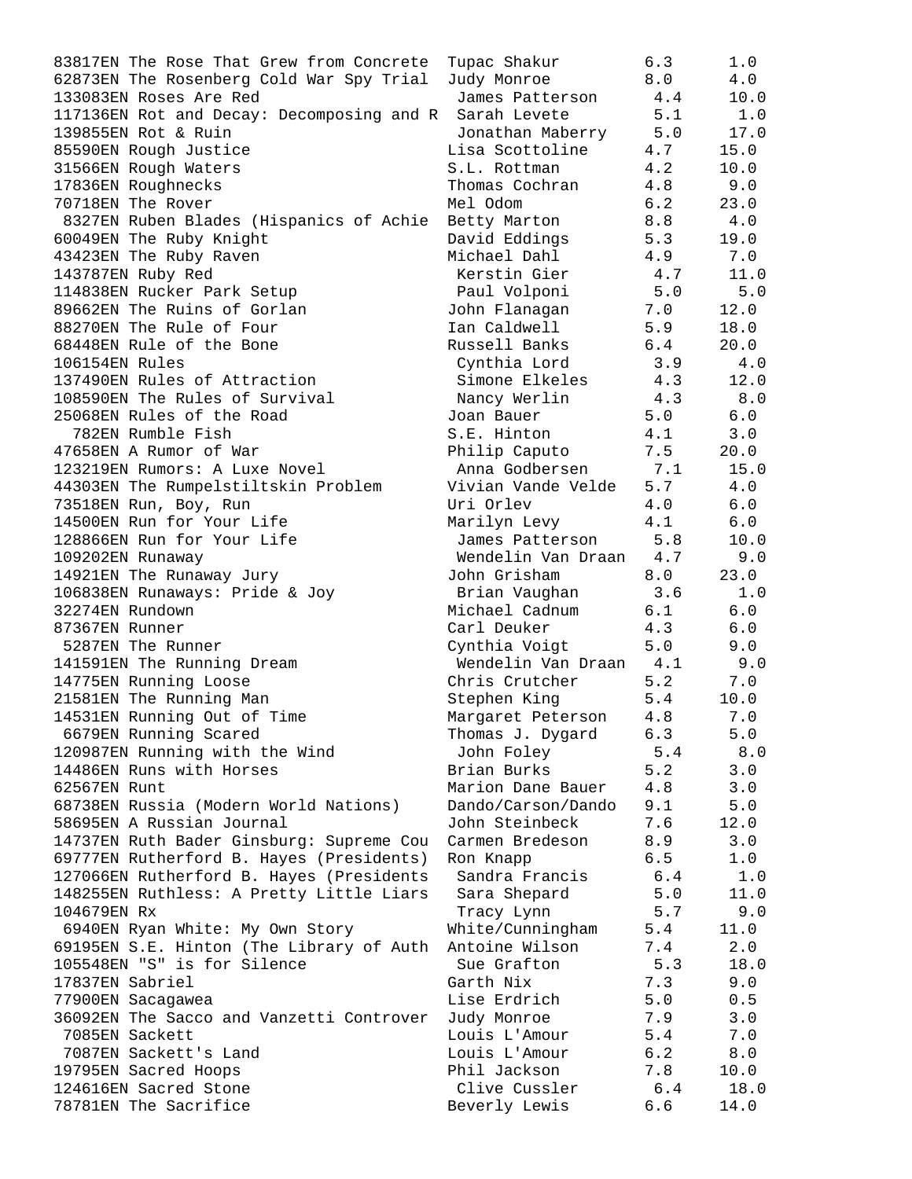```
83817EN The Rose That Grew from Concrete  Tupac Shakur        6.3      1.0
62873EN The Rosenberg Cold War Spy Trial  Judy Monroe         8.0      4.0
133083EN Roses Are Red                     James Patterson     4.4     10.0
117136EN Rot and Decay: Decomposing and R  Sarah Levete        5.1      1.0
139855EN Rot & Ruin                        Jonathan Maberry    5.0     17.0
85590EN Rough Justice                     Lisa Scottoline     4.7     15.0
31566EN Rough Waters                      S.L. Rottman        4.2     10.0
17836EN Roughnecks                        Thomas Cochran      4.8      9.0
70718EN The Rover                         Mel Odom            6.2     23.0
 8327EN Ruben Blades (Hispanics of Achie  Betty Marton        8.8      4.0
60049EN The Ruby Knight                   David Eddings       5.3     19.0
43423EN The Ruby Raven                    Michael Dahl        4.9      7.0
143787EN Ruby Red                          Kerstin Gier        4.7     11.0
114838EN Rucker Park Setup                 Paul Volponi        5.0      5.0
89662EN The Ruins of Gorlan               John Flanagan       7.0     12.0
88270EN The Rule of Four                  Ian Caldwell        5.9     18.0
68448EN Rule of the Bone                  Russell Banks       6.4     20.0
106154EN Rules                             Cynthia Lord        3.9      4.0
137490EN Rules of Attraction               Simone Elkeles      4.3     12.0
108590EN The Rules of Survival             Nancy Werlin        4.3      8.0
25068EN Rules of the Road                 Joan Bauer          5.0      6.0
  782EN Rumble Fish                       S.E. Hinton         4.1      3.0
47658EN A Rumor of War                    Philip Caputo       7.5     20.0
123219EN Rumors: A Luxe Novel              Anna Godbersen      7.1     15.0
44303EN The Rumpelstiltskin Problem       Vivian Vande Velde  5.7      4.0
73518EN Run, Boy, Run                     Uri Orlev           4.0      6.0
14500EN Run for Your Life                 Marilyn Levy        4.1      6.0
128866EN Run for Your Life                 James Patterson     5.8     10.0
109202EN Runaway                           Wendelin Van Draan  4.7      9.0
14921EN The Runaway Jury                  John Grisham        8.0     23.0
106838EN Runaways: Pride & Joy             Brian Vaughan       3.6      1.0
32274EN Rundown                           Michael Cadnum      6.1      6.0
87367EN Runner                            Carl Deuker         4.3      6.0
 5287EN The Runner                        Cynthia Voigt       5.0      9.0
141591EN The Running Dream                 Wendelin Van Draan  4.1      9.0
14775EN Running Loose                     Chris Crutcher      5.2      7.0
21581EN The Running Man                   Stephen King        5.4     10.0
14531EN Running Out of Time               Margaret Peterson   4.8      7.0
 6679EN Running Scared                    Thomas J. Dygard    6.3      5.0
120987EN Running with the Wind             John Foley          5.4      8.0
14486EN Runs with Horses                  Brian Burks         5.2      3.0
62567EN Runt                              Marion Dane Bauer   4.8      3.0
68738EN Russia (Modern World Nations)     Dando/Carson/Dando  9.1      5.0
58695EN A Russian Journal                 John Steinbeck      7.6     12.0
14737EN Ruth Bader Ginsburg: Supreme Cou  Carmen Bredeson     8.9      3.0
69777EN Rutherford B. Hayes (Presidents)  Ron Knapp           6.5      1.0
127066EN Rutherford B. Hayes (Presidents   Sandra Francis      6.4      1.0
148255EN Ruthless: A Pretty Little Liars   Sara Shepard        5.0     11.0
104679EN Rx                                Tracy Lynn          5.7      9.0
 6940EN Ryan White: My Own Story          White/Cunningham    5.4     11.0
69195EN S.E. Hinton (The Library of Auth  Antoine Wilson      7.4      2.0
105548EN "S" is for Silence                Sue Grafton         5.3     18.0
17837EN Sabriel                           Garth Nix           7.3      9.0
77900EN Sacagawea                         Lise Erdrich        5.0      0.5
36092EN The Sacco and Vanzetti Controver  Judy Monroe         7.9      3.0
 7085EN Sackett                           Louis L'Amour       5.4      7.0
 7087EN Sackett's Land                    Louis L'Amour       6.2      8.0
19795EN Sacred Hoops                      Phil Jackson        7.8     10.0
124616EN Sacred Stone                      Clive Cussler       6.4     18.0
78781EN The Sacrifice                     Beverly Lewis       6.6     14.0
```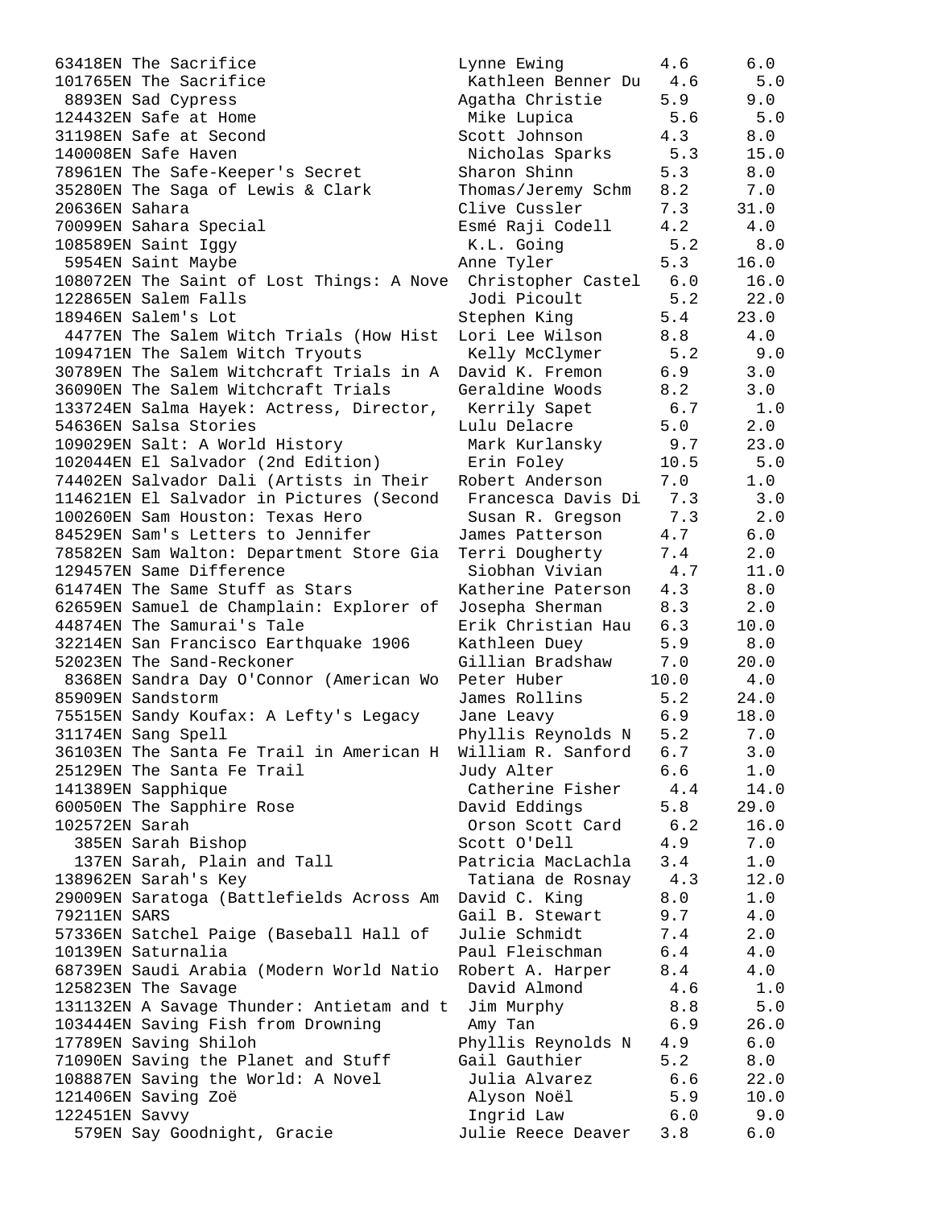| Quiz No. | Title | Author | Level | Points |
|---|---|---|---|---|
| 63418EN | The Sacrifice | Lynne Ewing | 4.6 | 6.0 |
| 101765EN | The Sacrifice | Kathleen Benner Du | 4.6 | 5.0 |
| 8893EN | Sad Cypress | Agatha Christie | 5.9 | 9.0 |
| 124432EN | Safe at Home | Mike Lupica | 5.6 | 5.0 |
| 31198EN | Safe at Second | Scott Johnson | 4.3 | 8.0 |
| 140008EN | Safe Haven | Nicholas Sparks | 5.3 | 15.0 |
| 78961EN | The Safe-Keeper's Secret | Sharon Shinn | 5.3 | 8.0 |
| 35280EN | The Saga of Lewis & Clark | Thomas/Jeremy Schm | 8.2 | 7.0 |
| 20636EN | Sahara | Clive Cussler | 7.3 | 31.0 |
| 70099EN | Sahara Special | Esmé Raji Codell | 4.2 | 4.0 |
| 108589EN | Saint Iggy | K.L. Going | 5.2 | 8.0 |
| 5954EN | Saint Maybe | Anne Tyler | 5.3 | 16.0 |
| 108072EN | The Saint of Lost Things: A Nove | Christopher Castel | 6.0 | 16.0 |
| 122865EN | Salem Falls | Jodi Picoult | 5.2 | 22.0 |
| 18946EN | Salem's Lot | Stephen King | 5.4 | 23.0 |
| 4477EN | The Salem Witch Trials (How Hist | Lori Lee Wilson | 8.8 | 4.0 |
| 109471EN | The Salem Witch Tryouts | Kelly McClymer | 5.2 | 9.0 |
| 30789EN | The Salem Witchcraft Trials in A | David K. Fremon | 6.9 | 3.0 |
| 36090EN | The Salem Witchcraft Trials | Geraldine Woods | 8.2 | 3.0 |
| 133724EN | Salma Hayek: Actress, Director, | Kerrily Sapet | 6.7 | 1.0 |
| 54636EN | Salsa Stories | Lulu Delacre | 5.0 | 2.0 |
| 109029EN | Salt: A World History | Mark Kurlansky | 9.7 | 23.0 |
| 102044EN | El Salvador (2nd Edition) | Erin Foley | 10.5 | 5.0 |
| 74402EN | Salvador Dali (Artists in Their | Robert Anderson | 7.0 | 1.0 |
| 114621EN | El Salvador in Pictures (Second | Francesca Davis Di | 7.3 | 3.0 |
| 100260EN | Sam Houston: Texas Hero | Susan R. Gregson | 7.3 | 2.0 |
| 84529EN | Sam's Letters to Jennifer | James Patterson | 4.7 | 6.0 |
| 78582EN | Sam Walton: Department Store Gia | Terri Dougherty | 7.4 | 2.0 |
| 129457EN | Same Difference | Siobhan Vivian | 4.7 | 11.0 |
| 61474EN | The Same Stuff as Stars | Katherine Paterson | 4.3 | 8.0 |
| 62659EN | Samuel de Champlain: Explorer of | Josepha Sherman | 8.3 | 2.0 |
| 44874EN | The Samurai's Tale | Erik Christian Hau | 6.3 | 10.0 |
| 32214EN | San Francisco Earthquake 1906 | Kathleen Duey | 5.9 | 8.0 |
| 52023EN | The Sand-Reckoner | Gillian Bradshaw | 7.0 | 20.0 |
| 8368EN | Sandra Day O'Connor (American Wo | Peter Huber | 10.0 | 4.0 |
| 85909EN | Sandstorm | James Rollins | 5.2 | 24.0 |
| 75515EN | Sandy Koufax: A Lefty's Legacy | Jane Leavy | 6.9 | 18.0 |
| 31174EN | Sang Spell | Phyllis Reynolds N | 5.2 | 7.0 |
| 36103EN | The Santa Fe Trail in American H | William R. Sanford | 6.7 | 3.0 |
| 25129EN | The Santa Fe Trail | Judy Alter | 6.6 | 1.0 |
| 141389EN | Sapphique | Catherine Fisher | 4.4 | 14.0 |
| 60050EN | The Sapphire Rose | David Eddings | 5.8 | 29.0 |
| 102572EN | Sarah | Orson Scott Card | 6.2 | 16.0 |
| 385EN | Sarah Bishop | Scott O'Dell | 4.9 | 7.0 |
| 137EN | Sarah, Plain and Tall | Patricia MacLachla | 3.4 | 1.0 |
| 138962EN | Sarah's Key | Tatiana de Rosnay | 4.3 | 12.0 |
| 29009EN | Saratoga (Battlefields Across Am | David C. King | 8.0 | 1.0 |
| 79211EN | SARS | Gail B. Stewart | 9.7 | 4.0 |
| 57336EN | Satchel Paige (Baseball Hall of | Julie Schmidt | 7.4 | 2.0 |
| 10139EN | Saturnalia | Paul Fleischman | 6.4 | 4.0 |
| 68739EN | Saudi Arabia (Modern World Natio | Robert A. Harper | 8.4 | 4.0 |
| 125823EN | The Savage | David Almond | 4.6 | 1.0 |
| 131132EN | A Savage Thunder: Antietam and t | Jim Murphy | 8.8 | 5.0 |
| 103444EN | Saving Fish from Drowning | Amy Tan | 6.9 | 26.0 |
| 17789EN | Saving Shiloh | Phyllis Reynolds N | 4.9 | 6.0 |
| 71090EN | Saving the Planet and Stuff | Gail Gauthier | 5.2 | 8.0 |
| 108887EN | Saving the World: A Novel | Julia Alvarez | 6.6 | 22.0 |
| 121406EN | Saving Zoë | Alyson Noël | 5.9 | 10.0 |
| 122451EN | Savvy | Ingrid Law | 6.0 | 9.0 |
| 579EN | Say Goodnight, Gracie | Julie Reece Deaver | 3.8 | 6.0 |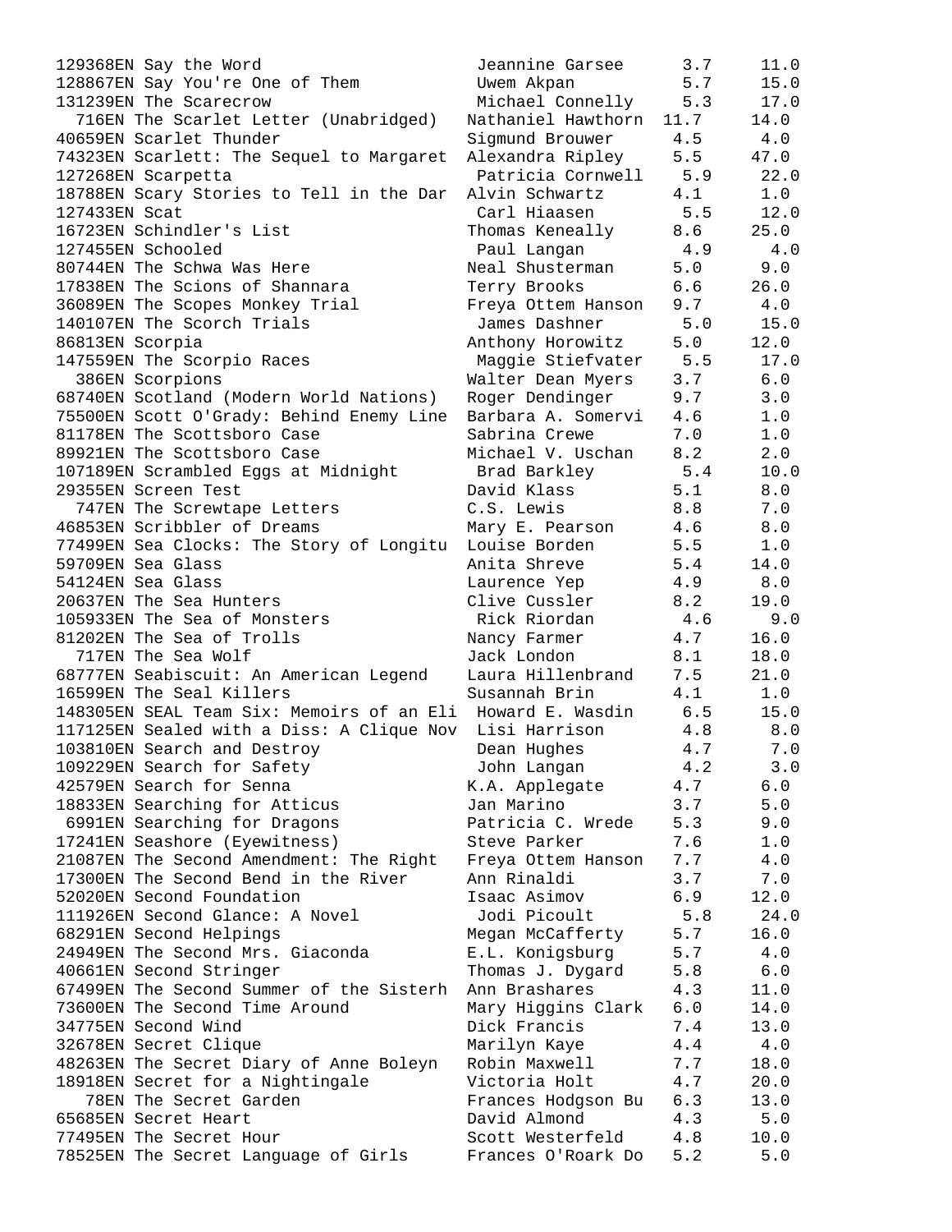```
129368EN Say the Word                   Jeannine Garsee      3.7     11.0
128867EN Say You're One of Them         Uwem Akpan           5.7     15.0
131239EN The Scarecrow                  Michael Connelly     5.3     17.0
  716EN The Scarlet Letter (Unabridged)  Nathaniel Hawthorn  11.7     14.0
40659EN Scarlet Thunder                 Sigmund Brouwer      4.5      4.0
74323EN Scarlett: The Sequel to Margaret  Alexandra Ripley   5.5     47.0
127268EN Scarpetta                      Patricia Cornwell    5.9     22.0
18788EN Scary Stories to Tell in the Dar  Alvin Schwartz     4.1      1.0
127433EN Scat                           Carl Hiaasen         5.5     12.0
16723EN Schindler's List                Thomas Keneally      8.6     25.0
127455EN Schooled                       Paul Langan          4.9      4.0
80744EN The Schwa Was Here              Neal Shusterman      5.0      9.0
17838EN The Scions of Shannara          Terry Brooks         6.6     26.0
36089EN The Scopes Monkey Trial         Freya Ottem Hanson   9.7      4.0
140107EN The Scorch Trials              James Dashner        5.0     15.0
86813EN Scorpia                         Anthony Horowitz     5.0     12.0
147559EN The Scorpio Races              Maggie Stiefvater    5.5     17.0
  386EN Scorpions                       Walter Dean Myers    3.7      6.0
68740EN Scotland (Modern World Nations)  Roger Dendinger     9.7      3.0
75500EN Scott O'Grady: Behind Enemy Line  Barbara A. Somervi  4.6      1.0
81178EN The Scottsboro Case             Sabrina Crewe        7.0      1.0
89921EN The Scottsboro Case             Michael V. Uschan    8.2      2.0
107189EN Scrambled Eggs at Midnight     Brad Barkley         5.4     10.0
29355EN Screen Test                     David Klass          5.1      8.0
  747EN The Screwtape Letters           C.S. Lewis           8.8      7.0
46853EN Scribbler of Dreams             Mary E. Pearson      4.6      8.0
77499EN Sea Clocks: The Story of Longitu  Louise Borden      5.5      1.0
59709EN Sea Glass                       Anita Shreve         5.4     14.0
54124EN Sea Glass                       Laurence Yep         4.9      8.0
20637EN The Sea Hunters                 Clive Cussler        8.2     19.0
105933EN The Sea of Monsters            Rick Riordan         4.6      9.0
81202EN The Sea of Trolls               Nancy Farmer         4.7     16.0
  717EN The Sea Wolf                    Jack London          8.1     18.0
68777EN Seabiscuit: An American Legend  Laura Hillenbrand    7.5     21.0
16599EN The Seal Killers                Susannah Brin        4.1      1.0
148305EN SEAL Team Six: Memoirs of an Eli  Howard E. Wasdin  6.5     15.0
117125EN Sealed with a Diss: A Clique Nov  Lisi Harrison     4.8      8.0
103810EN Search and Destroy             Dean Hughes          4.7      7.0
109229EN Search for Safety              John Langan          4.2      3.0
42579EN Search for Senna                K.A. Applegate       4.7      6.0
18833EN Searching for Atticus           Jan Marino           3.7      5.0
 6991EN Searching for Dragons           Patricia C. Wrede    5.3      9.0
17241EN Seashore (Eyewitness)           Steve Parker         7.6      1.0
21087EN The Second Amendment: The Right  Freya Ottem Hanson  7.7      4.0
17300EN The Second Bend in the River    Ann Rinaldi          3.7      7.0
52020EN Second Foundation               Isaac Asimov         6.9     12.0
111926EN Second Glance: A Novel         Jodi Picoult         5.8     24.0
68291EN Second Helpings                 Megan McCafferty     5.7     16.0
24949EN The Second Mrs. Giaconda        E.L. Konigsburg      5.7      4.0
40661EN Second Stringer                 Thomas J. Dygard     5.8      6.0
67499EN The Second Summer of the Sisterh  Ann Brashares      4.3     11.0
73600EN The Second Time Around          Mary Higgins Clark   6.0     14.0
34775EN Second Wind                     Dick Francis         7.4     13.0
32678EN Secret Clique                   Marilyn Kaye         4.4      4.0
48263EN The Secret Diary of Anne Boleyn  Robin Maxwell       7.7     18.0
18918EN Secret for a Nightingale        Victoria Holt        4.7     20.0
   78EN The Secret Garden               Frances Hodgson Bu   6.3     13.0
65685EN Secret Heart                    David Almond         4.3      5.0
77495EN The Secret Hour                 Scott Westerfeld     4.8     10.0
78525EN The Secret Language of Girls    Frances O'Roark Do   5.2      5.0
```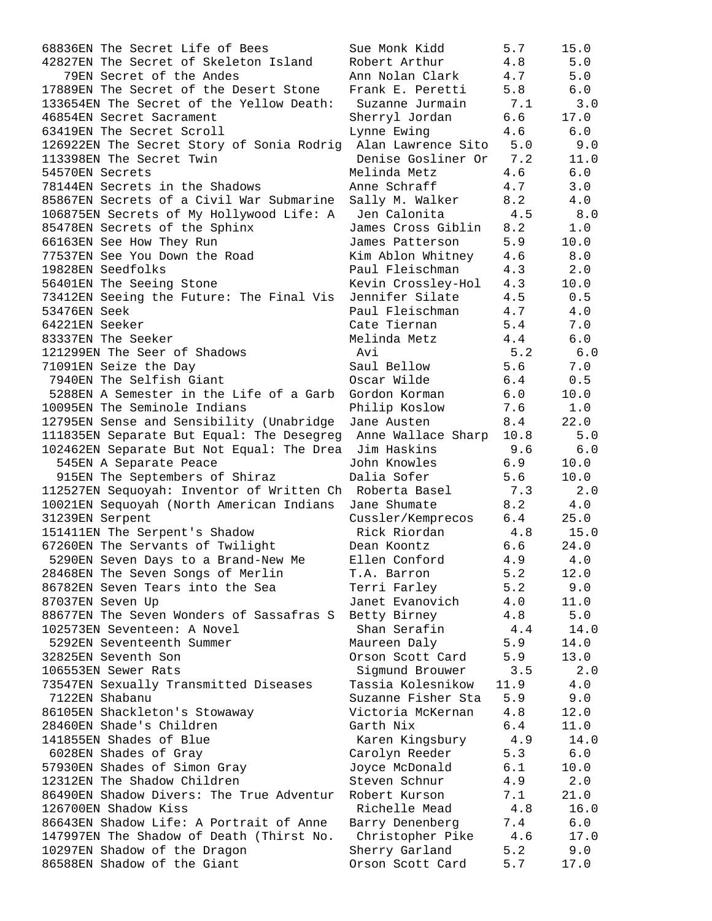| | | | |
|---|---|---|---|
| 68836EN The Secret Life of Bees | Sue Monk Kidd | 5.7 | 15.0 |
| 42827EN The Secret of Skeleton Island | Robert Arthur | 4.8 | 5.0 |
| 79EN Secret of the Andes | Ann Nolan Clark | 4.7 | 5.0 |
| 17889EN The Secret of the Desert Stone | Frank E. Peretti | 5.8 | 6.0 |
| 133654EN The Secret of the Yellow Death: | Suzanne Jurmain | 7.1 | 3.0 |
| 46854EN Secret Sacrament | Sherryl Jordan | 6.6 | 17.0 |
| 63419EN The Secret Scroll | Lynne Ewing | 4.6 | 6.0 |
| 126922EN The Secret Story of Sonia Rodrig | Alan Lawrence Sito | 5.0 | 9.0 |
| 113398EN The Secret Twin | Denise Gosliner Or | 7.2 | 11.0 |
| 54570EN Secrets | Melinda Metz | 4.6 | 6.0 |
| 78144EN Secrets in the Shadows | Anne Schraff | 4.7 | 3.0 |
| 85867EN Secrets of a Civil War Submarine | Sally M. Walker | 8.2 | 4.0 |
| 106875EN Secrets of My Hollywood Life: A | Jen Calonita | 4.5 | 8.0 |
| 85478EN Secrets of the Sphinx | James Cross Giblin | 8.2 | 1.0 |
| 66163EN See How They Run | James Patterson | 5.9 | 10.0 |
| 77537EN See You Down the Road | Kim Ablon Whitney | 4.6 | 8.0 |
| 19828EN Seedfolks | Paul Fleischman | 4.3 | 2.0 |
| 56401EN The Seeing Stone | Kevin Crossley-Hol | 4.3 | 10.0 |
| 73412EN Seeing the Future: The Final Vis | Jennifer Silate | 4.5 | 0.5 |
| 53476EN Seek | Paul Fleischman | 4.7 | 4.0 |
| 64221EN Seeker | Cate Tiernan | 5.4 | 7.0 |
| 83337EN The Seeker | Melinda Metz | 4.4 | 6.0 |
| 121299EN The Seer of Shadows | Avi | 5.2 | 6.0 |
| 71091EN Seize the Day | Saul Bellow | 5.6 | 7.0 |
| 7940EN The Selfish Giant | Oscar Wilde | 6.4 | 0.5 |
| 5288EN A Semester in the Life of a Garb | Gordon Korman | 6.0 | 10.0 |
| 10095EN The Seminole Indians | Philip Koslow | 7.6 | 1.0 |
| 12795EN Sense and Sensibility (Unabridge | Jane Austen | 8.4 | 22.0 |
| 111835EN Separate But Equal: The Desegreg | Anne Wallace Sharp | 10.8 | 5.0 |
| 102462EN Separate But Not Equal: The Drea | Jim Haskins | 9.6 | 6.0 |
| 545EN A Separate Peace | John Knowles | 6.9 | 10.0 |
| 915EN The Septembers of Shiraz | Dalia Sofer | 5.6 | 10.0 |
| 112527EN Sequoyah: Inventor of Written Ch | Roberta Basel | 7.3 | 2.0 |
| 10021EN Sequoyah (North American Indians | Jane Shumate | 8.2 | 4.0 |
| 31239EN Serpent | Cussler/Kemprecos | 6.4 | 25.0 |
| 151411EN The Serpent's Shadow | Rick Riordan | 4.8 | 15.0 |
| 67260EN The Servants of Twilight | Dean Koontz | 6.6 | 24.0 |
| 5290EN Seven Days to a Brand-New Me | Ellen Conford | 4.9 | 4.0 |
| 28468EN The Seven Songs of Merlin | T.A. Barron | 5.2 | 12.0 |
| 86782EN Seven Tears into the Sea | Terri Farley | 5.2 | 9.0 |
| 87037EN Seven Up | Janet Evanovich | 4.0 | 11.0 |
| 88677EN The Seven Wonders of Sassafras S | Betty Birney | 4.8 | 5.0 |
| 102573EN Seventeen: A Novel | Shan Serafin | 4.4 | 14.0 |
| 5292EN Seventeenth Summer | Maureen Daly | 5.9 | 14.0 |
| 32825EN Seventh Son | Orson Scott Card | 5.9 | 13.0 |
| 106553EN Sewer Rats | Sigmund Brouwer | 3.5 | 2.0 |
| 73547EN Sexually Transmitted Diseases | Tassia Kolesnikow | 11.9 | 4.0 |
| 7122EN Shabanu | Suzanne Fisher Sta | 5.9 | 9.0 |
| 86105EN Shackleton's Stowaway | Victoria McKernan | 4.8 | 12.0 |
| 28460EN Shade's Children | Garth Nix | 6.4 | 11.0 |
| 141855EN Shades of Blue | Karen Kingsbury | 4.9 | 14.0 |
| 6028EN Shades of Gray | Carolyn Reeder | 5.3 | 6.0 |
| 57930EN Shades of Simon Gray | Joyce McDonald | 6.1 | 10.0 |
| 12312EN The Shadow Children | Steven Schnur | 4.9 | 2.0 |
| 86490EN Shadow Divers: The True Adventur | Robert Kurson | 7.1 | 21.0 |
| 126700EN Shadow Kiss | Richelle Mead | 4.8 | 16.0 |
| 86643EN Shadow Life: A Portrait of Anne | Barry Denenberg | 7.4 | 6.0 |
| 147997EN The Shadow of Death (Thirst No. | Christopher Pike | 4.6 | 17.0 |
| 10297EN Shadow of the Dragon | Sherry Garland | 5.2 | 9.0 |
| 86588EN Shadow of the Giant | Orson Scott Card | 5.7 | 17.0 |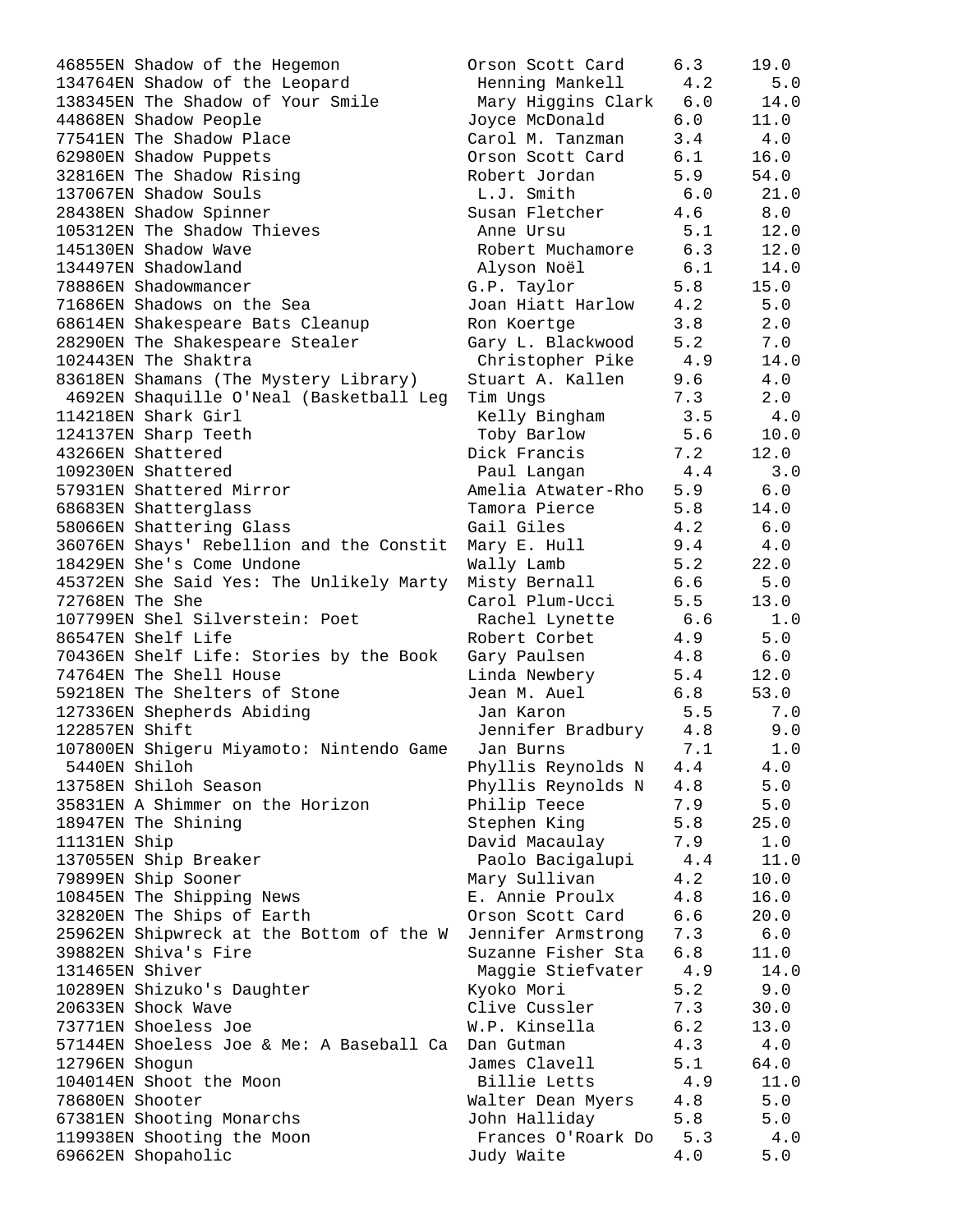| Quiz No. / Title | Author | Level | Points |
|---|---|---|---|
| 46855EN Shadow of the Hegemon | Orson Scott Card | 6.3 | 19.0 |
| 134764EN Shadow of the Leopard | Henning Mankell | 4.2 | 5.0 |
| 138345EN The Shadow of Your Smile | Mary Higgins Clark | 6.0 | 14.0 |
| 44868EN Shadow People | Joyce McDonald | 6.0 | 11.0 |
| 77541EN The Shadow Place | Carol M. Tanzman | 3.4 | 4.0 |
| 62980EN Shadow Puppets | Orson Scott Card | 6.1 | 16.0 |
| 32816EN The Shadow Rising | Robert Jordan | 5.9 | 54.0 |
| 137067EN Shadow Souls | L.J. Smith | 6.0 | 21.0 |
| 28438EN Shadow Spinner | Susan Fletcher | 4.6 | 8.0 |
| 105312EN The Shadow Thieves | Anne Ursu | 5.1 | 12.0 |
| 145130EN Shadow Wave | Robert Muchamore | 6.3 | 12.0 |
| 134497EN Shadowland | Alyson Noël | 6.1 | 14.0 |
| 78886EN Shadowmancer | G.P. Taylor | 5.8 | 15.0 |
| 71686EN Shadows on the Sea | Joan Hiatt Harlow | 4.2 | 5.0 |
| 68614EN Shakespeare Bats Cleanup | Ron Koertge | 3.8 | 2.0 |
| 28290EN The Shakespeare Stealer | Gary L. Blackwood | 5.2 | 7.0 |
| 102443EN The Shaktra | Christopher Pike | 4.9 | 14.0 |
| 83618EN Shamans (The Mystery Library) | Stuart A. Kallen | 9.6 | 4.0 |
| 4692EN Shaquille O'Neal (Basketball Leg | Tim Ungs | 7.3 | 2.0 |
| 114218EN Shark Girl | Kelly Bingham | 3.5 | 4.0 |
| 124137EN Sharp Teeth | Toby Barlow | 5.6 | 10.0 |
| 43266EN Shattered | Dick Francis | 7.2 | 12.0 |
| 109230EN Shattered | Paul Langan | 4.4 | 3.0 |
| 57931EN Shattered Mirror | Amelia Atwater-Rho | 5.9 | 6.0 |
| 68683EN Shatterglass | Tamora Pierce | 5.8 | 14.0 |
| 58066EN Shattering Glass | Gail Giles | 4.2 | 6.0 |
| 36076EN Shays' Rebellion and the Constit | Mary E. Hull | 9.4 | 4.0 |
| 18429EN She's Come Undone | Wally Lamb | 5.2 | 22.0 |
| 45372EN She Said Yes: The Unlikely Marty | Misty Bernall | 6.6 | 5.0 |
| 72768EN The She | Carol Plum-Ucci | 5.5 | 13.0 |
| 107799EN Shel Silverstein: Poet | Rachel Lynette | 6.6 | 1.0 |
| 86547EN Shelf Life | Robert Corbet | 4.9 | 5.0 |
| 70436EN Shelf Life: Stories by the Book | Gary Paulsen | 4.8 | 6.0 |
| 74764EN The Shell House | Linda Newbery | 5.4 | 12.0 |
| 59218EN The Shelters of Stone | Jean M. Auel | 6.8 | 53.0 |
| 127336EN Shepherds Abiding | Jan Karon | 5.5 | 7.0 |
| 122857EN Shift | Jennifer Bradbury | 4.8 | 9.0 |
| 107800EN Shigeru Miyamoto: Nintendo Game | Jan Burns | 7.1 | 1.0 |
| 5440EN Shiloh | Phyllis Reynolds N | 4.4 | 4.0 |
| 13758EN Shiloh Season | Phyllis Reynolds N | 4.8 | 5.0 |
| 35831EN A Shimmer on the Horizon | Philip Teece | 7.9 | 5.0 |
| 18947EN The Shining | Stephen King | 5.8 | 25.0 |
| 11131EN Ship | David Macaulay | 7.9 | 1.0 |
| 137055EN Ship Breaker | Paolo Bacigalupi | 4.4 | 11.0 |
| 79899EN Ship Sooner | Mary Sullivan | 4.2 | 10.0 |
| 10845EN The Shipping News | E. Annie Proulx | 4.8 | 16.0 |
| 32820EN The Ships of Earth | Orson Scott Card | 6.6 | 20.0 |
| 25962EN Shipwreck at the Bottom of the W | Jennifer Armstrong | 7.3 | 6.0 |
| 39882EN Shiva's Fire | Suzanne Fisher Sta | 6.8 | 11.0 |
| 131465EN Shiver | Maggie Stiefvater | 4.9 | 14.0 |
| 10289EN Shizuko's Daughter | Kyoko Mori | 5.2 | 9.0 |
| 20633EN Shock Wave | Clive Cussler | 7.3 | 30.0 |
| 73771EN Shoeless Joe | W.P. Kinsella | 6.2 | 13.0 |
| 57144EN Shoeless Joe & Me: A Baseball Ca | Dan Gutman | 4.3 | 4.0 |
| 12796EN Shogun | James Clavell | 5.1 | 64.0 |
| 104014EN Shoot the Moon | Billie Letts | 4.9 | 11.0 |
| 78680EN Shooter | Walter Dean Myers | 4.8 | 5.0 |
| 67381EN Shooting Monarchs | John Halliday | 5.8 | 5.0 |
| 119938EN Shooting the Moon | Frances O'Roark Do | 5.3 | 4.0 |
| 69662EN Shopaholic | Judy Waite | 4.0 | 5.0 |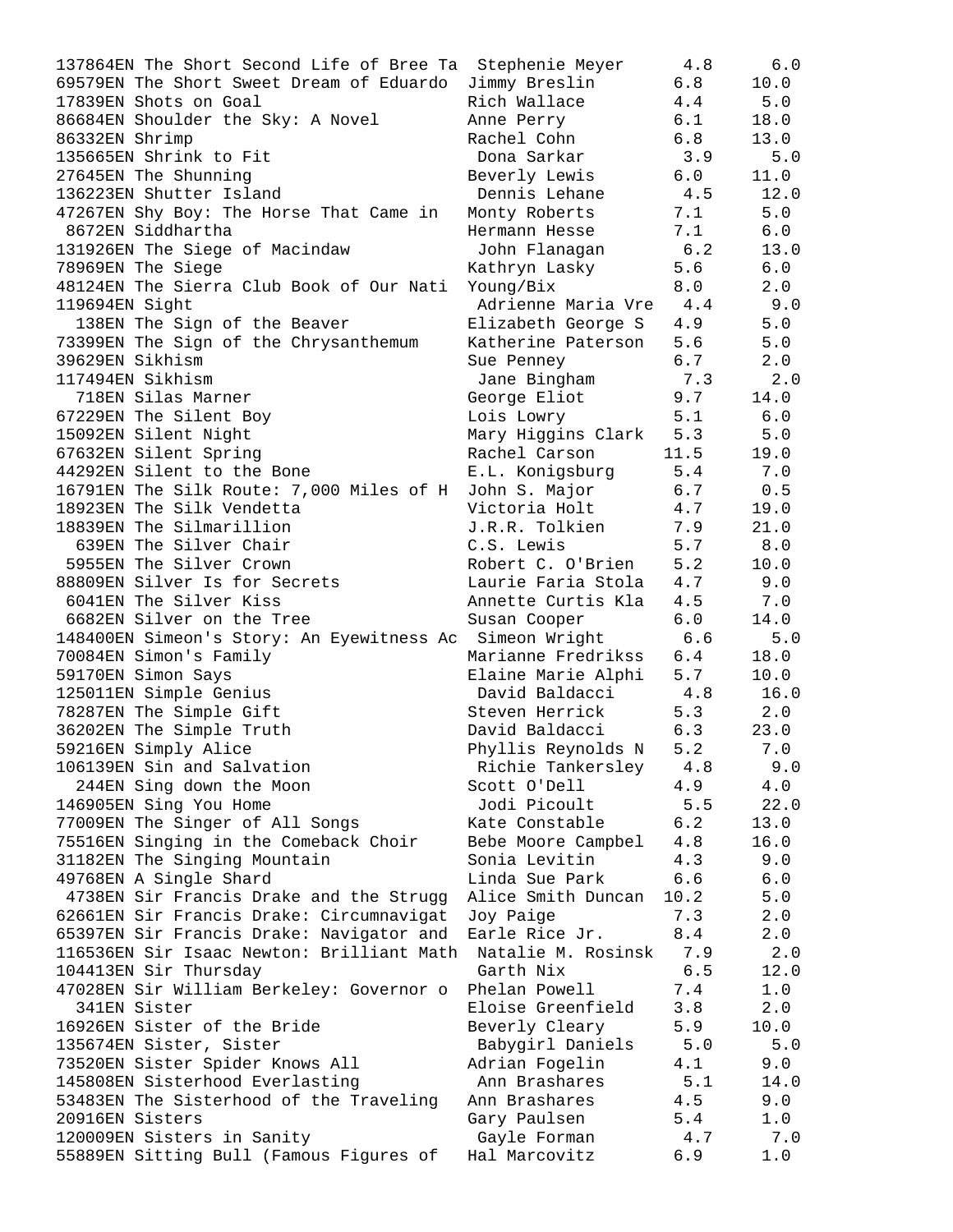```
137864EN The Short Second Life of Bree Ta  Stephenie Meyer      4.8      6.0
69579EN The Short Sweet Dream of Eduardo  Jimmy Breslin       6.8     10.0
17839EN Shots on Goal                     Rich Wallace        4.4      5.0
86684EN Shoulder the Sky: A Novel         Anne Perry          6.1     18.0
86332EN Shrimp                            Rachel Cohn         6.8     13.0
135665EN Shrink to Fit                     Dona Sarkar         3.9      5.0
27645EN The Shunning                      Beverly Lewis       6.0     11.0
136223EN Shutter Island                    Dennis Lehane       4.5     12.0
47267EN Shy Boy: The Horse That Came in   Monty Roberts       7.1      5.0
 8672EN Siddhartha                        Hermann Hesse       7.1      6.0
131926EN The Siege of Macindaw             John Flanagan       6.2     13.0
78969EN The Siege                         Kathryn Lasky       5.6      6.0
48124EN The Sierra Club Book of Our Nati  Young/Bix           8.0      2.0
119694EN Sight                             Adrienne Maria Vre  4.4      9.0
  138EN The Sign of the Beaver            Elizabeth George S  4.9      5.0
73399EN The Sign of the Chrysanthemum     Katherine Paterson  5.6      5.0
39629EN Sikhism                           Sue Penney          6.7      2.0
117494EN Sikhism                           Jane Bingham        7.3      2.0
  718EN Silas Marner                      George Eliot        9.7     14.0
67229EN The Silent Boy                    Lois Lowry          5.1      6.0
15092EN Silent Night                      Mary Higgins Clark  5.3      5.0
67632EN Silent Spring                     Rachel Carson      11.5     19.0
44292EN Silent to the Bone                E.L. Konigsburg     5.4      7.0
16791EN The Silk Route: 7,000 Miles of H  John S. Major       6.7      0.5
18923EN The Silk Vendetta                 Victoria Holt       4.7     19.0
18839EN The Silmarillion                  J.R.R. Tolkien      7.9     21.0
  639EN The Silver Chair                  C.S. Lewis          5.7      8.0
 5955EN The Silver Crown                  Robert C. O'Brien   5.2     10.0
88809EN Silver Is for Secrets             Laurie Faria Stola  4.7      9.0
 6041EN The Silver Kiss                   Annette Curtis Kla  4.5      7.0
 6682EN Silver on the Tree                Susan Cooper        6.0     14.0
148400EN Simeon's Story: An Eyewitness Ac  Simeon Wright       6.6      5.0
70084EN Simon's Family                    Marianne Fredrikss  6.4     18.0
59170EN Simon Says                        Elaine Marie Alphi  5.7     10.0
125011EN Simple Genius                     David Baldacci      4.8     16.0
78287EN The Simple Gift                   Steven Herrick      5.3      2.0
36202EN The Simple Truth                  David Baldacci      6.3     23.0
59216EN Simply Alice                      Phyllis Reynolds N  5.2      7.0
106139EN Sin and Salvation                 Richie Tankersley   4.8      9.0
  244EN Sing down the Moon                Scott O'Dell        4.9      4.0
146905EN Sing You Home                     Jodi Picoult        5.5     22.0
77009EN The Singer of All Songs           Kate Constable      6.2     13.0
75516EN Singing in the Comeback Choir     Bebe Moore Campbel  4.8     16.0
31182EN The Singing Mountain              Sonia Levitin       4.3      9.0
49768EN A Single Shard                    Linda Sue Park      6.6      6.0
 4738EN Sir Francis Drake and the Strugg  Alice Smith Duncan 10.2      5.0
62661EN Sir Francis Drake: Circumnavigat  Joy Paige           7.3      2.0
65397EN Sir Francis Drake: Navigator and  Earle Rice Jr.      8.4      2.0
116536EN Sir Isaac Newton: Brilliant Math  Natalie M. Rosinsk  7.9      2.0
104413EN Sir Thursday                      Garth Nix           6.5     12.0
47028EN Sir William Berkeley: Governor o  Phelan Powell       7.4      1.0
  341EN Sister                            Eloise Greenfield   3.8      2.0
16926EN Sister of the Bride               Beverly Cleary      5.9     10.0
135674EN Sister, Sister                    Babygirl Daniels    5.0      5.0
73520EN Sister Spider Knows All           Adrian Fogelin      4.1      9.0
145808EN Sisterhood Everlasting            Ann Brashares       5.1     14.0
53483EN The Sisterhood of the Traveling   Ann Brashares       4.5      9.0
20916EN Sisters                           Gary Paulsen        5.4      1.0
120009EN Sisters in Sanity                 Gayle Forman        4.7      7.0
55889EN Sitting Bull (Famous Figures of   Hal Marcovitz       6.9      1.0
```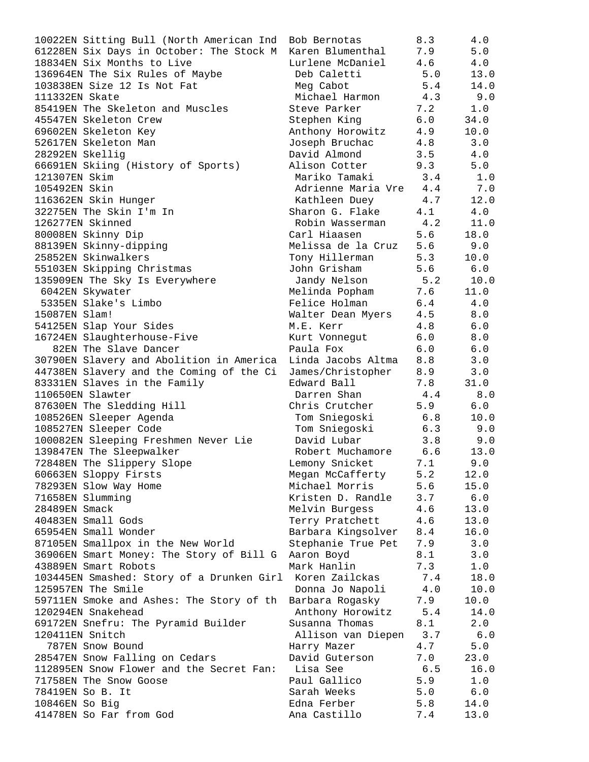```
10022EN Sitting Bull (North American Ind  Bob Bernotas        8.3     4.0
61228EN Six Days in October: The Stock M  Karen Blumenthal    7.9     5.0
18834EN Six Months to Live                Lurlene McDaniel    4.6     4.0
136964EN The Six Rules of Maybe            Deb Caletti         5.0    13.0
103838EN Size 12 Is Not Fat                Meg Cabot           5.4    14.0
111332EN Skate                             Michael Harmon      4.3     9.0
85419EN The Skeleton and Muscles          Steve Parker        7.2     1.0
45547EN Skeleton Crew                     Stephen King        6.0    34.0
69602EN Skeleton Key                      Anthony Horowitz    4.9    10.0
52617EN Skeleton Man                      Joseph Bruchac      4.8     3.0
28292EN Skellig                           David Almond        3.5     4.0
66691EN Skiing (History of Sports)        Alison Cotter       9.3     5.0
121307EN Skim                              Mariko Tamaki       3.4     1.0
105492EN Skin                              Adrienne Maria Vre  4.4     7.0
116362EN Skin Hunger                       Kathleen Duey       4.7    12.0
32275EN The Skin I'm In                   Sharon G. Flake     4.1     4.0
126277EN Skinned                           Robin Wasserman     4.2    11.0
80008EN Skinny Dip                        Carl Hiaasen        5.6    18.0
88139EN Skinny-dipping                    Melissa de la Cruz  5.6     9.0
25852EN Skinwalkers                       Tony Hillerman      5.3    10.0
55103EN Skipping Christmas                John Grisham        5.6     6.0
135909EN The Sky Is Everywhere             Jandy Nelson        5.2    10.0
 6042EN Skywater                          Melinda Popham      7.6    11.0
 5335EN Slake's Limbo                     Felice Holman       6.4     4.0
15087EN Slam!                             Walter Dean Myers   4.5     8.0
54125EN Slap Your Sides                   M.E. Kerr           4.8     6.0
16724EN Slaughterhouse-Five               Kurt Vonnegut       6.0     8.0
   82EN The Slave Dancer                  Paula Fox           6.0     6.0
30790EN Slavery and Abolition in America  Linda Jacobs Altma  8.8     3.0
44738EN Slavery and the Coming of the Ci  James/Christopher   8.9     3.0
83331EN Slaves in the Family              Edward Ball         7.8    31.0
110650EN Slawter                           Darren Shan         4.4     8.0
87630EN The Sledding Hill                 Chris Crutcher      5.9     6.0
108526EN Sleeper Agenda                    Tom Sniegoski       6.8    10.0
108527EN Sleeper Code                      Tom Sniegoski       6.3     9.0
100082EN Sleeping Freshmen Never Lie       David Lubar         3.8     9.0
139847EN The Sleepwalker                   Robert Muchamore    6.6    13.0
72848EN The Slippery Slope                Lemony Snicket      7.1     9.0
60663EN Sloppy Firsts                     Megan McCafferty    5.2    12.0
78293EN Slow Way Home                     Michael Morris      5.6    15.0
71658EN Slumming                          Kristen D. Randle   3.7     6.0
28489EN Smack                             Melvin Burgess      4.6    13.0
40483EN Small Gods                        Terry Pratchett     4.6    13.0
65954EN Small Wonder                      Barbara Kingsolver  8.4    16.0
87105EN Smallpox in the New World         Stephanie True Pet  7.9     3.0
36906EN Smart Money: The Story of Bill G  Aaron Boyd          8.1     3.0
43889EN Smart Robots                      Mark Hanlin         7.3     1.0
103445EN Smashed: Story of a Drunken Girl  Koren Zailckas      7.4    18.0
125957EN The Smile                         Donna Jo Napoli     4.0    10.0
59711EN Smoke and Ashes: The Story of th  Barbara Rogasky     7.9    10.0
120294EN Snakehead                         Anthony Horowitz    5.4    14.0
69172EN Snefru: The Pyramid Builder       Susanna Thomas      8.1     2.0
120411EN Snitch                            Allison van Diepen  3.7     6.0
  787EN Snow Bound                        Harry Mazer         4.7     5.0
28547EN Snow Falling on Cedars            David Guterson      7.0    23.0
112895EN Snow Flower and the Secret Fan:   Lisa See            6.5    16.0
71758EN The Snow Goose                    Paul Gallico        5.9     1.0
78419EN So B. It                          Sarah Weeks         5.0     6.0
10846EN So Big                            Edna Ferber         5.8    14.0
41478EN So Far from God                   Ana Castillo        7.4    13.0
```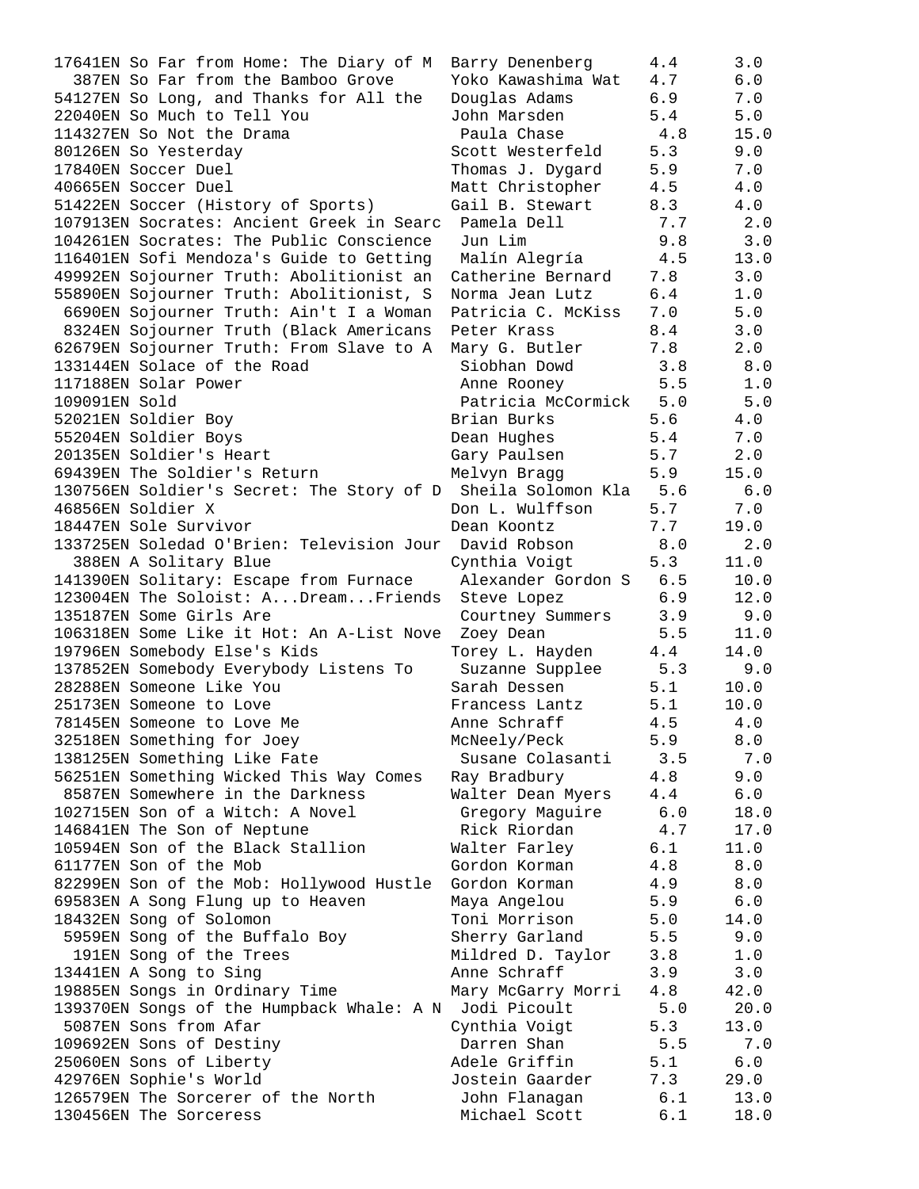| | | | |
|---|---|---|---|
| 17641EN So Far from Home: The Diary of M | Barry Denenberg | 4.4 | 3.0 |
| 387EN So Far from the Bamboo Grove | Yoko Kawashima Wat | 4.7 | 6.0 |
| 54127EN So Long, and Thanks for All the | Douglas Adams | 6.9 | 7.0 |
| 22040EN So Much to Tell You | John Marsden | 5.4 | 5.0 |
| 114327EN So Not the Drama | Paula Chase | 4.8 | 15.0 |
| 80126EN So Yesterday | Scott Westerfeld | 5.3 | 9.0 |
| 17840EN Soccer Duel | Thomas J. Dygard | 5.9 | 7.0 |
| 40665EN Soccer Duel | Matt Christopher | 4.5 | 4.0 |
| 51422EN Soccer (History of Sports) | Gail B. Stewart | 8.3 | 4.0 |
| 107913EN Socrates: Ancient Greek in Searc | Pamela Dell | 7.7 | 2.0 |
| 104261EN Socrates: The Public Conscience | Jun Lim | 9.8 | 3.0 |
| 116401EN Sofi Mendoza's Guide to Getting | Malín Alegría | 4.5 | 13.0 |
| 49992EN Sojourner Truth: Abolitionist an | Catherine Bernard | 7.8 | 3.0 |
| 55890EN Sojourner Truth: Abolitionist, S | Norma Jean Lutz | 6.4 | 1.0 |
| 6690EN Sojourner Truth: Ain't I a Woman | Patricia C. McKiss | 7.0 | 5.0 |
| 8324EN Sojourner Truth (Black Americans | Peter Krass | 8.4 | 3.0 |
| 62679EN Sojourner Truth: From Slave to A | Mary G. Butler | 7.8 | 2.0 |
| 133144EN Solace of the Road | Siobhan Dowd | 3.8 | 8.0 |
| 117188EN Solar Power | Anne Rooney | 5.5 | 1.0 |
| 109091EN Sold | Patricia McCormick | 5.0 | 5.0 |
| 52021EN Soldier Boy | Brian Burks | 5.6 | 4.0 |
| 55204EN Soldier Boys | Dean Hughes | 5.4 | 7.0 |
| 20135EN Soldier's Heart | Gary Paulsen | 5.7 | 2.0 |
| 69439EN The Soldier's Return | Melvyn Bragg | 5.9 | 15.0 |
| 130756EN Soldier's Secret: The Story of D | Sheila Solomon Kla | 5.6 | 6.0 |
| 46856EN Soldier X | Don L. Wulffson | 5.7 | 7.0 |
| 18447EN Sole Survivor | Dean Koontz | 7.7 | 19.0 |
| 133725EN Soledad O'Brien: Television Jour | David Robson | 8.0 | 2.0 |
| 388EN A Solitary Blue | Cynthia Voigt | 5.3 | 11.0 |
| 141390EN Solitary: Escape from Furnace | Alexander Gordon S | 6.5 | 10.0 |
| 123004EN The Soloist: A...Dream...Friends | Steve Lopez | 6.9 | 12.0 |
| 135187EN Some Girls Are | Courtney Summers | 3.9 | 9.0 |
| 106318EN Some Like it Hot: An A-List Nove | Zoey Dean | 5.5 | 11.0 |
| 19796EN Somebody Else's Kids | Torey L. Hayden | 4.4 | 14.0 |
| 137852EN Somebody Everybody Listens To | Suzanne Supplee | 5.3 | 9.0 |
| 28288EN Someone Like You | Sarah Dessen | 5.1 | 10.0 |
| 25173EN Someone to Love | Francess Lantz | 5.1 | 10.0 |
| 78145EN Someone to Love Me | Anne Schraff | 4.5 | 4.0 |
| 32518EN Something for Joey | McNeely/Peck | 5.9 | 8.0 |
| 138125EN Something Like Fate | Susane Colasanti | 3.5 | 7.0 |
| 56251EN Something Wicked This Way Comes | Ray Bradbury | 4.8 | 9.0 |
| 8587EN Somewhere in the Darkness | Walter Dean Myers | 4.4 | 6.0 |
| 102715EN Son of a Witch: A Novel | Gregory Maguire | 6.0 | 18.0 |
| 146841EN The Son of Neptune | Rick Riordan | 4.7 | 17.0 |
| 10594EN Son of the Black Stallion | Walter Farley | 6.1 | 11.0 |
| 61177EN Son of the Mob | Gordon Korman | 4.8 | 8.0 |
| 82299EN Son of the Mob: Hollywood Hustle | Gordon Korman | 4.9 | 8.0 |
| 69583EN A Song Flung up to Heaven | Maya Angelou | 5.9 | 6.0 |
| 18432EN Song of Solomon | Toni Morrison | 5.0 | 14.0 |
| 5959EN Song of the Buffalo Boy | Sherry Garland | 5.5 | 9.0 |
| 191EN Song of the Trees | Mildred D. Taylor | 3.8 | 1.0 |
| 13441EN A Song to Sing | Anne Schraff | 3.9 | 3.0 |
| 19885EN Songs in Ordinary Time | Mary McGarry Morri | 4.8 | 42.0 |
| 139370EN Songs of the Humpback Whale: A N | Jodi Picoult | 5.0 | 20.0 |
| 5087EN Sons from Afar | Cynthia Voigt | 5.3 | 13.0 |
| 109692EN Sons of Destiny | Darren Shan | 5.5 | 7.0 |
| 25060EN Sons of Liberty | Adele Griffin | 5.1 | 6.0 |
| 42976EN Sophie's World | Jostein Gaarder | 7.3 | 29.0 |
| 126579EN The Sorcerer of the North | John Flanagan | 6.1 | 13.0 |
| 130456EN The Sorceress | Michael Scott | 6.1 | 18.0 |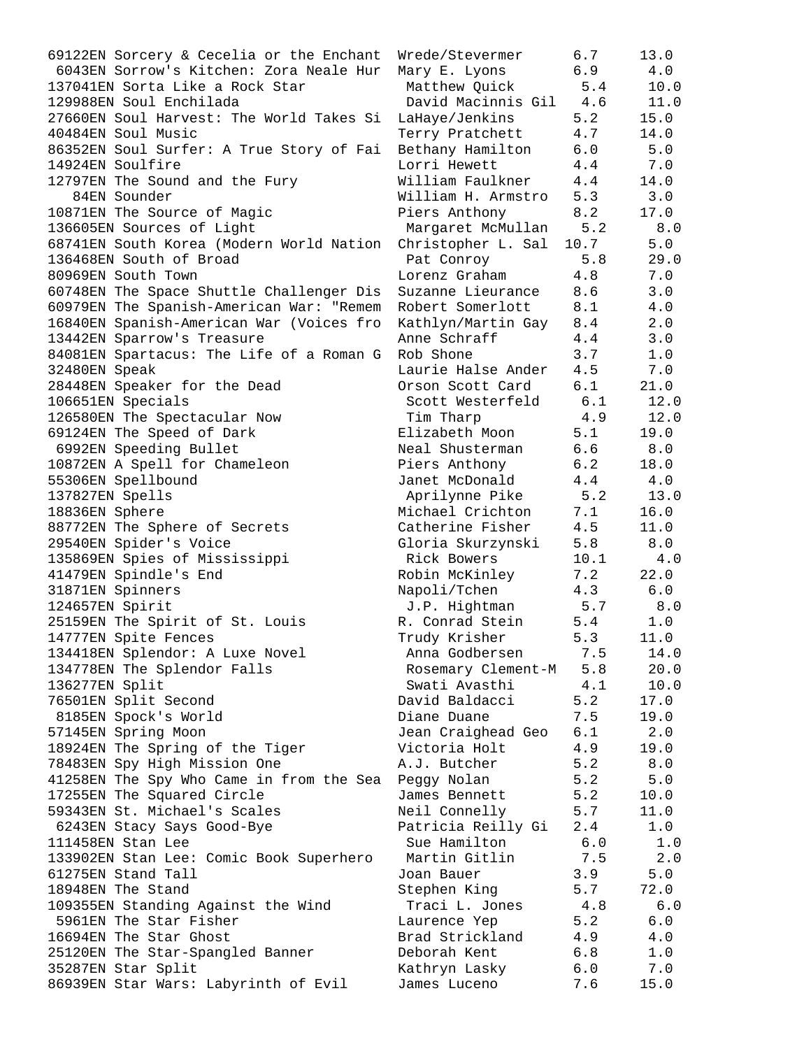```
69122EN Sorcery & Cecelia or the Enchant  Wrede/Stevermer      6.7     13.0
 6043EN Sorrow's Kitchen: Zora Neale Hur  Mary E. Lyons        6.9      4.0
137041EN Sorta Like a Rock Star            Matthew Quick        5.4     10.0
129988EN Soul Enchilada                    David Macinnis Gil   4.6     11.0
27660EN Soul Harvest: The World Takes Si  LaHaye/Jenkins       5.2     15.0
40484EN Soul Music                        Terry Pratchett      4.7     14.0
86352EN Soul Surfer: A True Story of Fai  Bethany Hamilton     6.0      5.0
14924EN Soulfire                          Lorri Hewett         4.4      7.0
12797EN The Sound and the Fury            William Faulkner     4.4     14.0
   84EN Sounder                           William H. Armstro   5.3      3.0
10871EN The Source of Magic               Piers Anthony        8.2     17.0
136605EN Sources of Light                  Margaret McMullan    5.2      8.0
68741EN South Korea (Modern World Nation  Christopher L. Sal  10.7      5.0
136468EN South of Broad                    Pat Conroy           5.8     29.0
80969EN South Town                        Lorenz Graham        4.8      7.0
60748EN The Space Shuttle Challenger Dis  Suzanne Lieurance    8.6      3.0
60979EN The Spanish-American War: "Remem  Robert Somerlott     8.1      4.0
16840EN Spanish-American War (Voices fro  Kathlyn/Martin Gay   8.4      2.0
13442EN Sparrow's Treasure                Anne Schraff         4.4      3.0
84081EN Spartacus: The Life of a Roman G  Rob Shone            3.7      1.0
32480EN Speak                             Laurie Halse Ander   4.5      7.0
28448EN Speaker for the Dead              Orson Scott Card     6.1     21.0
106651EN Specials                          Scott Westerfeld     6.1     12.0
126580EN The Spectacular Now               Tim Tharp            4.9     12.0
69124EN The Speed of Dark                 Elizabeth Moon       5.1     19.0
 6992EN Speeding Bullet                   Neal Shusterman      6.6      8.0
10872EN A Spell for Chameleon             Piers Anthony        6.2     18.0
55306EN Spellbound                        Janet McDonald       4.4      4.0
137827EN Spells                            Aprilynne Pike       5.2     13.0
18836EN Sphere                            Michael Crichton     7.1     16.0
88772EN The Sphere of Secrets             Catherine Fisher     4.5     11.0
29540EN Spider's Voice                    Gloria Skurzynski    5.8      8.0
135869EN Spies of Mississippi              Rick Bowers         10.1      4.0
41479EN Spindle's End                     Robin McKinley       7.2     22.0
31871EN Spinners                          Napoli/Tchen         4.3      6.0
124657EN Spirit                            J.P. Hightman        5.7      8.0
25159EN The Spirit of St. Louis           R. Conrad Stein      5.4      1.0
14777EN Spite Fences                      Trudy Krisher        5.3     11.0
134418EN Splendor: A Luxe Novel            Anna Godbersen       7.5     14.0
134778EN The Splendor Falls                Rosemary Clement-M   5.8     20.0
136277EN Split                             Swati Avasthi        4.1     10.0
76501EN Split Second                      David Baldacci       5.2     17.0
 8185EN Spock's World                     Diane Duane          7.5     19.0
57145EN Spring Moon                       Jean Craighead Geo   6.1      2.0
18924EN The Spring of the Tiger           Victoria Holt        4.9     19.0
78483EN Spy High Mission One              A.J. Butcher         5.2      8.0
41258EN The Spy Who Came in from the Sea  Peggy Nolan          5.2      5.0
17255EN The Squared Circle                James Bennett        5.2     10.0
59343EN St. Michael's Scales              Neil Connelly        5.7     11.0
 6243EN Stacy Says Good-Bye               Patricia Reilly Gi   2.4      1.0
111458EN Stan Lee                          Sue Hamilton         6.0      1.0
133902EN Stan Lee: Comic Book Superhero    Martin Gitlin        7.5      2.0
61275EN Stand Tall                        Joan Bauer           3.9      5.0
18948EN The Stand                         Stephen King         5.7     72.0
109355EN Standing Against the Wind         Traci L. Jones       4.8      6.0
 5961EN The Star Fisher                   Laurence Yep         5.2      6.0
16694EN The Star Ghost                    Brad Strickland      4.9      4.0
25120EN The Star-Spangled Banner          Deborah Kent         6.8      1.0
35287EN Star Split                        Kathryn Lasky        6.0      7.0
86939EN Star Wars: Labyrinth of Evil      James Luceno         7.6     15.0
```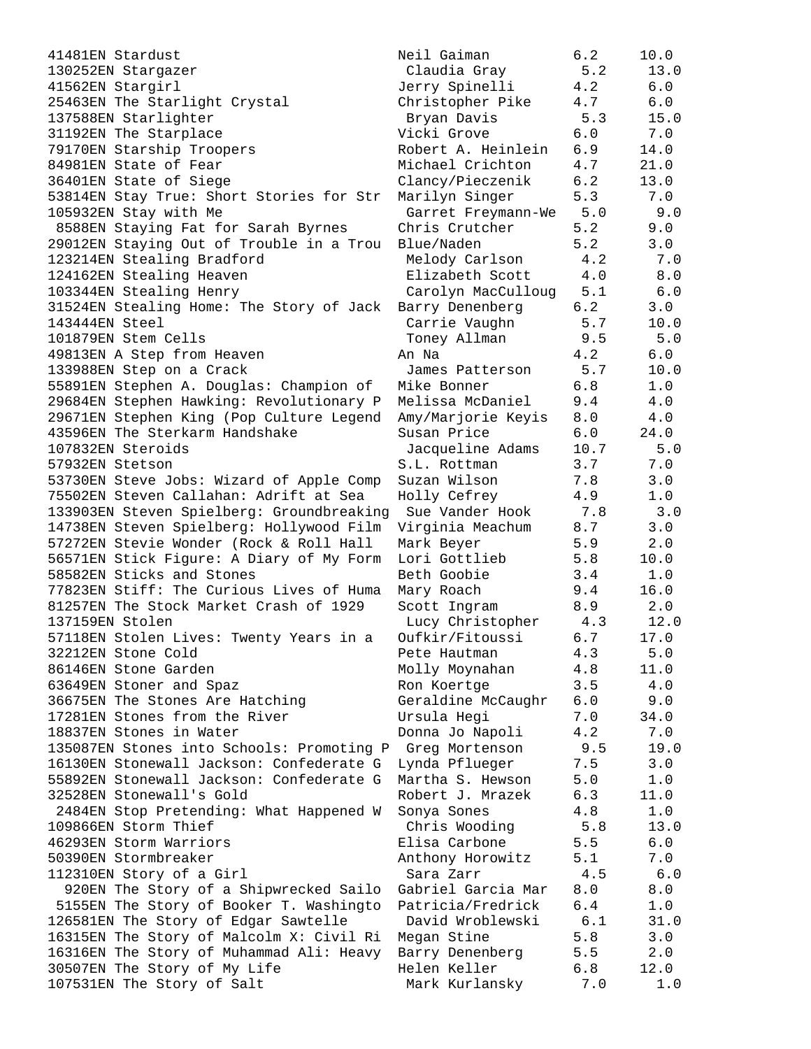```
41481EN Stardust                        Neil Gaiman         6.2     10.0
130252EN Stargazer                       Claudia Gray        5.2     13.0
41562EN Stargirl                        Jerry Spinelli      4.2      6.0
25463EN The Starlight Crystal           Christopher Pike    4.7      6.0
137588EN Starlighter                     Bryan Davis         5.3     15.0
31192EN The Starplace                   Vicki Grove         6.0      7.0
79170EN Starship Troopers               Robert A. Heinlein  6.9     14.0
84981EN State of Fear                   Michael Crichton    4.7     21.0
36401EN State of Siege                  Clancy/Pieczenik    6.2     13.0
53814EN Stay True: Short Stories for Str  Marilyn Singer      5.3      7.0
105932EN Stay with Me                    Garret Freymann-We  5.0      9.0
 8588EN Staying Fat for Sarah Byrnes    Chris Crutcher      5.2      9.0
29012EN Staying Out of Trouble in a Trou  Blue/Naden          5.2      3.0
123214EN Stealing Bradford               Melody Carlson      4.2      7.0
124162EN Stealing Heaven                 Elizabeth Scott     4.0      8.0
103344EN Stealing Henry                  Carolyn MacCulloug  5.1      6.0
31524EN Stealing Home: The Story of Jack  Barry Denenberg     6.2      3.0
143444EN Steel                           Carrie Vaughn       5.7     10.0
101879EN Stem Cells                      Toney Allman        9.5      5.0
49813EN A Step from Heaven              An Na               4.2      6.0
133988EN Step on a Crack                 James Patterson     5.7     10.0
55891EN Stephen A. Douglas: Champion of  Mike Bonner         6.8      1.0
29684EN Stephen Hawking: Revolutionary P  Melissa McDaniel    9.4      4.0
29671EN Stephen King (Pop Culture Legend  Amy/Marjorie Keyis  8.0      4.0
43596EN The Sterkarm Handshake          Susan Price         6.0     24.0
107832EN Steroids                        Jacqueline Adams   10.7      5.0
57932EN Stetson                         S.L. Rottman        3.7      7.0
53730EN Steve Jobs: Wizard of Apple Comp  Suzan Wilson        7.8      3.0
75502EN Steven Callahan: Adrift at Sea  Holly Cefrey        4.9      1.0
133903EN Steven Spielberg: Groundbreaking  Sue Vander Hook     7.8      3.0
14738EN Steven Spielberg: Hollywood Film  Virginia Meachum    8.7      3.0
57272EN Stevie Wonder (Rock & Roll Hall  Mark Beyer          5.9      2.0
56571EN Stick Figure: A Diary of My Form  Lori Gottlieb       5.8     10.0
58582EN Sticks and Stones               Beth Goobie         3.4      1.0
77823EN Stiff: The Curious Lives of Huma  Mary Roach          9.4     16.0
81257EN The Stock Market Crash of 1929  Scott Ingram        8.9      2.0
137159EN Stolen                          Lucy Christopher    4.3     12.0
57118EN Stolen Lives: Twenty Years in a  Oufkir/Fitoussi     6.7     17.0
32212EN Stone Cold                      Pete Hautman        4.3      5.0
86146EN Stone Garden                    Molly Moynahan      4.8     11.0
63649EN Stoner and Spaz                 Ron Koertge         3.5      4.0
36675EN The Stones Are Hatching         Geraldine McCaughr  6.0      9.0
17281EN Stones from the River           Ursula Hegi         7.0     34.0
18837EN Stones in Water                 Donna Jo Napoli     4.2      7.0
135087EN Stones into Schools: Promoting P  Greg Mortenson      9.5     19.0
16130EN Stonewall Jackson: Confederate G  Lynda Pflueger      7.5      3.0
55892EN Stonewall Jackson: Confederate G  Martha S. Hewson    5.0      1.0
32528EN Stonewall's Gold                Robert J. Mrazek    6.3     11.0
 2484EN Stop Pretending: What Happened W  Sonya Sones         4.8      1.0
109866EN Storm Thief                     Chris Wooding       5.8     13.0
46293EN Storm Warriors                  Elisa Carbone       5.5      6.0
50390EN Stormbreaker                    Anthony Horowitz    5.1      7.0
112310EN Story of a Girl                 Sara Zarr           4.5      6.0
  920EN The Story of a Shipwrecked Sailo  Gabriel Garcia Mar  8.0      8.0
 5155EN The Story of Booker T. Washingto  Patricia/Fredrick   6.4      1.0
126581EN The Story of Edgar Sawtelle     David Wroblewski    6.1     31.0
16315EN The Story of Malcolm X: Civil Ri  Megan Stine         5.8      3.0
16316EN The Story of Muhammad Ali: Heavy  Barry Denenberg     5.5      2.0
30507EN The Story of My Life            Helen Keller        6.8     12.0
107531EN The Story of Salt               Mark Kurlansky      7.0      1.0
```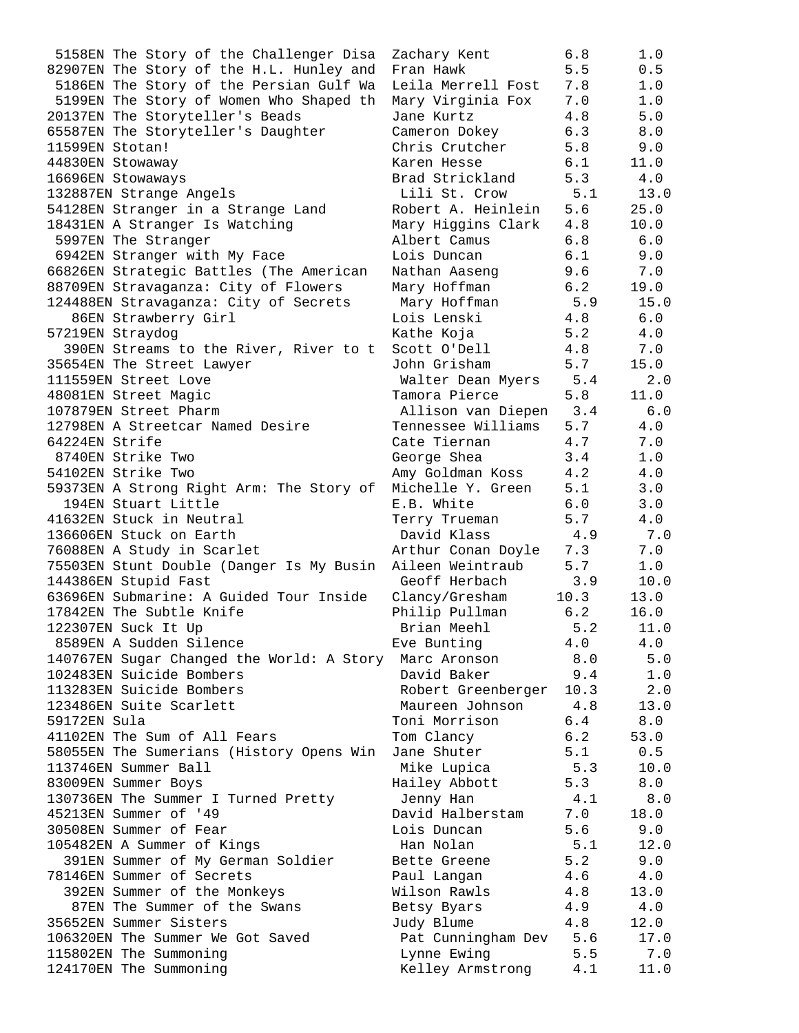```
 5158EN The Story of the Challenger Disa  Zachary Kent         6.8      1.0
82907EN The Story of the H.L. Hunley and  Fran Hawk            5.5      0.5
 5186EN The Story of the Persian Gulf Wa  Leila Merrell Fost   7.8      1.0
 5199EN The Story of Women Who Shaped th  Mary Virginia Fox    7.0      1.0
20137EN The Storyteller's Beads           Jane Kurtz           4.8      5.0
65587EN The Storyteller's Daughter        Cameron Dokey        6.3      8.0
11599EN Stotan!                           Chris Crutcher       5.8      9.0
44830EN Stowaway                          Karen Hesse          6.1     11.0
16696EN Stowaways                         Brad Strickland      5.3      4.0
132887EN Strange Angels                    Lili St. Crow        5.1     13.0
54128EN Stranger in a Strange Land        Robert A. Heinlein   5.6     25.0
18431EN A Stranger Is Watching            Mary Higgins Clark   4.8     10.0
 5997EN The Stranger                      Albert Camus         6.8      6.0
 6942EN Stranger with My Face             Lois Duncan          6.1      9.0
66826EN Strategic Battles (The American   Nathan Aaseng        9.6      7.0
88709EN Stravaganza: City of Flowers      Mary Hoffman         6.2     19.0
124488EN Stravaganza: City of Secrets      Mary Hoffman         5.9     15.0
   86EN Strawberry Girl                   Lois Lenski          4.8      6.0
57219EN Straydog                          Kathe Koja           5.2      4.0
  390EN Streams to the River, River to t  Scott O'Dell         4.8      7.0
35654EN The Street Lawyer                 John Grisham         5.7     15.0
111559EN Street Love                       Walter Dean Myers    5.4      2.0
48081EN Street Magic                      Tamora Pierce        5.8     11.0
107879EN Street Pharm                      Allison van Diepen   3.4      6.0
12798EN A Streetcar Named Desire          Tennessee Williams   5.7      4.0
64224EN Strife                            Cate Tiernan         4.7      7.0
 8740EN Strike Two                        George Shea          3.4      1.0
54102EN Strike Two                        Amy Goldman Koss     4.2      4.0
59373EN A Strong Right Arm: The Story of  Michelle Y. Green    5.1      3.0
  194EN Stuart Little                     E.B. White           6.0      3.0
41632EN Stuck in Neutral                  Terry Trueman        5.7      4.0
136606EN Stuck on Earth                    David Klass          4.9      7.0
76088EN A Study in Scarlet                Arthur Conan Doyle   7.3      7.0
75503EN Stunt Double (Danger Is My Busin  Aileen Weintraub     5.7      1.0
144386EN Stupid Fast                       Geoff Herbach        3.9     10.0
63696EN Submarine: A Guided Tour Inside   Clancy/Gresham      10.3     13.0
17842EN The Subtle Knife                  Philip Pullman       6.2     16.0
122307EN Suck It Up                        Brian Meehl          5.2     11.0
 8589EN A Sudden Silence                  Eve Bunting          4.0      4.0
140767EN Sugar Changed the World: A Story  Marc Aronson         8.0      5.0
102483EN Suicide Bombers                   David Baker          9.4      1.0
113283EN Suicide Bombers                   Robert Greenberger  10.3      2.0
123486EN Suite Scarlett                    Maureen Johnson      4.8     13.0
59172EN Sula                              Toni Morrison        6.4      8.0
41102EN The Sum of All Fears              Tom Clancy           6.2     53.0
58055EN The Sumerians (History Opens Win  Jane Shuter          5.1      0.5
113746EN Summer Ball                       Mike Lupica          5.3     10.0
83009EN Summer Boys                       Hailey Abbott        5.3      8.0
130736EN The Summer I Turned Pretty        Jenny Han            4.1      8.0
45213EN Summer of '49                     David Halberstam     7.0     18.0
30508EN Summer of Fear                    Lois Duncan          5.6      9.0
105482EN A Summer of Kings                 Han Nolan            5.1     12.0
  391EN Summer of My German Soldier       Bette Greene         5.2      9.0
78146EN Summer of Secrets                 Paul Langan          4.6      4.0
  392EN Summer of the Monkeys             Wilson Rawls         4.8     13.0
   87EN The Summer of the Swans           Betsy Byars          4.9      4.0
35652EN Summer Sisters                    Judy Blume           4.8     12.0
106320EN The Summer We Got Saved           Pat Cunningham Dev   5.6     17.0
115802EN The Summoning                     Lynne Ewing          5.5      7.0
124170EN The Summoning                     Kelley Armstrong     4.1     11.0
```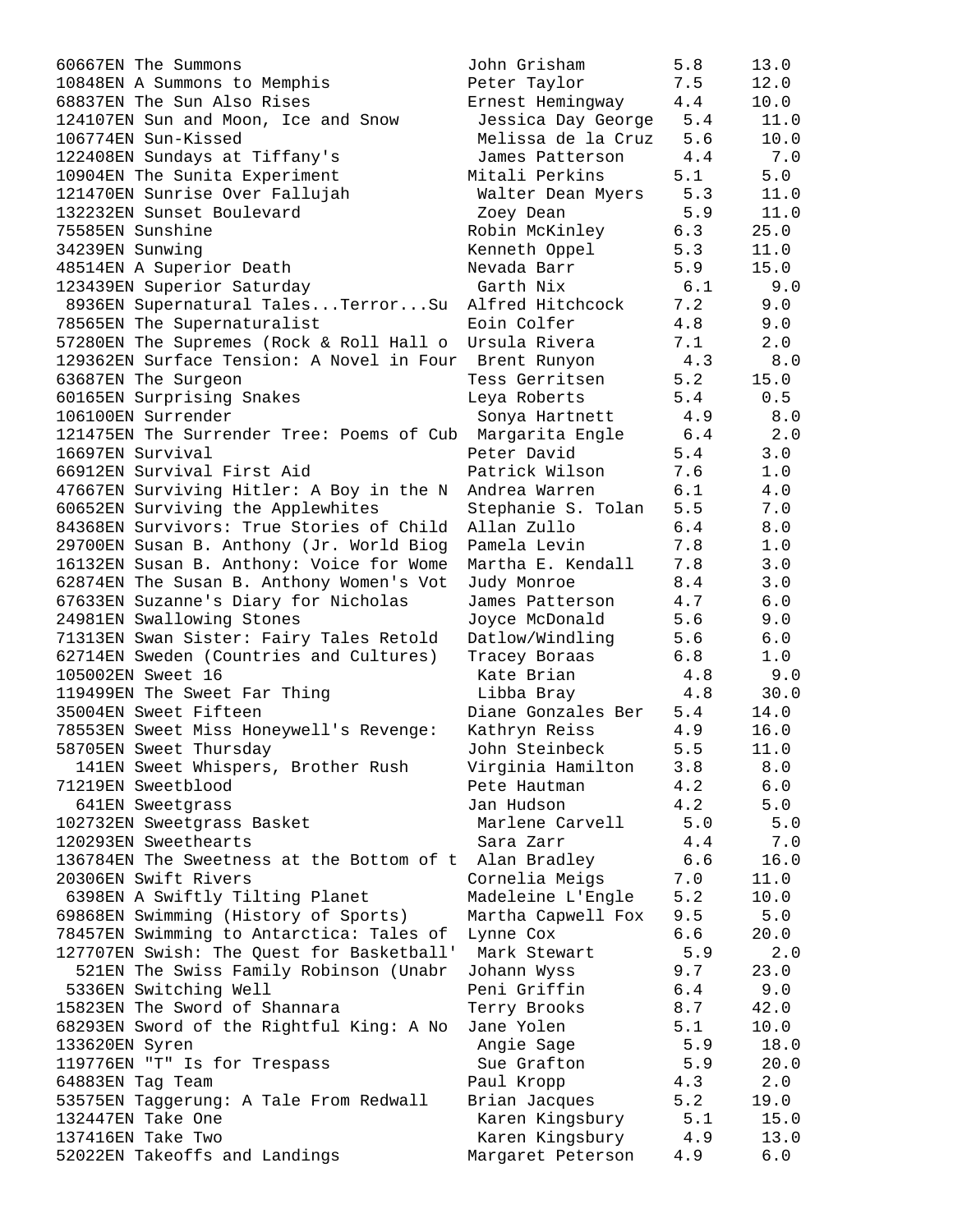```
60667EN The Summons                    John Grisham        5.8     13.0
10848EN A Summons to Memphis           Peter Taylor        7.5     12.0
68837EN The Sun Also Rises             Ernest Hemingway    4.4     10.0
124107EN Sun and Moon, Ice and Snow     Jessica Day George   5.4    11.0
106774EN Sun-Kissed                     Melissa de la Cruz   5.6    10.0
122408EN Sundays at Tiffany's           James Patterson      4.4     7.0
10904EN The Sunita Experiment          Mitali Perkins      5.1      5.0
121470EN Sunrise Over Fallujah          Walter Dean Myers    5.3    11.0
132232EN Sunset Boulevard               Zoey Dean            5.9    11.0
75585EN Sunshine                       Robin McKinley      6.3     25.0
34239EN Sunwing                        Kenneth Oppel       5.3     11.0
48514EN A Superior Death               Nevada Barr         5.9     15.0
123439EN Superior Saturday              Garth Nix            6.1     9.0
 8936EN Supernatural Tales...Terror...Su  Alfred Hitchcock  7.2      9.0
78565EN The Supernaturalist            Eoin Colfer         4.8      9.0
57280EN The Supremes (Rock & Roll Hall o  Ursula Rivera     7.1      2.0
129362EN Surface Tension: A Novel in Four  Brent Runyon      4.3     8.0
63687EN The Surgeon                    Tess Gerritsen      5.2     15.0
60165EN Surprising Snakes              Leya Roberts        5.4      0.5
106100EN Surrender                      Sonya Hartnett       4.9     8.0
121475EN The Surrender Tree: Poems of Cub  Margarita Engle   6.4     2.0
16697EN Survival                       Peter David         5.4      3.0
66912EN Survival First Aid             Patrick Wilson      7.6      1.0
47667EN Surviving Hitler: A Boy in the N  Andrea Warren     6.1      4.0
60652EN Surviving the Applewhites      Stephanie S. Tolan  5.5      7.0
84368EN Survivors: True Stories of Child  Allan Zullo       6.4      8.0
29700EN Susan B. Anthony (Jr. World Biog  Pamela Levin      7.8      1.0
16132EN Susan B. Anthony: Voice for Wome  Martha E. Kendall  7.8     3.0
62874EN The Susan B. Anthony Women's Vot  Judy Monroe       8.4      3.0
67633EN Suzanne's Diary for Nicholas   James Patterson     4.7      6.0
24981EN Swallowing Stones              Joyce McDonald      5.6      9.0
71313EN Swan Sister: Fairy Tales Retold  Datlow/Windling    5.6      6.0
62714EN Sweden (Countries and Cultures)  Tracey Boraas      6.8      1.0
105002EN Sweet 16                       Kate Brian           4.8     9.0
119499EN The Sweet Far Thing            Libba Bray           4.8    30.0
35004EN Sweet Fifteen                  Diane Gonzales Ber  5.4     14.0
78553EN Sweet Miss Honeywell's Revenge:  Kathryn Reiss      4.9     16.0
58705EN Sweet Thursday                 John Steinbeck      5.5     11.0
  141EN Sweet Whispers, Brother Rush   Virginia Hamilton   3.8      8.0
71219EN Sweetblood                     Pete Hautman        4.2      6.0
  641EN Sweetgrass                     Jan Hudson          4.2      5.0
102732EN Sweetgrass Basket              Marlene Carvell      5.0     5.0
120293EN Sweethearts                    Sara Zarr            4.4     7.0
136784EN The Sweetness at the Bottom of t  Alan Bradley      6.6    16.0
20306EN Swift Rivers                   Cornelia Meigs      7.0     11.0
 6398EN A Swiftly Tilting Planet       Madeleine L'Engle   5.2     10.0
69868EN Swimming (History of Sports)   Martha Capwell Fox  9.5      5.0
78457EN Swimming to Antarctica: Tales of  Lynne Cox         6.6     20.0
127707EN Swish: The Quest for Basketball'  Mark Stewart      5.9     2.0
  521EN The Swiss Family Robinson (Unabr  Johann Wyss       9.7     23.0
 5336EN Switching Well                 Peni Griffin        6.4      9.0
15823EN The Sword of Shannara          Terry Brooks        8.7     42.0
68293EN Sword of the Rightful King: A No  Jane Yolen        5.1     10.0
133620EN Syren                          Angie Sage           5.9    18.0
119776EN "T" Is for Trespass            Sue Grafton          5.9    20.0
64883EN Tag Team                       Paul Kropp          4.3      2.0
53575EN Taggerung: A Tale From Redwall  Brian Jacques       5.2     19.0
132447EN Take One                       Karen Kingsbury      5.1    15.0
137416EN Take Two                       Karen Kingsbury      4.9    13.0
52022EN Takeoffs and Landings          Margaret Peterson   4.9      6.0
```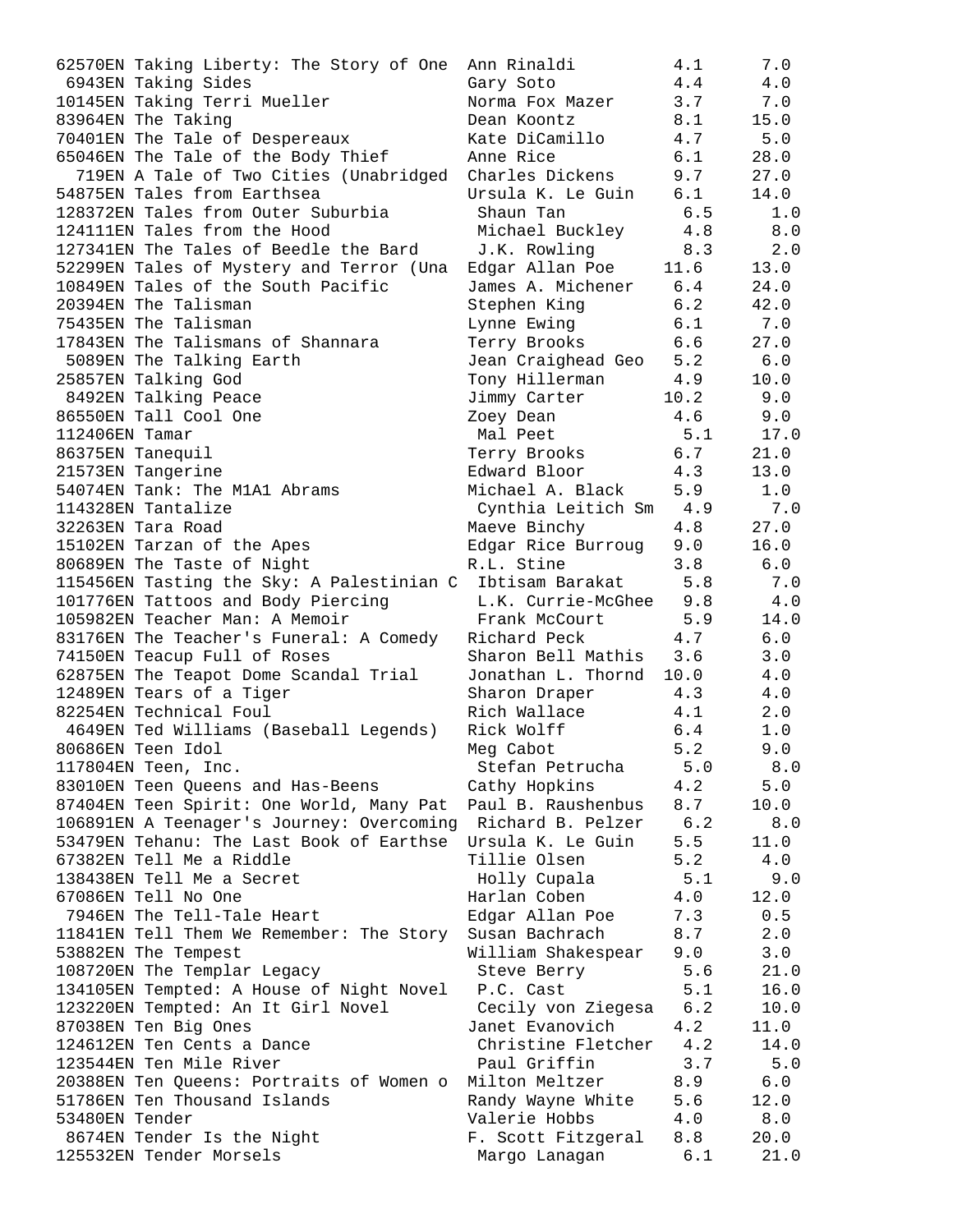| Quiz No. | Title | Author | Level | Points |
|---|---|---|---|---|
| 62570EN | Taking Liberty: The Story of One | Ann Rinaldi | 4.1 | 7.0 |
| 6943EN | Taking Sides | Gary Soto | 4.4 | 4.0 |
| 10145EN | Taking Terri Mueller | Norma Fox Mazer | 3.7 | 7.0 |
| 83964EN | The Taking | Dean Koontz | 8.1 | 15.0 |
| 70401EN | The Tale of Despereaux | Kate DiCamillo | 4.7 | 5.0 |
| 65046EN | The Tale of the Body Thief | Anne Rice | 6.1 | 28.0 |
| 719EN | A Tale of Two Cities (Unabridged | Charles Dickens | 9.7 | 27.0 |
| 54875EN | Tales from Earthsea | Ursula K. Le Guin | 6.1 | 14.0 |
| 128372EN | Tales from Outer Suburbia | Shaun Tan | 6.5 | 1.0 |
| 124111EN | Tales from the Hood | Michael Buckley | 4.8 | 8.0 |
| 127341EN | The Tales of Beedle the Bard | J.K. Rowling | 8.3 | 2.0 |
| 52299EN | Tales of Mystery and Terror (Una | Edgar Allan Poe | 11.6 | 13.0 |
| 10849EN | Tales of the South Pacific | James A. Michener | 6.4 | 24.0 |
| 20394EN | The Talisman | Stephen King | 6.2 | 42.0 |
| 75435EN | The Talisman | Lynne Ewing | 6.1 | 7.0 |
| 17843EN | The Talismans of Shannara | Terry Brooks | 6.6 | 27.0 |
| 5089EN | The Talking Earth | Jean Craighead Geo | 5.2 | 6.0 |
| 25857EN | Talking God | Tony Hillerman | 4.9 | 10.0 |
| 8492EN | Talking Peace | Jimmy Carter | 10.2 | 9.0 |
| 86550EN | Tall Cool One | Zoey Dean | 4.6 | 9.0 |
| 112406EN | Tamar | Mal Peet | 5.1 | 17.0 |
| 86375EN | Tanequil | Terry Brooks | 6.7 | 21.0 |
| 21573EN | Tangerine | Edward Bloor | 4.3 | 13.0 |
| 54074EN | Tank: The M1A1 Abrams | Michael A. Black | 5.9 | 1.0 |
| 114328EN | Tantalize | Cynthia Leitich Sm | 4.9 | 7.0 |
| 32263EN | Tara Road | Maeve Binchy | 4.8 | 27.0 |
| 15102EN | Tarzan of the Apes | Edgar Rice Burroug | 9.0 | 16.0 |
| 80689EN | The Taste of Night | R.L. Stine | 3.8 | 6.0 |
| 115456EN | Tasting the Sky: A Palestinian C | Ibtisam Barakat | 5.8 | 7.0 |
| 101776EN | Tattoos and Body Piercing | L.K. Currie-McGhee | 9.8 | 4.0 |
| 105982EN | Teacher Man: A Memoir | Frank McCourt | 5.9 | 14.0 |
| 83176EN | The Teacher's Funeral: A Comedy | Richard Peck | 4.7 | 6.0 |
| 74150EN | Teacup Full of Roses | Sharon Bell Mathis | 3.6 | 3.0 |
| 62875EN | The Teapot Dome Scandal Trial | Jonathan L. Thornd | 10.0 | 4.0 |
| 12489EN | Tears of a Tiger | Sharon Draper | 4.3 | 4.0 |
| 82254EN | Technical Foul | Rich Wallace | 4.1 | 2.0 |
| 4649EN | Ted Williams (Baseball Legends) | Rick Wolff | 6.4 | 1.0 |
| 80686EN | Teen Idol | Meg Cabot | 5.2 | 9.0 |
| 117804EN | Teen, Inc. | Stefan Petrucha | 5.0 | 8.0 |
| 83010EN | Teen Queens and Has-Beens | Cathy Hopkins | 4.2 | 5.0 |
| 87404EN | Teen Spirit: One World, Many Pat | Paul B. Raushenbus | 8.7 | 10.0 |
| 106891EN | A Teenager's Journey: Overcoming | Richard B. Pelzer | 6.2 | 8.0 |
| 53479EN | Tehanu: The Last Book of Earthse | Ursula K. Le Guin | 5.5 | 11.0 |
| 67382EN | Tell Me a Riddle | Tillie Olsen | 5.2 | 4.0 |
| 138438EN | Tell Me a Secret | Holly Cupala | 5.1 | 9.0 |
| 67086EN | Tell No One | Harlan Coben | 4.0 | 12.0 |
| 7946EN | The Tell-Tale Heart | Edgar Allan Poe | 7.3 | 0.5 |
| 11841EN | Tell Them We Remember: The Story | Susan Bachrach | 8.7 | 2.0 |
| 53882EN | The Tempest | William Shakespear | 9.0 | 3.0 |
| 108720EN | The Templar Legacy | Steve Berry | 5.6 | 21.0 |
| 134105EN | Tempted: A House of Night Novel | P.C. Cast | 5.1 | 16.0 |
| 123220EN | Tempted: An It Girl Novel | Cecily von Ziegesa | 6.2 | 10.0 |
| 87038EN | Ten Big Ones | Janet Evanovich | 4.2 | 11.0 |
| 124612EN | Ten Cents a Dance | Christine Fletcher | 4.2 | 14.0 |
| 123544EN | Ten Mile River | Paul Griffin | 3.7 | 5.0 |
| 20388EN | Ten Queens: Portraits of Women o | Milton Meltzer | 8.9 | 6.0 |
| 51786EN | Ten Thousand Islands | Randy Wayne White | 5.6 | 12.0 |
| 53480EN | Tender | Valerie Hobbs | 4.0 | 8.0 |
| 8674EN | Tender Is the Night | F. Scott Fitzgeral | 8.8 | 20.0 |
| 125532EN | Tender Morsels | Margo Lanagan | 6.1 | 21.0 |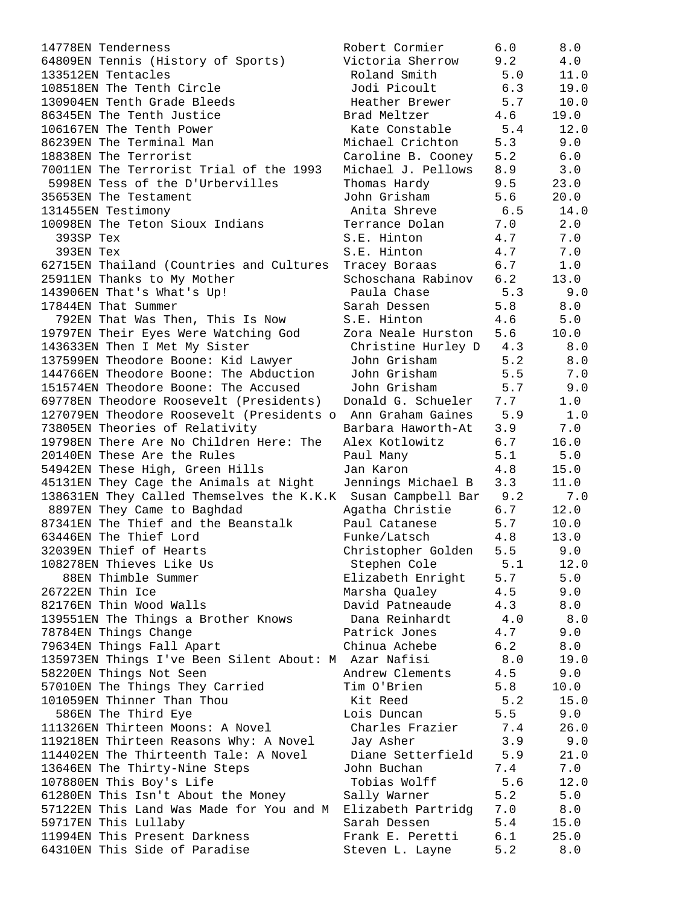| | | | |
|---|---|---|---|
| 14778EN Tenderness | Robert Cormier | 6.0 | 8.0 |
| 64809EN Tennis (History of Sports) | Victoria Sherrow | 9.2 | 4.0 |
| 133512EN Tentacles | Roland Smith | 5.0 | 11.0 |
| 108518EN The Tenth Circle | Jodi Picoult | 6.3 | 19.0 |
| 130904EN Tenth Grade Bleeds | Heather Brewer | 5.7 | 10.0 |
| 86345EN The Tenth Justice | Brad Meltzer | 4.6 | 19.0 |
| 106167EN The Tenth Power | Kate Constable | 5.4 | 12.0 |
| 86239EN The Terminal Man | Michael Crichton | 5.3 | 9.0 |
| 18838EN The Terrorist | Caroline B. Cooney | 5.2 | 6.0 |
| 70011EN The Terrorist Trial of the 1993 | Michael J. Pellows | 8.9 | 3.0 |
| 5998EN Tess of the D'Urbervilles | Thomas Hardy | 9.5 | 23.0 |
| 35653EN The Testament | John Grisham | 5.6 | 20.0 |
| 131455EN Testimony | Anita Shreve | 6.5 | 14.0 |
| 10098EN The Teton Sioux Indians | Terrance Dolan | 7.0 | 2.0 |
| 393SP Tex | S.E. Hinton | 4.7 | 7.0 |
| 393EN Tex | S.E. Hinton | 4.7 | 7.0 |
| 62715EN Thailand (Countries and Cultures | Tracey Boraas | 6.7 | 1.0 |
| 25911EN Thanks to My Mother | Schoschana Rabinov | 6.2 | 13.0 |
| 143906EN That's What's Up! | Paula Chase | 5.3 | 9.0 |
| 17844EN That Summer | Sarah Dessen | 5.8 | 8.0 |
| 792EN That Was Then, This Is Now | S.E. Hinton | 4.6 | 5.0 |
| 19797EN Their Eyes Were Watching God | Zora Neale Hurston | 5.6 | 10.0 |
| 143633EN Then I Met My Sister | Christine Hurley D | 4.3 | 8.0 |
| 137599EN Theodore Boone: Kid Lawyer | John Grisham | 5.2 | 8.0 |
| 144766EN Theodore Boone: The Abduction | John Grisham | 5.5 | 7.0 |
| 151574EN Theodore Boone: The Accused | John Grisham | 5.7 | 9.0 |
| 69778EN Theodore Roosevelt (Presidents) | Donald G. Schueler | 7.7 | 1.0 |
| 127079EN Theodore Roosevelt (Presidents o | Ann Graham Gaines | 5.9 | 1.0 |
| 73805EN Theories of Relativity | Barbara Haworth-At | 3.9 | 7.0 |
| 19798EN There Are No Children Here: The | Alex Kotlowitz | 6.7 | 16.0 |
| 20140EN These Are the Rules | Paul Many | 5.1 | 5.0 |
| 54942EN These High, Green Hills | Jan Karon | 4.8 | 15.0 |
| 45131EN They Cage the Animals at Night | Jennings Michael B | 3.3 | 11.0 |
| 138631EN They Called Themselves the K.K.K | Susan Campbell Bar | 9.2 | 7.0 |
| 8897EN They Came to Baghdad | Agatha Christie | 6.7 | 12.0 |
| 87341EN The Thief and the Beanstalk | Paul Catanese | 5.7 | 10.0 |
| 63446EN The Thief Lord | Funke/Latsch | 4.8 | 13.0 |
| 32039EN Thief of Hearts | Christopher Golden | 5.5 | 9.0 |
| 108278EN Thieves Like Us | Stephen Cole | 5.1 | 12.0 |
| 88EN Thimble Summer | Elizabeth Enright | 5.7 | 5.0 |
| 26722EN Thin Ice | Marsha Qualey | 4.5 | 9.0 |
| 82176EN Thin Wood Walls | David Patneaude | 4.3 | 8.0 |
| 139551EN The Things a Brother Knows | Dana Reinhardt | 4.0 | 8.0 |
| 78784EN Things Change | Patrick Jones | 4.7 | 9.0 |
| 79634EN Things Fall Apart | Chinua Achebe | 6.2 | 8.0 |
| 135973EN Things I've Been Silent About: M | Azar Nafisi | 8.0 | 19.0 |
| 58220EN Things Not Seen | Andrew Clements | 4.5 | 9.0 |
| 57010EN The Things They Carried | Tim O'Brien | 5.8 | 10.0 |
| 101059EN Thinner Than Thou | Kit Reed | 5.2 | 15.0 |
| 586EN The Third Eye | Lois Duncan | 5.5 | 9.0 |
| 111326EN Thirteen Moons: A Novel | Charles Frazier | 7.4 | 26.0 |
| 119218EN Thirteen Reasons Why: A Novel | Jay Asher | 3.9 | 9.0 |
| 114402EN The Thirteenth Tale: A Novel | Diane Setterfield | 5.9 | 21.0 |
| 13646EN The Thirty-Nine Steps | John Buchan | 7.4 | 7.0 |
| 107880EN This Boy's Life | Tobias Wolff | 5.6 | 12.0 |
| 61280EN This Isn't About the Money | Sally Warner | 5.2 | 5.0 |
| 57122EN This Land Was Made for You and M | Elizabeth Partridg | 7.0 | 8.0 |
| 59717EN This Lullaby | Sarah Dessen | 5.4 | 15.0 |
| 11994EN This Present Darkness | Frank E. Peretti | 6.1 | 25.0 |
| 64310EN This Side of Paradise | Steven L. Layne | 5.2 | 8.0 |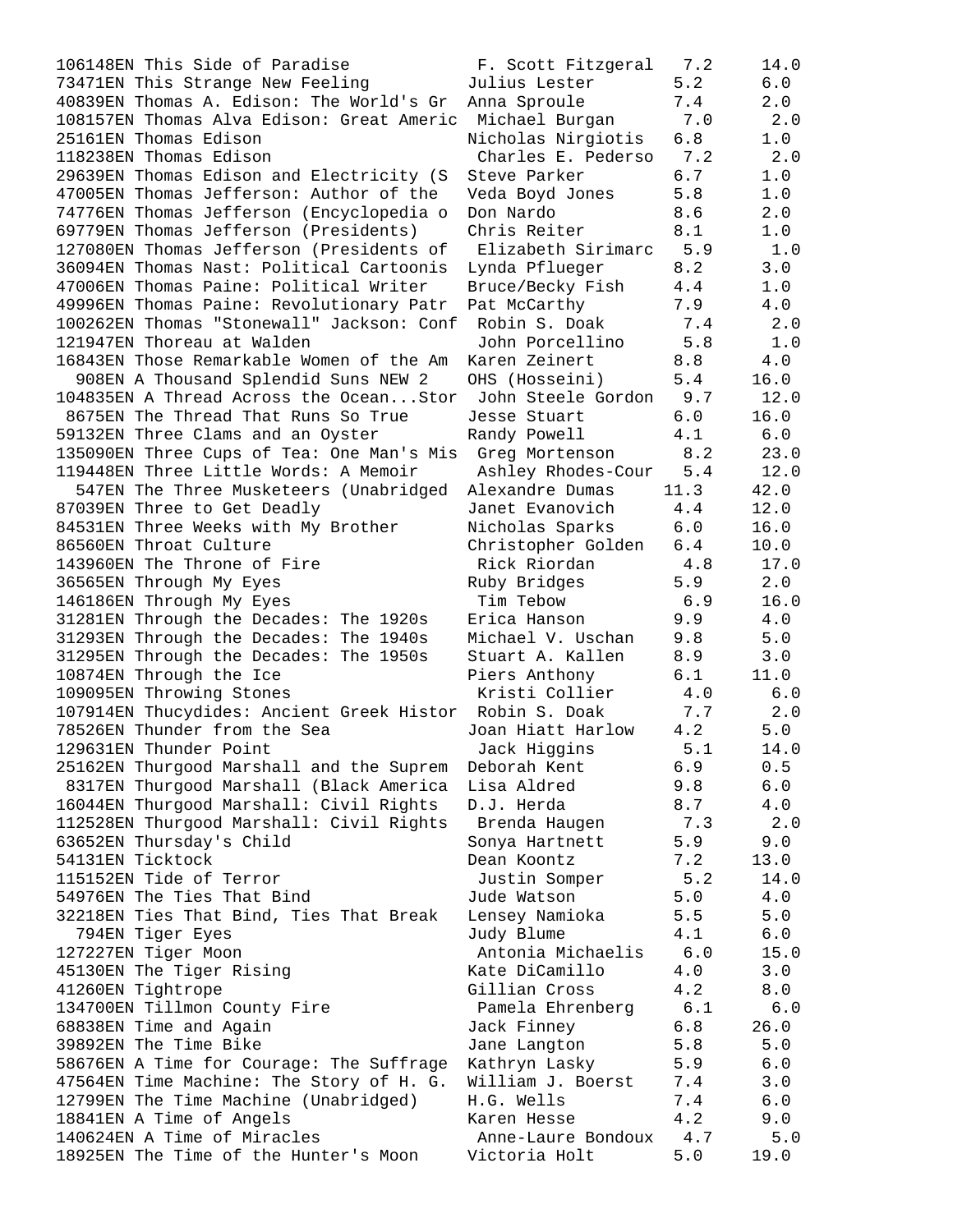```
106148EN This Side of Paradise            F. Scott Fitzgeral   7.2     14.0
73471EN This Strange New Feeling         Julius Lester        5.2      6.0
40839EN Thomas A. Edison: The World's Gr Anna Sproule        7.4      2.0
108157EN Thomas Alva Edison: Great Americ Michael Burgan      7.0      2.0
25161EN Thomas Edison                    Nicholas Nirgiotis   6.8      1.0
118238EN Thomas Edison                    Charles E. Pederso  7.2      2.0
29639EN Thomas Edison and Electricity (S Steve Parker        6.7      1.0
47005EN Thomas Jefferson: Author of the  Veda Boyd Jones     5.8      1.0
74776EN Thomas Jefferson (Encyclopedia o Don Nardo           8.6      2.0
69779EN Thomas Jefferson (Presidents)    Chris Reiter        8.1      1.0
127080EN Thomas Jefferson (Presidents of  Elizabeth Sirimarc  5.9      1.0
36094EN Thomas Nast: Political Cartoonis Lynda Pflueger      8.2      3.0
47006EN Thomas Paine: Political Writer   Bruce/Becky Fish    4.4      1.0
49996EN Thomas Paine: Revolutionary Patr Pat McCarthy        7.9      4.0
100262EN Thomas "Stonewall" Jackson: Conf Robin S. Doak       7.4      2.0
121947EN Thoreau at Walden                John Porcellino     5.8      1.0
16843EN Those Remarkable Women of the Am Karen Zeinert       8.8      4.0
  908EN A Thousand Splendid Suns NEW 2   OHS (Hosseini)      5.4     16.0
104835EN A Thread Across the Ocean...Stor John Steele Gordon  9.7     12.0
 8675EN The Thread That Runs So True     Jesse Stuart        6.0     16.0
59132EN Three Clams and an Oyster        Randy Powell        4.1      6.0
135090EN Three Cups of Tea: One Man's Mis Greg Mortenson      8.2     23.0
119448EN Three Little Words: A Memoir     Ashley Rhodes-Cour  5.4     12.0
  547EN The Three Musketeers (Unabridged Alexandre Dumas    11.3     42.0
87039EN Three to Get Deadly              Janet Evanovich     4.4     12.0
84531EN Three Weeks with My Brother      Nicholas Sparks     6.0     16.0
86560EN Throat Culture                   Christopher Golden  6.4     10.0
143960EN The Throne of Fire               Rick Riordan        4.8     17.0
36565EN Through My Eyes                  Ruby Bridges        5.9      2.0
146186EN Through My Eyes                  Tim Tebow           6.9     16.0
31281EN Through the Decades: The 1920s   Erica Hanson        9.9      4.0
31293EN Through the Decades: The 1940s   Michael V. Uschan   9.8      5.0
31295EN Through the Decades: The 1950s   Stuart A. Kallen    8.9      3.0
10874EN Through the Ice                  Piers Anthony       6.1     11.0
109095EN Throwing Stones                  Kristi Collier      4.0      6.0
107914EN Thucydides: Ancient Greek Histor Robin S. Doak       7.7      2.0
78526EN Thunder from the Sea             Joan Hiatt Harlow   4.2      5.0
129631EN Thunder Point                    Jack Higgins        5.1     14.0
25162EN Thurgood Marshall and the Suprem Deborah Kent        6.9      0.5
 8317EN Thurgood Marshall (Black America Lisa Aldred         9.8      6.0
16044EN Thurgood Marshall: Civil Rights  D.J. Herda          8.7      4.0
112528EN Thurgood Marshall: Civil Rights  Brenda Haugen       7.3      2.0
63652EN Thursday's Child                 Sonya Hartnett      5.9      9.0
54131EN Ticktock                         Dean Koontz         7.2     13.0
115152EN Tide of Terror                   Justin Somper       5.2     14.0
54976EN The Ties That Bind               Jude Watson         5.0      4.0
32218EN Ties That Bind, Ties That Break  Lensey Namioka      5.5      5.0
  794EN Tiger Eyes                       Judy Blume          4.1      6.0
127227EN Tiger Moon                       Antonia Michaelis   6.0     15.0
45130EN The Tiger Rising                 Kate DiCamillo      4.0      3.0
41260EN Tightrope                        Gillian Cross       4.2      8.0
134700EN Tillmon County Fire              Pamela Ehrenberg    6.1      6.0
68838EN Time and Again                   Jack Finney         6.8     26.0
39892EN The Time Bike                    Jane Langton        5.8      5.0
58676EN A Time for Courage: The Suffrage Kathryn Lasky       5.9      6.0
47564EN Time Machine: The Story of H. G. William J. Boerst   7.4      3.0
12799EN The Time Machine (Unabridged)    H.G. Wells          7.4      6.0
18841EN A Time of Angels                 Karen Hesse         4.2      9.0
140624EN A Time of Miracles               Anne-Laure Bondoux  4.7      5.0
18925EN The Time of the Hunter's Moon    Victoria Holt       5.0     19.0
```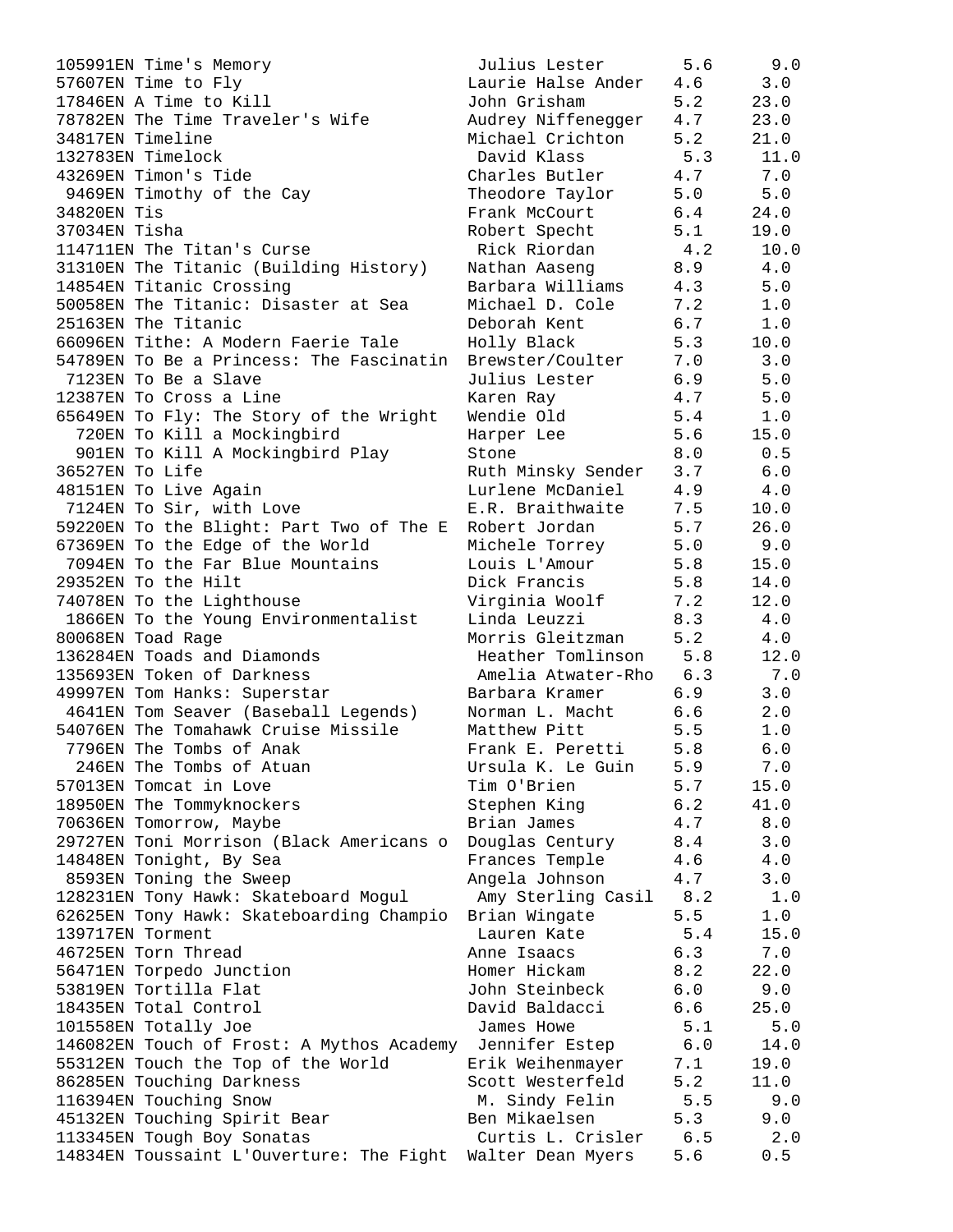| Quiz No. | Title | Author | Book Level | Points |
|---|---|---|---|---|
| 105991EN | Time's Memory | Julius Lester | 5.6 | 9.0 |
| 57607EN | Time to Fly | Laurie Halse Ander | 4.6 | 3.0 |
| 17846EN | A Time to Kill | John Grisham | 5.2 | 23.0 |
| 78782EN | The Time Traveler's Wife | Audrey Niffenegger | 4.7 | 23.0 |
| 34817EN | Timeline | Michael Crichton | 5.2 | 21.0 |
| 132783EN | Timelock | David Klass | 5.3 | 11.0 |
| 43269EN | Timon's Tide | Charles Butler | 4.7 | 7.0 |
| 9469EN | Timothy of the Cay | Theodore Taylor | 5.0 | 5.0 |
| 34820EN | Tis | Frank McCourt | 6.4 | 24.0 |
| 37034EN | Tisha | Robert Specht | 5.1 | 19.0 |
| 114711EN | The Titan's Curse | Rick Riordan | 4.2 | 10.0 |
| 31310EN | The Titanic (Building History) | Nathan Aaseng | 8.9 | 4.0 |
| 14854EN | Titanic Crossing | Barbara Williams | 4.3 | 5.0 |
| 50058EN | The Titanic: Disaster at Sea | Michael D. Cole | 7.2 | 1.0 |
| 25163EN | The Titanic | Deborah Kent | 6.7 | 1.0 |
| 66096EN | Tithe: A Modern Faerie Tale | Holly Black | 5.3 | 10.0 |
| 54789EN | To Be a Princess: The Fascinatin | Brewster/Coulter | 7.0 | 3.0 |
| 7123EN | To Be a Slave | Julius Lester | 6.9 | 5.0 |
| 12387EN | To Cross a Line | Karen Ray | 4.7 | 5.0 |
| 65649EN | To Fly: The Story of the Wright | Wendie Old | 5.4 | 1.0 |
| 720EN | To Kill a Mockingbird | Harper Lee | 5.6 | 15.0 |
| 901EN | To Kill A Mockingbird Play | Stone | 8.0 | 0.5 |
| 36527EN | To Life | Ruth Minsky Sender | 3.7 | 6.0 |
| 48151EN | To Live Again | Lurlene McDaniel | 4.9 | 4.0 |
| 7124EN | To Sir, with Love | E.R. Braithwaite | 7.5 | 10.0 |
| 59220EN | To the Blight: Part Two of The E | Robert Jordan | 5.7 | 26.0 |
| 67369EN | To the Edge of the World | Michele Torrey | 5.0 | 9.0 |
| 7094EN | To the Far Blue Mountains | Louis L'Amour | 5.8 | 15.0 |
| 29352EN | To the Hilt | Dick Francis | 5.8 | 14.0 |
| 74078EN | To the Lighthouse | Virginia Woolf | 7.2 | 12.0 |
| 1866EN | To the Young Environmentalist | Linda Leuzzi | 8.3 | 4.0 |
| 80068EN | Toad Rage | Morris Gleitzman | 5.2 | 4.0 |
| 136284EN | Toads and Diamonds | Heather Tomlinson | 5.8 | 12.0 |
| 135693EN | Token of Darkness | Amelia Atwater-Rho | 6.3 | 7.0 |
| 49997EN | Tom Hanks: Superstar | Barbara Kramer | 6.9 | 3.0 |
| 4641EN | Tom Seaver (Baseball Legends) | Norman L. Macht | 6.6 | 2.0 |
| 54076EN | The Tomahawk Cruise Missile | Matthew Pitt | 5.5 | 1.0 |
| 7796EN | The Tombs of Anak | Frank E. Peretti | 5.8 | 6.0 |
| 246EN | The Tombs of Atuan | Ursula K. Le Guin | 5.9 | 7.0 |
| 57013EN | Tomcat in Love | Tim O'Brien | 5.7 | 15.0 |
| 18950EN | The Tommyknockers | Stephen King | 6.2 | 41.0 |
| 70636EN | Tomorrow, Maybe | Brian James | 4.7 | 8.0 |
| 29727EN | Toni Morrison (Black Americans o | Douglas Century | 8.4 | 3.0 |
| 14848EN | Tonight, By Sea | Frances Temple | 4.6 | 4.0 |
| 8593EN | Toning the Sweep | Angela Johnson | 4.7 | 3.0 |
| 128231EN | Tony Hawk: Skateboard Mogul | Amy Sterling Casil | 8.2 | 1.0 |
| 62625EN | Tony Hawk: Skateboarding Champio | Brian Wingate | 5.5 | 1.0 |
| 139717EN | Torment | Lauren Kate | 5.4 | 15.0 |
| 46725EN | Torn Thread | Anne Isaacs | 6.3 | 7.0 |
| 56471EN | Torpedo Junction | Homer Hickam | 8.2 | 22.0 |
| 53819EN | Tortilla Flat | John Steinbeck | 6.0 | 9.0 |
| 18435EN | Total Control | David Baldacci | 6.6 | 25.0 |
| 101558EN | Totally Joe | James Howe | 5.1 | 5.0 |
| 146082EN | Touch of Frost: A Mythos Academy | Jennifer Estep | 6.0 | 14.0 |
| 55312EN | Touch the Top of the World | Erik Weihenmayer | 7.1 | 19.0 |
| 86285EN | Touching Darkness | Scott Westerfeld | 5.2 | 11.0 |
| 116394EN | Touching Snow | M. Sindy Felin | 5.5 | 9.0 |
| 45132EN | Touching Spirit Bear | Ben Mikaelsen | 5.3 | 9.0 |
| 113345EN | Tough Boy Sonatas | Curtis L. Crisler | 6.5 | 2.0 |
| 14834EN | Toussaint L'Ouverture: The Fight | Walter Dean Myers | 5.6 | 0.5 |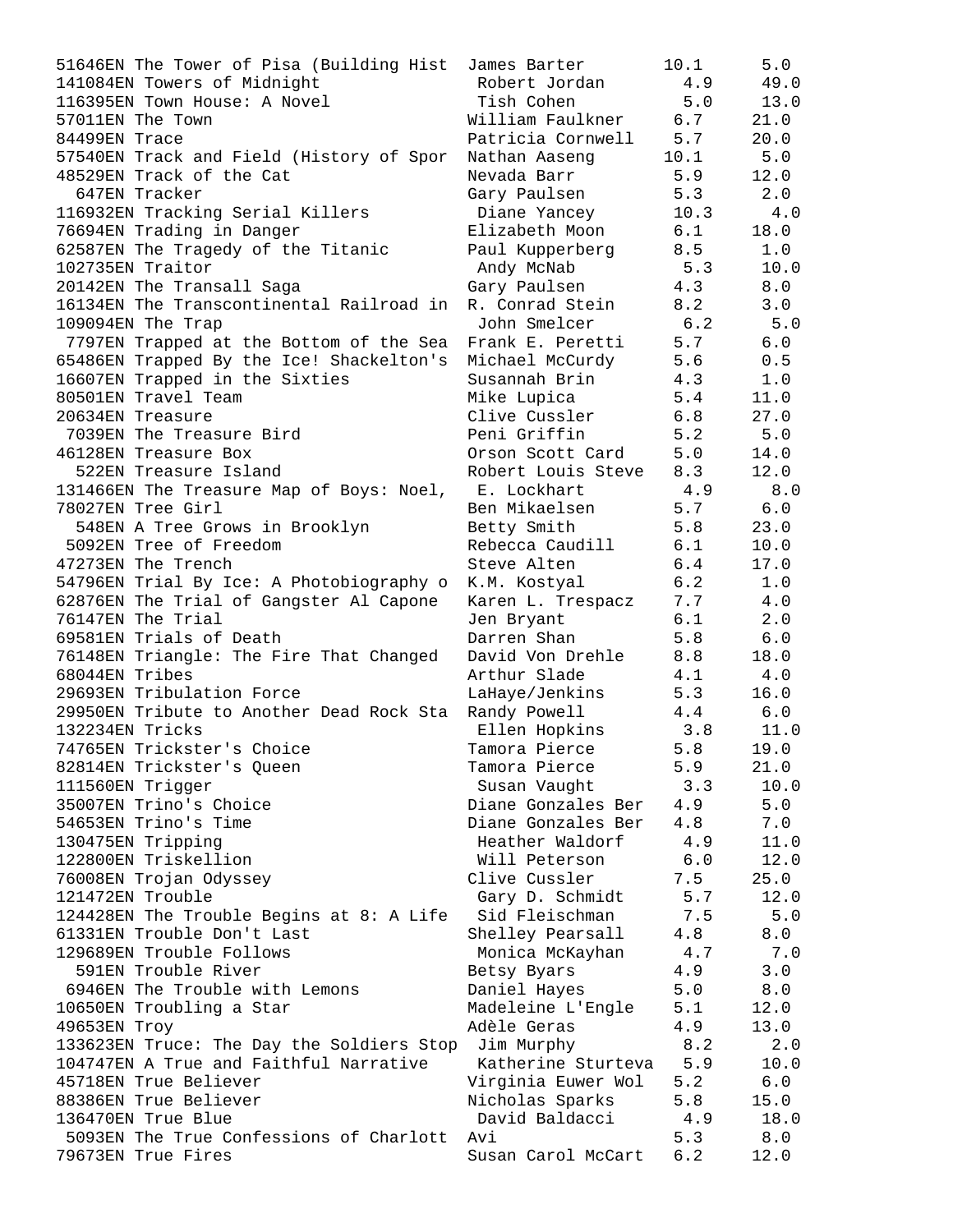```
51646EN The Tower of Pisa (Building Hist  James Barter       10.1      5.0
141084EN Towers of Midnight                Robert Jordan       4.9     49.0
116395EN Town House: A Novel               Tish Cohen          5.0     13.0
57011EN The Town                          William Faulkner    6.7     21.0
84499EN Trace                             Patricia Cornwell   5.7     20.0
57540EN Track and Field (History of Spor  Nathan Aaseng      10.1      5.0
48529EN Track of the Cat                  Nevada Barr         5.9     12.0
  647EN Tracker                           Gary Paulsen        5.3      2.0
116932EN Tracking Serial Killers           Diane Yancey       10.3      4.0
76694EN Trading in Danger                 Elizabeth Moon      6.1     18.0
62587EN The Tragedy of the Titanic        Paul Kupperberg     8.5      1.0
102735EN Traitor                           Andy McNab          5.3     10.0
20142EN The Transall Saga                 Gary Paulsen        4.3      8.0
16134EN The Transcontinental Railroad in  R. Conrad Stein     8.2      3.0
109094EN The Trap                          John Smelcer        6.2      5.0
 7797EN Trapped at the Bottom of the Sea  Frank E. Peretti    5.7      6.0
65486EN Trapped By the Ice! Shackelton's  Michael McCurdy     5.6      0.5
16607EN Trapped in the Sixties            Susannah Brin       4.3      1.0
80501EN Travel Team                       Mike Lupica         5.4     11.0
20634EN Treasure                          Clive Cussler       6.8     27.0
 7039EN The Treasure Bird                 Peni Griffin        5.2      5.0
46128EN Treasure Box                      Orson Scott Card    5.0     14.0
  522EN Treasure Island                   Robert Louis Steve  8.3     12.0
131466EN The Treasure Map of Boys: Noel,   E. Lockhart         4.9      8.0
78027EN Tree Girl                         Ben Mikaelsen       5.7      6.0
  548EN A Tree Grows in Brooklyn          Betty Smith         5.8     23.0
 5092EN Tree of Freedom                   Rebecca Caudill     6.1     10.0
47273EN The Trench                        Steve Alten         6.4     17.0
54796EN Trial By Ice: A Photobiography o  K.M. Kostyal        6.2      1.0
62876EN The Trial of Gangster Al Capone   Karen L. Trespacz   7.7      4.0
76147EN The Trial                         Jen Bryant          6.1      2.0
69581EN Trials of Death                   Darren Shan         5.8      6.0
76148EN Triangle: The Fire That Changed   David Von Drehle    8.8     18.0
68044EN Tribes                            Arthur Slade        4.1      4.0
29693EN Tribulation Force                 LaHaye/Jenkins      5.3     16.0
29950EN Tribute to Another Dead Rock Sta  Randy Powell        4.4      6.0
132234EN Tricks                            Ellen Hopkins       3.8     11.0
74765EN Trickster's Choice                Tamora Pierce       5.8     19.0
82814EN Trickster's Queen                 Tamora Pierce       5.9     21.0
111560EN Trigger                           Susan Vaught        3.3     10.0
35007EN Trino's Choice                    Diane Gonzales Ber  4.9      5.0
54653EN Trino's Time                      Diane Gonzales Ber  4.8      7.0
130475EN Tripping                          Heather Waldorf     4.9     11.0
122800EN Triskellion                       Will Peterson       6.0     12.0
76008EN Trojan Odyssey                    Clive Cussler       7.5     25.0
121472EN Trouble                           Gary D. Schmidt     5.7     12.0
124428EN The Trouble Begins at 8: A Life   Sid Fleischman      7.5      5.0
61331EN Trouble Don't Last                Shelley Pearsall    4.8      8.0
129689EN Trouble Follows                   Monica McKayhan     4.7      7.0
  591EN Trouble River                     Betsy Byars         4.9      3.0
 6946EN The Trouble with Lemons           Daniel Hayes        5.0      8.0
10650EN Troubling a Star                  Madeleine L'Engle   5.1     12.0
49653EN Troy                              Adèle Geras         4.9     13.0
133623EN Truce: The Day the Soldiers Stop  Jim Murphy          8.2      2.0
104747EN A True and Faithful Narrative     Katherine Sturteva  5.9     10.0
45718EN True Believer                     Virginia Euwer Wol  5.2      6.0
88386EN True Believer                     Nicholas Sparks     5.8     15.0
136470EN True Blue                         David Baldacci      4.9     18.0
 5093EN The True Confessions of Charlott  Avi                 5.3      8.0
79673EN True Fires                        Susan Carol McCart  6.2     12.0
```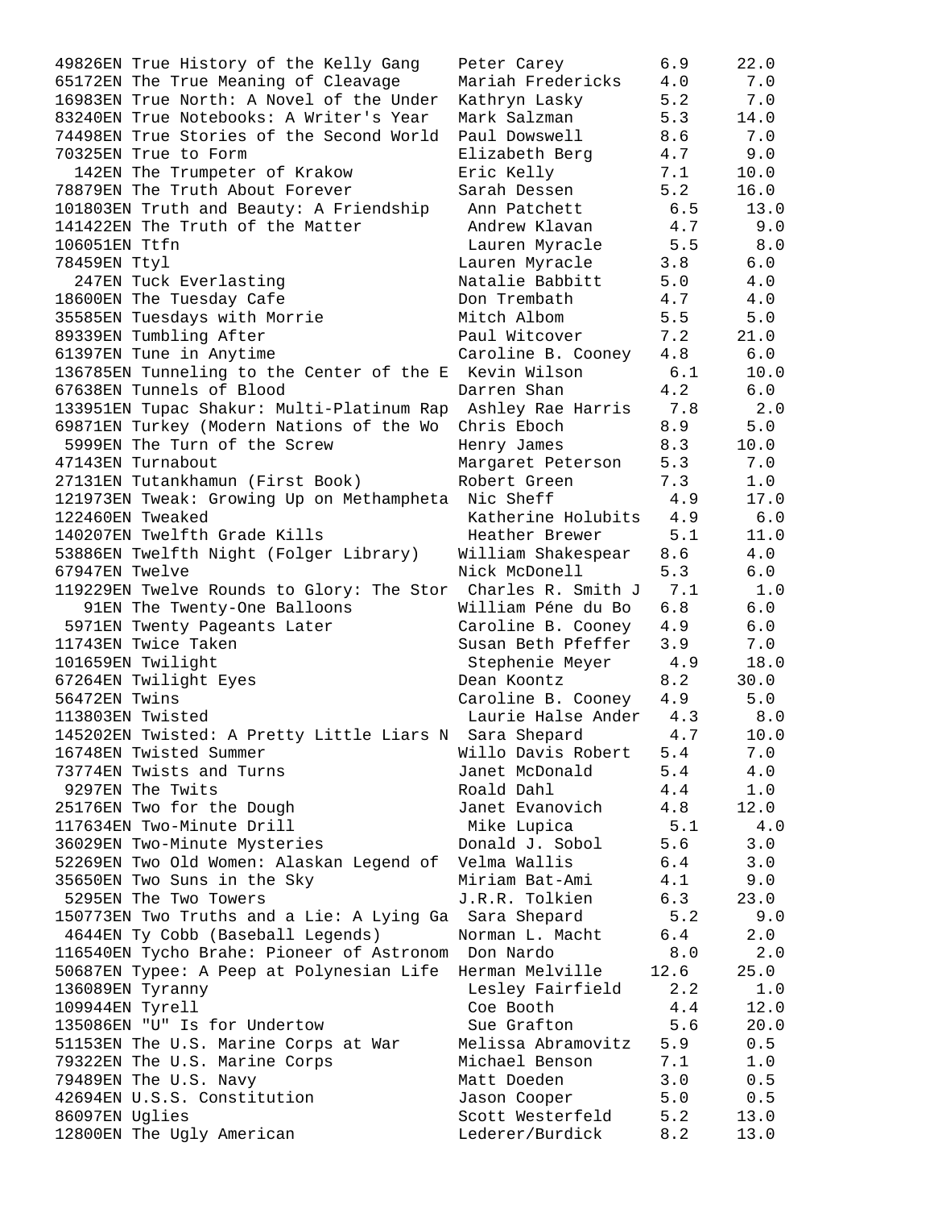| Quiz | Title | Author | Level | Points |
|---|---|---|---|---|
| 49826EN | True History of the Kelly Gang | Peter Carey | 6.9 | 22.0 |
| 65172EN | The True Meaning of Cleavage | Mariah Fredericks | 4.0 | 7.0 |
| 16983EN | True North: A Novel of the Under | Kathryn Lasky | 5.2 | 7.0 |
| 83240EN | True Notebooks: A Writer's Year | Mark Salzman | 5.3 | 14.0 |
| 74498EN | True Stories of the Second World | Paul Dowswell | 8.6 | 7.0 |
| 70325EN | True to Form | Elizabeth Berg | 4.7 | 9.0 |
| 142EN | The Trumpeter of Krakow | Eric Kelly | 7.1 | 10.0 |
| 78879EN | The Truth About Forever | Sarah Dessen | 5.2 | 16.0 |
| 101803EN | Truth and Beauty: A Friendship | Ann Patchett | 6.5 | 13.0 |
| 141422EN | The Truth of the Matter | Andrew Klavan | 4.7 | 9.0 |
| 106051EN | Ttfn | Lauren Myracle | 5.5 | 8.0 |
| 78459EN | Ttyl | Lauren Myracle | 3.8 | 6.0 |
| 247EN | Tuck Everlasting | Natalie Babbitt | 5.0 | 4.0 |
| 18600EN | The Tuesday Cafe | Don Trembath | 4.7 | 4.0 |
| 35585EN | Tuesdays with Morrie | Mitch Albom | 5.5 | 5.0 |
| 89339EN | Tumbling After | Paul Witcover | 7.2 | 21.0 |
| 61397EN | Tune in Anytime | Caroline B. Cooney | 4.8 | 6.0 |
| 136785EN | Tunneling to the Center of the E | Kevin Wilson | 6.1 | 10.0 |
| 67638EN | Tunnels of Blood | Darren Shan | 4.2 | 6.0 |
| 133951EN | Tupac Shakur: Multi-Platinum Rap | Ashley Rae Harris | 7.8 | 2.0 |
| 69871EN | Turkey (Modern Nations of the Wo | Chris Eboch | 8.9 | 5.0 |
| 5999EN | The Turn of the Screw | Henry James | 8.3 | 10.0 |
| 47143EN | Turnabout | Margaret Peterson | 5.3 | 7.0 |
| 27131EN | Tutankhamun (First Book) | Robert Green | 7.3 | 1.0 |
| 121973EN | Tweak: Growing Up on Methampheta | Nic Sheff | 4.9 | 17.0 |
| 122460EN | Tweaked | Katherine Holubits | 4.9 | 6.0 |
| 140207EN | Twelfth Grade Kills | Heather Brewer | 5.1 | 11.0 |
| 53886EN | Twelfth Night (Folger Library) | William Shakespear | 8.6 | 4.0 |
| 67947EN | Twelve | Nick McDonell | 5.3 | 6.0 |
| 119229EN | Twelve Rounds to Glory: The Stor | Charles R. Smith J | 7.1 | 1.0 |
| 91EN | The Twenty-One Balloons | William Péne du Bo | 6.8 | 6.0 |
| 5971EN | Twenty Pageants Later | Caroline B. Cooney | 4.9 | 6.0 |
| 11743EN | Twice Taken | Susan Beth Pfeffer | 3.9 | 7.0 |
| 101659EN | Twilight | Stephenie Meyer | 4.9 | 18.0 |
| 67264EN | Twilight Eyes | Dean Koontz | 8.2 | 30.0 |
| 56472EN | Twins | Caroline B. Cooney | 4.9 | 5.0 |
| 113803EN | Twisted | Laurie Halse Ander | 4.3 | 8.0 |
| 145202EN | Twisted: A Pretty Little Liars N | Sara Shepard | 4.7 | 10.0 |
| 16748EN | Twisted Summer | Willo Davis Robert | 5.4 | 7.0 |
| 73774EN | Twists and Turns | Janet McDonald | 5.4 | 4.0 |
| 9297EN | The Twits | Roald Dahl | 4.4 | 1.0 |
| 25176EN | Two for the Dough | Janet Evanovich | 4.8 | 12.0 |
| 117634EN | Two-Minute Drill | Mike Lupica | 5.1 | 4.0 |
| 36029EN | Two-Minute Mysteries | Donald J. Sobol | 5.6 | 3.0 |
| 52269EN | Two Old Women: Alaskan Legend of | Velma Wallis | 6.4 | 3.0 |
| 35650EN | Two Suns in the Sky | Miriam Bat-Ami | 4.1 | 9.0 |
| 5295EN | The Two Towers | J.R.R. Tolkien | 6.3 | 23.0 |
| 150773EN | Two Truths and a Lie: A Lying Ga | Sara Shepard | 5.2 | 9.0 |
| 4644EN | Ty Cobb (Baseball Legends) | Norman L. Macht | 6.4 | 2.0 |
| 116540EN | Tycho Brahe: Pioneer of Astronom | Don Nardo | 8.0 | 2.0 |
| 50687EN | Typee: A Peep at Polynesian Life | Herman Melville | 12.6 | 25.0 |
| 136089EN | Tyranny | Lesley Fairfield | 2.2 | 1.0 |
| 109944EN | Tyrell | Coe Booth | 4.4 | 12.0 |
| 135086EN | "U" Is for Undertow | Sue Grafton | 5.6 | 20.0 |
| 51153EN | The U.S. Marine Corps at War | Melissa Abramovitz | 5.9 | 0.5 |
| 79322EN | The U.S. Marine Corps | Michael Benson | 7.1 | 1.0 |
| 79489EN | The U.S. Navy | Matt Doeden | 3.0 | 0.5 |
| 42694EN | U.S.S. Constitution | Jason Cooper | 5.0 | 0.5 |
| 86097EN | Uglies | Scott Westerfeld | 5.2 | 13.0 |
| 12800EN | The Ugly American | Lederer/Burdick | 8.2 | 13.0 |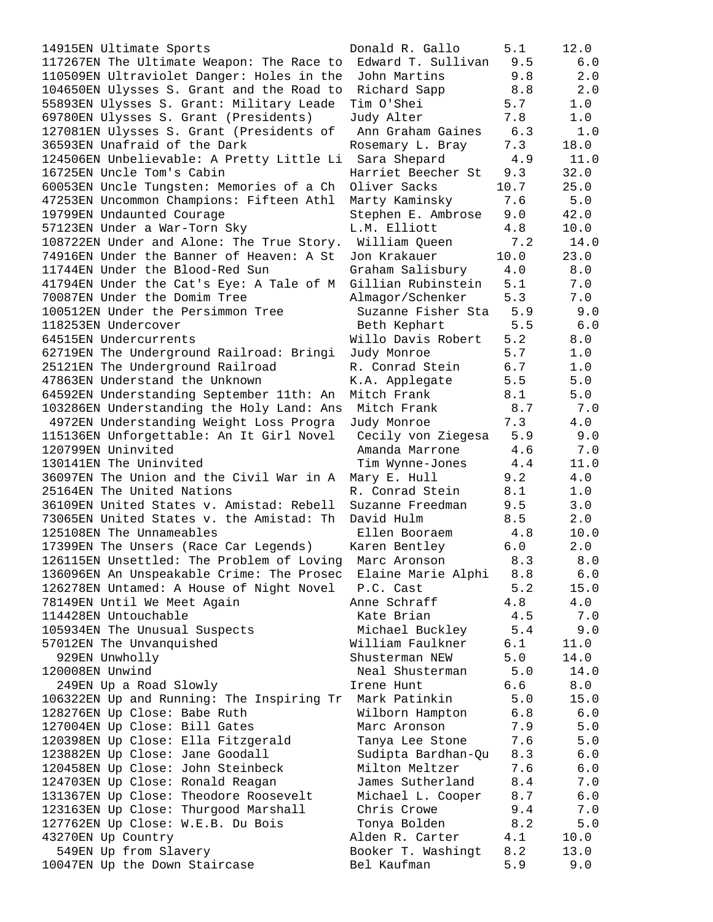```
14915EN Ultimate Sports                  Donald R. Gallo      5.1     12.0
117267EN The Ultimate Weapon: The Race to  Edward T. Sullivan   9.5      6.0
110509EN Ultraviolet Danger: Holes in the  John Martins         9.8      2.0
104650EN Ulysses S. Grant and the Road to  Richard Sapp         8.8      2.0
55893EN Ulysses S. Grant: Military Leade  Tim O'Shei           5.7      1.0
69780EN Ulysses S. Grant (Presidents)     Judy Alter           7.8      1.0
127081EN Ulysses S. Grant (Presidents of   Ann Graham Gaines    6.3      1.0
36593EN Unafraid of the Dark             Rosemary L. Bray     7.3     18.0
124506EN Unbelievable: A Pretty Little Li  Sara Shepard         4.9     11.0
16725EN Uncle Tom's Cabin                Harriet Beecher St   9.3     32.0
60053EN Uncle Tungsten: Memories of a Ch  Oliver Sacks        10.7     25.0
47253EN Uncommon Champions: Fifteen Athl  Marty Kaminsky       7.6      5.0
19799EN Undaunted Courage                Stephen E. Ambrose   9.0     42.0
57123EN Under a War-Torn Sky             L.M. Elliott         4.8     10.0
108722EN Under and Alone: The True Story.  William Queen        7.2     14.0
74916EN Under the Banner of Heaven: A St  Jon Krakauer        10.0     23.0
11744EN Under the Blood-Red Sun          Graham Salisbury     4.0      8.0
41794EN Under the Cat's Eye: A Tale of M  Gillian Rubinstein   5.1      7.0
70087EN Under the Domim Tree             Almagor/Schenker     5.3      7.0
100512EN Under the Persimmon Tree          Suzanne Fisher Sta   5.9      9.0
118253EN Undercover                        Beth Kephart         5.5      6.0
64515EN Undercurrents                    Willo Davis Robert   5.2      8.0
62719EN The Underground Railroad: Bringi  Judy Monroe          5.7      1.0
25121EN The Underground Railroad         R. Conrad Stein      6.7      1.0
47863EN Understand the Unknown           K.A. Applegate       5.5      5.0
64592EN Understanding September 11th: An  Mitch Frank          8.1      5.0
103286EN Understanding the Holy Land: Ans  Mitch Frank          8.7      7.0
 4972EN Understanding Weight Loss Progra  Judy Monroe          7.3      4.0
115136EN Unforgettable: An It Girl Novel   Cecily von Ziegesa   5.9      9.0
120799EN Uninvited                         Amanda Marrone       4.6      7.0
130141EN The Uninvited                     Tim Wynne-Jones      4.4     11.0
36097EN The Union and the Civil War in A  Mary E. Hull         9.2      4.0
25164EN The United Nations               R. Conrad Stein      8.1      1.0
36109EN United States v. Amistad: Rebell  Suzanne Freedman     9.5      3.0
73065EN United States v. the Amistad: Th  David Hulm           8.5      2.0
125108EN The Unnameables                   Ellen Booraem        4.8     10.0
17399EN The Unsers (Race Car Legends)    Karen Bentley        6.0      2.0
126115EN Unsettled: The Problem of Loving  Marc Aronson         8.3      8.0
136096EN An Unspeakable Crime: The Prosec  Elaine Marie Alphi   8.8      6.0
126278EN Untamed: A House of Night Novel   P.C. Cast            5.2     15.0
78149EN Until We Meet Again              Anne Schraff         4.8      4.0
114428EN Untouchable                       Kate Brian           4.5      7.0
105934EN The Unusual Suspects              Michael Buckley      5.4      9.0
57012EN The Unvanquished                 William Faulkner     6.1     11.0
  929EN Unwholly                         Shusterman NEW       5.0     14.0
120008EN Unwind                            Neal Shusterman      5.0     14.0
  249EN Up a Road Slowly                 Irene Hunt           6.6      8.0
106322EN Up and Running: The Inspiring Tr  Mark Patinkin        5.0     15.0
128276EN Up Close: Babe Ruth               Wilborn Hampton      6.8      6.0
127004EN Up Close: Bill Gates              Marc Aronson         7.9      5.0
120398EN Up Close: Ella Fitzgerald         Tanya Lee Stone      7.6      5.0
123882EN Up Close: Jane Goodall            Sudipta Bardhan-Qu   8.3      6.0
120458EN Up Close: John Steinbeck          Milton Meltzer       7.6      6.0
124703EN Up Close: Ronald Reagan           James Sutherland     8.4      7.0
131367EN Up Close: Theodore Roosevelt      Michael L. Cooper    8.7      6.0
123163EN Up Close: Thurgood Marshall       Chris Crowe          9.4      7.0
127762EN Up Close: W.E.B. Du Bois          Tonya Bolden         8.2      5.0
43270EN Up Country                       Alden R. Carter      4.1     10.0
  549EN Up from Slavery                  Booker T. Washingt   8.2     13.0
10047EN Up the Down Staircase            Bel Kaufman          5.9      9.0
```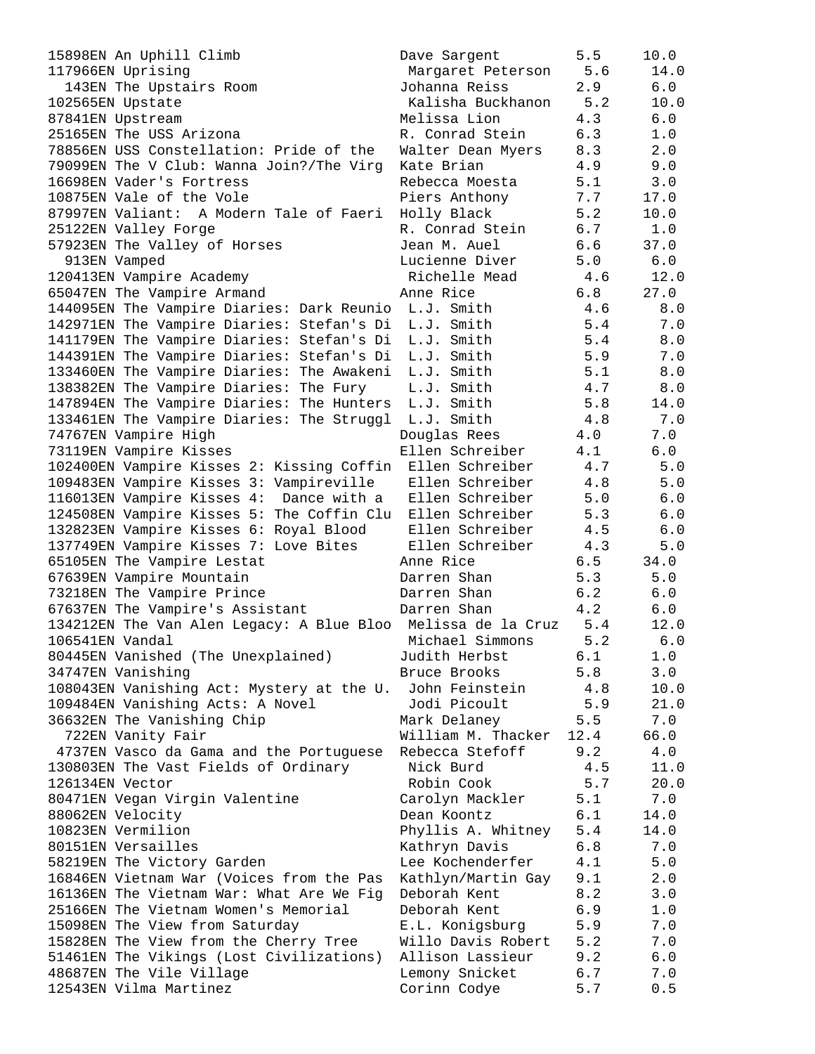```
15898EN An Uphill Climb                   Dave Sargent        5.5     10.0
117966EN Uprising                         Margaret Peterson    5.6     14.0
  143EN The Upstairs Room                Johanna Reiss       2.9      6.0
102565EN Upstate                          Kalisha Buckhanon    5.2     10.0
87841EN Upstream                         Melissa Lion        4.3      6.0
25165EN The USS Arizona                  R. Conrad Stein     6.3      1.0
78856EN USS Constellation: Pride of the  Walter Dean Myers   8.3      2.0
79099EN The V Club: Wanna Join?/The Virg  Kate Brian          4.9      9.0
16698EN Vader's Fortress                 Rebecca Moesta      5.1      3.0
10875EN Vale of the Vole                 Piers Anthony       7.7     17.0
87997EN Valiant:  A Modern Tale of Faeri  Holly Black         5.2     10.0
25122EN Valley Forge                     R. Conrad Stein     6.7      1.0
57923EN The Valley of Horses             Jean M. Auel        6.6     37.0
  913EN Vamped                           Lucienne Diver      5.0      6.0
120413EN Vampire Academy                  Richelle Mead        4.6     12.0
65047EN The Vampire Armand               Anne Rice           6.8     27.0
144095EN The Vampire Diaries: Dark Reunio  L.J. Smith           4.6      8.0
142971EN The Vampire Diaries: Stefan's Di  L.J. Smith           5.4      7.0
141179EN The Vampire Diaries: Stefan's Di  L.J. Smith           5.4      8.0
144391EN The Vampire Diaries: Stefan's Di  L.J. Smith           5.9      7.0
133460EN The Vampire Diaries: The Awakeni  L.J. Smith           5.1      8.0
138382EN The Vampire Diaries: The Fury     L.J. Smith           4.7      8.0
147894EN The Vampire Diaries: The Hunters  L.J. Smith           5.8     14.0
133461EN The Vampire Diaries: The Struggl  L.J. Smith           4.8      7.0
74767EN Vampire High                     Douglas Rees        4.0      7.0
73119EN Vampire Kisses                   Ellen Schreiber     4.1      6.0
102400EN Vampire Kisses 2: Kissing Coffin  Ellen Schreiber      4.7      5.0
109483EN Vampire Kisses 3: Vampireville    Ellen Schreiber      4.8      5.0
116013EN Vampire Kisses 4:  Dance with a   Ellen Schreiber      5.0      6.0
124508EN Vampire Kisses 5: The Coffin Clu  Ellen Schreiber      5.3      6.0
132823EN Vampire Kisses 6: Royal Blood     Ellen Schreiber      4.5      6.0
137749EN Vampire Kisses 7: Love Bites      Ellen Schreiber      4.3      5.0
65105EN The Vampire Lestat               Anne Rice           6.5     34.0
67639EN Vampire Mountain                 Darren Shan         5.3      5.0
73218EN The Vampire Prince               Darren Shan         6.2      6.0
67637EN The Vampire's Assistant          Darren Shan         4.2      6.0
134212EN The Van Alen Legacy: A Blue Bloo  Melissa de la Cruz   5.4     12.0
106541EN Vandal                           Michael Simmons      5.2      6.0
80445EN Vanished (The Unexplained)       Judith Herbst       6.1      1.0
34747EN Vanishing                        Bruce Brooks        5.8      3.0
108043EN Vanishing Act: Mystery at the U.  John Feinstein       4.8     10.0
109484EN Vanishing Acts: A Novel           Jodi Picoult         5.9     21.0
36632EN The Vanishing Chip               Mark Delaney        5.5      7.0
  722EN Vanity Fair                      William M. Thacker  12.4     66.0
 4737EN Vasco da Gama and the Portuguese  Rebecca Stefoff     9.2      4.0
130803EN The Vast Fields of Ordinary       Nick Burd            4.5     11.0
126134EN Vector                           Robin Cook           5.7     20.0
80471EN Vegan Virgin Valentine           Carolyn Mackler     5.1      7.0
88062EN Velocity                         Dean Koontz         6.1     14.0
10823EN Vermilion                        Phyllis A. Whitney  5.4     14.0
80151EN Versailles                       Kathryn Davis       6.8      7.0
58219EN The Victory Garden               Lee Kochenderfer    4.1      5.0
16846EN Vietnam War (Voices from the Pas  Kathlyn/Martin Gay  9.1      2.0
16136EN The Vietnam War: What Are We Fig  Deborah Kent        8.2      3.0
25166EN The Vietnam Women's Memorial     Deborah Kent        6.9      1.0
15098EN The View from Saturday           E.L. Konigsburg     5.9      7.0
15828EN The View from the Cherry Tree    Willo Davis Robert  5.2      7.0
51461EN The Vikings (Lost Civilizations)  Allison Lassieur    9.2      6.0
48687EN The Vile Village                 Lemony Snicket      6.7      7.0
12543EN Vilma Martinez                   Corinn Codye        5.7      0.5
```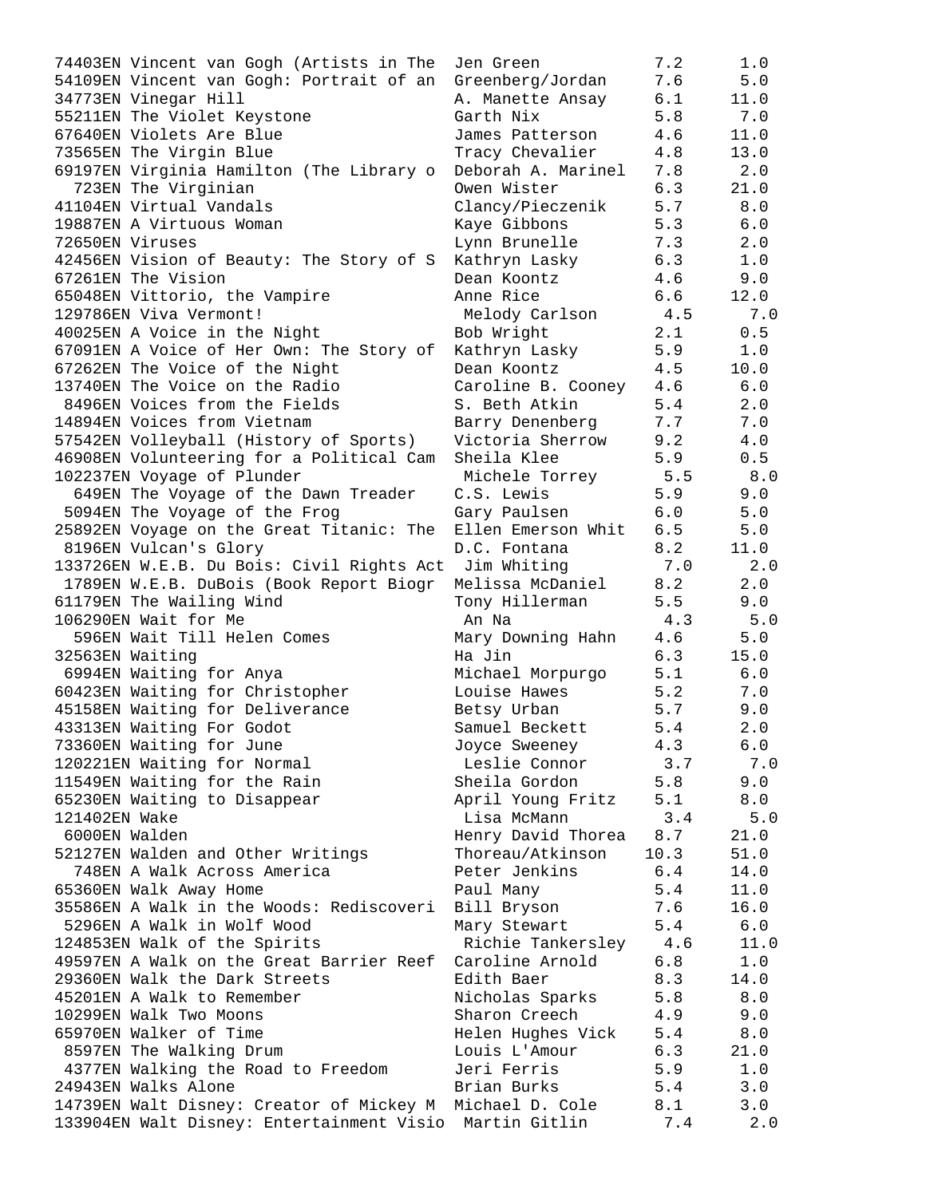| Quiz No. | Title | Author | Level | Points |
|---|---|---|---|---|
| 74403EN | Vincent van Gogh (Artists in The | Jen Green | 7.2 | 1.0 |
| 54109EN | Vincent van Gogh: Portrait of an | Greenberg/Jordan | 7.6 | 5.0 |
| 34773EN | Vinegar Hill | A. Manette Ansay | 6.1 | 11.0 |
| 55211EN | The Violet Keystone | Garth Nix | 5.8 | 7.0 |
| 67640EN | Violets Are Blue | James Patterson | 4.6 | 11.0 |
| 73565EN | The Virgin Blue | Tracy Chevalier | 4.8 | 13.0 |
| 69197EN | Virginia Hamilton (The Library o | Deborah A. Marinel | 7.8 | 2.0 |
| 723EN | The Virginian | Owen Wister | 6.3 | 21.0 |
| 41104EN | Virtual Vandals | Clancy/Pieczenik | 5.7 | 8.0 |
| 19887EN | A Virtuous Woman | Kaye Gibbons | 5.3 | 6.0 |
| 72650EN | Viruses | Lynn Brunelle | 7.3 | 2.0 |
| 42456EN | Vision of Beauty: The Story of S | Kathryn Lasky | 6.3 | 1.0 |
| 67261EN | The Vision | Dean Koontz | 4.6 | 9.0 |
| 65048EN | Vittorio, the Vampire | Anne Rice | 6.6 | 12.0 |
| 129786EN | Viva Vermont! | Melody Carlson | 4.5 | 7.0 |
| 40025EN | A Voice in the Night | Bob Wright | 2.1 | 0.5 |
| 67091EN | A Voice of Her Own: The Story of | Kathryn Lasky | 5.9 | 1.0 |
| 67262EN | The Voice of the Night | Dean Koontz | 4.5 | 10.0 |
| 13740EN | The Voice on the Radio | Caroline B. Cooney | 4.6 | 6.0 |
| 8496EN | Voices from the Fields | S. Beth Atkin | 5.4 | 2.0 |
| 14894EN | Voices from Vietnam | Barry Denenberg | 7.7 | 7.0 |
| 57542EN | Volleyball (History of Sports) | Victoria Sherrow | 9.2 | 4.0 |
| 46908EN | Volunteering for a Political Cam | Sheila Klee | 5.9 | 0.5 |
| 102237EN | Voyage of Plunder | Michele Torrey | 5.5 | 8.0 |
| 649EN | The Voyage of the Dawn Treader | C.S. Lewis | 5.9 | 9.0 |
| 5094EN | The Voyage of the Frog | Gary Paulsen | 6.0 | 5.0 |
| 25892EN | Voyage on the Great Titanic: The | Ellen Emerson Whit | 6.5 | 5.0 |
| 8196EN | Vulcan's Glory | D.C. Fontana | 8.2 | 11.0 |
| 133726EN | W.E.B. Du Bois: Civil Rights Act | Jim Whiting | 7.0 | 2.0 |
| 1789EN | W.E.B. DuBois (Book Report Biogr | Melissa McDaniel | 8.2 | 2.0 |
| 61179EN | The Wailing Wind | Tony Hillerman | 5.5 | 9.0 |
| 106290EN | Wait for Me | An Na | 4.3 | 5.0 |
| 596EN | Wait Till Helen Comes | Mary Downing Hahn | 4.6 | 5.0 |
| 32563EN | Waiting | Ha Jin | 6.3 | 15.0 |
| 6994EN | Waiting for Anya | Michael Morpurgo | 5.1 | 6.0 |
| 60423EN | Waiting for Christopher | Louise Hawes | 5.2 | 7.0 |
| 45158EN | Waiting for Deliverance | Betsy Urban | 5.7 | 9.0 |
| 43313EN | Waiting For Godot | Samuel Beckett | 5.4 | 2.0 |
| 73360EN | Waiting for June | Joyce Sweeney | 4.3 | 6.0 |
| 120221EN | Waiting for Normal | Leslie Connor | 3.7 | 7.0 |
| 11549EN | Waiting for the Rain | Sheila Gordon | 5.8 | 9.0 |
| 65230EN | Waiting to Disappear | April Young Fritz | 5.1 | 8.0 |
| 121402EN | Wake | Lisa McMann | 3.4 | 5.0 |
| 6000EN | Walden | Henry David Thorea | 8.7 | 21.0 |
| 52127EN | Walden and Other Writings | Thoreau/Atkinson | 10.3 | 51.0 |
| 748EN | A Walk Across America | Peter Jenkins | 6.4 | 14.0 |
| 65360EN | Walk Away Home | Paul Many | 5.4 | 11.0 |
| 35586EN | A Walk in the Woods: Rediscoveri | Bill Bryson | 7.6 | 16.0 |
| 5296EN | A Walk in Wolf Wood | Mary Stewart | 5.4 | 6.0 |
| 124853EN | Walk of the Spirits | Richie Tankersley | 4.6 | 11.0 |
| 49597EN | A Walk on the Great Barrier Reef | Caroline Arnold | 6.8 | 1.0 |
| 29360EN | Walk the Dark Streets | Edith Baer | 8.3 | 14.0 |
| 45201EN | A Walk to Remember | Nicholas Sparks | 5.8 | 8.0 |
| 10299EN | Walk Two Moons | Sharon Creech | 4.9 | 9.0 |
| 65970EN | Walker of Time | Helen Hughes Vick | 5.4 | 8.0 |
| 8597EN | The Walking Drum | Louis L'Amour | 6.3 | 21.0 |
| 4377EN | Walking the Road to Freedom | Jeri Ferris | 5.9 | 1.0 |
| 24943EN | Walks Alone | Brian Burks | 5.4 | 3.0 |
| 14739EN | Walt Disney: Creator of Mickey M | Michael D. Cole | 8.1 | 3.0 |
| 133904EN | Walt Disney: Entertainment Visio | Martin Gitlin | 7.4 | 2.0 |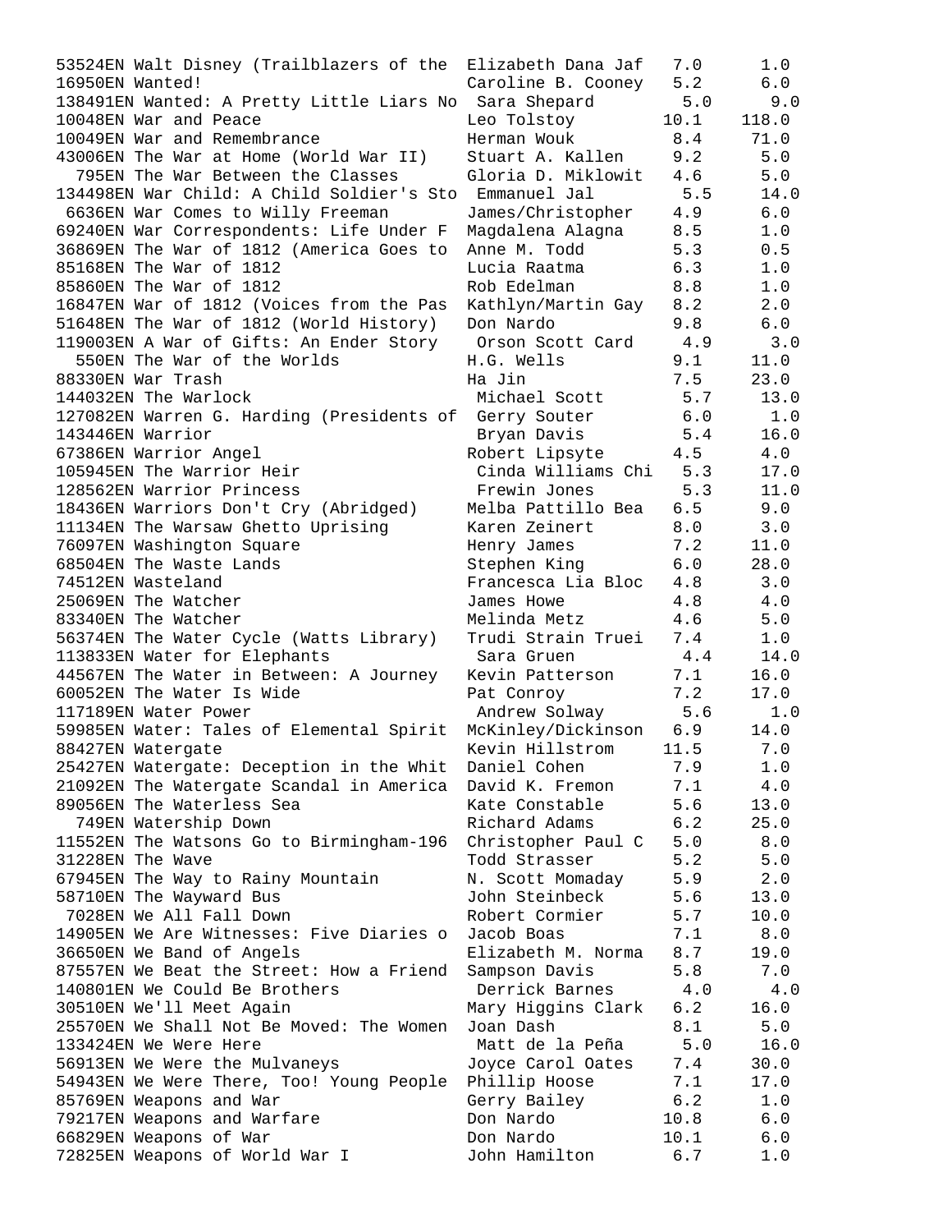| | | | |
|---|---|---|---|
| 53524EN Walt Disney (Trailblazers of the | Elizabeth Dana Jaf | 7.0 | 1.0 |
| 16950EN Wanted! | Caroline B. Cooney | 5.2 | 6.0 |
| 138491EN Wanted: A Pretty Little Liars No | Sara Shepard | 5.0 | 9.0 |
| 10048EN War and Peace | Leo Tolstoy | 10.1 | 118.0 |
| 10049EN War and Remembrance | Herman Wouk | 8.4 | 71.0 |
| 43006EN The War at Home (World War II) | Stuart A. Kallen | 9.2 | 5.0 |
| 795EN The War Between the Classes | Gloria D. Miklowit | 4.6 | 5.0 |
| 134498EN War Child: A Child Soldier's Sto | Emmanuel Jal | 5.5 | 14.0 |
| 6636EN War Comes to Willy Freeman | James/Christopher | 4.9 | 6.0 |
| 69240EN War Correspondents: Life Under F | Magdalena Alagna | 8.5 | 1.0 |
| 36869EN The War of 1812 (America Goes to | Anne M. Todd | 5.3 | 0.5 |
| 85168EN The War of 1812 | Lucia Raatma | 6.3 | 1.0 |
| 85860EN The War of 1812 | Rob Edelman | 8.8 | 1.0 |
| 16847EN War of 1812 (Voices from the Pas | Kathlyn/Martin Gay | 8.2 | 2.0 |
| 51648EN The War of 1812 (World History) | Don Nardo | 9.8 | 6.0 |
| 119003EN A War of Gifts: An Ender Story | Orson Scott Card | 4.9 | 3.0 |
| 550EN The War of the Worlds | H.G. Wells | 9.1 | 11.0 |
| 88330EN War Trash | Ha Jin | 7.5 | 23.0 |
| 144032EN The Warlock | Michael Scott | 5.7 | 13.0 |
| 127082EN Warren G. Harding (Presidents of | Gerry Souter | 6.0 | 1.0 |
| 143446EN Warrior | Bryan Davis | 5.4 | 16.0 |
| 67386EN Warrior Angel | Robert Lipsyte | 4.5 | 4.0 |
| 105945EN The Warrior Heir | Cinda Williams Chi | 5.3 | 17.0 |
| 128562EN Warrior Princess | Frewin Jones | 5.3 | 11.0 |
| 18436EN Warriors Don't Cry (Abridged) | Melba Pattillo Bea | 6.5 | 9.0 |
| 11134EN The Warsaw Ghetto Uprising | Karen Zeinert | 8.0 | 3.0 |
| 76097EN Washington Square | Henry James | 7.2 | 11.0 |
| 68504EN The Waste Lands | Stephen King | 6.0 | 28.0 |
| 74512EN Wasteland | Francesca Lia Bloc | 4.8 | 3.0 |
| 25069EN The Watcher | James Howe | 4.8 | 4.0 |
| 83340EN The Watcher | Melinda Metz | 4.6 | 5.0 |
| 56374EN The Water Cycle (Watts Library) | Trudi Strain Truei | 7.4 | 1.0 |
| 113833EN Water for Elephants | Sara Gruen | 4.4 | 14.0 |
| 44567EN The Water in Between: A Journey | Kevin Patterson | 7.1 | 16.0 |
| 60052EN The Water Is Wide | Pat Conroy | 7.2 | 17.0 |
| 117189EN Water Power | Andrew Solway | 5.6 | 1.0 |
| 59985EN Water: Tales of Elemental Spirit | McKinley/Dickinson | 6.9 | 14.0 |
| 88427EN Watergate | Kevin Hillstrom | 11.5 | 7.0 |
| 25427EN Watergate: Deception in the Whit | Daniel Cohen | 7.9 | 1.0 |
| 21092EN The Watergate Scandal in America | David K. Fremon | 7.1 | 4.0 |
| 89056EN The Waterless Sea | Kate Constable | 5.6 | 13.0 |
| 749EN Watership Down | Richard Adams | 6.2 | 25.0 |
| 11552EN The Watsons Go to Birmingham-196 | Christopher Paul C | 5.0 | 8.0 |
| 31228EN The Wave | Todd Strasser | 5.2 | 5.0 |
| 67945EN The Way to Rainy Mountain | N. Scott Momaday | 5.9 | 2.0 |
| 58710EN The Wayward Bus | John Steinbeck | 5.6 | 13.0 |
| 7028EN We All Fall Down | Robert Cormier | 5.7 | 10.0 |
| 14905EN We Are Witnesses: Five Diaries o | Jacob Boas | 7.1 | 8.0 |
| 36650EN We Band of Angels | Elizabeth M. Norma | 8.7 | 19.0 |
| 87557EN We Beat the Street: How a Friend | Sampson Davis | 5.8 | 7.0 |
| 140801EN We Could Be Brothers | Derrick Barnes | 4.0 | 4.0 |
| 30510EN We'll Meet Again | Mary Higgins Clark | 6.2 | 16.0 |
| 25570EN We Shall Not Be Moved: The Women | Joan Dash | 8.1 | 5.0 |
| 133424EN We Were Here | Matt de la Peña | 5.0 | 16.0 |
| 56913EN We Were the Mulvaneys | Joyce Carol Oates | 7.4 | 30.0 |
| 54943EN We Were There, Too! Young People | Phillip Hoose | 7.1 | 17.0 |
| 85769EN Weapons and War | Gerry Bailey | 6.2 | 1.0 |
| 79217EN Weapons and Warfare | Don Nardo | 10.8 | 6.0 |
| 66829EN Weapons of War | Don Nardo | 10.1 | 6.0 |
| 72825EN Weapons of World War I | John Hamilton | 6.7 | 1.0 |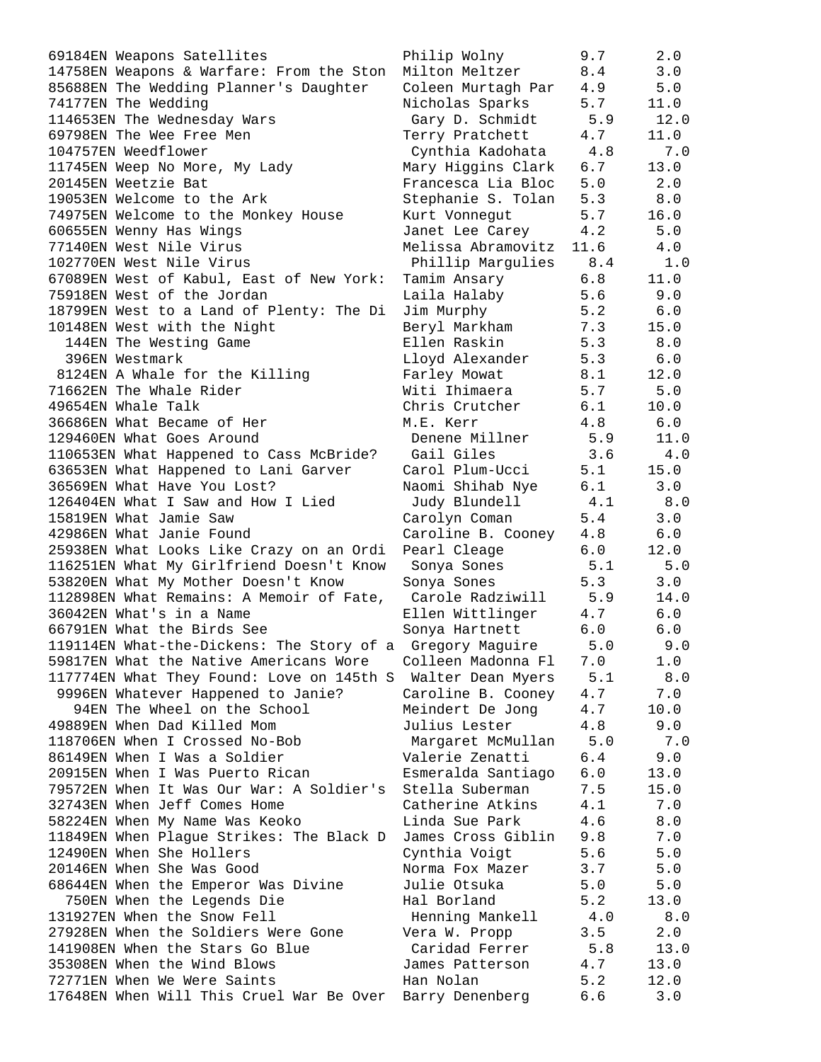```
69184EN Weapons Satellites                Philip Wolny        9.7     2.0
14758EN Weapons & Warfare: From the Ston  Milton Meltzer      8.4     3.0
85688EN The Wedding Planner's Daughter    Coleen Murtagh Par  4.9     5.0
74177EN The Wedding                       Nicholas Sparks     5.7    11.0
114653EN The Wednesday Wars                Gary D. Schmidt     5.9    12.0
69798EN The Wee Free Men                  Terry Pratchett     4.7    11.0
104757EN Weedflower                        Cynthia Kadohata    4.8     7.0
11745EN Weep No More, My Lady             Mary Higgins Clark  6.7    13.0
20145EN Weetzie Bat                       Francesca Lia Bloc  5.0     2.0
19053EN Welcome to the Ark                Stephanie S. Tolan  5.3     8.0
74975EN Welcome to the Monkey House       Kurt Vonnegut       5.7    16.0
60655EN Wenny Has Wings                   Janet Lee Carey     4.2     5.0
77140EN West Nile Virus                   Melissa Abramovitz 11.6     4.0
102770EN West Nile Virus                   Phillip Margulies   8.4     1.0
67089EN West of Kabul, East of New York:  Tamim Ansary        6.8    11.0
75918EN West of the Jordan                Laila Halaby        5.6     9.0
18799EN West to a Land of Plenty: The Di  Jim Murphy          5.2     6.0
10148EN West with the Night               Beryl Markham       7.3    15.0
  144EN The Westing Game                  Ellen Raskin        5.3     8.0
  396EN Westmark                          Lloyd Alexander     5.3     6.0
 8124EN A Whale for the Killing           Farley Mowat        8.1    12.0
71662EN The Whale Rider                   Witi Ihimaera       5.7     5.0
49654EN Whale Talk                        Chris Crutcher      6.1    10.0
36686EN What Became of Her                M.E. Kerr           4.8     6.0
129460EN What Goes Around                  Denene Millner      5.9    11.0
110653EN What Happened to Cass McBride?    Gail Giles          3.6     4.0
63653EN What Happened to Lani Garver      Carol Plum-Ucci     5.1    15.0
36569EN What Have You Lost?               Naomi Shihab Nye    6.1     3.0
126404EN What I Saw and How I Lied         Judy Blundell       4.1     8.0
15819EN What Jamie Saw                    Carolyn Coman       5.4     3.0
42986EN What Janie Found                  Caroline B. Cooney  4.8     6.0
25938EN What Looks Like Crazy on an Ordi  Pearl Cleage        6.0    12.0
116251EN What My Girlfriend Doesn't Know   Sonya Sones         5.1     5.0
53820EN What My Mother Doesn't Know       Sonya Sones         5.3     3.0
112898EN What Remains: A Memoir of Fate,   Carole Radziwill    5.9    14.0
36042EN What's in a Name                  Ellen Wittlinger    4.7     6.0
66791EN What the Birds See                Sonya Hartnett      6.0     6.0
119114EN What-the-Dickens: The Story of a  Gregory Maguire     5.0     9.0
59817EN What the Native Americans Wore    Colleen Madonna Fl  7.0     1.0
117774EN What They Found: Love on 145th S  Walter Dean Myers   5.1     8.0
 9996EN Whatever Happened to Janie?       Caroline B. Cooney  4.7     7.0
   94EN The Wheel on the School           Meindert De Jong    4.7    10.0
49889EN When Dad Killed Mom               Julius Lester       4.8     9.0
118706EN When I Crossed No-Bob             Margaret McMullan   5.0     7.0
86149EN When I Was a Soldier              Valerie Zenatti     6.4     9.0
20915EN When I Was Puerto Rican           Esmeralda Santiago  6.0    13.0
79572EN When It Was Our War: A Soldier's  Stella Suberman     7.5    15.0
32743EN When Jeff Comes Home              Catherine Atkins    4.1     7.0
58224EN When My Name Was Keoko            Linda Sue Park      4.6     8.0
11849EN When Plague Strikes: The Black D  James Cross Giblin  9.8     7.0
12490EN When She Hollers                  Cynthia Voigt       5.6     5.0
20146EN When She Was Good                 Norma Fox Mazer     3.7     5.0
68644EN When the Emperor Was Divine       Julie Otsuka        5.0     5.0
  750EN When the Legends Die              Hal Borland         5.2    13.0
131927EN When the Snow Fell                Henning Mankell     4.0     8.0
27928EN When the Soldiers Were Gone       Vera W. Propp       3.5     2.0
141908EN When the Stars Go Blue            Caridad Ferrer      5.8    13.0
35308EN When the Wind Blows               James Patterson     4.7    13.0
72771EN When We Were Saints               Han Nolan           5.2    12.0
17648EN When Will This Cruel War Be Over  Barry Denenberg     6.6     3.0
```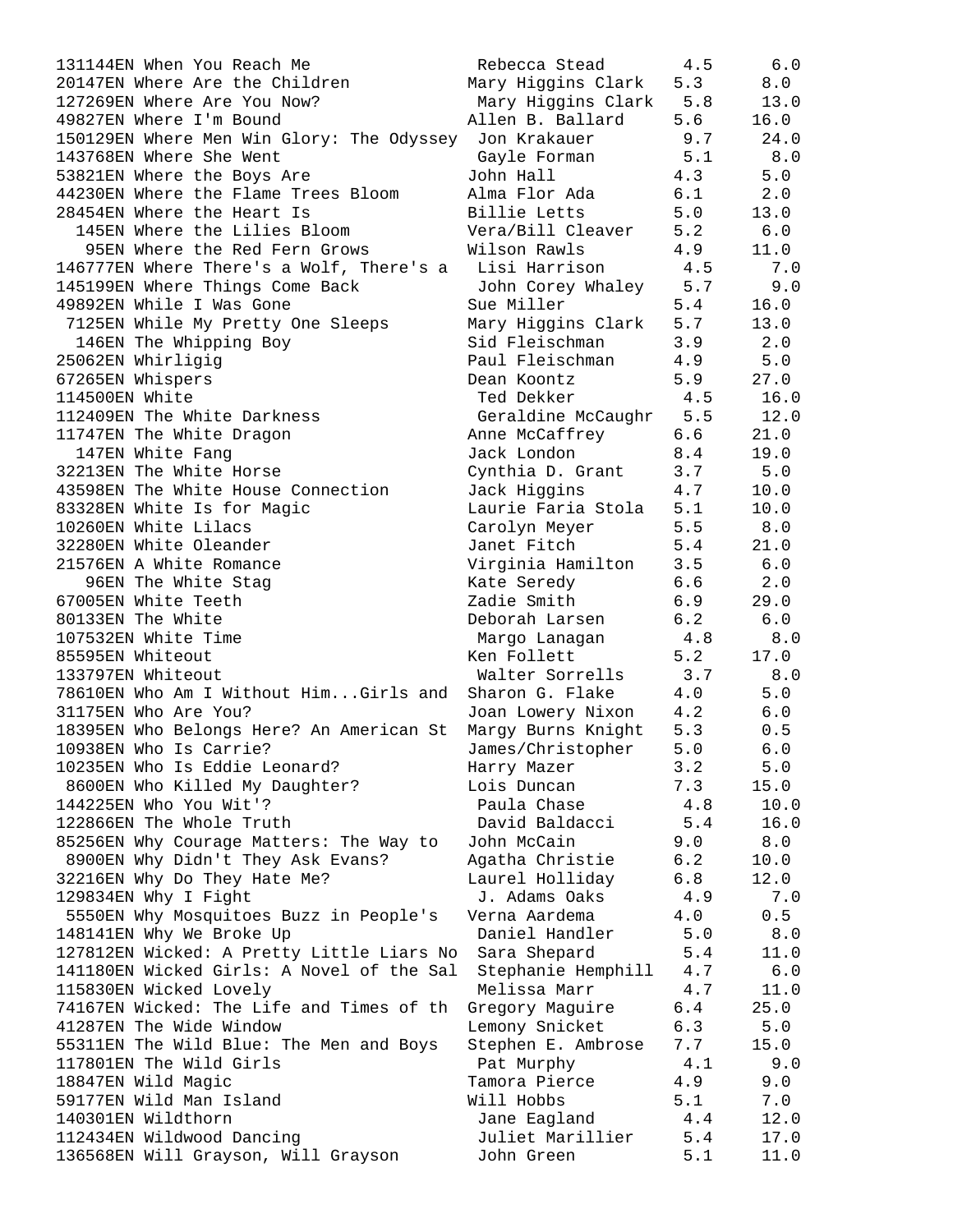```
131144EN When You Reach Me                Rebecca Stead        4.5      6.0
20147EN Where Are the Children           Mary Higgins Clark   5.3      8.0
127269EN Where Are You Now?               Mary Higgins Clark   5.8     13.0
49827EN Where I'm Bound                  Allen B. Ballard     5.6     16.0
150129EN Where Men Win Glory: The Odyssey  Jon Krakauer         9.7     24.0
143768EN Where She Went                   Gayle Forman         5.1      8.0
53821EN Where the Boys Are               John Hall            4.3      5.0
44230EN Where the Flame Trees Bloom      Alma Flor Ada        6.1      2.0
28454EN Where the Heart Is               Billie Letts         5.0     13.0
  145EN Where the Lilies Bloom           Vera/Bill Cleaver    5.2      6.0
   95EN Where the Red Fern Grows         Wilson Rawls         4.9     11.0
146777EN Where There's a Wolf, There's a  Lisi Harrison        4.5      7.0
145199EN Where Things Come Back           John Corey Whaley    5.7      9.0
49892EN While I Was Gone                 Sue Miller           5.4     16.0
 7125EN While My Pretty One Sleeps       Mary Higgins Clark   5.7     13.0
  146EN The Whipping Boy                 Sid Fleischman       3.9      2.0
25062EN Whirligig                        Paul Fleischman      4.9      5.0
67265EN Whispers                         Dean Koontz          5.9     27.0
114500EN White                            Ted Dekker           4.5     16.0
112409EN The White Darkness               Geraldine McCaughr   5.5     12.0
11747EN The White Dragon                 Anne McCaffrey       6.6     21.0
  147EN White Fang                       Jack London          8.4     19.0
32213EN The White Horse                  Cynthia D. Grant     3.7      5.0
43598EN The White House Connection       Jack Higgins         4.7     10.0
83328EN White Is for Magic               Laurie Faria Stola   5.1     10.0
10260EN White Lilacs                     Carolyn Meyer        5.5      8.0
32280EN White Oleander                   Janet Fitch          5.4     21.0
21576EN A White Romance                  Virginia Hamilton    3.5      6.0
   96EN The White Stag                   Kate Seredy          6.6      2.0
67005EN White Teeth                      Zadie Smith          6.9     29.0
80133EN The White                        Deborah Larsen       6.2      6.0
107532EN White Time                       Margo Lanagan        4.8      8.0
85595EN Whiteout                         Ken Follett          5.2     17.0
133797EN Whiteout                         Walter Sorrells      3.7      8.0
78610EN Who Am I Without Him...Girls and  Sharon G. Flake      4.0      5.0
31175EN Who Are You?                     Joan Lowery Nixon    4.2      6.0
18395EN Who Belongs Here? An American St  Margy Burns Knight   5.3      0.5
10938EN Who Is Carrie?                   James/Christopher    5.0      6.0
10235EN Who Is Eddie Leonard?            Harry Mazer          3.2      5.0
 8600EN Who Killed My Daughter?          Lois Duncan          7.3     15.0
144225EN Who You Wit'?                    Paula Chase          4.8     10.0
122866EN The Whole Truth                  David Baldacci       5.4     16.0
85256EN Why Courage Matters: The Way to  John McCain          9.0      8.0
 8900EN Why Didn't They Ask Evans?       Agatha Christie      6.2     10.0
32216EN Why Do They Hate Me?             Laurel Holliday      6.8     12.0
129834EN Why I Fight                      J. Adams Oaks        4.9      7.0
 5550EN Why Mosquitoes Buzz in People's  Verna Aardema        4.0      0.5
148141EN Why We Broke Up                  Daniel Handler       5.0      8.0
127812EN Wicked: A Pretty Little Liars No  Sara Shepard         5.4     11.0
141180EN Wicked Girls: A Novel of the Sal  Stephanie Hemphill   4.7      6.0
115830EN Wicked Lovely                    Melissa Marr         4.7     11.0
74167EN Wicked: The Life and Times of th  Gregory Maguire      6.4     25.0
41287EN The Wide Window                  Lemony Snicket       6.3      5.0
55311EN The Wild Blue: The Men and Boys  Stephen E. Ambrose   7.7     15.0
117801EN The Wild Girls                   Pat Murphy           4.1      9.0
18847EN Wild Magic                       Tamora Pierce        4.9      9.0
59177EN Wild Man Island                  Will Hobbs           5.1      7.0
140301EN Wildthorn                        Jane Eagland         4.4     12.0
112434EN Wildwood Dancing                 Juliet Marillier     5.4     17.0
136568EN Will Grayson, Will Grayson       John Green           5.1     11.0
```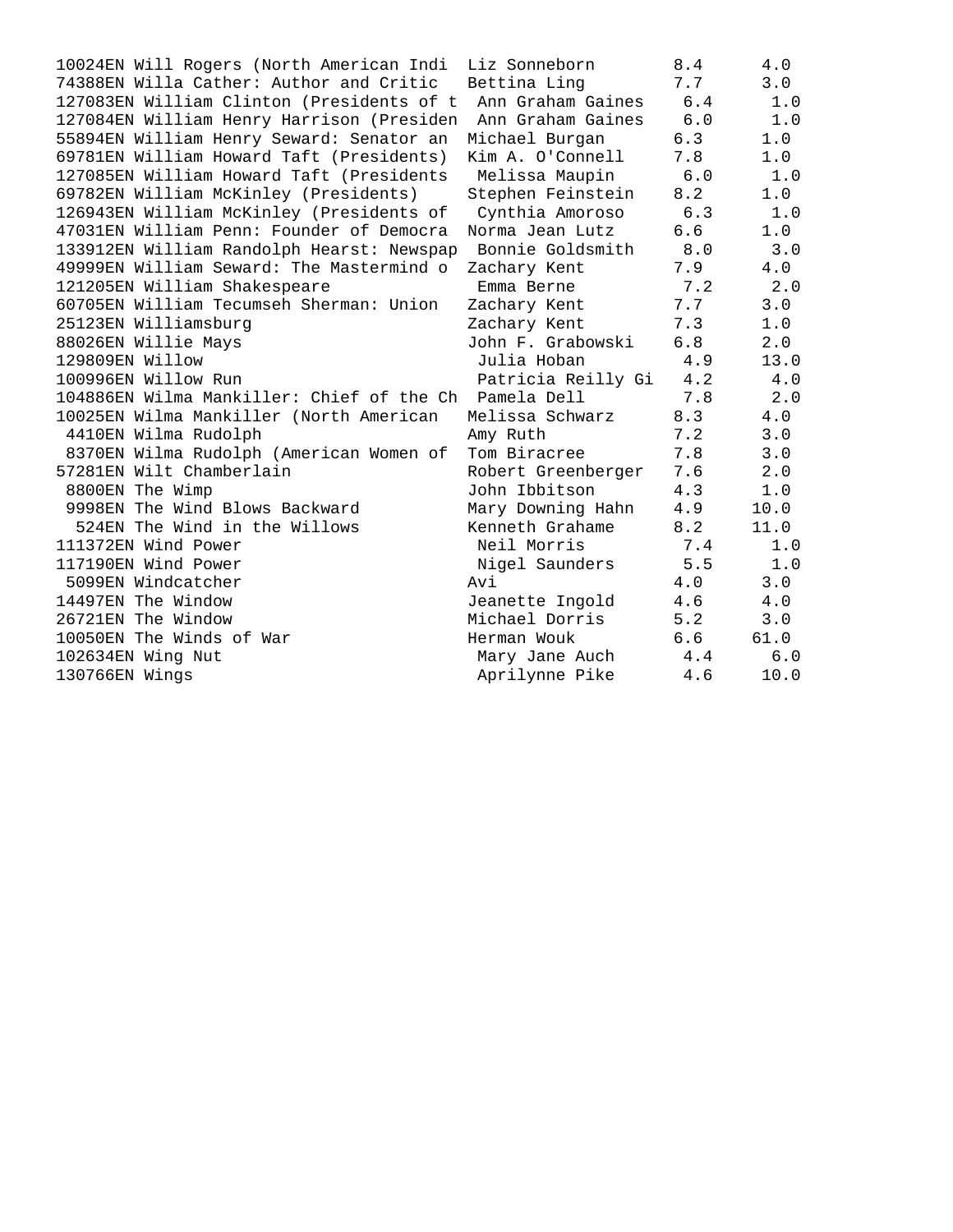| | | | |
|---|---|---|---|
| 10024EN Will Rogers (North American Indi | Liz Sonneborn | 8.4 | 4.0 |
| 74388EN Willa Cather: Author and Critic | Bettina Ling | 7.7 | 3.0 |
| 127083EN William Clinton (Presidents of t | Ann Graham Gaines | 6.4 | 1.0 |
| 127084EN William Henry Harrison (Presiden | Ann Graham Gaines | 6.0 | 1.0 |
| 55894EN William Henry Seward: Senator an | Michael Burgan | 6.3 | 1.0 |
| 69781EN William Howard Taft (Presidents) | Kim A. O'Connell | 7.8 | 1.0 |
| 127085EN William Howard Taft (Presidents | Melissa Maupin | 6.0 | 1.0 |
| 69782EN William McKinley (Presidents) | Stephen Feinstein | 8.2 | 1.0 |
| 126943EN William McKinley (Presidents of | Cynthia Amoroso | 6.3 | 1.0 |
| 47031EN William Penn: Founder of Democra | Norma Jean Lutz | 6.6 | 1.0 |
| 133912EN William Randolph Hearst: Newspap | Bonnie Goldsmith | 8.0 | 3.0 |
| 49999EN William Seward: The Mastermind o | Zachary Kent | 7.9 | 4.0 |
| 121205EN William Shakespeare | Emma Berne | 7.2 | 2.0 |
| 60705EN William Tecumseh Sherman: Union | Zachary Kent | 7.7 | 3.0 |
| 25123EN Williamsburg | Zachary Kent | 7.3 | 1.0 |
| 88026EN Willie Mays | John F. Grabowski | 6.8 | 2.0 |
| 129809EN Willow | Julia Hoban | 4.9 | 13.0 |
| 100996EN Willow Run | Patricia Reilly Gi | 4.2 | 4.0 |
| 104886EN Wilma Mankiller: Chief of the Ch | Pamela Dell | 7.8 | 2.0 |
| 10025EN Wilma Mankiller (North American | Melissa Schwarz | 8.3 | 4.0 |
| 4410EN Wilma Rudolph | Amy Ruth | 7.2 | 3.0 |
| 8370EN Wilma Rudolph (American Women of | Tom Biracree | 7.8 | 3.0 |
| 57281EN Wilt Chamberlain | Robert Greenberger | 7.6 | 2.0 |
| 8800EN The Wimp | John Ibbitson | 4.3 | 1.0 |
| 9998EN The Wind Blows Backward | Mary Downing Hahn | 4.9 | 10.0 |
| 524EN The Wind in the Willows | Kenneth Grahame | 8.2 | 11.0 |
| 111372EN Wind Power | Neil Morris | 7.4 | 1.0 |
| 117190EN Wind Power | Nigel Saunders | 5.5 | 1.0 |
| 5099EN Windcatcher | Avi | 4.0 | 3.0 |
| 14497EN The Window | Jeanette Ingold | 4.6 | 4.0 |
| 26721EN The Window | Michael Dorris | 5.2 | 3.0 |
| 10050EN The Winds of War | Herman Wouk | 6.6 | 61.0 |
| 102634EN Wing Nut | Mary Jane Auch | 4.4 | 6.0 |
| 130766EN Wings | Aprilynne Pike | 4.6 | 10.0 |